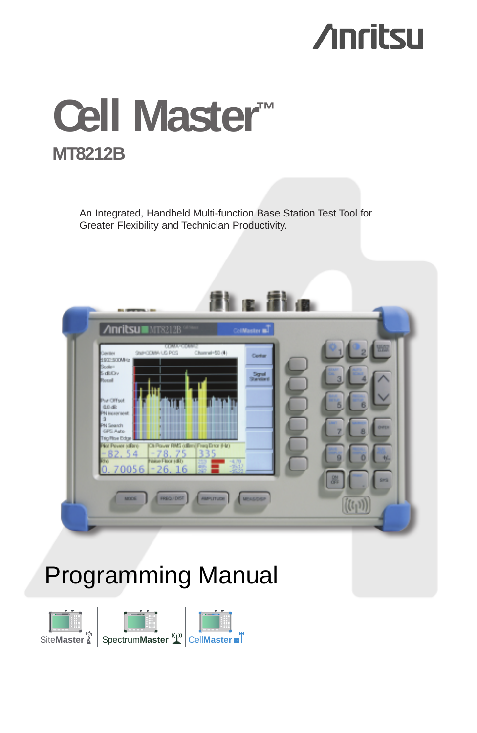Anritsu

# Cell Master™

## MT8212B

An Integrated, Handheld Multi-function Base Station Test Tool for Greater Flexibility and Technician Productivity.

# Programming Manual

SiteMaster | SpectrumMaster | CellMaster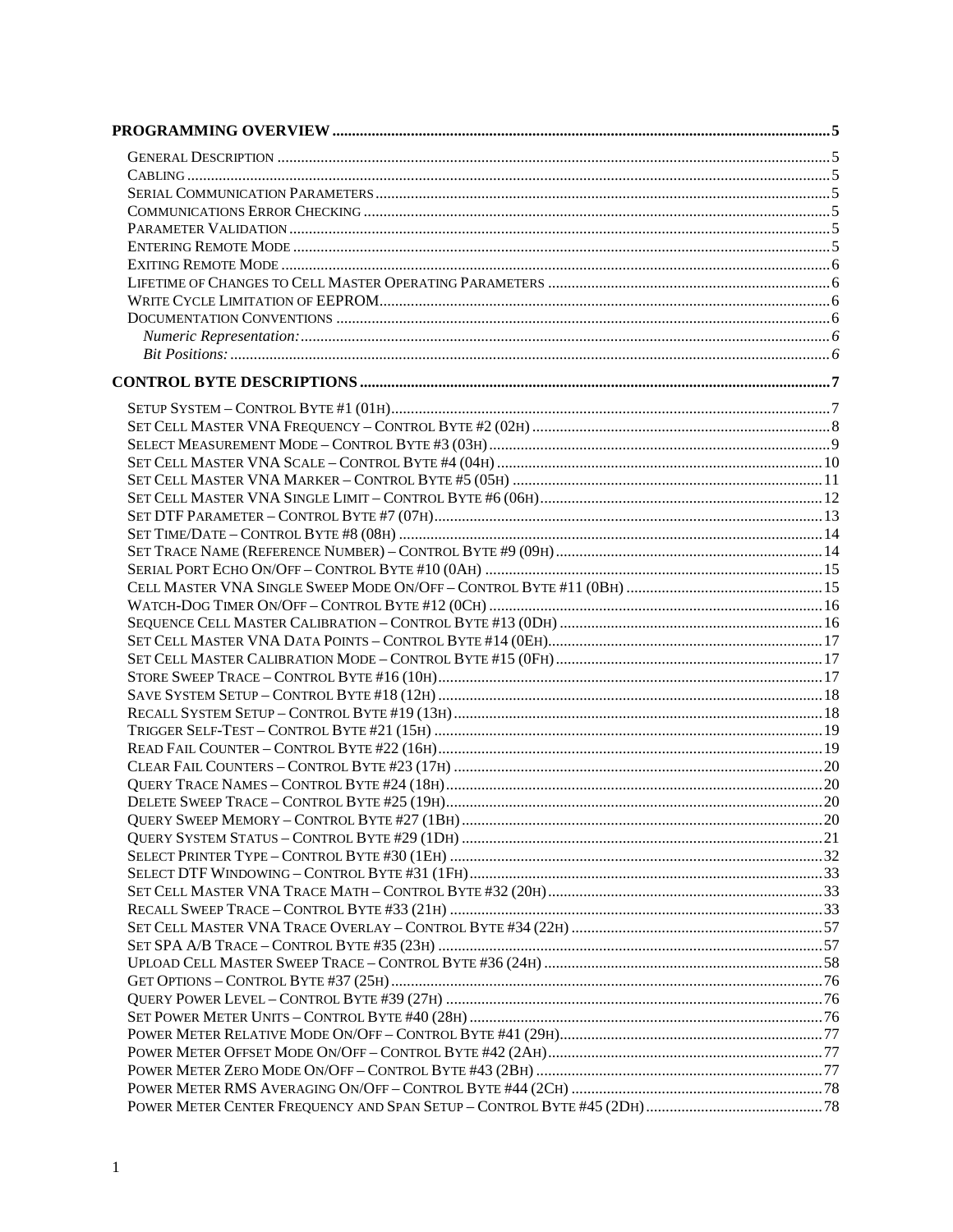**PROGRAMMING OVERVIEW** ..........5

General Description ..........5
Cabling ..........5
Serial Communication Parameters ..........5
Communications Error Checking ..........5
Parameter Validation ..........5
Entering Remote Mode ..........5
Exiting Remote Mode ..........6
Lifetime of Changes to Cell Master Operating Parameters ..........6
Write Cycle Limitation of EEPROM ..........6
Documentation Conventions ..........6
*Numeric Representation:* ..........6
*Bit Positions:* ..........6

**CONTROL BYTE DESCRIPTIONS** ..........7

Setup System – Control Byte #1 (01h) ..........7
Set Cell Master VNA Frequency – Control Byte #2 (02h) ..........8
Select Measurement Mode – Control Byte #3 (03h) ..........9
Set Cell Master VNA Scale – Control Byte #4 (04h) ..........10
Set Cell Master VNA Marker – Control Byte #5 (05h) ..........11
Set Cell Master VNA Single Limit – Control Byte #6 (06h) ..........12
Set DTF Parameter – Control Byte #7 (07h) ..........13
Set Time/Date – Control Byte #8 (08h) ..........14
Set Trace Name (Reference Number) – Control Byte #9 (09h) ..........14
Serial Port Echo On/Off – Control Byte #10 (0Ah) ..........15
Cell Master VNA Single Sweep Mode On/Off – Control Byte #11 (0Bh) ..........15
Watch-Dog Timer On/Off – Control Byte #12 (0Ch) ..........16
Sequence Cell Master Calibration – Control Byte #13 (0Dh) ..........16
Set Cell Master VNA Data Points – Control Byte #14 (0Eh) ..........17
Set Cell Master Calibration Mode – Control Byte #15 (0Fh) ..........17
Store Sweep Trace – Control Byte #16 (10h) ..........17
Save System Setup – Control Byte #18 (12h) ..........18
Recall System Setup – Control Byte #19 (13h) ..........18
Trigger Self-Test – Control Byte #21 (15h) ..........19
Read Fail Counter – Control Byte #22 (16h) ..........19
Clear Fail Counters – Control Byte #23 (17h) ..........20
Query Trace Names – Control Byte #24 (18h) ..........20
Delete Sweep Trace – Control Byte #25 (19h) ..........20
Query Sweep Memory – Control Byte #27 (1Bh) ..........20
Query System Status – Control Byte #29 (1Dh) ..........21
Select Printer Type – Control Byte #30 (1Eh) ..........32
Select DTF Windowing – Control Byte #31 (1Fh) ..........33
Set Cell Master VNA Trace Math – Control Byte #32 (20h) ..........33
Recall Sweep Trace – Control Byte #33 (21h) ..........33
Set Cell Master VNA Trace Overlay – Control Byte #34 (22h) ..........57
Set SPA A/B Trace – Control Byte #35 (23h) ..........57
Upload Cell Master Sweep Trace – Control Byte #36 (24h) ..........58
Get Options – Control Byte #37 (25h) ..........76
Query Power Level – Control Byte #39 (27h) ..........76
Set Power Meter Units – Control Byte #40 (28h) ..........76
Power Meter Relative Mode On/Off – Control Byte #41 (29h) ..........77
Power Meter Offset Mode On/Off – Control Byte #42 (2Ah) ..........77
Power Meter Zero Mode On/Off – Control Byte #43 (2Bh) ..........77
Power Meter RMS Averaging On/Off – Control Byte #44 (2Ch) ..........78
Power Meter Center Frequency and Span Setup – Control Byte #45 (2Dh) ..........78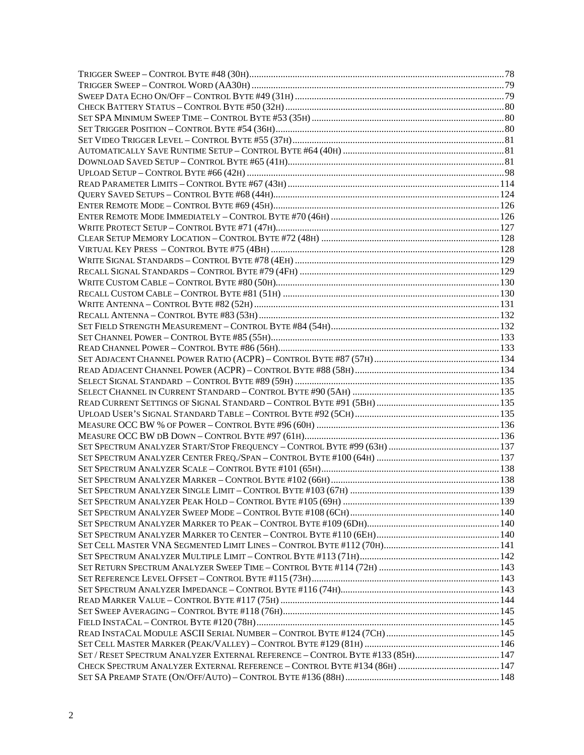Trigger Sweep – Control Byte #48 (30h) ........ 78
Trigger Sweep – Control Word (AA30h) ........ 79
Sweep Data Echo On/Off – Control Byte #49 (31h) ........ 79
Check Battery Status – Control Byte #50 (32h) ........ 80
Set SPA Minimum Sweep Time – Control Byte #53 (35h) ........ 80
Set Trigger Position – Control Byte #54 (36h) ........ 80
Set Video Trigger Level – Control Byte #55 (37h) ........ 81
Automatically Save Runtime Setup – Control Byte #64 (40h) ........ 81
Download Saved Setup – Control Byte #65 (41h) ........ 81
Upload Setup – Control Byte #66 (42h) ........ 98
Read Parameter Limits – Control Byte #67 (43h) ........ 114
Query Saved Setups – Control Byte #68 (44h) ........ 124
Enter Remote Mode – Control Byte #69 (45h) ........ 126
Enter Remote Mode Immediately – Control Byte #70 (46h) ........ 126
Write Protect Setup – Control Byte #71 (47h) ........ 127
Clear Setup Memory Location – Control Byte #72 (48h) ........ 128
Virtual Key Press – Control Byte #75 (4Bh) ........ 128
Write Signal Standards – Control Byte #78 (4Eh) ........ 129
Recall Signal Standards – Control Byte #79 (4Fh) ........ 129
Write Custom Cable – Control Byte #80 (50h) ........ 130
Recall Custom Cable – Control Byte #81 (51h) ........ 130
Write Antenna – Control Byte #82 (52h) ........ 131
Recall Antenna – Control Byte #83 (53h) ........ 132
Set Field Strength Measurement – Control Byte #84 (54h) ........ 132
Set Channel Power – Control Byte #85 (55h) ........ 133
Read Channel Power – Control Byte #86 (56h) ........ 133
Set Adjacent Channel Power Ratio (ACPR) – Control Byte #87 (57h) ........ 134
Read Adjacent Channel Power (ACPR) – Control Byte #88 (58h) ........ 134
Select Signal Standard – Control Byte #89 (59h) ........ 135
Select Channel in Current Standard – Control Byte #90 (5Ah) ........ 135
Read Current Settings of Signal Standard – Control Byte #91 (5Bh) ........ 135
Upload User's Signal Standard Table – Control Byte #92 (5Ch) ........ 135
Measure OCC BW % of Power – Control Byte #96 (60h) ........ 136
Measure OCC BW dB Down – Control Byte #97 (61h) ........ 136
Set Spectrum Analyzer Start/Stop Frequency – Control Byte #99 (63h) ........ 137
Set Spectrum Analyzer Center Freq./Span – Control Byte #100 (64h) ........ 137
Set Spectrum Analyzer Scale – Control Byte #101 (65h) ........ 138
Set Spectrum Analyzer Marker – Control Byte #102 (66h) ........ 138
Set Spectrum Analyzer Single Limit – Control Byte #103 (67h) ........ 139
Set Spectrum Analyzer Peak Hold – Control Byte #105 (69h) ........ 139
Set Spectrum Analyzer Sweep Mode – Control Byte #108 (6Ch) ........ 140
Set Spectrum Analyzer Marker to Peak – Control Byte #109 (6Dh) ........ 140
Set Spectrum Analyzer Marker to Center – Control Byte #110 (6Eh) ........ 140
Set Cell Master VNA Segmented Limit Lines – Control Byte #112 (70h) ........ 141
Set Spectrum Analyzer Multiple Limit – Control Byte #113 (71h) ........ 142
Set Return Spectrum Analyzer Sweep Time – Control Byte #114 (72h) ........ 143
Set Reference Level Offset – Control Byte #115 (73h) ........ 143
Set Spectrum Analyzer Impedance – Control Byte #116 (74h) ........ 143
Read Marker Value – Control Byte #117 (75h) ........ 144
Set Sweep Averaging – Control Byte #118 (76h) ........ 145
Field InstaCal – Control Byte #120 (78h) ........ 145
Read InstaCal Module ASCII Serial Number – Control Byte #124 (7Ch) ........ 145
Set Cell Master Marker (Peak/Valley) – Control Byte #129 (81h) ........ 146
Set / Reset Spectrum Analyzer External Reference – Control Byte #133 (85h) ........ 147
Check Spectrum Analyzer External Reference – Control Byte #134 (86h) ........ 147
Set SA Preamp State (On/Off/Auto) – Control Byte #136 (88h) ........ 148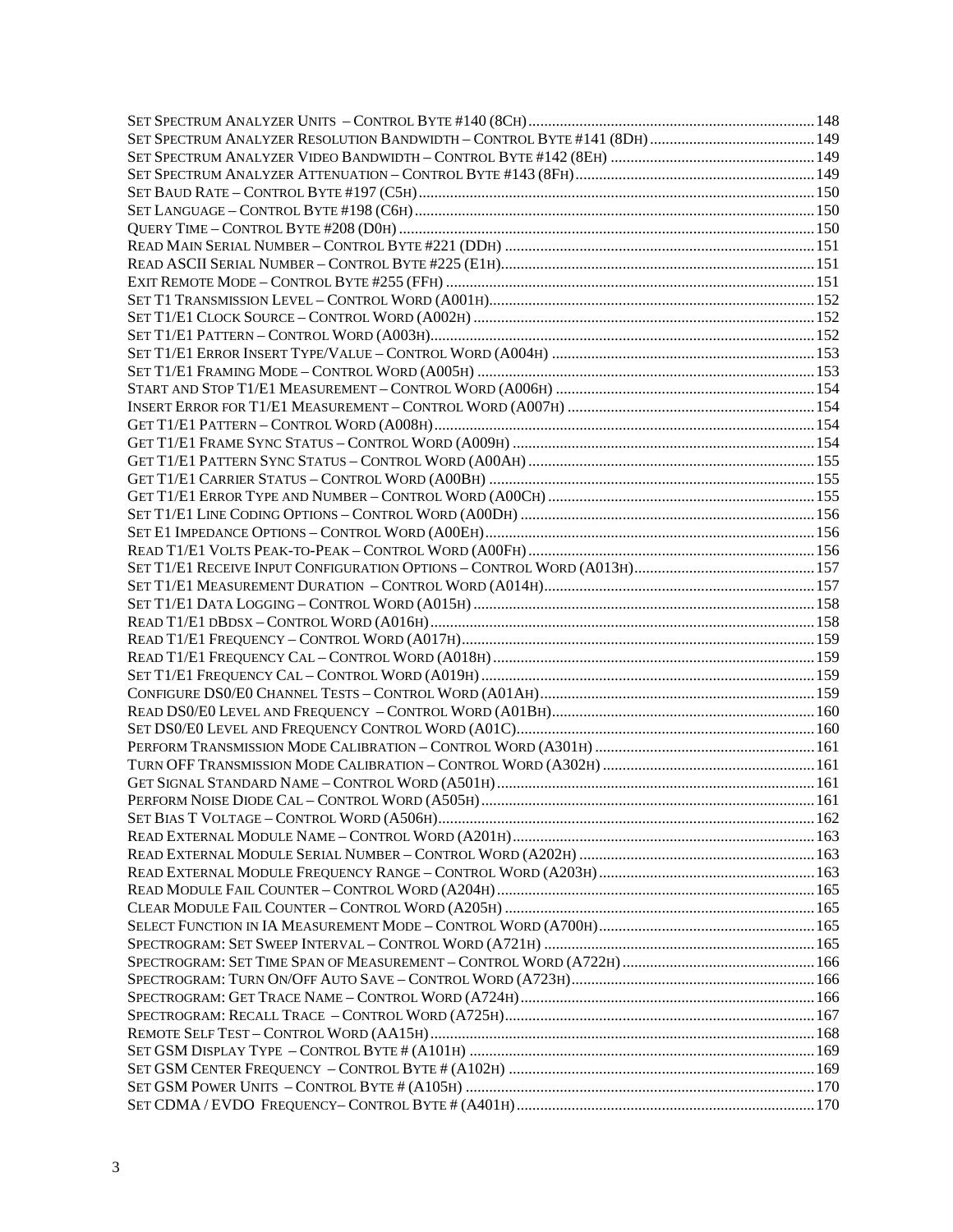SET SPECTRUM ANALYZER UNITS – CONTROL BYTE #140 (8CH) ........ 148
SET SPECTRUM ANALYZER RESOLUTION BANDWIDTH – CONTROL BYTE #141 (8DH) ........ 149
SET SPECTRUM ANALYZER VIDEO BANDWIDTH – CONTROL BYTE #142 (8EH) ........ 149
SET SPECTRUM ANALYZER ATTENUATION – CONTROL BYTE #143 (8FH) ........ 149
SET BAUD RATE – CONTROL BYTE #197 (C5H) ........ 150
SET LANGUAGE – CONTROL BYTE #198 (C6H) ........ 150
QUERY TIME – CONTROL BYTE #208 (D0H) ........ 150
READ MAIN SERIAL NUMBER – CONTROL BYTE #221 (DDH) ........ 151
READ ASCII SERIAL NUMBER – CONTROL BYTE #225 (E1H) ........ 151
EXIT REMOTE MODE – CONTROL BYTE #255 (FFH) ........ 151
SET T1 TRANSMISSION LEVEL – CONTROL WORD (A001H) ........ 152
SET T1/E1 CLOCK SOURCE – CONTROL WORD (A002H) ........ 152
SET T1/E1 PATTERN – CONTROL WORD (A003H) ........ 152
SET T1/E1 ERROR INSERT TYPE/VALUE – CONTROL WORD (A004H) ........ 153
SET T1/E1 FRAMING MODE – CONTROL WORD (A005H) ........ 153
START AND STOP T1/E1 MEASUREMENT – CONTROL WORD (A006H) ........ 154
INSERT ERROR FOR T1/E1 MEASUREMENT – CONTROL WORD (A007H) ........ 154
GET T1/E1 PATTERN – CONTROL WORD (A008H) ........ 154
GET T1/E1 FRAME SYNC STATUS – CONTROL WORD (A009H) ........ 154
GET T1/E1 PATTERN SYNC STATUS – CONTROL WORD (A00AH) ........ 155
GET T1/E1 CARRIER STATUS – CONTROL WORD (A00BH) ........ 155
GET T1/E1 ERROR TYPE AND NUMBER – CONTROL WORD (A00CH) ........ 155
SET T1/E1 LINE CODING OPTIONS – CONTROL WORD (A00DH) ........ 156
SET E1 IMPEDANCE OPTIONS – CONTROL WORD (A00EH) ........ 156
READ T1/E1 VOLTS PEAK-TO-PEAK – CONTROL WORD (A00FH) ........ 156
SET T1/E1 RECEIVE INPUT CONFIGURATION OPTIONS – CONTROL WORD (A013H) ........ 157
SET T1/E1 MEASUREMENT DURATION – CONTROL WORD (A014H) ........ 157
SET T1/E1 DATA LOGGING – CONTROL WORD (A015H) ........ 158
READ T1/E1 DBDSX – CONTROL WORD (A016H) ........ 158
READ T1/E1 FREQUENCY – CONTROL WORD (A017H) ........ 159
READ T1/E1 FREQUENCY CAL – CONTROL WORD (A018H) ........ 159
SET T1/E1 FREQUENCY CAL – CONTROL WORD (A019H) ........ 159
CONFIGURE DS0/E0 CHANNEL TESTS – CONTROL WORD (A01AH) ........ 159
READ DS0/E0 LEVEL AND FREQUENCY – CONTROL WORD (A01BH) ........ 160
SET DS0/E0 LEVEL AND FREQUENCY CONTROL WORD (A01C) ........ 160
PERFORM TRANSMISSION MODE CALIBRATION – CONTROL WORD (A301H) ........ 161
TURN OFF TRANSMISSION MODE CALIBRATION – CONTROL WORD (A302H) ........ 161
GET SIGNAL STANDARD NAME – CONTROL WORD (A501H) ........ 161
PERFORM NOISE DIODE CAL – CONTROL WORD (A505H) ........ 161
SET BIAS T VOLTAGE – CONTROL WORD (A506H) ........ 162
READ EXTERNAL MODULE NAME – CONTROL WORD (A201H) ........ 163
READ EXTERNAL MODULE SERIAL NUMBER – CONTROL WORD (A202H) ........ 163
READ EXTERNAL MODULE FREQUENCY RANGE – CONTROL WORD (A203H) ........ 163
READ MODULE FAIL COUNTER – CONTROL WORD (A204H) ........ 165
CLEAR MODULE FAIL COUNTER – CONTROL WORD (A205H) ........ 165
SELECT FUNCTION IN IA MEASUREMENT MODE – CONTROL WORD (A700H) ........ 165
SPECTROGRAM: SET SWEEP INTERVAL – CONTROL WORD (A721H) ........ 165
SPECTROGRAM: SET TIME SPAN OF MEASUREMENT – CONTROL WORD (A722H) ........ 166
SPECTROGRAM: TURN ON/OFF AUTO SAVE – CONTROL WORD (A723H) ........ 166
SPECTROGRAM: GET TRACE NAME – CONTROL WORD (A724H) ........ 166
SPECTROGRAM: RECALL TRACE – CONTROL WORD (A725H) ........ 167
REMOTE SELF TEST – CONTROL WORD (AA15H) ........ 168
SET GSM DISPLAY TYPE – CONTROL BYTE # (A101H) ........ 169
SET GSM CENTER FREQUENCY – CONTROL BYTE # (A102H) ........ 169
SET GSM POWER UNITS – CONTROL BYTE # (A105H) ........ 170
SET CDMA / EVDO FREQUENCY– CONTROL BYTE # (A401H) ........ 170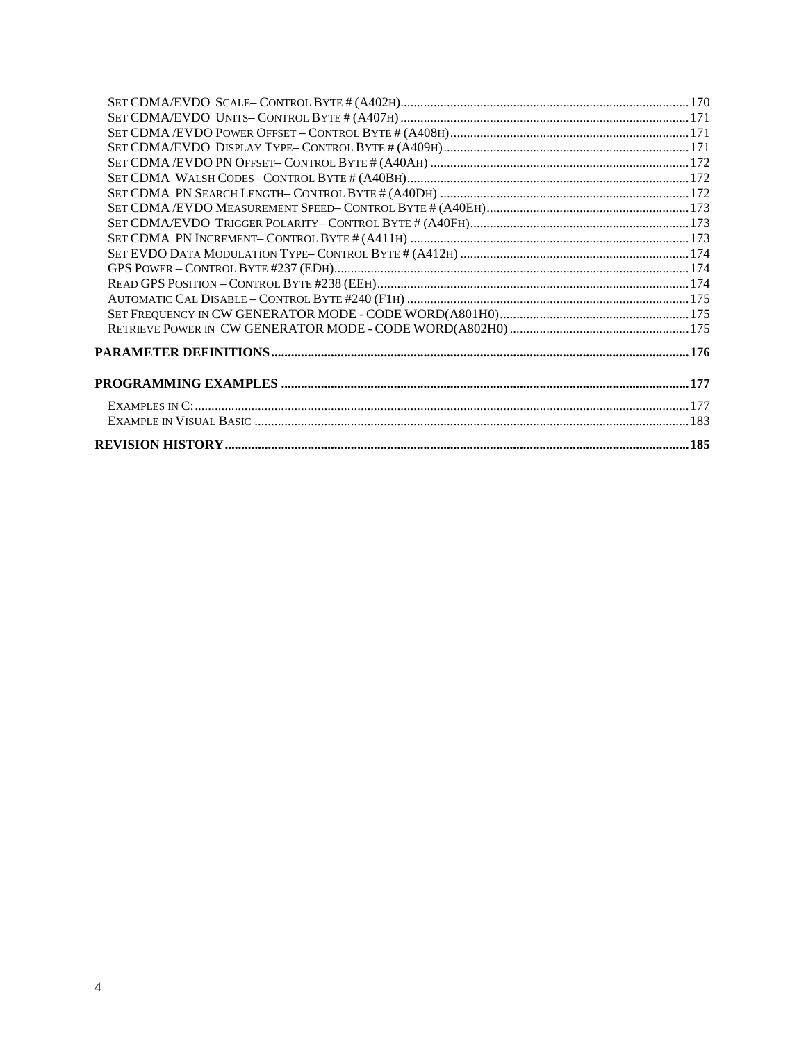Set CDMA/EVDO Scale– Control Byte # (A402h) ..... 170
Set CDMA/EVDO Units– Control Byte # (A407h) ..... 171
Set CDMA /EVDO Power Offset – Control Byte # (A408h) ..... 171
Set CDMA/EVDO Display Type– Control Byte # (A409h) ..... 171
Set CDMA /EVDO PN Offset– Control Byte # (A40Ah) ..... 172
Set CDMA Walsh Codes– Control Byte # (A40Bh) ..... 172
Set CDMA PN Search Length– Control Byte # (A40Dh) ..... 172
Set CDMA /EVDO Measurement Speed– Control Byte # (A40Eh) ..... 173
Set CDMA/EVDO Trigger Polarity– Control Byte # (A40Fh) ..... 173
Set CDMA PN Increment– Control Byte # (A411h) ..... 173
Set EVDO Data Modulation Type– Control Byte # (A412h) ..... 174
GPS Power – Control Byte #237 (EDh) ..... 174
Read GPS Position – Control Byte #238 (EEh) ..... 174
Automatic Cal Disable – Control Byte #240 (F1h) ..... 175
Set Frequency in CW GENERATOR MODE - CODE WORD(A801H0) ..... 175
Retrieve Power in CW GENERATOR MODE - CODE WORD(A802H0) ..... 175

**PARAMETER DEFINITIONS ..... 176**

**PROGRAMMING EXAMPLES ..... 177**

Examples in C: ..... 177
Example in Visual Basic ..... 183

**REVISION HISTORY ..... 185**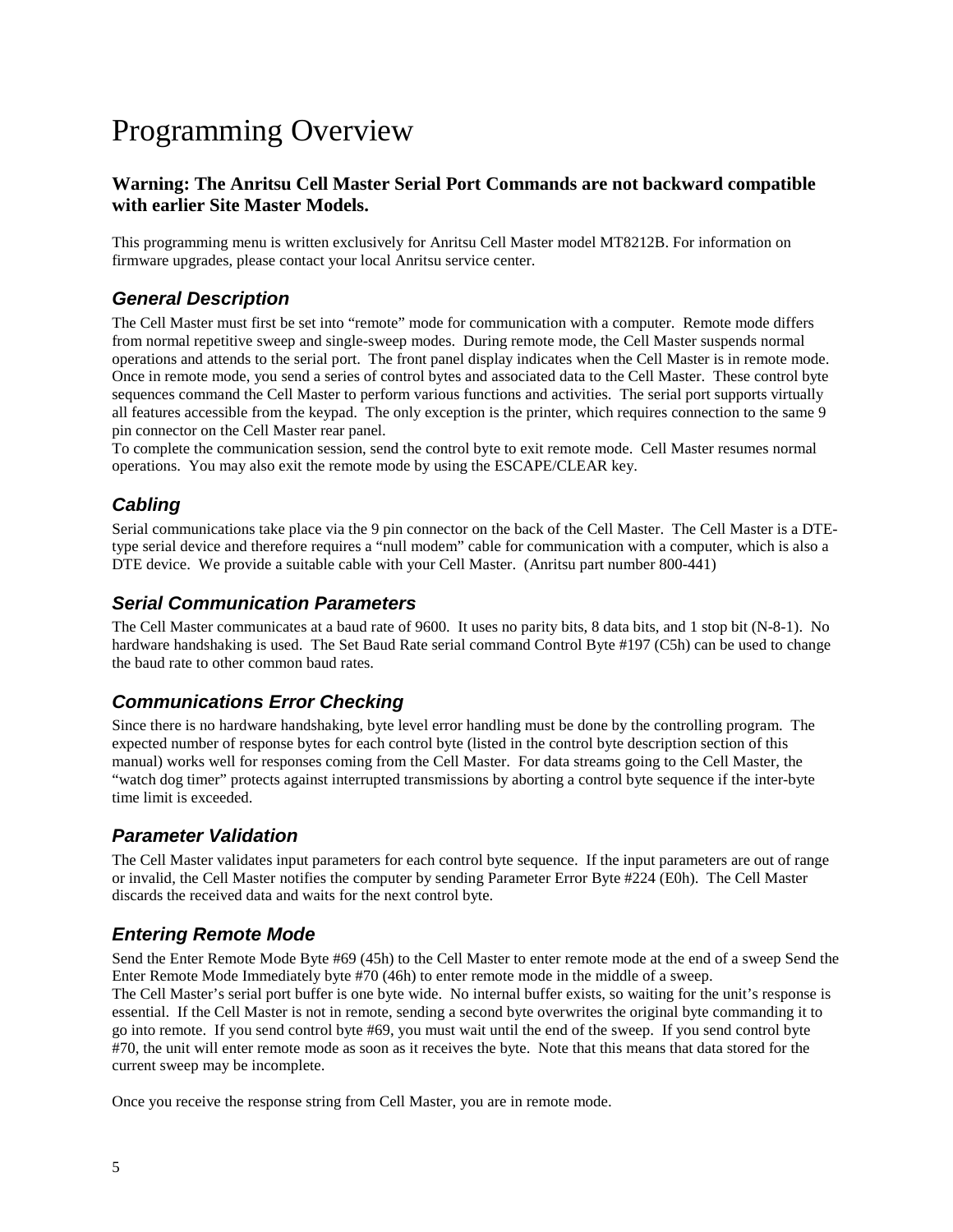# Programming Overview

**Warning: The Anritsu Cell Master Serial Port Commands are not backward compatible with earlier Site Master Models.**

This programming menu is written exclusively for Anritsu Cell Master model MT8212B. For information on firmware upgrades, please contact your local Anritsu service center.

## *General Description*

The Cell Master must first be set into "remote" mode for communication with a computer. Remote mode differs from normal repetitive sweep and single-sweep modes. During remote mode, the Cell Master suspends normal operations and attends to the serial port. The front panel display indicates when the Cell Master is in remote mode. Once in remote mode, you send a series of control bytes and associated data to the Cell Master. These control byte sequences command the Cell Master to perform various functions and activities. The serial port supports virtually all features accessible from the keypad. The only exception is the printer, which requires connection to the same 9 pin connector on the Cell Master rear panel.
To complete the communication session, send the control byte to exit remote mode. Cell Master resumes normal operations. You may also exit the remote mode by using the ESCAPE/CLEAR key.

## *Cabling*

Serial communications take place via the 9 pin connector on the back of the Cell Master. The Cell Master is a DTE-type serial device and therefore requires a "null modem" cable for communication with a computer, which is also a DTE device. We provide a suitable cable with your Cell Master. (Anritsu part number 800-441)

## *Serial Communication Parameters*

The Cell Master communicates at a baud rate of 9600. It uses no parity bits, 8 data bits, and 1 stop bit (N-8-1). No hardware handshaking is used. The Set Baud Rate serial command Control Byte #197 (C5h) can be used to change the baud rate to other common baud rates.

## *Communications Error Checking*

Since there is no hardware handshaking, byte level error handling must be done by the controlling program. The expected number of response bytes for each control byte (listed in the control byte description section of this manual) works well for responses coming from the Cell Master. For data streams going to the Cell Master, the "watch dog timer" protects against interrupted transmissions by aborting a control byte sequence if the inter-byte time limit is exceeded.

## *Parameter Validation*

The Cell Master validates input parameters for each control byte sequence. If the input parameters are out of range or invalid, the Cell Master notifies the computer by sending Parameter Error Byte #224 (E0h). The Cell Master discards the received data and waits for the next control byte.

## *Entering Remote Mode*

Send the Enter Remote Mode Byte #69 (45h) to the Cell Master to enter remote mode at the end of a sweep Send the Enter Remote Mode Immediately byte #70 (46h) to enter remote mode in the middle of a sweep.
The Cell Master's serial port buffer is one byte wide. No internal buffer exists, so waiting for the unit's response is essential. If the Cell Master is not in remote, sending a second byte overwrites the original byte commanding it to go into remote. If you send control byte #69, you must wait until the end of the sweep. If you send control byte #70, the unit will enter remote mode as soon as it receives the byte. Note that this means that data stored for the current sweep may be incomplete.

Once you receive the response string from Cell Master, you are in remote mode.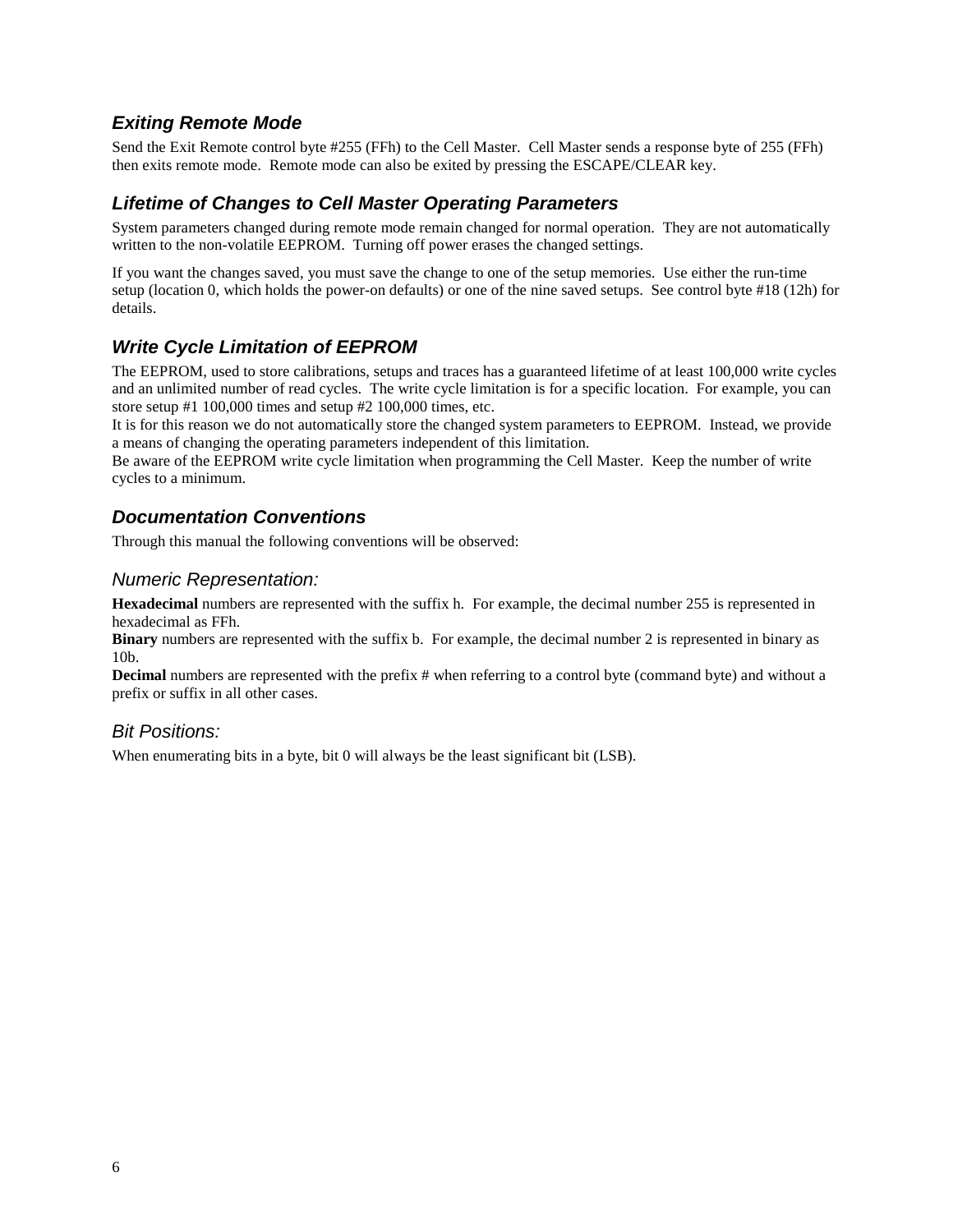### *Exiting Remote Mode*

Send the Exit Remote control byte #255 (FFh) to the Cell Master. Cell Master sends a response byte of 255 (FFh) then exits remote mode. Remote mode can also be exited by pressing the ESCAPE/CLEAR key.

### *Lifetime of Changes to Cell Master Operating Parameters*

System parameters changed during remote mode remain changed for normal operation. They are not automatically written to the non-volatile EEPROM. Turning off power erases the changed settings.

If you want the changes saved, you must save the change to one of the setup memories. Use either the run-time setup (location 0, which holds the power-on defaults) or one of the nine saved setups. See control byte #18 (12h) for details.

### *Write Cycle Limitation of EEPROM*

The EEPROM, used to store calibrations, setups and traces has a guaranteed lifetime of at least 100,000 write cycles and an unlimited number of read cycles. The write cycle limitation is for a specific location. For example, you can store setup #1 100,000 times and setup #2 100,000 times, etc.
It is for this reason we do not automatically store the changed system parameters to EEPROM. Instead, we provide a means of changing the operating parameters independent of this limitation.
Be aware of the EEPROM write cycle limitation when programming the Cell Master. Keep the number of write cycles to a minimum.

### *Documentation Conventions*

Through this manual the following conventions will be observed:

#### *Numeric Representation:*

**Hexadecimal** numbers are represented with the suffix h. For example, the decimal number 255 is represented in hexadecimal as FFh.
**Binary** numbers are represented with the suffix b. For example, the decimal number 2 is represented in binary as 10b.
**Decimal** numbers are represented with the prefix # when referring to a control byte (command byte) and without a prefix or suffix in all other cases.

#### *Bit Positions:*

When enumerating bits in a byte, bit 0 will always be the least significant bit (LSB).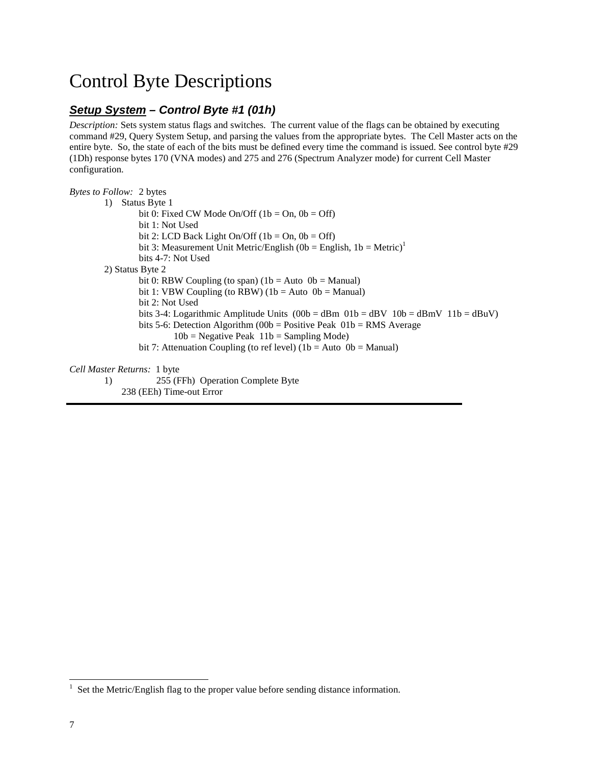# Control Byte Descriptions

## ***Setup System – Control Byte #1 (01h)***

*Description:* Sets system status flags and switches. The current value of the flags can be obtained by executing command #29, Query System Setup, and parsing the values from the appropriate bytes. The Cell Master acts on the entire byte. So, the state of each of the bits must be defined every time the command is issued. See control byte #29 (1Dh) response bytes 170 (VNA modes) and 275 and 276 (Spectrum Analyzer mode) for current Cell Master configuration.

*Bytes to Follow:* 2 bytes

1) Status Byte 1
   - bit 0: Fixed CW Mode On/Off (1b = On, 0b = Off)
   - bit 1: Not Used
   - bit 2: LCD Back Light On/Off (1b = On, 0b = Off)
   - bit 3: Measurement Unit Metric/English (0b = English, 1b = Metric)[1]
   - bits 4-7: Not Used
2) Status Byte 2
   - bit 0: RBW Coupling (to span) (1b = Auto 0b = Manual)
   - bit 1: VBW Coupling (to RBW) (1b = Auto 0b = Manual)
   - bit 2: Not Used
   - bits 3-4: Logarithmic Amplitude Units (00b = dBm 01b = dBV 10b = dBmV 11b = dBuV)
   - bits 5-6: Detection Algorithm (00b = Positive Peak 01b = RMS Average 10b = Negative Peak 11b = Sampling Mode)
   - bit 7: Attenuation Coupling (to ref level) (1b = Auto 0b = Manual)

*Cell Master Returns:* 1 byte

1) 255 (FFh) Operation Complete Byte
   238 (EEh) Time-out Error

---

[1] Set the Metric/English flag to the proper value before sending distance information.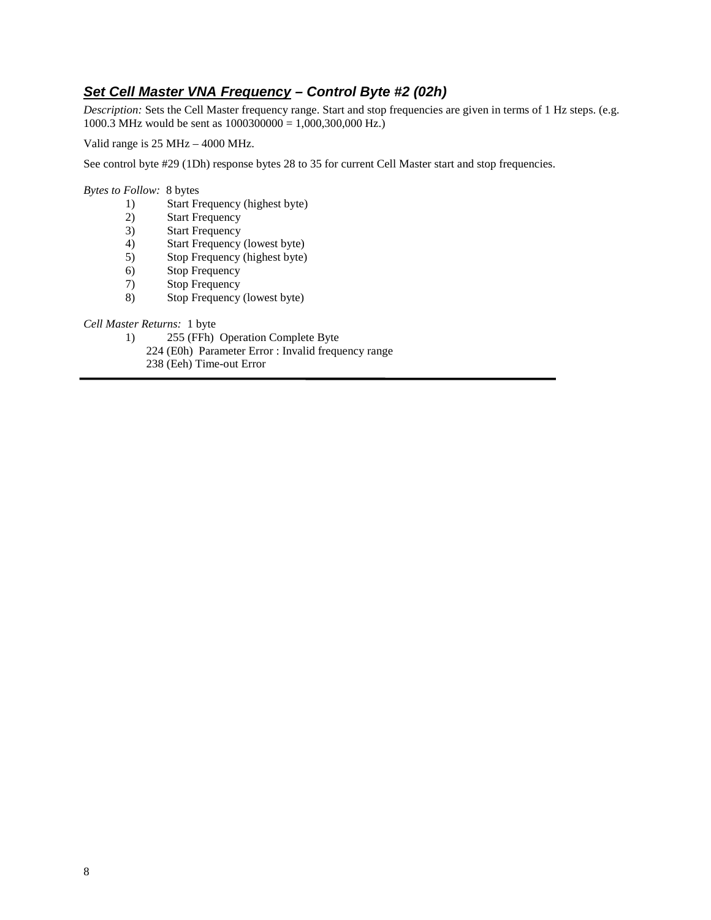## ***Set Cell Master VNA Frequency*** *– Control Byte #2 (02h)*

*Description:* Sets the Cell Master frequency range. Start and stop frequencies are given in terms of 1 Hz steps. (e.g. 1000.3 MHz would be sent as 1000300000 = 1,000,300,000 Hz.)

Valid range is 25 MHz – 4000 MHz.

See control byte #29 (1Dh) response bytes 28 to 35 for current Cell Master start and stop frequencies.

*Bytes to Follow:* 8 bytes

1) Start Frequency (highest byte)
2) Start Frequency
3) Start Frequency
4) Start Frequency (lowest byte)
5) Stop Frequency (highest byte)
6) Stop Frequency
7) Stop Frequency
8) Stop Frequency (lowest byte)

*Cell Master Returns:* 1 byte

1) 255 (FFh) Operation Complete Byte
   224 (E0h) Parameter Error : Invalid frequency range
   238 (Eeh) Time-out Error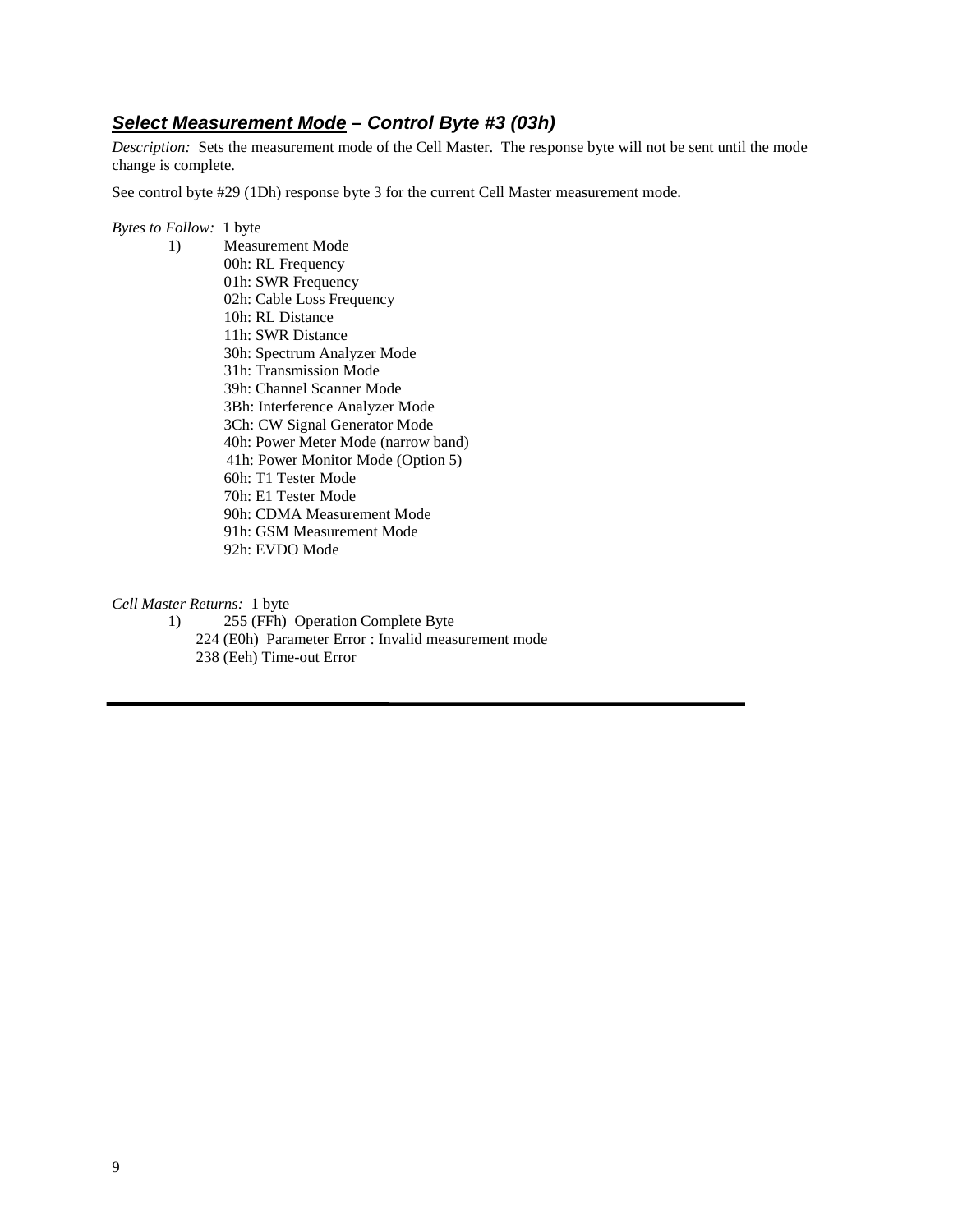## ***Select Measurement Mode*** *– Control Byte #3 (03h)*

*Description:* Sets the measurement mode of the Cell Master. The response byte will not be sent until the mode change is complete.

See control byte #29 (1Dh) response byte 3 for the current Cell Master measurement mode.

*Bytes to Follow:* 1 byte

1) Measurement Mode
   - 00h: RL Frequency
   - 01h: SWR Frequency
   - 02h: Cable Loss Frequency
   - 10h: RL Distance
   - 11h: SWR Distance
   - 30h: Spectrum Analyzer Mode
   - 31h: Transmission Mode
   - 39h: Channel Scanner Mode
   - 3Bh: Interference Analyzer Mode
   - 3Ch: CW Signal Generator Mode
   - 40h: Power Meter Mode (narrow band)
   - 41h: Power Monitor Mode (Option 5)
   - 60h: T1 Tester Mode
   - 70h: E1 Tester Mode
   - 90h: CDMA Measurement Mode
   - 91h: GSM Measurement Mode
   - 92h: EVDO Mode

*Cell Master Returns:* 1 byte

1) 255 (FFh) Operation Complete Byte
   224 (E0h) Parameter Error : Invalid measurement mode
   238 (Eeh) Time-out Error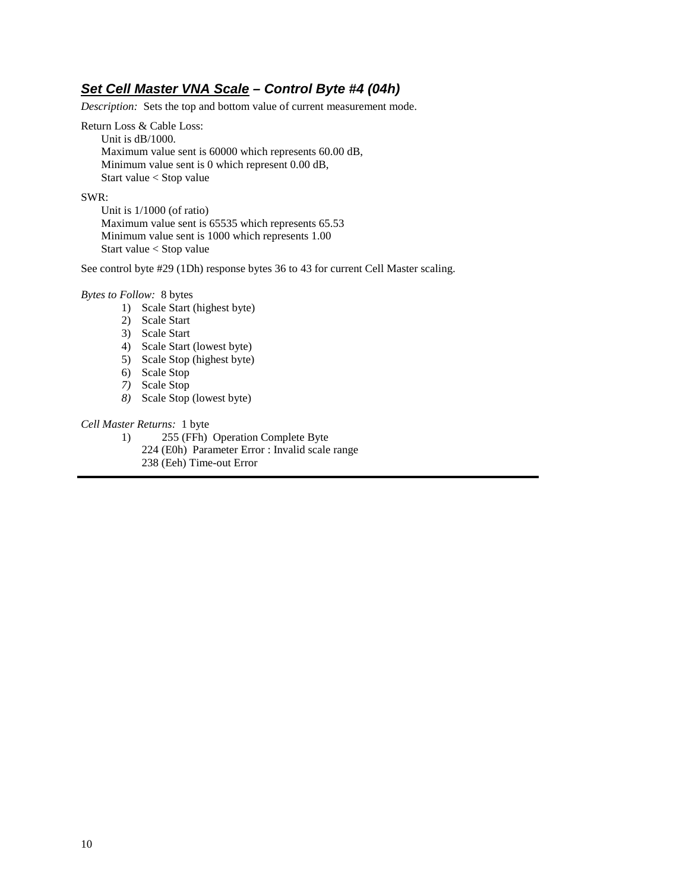## ***Set Cell Master VNA Scale* – Control Byte #4 (04h)**

*Description:* Sets the top and bottom value of current measurement mode.

Return Loss & Cable Loss:

- Unit is dB/1000.
- Maximum value sent is 60000 which represents 60.00 dB,
- Minimum value sent is 0 which represent 0.00 dB,
- Start value < Stop value

SWR:

- Unit is 1/1000 (of ratio)
- Maximum value sent is 65535 which represents 65.53
- Minimum value sent is 1000 which represents 1.00
- Start value < Stop value

See control byte #29 (1Dh) response bytes 36 to 43 for current Cell Master scaling.

*Bytes to Follow:* 8 bytes

1) Scale Start (highest byte)
2) Scale Start
3) Scale Start
4) Scale Start (lowest byte)
5) Scale Stop (highest byte)
6) Scale Stop
7) Scale Stop
8) Scale Stop (lowest byte)

*Cell Master Returns:* 1 byte

1) 255 (FFh) Operation Complete Byte
   224 (E0h) Parameter Error : Invalid scale range
   238 (Eeh) Time-out Error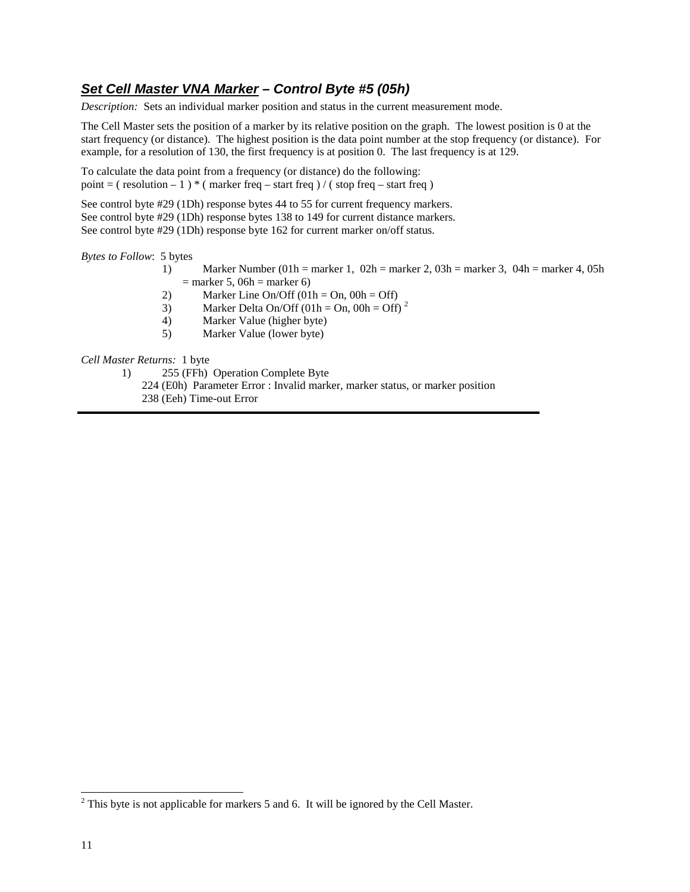## ***Set Cell Master VNA Marker – Control Byte #5 (05h)***

*Description:* Sets an individual marker position and status in the current measurement mode.

The Cell Master sets the position of a marker by its relative position on the graph. The lowest position is 0 at the start frequency (or distance). The highest position is the data point number at the stop frequency (or distance). For example, for a resolution of 130, the first frequency is at position 0. The last frequency is at 129.

To calculate the data point from a frequency (or distance) do the following:
point = ( resolution – 1 ) * ( marker freq – start freq ) / ( stop freq – start freq )

See control byte #29 (1Dh) response bytes 44 to 55 for current frequency markers.
See control byte #29 (1Dh) response bytes 138 to 149 for current distance markers.
See control byte #29 (1Dh) response byte 162 for current marker on/off status.

*Bytes to Follow*: 5 bytes

1) Marker Number (01h = marker 1, 02h = marker 2, 03h = marker 3, 04h = marker 4, 05h = marker 5, 06h = marker 6)
2) Marker Line On/Off (01h = On, 00h = Off)
3) Marker Delta On/Off (01h = On, 00h = Off) [2]
4) Marker Value (higher byte)
5) Marker Value (lower byte)

*Cell Master Returns:* 1 byte

1) 255 (FFh) Operation Complete Byte
   224 (E0h) Parameter Error : Invalid marker, marker status, or marker position
   238 (Eeh) Time-out Error

---

[2] This byte is not applicable for markers 5 and 6. It will be ignored by the Cell Master.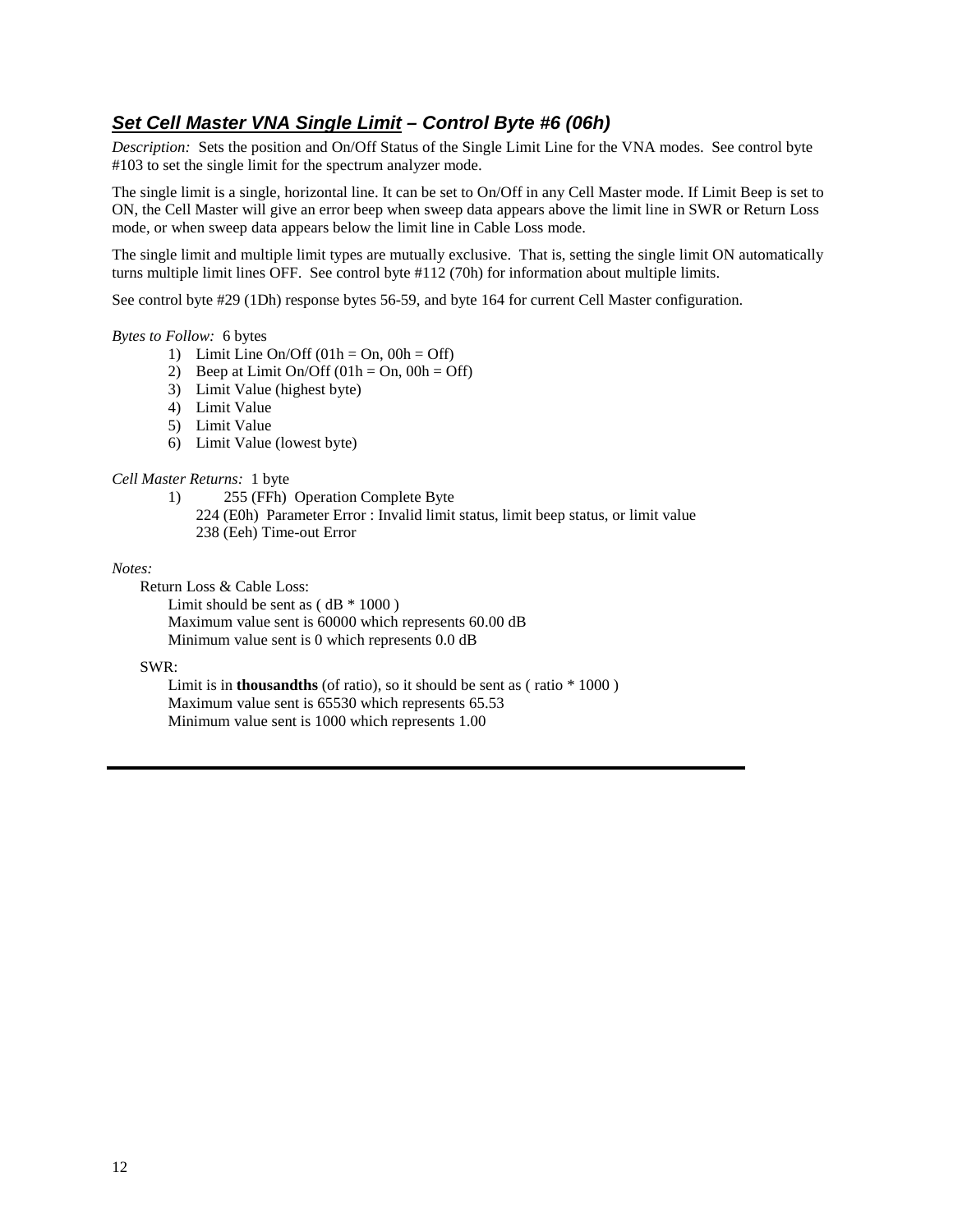## ***Set Cell Master VNA Single Limit** – Control Byte #6 (06h)*

*Description:* Sets the position and On/Off Status of the Single Limit Line for the VNA modes. See control byte #103 to set the single limit for the spectrum analyzer mode.

The single limit is a single, horizontal line. It can be set to On/Off in any Cell Master mode. If Limit Beep is set to ON, the Cell Master will give an error beep when sweep data appears above the limit line in SWR or Return Loss mode, or when sweep data appears below the limit line in Cable Loss mode.

The single limit and multiple limit types are mutually exclusive. That is, setting the single limit ON automatically turns multiple limit lines OFF. See control byte #112 (70h) for information about multiple limits.

See control byte #29 (1Dh) response bytes 56-59, and byte 164 for current Cell Master configuration.

*Bytes to Follow:* 6 bytes

1) Limit Line On/Off (01h = On, 00h = Off)
2) Beep at Limit On/Off (01h = On, 00h = Off)
3) Limit Value (highest byte)
4) Limit Value
5) Limit Value
6) Limit Value (lowest byte)

*Cell Master Returns:* 1 byte

1) 255 (FFh) Operation Complete Byte
   224 (E0h) Parameter Error : Invalid limit status, limit beep status, or limit value
   238 (Eeh) Time-out Error

*Notes:*

Return Loss & Cable Loss:
  Limit should be sent as ( dB * 1000 )
  Maximum value sent is 60000 which represents 60.00 dB
  Minimum value sent is 0 which represents 0.0 dB

SWR:
  Limit is in **thousandths** (of ratio), so it should be sent as ( ratio * 1000 )
  Maximum value sent is 65530 which represents 65.53
  Minimum value sent is 1000 which represents 1.00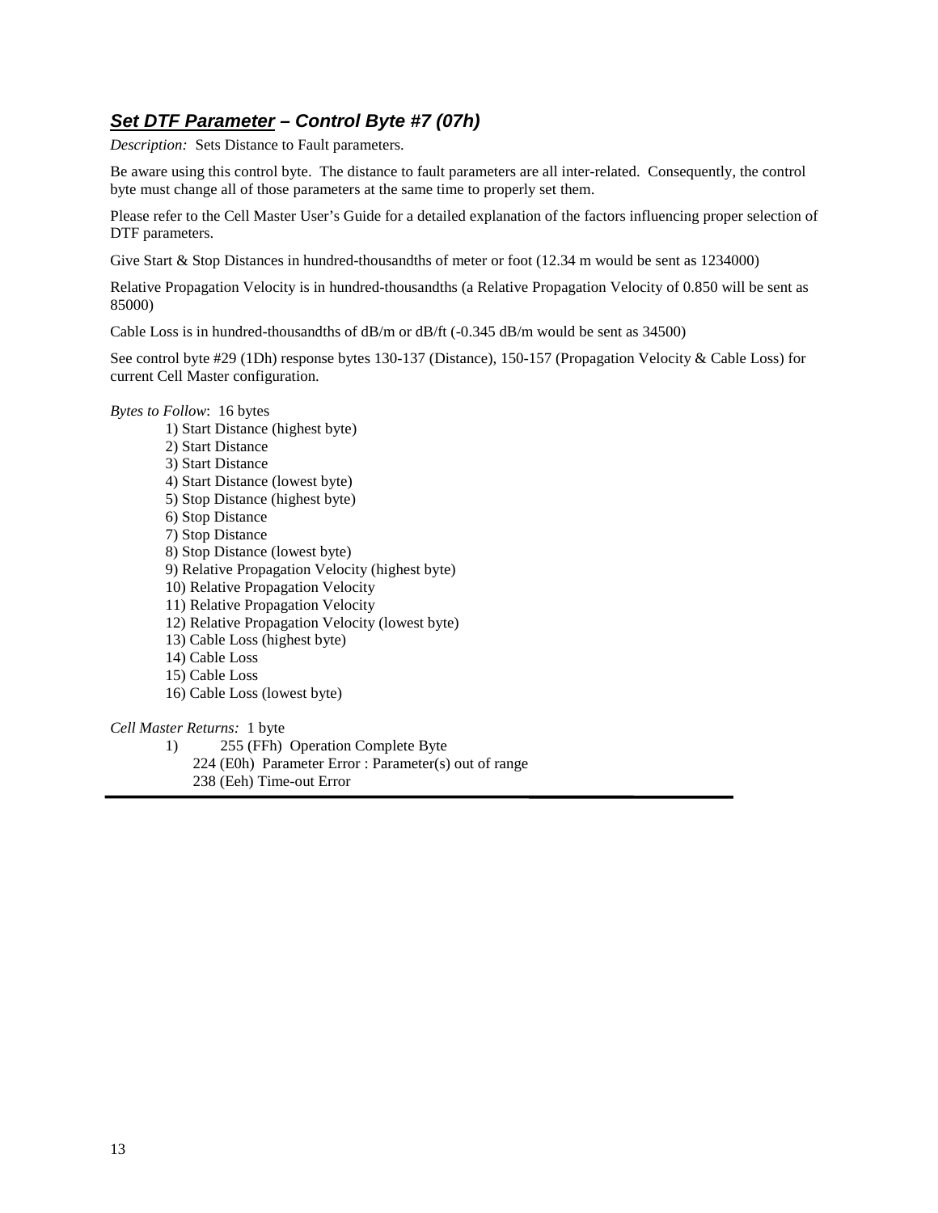## ***Set DTF Parameter** – Control Byte #7 (07h)*

*Description:* Sets Distance to Fault parameters.

Be aware using this control byte. The distance to fault parameters are all inter-related. Consequently, the control byte must change all of those parameters at the same time to properly set them.

Please refer to the Cell Master User's Guide for a detailed explanation of the factors influencing proper selection of DTF parameters.

Give Start & Stop Distances in hundred-thousandths of meter or foot (12.34 m would be sent as 1234000)

Relative Propagation Velocity is in hundred-thousandths (a Relative Propagation Velocity of 0.850 will be sent as 85000)

Cable Loss is in hundred-thousandths of dB/m or dB/ft (-0.345 dB/m would be sent as 34500)

See control byte #29 (1Dh) response bytes 130-137 (Distance), 150-157 (Propagation Velocity & Cable Loss) for current Cell Master configuration.

*Bytes to Follow*: 16 bytes

1) Start Distance (highest byte)
2) Start Distance
3) Start Distance
4) Start Distance (lowest byte)
5) Stop Distance (highest byte)
6) Stop Distance
7) Stop Distance
8) Stop Distance (lowest byte)
9) Relative Propagation Velocity (highest byte)
10) Relative Propagation Velocity
11) Relative Propagation Velocity
12) Relative Propagation Velocity (lowest byte)
13) Cable Loss (highest byte)
14) Cable Loss
15) Cable Loss
16) Cable Loss (lowest byte)

*Cell Master Returns:* 1 byte

1) 255 (FFh) Operation Complete Byte
   224 (E0h) Parameter Error : Parameter(s) out of range
   238 (Eeh) Time-out Error

---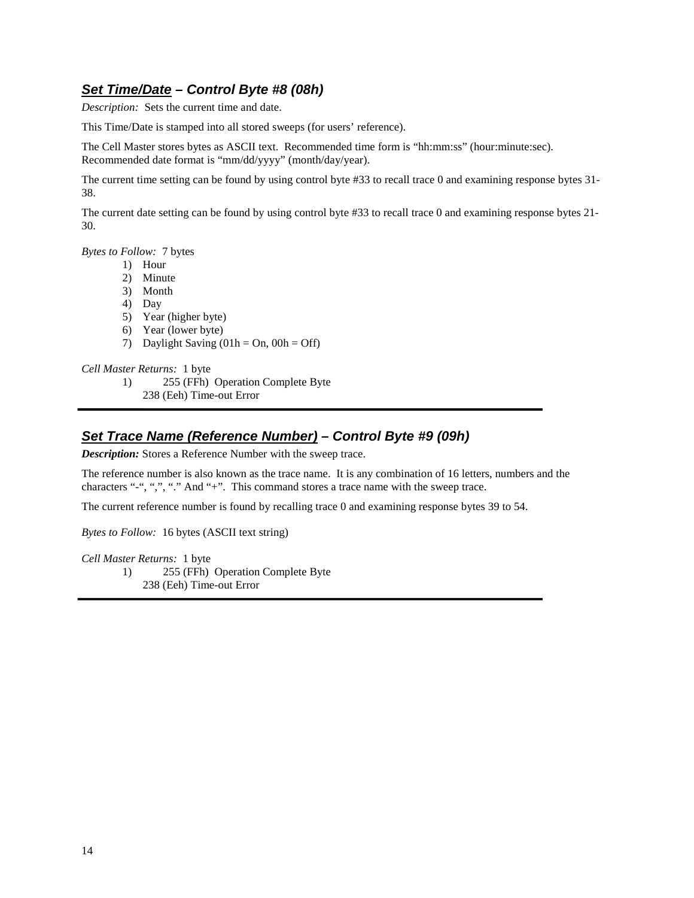## ***Set Time/Date** – Control Byte #8 (08h)*

*Description:* Sets the current time and date.

This Time/Date is stamped into all stored sweeps (for users' reference).

The Cell Master stores bytes as ASCII text. Recommended time form is "hh:mm:ss" (hour:minute:sec). Recommended date format is "mm/dd/yyyy" (month/day/year).

The current time setting can be found by using control byte #33 to recall trace 0 and examining response bytes 31-38.

The current date setting can be found by using control byte #33 to recall trace 0 and examining response bytes 21-30.

*Bytes to Follow:* 7 bytes

1) Hour
2) Minute
3) Month
4) Day
5) Year (higher byte)
6) Year (lower byte)
7) Daylight Saving (01h = On, 00h = Off)

*Cell Master Returns:* 1 byte

1) 255 (FFh) Operation Complete Byte
   238 (Eeh) Time-out Error

---

## ***Set Trace Name (Reference Number)** – Control Byte #9 (09h)*

***Description:*** Stores a Reference Number with the sweep trace.

The reference number is also known as the trace name. It is any combination of 16 letters, numbers and the characters "-", ",", "." And "+". This command stores a trace name with the sweep trace.

The current reference number is found by recalling trace 0 and examining response bytes 39 to 54.

*Bytes to Follow:* 16 bytes (ASCII text string)

*Cell Master Returns:* 1 byte

1) 255 (FFh) Operation Complete Byte
   238 (Eeh) Time-out Error

---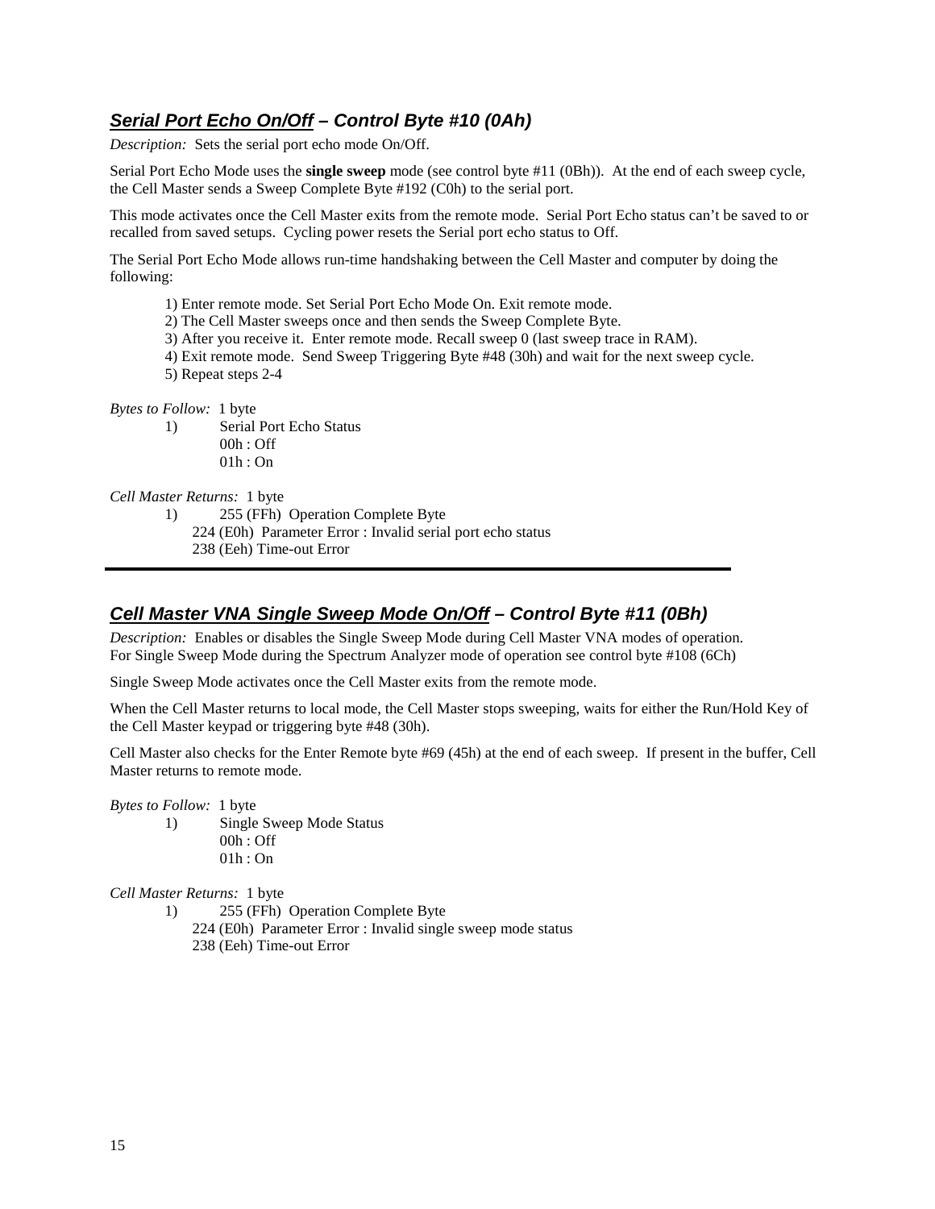## ***Serial Port Echo On/Off*** *– Control Byte #10 (0Ah)*

*Description:* Sets the serial port echo mode On/Off.

Serial Port Echo Mode uses the **single sweep** mode (see control byte #11 (0Bh)). At the end of each sweep cycle, the Cell Master sends a Sweep Complete Byte #192 (C0h) to the serial port.

This mode activates once the Cell Master exits from the remote mode. Serial Port Echo status can't be saved to or recalled from saved setups. Cycling power resets the Serial port echo status to Off.

The Serial Port Echo Mode allows run-time handshaking between the Cell Master and computer by doing the following:

1) Enter remote mode. Set Serial Port Echo Mode On. Exit remote mode.
2) The Cell Master sweeps once and then sends the Sweep Complete Byte.
3) After you receive it. Enter remote mode. Recall sweep 0 (last sweep trace in RAM).
4) Exit remote mode. Send Sweep Triggering Byte #48 (30h) and wait for the next sweep cycle.
5) Repeat steps 2-4

*Bytes to Follow:* 1 byte

1) Serial Port Echo Status
   00h : Off
   01h : On

*Cell Master Returns:* 1 byte

1) 255 (FFh) Operation Complete Byte
   224 (E0h) Parameter Error : Invalid serial port echo status
   238 (Eeh) Time-out Error

---

## ***Cell Master VNA Single Sweep Mode On/Off*** *– Control Byte #11 (0Bh)*

*Description:* Enables or disables the Single Sweep Mode during Cell Master VNA modes of operation. For Single Sweep Mode during the Spectrum Analyzer mode of operation see control byte #108 (6Ch)

Single Sweep Mode activates once the Cell Master exits from the remote mode.

When the Cell Master returns to local mode, the Cell Master stops sweeping, waits for either the Run/Hold Key of the Cell Master keypad or triggering byte #48 (30h).

Cell Master also checks for the Enter Remote byte #69 (45h) at the end of each sweep. If present in the buffer, Cell Master returns to remote mode.

*Bytes to Follow:* 1 byte

1) Single Sweep Mode Status
   00h : Off
   01h : On

*Cell Master Returns:* 1 byte

1) 255 (FFh) Operation Complete Byte
   224 (E0h) Parameter Error : Invalid single sweep mode status
   238 (Eeh) Time-out Error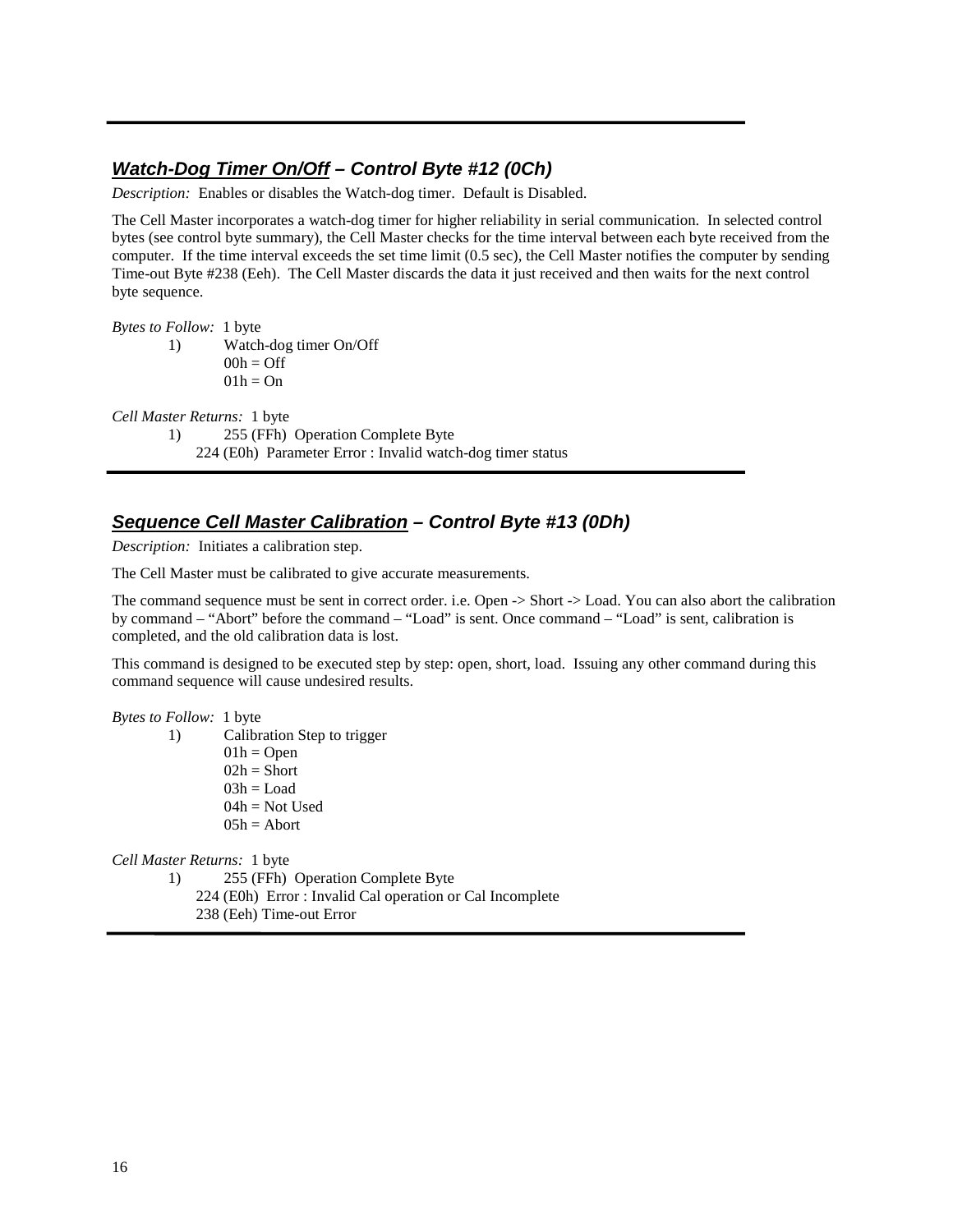## ***Watch-Dog Timer On/Off*** – *Control Byte #12 (0Ch)*

*Description:* Enables or disables the Watch-dog timer. Default is Disabled.

The Cell Master incorporates a watch-dog timer for higher reliability in serial communication. In selected control bytes (see control byte summary), the Cell Master checks for the time interval between each byte received from the computer. If the time interval exceeds the set time limit (0.5 sec), the Cell Master notifies the computer by sending Time-out Byte #238 (Eeh). The Cell Master discards the data it just received and then waits for the next control byte sequence.

*Bytes to Follow:* 1 byte

1) Watch-dog timer On/Off
   00h = Off
   01h = On

*Cell Master Returns:* 1 byte

1) 255 (FFh) Operation Complete Byte
   224 (E0h) Parameter Error : Invalid watch-dog timer status

## ***Sequence Cell Master Calibration*** – *Control Byte #13 (0Dh)*

*Description:* Initiates a calibration step.

The Cell Master must be calibrated to give accurate measurements.

The command sequence must be sent in correct order. i.e. Open -> Short -> Load. You can also abort the calibration by command – "Abort" before the command – "Load" is sent. Once command – "Load" is sent, calibration is completed, and the old calibration data is lost.

This command is designed to be executed step by step: open, short, load. Issuing any other command during this command sequence will cause undesired results.

*Bytes to Follow:* 1 byte

1) Calibration Step to trigger
   01h = Open
   02h = Short
   03h = Load
   04h = Not Used
   05h = Abort

*Cell Master Returns:* 1 byte

1) 255 (FFh) Operation Complete Byte
   224 (E0h) Error : Invalid Cal operation or Cal Incomplete
   238 (Eeh) Time-out Error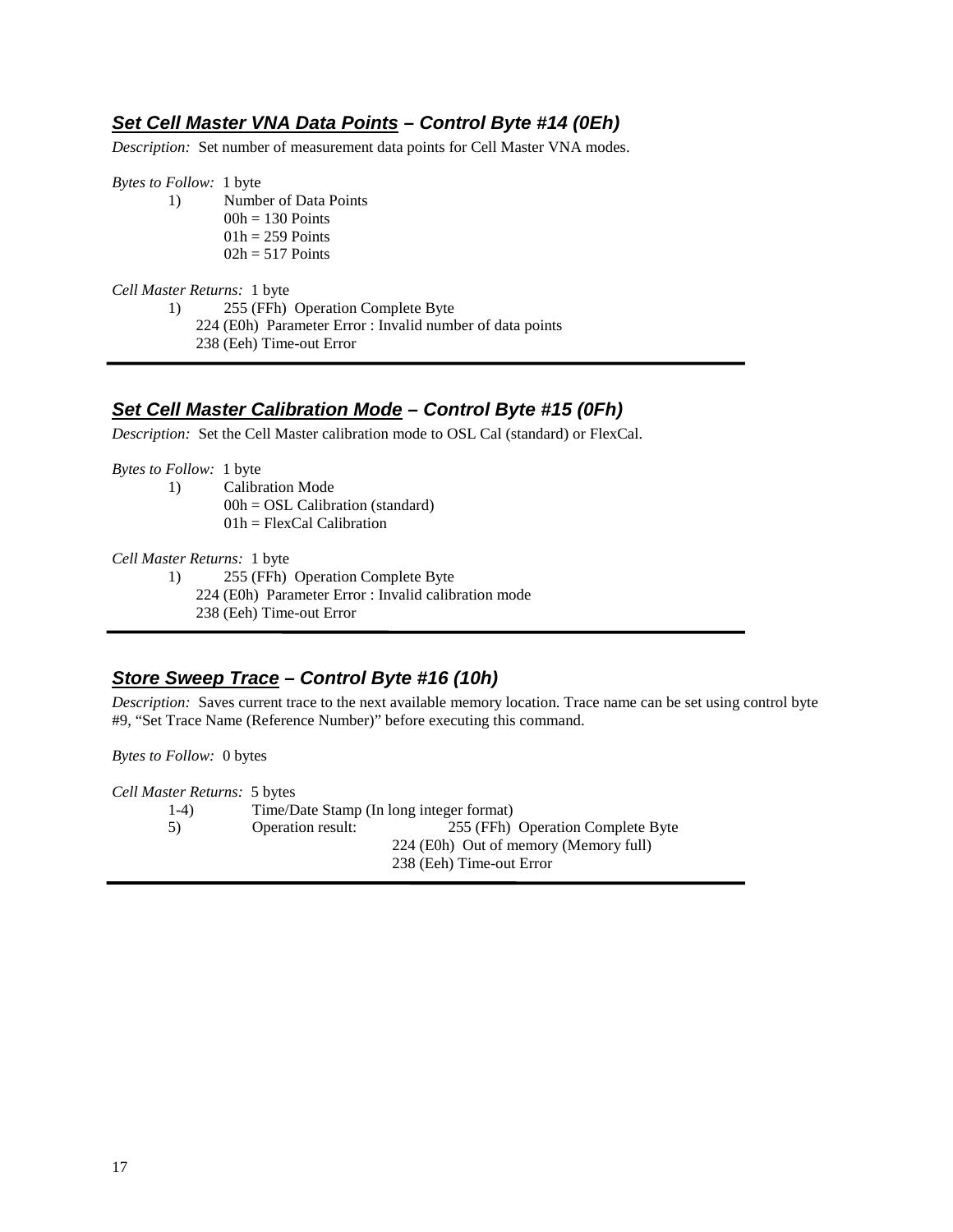### ***Set Cell Master VNA Data Points* – Control Byte #14 (0Eh)**

*Description:* Set number of measurement data points for Cell Master VNA modes.

*Bytes to Follow:* 1 byte

1) Number of Data Points
   00h = 130 Points
   01h = 259 Points
   02h = 517 Points

*Cell Master Returns:* 1 byte

1) 255 (FFh) Operation Complete Byte
   224 (E0h) Parameter Error : Invalid number of data points
   238 (Eeh) Time-out Error

---

### ***Set Cell Master Calibration Mode* – Control Byte #15 (0Fh)**

*Description:* Set the Cell Master calibration mode to OSL Cal (standard) or FlexCal.

*Bytes to Follow:* 1 byte

1) Calibration Mode
   00h = OSL Calibration (standard)
   01h = FlexCal Calibration

*Cell Master Returns:* 1 byte

1) 255 (FFh) Operation Complete Byte
   224 (E0h) Parameter Error : Invalid calibration mode
   238 (Eeh) Time-out Error

---

### ***Store Sweep Trace* – Control Byte #16 (10h)**

*Description:* Saves current trace to the next available memory location. Trace name can be set using control byte #9, "Set Trace Name (Reference Number)" before executing this command.

*Bytes to Follow:* 0 bytes

*Cell Master Returns:* 5 bytes

1-4) Time/Date Stamp (In long integer format)
5) Operation result: 255 (FFh) Operation Complete Byte
   224 (E0h) Out of memory (Memory full)
   238 (Eeh) Time-out Error

---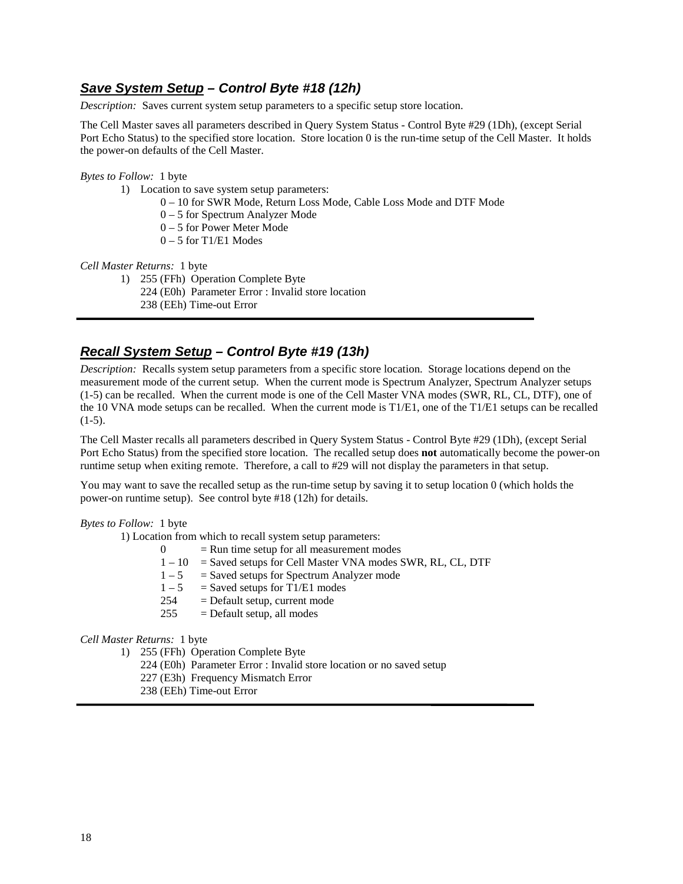### ***Save System Setup* – Control Byte #18 (12h)**

*Description:* Saves current system setup parameters to a specific setup store location.

The Cell Master saves all parameters described in Query System Status - Control Byte #29 (1Dh), (except Serial Port Echo Status) to the specified store location. Store location 0 is the run-time setup of the Cell Master. It holds the power-on defaults of the Cell Master.

*Bytes to Follow:* 1 byte

1) Location to save system setup parameters:
   - 0 – 10 for SWR Mode, Return Loss Mode, Cable Loss Mode and DTF Mode
   - 0 – 5 for Spectrum Analyzer Mode
   - 0 – 5 for Power Meter Mode
   - 0 – 5 for T1/E1 Modes

*Cell Master Returns:* 1 byte

1) 255 (FFh) Operation Complete Byte
   224 (E0h) Parameter Error : Invalid store location
   238 (EEh) Time-out Error

---

### ***Recall System Setup* – Control Byte #19 (13h)**

*Description:* Recalls system setup parameters from a specific store location. Storage locations depend on the measurement mode of the current setup. When the current mode is Spectrum Analyzer, Spectrum Analyzer setups (1-5) can be recalled. When the current mode is one of the Cell Master VNA modes (SWR, RL, CL, DTF), one of the 10 VNA mode setups can be recalled. When the current mode is T1/E1, one of the T1/E1 setups can be recalled (1-5).

The Cell Master recalls all parameters described in Query System Status - Control Byte #29 (1Dh), (except Serial Port Echo Status) from the specified store location. The recalled setup does **not** automatically become the power-on runtime setup when exiting remote. Therefore, a call to #29 will not display the parameters in that setup.

You may want to save the recalled setup as the run-time setup by saving it to setup location 0 (which holds the power-on runtime setup). See control byte #18 (12h) for details.

*Bytes to Follow:* 1 byte

1) Location from which to recall system setup parameters:
   - 0 = Run time setup for all measurement modes
   - 1 – 10 = Saved setups for Cell Master VNA modes SWR, RL, CL, DTF
   - 1 – 5 = Saved setups for Spectrum Analyzer mode
   - 1 – 5 = Saved setups for T1/E1 modes
   - 254 = Default setup, current mode
   - 255 = Default setup, all modes

*Cell Master Returns:* 1 byte

1) 255 (FFh) Operation Complete Byte
   224 (E0h) Parameter Error : Invalid store location or no saved setup
   227 (E3h) Frequency Mismatch Error
   238 (EEh) Time-out Error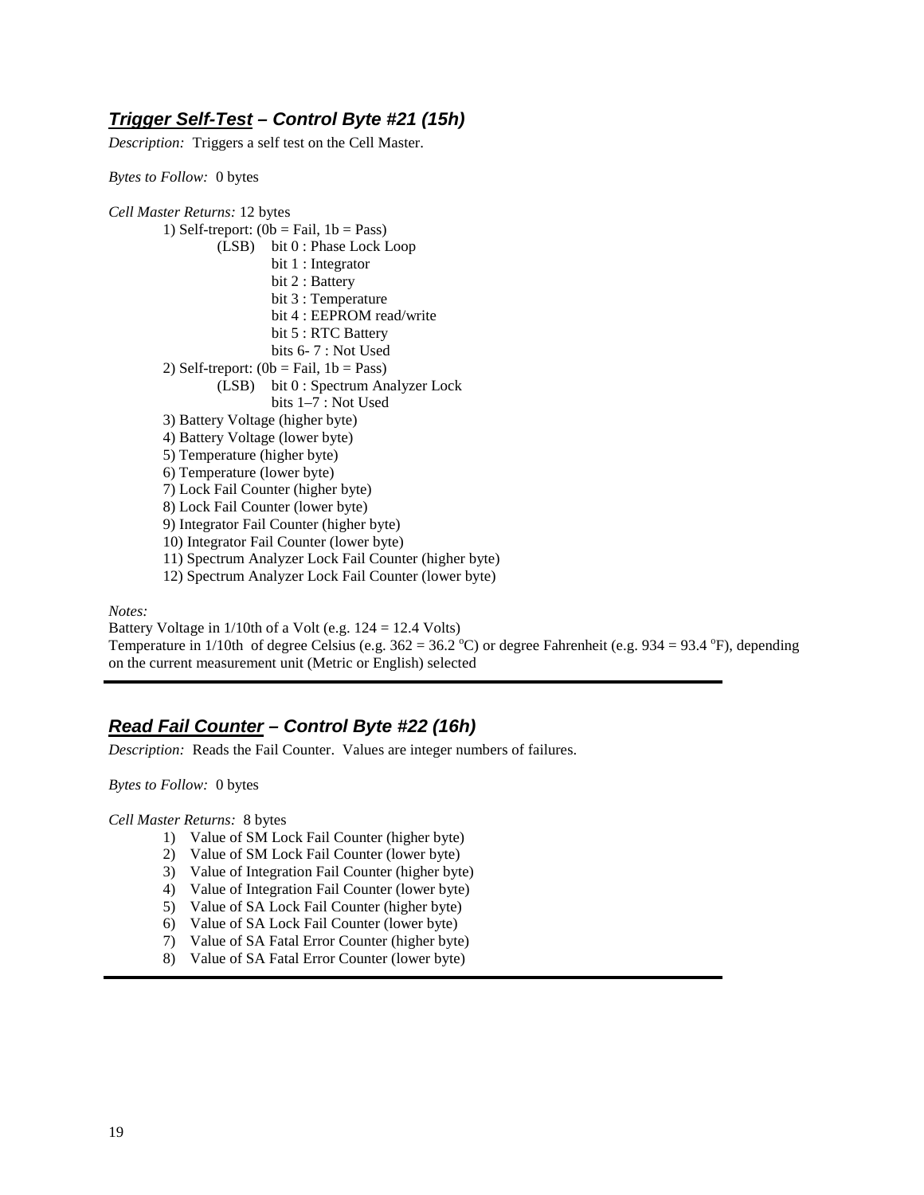## ***Trigger Self-Test*** *– Control Byte #21 (15h)*

*Description:* Triggers a self test on the Cell Master.

*Bytes to Follow:* 0 bytes

*Cell Master Returns:* 12 bytes

1) Self-treport: (0b = Fail, 1b = Pass)
   - (LSB) bit 0 : Phase Lock Loop
   - bit 1 : Integrator
   - bit 2 : Battery
   - bit 3 : Temperature
   - bit 4 : EEPROM read/write
   - bit 5 : RTC Battery
   - bits 6- 7 : Not Used
2) Self-treport: (0b = Fail, 1b = Pass)
   - (LSB) bit 0 : Spectrum Analyzer Lock
   - bits 1–7 : Not Used
3) Battery Voltage (higher byte)
4) Battery Voltage (lower byte)
5) Temperature (higher byte)
6) Temperature (lower byte)
7) Lock Fail Counter (higher byte)
8) Lock Fail Counter (lower byte)
9) Integrator Fail Counter (higher byte)
10) Integrator Fail Counter (lower byte)
11) Spectrum Analyzer Lock Fail Counter (higher byte)
12) Spectrum Analyzer Lock Fail Counter (lower byte)

*Notes:*

Battery Voltage in 1/10th of a Volt (e.g. 124 = 12.4 Volts)
Temperature in 1/10th of degree Celsius (e.g. 362 = 36.2 $^{o}$C) or degree Fahrenheit (e.g. 934 = 93.4 $^{o}$F), depending on the current measurement unit (Metric or English) selected

---

## ***Read Fail Counter*** *– Control Byte #22 (16h)*

*Description:* Reads the Fail Counter. Values are integer numbers of failures.

*Bytes to Follow:* 0 bytes

*Cell Master Returns:* 8 bytes

1) Value of SM Lock Fail Counter (higher byte)
2) Value of SM Lock Fail Counter (lower byte)
3) Value of Integration Fail Counter (higher byte)
4) Value of Integration Fail Counter (lower byte)
5) Value of SA Lock Fail Counter (higher byte)
6) Value of SA Lock Fail Counter (lower byte)
7) Value of SA Fatal Error Counter (higher byte)
8) Value of SA Fatal Error Counter (lower byte)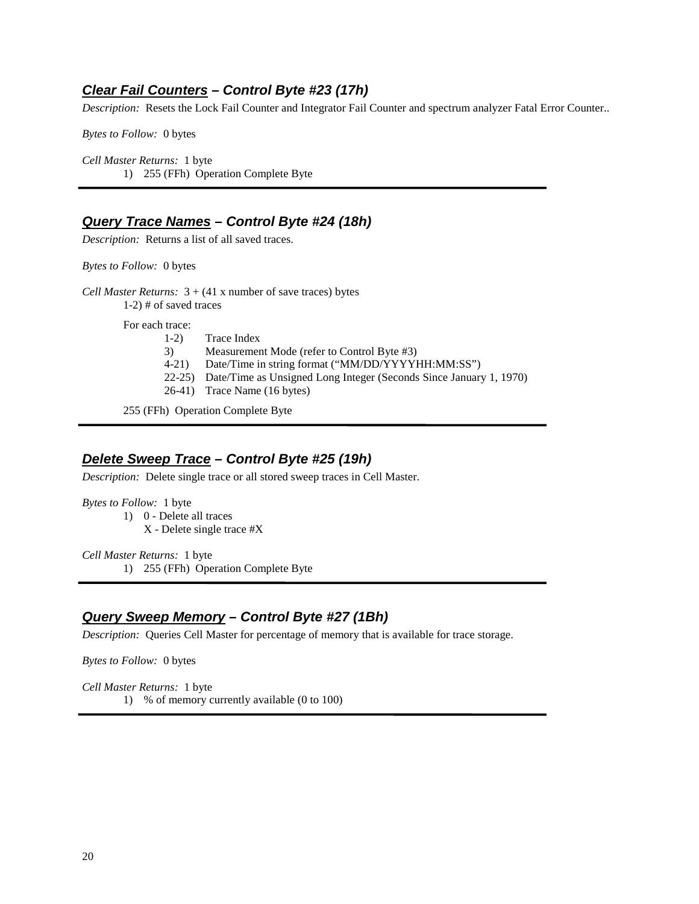### ***Clear Fail Counters*** *– Control Byte #23 (17h)*

*Description:* Resets the Lock Fail Counter and Integrator Fail Counter and spectrum analyzer Fatal Error Counter..

*Bytes to Follow:* 0 bytes

*Cell Master Returns:* 1 byte

1) 255 (FFh) Operation Complete Byte

---

### ***Query Trace Names*** *– Control Byte #24 (18h)*

*Description:* Returns a list of all saved traces.

*Bytes to Follow:* 0 bytes

*Cell Master Returns:* 3 + (41 x number of save traces) bytes

1-2) # of saved traces

For each trace:

- 1-2) Trace Index
- 3) Measurement Mode (refer to Control Byte #3)
- 4-21) Date/Time in string format ("MM/DD/YYYYHH:MM:SS")
- 22-25) Date/Time as Unsigned Long Integer (Seconds Since January 1, 1970)
- 26-41) Trace Name (16 bytes)

255 (FFh) Operation Complete Byte

---

### ***Delete Sweep Trace*** *– Control Byte #25 (19h)*

*Description:* Delete single trace or all stored sweep traces in Cell Master.

*Bytes to Follow:* 1 byte

1) 0 - Delete all traces
   X - Delete single trace #X

*Cell Master Returns:* 1 byte

1) 255 (FFh) Operation Complete Byte

---

### ***Query Sweep Memory*** *– Control Byte #27 (1Bh)*

*Description:* Queries Cell Master for percentage of memory that is available for trace storage.

*Bytes to Follow:* 0 bytes

*Cell Master Returns:* 1 byte

1) % of memory currently available (0 to 100)

---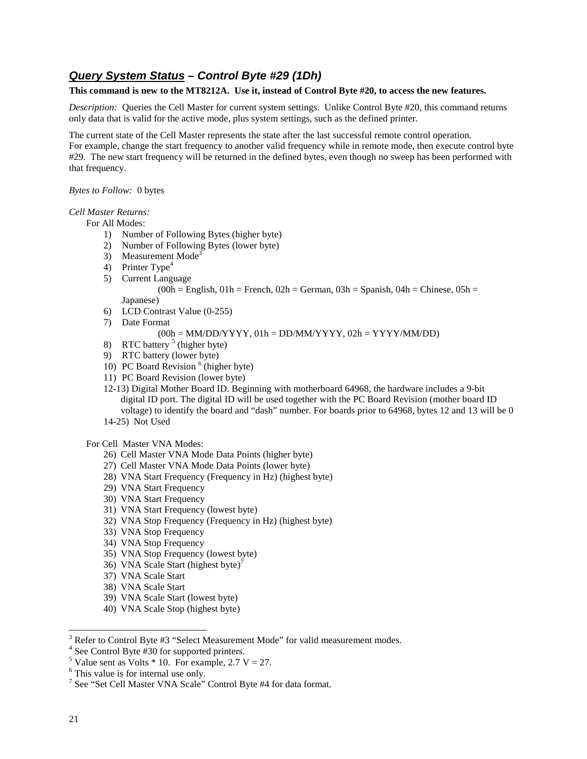## ***Query System Status** – Control Byte #29 (1Dh)*

**This command is new to the MT8212A. Use it, instead of Control Byte #20, to access the new features.**

*Description:* Queries the Cell Master for current system settings. Unlike Control Byte #20, this command returns only data that is valid for the active mode, plus system settings, such as the defined printer.

The current state of the Cell Master represents the state after the last successful remote control operation. For example, change the start frequency to another valid frequency while in remote mode, then execute control byte #29. The new start frequency will be returned in the defined bytes, even though no sweep has been performed with that frequency.

*Bytes to Follow:* 0 bytes

*Cell Master Returns:*

For All Modes:

1) Number of Following Bytes (higher byte)
2) Number of Following Bytes (lower byte)
3) Measurement Mode[3]
4) Printer Type[4]
5) Current Language
   (00h = English, 01h = French, 02h = German, 03h = Spanish, 04h = Chinese, 05h = Japanese)
6) LCD Contrast Value (0-255)
7) Date Format
   (00h = MM/DD/YYYY, 01h = DD/MM/YYYY, 02h = YYYY/MM/DD)
8) RTC battery [5] (higher byte)
9) RTC battery (lower byte)
10) PC Board Revision [6] (higher byte)
11) PC Board Revision (lower byte)

12-13) Digital Mother Board ID. Beginning with motherboard 64968, the hardware includes a 9-bit digital ID port. The digital ID will be used together with the PC Board Revision (mother board ID voltage) to identify the board and "dash" number. For boards prior to 64968, bytes 12 and 13 will be 0

14-25) Not Used

For Cell Master VNA Modes:

26) Cell Master VNA Mode Data Points (higher byte)
27) Cell Master VNA Mode Data Points (lower byte)
28) VNA Start Frequency (Frequency in Hz) (highest byte)
29) VNA Start Frequency
30) VNA Start Frequency
31) VNA Start Frequency (lowest byte)
32) VNA Stop Frequency (Frequency in Hz) (highest byte)
33) VNA Stop Frequency
34) VNA Stop Frequency
35) VNA Stop Frequency (lowest byte)
36) VNA Scale Start (highest byte)[7]
37) VNA Scale Start
38) VNA Scale Start
39) VNA Scale Start (lowest byte)
40) VNA Scale Stop (highest byte)

---

[3] Refer to Control Byte #3 "Select Measurement Mode" for valid measurement modes.

[4] See Control Byte #30 for supported printers.

[5] Value sent as Volts * 10. For example, 2.7 V = 27.

[6] This value is for internal use only.

[7] See "Set Cell Master VNA Scale" Control Byte #4 for data format.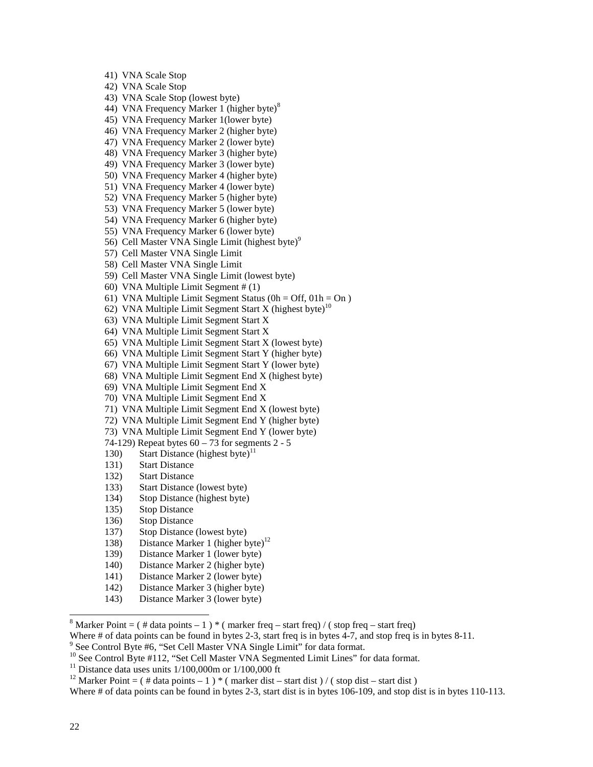41) VNA Scale Stop
42) VNA Scale Stop
43) VNA Scale Stop (lowest byte)
44) VNA Frequency Marker 1 (higher byte)[8]
45) VNA Frequency Marker 1(lower byte)
46) VNA Frequency Marker 2 (higher byte)
47) VNA Frequency Marker 2 (lower byte)
48) VNA Frequency Marker 3 (higher byte)
49) VNA Frequency Marker 3 (lower byte)
50) VNA Frequency Marker 4 (higher byte)
51) VNA Frequency Marker 4 (lower byte)
52) VNA Frequency Marker 5 (higher byte)
53) VNA Frequency Marker 5 (lower byte)
54) VNA Frequency Marker 6 (higher byte)
55) VNA Frequency Marker 6 (lower byte)
56) Cell Master VNA Single Limit (highest byte)[9]
57) Cell Master VNA Single Limit
58) Cell Master VNA Single Limit
59) Cell Master VNA Single Limit (lowest byte)
60) VNA Multiple Limit Segment # (1)
61) VNA Multiple Limit Segment Status (0h = Off, 01h = On )
62) VNA Multiple Limit Segment Start X (highest byte)[10]
63) VNA Multiple Limit Segment Start X
64) VNA Multiple Limit Segment Start X
65) VNA Multiple Limit Segment Start X (lowest byte)
66) VNA Multiple Limit Segment Start Y (higher byte)
67) VNA Multiple Limit Segment Start Y (lower byte)
68) VNA Multiple Limit Segment End X (highest byte)
69) VNA Multiple Limit Segment End X
70) VNA Multiple Limit Segment End X
71) VNA Multiple Limit Segment End X (lowest byte)
72) VNA Multiple Limit Segment End Y (higher byte)
73) VNA Multiple Limit Segment End Y (lower byte)

74-129) Repeat bytes 60 – 73 for segments 2 - 5

130) Start Distance (highest byte)[11]
131) Start Distance
132) Start Distance
133) Start Distance (lowest byte)
134) Stop Distance (highest byte)
135) Stop Distance
136) Stop Distance
137) Stop Distance (lowest byte)
138) Distance Marker 1 (higher byte)[12]
139) Distance Marker 1 (lower byte)
140) Distance Marker 2 (higher byte)
141) Distance Marker 2 (lower byte)
142) Distance Marker 3 (higher byte)
143) Distance Marker 3 (lower byte)

---

[8] Marker Point = ( # data points – 1 ) * ( marker freq – start freq) / ( stop freq – start freq)
Where # of data points can be found in bytes 2-3, start freq is in bytes 4-7, and stop freq is in bytes 8-11.

[9] See Control Byte #6, "Set Cell Master VNA Single Limit" for data format.

[10] See Control Byte #112, "Set Cell Master VNA Segmented Limit Lines" for data format.

[11] Distance data uses units 1/100,000m or 1/100,000 ft

[12] Marker Point = ( # data points – 1 ) * ( marker dist – start dist ) / ( stop dist – start dist )
Where # of data points can be found in bytes 2-3, start dist is in bytes 106-109, and stop dist is in bytes 110-113.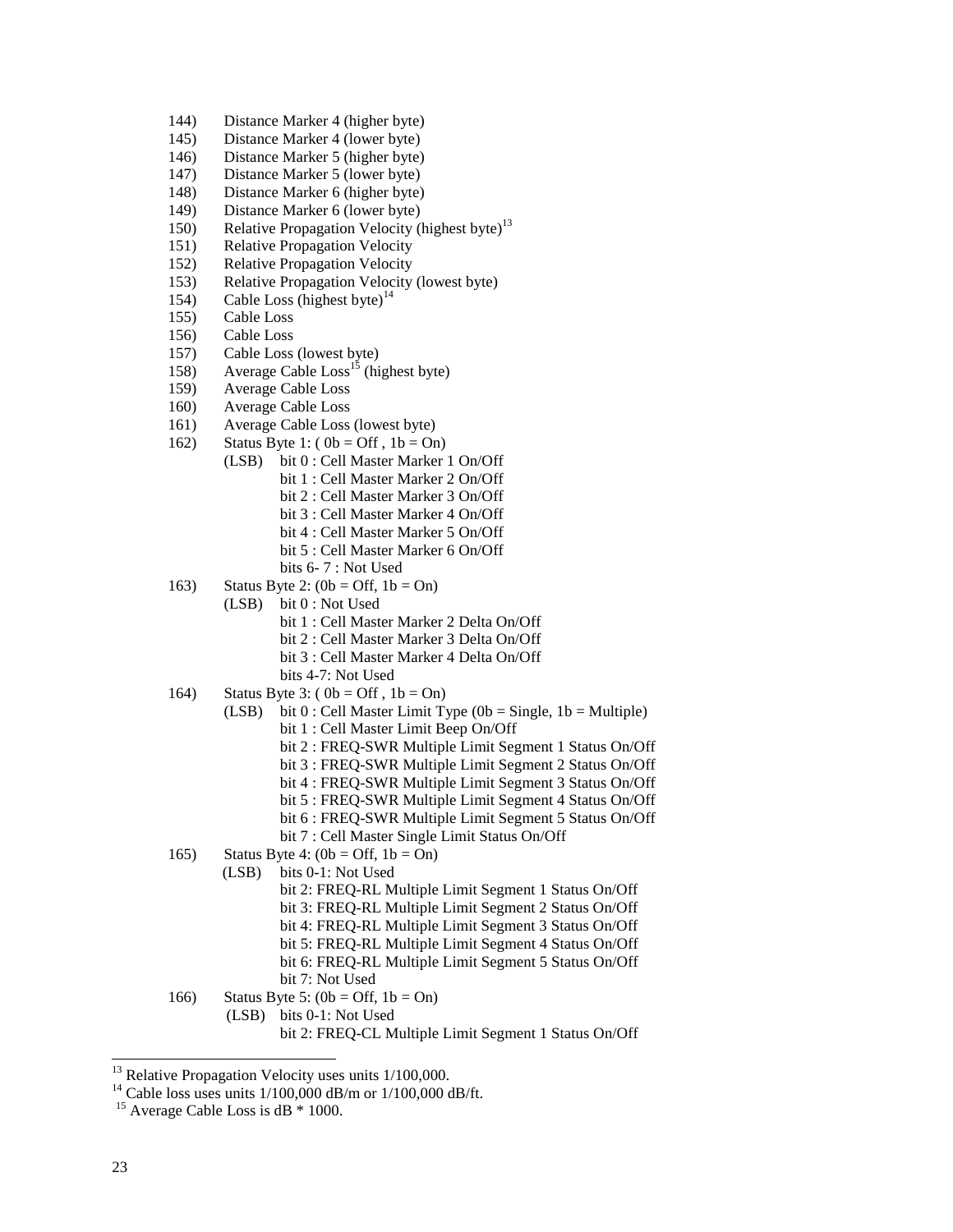144) Distance Marker 4 (higher byte)
145) Distance Marker 4 (lower byte)
146) Distance Marker 5 (higher byte)
147) Distance Marker 5 (lower byte)
148) Distance Marker 6 (higher byte)
149) Distance Marker 6 (lower byte)
150) Relative Propagation Velocity (highest byte)[13]
151) Relative Propagation Velocity
152) Relative Propagation Velocity
153) Relative Propagation Velocity (lowest byte)
154) Cable Loss (highest byte)[14]
155) Cable Loss
156) Cable Loss
157) Cable Loss (lowest byte)
158) Average Cable Loss[15] (highest byte)
159) Average Cable Loss
160) Average Cable Loss
161) Average Cable Loss (lowest byte)
162) Status Byte 1: ( 0b = Off , 1b = On)
    (LSB) bit 0 : Cell Master Marker 1 On/Off
    bit 1 : Cell Master Marker 2 On/Off
    bit 2 : Cell Master Marker 3 On/Off
    bit 3 : Cell Master Marker 4 On/Off
    bit 4 : Cell Master Marker 5 On/Off
    bit 5 : Cell Master Marker 6 On/Off
    bits 6- 7 : Not Used
163) Status Byte 2: (0b = Off, 1b = On)
    (LSB) bit 0 : Not Used
    bit 1 : Cell Master Marker 2 Delta On/Off
    bit 2 : Cell Master Marker 3 Delta On/Off
    bit 3 : Cell Master Marker 4 Delta On/Off
    bits 4-7: Not Used
164) Status Byte 3: ( 0b = Off , 1b = On)
    (LSB) bit 0 : Cell Master Limit Type (0b = Single, 1b = Multiple)
    bit 1 : Cell Master Limit Beep On/Off
    bit 2 : FREQ-SWR Multiple Limit Segment 1 Status On/Off
    bit 3 : FREQ-SWR Multiple Limit Segment 2 Status On/Off
    bit 4 : FREQ-SWR Multiple Limit Segment 3 Status On/Off
    bit 5 : FREQ-SWR Multiple Limit Segment 4 Status On/Off
    bit 6 : FREQ-SWR Multiple Limit Segment 5 Status On/Off
    bit 7 : Cell Master Single Limit Status On/Off
165) Status Byte 4: (0b = Off, 1b = On)
    (LSB) bits 0-1: Not Used
    bit 2: FREQ-RL Multiple Limit Segment 1 Status On/Off
    bit 3: FREQ-RL Multiple Limit Segment 2 Status On/Off
    bit 4: FREQ-RL Multiple Limit Segment 3 Status On/Off
    bit 5: FREQ-RL Multiple Limit Segment 4 Status On/Off
    bit 6: FREQ-RL Multiple Limit Segment 5 Status On/Off
    bit 7: Not Used
166) Status Byte 5: (0b = Off, 1b = On)
    (LSB) bits 0-1: Not Used
    bit 2: FREQ-CL Multiple Limit Segment 1 Status On/Off

[13] Relative Propagation Velocity uses units 1/100,000.
[14] Cable loss uses units 1/100,000 dB/m or 1/100,000 dB/ft.
[15] Average Cable Loss is dB * 1000.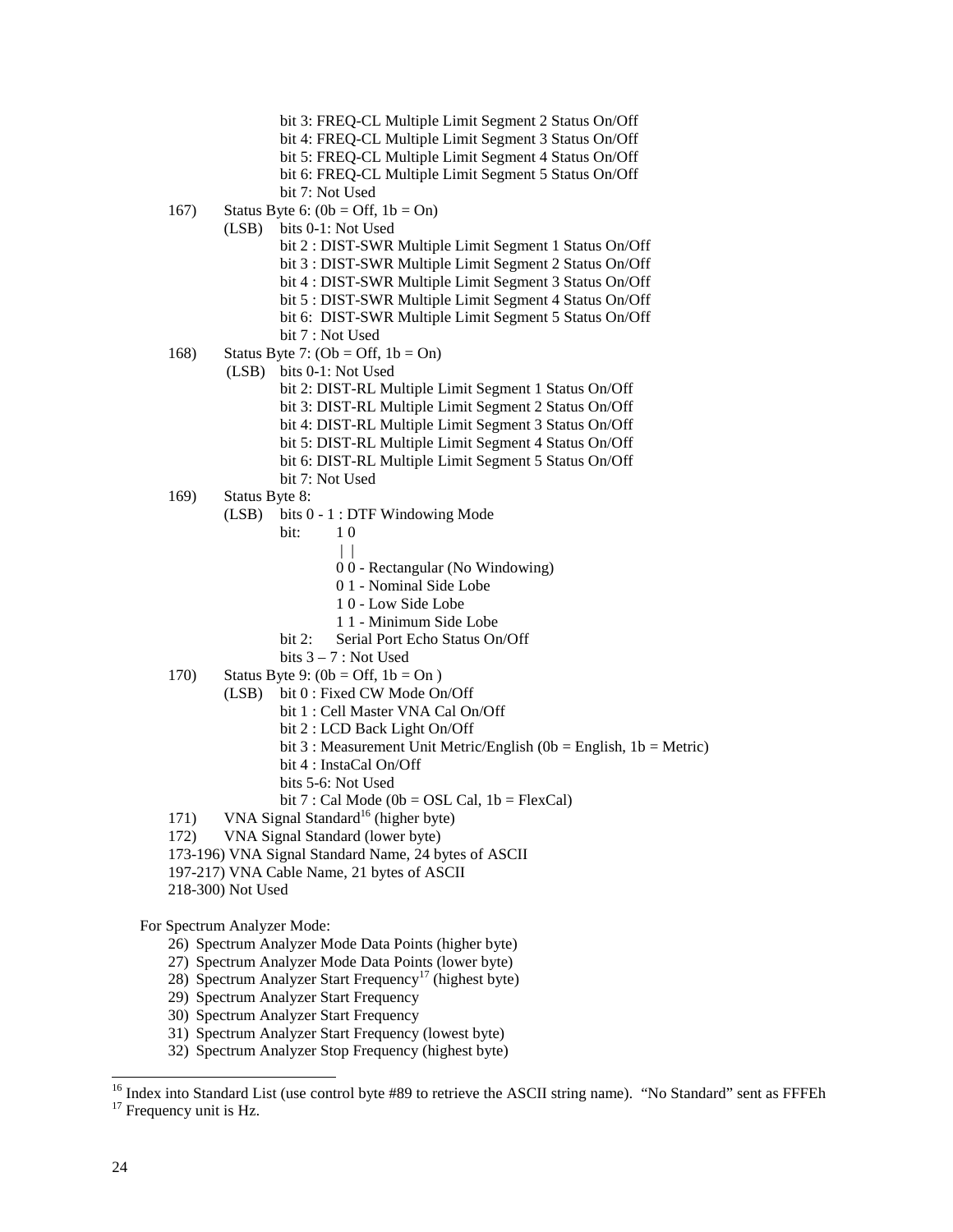bit 3: FREQ-CL Multiple Limit Segment 2 Status On/Off
bit 4: FREQ-CL Multiple Limit Segment 3 Status On/Off
bit 5: FREQ-CL Multiple Limit Segment 4 Status On/Off
bit 6: FREQ-CL Multiple Limit Segment 5 Status On/Off
bit 7: Not Used

167) Status Byte 6: (0b = Off, 1b = On)
(LSB) bits 0-1: Not Used
bit 2 : DIST-SWR Multiple Limit Segment 1 Status On/Off
bit 3 : DIST-SWR Multiple Limit Segment 2 Status On/Off
bit 4 : DIST-SWR Multiple Limit Segment 3 Status On/Off
bit 5 : DIST-SWR Multiple Limit Segment 4 Status On/Off
bit 6: DIST-SWR Multiple Limit Segment 5 Status On/Off
bit 7 : Not Used

168) Status Byte 7: (Ob = Off, 1b = On)
(LSB) bits 0-1: Not Used
bit 2: DIST-RL Multiple Limit Segment 1 Status On/Off
bit 3: DIST-RL Multiple Limit Segment 2 Status On/Off
bit 4: DIST-RL Multiple Limit Segment 3 Status On/Off
bit 5: DIST-RL Multiple Limit Segment 4 Status On/Off
bit 6: DIST-RL Multiple Limit Segment 5 Status On/Off
bit 7: Not Used

169) Status Byte 8:
(LSB) bits 0 - 1 : DTF Windowing Mode
```
bit:    1 0
        | |
        0 0 - Rectangular (No Windowing)
        0 1 - Nominal Side Lobe
        1 0 - Low Side Lobe
        1 1 - Minimum Side Lobe
```
bit 2: Serial Port Echo Status On/Off
bits 3 – 7 : Not Used

170) Status Byte 9: (0b = Off, 1b = On )
(LSB) bit 0 : Fixed CW Mode On/Off
bit 1 : Cell Master VNA Cal On/Off
bit 2 : LCD Back Light On/Off
bit 3 : Measurement Unit Metric/English (0b = English, 1b = Metric)
bit 4 : InstaCal On/Off
bits 5-6: Not Used
bit 7 : Cal Mode (0b = OSL Cal, 1b = FlexCal)

171) VNA Signal Standard[16] (higher byte)
172) VNA Signal Standard (lower byte)
173-196) VNA Signal Standard Name, 24 bytes of ASCII
197-217) VNA Cable Name, 21 bytes of ASCII
218-300) Not Used

For Spectrum Analyzer Mode:

26) Spectrum Analyzer Mode Data Points (higher byte)
27) Spectrum Analyzer Mode Data Points (lower byte)
28) Spectrum Analyzer Start Frequency[17] (highest byte)
29) Spectrum Analyzer Start Frequency
30) Spectrum Analyzer Start Frequency
31) Spectrum Analyzer Start Frequency (lowest byte)
32) Spectrum Analyzer Stop Frequency (highest byte)

---

[16] Index into Standard List (use control byte #89 to retrieve the ASCII string name). "No Standard" sent as FFFEh
[17] Frequency unit is Hz.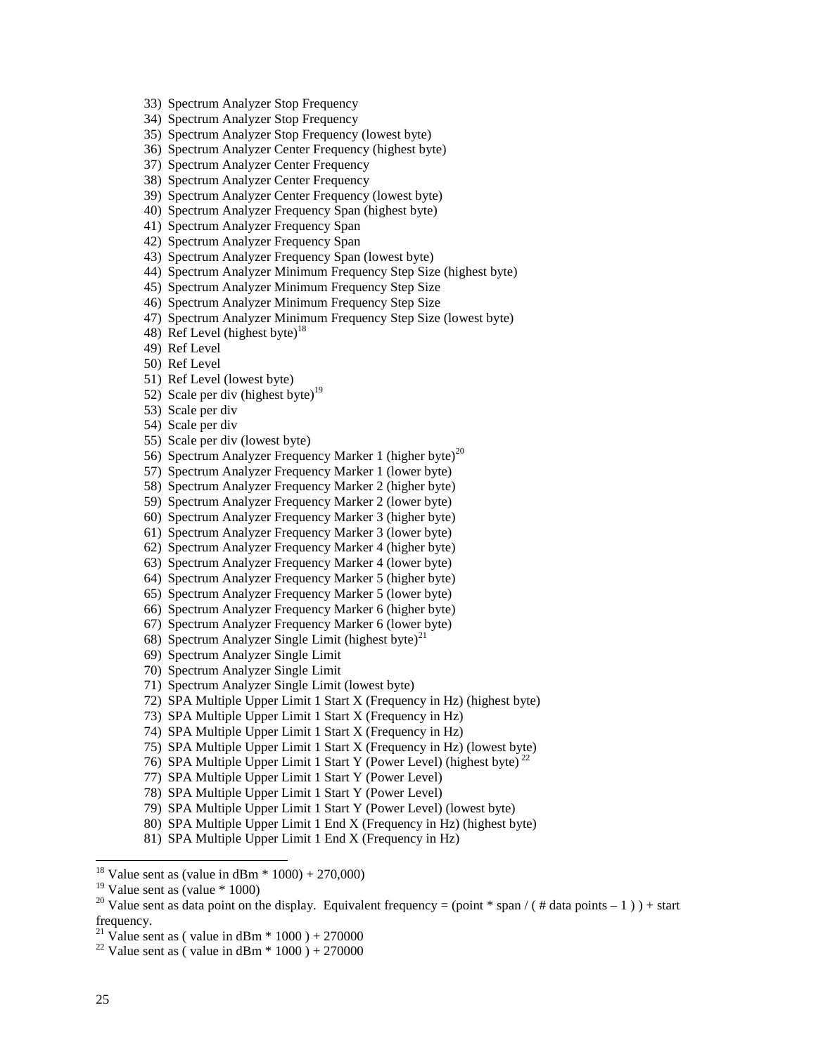33) Spectrum Analyzer Stop Frequency
34) Spectrum Analyzer Stop Frequency
35) Spectrum Analyzer Stop Frequency (lowest byte)
36) Spectrum Analyzer Center Frequency (highest byte)
37) Spectrum Analyzer Center Frequency
38) Spectrum Analyzer Center Frequency
39) Spectrum Analyzer Center Frequency (lowest byte)
40) Spectrum Analyzer Frequency Span (highest byte)
41) Spectrum Analyzer Frequency Span
42) Spectrum Analyzer Frequency Span
43) Spectrum Analyzer Frequency Span (lowest byte)
44) Spectrum Analyzer Minimum Frequency Step Size (highest byte)
45) Spectrum Analyzer Minimum Frequency Step Size
46) Spectrum Analyzer Minimum Frequency Step Size
47) Spectrum Analyzer Minimum Frequency Step Size (lowest byte)
48) Ref Level (highest byte)[18]
49) Ref Level
50) Ref Level
51) Ref Level (lowest byte)
52) Scale per div (highest byte)[19]
53) Scale per div
54) Scale per div
55) Scale per div (lowest byte)
56) Spectrum Analyzer Frequency Marker 1 (higher byte)[20]
57) Spectrum Analyzer Frequency Marker 1 (lower byte)
58) Spectrum Analyzer Frequency Marker 2 (higher byte)
59) Spectrum Analyzer Frequency Marker 2 (lower byte)
60) Spectrum Analyzer Frequency Marker 3 (higher byte)
61) Spectrum Analyzer Frequency Marker 3 (lower byte)
62) Spectrum Analyzer Frequency Marker 4 (higher byte)
63) Spectrum Analyzer Frequency Marker 4 (lower byte)
64) Spectrum Analyzer Frequency Marker 5 (higher byte)
65) Spectrum Analyzer Frequency Marker 5 (lower byte)
66) Spectrum Analyzer Frequency Marker 6 (higher byte)
67) Spectrum Analyzer Frequency Marker 6 (lower byte)
68) Spectrum Analyzer Single Limit (highest byte)[21]
69) Spectrum Analyzer Single Limit
70) Spectrum Analyzer Single Limit
71) Spectrum Analyzer Single Limit (lowest byte)
72) SPA Multiple Upper Limit 1 Start X (Frequency in Hz) (highest byte)
73) SPA Multiple Upper Limit 1 Start X (Frequency in Hz)
74) SPA Multiple Upper Limit 1 Start X (Frequency in Hz)
75) SPA Multiple Upper Limit 1 Start X (Frequency in Hz) (lowest byte)
76) SPA Multiple Upper Limit 1 Start Y (Power Level) (highest byte)[22]
77) SPA Multiple Upper Limit 1 Start Y (Power Level)
78) SPA Multiple Upper Limit 1 Start Y (Power Level)
79) SPA Multiple Upper Limit 1 Start Y (Power Level) (lowest byte)
80) SPA Multiple Upper Limit 1 End X (Frequency in Hz) (highest byte)
81) SPA Multiple Upper Limit 1 End X (Frequency in Hz)

---

[18] Value sent as (value in dBm * 1000) + 270,000

[19] Value sent as (value * 1000)

[20] Value sent as data point on the display. Equivalent frequency = (point * span / ( # data points – 1 ) ) + start frequency.

[21] Value sent as ( value in dBm * 1000 ) + 270000

[22] Value sent as ( value in dBm * 1000 ) + 270000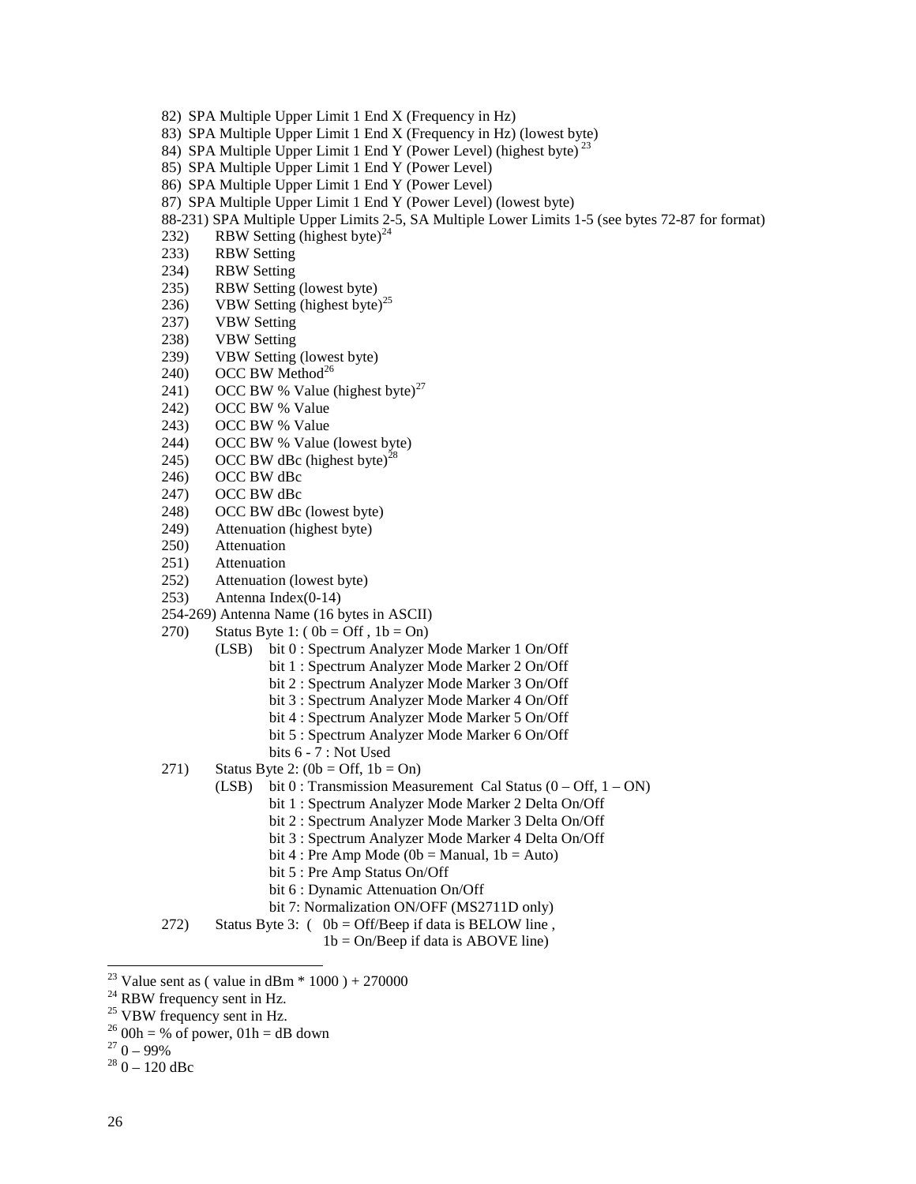82) SPA Multiple Upper Limit 1 End X (Frequency in Hz)
83) SPA Multiple Upper Limit 1 End X (Frequency in Hz) (lowest byte)
84) SPA Multiple Upper Limit 1 End Y (Power Level) (highest byte) [23]
85) SPA Multiple Upper Limit 1 End Y (Power Level)
86) SPA Multiple Upper Limit 1 End Y (Power Level)
87) SPA Multiple Upper Limit 1 End Y (Power Level) (lowest byte)
88-231) SPA Multiple Upper Limits 2-5, SA Multiple Lower Limits 1-5 (see bytes 72-87 for format)
232) RBW Setting (highest byte)[24]
233) RBW Setting
234) RBW Setting
235) RBW Setting (lowest byte)
236) VBW Setting (highest byte)[25]
237) VBW Setting
238) VBW Setting
239) VBW Setting (lowest byte)
240) OCC BW Method[26]
241) OCC BW % Value (highest byte)[27]
242) OCC BW % Value
243) OCC BW % Value
244) OCC BW % Value (lowest byte)
245) OCC BW dBc (highest byte)[28]
246) OCC BW dBc
247) OCC BW dBc
248) OCC BW dBc (lowest byte)
249) Attenuation (highest byte)
250) Attenuation
251) Attenuation
252) Attenuation (lowest byte)
253) Antenna Index(0-14)
254-269) Antenna Name (16 bytes in ASCII)
270) Status Byte 1: ( 0b = Off , 1b = On)
    (LSB) bit 0 : Spectrum Analyzer Mode Marker 1 On/Off
    bit 1 : Spectrum Analyzer Mode Marker 2 On/Off
    bit 2 : Spectrum Analyzer Mode Marker 3 On/Off
    bit 3 : Spectrum Analyzer Mode Marker 4 On/Off
    bit 4 : Spectrum Analyzer Mode Marker 5 On/Off
    bit 5 : Spectrum Analyzer Mode Marker 6 On/Off
    bits 6 - 7 : Not Used
271) Status Byte 2: (0b = Off, 1b = On)
    (LSB) bit 0 : Transmission Measurement Cal Status (0 – Off, 1 – ON)
    bit 1 : Spectrum Analyzer Mode Marker 2 Delta On/Off
    bit 2 : Spectrum Analyzer Mode Marker 3 Delta On/Off
    bit 3 : Spectrum Analyzer Mode Marker 4 Delta On/Off
    bit 4 : Pre Amp Mode (0b = Manual, 1b = Auto)
    bit 5 : Pre Amp Status On/Off
    bit 6 : Dynamic Attenuation On/Off
    bit 7: Normalization ON/OFF (MS2711D only)
272) Status Byte 3: ( 0b = Off/Beep if data is BELOW line ,
    1b = On/Beep if data is ABOVE line)

---

[23] Value sent as ( value in dBm * 1000 ) + 270000
[24] RBW frequency sent in Hz.
[25] VBW frequency sent in Hz.
[26] 00h = % of power, 01h = dB down
[27] 0 – 99%
[28] 0 – 120 dBc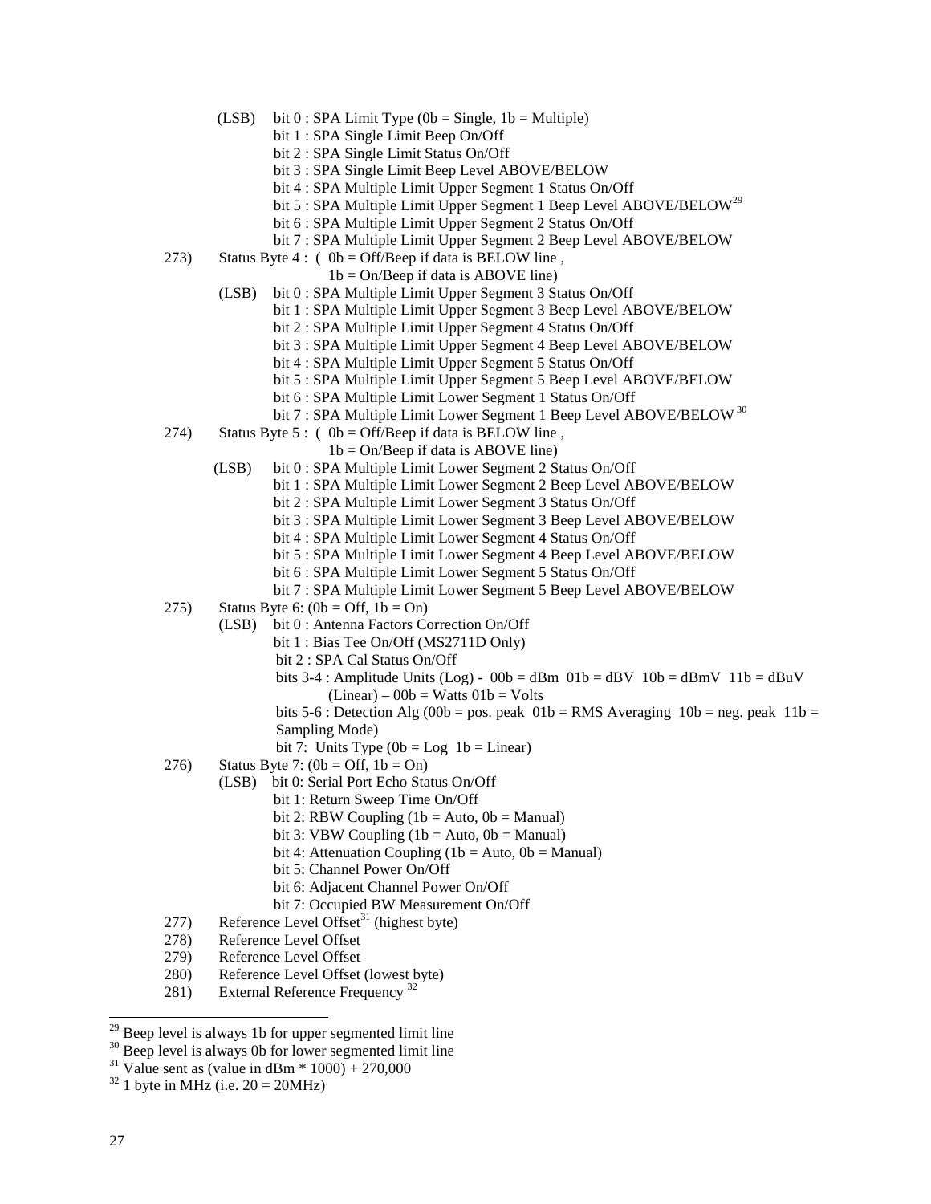(LSB) bit 0 : SPA Limit Type (0b = Single, 1b = Multiple)
bit 1 : SPA Single Limit Beep On/Off
bit 2 : SPA Single Limit Status On/Off
bit 3 : SPA Single Limit Beep Level ABOVE/BELOW
bit 4 : SPA Multiple Limit Upper Segment 1 Status On/Off
bit 5 : SPA Multiple Limit Upper Segment 1 Beep Level ABOVE/BELOW[29]
bit 6 : SPA Multiple Limit Upper Segment 2 Status On/Off
bit 7 : SPA Multiple Limit Upper Segment 2 Beep Level ABOVE/BELOW

273) Status Byte 4 : ( 0b = Off/Beep if data is BELOW line ,
1b = On/Beep if data is ABOVE line)
(LSB) bit 0 : SPA Multiple Limit Upper Segment 3 Status On/Off
bit 1 : SPA Multiple Limit Upper Segment 3 Beep Level ABOVE/BELOW
bit 2 : SPA Multiple Limit Upper Segment 4 Status On/Off
bit 3 : SPA Multiple Limit Upper Segment 4 Beep Level ABOVE/BELOW
bit 4 : SPA Multiple Limit Upper Segment 5 Status On/Off
bit 5 : SPA Multiple Limit Upper Segment 5 Beep Level ABOVE/BELOW
bit 6 : SPA Multiple Limit Lower Segment 1 Status On/Off
bit 7 : SPA Multiple Limit Lower Segment 1 Beep Level ABOVE/BELOW[30]

274) Status Byte 5 : ( 0b = Off/Beep if data is BELOW line ,
1b = On/Beep if data is ABOVE line)
(LSB) bit 0 : SPA Multiple Limit Lower Segment 2 Status On/Off
bit 1 : SPA Multiple Limit Lower Segment 2 Beep Level ABOVE/BELOW
bit 2 : SPA Multiple Limit Lower Segment 3 Status On/Off
bit 3 : SPA Multiple Limit Lower Segment 3 Beep Level ABOVE/BELOW
bit 4 : SPA Multiple Limit Lower Segment 4 Status On/Off
bit 5 : SPA Multiple Limit Lower Segment 4 Beep Level ABOVE/BELOW
bit 6 : SPA Multiple Limit Lower Segment 5 Status On/Off
bit 7 : SPA Multiple Limit Lower Segment 5 Beep Level ABOVE/BELOW

275) Status Byte 6: (0b = Off, 1b = On)
(LSB) bit 0 : Antenna Factors Correction On/Off
bit 1 : Bias Tee On/Off (MS2711D Only)
bit 2 : SPA Cal Status On/Off
bits 3-4 : Amplitude Units (Log) - 00b = dBm 01b = dBV 10b = dBmV 11b = dBuV
(Linear) – 00b = Watts 01b = Volts
bits 5-6 : Detection Alg (00b = pos. peak 01b = RMS Averaging 10b = neg. peak 11b = Sampling Mode)
bit 7: Units Type (0b = Log 1b = Linear)

276) Status Byte 7: (0b = Off, 1b = On)
(LSB) bit 0: Serial Port Echo Status On/Off
bit 1: Return Sweep Time On/Off
bit 2: RBW Coupling (1b = Auto, 0b = Manual)
bit 3: VBW Coupling (1b = Auto, 0b = Manual)
bit 4: Attenuation Coupling (1b = Auto, 0b = Manual)
bit 5: Channel Power On/Off
bit 6: Adjacent Channel Power On/Off
bit 7: Occupied BW Measurement On/Off

277) Reference Level Offset[31] (highest byte)
278) Reference Level Offset
279) Reference Level Offset
280) Reference Level Offset (lowest byte)
281) External Reference Frequency [32]

---

[29] Beep level is always 1b for upper segmented limit line
[30] Beep level is always 0b for lower segmented limit line
[31] Value sent as (value in dBm * 1000) + 270,000
[32] 1 byte in MHz (i.e. 20 = 20MHz)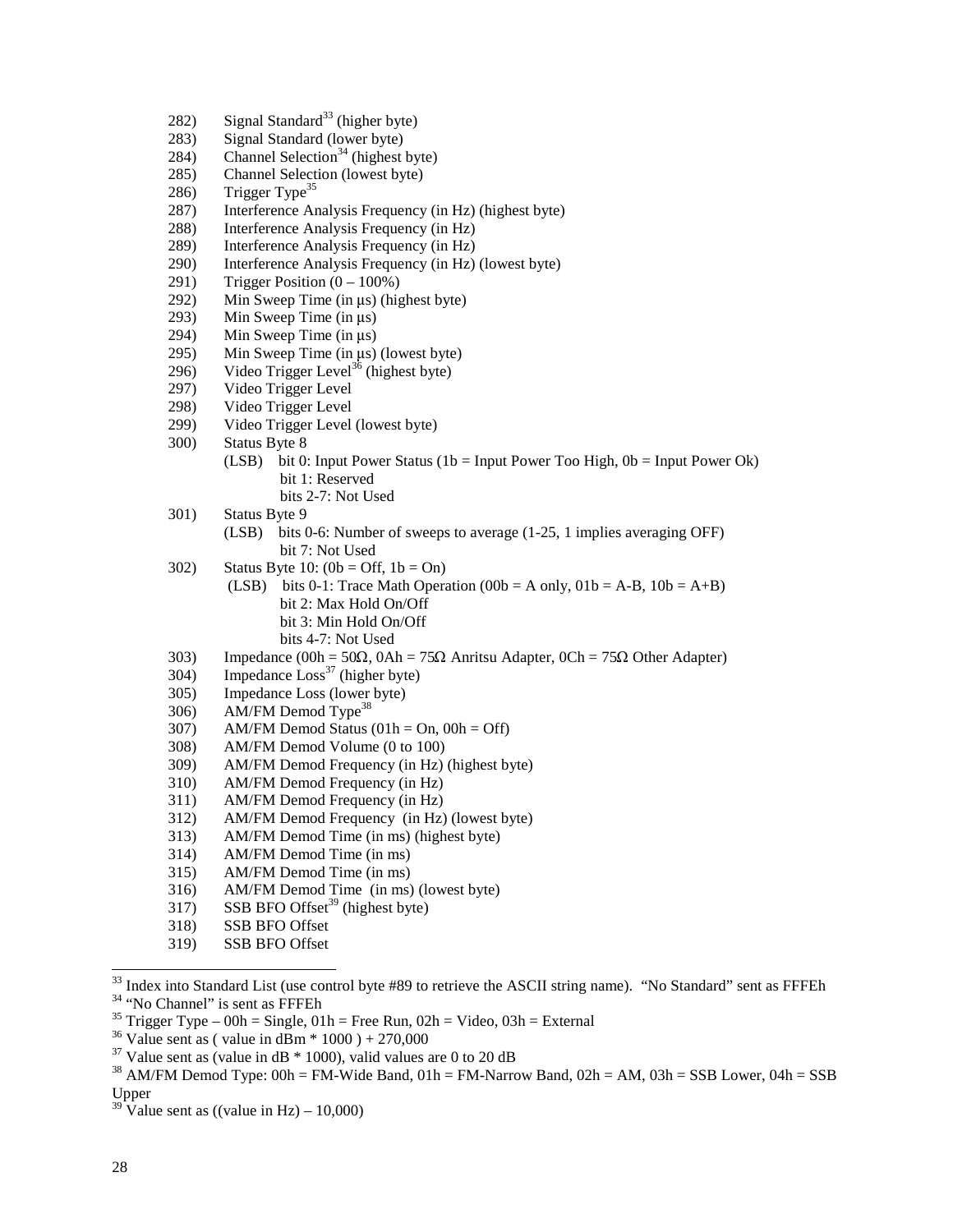282) Signal Standard[33] (higher byte)
283) Signal Standard (lower byte)
284) Channel Selection[34] (highest byte)
285) Channel Selection (lowest byte)
286) Trigger Type[35]
287) Interference Analysis Frequency (in Hz) (highest byte)
288) Interference Analysis Frequency (in Hz)
289) Interference Analysis Frequency (in Hz)
290) Interference Analysis Frequency (in Hz) (lowest byte)
291) Trigger Position (0 – 100%)
292) Min Sweep Time (in µs) (highest byte)
293) Min Sweep Time (in µs)
294) Min Sweep Time (in µs)
295) Min Sweep Time (in µs) (lowest byte)
296) Video Trigger Level[36] (highest byte)
297) Video Trigger Level
298) Video Trigger Level
299) Video Trigger Level (lowest byte)
300) Status Byte 8
    (LSB) bit 0: Input Power Status (1b = Input Power Too High, 0b = Input Power Ok)
    bit 1: Reserved
    bits 2-7: Not Used
301) Status Byte 9
    (LSB) bits 0-6: Number of sweeps to average (1-25, 1 implies averaging OFF)
    bit 7: Not Used
302) Status Byte 10: (0b = Off, 1b = On)
    (LSB) bits 0-1: Trace Math Operation (00b = A only, 01b = A-B, 10b = A+B)
    bit 2: Max Hold On/Off
    bit 3: Min Hold On/Off
    bits 4-7: Not Used
303) Impedance (00h = 50Ω, 0Ah = 75Ω Anritsu Adapter, 0Ch = 75Ω Other Adapter)
304) Impedance Loss[37] (higher byte)
305) Impedance Loss (lower byte)
306) AM/FM Demod Type[38]
307) AM/FM Demod Status (01h = On, 00h = Off)
308) AM/FM Demod Volume (0 to 100)
309) AM/FM Demod Frequency (in Hz) (highest byte)
310) AM/FM Demod Frequency (in Hz)
311) AM/FM Demod Frequency (in Hz)
312) AM/FM Demod Frequency (in Hz) (lowest byte)
313) AM/FM Demod Time (in ms) (highest byte)
314) AM/FM Demod Time (in ms)
315) AM/FM Demod Time (in ms)
316) AM/FM Demod Time (in ms) (lowest byte)
317) SSB BFO Offset[39] (highest byte)
318) SSB BFO Offset
319) SSB BFO Offset

---

[33] Index into Standard List (use control byte #89 to retrieve the ASCII string name). "No Standard" sent as FFFEh

[34] "No Channel" is sent as FFFEh

[35] Trigger Type – 00h = Single, 01h = Free Run, 02h = Video, 03h = External

[36] Value sent as ( value in dBm * 1000 ) + 270,000

[37] Value sent as (value in dB * 1000), valid values are 0 to 20 dB

[38] AM/FM Demod Type: 00h = FM-Wide Band, 01h = FM-Narrow Band, 02h = AM, 03h = SSB Lower, 04h = SSB Upper

[39] Value sent as ((value in Hz) – 10,000)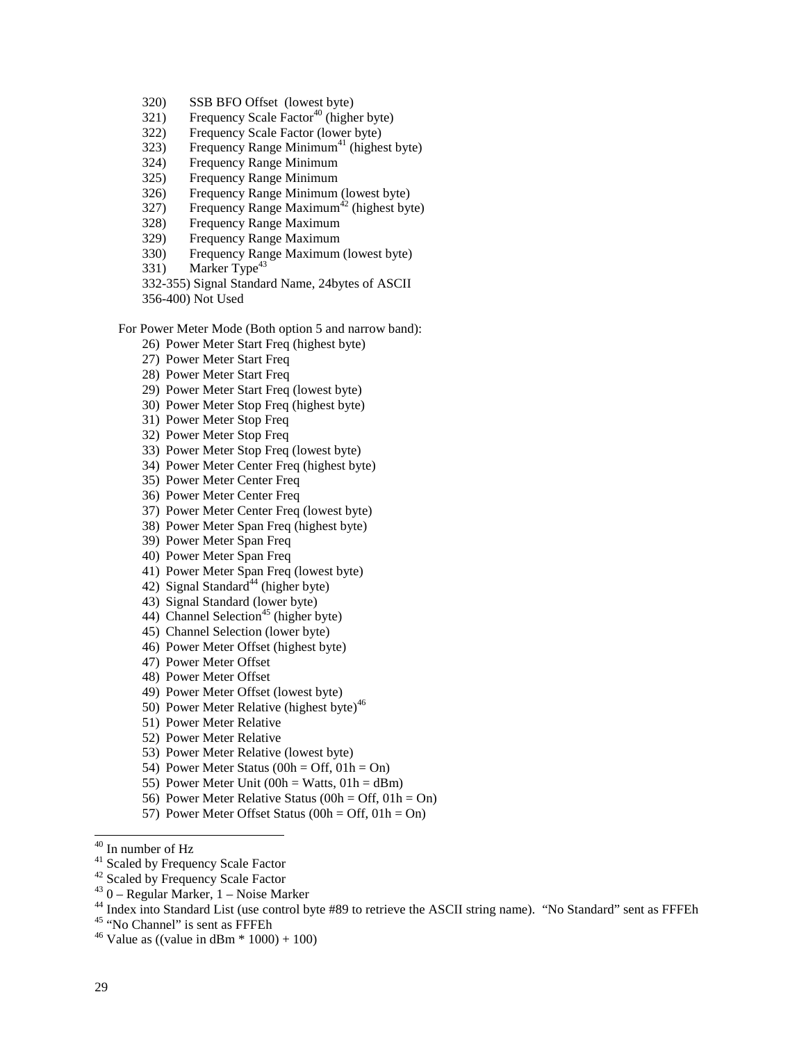320) SSB BFO Offset (lowest byte)
321) Frequency Scale Factor[40] (higher byte)
322) Frequency Scale Factor (lower byte)
323) Frequency Range Minimum[41] (highest byte)
324) Frequency Range Minimum
325) Frequency Range Minimum
326) Frequency Range Minimum (lowest byte)
327) Frequency Range Maximum[42] (highest byte)
328) Frequency Range Maximum
329) Frequency Range Maximum
330) Frequency Range Maximum (lowest byte)
331) Marker Type[43]
332-355) Signal Standard Name, 24bytes of ASCII
356-400) Not Used

For Power Meter Mode (Both option 5 and narrow band):

26) Power Meter Start Freq (highest byte)
27) Power Meter Start Freq
28) Power Meter Start Freq
29) Power Meter Start Freq (lowest byte)
30) Power Meter Stop Freq (highest byte)
31) Power Meter Stop Freq
32) Power Meter Stop Freq
33) Power Meter Stop Freq (lowest byte)
34) Power Meter Center Freq (highest byte)
35) Power Meter Center Freq
36) Power Meter Center Freq
37) Power Meter Center Freq (lowest byte)
38) Power Meter Span Freq (highest byte)
39) Power Meter Span Freq
40) Power Meter Span Freq
41) Power Meter Span Freq (lowest byte)
42) Signal Standard[44] (higher byte)
43) Signal Standard (lower byte)
44) Channel Selection[45] (higher byte)
45) Channel Selection (lower byte)
46) Power Meter Offset (highest byte)
47) Power Meter Offset
48) Power Meter Offset
49) Power Meter Offset (lowest byte)
50) Power Meter Relative (highest byte)[46]
51) Power Meter Relative
52) Power Meter Relative
53) Power Meter Relative (lowest byte)
54) Power Meter Status (00h = Off, 01h = On)
55) Power Meter Unit (00h = Watts, 01h = dBm)
56) Power Meter Relative Status (00h = Off, 01h = On)
57) Power Meter Offset Status (00h = Off, 01h = On)

---

[40] In number of Hz

[41] Scaled by Frequency Scale Factor

[42] Scaled by Frequency Scale Factor

[43] 0 – Regular Marker, 1 – Noise Marker

[44] Index into Standard List (use control byte #89 to retrieve the ASCII string name). "No Standard" sent as FFFEh

[45] "No Channel" is sent as FFFEh

[46] Value as ((value in dBm * 1000) + 100)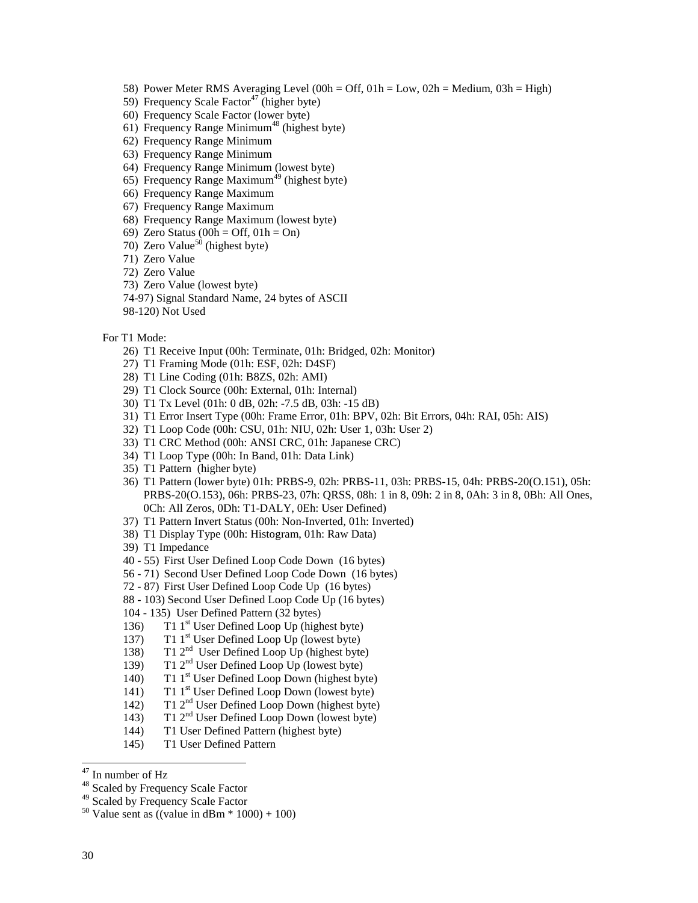58) Power Meter RMS Averaging Level (00h = Off, 01h = Low, 02h = Medium, 03h = High)
59) Frequency Scale Factor[47] (higher byte)
60) Frequency Scale Factor (lower byte)
61) Frequency Range Minimum[48] (highest byte)
62) Frequency Range Minimum
63) Frequency Range Minimum
64) Frequency Range Minimum (lowest byte)
65) Frequency Range Maximum[49] (highest byte)
66) Frequency Range Maximum
67) Frequency Range Maximum
68) Frequency Range Maximum (lowest byte)
69) Zero Status (00h = Off, 01h = On)
70) Zero Value[50] (highest byte)
71) Zero Value
72) Zero Value
73) Zero Value (lowest byte)
74-97) Signal Standard Name, 24 bytes of ASCII
98-120) Not Used

For T1 Mode:

26) T1 Receive Input (00h: Terminate, 01h: Bridged, 02h: Monitor)
27) T1 Framing Mode (01h: ESF, 02h: D4SF)
28) T1 Line Coding (01h: B8ZS, 02h: AMI)
29) T1 Clock Source (00h: External, 01h: Internal)
30) T1 Tx Level (01h: 0 dB, 02h: -7.5 dB, 03h: -15 dB)
31) T1 Error Insert Type (00h: Frame Error, 01h: BPV, 02h: Bit Errors, 04h: RAI, 05h: AIS)
32) T1 Loop Code (00h: CSU, 01h: NIU, 02h: User 1, 03h: User 2)
33) T1 CRC Method (00h: ANSI CRC, 01h: Japanese CRC)
34) T1 Loop Type (00h: In Band, 01h: Data Link)
35) T1 Pattern (higher byte)
36) T1 Pattern (lower byte) 01h: PRBS-9, 02h: PRBS-11, 03h: PRBS-15, 04h: PRBS-20(O.151), 05h: PRBS-20(O.153), 06h: PRBS-23, 07h: QRSS, 08h: 1 in 8, 09h: 2 in 8, 0Ah: 3 in 8, 0Bh: All Ones, 0Ch: All Zeros, 0Dh: T1-DALY, 0Eh: User Defined)
37) T1 Pattern Invert Status (00h: Non-Inverted, 01h: Inverted)
38) T1 Display Type (00h: Histogram, 01h: Raw Data)
39) T1 Impedance
40 - 55) First User Defined Loop Code Down (16 bytes)
56 - 71) Second User Defined Loop Code Down (16 bytes)
72 - 87) First User Defined Loop Code Up (16 bytes)
88 - 103) Second User Defined Loop Code Up (16 bytes)
104 - 135) User Defined Pattern (32 bytes)
136) T1 1st User Defined Loop Up (highest byte)
137) T1 1st User Defined Loop Up (lowest byte)
138) T1 2nd User Defined Loop Up (highest byte)
139) T1 2nd User Defined Loop Up (lowest byte)
140) T1 1st User Defined Loop Down (highest byte)
141) T1 1st User Defined Loop Down (lowest byte)
142) T1 2nd User Defined Loop Down (highest byte)
143) T1 2nd User Defined Loop Down (lowest byte)
144) T1 User Defined Pattern (highest byte)
145) T1 User Defined Pattern

---

[47] In number of Hz
[48] Scaled by Frequency Scale Factor
[49] Scaled by Frequency Scale Factor
[50] Value sent as ((value in dBm * 1000) + 100)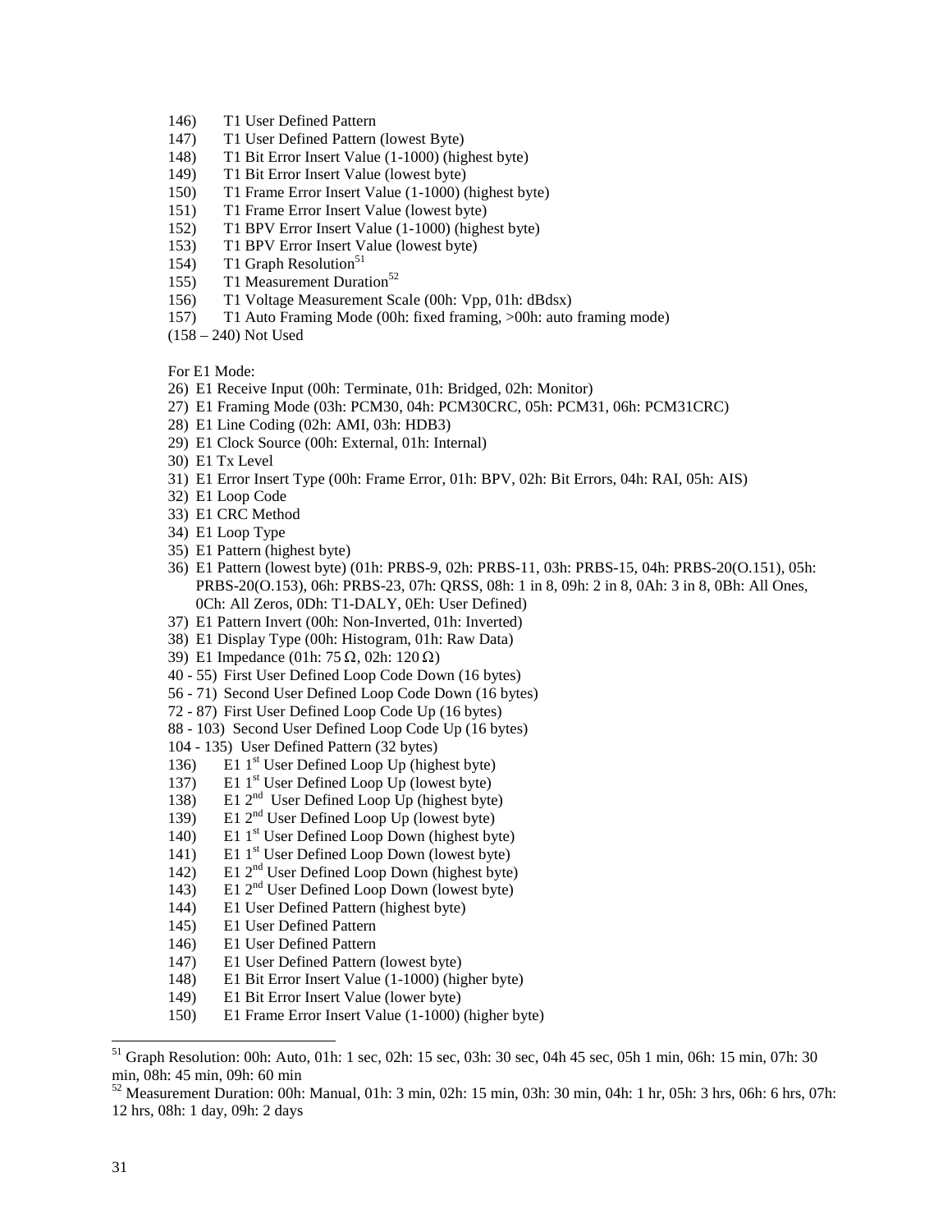146) T1 User Defined Pattern
147) T1 User Defined Pattern (lowest Byte)
148) T1 Bit Error Insert Value (1-1000) (highest byte)
149) T1 Bit Error Insert Value (lowest byte)
150) T1 Frame Error Insert Value (1-1000) (highest byte)
151) T1 Frame Error Insert Value (lowest byte)
152) T1 BPV Error Insert Value (1-1000) (highest byte)
153) T1 BPV Error Insert Value (lowest byte)
154) T1 Graph Resolution[51]
155) T1 Measurement Duration[52]
156) T1 Voltage Measurement Scale (00h: Vpp, 01h: dBdsx)
157) T1 Auto Framing Mode (00h: fixed framing, >00h: auto framing mode)
(158 – 240) Not Used

For E1 Mode:

26) E1 Receive Input (00h: Terminate, 01h: Bridged, 02h: Monitor)
27) E1 Framing Mode (03h: PCM30, 04h: PCM30CRC, 05h: PCM31, 06h: PCM31CRC)
28) E1 Line Coding (02h: AMI, 03h: HDB3)
29) E1 Clock Source (00h: External, 01h: Internal)
30) E1 Tx Level
31) E1 Error Insert Type (00h: Frame Error, 01h: BPV, 02h: Bit Errors, 04h: RAI, 05h: AIS)
32) E1 Loop Code
33) E1 CRC Method
34) E1 Loop Type
35) E1 Pattern (highest byte)
36) E1 Pattern (lowest byte) (01h: PRBS-9, 02h: PRBS-11, 03h: PRBS-15, 04h: PRBS-20(O.151), 05h: PRBS-20(O.153), 06h: PRBS-23, 07h: QRSS, 08h: 1 in 8, 09h: 2 in 8, 0Ah: 3 in 8, 0Bh: All Ones, 0Ch: All Zeros, 0Dh: T1-DALY, 0Eh: User Defined)
37) E1 Pattern Invert (00h: Non-Inverted, 01h: Inverted)
38) E1 Display Type (00h: Histogram, 01h: Raw Data)
39) E1 Impedance (01h: 75 Ω, 02h: 120 Ω)
40 - 55) First User Defined Loop Code Down (16 bytes)
56 - 71) Second User Defined Loop Code Down (16 bytes)
72 - 87) First User Defined Loop Code Up (16 bytes)
88 - 103) Second User Defined Loop Code Up (16 bytes)
104 - 135) User Defined Pattern (32 bytes)
136) E1 1st User Defined Loop Up (highest byte)
137) E1 1st User Defined Loop Up (lowest byte)
138) E1 2nd User Defined Loop Up (highest byte)
139) E1 2nd User Defined Loop Up (lowest byte)
140) E1 1st User Defined Loop Down (highest byte)
141) E1 1st User Defined Loop Down (lowest byte)
142) E1 2nd User Defined Loop Down (highest byte)
143) E1 2nd User Defined Loop Down (lowest byte)
144) E1 User Defined Pattern (highest byte)
145) E1 User Defined Pattern
146) E1 User Defined Pattern
147) E1 User Defined Pattern (lowest byte)
148) E1 Bit Error Insert Value (1-1000) (higher byte)
149) E1 Bit Error Insert Value (lower byte)
150) E1 Frame Error Insert Value (1-1000) (higher byte)

---

[51] Graph Resolution: 00h: Auto, 01h: 1 sec, 02h: 15 sec, 03h: 30 sec, 04h 45 sec, 05h 1 min, 06h: 15 min, 07h: 30 min, 08h: 45 min, 09h: 60 min

[52] Measurement Duration: 00h: Manual, 01h: 3 min, 02h: 15 min, 03h: 30 min, 04h: 1 hr, 05h: 3 hrs, 06h: 6 hrs, 07h: 12 hrs, 08h: 1 day, 09h: 2 days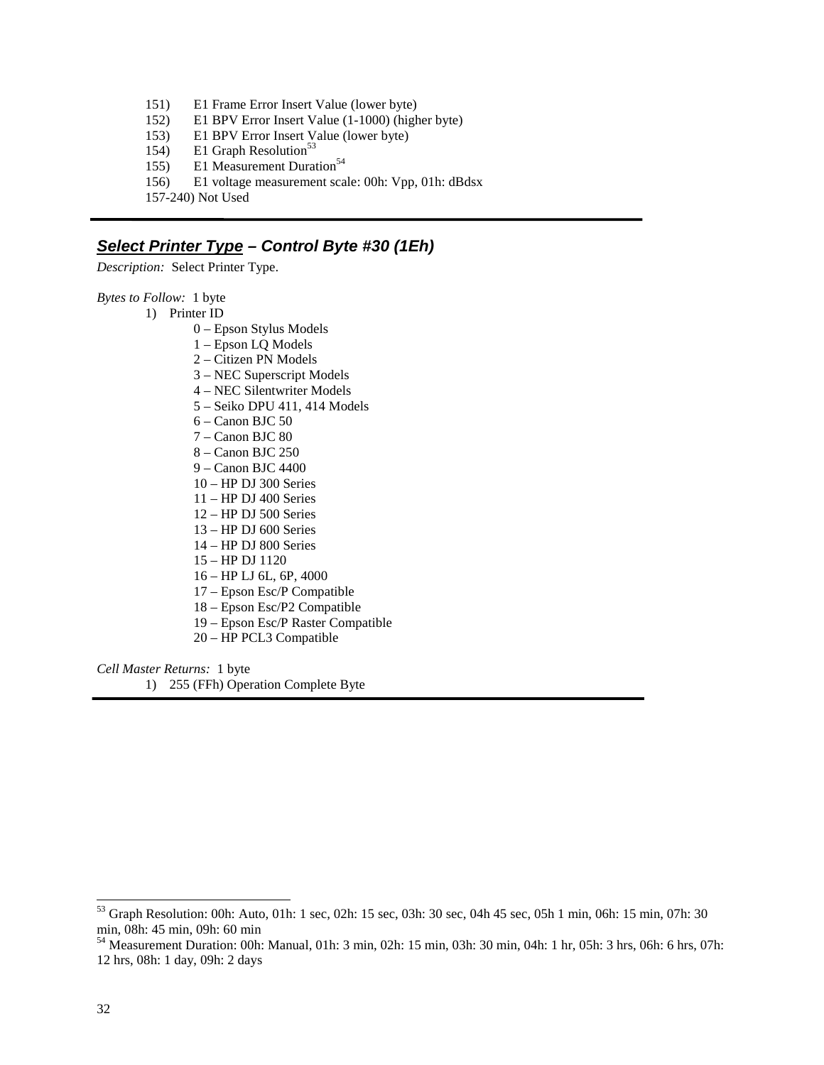151) E1 Frame Error Insert Value (lower byte)
152) E1 BPV Error Insert Value (1-1000) (higher byte)
153) E1 BPV Error Insert Value (lower byte)
154) E1 Graph Resolution[53]
155) E1 Measurement Duration[54]
156) E1 voltage measurement scale: 00h: Vpp, 01h: dBdsx
157-240) Not Used

---

## ***<u>Select Printer Type</u> – Control Byte #30 (1Eh)***

*Description:* Select Printer Type.

*Bytes to Follow:* 1 byte

1) Printer ID
   - 0 – Epson Stylus Models
   - 1 – Epson LQ Models
   - 2 – Citizen PN Models
   - 3 – NEC Superscript Models
   - 4 – NEC Silentwriter Models
   - 5 – Seiko DPU 411, 414 Models
   - 6 – Canon BJC 50
   - 7 – Canon BJC 80
   - 8 – Canon BJC 250
   - 9 – Canon BJC 4400
   - 10 – HP DJ 300 Series
   - 11 – HP DJ 400 Series
   - 12 – HP DJ 500 Series
   - 13 – HP DJ 600 Series
   - 14 – HP DJ 800 Series
   - 15 – HP DJ 1120
   - 16 – HP LJ 6L, 6P, 4000
   - 17 – Epson Esc/P Compatible
   - 18 – Epson Esc/P2 Compatible
   - 19 – Epson Esc/P Raster Compatible
   - 20 – HP PCL3 Compatible

*Cell Master Returns:* 1 byte

1) 255 (FFh) Operation Complete Byte

---

[53] Graph Resolution: 00h: Auto, 01h: 1 sec, 02h: 15 sec, 03h: 30 sec, 04h 45 sec, 05h 1 min, 06h: 15 min, 07h: 30 min, 08h: 45 min, 09h: 60 min

[54] Measurement Duration: 00h: Manual, 01h: 3 min, 02h: 15 min, 03h: 30 min, 04h: 1 hr, 05h: 3 hrs, 06h: 6 hrs, 07h: 12 hrs, 08h: 1 day, 09h: 2 days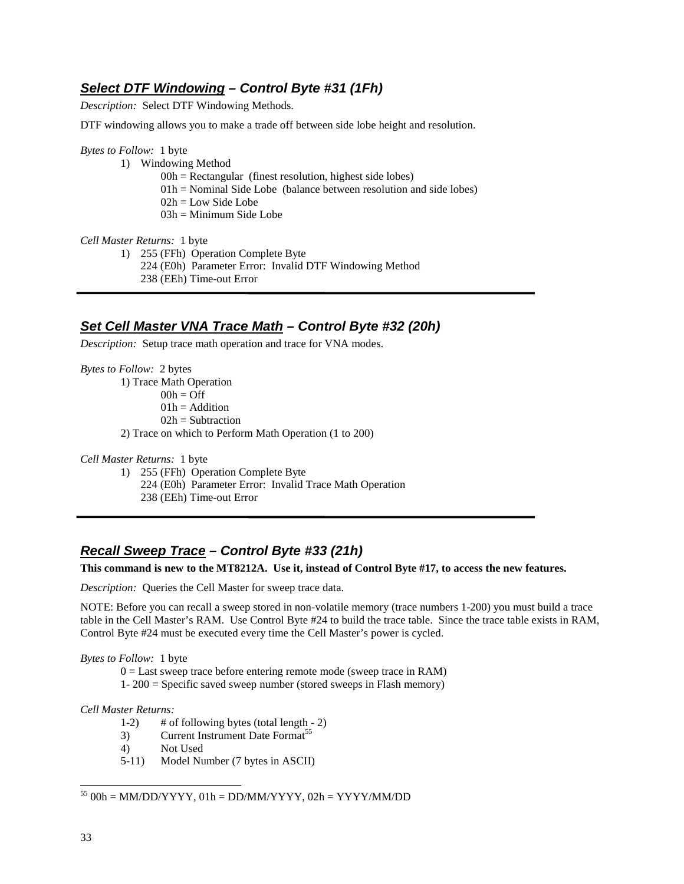## ***Select DTF Windowing* – Control Byte #31 (1Fh)**

*Description:* Select DTF Windowing Methods.

DTF windowing allows you to make a trade off between side lobe height and resolution.

*Bytes to Follow:* 1 byte

1) Windowing Method
   - 00h = Rectangular (finest resolution, highest side lobes)
   - 01h = Nominal Side Lobe (balance between resolution and side lobes)
   - 02h = Low Side Lobe
   - 03h = Minimum Side Lobe

*Cell Master Returns:* 1 byte

1) 255 (FFh) Operation Complete Byte
   224 (E0h) Parameter Error: Invalid DTF Windowing Method
   238 (EEh) Time-out Error

---

## ***Set Cell Master VNA Trace Math* – Control Byte #32 (20h)**

*Description:* Setup trace math operation and trace for VNA modes.

*Bytes to Follow:* 2 bytes

1) Trace Math Operation
   - 00h = Off
   - 01h = Addition
   - 02h = Subtraction
2) Trace on which to Perform Math Operation (1 to 200)

*Cell Master Returns:* 1 byte

1) 255 (FFh) Operation Complete Byte
   224 (E0h) Parameter Error: Invalid Trace Math Operation
   238 (EEh) Time-out Error

---

## ***Recall Sweep Trace* – Control Byte #33 (21h)**

**This command is new to the MT8212A. Use it, instead of Control Byte #17, to access the new features.**

*Description:* Queries the Cell Master for sweep trace data.

NOTE: Before you can recall a sweep stored in non-volatile memory (trace numbers 1-200) you must build a trace table in the Cell Master's RAM. Use Control Byte #24 to build the trace table. Since the trace table exists in RAM, Control Byte #24 must be executed every time the Cell Master's power is cycled.

*Bytes to Follow:* 1 byte

- 0 = Last sweep trace before entering remote mode (sweep trace in RAM)
- 1- 200 = Specific saved sweep number (stored sweeps in Flash memory)

*Cell Master Returns:*

- 1-2) # of following bytes (total length - 2)
- 3) Current Instrument Date Format[55]
- 4) Not Used
- 5-11) Model Number (7 bytes in ASCII)

---

[55] 00h = MM/DD/YYYY, 01h = DD/MM/YYYY, 02h = YYYY/MM/DD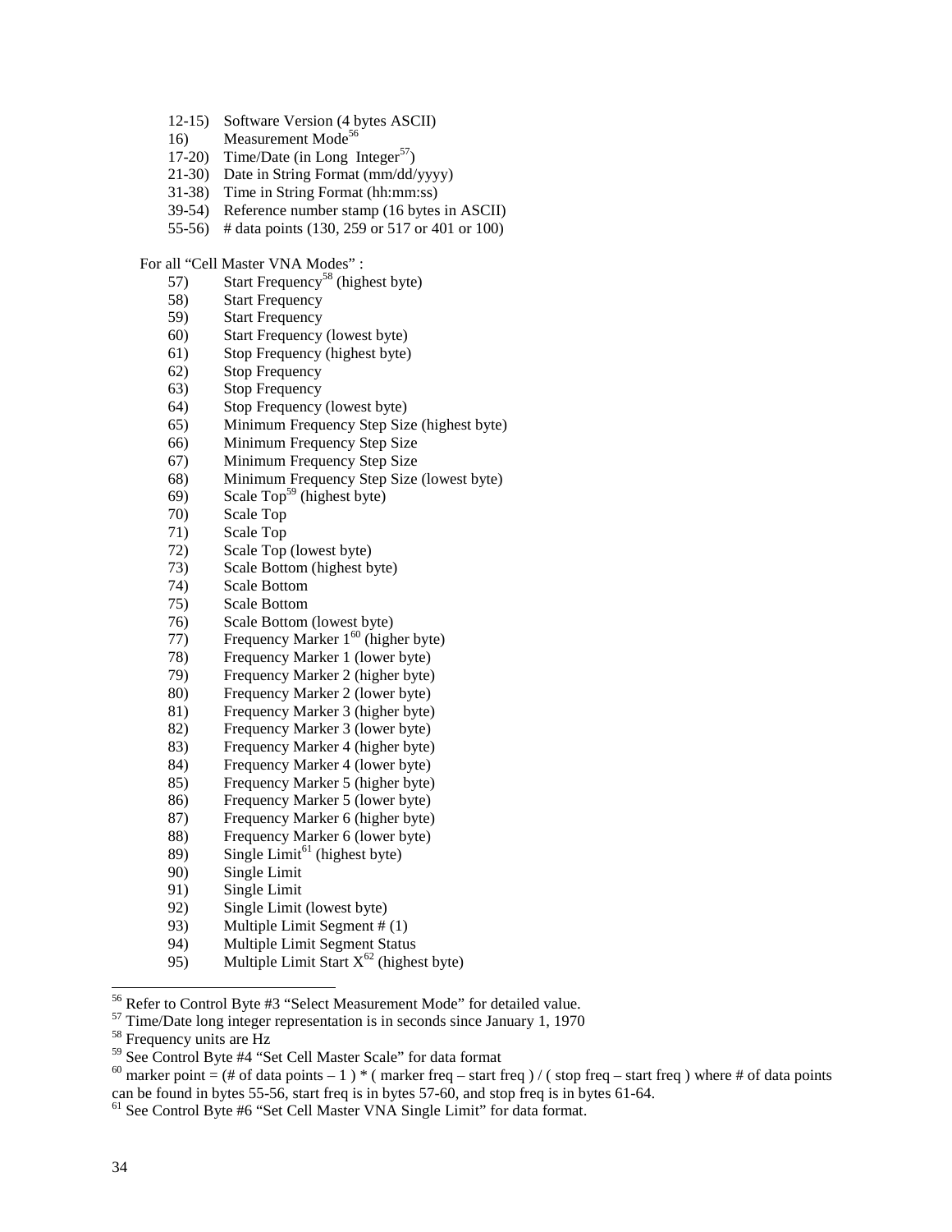12-15) Software Version (4 bytes ASCII)
16) Measurement Mode[56]
17-20) Time/Date (in Long Integer[57])
21-30) Date in String Format (mm/dd/yyyy)
31-38) Time in String Format (hh:mm:ss)
39-54) Reference number stamp (16 bytes in ASCII)
55-56) # data points (130, 259 or 517 or 401 or 100)

For all "Cell Master VNA Modes" :

57) Start Frequency[58] (highest byte)
58) Start Frequency
59) Start Frequency
60) Start Frequency (lowest byte)
61) Stop Frequency (highest byte)
62) Stop Frequency
63) Stop Frequency
64) Stop Frequency (lowest byte)
65) Minimum Frequency Step Size (highest byte)
66) Minimum Frequency Step Size
67) Minimum Frequency Step Size
68) Minimum Frequency Step Size (lowest byte)
69) Scale Top[59] (highest byte)
70) Scale Top
71) Scale Top
72) Scale Top (lowest byte)
73) Scale Bottom (highest byte)
74) Scale Bottom
75) Scale Bottom
76) Scale Bottom (lowest byte)
77) Frequency Marker 1[60] (higher byte)
78) Frequency Marker 1 (lower byte)
79) Frequency Marker 2 (higher byte)
80) Frequency Marker 2 (lower byte)
81) Frequency Marker 3 (higher byte)
82) Frequency Marker 3 (lower byte)
83) Frequency Marker 4 (higher byte)
84) Frequency Marker 4 (lower byte)
85) Frequency Marker 5 (higher byte)
86) Frequency Marker 5 (lower byte)
87) Frequency Marker 6 (higher byte)
88) Frequency Marker 6 (lower byte)
89) Single Limit[61] (highest byte)
90) Single Limit
91) Single Limit
92) Single Limit (lowest byte)
93) Multiple Limit Segment # (1)
94) Multiple Limit Segment Status
95) Multiple Limit Start X[62] (highest byte)

---

[56] Refer to Control Byte #3 "Select Measurement Mode" for detailed value.

[57] Time/Date long integer representation is in seconds since January 1, 1970

[58] Frequency units are Hz

[59] See Control Byte #4 "Set Cell Master Scale" for data format

[60] marker point = (# of data points – 1 ) * ( marker freq – start freq ) / ( stop freq – start freq ) where # of data points can be found in bytes 55-56, start freq is in bytes 57-60, and stop freq is in bytes 61-64.

[61] See Control Byte #6 "Set Cell Master VNA Single Limit" for data format.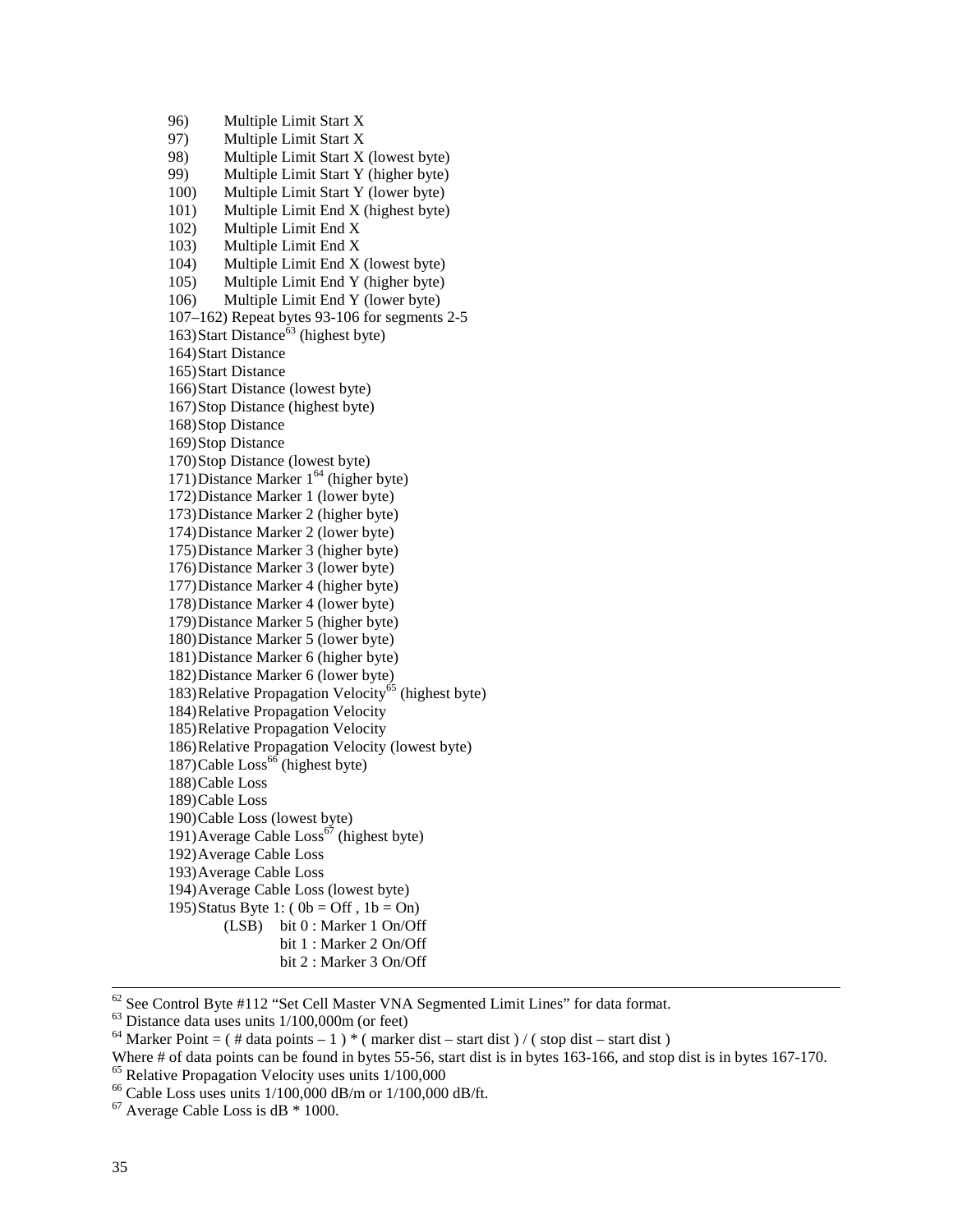96) Multiple Limit Start X
97) Multiple Limit Start X
98) Multiple Limit Start X (lowest byte)
99) Multiple Limit Start Y (higher byte)
100) Multiple Limit Start Y (lower byte)
101) Multiple Limit End X (highest byte)
102) Multiple Limit End X
103) Multiple Limit End X
104) Multiple Limit End X (lowest byte)
105) Multiple Limit End Y (higher byte)
106) Multiple Limit End Y (lower byte)
107–162) Repeat bytes 93-106 for segments 2-5
163) Start Distance[63] (highest byte)
164) Start Distance
165) Start Distance
166) Start Distance (lowest byte)
167) Stop Distance (highest byte)
168) Stop Distance
169) Stop Distance
170) Stop Distance (lowest byte)
171) Distance Marker 1[64] (higher byte)
172) Distance Marker 1 (lower byte)
173) Distance Marker 2 (higher byte)
174) Distance Marker 2 (lower byte)
175) Distance Marker 3 (higher byte)
176) Distance Marker 3 (lower byte)
177) Distance Marker 4 (higher byte)
178) Distance Marker 4 (lower byte)
179) Distance Marker 5 (higher byte)
180) Distance Marker 5 (lower byte)
181) Distance Marker 6 (higher byte)
182) Distance Marker 6 (lower byte)
183) Relative Propagation Velocity[65] (highest byte)
184) Relative Propagation Velocity
185) Relative Propagation Velocity
186) Relative Propagation Velocity (lowest byte)
187) Cable Loss[66] (highest byte)
188) Cable Loss
189) Cable Loss
190) Cable Loss (lowest byte)
191) Average Cable Loss[67] (highest byte)
192) Average Cable Loss
193) Average Cable Loss
194) Average Cable Loss (lowest byte)
195) Status Byte 1: ( 0b = Off , 1b = On)
    (LSB) bit 0 : Marker 1 On/Off
    bit 1 : Marker 2 On/Off
    bit 2 : Marker 3 On/Off

---

[62] See Control Byte #112 "Set Cell Master VNA Segmented Limit Lines" for data format.
[63] Distance data uses units 1/100,000m (or feet)
[64] Marker Point = ( # data points – 1 ) * ( marker dist – start dist ) / ( stop dist – start dist )
Where # of data points can be found in bytes 55-56, start dist is in bytes 163-166, and stop dist is in bytes 167-170.
[65] Relative Propagation Velocity uses units 1/100,000
[66] Cable Loss uses units 1/100,000 dB/m or 1/100,000 dB/ft.
[67] Average Cable Loss is dB * 1000.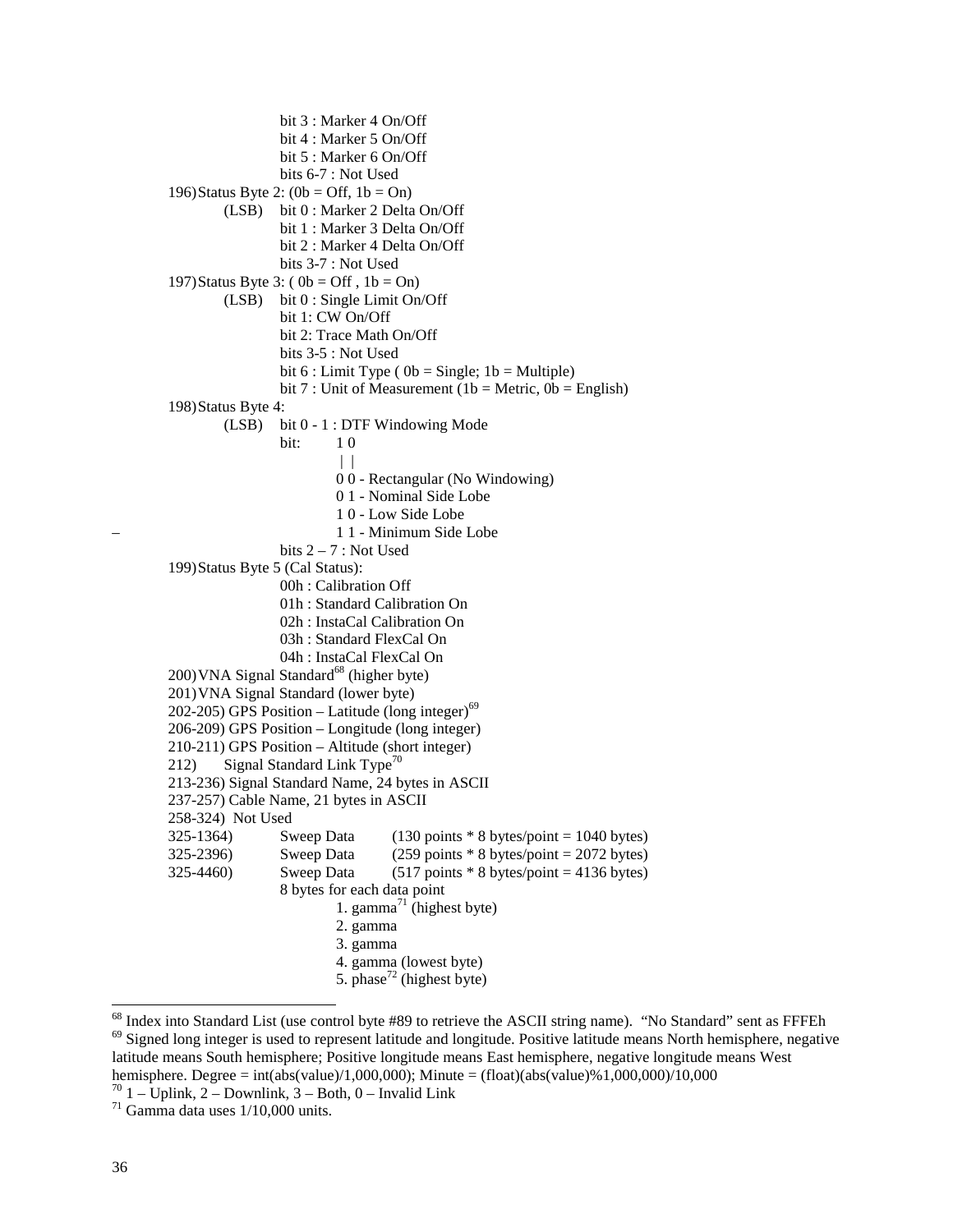bit 3 : Marker 4 On/Off
bit 4 : Marker 5 On/Off
bit 5 : Marker 6 On/Off
bits 6-7 : Not Used

196) Status Byte 2: (0b = Off, 1b = On)
(LSB) bit 0 : Marker 2 Delta On/Off
bit 1 : Marker 3 Delta On/Off
bit 2 : Marker 4 Delta On/Off
bits 3-7 : Not Used

197) Status Byte 3: ( 0b = Off , 1b = On)
(LSB) bit 0 : Single Limit On/Off
bit 1: CW On/Off
bit 2: Trace Math On/Off
bits 3-5 : Not Used
bit 6 : Limit Type ( 0b = Single; 1b = Multiple)
bit 7 : Unit of Measurement (1b = Metric, 0b = English)

198) Status Byte 4:
(LSB) bit 0 - 1 : DTF Windowing Mode

```
bit:    1 0
        | |
        0 0 - Rectangular (No Windowing)
        0 1 - Nominal Side Lobe
        1 0 - Low Side Lobe
        1 1 - Minimum Side Lobe
```

bits 2 – 7 : Not Used

199) Status Byte 5 (Cal Status):
00h : Calibration Off
01h : Standard Calibration On
02h : InstaCal Calibration On
03h : Standard FlexCal On
04h : InstaCal FlexCal On

200) VNA Signal Standard[68] (higher byte)
201) VNA Signal Standard (lower byte)
202-205) GPS Position – Latitude (long integer)[69]
206-209) GPS Position – Longitude (long integer)
210-211) GPS Position – Altitude (short integer)
212) Signal Standard Link Type[70]
213-236) Signal Standard Name, 24 bytes in ASCII
237-257) Cable Name, 21 bytes in ASCII
258-324) Not Used
325-1364) Sweep Data (130 points * 8 bytes/point = 1040 bytes)
325-2396) Sweep Data (259 points * 8 bytes/point = 2072 bytes)
325-4460) Sweep Data (517 points * 8 bytes/point = 4136 bytes)
8 bytes for each data point
1. gamma[71] (highest byte)
2. gamma
3. gamma
4. gamma (lowest byte)
5. phase[72] (highest byte)

---

[68] Index into Standard List (use control byte #89 to retrieve the ASCII string name). "No Standard" sent as FFFEh

[69] Signed long integer is used to represent latitude and longitude. Positive latitude means North hemisphere, negative latitude means South hemisphere; Positive longitude means East hemisphere, negative longitude means West hemisphere. Degree = int(abs(value)/1,000,000); Minute = (float)(abs(value)%1,000,000)/10,000

[70] 1 – Uplink, 2 – Downlink, 3 – Both, 0 – Invalid Link

[71] Gamma data uses 1/10,000 units.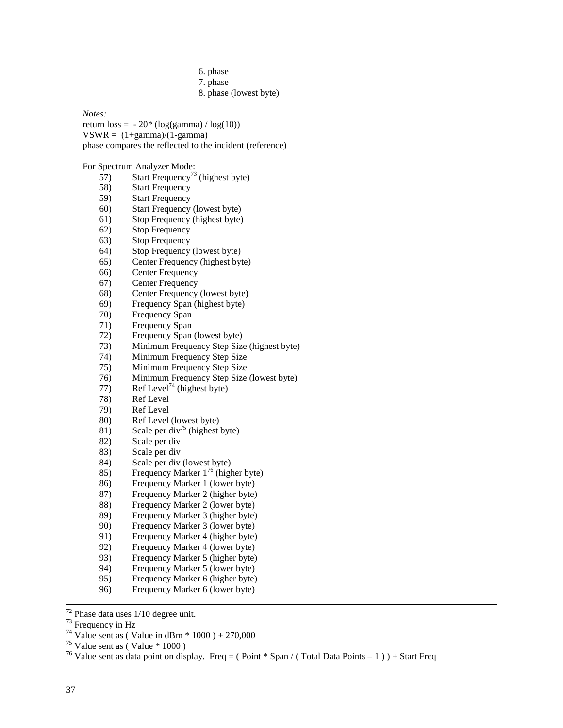6. phase
7. phase
8. phase (lowest byte)

*Notes:*

return loss = - 20* (log(gamma) / log(10))
VSWR = (1+gamma)/(1-gamma)
phase compares the reflected to the incident (reference)

For Spectrum Analyzer Mode:

57) Start Frequency[73] (highest byte)
58) Start Frequency
59) Start Frequency
60) Start Frequency (lowest byte)
61) Stop Frequency (highest byte)
62) Stop Frequency
63) Stop Frequency
64) Stop Frequency (lowest byte)
65) Center Frequency (highest byte)
66) Center Frequency
67) Center Frequency
68) Center Frequency (lowest byte)
69) Frequency Span (highest byte)
70) Frequency Span
71) Frequency Span
72) Frequency Span (lowest byte)
73) Minimum Frequency Step Size (highest byte)
74) Minimum Frequency Step Size
75) Minimum Frequency Step Size
76) Minimum Frequency Step Size (lowest byte)
77) Ref Level[74] (highest byte)
78) Ref Level
79) Ref Level
80) Ref Level (lowest byte)
81) Scale per div[75] (highest byte)
82) Scale per div
83) Scale per div
84) Scale per div (lowest byte)
85) Frequency Marker 1[76] (higher byte)
86) Frequency Marker 1 (lower byte)
87) Frequency Marker 2 (higher byte)
88) Frequency Marker 2 (lower byte)
89) Frequency Marker 3 (higher byte)
90) Frequency Marker 3 (lower byte)
91) Frequency Marker 4 (higher byte)
92) Frequency Marker 4 (lower byte)
93) Frequency Marker 5 (higher byte)
94) Frequency Marker 5 (lower byte)
95) Frequency Marker 6 (higher byte)
96) Frequency Marker 6 (lower byte)

---

[72] Phase data uses 1/10 degree unit.

[73] Frequency in Hz

[74] Value sent as ( Value in dBm * 1000 ) + 270,000

[75] Value sent as ( Value * 1000 )

[76] Value sent as data point on display. Freq = ( Point * Span / ( Total Data Points – 1 ) ) + Start Freq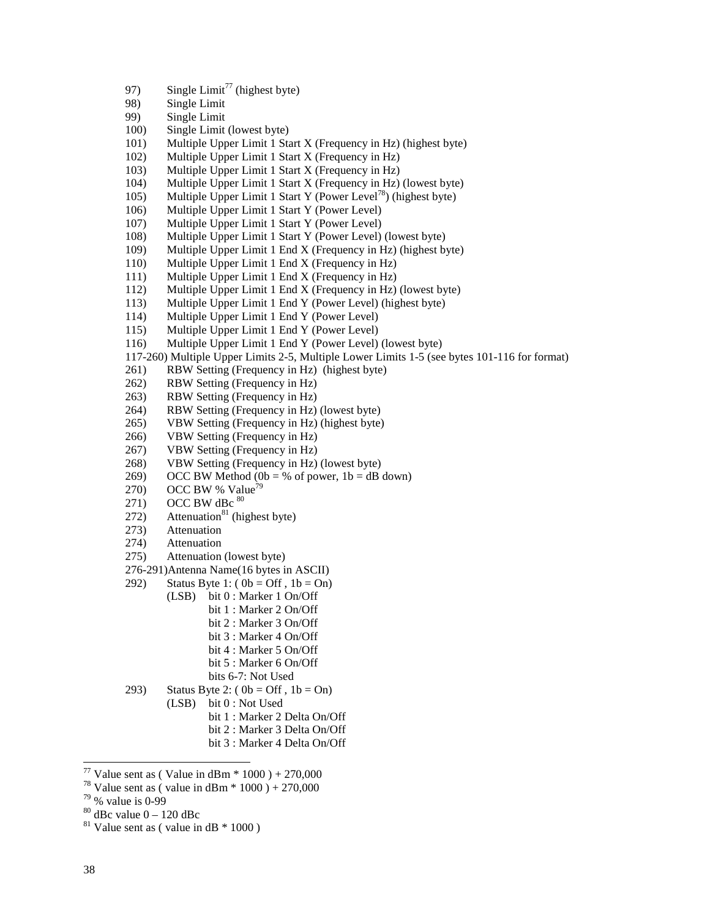97) Single Limit[77] (highest byte)
98) Single Limit
99) Single Limit
100) Single Limit (lowest byte)
101) Multiple Upper Limit 1 Start X (Frequency in Hz) (highest byte)
102) Multiple Upper Limit 1 Start X (Frequency in Hz)
103) Multiple Upper Limit 1 Start X (Frequency in Hz)
104) Multiple Upper Limit 1 Start X (Frequency in Hz) (lowest byte)
105) Multiple Upper Limit 1 Start Y (Power Level[78]) (highest byte)
106) Multiple Upper Limit 1 Start Y (Power Level)
107) Multiple Upper Limit 1 Start Y (Power Level)
108) Multiple Upper Limit 1 Start Y (Power Level) (lowest byte)
109) Multiple Upper Limit 1 End X (Frequency in Hz) (highest byte)
110) Multiple Upper Limit 1 End X (Frequency in Hz)
111) Multiple Upper Limit 1 End X (Frequency in Hz)
112) Multiple Upper Limit 1 End X (Frequency in Hz) (lowest byte)
113) Multiple Upper Limit 1 End Y (Power Level) (highest byte)
114) Multiple Upper Limit 1 End Y (Power Level)
115) Multiple Upper Limit 1 End Y (Power Level)
116) Multiple Upper Limit 1 End Y (Power Level) (lowest byte)
117-260) Multiple Upper Limits 2-5, Multiple Lower Limits 1-5 (see bytes 101-116 for format)
261) RBW Setting (Frequency in Hz) (highest byte)
262) RBW Setting (Frequency in Hz)
263) RBW Setting (Frequency in Hz)
264) RBW Setting (Frequency in Hz) (lowest byte)
265) VBW Setting (Frequency in Hz) (highest byte)
266) VBW Setting (Frequency in Hz)
267) VBW Setting (Frequency in Hz)
268) VBW Setting (Frequency in Hz) (lowest byte)
269) OCC BW Method (0b = % of power, 1b = dB down)
270) OCC BW % Value[79]
271) OCC BW dBc [80]
272) Attenuation[81] (highest byte)
273) Attenuation
274) Attenuation
275) Attenuation (lowest byte)
276-291) Antenna Name(16 bytes in ASCII)
292) Status Byte 1: ( 0b = Off , 1b = On)
    (LSB) bit 0 : Marker 1 On/Off
    bit 1 : Marker 2 On/Off
    bit 2 : Marker 3 On/Off
    bit 3 : Marker 4 On/Off
    bit 4 : Marker 5 On/Off
    bit 5 : Marker 6 On/Off
    bits 6-7: Not Used
293) Status Byte 2: ( 0b = Off , 1b = On)
    (LSB) bit 0 : Not Used
    bit 1 : Marker 2 Delta On/Off
    bit 2 : Marker 3 Delta On/Off
    bit 3 : Marker 4 Delta On/Off

---

[77] Value sent as ( Value in dBm * 1000 ) + 270,000
[78] Value sent as ( value in dBm * 1000 ) + 270,000
[79] % value is 0-99
[80] dBc value 0 – 120 dBc
[81] Value sent as ( value in dB * 1000 )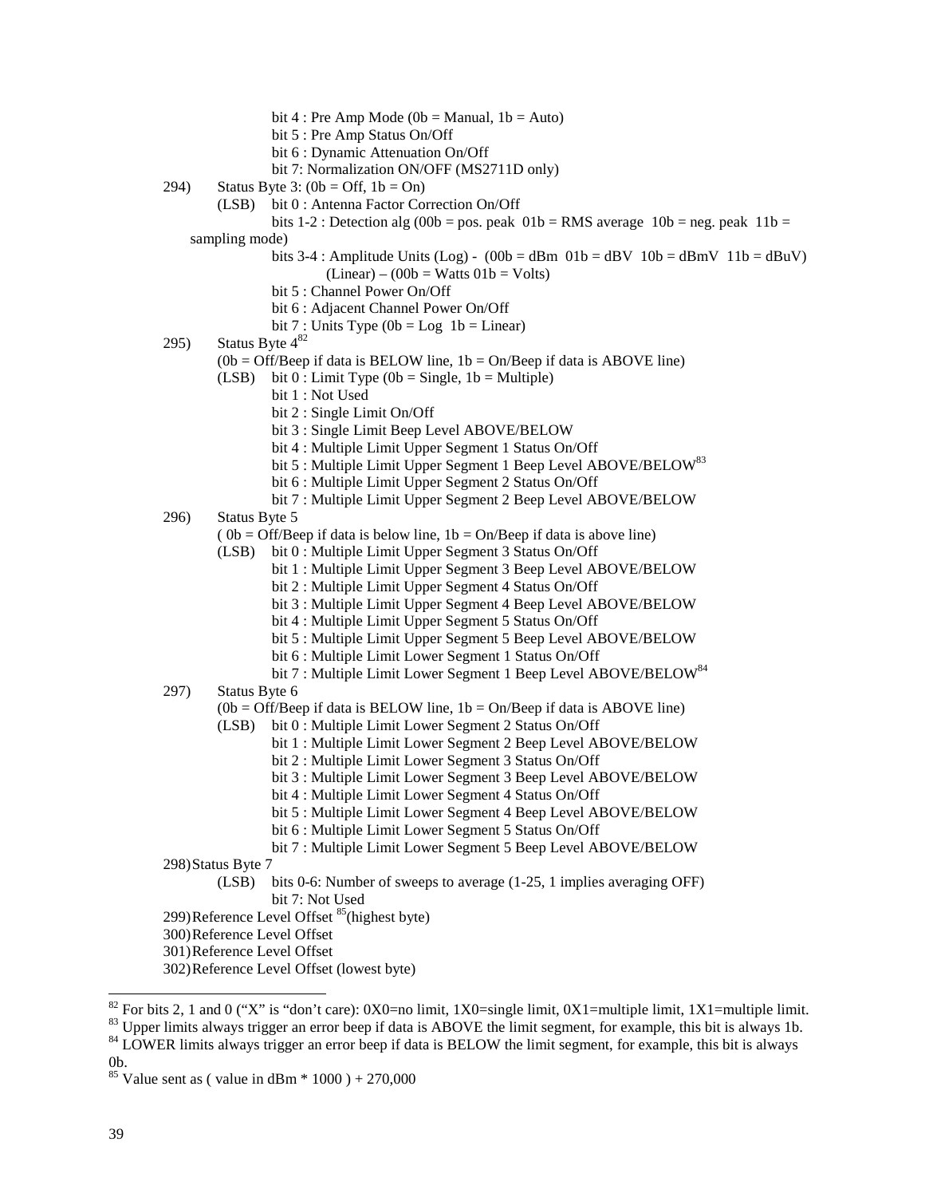bit 4 : Pre Amp Mode (0b = Manual, 1b = Auto)
bit 5 : Pre Amp Status On/Off
bit 6 : Dynamic Attenuation On/Off
bit 7: Normalization ON/OFF (MS2711D only)

294) Status Byte 3: (0b = Off, 1b = On)
(LSB) bit 0 : Antenna Factor Correction On/Off
bits 1-2 : Detection alg (00b = pos. peak 01b = RMS average 10b = neg. peak 11b = sampling mode)
bits 3-4 : Amplitude Units (Log) - (00b = dBm 01b = dBV 10b = dBmV 11b = dBuV)
(Linear) – (00b = Watts 01b = Volts)
bit 5 : Channel Power On/Off
bit 6 : Adjacent Channel Power On/Off
bit 7 : Units Type (0b = Log 1b = Linear)

295) Status Byte 4[82]
(0b = Off/Beep if data is BELOW line, 1b = On/Beep if data is ABOVE line)
(LSB) bit 0 : Limit Type (0b = Single, 1b = Multiple)
bit 1 : Not Used
bit 2 : Single Limit On/Off
bit 3 : Single Limit Beep Level ABOVE/BELOW
bit 4 : Multiple Limit Upper Segment 1 Status On/Off
bit 5 : Multiple Limit Upper Segment 1 Beep Level ABOVE/BELOW[83]
bit 6 : Multiple Limit Upper Segment 2 Status On/Off
bit 7 : Multiple Limit Upper Segment 2 Beep Level ABOVE/BELOW

296) Status Byte 5
( 0b = Off/Beep if data is below line, 1b = On/Beep if data is above line)
(LSB) bit 0 : Multiple Limit Upper Segment 3 Status On/Off
bit 1 : Multiple Limit Upper Segment 3 Beep Level ABOVE/BELOW
bit 2 : Multiple Limit Upper Segment 4 Status On/Off
bit 3 : Multiple Limit Upper Segment 4 Beep Level ABOVE/BELOW
bit 4 : Multiple Limit Upper Segment 5 Status On/Off
bit 5 : Multiple Limit Upper Segment 5 Beep Level ABOVE/BELOW
bit 6 : Multiple Limit Lower Segment 1 Status On/Off
bit 7 : Multiple Limit Lower Segment 1 Beep Level ABOVE/BELOW[84]

297) Status Byte 6
(0b = Off/Beep if data is BELOW line, 1b = On/Beep if data is ABOVE line)
(LSB) bit 0 : Multiple Limit Lower Segment 2 Status On/Off
bit 1 : Multiple Limit Lower Segment 2 Beep Level ABOVE/BELOW
bit 2 : Multiple Limit Lower Segment 3 Status On/Off
bit 3 : Multiple Limit Lower Segment 3 Beep Level ABOVE/BELOW
bit 4 : Multiple Limit Lower Segment 4 Status On/Off
bit 5 : Multiple Limit Lower Segment 4 Beep Level ABOVE/BELOW
bit 6 : Multiple Limit Lower Segment 5 Status On/Off
bit 7 : Multiple Limit Lower Segment 5 Beep Level ABOVE/BELOW

298) Status Byte 7
(LSB) bits 0-6: Number of sweeps to average (1-25, 1 implies averaging OFF)
bit 7: Not Used

299) Reference Level Offset [85](highest byte)

300) Reference Level Offset

301) Reference Level Offset

302) Reference Level Offset (lowest byte)

---

[82] For bits 2, 1 and 0 ("X" is "don't care): 0X0=no limit, 1X0=single limit, 0X1=multiple limit, 1X1=multiple limit.

[83] Upper limits always trigger an error beep if data is ABOVE the limit segment, for example, this bit is always 1b.

[84] LOWER limits always trigger an error beep if data is BELOW the limit segment, for example, this bit is always 0b.

[85] Value sent as ( value in dBm * 1000 ) + 270,000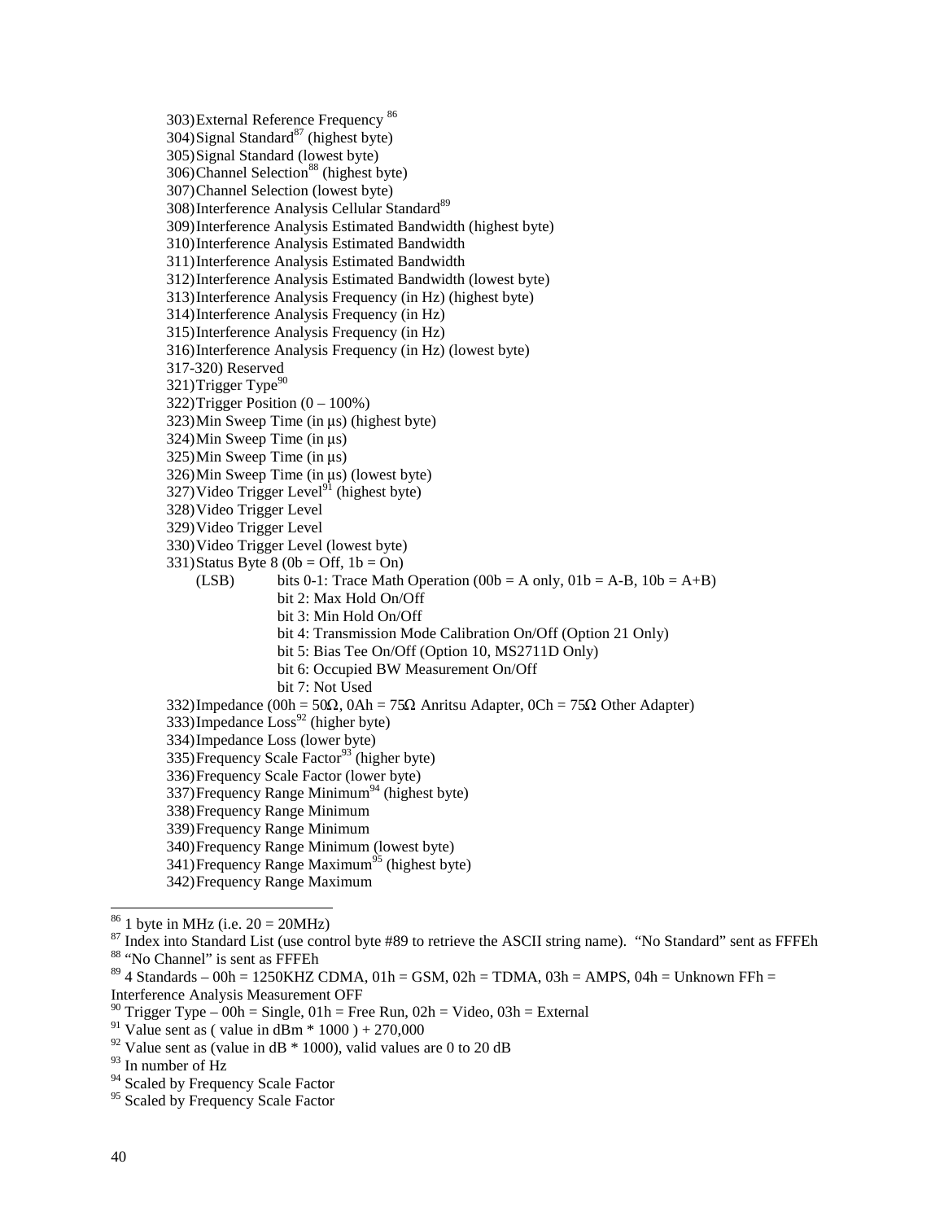303) External Reference Frequency [86]
304) Signal Standard[87] (highest byte)
305) Signal Standard (lowest byte)
306) Channel Selection[88] (highest byte)
307) Channel Selection (lowest byte)
308) Interference Analysis Cellular Standard[89]
309) Interference Analysis Estimated Bandwidth (highest byte)
310) Interference Analysis Estimated Bandwidth
311) Interference Analysis Estimated Bandwidth
312) Interference Analysis Estimated Bandwidth (lowest byte)
313) Interference Analysis Frequency (in Hz) (highest byte)
314) Interference Analysis Frequency (in Hz)
315) Interference Analysis Frequency (in Hz)
316) Interference Analysis Frequency (in Hz) (lowest byte)
317-320) Reserved
321) Trigger Type[90]
322) Trigger Position (0 – 100%)
323) Min Sweep Time (in µs) (highest byte)
324) Min Sweep Time (in µs)
325) Min Sweep Time (in µs)
326) Min Sweep Time (in µs) (lowest byte)
327) Video Trigger Level[91] (highest byte)
328) Video Trigger Level
329) Video Trigger Level
330) Video Trigger Level (lowest byte)
331) Status Byte 8 (0b = Off, 1b = On)
    (LSB) bits 0-1: Trace Math Operation (00b = A only, 01b = A-B, 10b = A+B)
    bit 2: Max Hold On/Off
    bit 3: Min Hold On/Off
    bit 4: Transmission Mode Calibration On/Off (Option 21 Only)
    bit 5: Bias Tee On/Off (Option 10, MS2711D Only)
    bit 6: Occupied BW Measurement On/Off
    bit 7: Not Used
332) Impedance (00h = 50Ω, 0Ah = 75Ω Anritsu Adapter, 0Ch = 75Ω Other Adapter)
333) Impedance Loss[92] (higher byte)
334) Impedance Loss (lower byte)
335) Frequency Scale Factor[93] (higher byte)
336) Frequency Scale Factor (lower byte)
337) Frequency Range Minimum[94] (highest byte)
338) Frequency Range Minimum
339) Frequency Range Minimum
340) Frequency Range Minimum (lowest byte)
341) Frequency Range Maximum[95] (highest byte)
342) Frequency Range Maximum

---

[86] 1 byte in MHz (i.e. 20 = 20MHz)
[87] Index into Standard List (use control byte #89 to retrieve the ASCII string name). "No Standard" sent as FFFEh
[88] "No Channel" is sent as FFFEh
[89] 4 Standards – 00h = 1250KHZ CDMA, 01h = GSM, 02h = TDMA, 03h = AMPS, 04h = Unknown FFh = Interference Analysis Measurement OFF
[90] Trigger Type – 00h = Single, 01h = Free Run, 02h = Video, 03h = External
[91] Value sent as ( value in dBm * 1000 ) + 270,000
[92] Value sent as (value in dB * 1000), valid values are 0 to 20 dB
[93] In number of Hz
[94] Scaled by Frequency Scale Factor
[95] Scaled by Frequency Scale Factor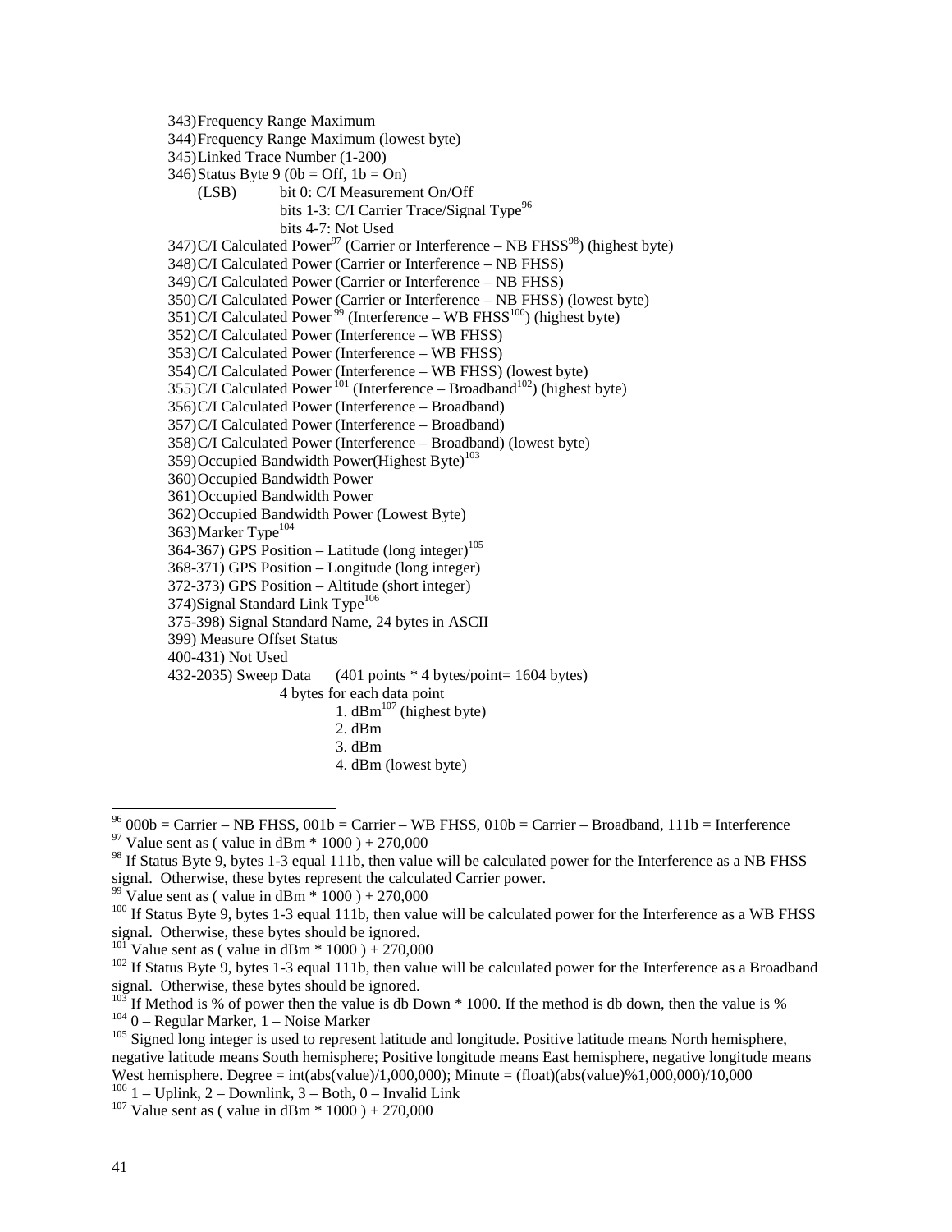343) Frequency Range Maximum
344) Frequency Range Maximum (lowest byte)
345) Linked Trace Number (1-200)
346) Status Byte 9 (0b = Off, 1b = On)

(LSB) bit 0: C/I Measurement On/Off
bits 1-3: C/I Carrier Trace/Signal Type[96]
bits 4-7: Not Used

347) C/I Calculated Power[97] (Carrier or Interference – NB FHSS[98]) (highest byte)
348) C/I Calculated Power (Carrier or Interference – NB FHSS)
349) C/I Calculated Power (Carrier or Interference – NB FHSS)
350) C/I Calculated Power (Carrier or Interference – NB FHSS) (lowest byte)
351) C/I Calculated Power [99] (Interference – WB FHSS[100]) (highest byte)
352) C/I Calculated Power (Interference – WB FHSS)
353) C/I Calculated Power (Interference – WB FHSS)
354) C/I Calculated Power (Interference – WB FHSS) (lowest byte)
355) C/I Calculated Power [101] (Interference – Broadband[102]) (highest byte)
356) C/I Calculated Power (Interference – Broadband)
357) C/I Calculated Power (Interference – Broadband)
358) C/I Calculated Power (Interference – Broadband) (lowest byte)
359) Occupied Bandwidth Power(Highest Byte)[103]
360) Occupied Bandwidth Power
361) Occupied Bandwidth Power
362) Occupied Bandwidth Power (Lowest Byte)
363) Marker Type[104]
364-367) GPS Position – Latitude (long integer)[105]
368-371) GPS Position – Longitude (long integer)
372-373) GPS Position – Altitude (short integer)
374) Signal Standard Link Type[106]
375-398) Signal Standard Name, 24 bytes in ASCII
399) Measure Offset Status
400-431) Not Used
432-2035) Sweep Data (401 points * 4 bytes/point= 1604 bytes)

4 bytes for each data point

1. dBm[107] (highest byte)
2. dBm
3. dBm
4. dBm (lowest byte)

---

[96] 000b = Carrier – NB FHSS, 001b = Carrier – WB FHSS, 010b = Carrier – Broadband, 111b = Interference

[97] Value sent as ( value in dBm * 1000 ) + 270,000

[98] If Status Byte 9, bytes 1-3 equal 111b, then value will be calculated power for the Interference as a NB FHSS signal. Otherwise, these bytes represent the calculated Carrier power.

[99] Value sent as ( value in dBm * 1000 ) + 270,000

[100] If Status Byte 9, bytes 1-3 equal 111b, then value will be calculated power for the Interference as a WB FHSS signal. Otherwise, these bytes should be ignored.

[101] Value sent as ( value in dBm * 1000 ) + 270,000

[102] If Status Byte 9, bytes 1-3 equal 111b, then value will be calculated power for the Interference as a Broadband signal. Otherwise, these bytes should be ignored.

[103] If Method is % of power then the value is db Down * 1000. If the method is db down, then the value is %

[104] 0 – Regular Marker, 1 – Noise Marker

[105] Signed long integer is used to represent latitude and longitude. Positive latitude means North hemisphere, negative latitude means South hemisphere; Positive longitude means East hemisphere, negative longitude means West hemisphere. Degree = int(abs(value)/1,000,000); Minute = (float)(abs(value)%1,000,000)/10,000

[106] 1 – Uplink, 2 – Downlink, 3 – Both, 0 – Invalid Link

[107] Value sent as ( value in dBm * 1000 ) + 270,000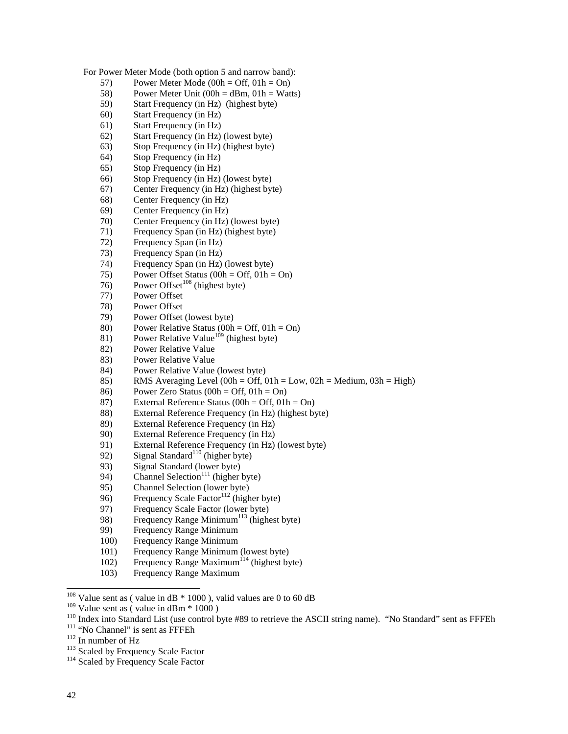For Power Meter Mode (both option 5 and narrow band):

57) Power Meter Mode (00h = Off, 01h = On)
58) Power Meter Unit (00h = dBm, 01h = Watts)
59) Start Frequency (in Hz) (highest byte)
60) Start Frequency (in Hz)
61) Start Frequency (in Hz)
62) Start Frequency (in Hz) (lowest byte)
63) Stop Frequency (in Hz) (highest byte)
64) Stop Frequency (in Hz)
65) Stop Frequency (in Hz)
66) Stop Frequency (in Hz) (lowest byte)
67) Center Frequency (in Hz) (highest byte)
68) Center Frequency (in Hz)
69) Center Frequency (in Hz)
70) Center Frequency (in Hz) (lowest byte)
71) Frequency Span (in Hz) (highest byte)
72) Frequency Span (in Hz)
73) Frequency Span (in Hz)
74) Frequency Span (in Hz) (lowest byte)
75) Power Offset Status (00h = Off, 01h = On)
76) Power Offset[108] (highest byte)
77) Power Offset
78) Power Offset
79) Power Offset (lowest byte)
80) Power Relative Status (00h = Off, 01h = On)
81) Power Relative Value[109] (highest byte)
82) Power Relative Value
83) Power Relative Value
84) Power Relative Value (lowest byte)
85) RMS Averaging Level (00h = Off, 01h = Low, 02h = Medium, 03h = High)
86) Power Zero Status (00h = Off, 01h = On)
87) External Reference Status (00h = Off, 01h = On)
88) External Reference Frequency (in Hz) (highest byte)
89) External Reference Frequency (in Hz)
90) External Reference Frequency (in Hz)
91) External Reference Frequency (in Hz) (lowest byte)
92) Signal Standard[110] (higher byte)
93) Signal Standard (lower byte)
94) Channel Selection[111] (higher byte)
95) Channel Selection (lower byte)
96) Frequency Scale Factor[112] (higher byte)
97) Frequency Scale Factor (lower byte)
98) Frequency Range Minimum[113] (highest byte)
99) Frequency Range Minimum
100) Frequency Range Minimum
101) Frequency Range Minimum (lowest byte)
102) Frequency Range Maximum[114] (highest byte)
103) Frequency Range Maximum

---

[108] Value sent as ( value in dB * 1000 ), valid values are 0 to 60 dB

[109] Value sent as ( value in dBm * 1000 )

[110] Index into Standard List (use control byte #89 to retrieve the ASCII string name). "No Standard" sent as FFFEh

[111] "No Channel" is sent as FFFEh

[112] In number of Hz

[113] Scaled by Frequency Scale Factor

[114] Scaled by Frequency Scale Factor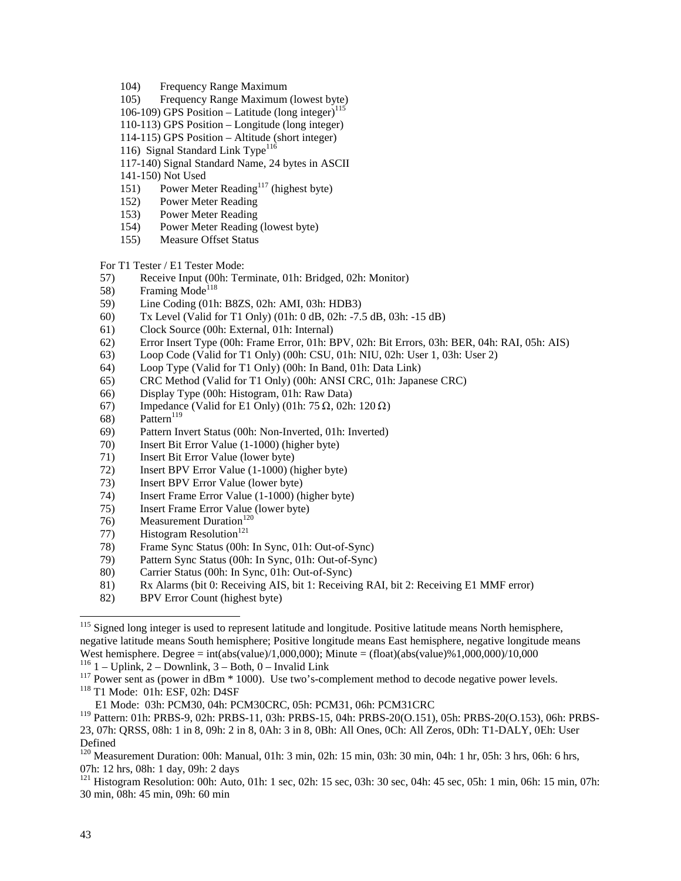104) Frequency Range Maximum
105) Frequency Range Maximum (lowest byte)
106-109) GPS Position – Latitude (long integer)[115]
110-113) GPS Position – Longitude (long integer)
114-115) GPS Position – Altitude (short integer)
116) Signal Standard Link Type[116]
117-140) Signal Standard Name, 24 bytes in ASCII
141-150) Not Used
151) Power Meter Reading[117] (highest byte)
152) Power Meter Reading
153) Power Meter Reading
154) Power Meter Reading (lowest byte)
155) Measure Offset Status

For T1 Tester / E1 Tester Mode:
57) Receive Input (00h: Terminate, 01h: Bridged, 02h: Monitor)
58) Framing Mode[118]
59) Line Coding (01h: B8ZS, 02h: AMI, 03h: HDB3)
60) Tx Level (Valid for T1 Only) (01h: 0 dB, 02h: -7.5 dB, 03h: -15 dB)
61) Clock Source (00h: External, 01h: Internal)
62) Error Insert Type (00h: Frame Error, 01h: BPV, 02h: Bit Errors, 03h: BER, 04h: RAI, 05h: AIS)
63) Loop Code (Valid for T1 Only) (00h: CSU, 01h: NIU, 02h: User 1, 03h: User 2)
64) Loop Type (Valid for T1 Only) (00h: In Band, 01h: Data Link)
65) CRC Method (Valid for T1 Only) (00h: ANSI CRC, 01h: Japanese CRC)
66) Display Type (00h: Histogram, 01h: Raw Data)
67) Impedance (Valid for E1 Only) (01h: 75 Ω, 02h: 120 Ω)
68) Pattern[119]
69) Pattern Invert Status (00h: Non-Inverted, 01h: Inverted)
70) Insert Bit Error Value (1-1000) (higher byte)
71) Insert Bit Error Value (lower byte)
72) Insert BPV Error Value (1-1000) (higher byte)
73) Insert BPV Error Value (lower byte)
74) Insert Frame Error Value (1-1000) (higher byte)
75) Insert Frame Error Value (lower byte)
76) Measurement Duration[120]
77) Histogram Resolution[121]
78) Frame Sync Status (00h: In Sync, 01h: Out-of-Sync)
79) Pattern Sync Status (00h: In Sync, 01h: Out-of-Sync)
80) Carrier Status (00h: In Sync, 01h: Out-of-Sync)
81) Rx Alarms (bit 0: Receiving AIS, bit 1: Receiving RAI, bit 2: Receiving E1 MMF error)
82) BPV Error Count (highest byte)

---

[115] Signed long integer is used to represent latitude and longitude. Positive latitude means North hemisphere, negative latitude means South hemisphere; Positive longitude means East hemisphere, negative longitude means West hemisphere. Degree = int(abs(value)/1,000,000); Minute = (float)(abs(value)%1,000,000)/10,000

[116] 1 – Uplink, 2 – Downlink, 3 – Both, 0 – Invalid Link

[117] Power sent as (power in dBm * 1000). Use two's-complement method to decode negative power levels.

[118] T1 Mode: 01h: ESF, 02h: D4SF
E1 Mode: 03h: PCM30, 04h: PCM30CRC, 05h: PCM31, 06h: PCM31CRC

[119] Pattern: 01h: PRBS-9, 02h: PRBS-11, 03h: PRBS-15, 04h: PRBS-20(O.151), 05h: PRBS-20(O.153), 06h: PRBS-23, 07h: QRSS, 08h: 1 in 8, 09h: 2 in 8, 0Ah: 3 in 8, 0Bh: All Ones, 0Ch: All Zeros, 0Dh: T1-DALY, 0Eh: User Defined

[120] Measurement Duration: 00h: Manual, 01h: 3 min, 02h: 15 min, 03h: 30 min, 04h: 1 hr, 05h: 3 hrs, 06h: 6 hrs, 07h: 12 hrs, 08h: 1 day, 09h: 2 days

[121] Histogram Resolution: 00h: Auto, 01h: 1 sec, 02h: 15 sec, 03h: 30 sec, 04h: 45 sec, 05h: 1 min, 06h: 15 min, 07h: 30 min, 08h: 45 min, 09h: 60 min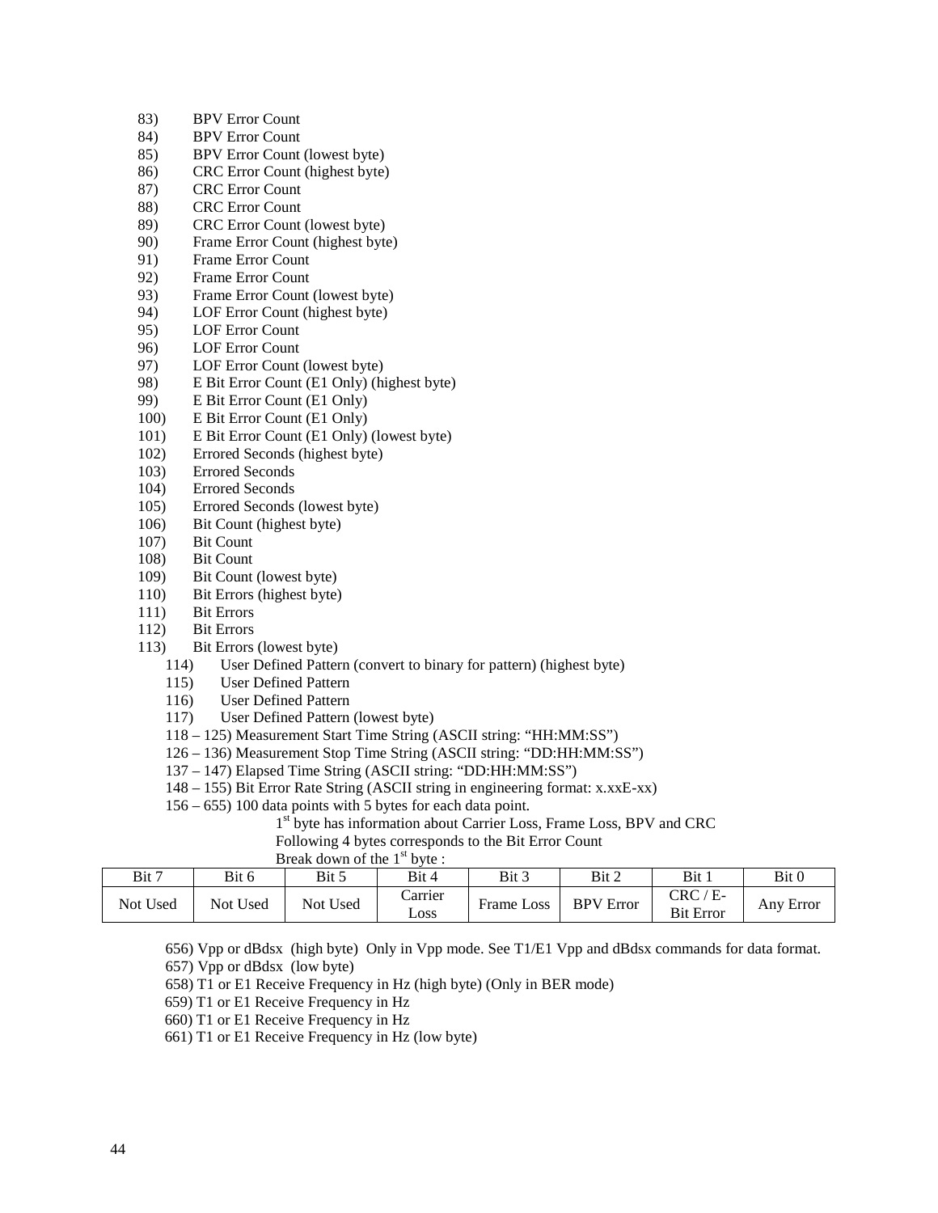83) BPV Error Count
84) BPV Error Count
85) BPV Error Count (lowest byte)
86) CRC Error Count (highest byte)
87) CRC Error Count
88) CRC Error Count
89) CRC Error Count (lowest byte)
90) Frame Error Count (highest byte)
91) Frame Error Count
92) Frame Error Count
93) Frame Error Count (lowest byte)
94) LOF Error Count (highest byte)
95) LOF Error Count
96) LOF Error Count
97) LOF Error Count (lowest byte)
98) E Bit Error Count (E1 Only) (highest byte)
99) E Bit Error Count (E1 Only)
100) E Bit Error Count (E1 Only)
101) E Bit Error Count (E1 Only) (lowest byte)
102) Errored Seconds (highest byte)
103) Errored Seconds
104) Errored Seconds
105) Errored Seconds (lowest byte)
106) Bit Count (highest byte)
107) Bit Count
108) Bit Count
109) Bit Count (lowest byte)
110) Bit Errors (highest byte)
111) Bit Errors
112) Bit Errors
113) Bit Errors (lowest byte)
114) User Defined Pattern (convert to binary for pattern) (highest byte)
115) User Defined Pattern
116) User Defined Pattern
117) User Defined Pattern (lowest byte)
118 – 125) Measurement Start Time String (ASCII string: "HH:MM:SS")
126 – 136) Measurement Stop Time String (ASCII string: "DD:HH:MM:SS")
137 – 147) Elapsed Time String (ASCII string: "DD:HH:MM:SS")
148 – 155) Bit Error Rate String (ASCII string in engineering format: x.xxE-xx)
156 – 655) 100 data points with 5 bytes for each data point.

1st byte has information about Carrier Loss, Frame Loss, BPV and CRC
Following 4 bytes corresponds to the Bit Error Count
Break down of the 1st byte :

| Bit 7 | Bit 6 | Bit 5 | Bit 4 | Bit 3 | Bit 2 | Bit 1 | Bit 0 |
|---|---|---|---|---|---|---|---|
| Not Used | Not Used | Not Used | Carrier Loss | Frame Loss | BPV Error | CRC / E-Bit Error | Any Error |

656) Vpp or dBdsx (high byte) Only in Vpp mode. See T1/E1 Vpp and dBdsx commands for data format.
657) Vpp or dBdsx (low byte)
658) T1 or E1 Receive Frequency in Hz (high byte) (Only in BER mode)
659) T1 or E1 Receive Frequency in Hz
660) T1 or E1 Receive Frequency in Hz
661) T1 or E1 Receive Frequency in Hz (low byte)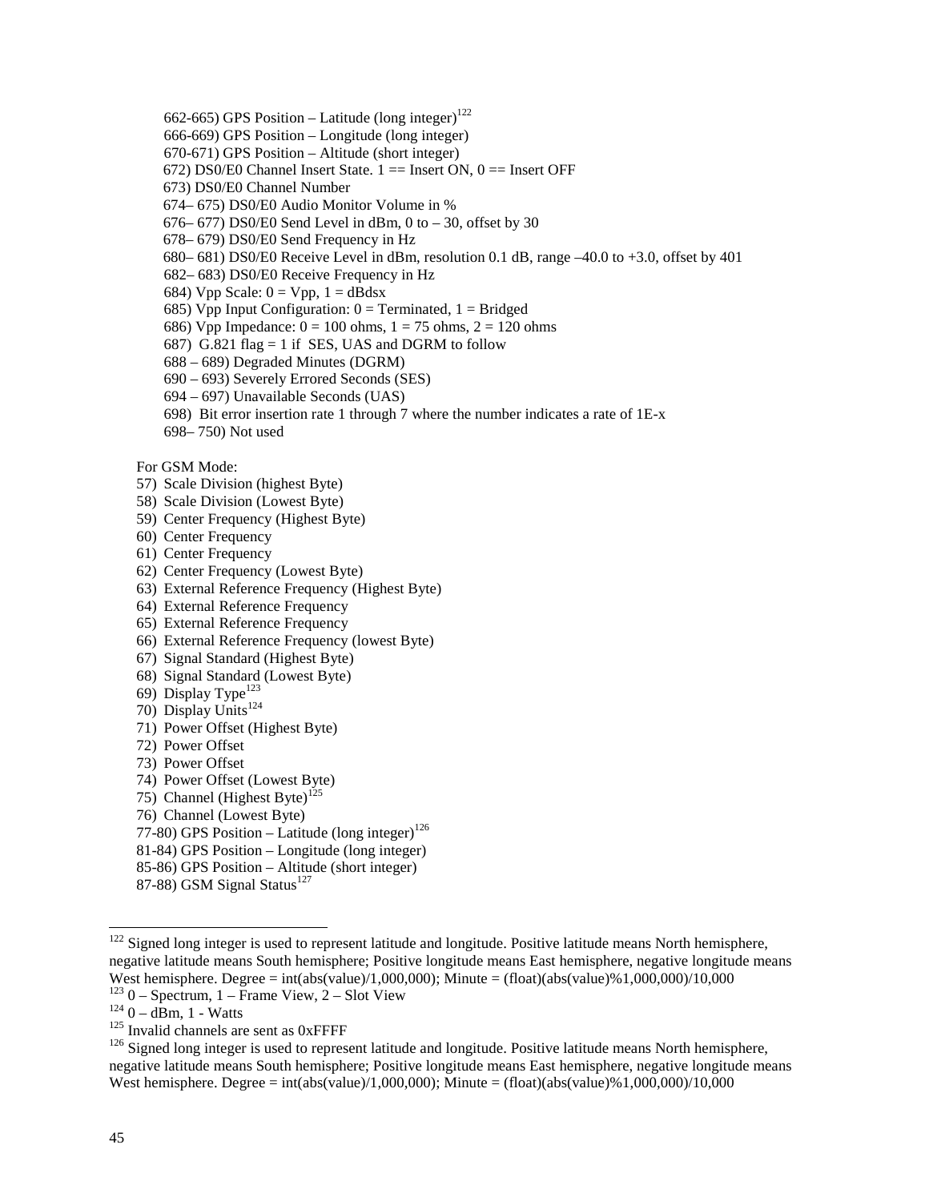662-665) GPS Position – Latitude (long integer)[122]
666-669) GPS Position – Longitude (long integer)
670-671) GPS Position – Altitude (short integer)
672) DS0/E0 Channel Insert State. 1 == Insert ON, 0 == Insert OFF
673) DS0/E0 Channel Number
674– 675) DS0/E0 Audio Monitor Volume in %
676– 677) DS0/E0 Send Level in dBm, 0 to – 30, offset by 30
678– 679) DS0/E0 Send Frequency in Hz
680– 681) DS0/E0 Receive Level in dBm, resolution 0.1 dB, range –40.0 to +3.0, offset by 401
682– 683) DS0/E0 Receive Frequency in Hz
684) Vpp Scale: 0 = Vpp, 1 = dBdsx
685) Vpp Input Configuration: 0 = Terminated, 1 = Bridged
686) Vpp Impedance: 0 = 100 ohms, 1 = 75 ohms, 2 = 120 ohms
687) G.821 flag = 1 if SES, UAS and DGRM to follow
688 – 689) Degraded Minutes (DGRM)
690 – 693) Severely Errored Seconds (SES)
694 – 697) Unavailable Seconds (UAS)
698) Bit error insertion rate 1 through 7 where the number indicates a rate of 1E-x
698– 750) Not used

For GSM Mode:

57) Scale Division (highest Byte)
58) Scale Division (Lowest Byte)
59) Center Frequency (Highest Byte)
60) Center Frequency
61) Center Frequency
62) Center Frequency (Lowest Byte)
63) External Reference Frequency (Highest Byte)
64) External Reference Frequency
65) External Reference Frequency
66) External Reference Frequency (lowest Byte)
67) Signal Standard (Highest Byte)
68) Signal Standard (Lowest Byte)
69) Display Type[123]
70) Display Units[124]
71) Power Offset (Highest Byte)
72) Power Offset
73) Power Offset
74) Power Offset (Lowest Byte)
75) Channel (Highest Byte)[125]
76) Channel (Lowest Byte)
77-80) GPS Position – Latitude (long integer)[126]
81-84) GPS Position – Longitude (long integer)
85-86) GPS Position – Altitude (short integer)
87-88) GSM Signal Status[127]

---

[122] Signed long integer is used to represent latitude and longitude. Positive latitude means North hemisphere, negative latitude means South hemisphere; Positive longitude means East hemisphere, negative longitude means West hemisphere. Degree = int(abs(value)/1,000,000); Minute = (float)(abs(value)%1,000,000)/10,000

[123] 0 – Spectrum, 1 – Frame View, 2 – Slot View

[124] 0 – dBm, 1 - Watts

[125] Invalid channels are sent as 0xFFFF

[126] Signed long integer is used to represent latitude and longitude. Positive latitude means North hemisphere, negative latitude means South hemisphere; Positive longitude means East hemisphere, negative longitude means West hemisphere. Degree = int(abs(value)/1,000,000); Minute = (float)(abs(value)%1,000,000)/10,000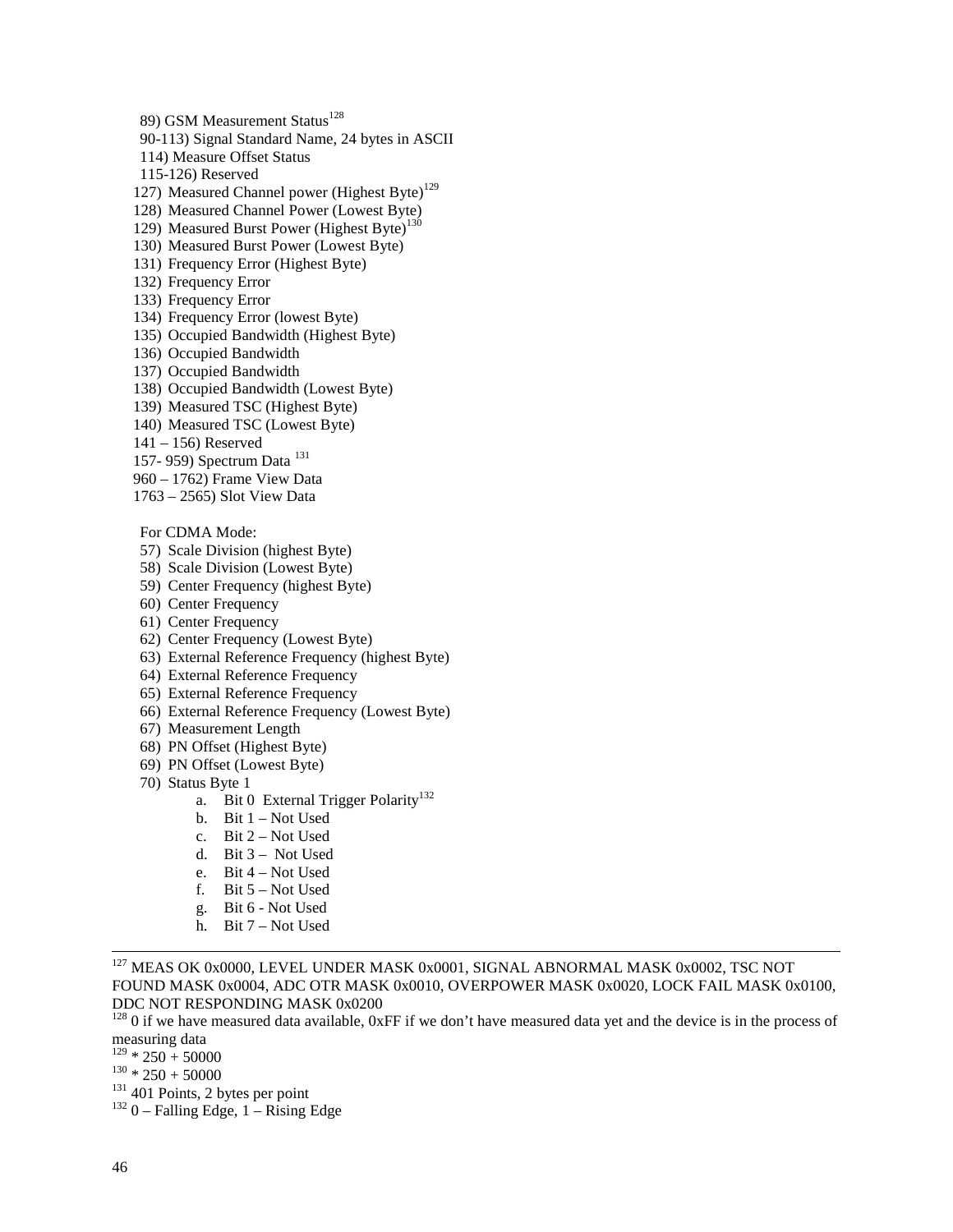89) GSM Measurement Status[128]

90-113) Signal Standard Name, 24 bytes in ASCII

114) Measure Offset Status

115-126) Reserved

127) Measured Channel power (Highest Byte)[129]

128) Measured Channel Power (Lowest Byte)

129) Measured Burst Power (Highest Byte)[130]

130) Measured Burst Power (Lowest Byte)

131) Frequency Error (Highest Byte)

132) Frequency Error

133) Frequency Error

134) Frequency Error (lowest Byte)

135) Occupied Bandwidth (Highest Byte)

136) Occupied Bandwidth

137) Occupied Bandwidth

138) Occupied Bandwidth (Lowest Byte)

139) Measured TSC (Highest Byte)

140) Measured TSC (Lowest Byte)

141 – 156) Reserved

157- 959) Spectrum Data [131]

960 – 1762) Frame View Data

1763 – 2565) Slot View Data

For CDMA Mode:

57) Scale Division (highest Byte)

58) Scale Division (Lowest Byte)

59) Center Frequency (highest Byte)

60) Center Frequency

61) Center Frequency

62) Center Frequency (Lowest Byte)

63) External Reference Frequency (highest Byte)

64) External Reference Frequency

65) External Reference Frequency

66) External Reference Frequency (Lowest Byte)

67) Measurement Length

68) PN Offset (Highest Byte)

69) PN Offset (Lowest Byte)

70) Status Byte 1

   a. Bit 0 External Trigger Polarity[132]
   b. Bit 1 – Not Used
   c. Bit 2 – Not Used
   d. Bit 3 – Not Used
   e. Bit 4 – Not Used
   f. Bit 5 – Not Used
   g. Bit 6 - Not Used
   h. Bit 7 – Not Used

---

[127] MEAS OK 0x0000, LEVEL UNDER MASK 0x0001, SIGNAL ABNORMAL MASK 0x0002, TSC NOT FOUND MASK 0x0004, ADC OTR MASK 0x0010, OVERPOWER MASK 0x0020, LOCK FAIL MASK 0x0100, DDC NOT RESPONDING MASK 0x0200

[128] 0 if we have measured data available, 0xFF if we don't have measured data yet and the device is in the process of measuring data

[129] * 250 + 50000

[130] * 250 + 50000

[131] 401 Points, 2 bytes per point

[132] 0 – Falling Edge, 1 – Rising Edge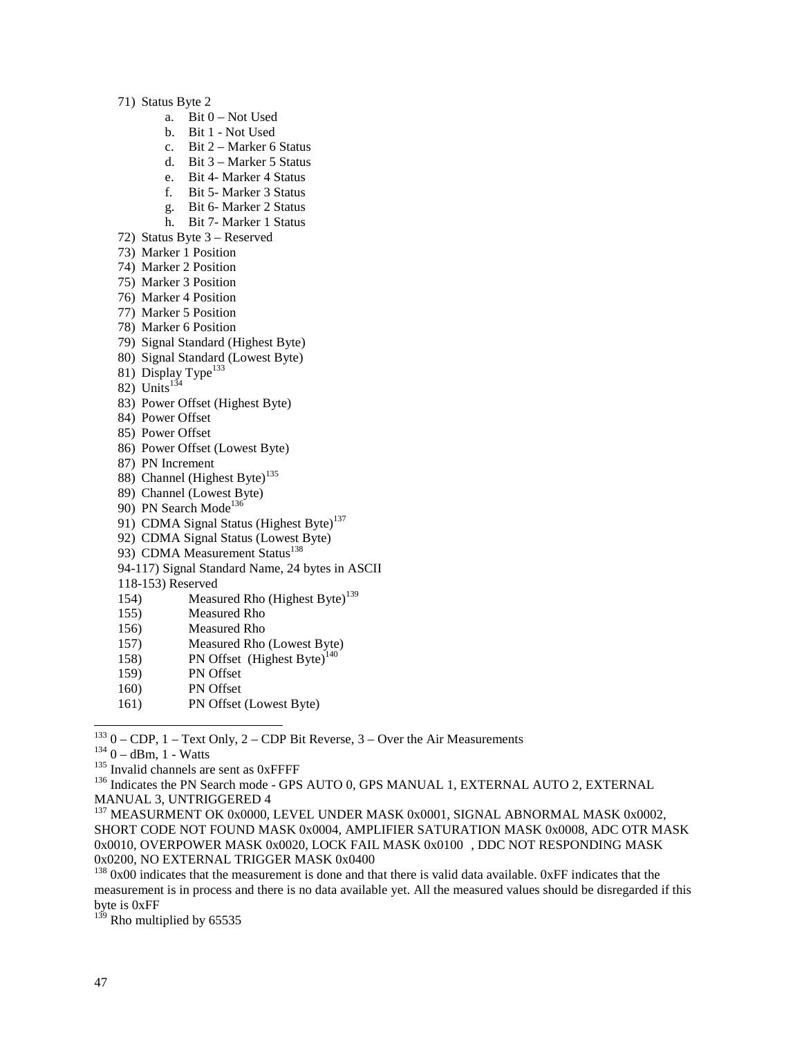71) Status Byte 2
    a. Bit 0 – Not Used
    b. Bit 1 - Not Used
    c. Bit 2 – Marker 6 Status
    d. Bit 3 – Marker 5 Status
    e. Bit 4- Marker 4 Status
    f. Bit 5- Marker 3 Status
    g. Bit 6- Marker 2 Status
    h. Bit 7- Marker 1 Status
72) Status Byte 3 – Reserved
73) Marker 1 Position
74) Marker 2 Position
75) Marker 3 Position
76) Marker 4 Position
77) Marker 5 Position
78) Marker 6 Position
79) Signal Standard (Highest Byte)
80) Signal Standard (Lowest Byte)
81) Display Type[133]
82) Units[134]
83) Power Offset (Highest Byte)
84) Power Offset
85) Power Offset
86) Power Offset (Lowest Byte)
87) PN Increment
88) Channel (Highest Byte)[135]
89) Channel (Lowest Byte)
90) PN Search Mode[136]
91) CDMA Signal Status (Highest Byte)[137]
92) CDMA Signal Status (Lowest Byte)
93) CDMA Measurement Status[138]

94-117) Signal Standard Name, 24 bytes in ASCII

118-153) Reserved

154) Measured Rho (Highest Byte)[139]

155) Measured Rho

156) Measured Rho

157) Measured Rho (Lowest Byte)

158) PN Offset (Highest Byte)[140]

159) PN Offset

160) PN Offset

161) PN Offset (Lowest Byte)

---

[133] 0 – CDP, 1 – Text Only, 2 – CDP Bit Reverse, 3 – Over the Air Measurements

[134] 0 – dBm, 1 - Watts

[135] Invalid channels are sent as 0xFFFF

[136] Indicates the PN Search mode - GPS AUTO 0, GPS MANUAL 1, EXTERNAL AUTO 2, EXTERNAL MANUAL 3, UNTRIGGERED 4

[137] MEASURMENT OK 0x0000, LEVEL UNDER MASK 0x0001, SIGNAL ABNORMAL MASK 0x0002, SHORT CODE NOT FOUND MASK 0x0004, AMPLIFIER SATURATION MASK 0x0008, ADC OTR MASK 0x0010, OVERPOWER MASK 0x0020, LOCK FAIL MASK 0x0100 , DDC NOT RESPONDING MASK 0x0200, NO EXTERNAL TRIGGER MASK 0x0400

[138] 0x00 indicates that the measurement is done and that there is valid data available. 0xFF indicates that the measurement is in process and there is no data available yet. All the measured values should be disregarded if this byte is 0xFF

[139] Rho multiplied by 65535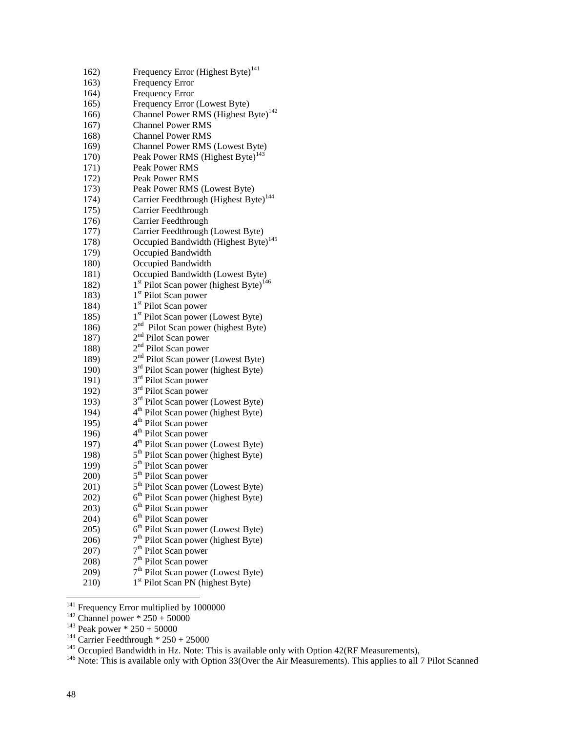162) Frequency Error (Highest Byte)[141]
163) Frequency Error
164) Frequency Error
165) Frequency Error (Lowest Byte)
166) Channel Power RMS (Highest Byte)[142]
167) Channel Power RMS
168) Channel Power RMS
169) Channel Power RMS (Lowest Byte)
170) Peak Power RMS (Highest Byte)[143]
171) Peak Power RMS
172) Peak Power RMS
173) Peak Power RMS (Lowest Byte)
174) Carrier Feedthrough (Highest Byte)[144]
175) Carrier Feedthrough
176) Carrier Feedthrough
177) Carrier Feedthrough (Lowest Byte)
178) Occupied Bandwidth (Highest Byte)[145]
179) Occupied Bandwidth
180) Occupied Bandwidth
181) Occupied Bandwidth (Lowest Byte)
182) 1st Pilot Scan power (highest Byte)[146]
183) 1st Pilot Scan power
184) 1st Pilot Scan power
185) 1st Pilot Scan power (Lowest Byte)
186) 2nd Pilot Scan power (highest Byte)
187) 2nd Pilot Scan power
188) 2nd Pilot Scan power
189) 2nd Pilot Scan power (Lowest Byte)
190) 3rd Pilot Scan power (highest Byte)
191) 3rd Pilot Scan power
192) 3rd Pilot Scan power
193) 3rd Pilot Scan power (Lowest Byte)
194) 4th Pilot Scan power (highest Byte)
195) 4th Pilot Scan power
196) 4th Pilot Scan power
197) 4th Pilot Scan power (Lowest Byte)
198) 5th Pilot Scan power (highest Byte)
199) 5th Pilot Scan power
200) 5th Pilot Scan power
201) 5th Pilot Scan power (Lowest Byte)
202) 6th Pilot Scan power (highest Byte)
203) 6th Pilot Scan power
204) 6th Pilot Scan power
205) 6th Pilot Scan power (Lowest Byte)
206) 7th Pilot Scan power (highest Byte)
207) 7th Pilot Scan power
208) 7th Pilot Scan power
209) 7th Pilot Scan power (Lowest Byte)
210) 1st Pilot Scan PN (highest Byte)

---

[141] Frequency Error multiplied by 1000000

[142] Channel power * 250 + 50000

[143] Peak power * 250 + 50000

[144] Carrier Feedthrough * 250 + 25000

[145] Occupied Bandwidth in Hz. Note: This is available only with Option 42(RF Measurements),

[146] Note: This is available only with Option 33(Over the Air Measurements). This applies to all 7 Pilot Scanned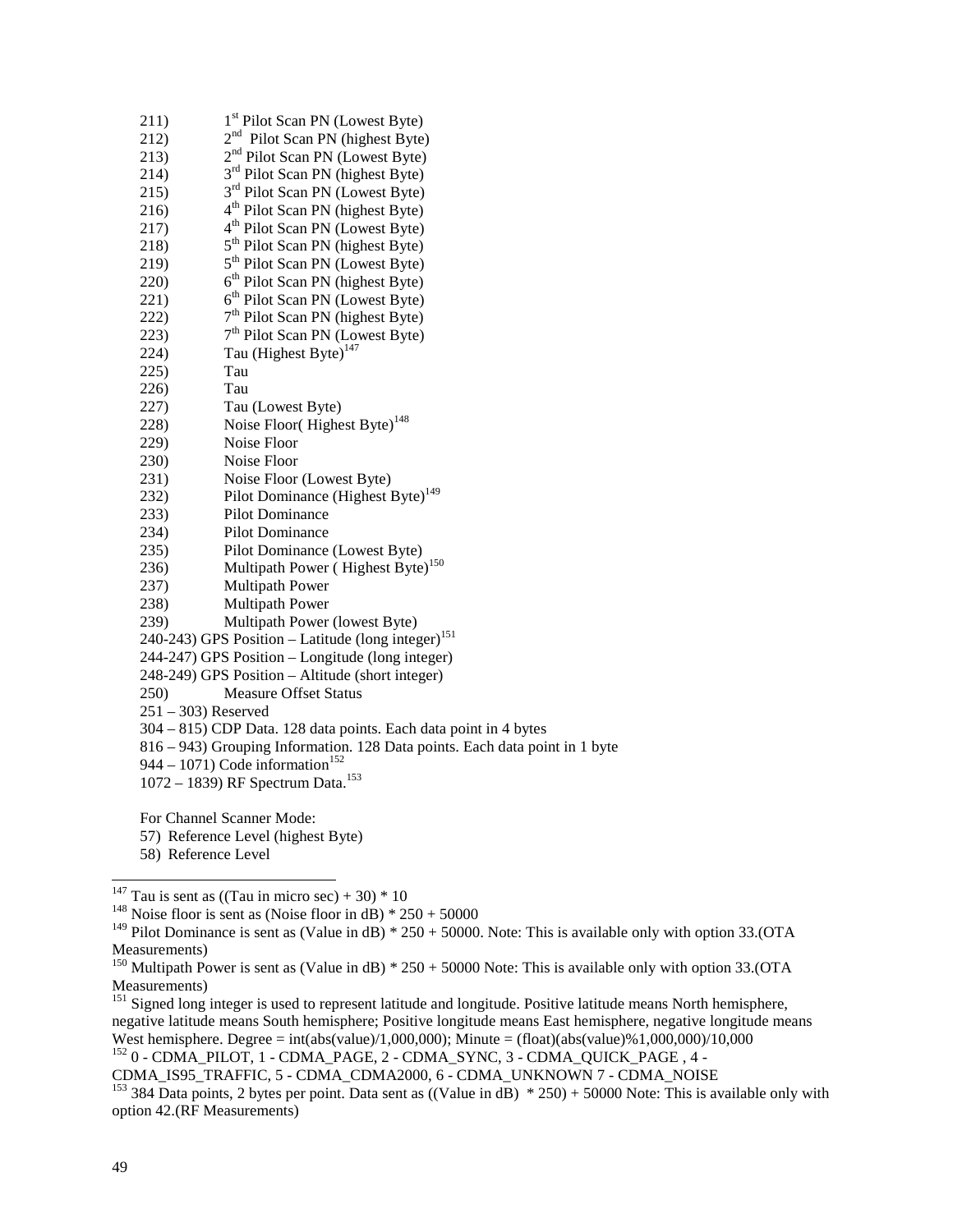211) 1st Pilot Scan PN (Lowest Byte)
212) 2nd Pilot Scan PN (highest Byte)
213) 2nd Pilot Scan PN (Lowest Byte)
214) 3rd Pilot Scan PN (highest Byte)
215) 3rd Pilot Scan PN (Lowest Byte)
216) 4th Pilot Scan PN (highest Byte)
217) 4th Pilot Scan PN (Lowest Byte)
218) 5th Pilot Scan PN (highest Byte)
219) 5th Pilot Scan PN (Lowest Byte)
220) 6th Pilot Scan PN (highest Byte)
221) 6th Pilot Scan PN (Lowest Byte)
222) 7th Pilot Scan PN (highest Byte)
223) 7th Pilot Scan PN (Lowest Byte)
224) Tau (Highest Byte)[147]
225) Tau
226) Tau
227) Tau (Lowest Byte)
228) Noise Floor( Highest Byte)[148]
229) Noise Floor
230) Noise Floor
231) Noise Floor (Lowest Byte)
232) Pilot Dominance (Highest Byte)[149]
233) Pilot Dominance
234) Pilot Dominance
235) Pilot Dominance (Lowest Byte)
236) Multipath Power ( Highest Byte)[150]
237) Multipath Power
238) Multipath Power
239) Multipath Power (lowest Byte)
240-243) GPS Position – Latitude (long integer)[151]
244-247) GPS Position – Longitude (long integer)
248-249) GPS Position – Altitude (short integer)
250) Measure Offset Status
251 – 303) Reserved
304 – 815) CDP Data. 128 data points. Each data point in 4 bytes
816 – 943) Grouping Information. 128 Data points. Each data point in 1 byte
944 – 1071) Code information[152]
1072 – 1839) RF Spectrum Data.[153]

For Channel Scanner Mode:
57) Reference Level (highest Byte)
58) Reference Level

---

[147] Tau is sent as ((Tau in micro sec) + 30) * 10

[148] Noise floor is sent as (Noise floor in dB) * 250 + 50000

[149] Pilot Dominance is sent as (Value in dB) * 250 + 50000. Note: This is available only with option 33.(OTA Measurements)

[150] Multipath Power is sent as (Value in dB) * 250 + 50000 Note: This is available only with option 33.(OTA Measurements)

[151] Signed long integer is used to represent latitude and longitude. Positive latitude means North hemisphere, negative latitude means South hemisphere; Positive longitude means East hemisphere, negative longitude means West hemisphere. Degree = int(abs(value)/1,000,000); Minute = (float)(abs(value)%1,000,000)/10,000

[152] 0 - CDMA_PILOT, 1 - CDMA_PAGE, 2 - CDMA_SYNC, 3 - CDMA_QUICK_PAGE , 4 - CDMA_IS95_TRAFFIC, 5 - CDMA_CDMA2000, 6 - CDMA_UNKNOWN 7 - CDMA_NOISE

[153] 384 Data points, 2 bytes per point. Data sent as ((Value in dB) * 250) + 50000 Note: This is available only with option 42.(RF Measurements)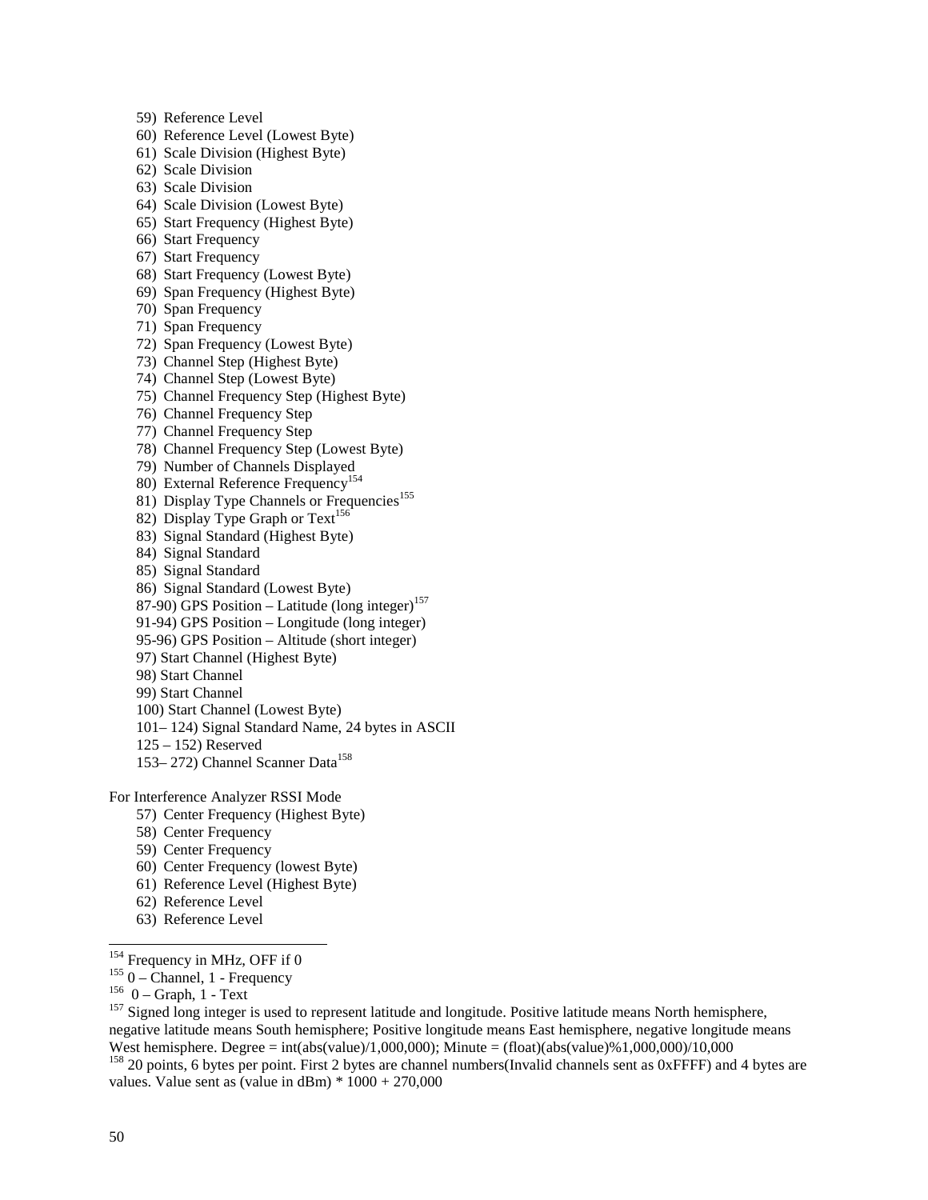59) Reference Level
60) Reference Level (Lowest Byte)
61) Scale Division (Highest Byte)
62) Scale Division
63) Scale Division
64) Scale Division (Lowest Byte)
65) Start Frequency (Highest Byte)
66) Start Frequency
67) Start Frequency
68) Start Frequency (Lowest Byte)
69) Span Frequency (Highest Byte)
70) Span Frequency
71) Span Frequency
72) Span Frequency (Lowest Byte)
73) Channel Step (Highest Byte)
74) Channel Step (Lowest Byte)
75) Channel Frequency Step (Highest Byte)
76) Channel Frequency Step
77) Channel Frequency Step
78) Channel Frequency Step (Lowest Byte)
79) Number of Channels Displayed
80) External Reference Frequency[154]
81) Display Type Channels or Frequencies[155]
82) Display Type Graph or Text[156]
83) Signal Standard (Highest Byte)
84) Signal Standard
85) Signal Standard
86) Signal Standard (Lowest Byte)
87-90) GPS Position – Latitude (long integer)[157]
91-94) GPS Position – Longitude (long integer)
95-96) GPS Position – Altitude (short integer)
97) Start Channel (Highest Byte)
98) Start Channel
99) Start Channel
100) Start Channel (Lowest Byte)
101– 124) Signal Standard Name, 24 bytes in ASCII
125 – 152) Reserved
153– 272) Channel Scanner Data[158]

For Interference Analyzer RSSI Mode

57) Center Frequency (Highest Byte)
58) Center Frequency
59) Center Frequency
60) Center Frequency (lowest Byte)
61) Reference Level (Highest Byte)
62) Reference Level
63) Reference Level

---

[154] Frequency in MHz, OFF if 0

[155] 0 – Channel, 1 - Frequency

[156] 0 – Graph, 1 - Text

[157] Signed long integer is used to represent latitude and longitude. Positive latitude means North hemisphere, negative latitude means South hemisphere; Positive longitude means East hemisphere, negative longitude means West hemisphere. Degree = int(abs(value)/1,000,000); Minute = (float)(abs(value)%1,000,000)/10,000

[158] 20 points, 6 bytes per point. First 2 bytes are channel numbers(Invalid channels sent as 0xFFFF) and 4 bytes are values. Value sent as (value in dBm) * 1000 + 270,000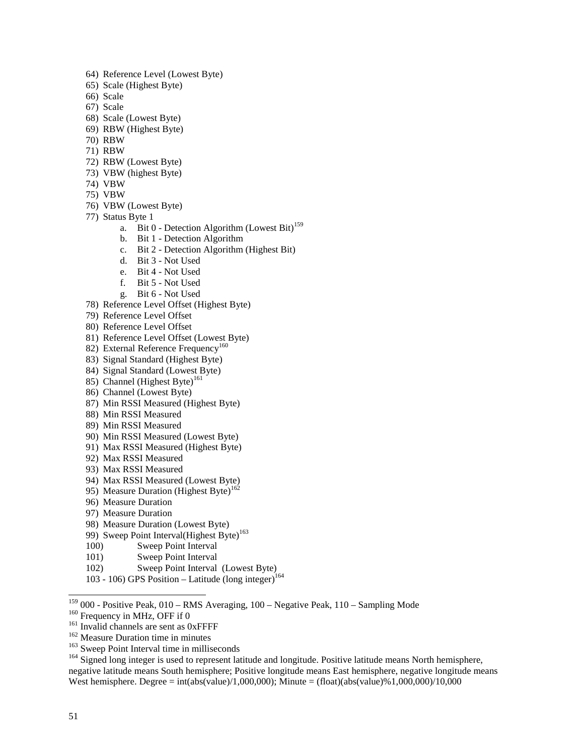64) Reference Level (Lowest Byte)
65) Scale (Highest Byte)
66) Scale
67) Scale
68) Scale (Lowest Byte)
69) RBW (Highest Byte)
70) RBW
71) RBW
72) RBW (Lowest Byte)
73) VBW (highest Byte)
74) VBW
75) VBW
76) VBW (Lowest Byte)
77) Status Byte 1
    a. Bit 0 - Detection Algorithm (Lowest Bit)[159]
    b. Bit 1 - Detection Algorithm
    c. Bit 2 - Detection Algorithm (Highest Bit)
    d. Bit 3 - Not Used
    e. Bit 4 - Not Used
    f. Bit 5 - Not Used
    g. Bit 6 - Not Used
78) Reference Level Offset (Highest Byte)
79) Reference Level Offset
80) Reference Level Offset
81) Reference Level Offset (Lowest Byte)
82) External Reference Frequency[160]
83) Signal Standard (Highest Byte)
84) Signal Standard (Lowest Byte)
85) Channel (Highest Byte)[161]
86) Channel (Lowest Byte)
87) Min RSSI Measured (Highest Byte)
88) Min RSSI Measured
89) Min RSSI Measured
90) Min RSSI Measured (Lowest Byte)
91) Max RSSI Measured (Highest Byte)
92) Max RSSI Measured
93) Max RSSI Measured
94) Max RSSI Measured (Lowest Byte)
95) Measure Duration (Highest Byte)[162]
96) Measure Duration
97) Measure Duration
98) Measure Duration (Lowest Byte)
99) Sweep Point Interval(Highest Byte)[163]
100) Sweep Point Interval
101) Sweep Point Interval
102) Sweep Point Interval (Lowest Byte)
103 - 106) GPS Position – Latitude (long integer)[164]

---

[159] 000 - Positive Peak, 010 – RMS Averaging, 100 – Negative Peak, 110 – Sampling Mode

[160] Frequency in MHz, OFF if 0

[161] Invalid channels are sent as 0xFFFF

[162] Measure Duration time in minutes

[163] Sweep Point Interval time in milliseconds

[164] Signed long integer is used to represent latitude and longitude. Positive latitude means North hemisphere, negative latitude means South hemisphere; Positive longitude means East hemisphere, negative longitude means West hemisphere. Degree = int(abs(value)/1,000,000); Minute = (float)(abs(value)%1,000,000)/10,000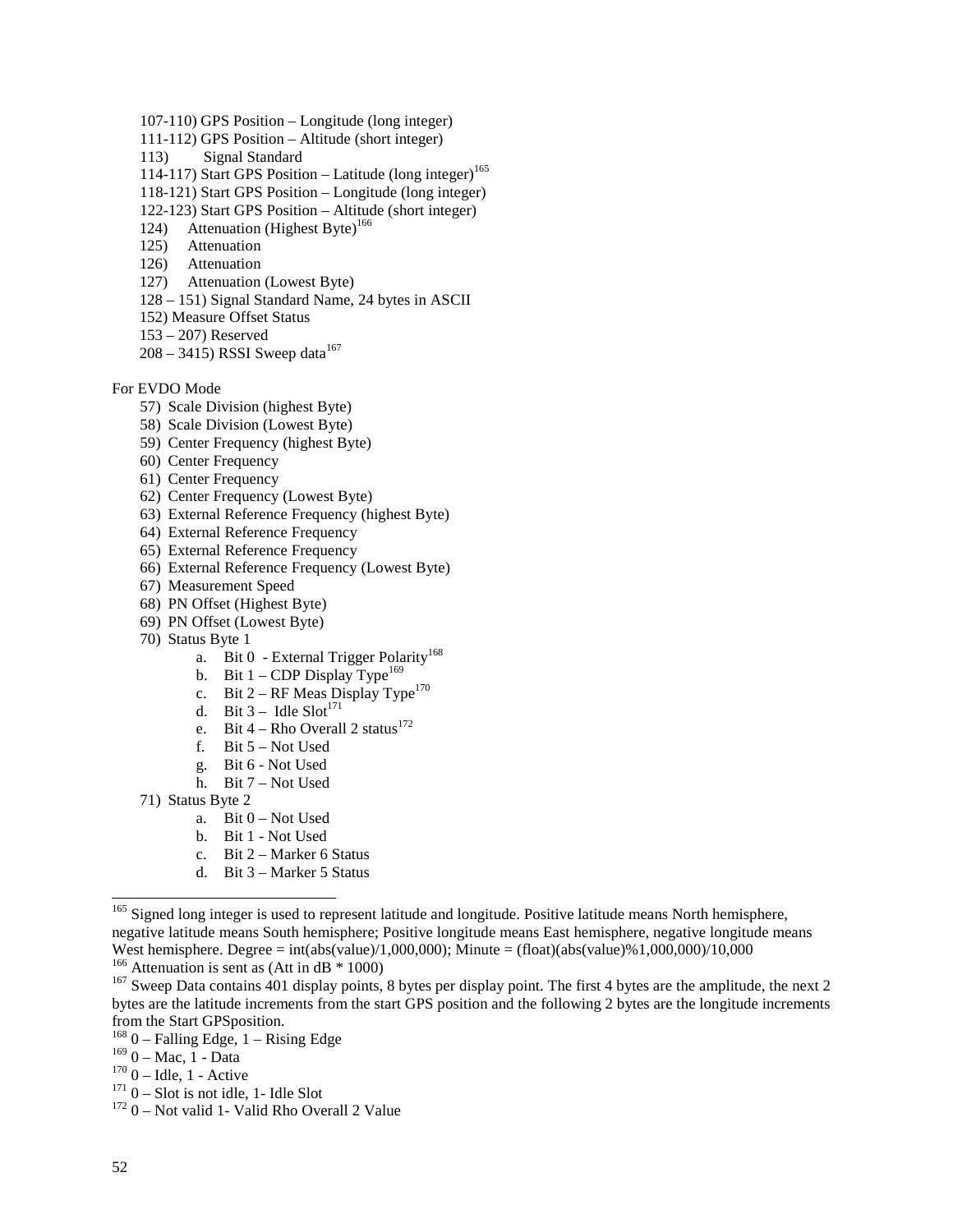107-110) GPS Position – Longitude (long integer)
111-112) GPS Position – Altitude (short integer)
113) Signal Standard
114-117) Start GPS Position – Latitude (long integer)[165]
118-121) Start GPS Position – Longitude (long integer)
122-123) Start GPS Position – Altitude (short integer)
124) Attenuation (Highest Byte)[166]
125) Attenuation
126) Attenuation
127) Attenuation (Lowest Byte)
128 – 151) Signal Standard Name, 24 bytes in ASCII
152) Measure Offset Status
153 – 207) Reserved
208 – 3415) RSSI Sweep data[167]

For EVDO Mode

57) Scale Division (highest Byte)
58) Scale Division (Lowest Byte)
59) Center Frequency (highest Byte)
60) Center Frequency
61) Center Frequency
62) Center Frequency (Lowest Byte)
63) External Reference Frequency (highest Byte)
64) External Reference Frequency
65) External Reference Frequency
66) External Reference Frequency (Lowest Byte)
67) Measurement Speed
68) PN Offset (Highest Byte)
69) PN Offset (Lowest Byte)
70) Status Byte 1
    a. Bit 0 - External Trigger Polarity[168]
    b. Bit 1 – CDP Display Type[169]
    c. Bit 2 – RF Meas Display Type[170]
    d. Bit 3 – Idle Slot[171]
    e. Bit 4 – Rho Overall 2 status[172]
    f. Bit 5 – Not Used
    g. Bit 6 - Not Used
    h. Bit 7 – Not Used
71) Status Byte 2
    a. Bit 0 – Not Used
    b. Bit 1 - Not Used
    c. Bit 2 – Marker 6 Status
    d. Bit 3 – Marker 5 Status

---

[165] Signed long integer is used to represent latitude and longitude. Positive latitude means North hemisphere, negative latitude means South hemisphere; Positive longitude means East hemisphere, negative longitude means West hemisphere. Degree = int(abs(value)/1,000,000); Minute = (float)(abs(value)%1,000,000)/10,000

[166] Attenuation is sent as (Att in dB * 1000)

[167] Sweep Data contains 401 display points, 8 bytes per display point. The first 4 bytes are the amplitude, the next 2 bytes are the latitude increments from the start GPS position and the following 2 bytes are the longitude increments from the Start GPSposition.

[168] 0 – Falling Edge, 1 – Rising Edge

[169] 0 – Mac, 1 - Data

[170] 0 – Idle, 1 - Active

[171] 0 – Slot is not idle, 1- Idle Slot

[172] 0 – Not valid 1- Valid Rho Overall 2 Value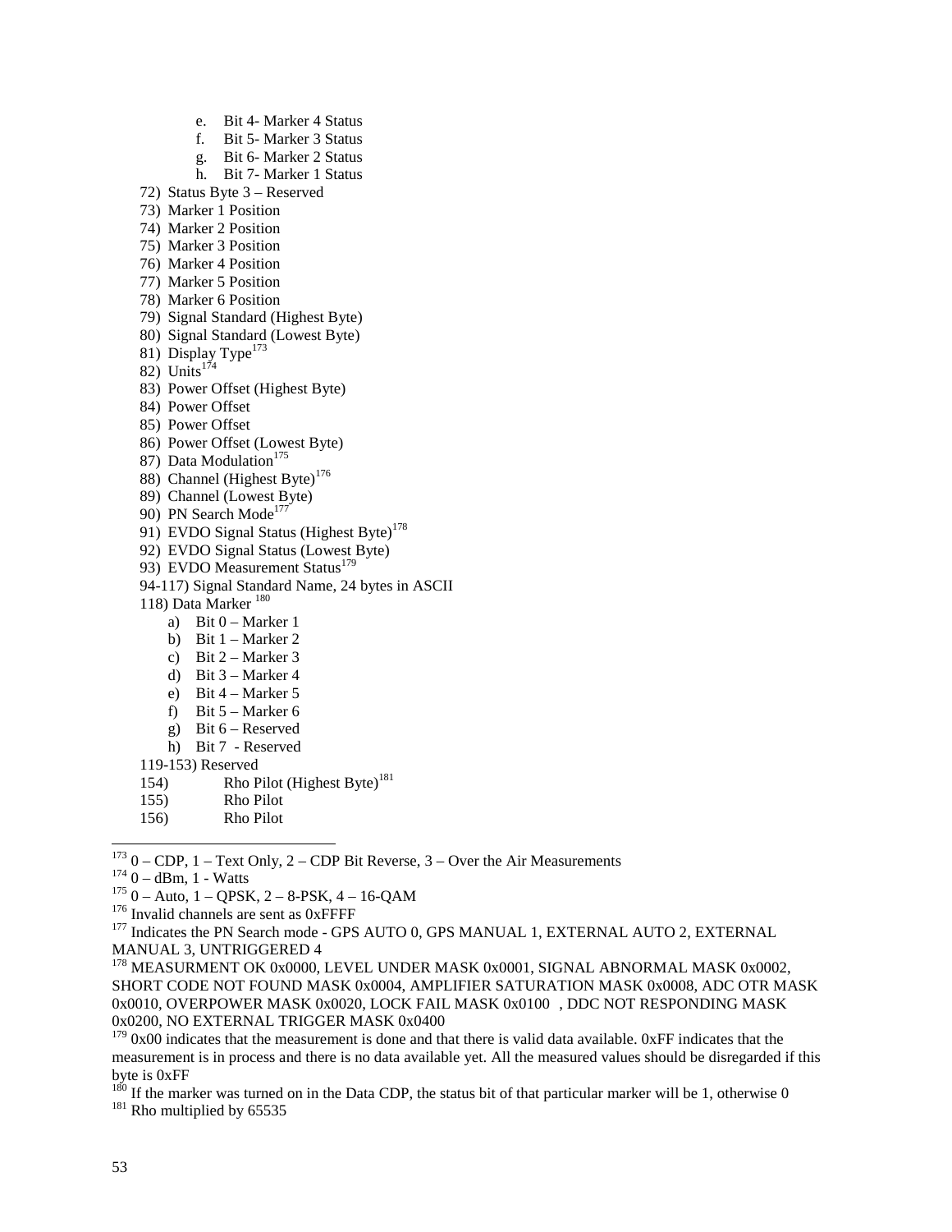e. Bit 4- Marker 4 Status
   f. Bit 5- Marker 3 Status
   g. Bit 6- Marker 2 Status
   h. Bit 7- Marker 1 Status

72) Status Byte 3 – Reserved
73) Marker 1 Position
74) Marker 2 Position
75) Marker 3 Position
76) Marker 4 Position
77) Marker 5 Position
78) Marker 6 Position
79) Signal Standard (Highest Byte)
80) Signal Standard (Lowest Byte)
81) Display Type[173]
82) Units[174]
83) Power Offset (Highest Byte)
84) Power Offset
85) Power Offset
86) Power Offset (Lowest Byte)
87) Data Modulation[175]
88) Channel (Highest Byte)[176]
89) Channel (Lowest Byte)
90) PN Search Mode[177]
91) EVDO Signal Status (Highest Byte)[178]
92) EVDO Signal Status (Lowest Byte)
93) EVDO Measurement Status[179]
94-117) Signal Standard Name, 24 bytes in ASCII
118) Data Marker [180]
   a) Bit 0 – Marker 1
   b) Bit 1 – Marker 2
   c) Bit 2 – Marker 3
   d) Bit 3 – Marker 4
   e) Bit 4 – Marker 5
   f) Bit 5 – Marker 6
   g) Bit 6 – Reserved
   h) Bit 7 - Reserved

119-153) Reserved
154) Rho Pilot (Highest Byte)[181]
155) Rho Pilot
156) Rho Pilot

---

[173] 0 – CDP, 1 – Text Only, 2 – CDP Bit Reverse, 3 – Over the Air Measurements

[174] 0 – dBm, 1 - Watts

[175] 0 – Auto, 1 – QPSK, 2 – 8-PSK, 4 – 16-QAM

[176] Invalid channels are sent as 0xFFFF

[177] Indicates the PN Search mode - GPS AUTO 0, GPS MANUAL 1, EXTERNAL AUTO 2, EXTERNAL MANUAL 3, UNTRIGGERED 4

[178] MEASURMENT OK 0x0000, LEVEL UNDER MASK 0x0001, SIGNAL ABNORMAL MASK 0x0002, SHORT CODE NOT FOUND MASK 0x0004, AMPLIFIER SATURATION MASK 0x0008, ADC OTR MASK 0x0010, OVERPOWER MASK 0x0020, LOCK FAIL MASK 0x0100 , DDC NOT RESPONDING MASK 0x0200, NO EXTERNAL TRIGGER MASK 0x0400

[179] 0x00 indicates that the measurement is done and that there is valid data available. 0xFF indicates that the measurement is in process and there is no data available yet. All the measured values should be disregarded if this byte is 0xFF

[180] If the marker was turned on in the Data CDP, the status bit of that particular marker will be 1, otherwise 0

[181] Rho multiplied by 65535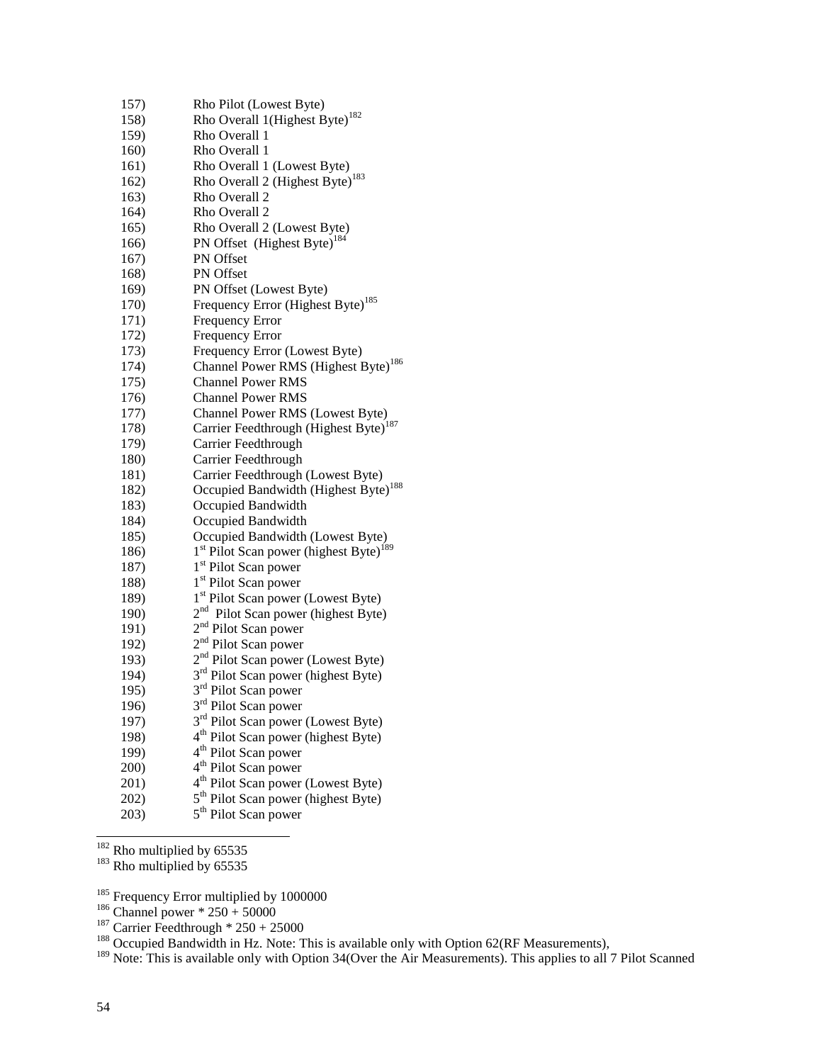157) Rho Pilot (Lowest Byte)
158) Rho Overall 1(Highest Byte)[182]
159) Rho Overall 1
160) Rho Overall 1
161) Rho Overall 1 (Lowest Byte)
162) Rho Overall 2 (Highest Byte)[183]
163) Rho Overall 2
164) Rho Overall 2
165) Rho Overall 2 (Lowest Byte)
166) PN Offset (Highest Byte)[184]
167) PN Offset
168) PN Offset
169) PN Offset (Lowest Byte)
170) Frequency Error (Highest Byte)[185]
171) Frequency Error
172) Frequency Error
173) Frequency Error (Lowest Byte)
174) Channel Power RMS (Highest Byte)[186]
175) Channel Power RMS
176) Channel Power RMS
177) Channel Power RMS (Lowest Byte)
178) Carrier Feedthrough (Highest Byte)[187]
179) Carrier Feedthrough
180) Carrier Feedthrough
181) Carrier Feedthrough (Lowest Byte)
182) Occupied Bandwidth (Highest Byte)[188]
183) Occupied Bandwidth
184) Occupied Bandwidth
185) Occupied Bandwidth (Lowest Byte)
186) 1st Pilot Scan power (highest Byte)[189]
187) 1st Pilot Scan power
188) 1st Pilot Scan power
189) 1st Pilot Scan power (Lowest Byte)
190) 2nd Pilot Scan power (highest Byte)
191) 2nd Pilot Scan power
192) 2nd Pilot Scan power
193) 2nd Pilot Scan power (Lowest Byte)
194) 3rd Pilot Scan power (highest Byte)
195) 3rd Pilot Scan power
196) 3rd Pilot Scan power
197) 3rd Pilot Scan power (Lowest Byte)
198) 4th Pilot Scan power (highest Byte)
199) 4th Pilot Scan power
200) 4th Pilot Scan power
201) 4th Pilot Scan power (Lowest Byte)
202) 5th Pilot Scan power (highest Byte)
203) 5th Pilot Scan power

---

[182] Rho multiplied by 65535
[183] Rho multiplied by 65535

[185] Frequency Error multiplied by 1000000
[186] Channel power * 250 + 50000
[187] Carrier Feedthrough * 250 + 25000
[188] Occupied Bandwidth in Hz. Note: This is available only with Option 62(RF Measurements),
[189] Note: This is available only with Option 34(Over the Air Measurements). This applies to all 7 Pilot Scanned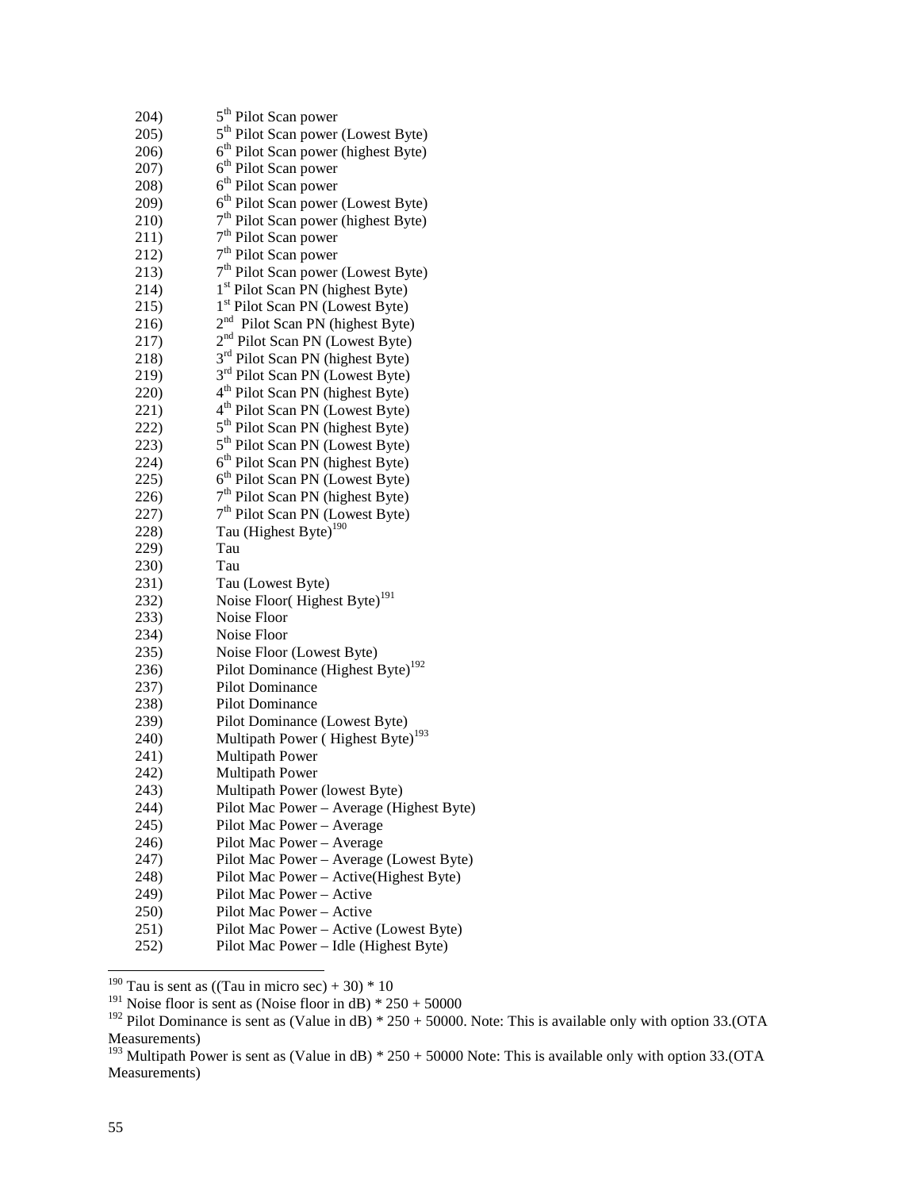204) 5th Pilot Scan power
205) 5th Pilot Scan power (Lowest Byte)
206) 6th Pilot Scan power (highest Byte)
207) 6th Pilot Scan power
208) 6th Pilot Scan power
209) 6th Pilot Scan power (Lowest Byte)
210) 7th Pilot Scan power (highest Byte)
211) 7th Pilot Scan power
212) 7th Pilot Scan power
213) 7th Pilot Scan power (Lowest Byte)
214) 1st Pilot Scan PN (highest Byte)
215) 1st Pilot Scan PN (Lowest Byte)
216) 2nd Pilot Scan PN (highest Byte)
217) 2nd Pilot Scan PN (Lowest Byte)
218) 3rd Pilot Scan PN (highest Byte)
219) 3rd Pilot Scan PN (Lowest Byte)
220) 4th Pilot Scan PN (highest Byte)
221) 4th Pilot Scan PN (Lowest Byte)
222) 5th Pilot Scan PN (highest Byte)
223) 5th Pilot Scan PN (Lowest Byte)
224) 6th Pilot Scan PN (highest Byte)
225) 6th Pilot Scan PN (Lowest Byte)
226) 7th Pilot Scan PN (highest Byte)
227) 7th Pilot Scan PN (Lowest Byte)
228) Tau (Highest Byte)[190]
229) Tau
230) Tau
231) Tau (Lowest Byte)
232) Noise Floor( Highest Byte)[191]
233) Noise Floor
234) Noise Floor
235) Noise Floor (Lowest Byte)
236) Pilot Dominance (Highest Byte)[192]
237) Pilot Dominance
238) Pilot Dominance
239) Pilot Dominance (Lowest Byte)
240) Multipath Power ( Highest Byte)[193]
241) Multipath Power
242) Multipath Power
243) Multipath Power (lowest Byte)
244) Pilot Mac Power – Average (Highest Byte)
245) Pilot Mac Power – Average
246) Pilot Mac Power – Average
247) Pilot Mac Power – Average (Lowest Byte)
248) Pilot Mac Power – Active(Highest Byte)
249) Pilot Mac Power – Active
250) Pilot Mac Power – Active
251) Pilot Mac Power – Active (Lowest Byte)
252) Pilot Mac Power – Idle (Highest Byte)

---

[190] Tau is sent as ((Tau in micro sec) + 30) * 10

[191] Noise floor is sent as (Noise floor in dB) * 250 + 50000

[192] Pilot Dominance is sent as (Value in dB) * 250 + 50000. Note: This is available only with option 33.(OTA Measurements)

[193] Multipath Power is sent as (Value in dB) * 250 + 50000 Note: This is available only with option 33.(OTA Measurements)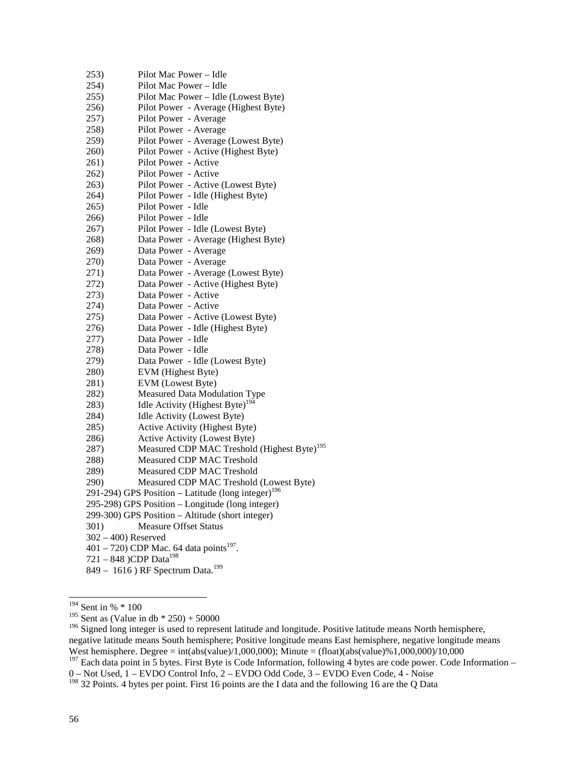253) Pilot Mac Power – Idle
254) Pilot Mac Power – Idle
255) Pilot Mac Power – Idle (Lowest Byte)
256) Pilot Power - Average (Highest Byte)
257) Pilot Power - Average
258) Pilot Power - Average
259) Pilot Power - Average (Lowest Byte)
260) Pilot Power - Active (Highest Byte)
261) Pilot Power - Active
262) Pilot Power - Active
263) Pilot Power - Active (Lowest Byte)
264) Pilot Power - Idle (Highest Byte)
265) Pilot Power - Idle
266) Pilot Power - Idle
267) Pilot Power - Idle (Lowest Byte)
268) Data Power - Average (Highest Byte)
269) Data Power - Average
270) Data Power - Average
271) Data Power - Average (Lowest Byte)
272) Data Power - Active (Highest Byte)
273) Data Power - Active
274) Data Power - Active
275) Data Power - Active (Lowest Byte)
276) Data Power - Idle (Highest Byte)
277) Data Power - Idle
278) Data Power - Idle
279) Data Power - Idle (Lowest Byte)
280) EVM (Highest Byte)
281) EVM (Lowest Byte)
282) Measured Data Modulation Type
283) Idle Activity (Highest Byte)[194]
284) Idle Activity (Lowest Byte)
285) Active Activity (Highest Byte)
286) Active Activity (Lowest Byte)
287) Measured CDP MAC Treshold (Highest Byte)[195]
288) Measured CDP MAC Treshold
289) Measured CDP MAC Treshold
290) Measured CDP MAC Treshold (Lowest Byte)
291-294) GPS Position – Latitude (long integer)[196]
295-298) GPS Position – Longitude (long integer)
299-300) GPS Position – Altitude (short integer)
301) Measure Offset Status
302 – 400) Reserved
401 – 720) CDP Mac. 64 data points[197].
721 – 848 )CDP Data[198]
849 – 1616 ) RF Spectrum Data.[199]

---

[194] Sent in % * 100

[195] Sent as (Value in db * 250) + 50000

[196] Signed long integer is used to represent latitude and longitude. Positive latitude means North hemisphere, negative latitude means South hemisphere; Positive longitude means East hemisphere, negative longitude means West hemisphere. Degree = int(abs(value)/1,000,000); Minute = (float)(abs(value)%1,000,000)/10,000

[197] Each data point in 5 bytes. First Byte is Code Information, following 4 bytes are code power. Code Information – 0 – Not Used, 1 – EVDO Control Info, 2 – EVDO Odd Code, 3 – EVDO Even Code, 4 - Noise

[198] 32 Points. 4 bytes per point. First 16 points are the I data and the following 16 are the Q Data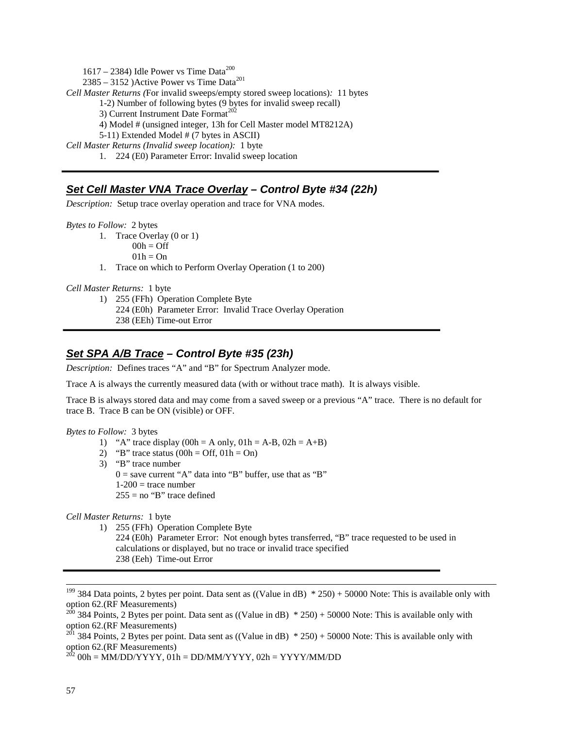1617 – 2384) Idle Power vs Time Data[200]

2385 – 3152 )Active Power vs Time Data[201]

*Cell Master Returns (*For invalid sweeps/empty stored sweep locations)*:* 11 bytes

1-2) Number of following bytes (9 bytes for invalid sweep recall)

3) Current Instrument Date Format[202]

4) Model # (unsigned integer, 13h for Cell Master model MT8212A)

5-11) Extended Model # (7 bytes in ASCII)

*Cell Master Returns (Invalid sweep location):* 1 byte

1. 224 (E0) Parameter Error: Invalid sweep location

---

## ***Set Cell Master VNA Trace Overlay** – Control Byte #34 (22h)*

*Description:* Setup trace overlay operation and trace for VNA modes.

*Bytes to Follow:* 2 bytes

1. Trace Overlay (0 or 1)
   00h = Off
   01h = On
1. Trace on which to Perform Overlay Operation (1 to 200)

*Cell Master Returns:* 1 byte

1) 255 (FFh) Operation Complete Byte
   224 (E0h) Parameter Error: Invalid Trace Overlay Operation
   238 (EEh) Time-out Error

---

## ***Set SPA A/B Trace** – Control Byte #35 (23h)*

*Description:* Defines traces "A" and "B" for Spectrum Analyzer mode.

Trace A is always the currently measured data (with or without trace math). It is always visible.

Trace B is always stored data and may come from a saved sweep or a previous "A" trace. There is no default for trace B. Trace B can be ON (visible) or OFF.

*Bytes to Follow:* 3 bytes

1) "A" trace display (00h = A only, 01h = A-B, 02h = A+B)
2) "B" trace status (00h = Off, 01h = On)
3) "B" trace number
   0 = save current "A" data into "B" buffer, use that as "B"
   1-200 = trace number
   255 = no "B" trace defined

*Cell Master Returns:* 1 byte

1) 255 (FFh) Operation Complete Byte
   224 (E0h) Parameter Error: Not enough bytes transferred, "B" trace requested to be used in calculations or displayed, but no trace or invalid trace specified
   238 (Eeh) Time-out Error

---

[199] 384 Data points, 2 bytes per point. Data sent as ((Value in dB) * 250) + 50000 Note: This is available only with option 62.(RF Measurements)

[200] 384 Points, 2 Bytes per point. Data sent as ((Value in dB) * 250) + 50000 Note: This is available only with option 62.(RF Measurements)

[201] 384 Points, 2 Bytes per point. Data sent as ((Value in dB) * 250) + 50000 Note: This is available only with option 62.(RF Measurements)

[202] 00h = MM/DD/YYYY, 01h = DD/MM/YYYY, 02h = YYYY/MM/DD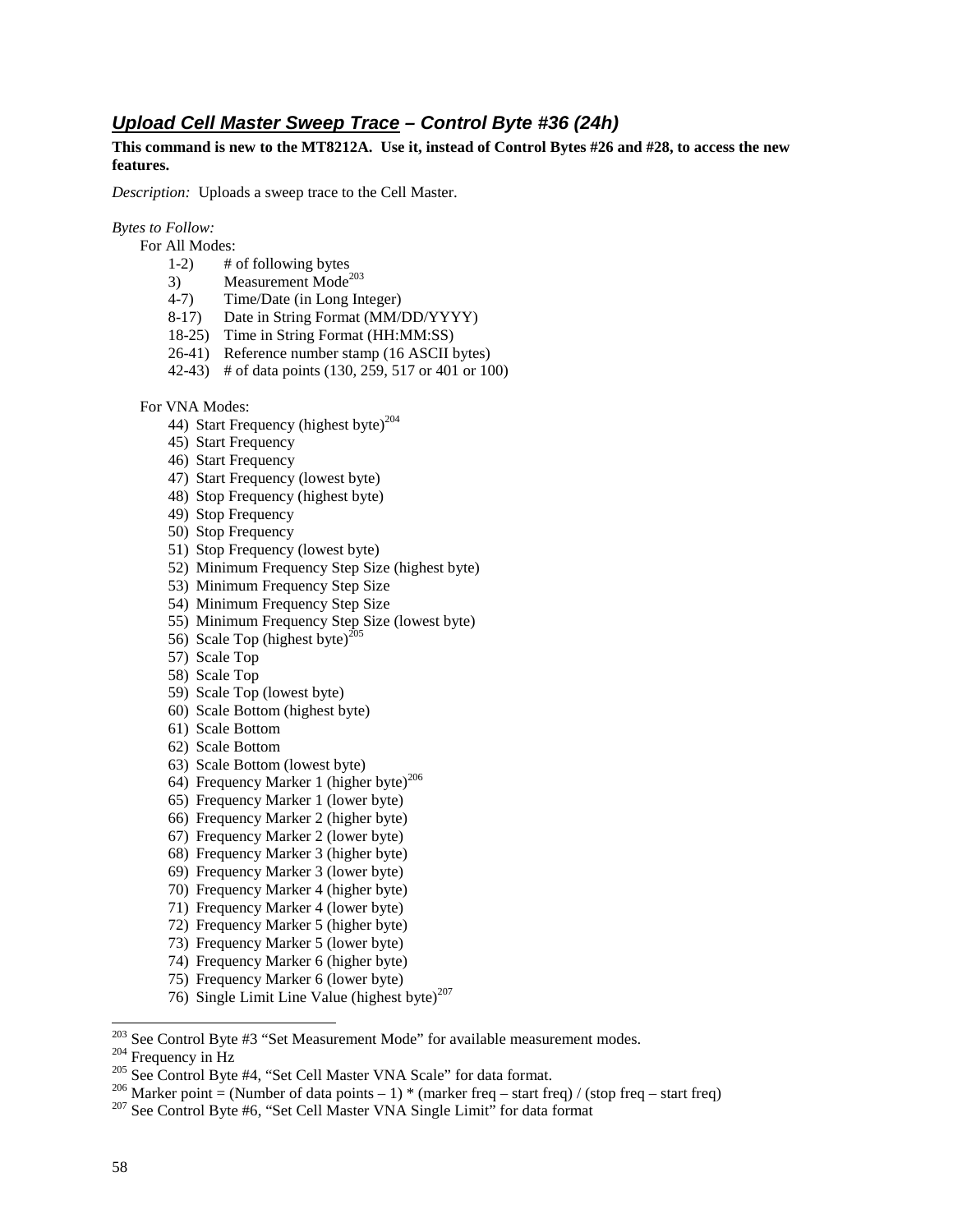## ***Upload Cell Master Sweep Trace** – Control Byte #36 (24h)*

**This command is new to the MT8212A. Use it, instead of Control Bytes #26 and #28, to access the new features.**

*Description:* Uploads a sweep trace to the Cell Master.

*Bytes to Follow:*

For All Modes:

- 1-2) # of following bytes
- 3) Measurement Mode[203]
- 4-7) Time/Date (in Long Integer)
- 8-17) Date in String Format (MM/DD/YYYY)
- 18-25) Time in String Format (HH:MM:SS)
- 26-41) Reference number stamp (16 ASCII bytes)
- 42-43) # of data points (130, 259, 517 or 401 or 100)

For VNA Modes:

- 44) Start Frequency (highest byte)[204]
- 45) Start Frequency
- 46) Start Frequency
- 47) Start Frequency (lowest byte)
- 48) Stop Frequency (highest byte)
- 49) Stop Frequency
- 50) Stop Frequency
- 51) Stop Frequency (lowest byte)
- 52) Minimum Frequency Step Size (highest byte)
- 53) Minimum Frequency Step Size
- 54) Minimum Frequency Step Size
- 55) Minimum Frequency Step Size (lowest byte)
- 56) Scale Top (highest byte)[205]
- 57) Scale Top
- 58) Scale Top
- 59) Scale Top (lowest byte)
- 60) Scale Bottom (highest byte)
- 61) Scale Bottom
- 62) Scale Bottom
- 63) Scale Bottom (lowest byte)
- 64) Frequency Marker 1 (higher byte)[206]
- 65) Frequency Marker 1 (lower byte)
- 66) Frequency Marker 2 (higher byte)
- 67) Frequency Marker 2 (lower byte)
- 68) Frequency Marker 3 (higher byte)
- 69) Frequency Marker 3 (lower byte)
- 70) Frequency Marker 4 (higher byte)
- 71) Frequency Marker 4 (lower byte)
- 72) Frequency Marker 5 (higher byte)
- 73) Frequency Marker 5 (lower byte)
- 74) Frequency Marker 6 (higher byte)
- 75) Frequency Marker 6 (lower byte)
- 76) Single Limit Line Value (highest byte)[207]

---

[203] See Control Byte #3 "Set Measurement Mode" for available measurement modes.

[204] Frequency in Hz

[205] See Control Byte #4, "Set Cell Master VNA Scale" for data format.

[206] Marker point = (Number of data points – 1) * (marker freq – start freq) / (stop freq – start freq)

[207] See Control Byte #6, "Set Cell Master VNA Single Limit" for data format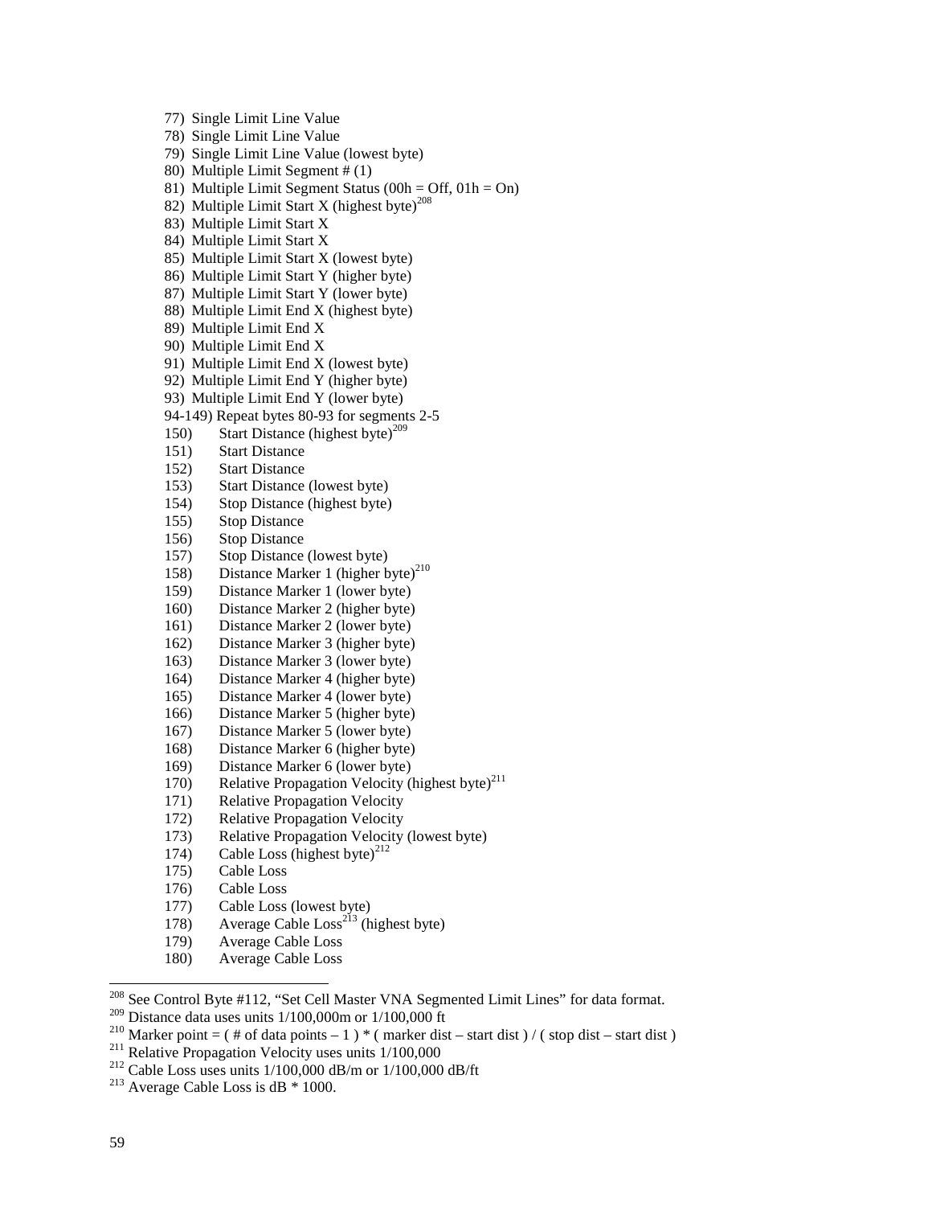77) Single Limit Line Value
78) Single Limit Line Value
79) Single Limit Line Value (lowest byte)
80) Multiple Limit Segment # (1)
81) Multiple Limit Segment Status (00h = Off, 01h = On)
82) Multiple Limit Start X (highest byte)[208]
83) Multiple Limit Start X
84) Multiple Limit Start X
85) Multiple Limit Start X (lowest byte)
86) Multiple Limit Start Y (higher byte)
87) Multiple Limit Start Y (lower byte)
88) Multiple Limit End X (highest byte)
89) Multiple Limit End X
90) Multiple Limit End X
91) Multiple Limit End X (lowest byte)
92) Multiple Limit End Y (higher byte)
93) Multiple Limit End Y (lower byte)
94-149) Repeat bytes 80-93 for segments 2-5
150) Start Distance (highest byte)[209]
151) Start Distance
152) Start Distance
153) Start Distance (lowest byte)
154) Stop Distance (highest byte)
155) Stop Distance
156) Stop Distance
157) Stop Distance (lowest byte)
158) Distance Marker 1 (higher byte)[210]
159) Distance Marker 1 (lower byte)
160) Distance Marker 2 (higher byte)
161) Distance Marker 2 (lower byte)
162) Distance Marker 3 (higher byte)
163) Distance Marker 3 (lower byte)
164) Distance Marker 4 (higher byte)
165) Distance Marker 4 (lower byte)
166) Distance Marker 5 (higher byte)
167) Distance Marker 5 (lower byte)
168) Distance Marker 6 (higher byte)
169) Distance Marker 6 (lower byte)
170) Relative Propagation Velocity (highest byte)[211]
171) Relative Propagation Velocity
172) Relative Propagation Velocity
173) Relative Propagation Velocity (lowest byte)
174) Cable Loss (highest byte)[212]
175) Cable Loss
176) Cable Loss
177) Cable Loss (lowest byte)
178) Average Cable Loss[213] (highest byte)
179) Average Cable Loss
180) Average Cable Loss

---

[208] See Control Byte #112, "Set Cell Master VNA Segmented Limit Lines" for data format.
[209] Distance data uses units 1/100,000m or 1/100,000 ft
[210] Marker point = ( # of data points – 1 ) * ( marker dist – start dist ) / ( stop dist – start dist )
[211] Relative Propagation Velocity uses units 1/100,000
[212] Cable Loss uses units 1/100,000 dB/m or 1/100,000 dB/ft
[213] Average Cable Loss is dB * 1000.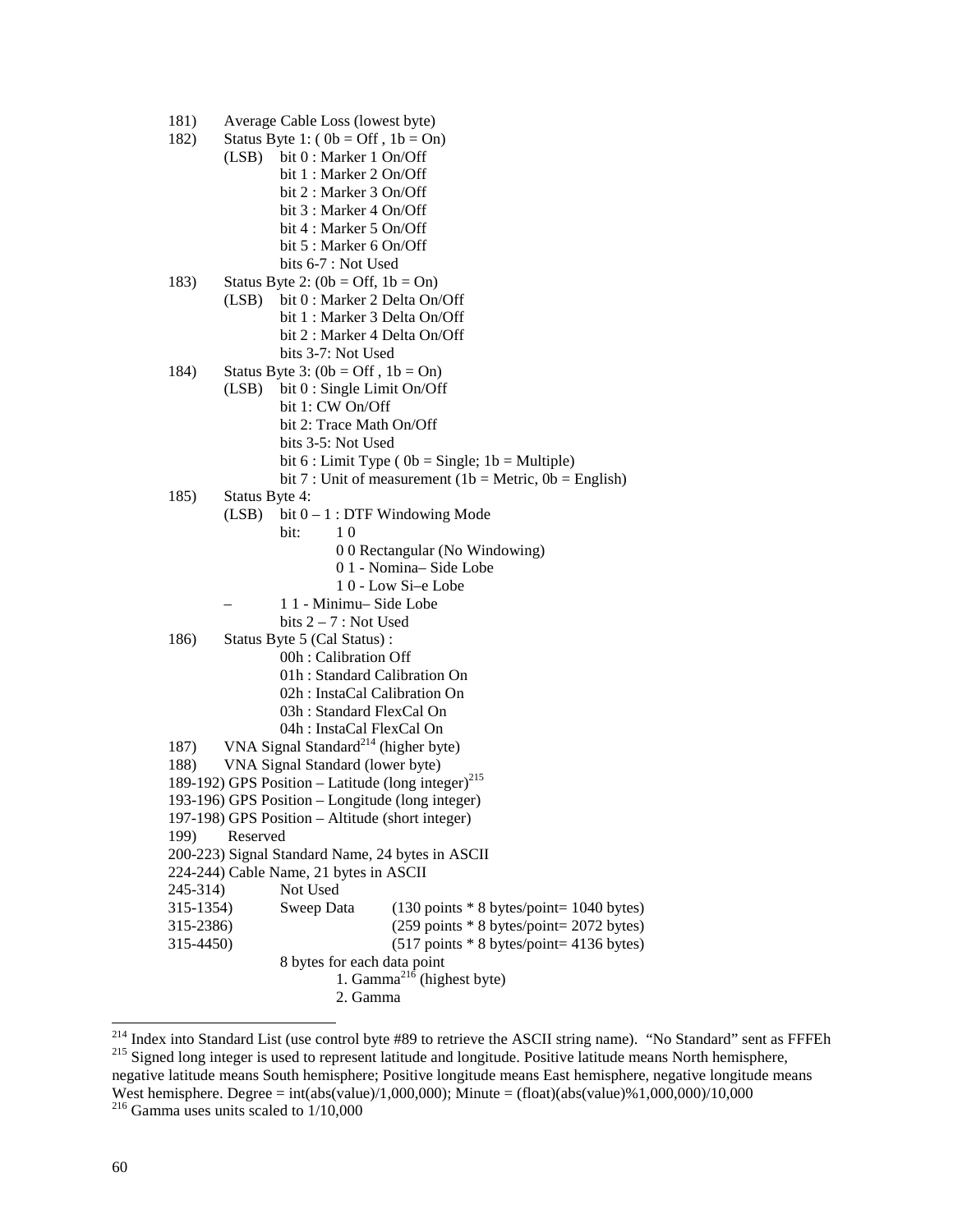181) Average Cable Loss (lowest byte)

182) Status Byte 1: ( 0b = Off , 1b = On)

(LSB) bit 0 : Marker 1 On/Off
bit 1 : Marker 2 On/Off
bit 2 : Marker 3 On/Off
bit 3 : Marker 4 On/Off
bit 4 : Marker 5 On/Off
bit 5 : Marker 6 On/Off
bits 6-7 : Not Used

183) Status Byte 2: (0b = Off, 1b = On)

(LSB) bit 0 : Marker 2 Delta On/Off
bit 1 : Marker 3 Delta On/Off
bit 2 : Marker 4 Delta On/Off
bits 3-7: Not Used

184) Status Byte 3: (0b = Off , 1b = On)

(LSB) bit 0 : Single Limit On/Off
bit 1: CW On/Off
bit 2: Trace Math On/Off
bits 3-5: Not Used
bit 6 : Limit Type ( 0b = Single; 1b = Multiple)
bit 7 : Unit of measurement (1b = Metric, 0b = English)

185) Status Byte 4:

(LSB) bit 0 – 1 : DTF Windowing Mode
bit: 1 0
0 0 Rectangular (No Windowing)
0 1 - Nomina– Side Lobe
1 0 - Low Si–e Lobe
– 1 1 - Minimu– Side Lobe
bits 2 – 7 : Not Used

186) Status Byte 5 (Cal Status) :

00h : Calibration Off
01h : Standard Calibration On
02h : InstaCal Calibration On
03h : Standard FlexCal On
04h : InstaCal FlexCal On

187) VNA Signal Standard[214] (higher byte)

188) VNA Signal Standard (lower byte)

189-192) GPS Position – Latitude (long integer)[215]

193-196) GPS Position – Longitude (long integer)

197-198) GPS Position – Altitude (short integer)

199) Reserved

200-223) Signal Standard Name, 24 bytes in ASCII

224-244) Cable Name, 21 bytes in ASCII

245-314) Not Used

315-1354) Sweep Data (130 points * 8 bytes/point= 1040 bytes)

315-2386) (259 points * 8 bytes/point= 2072 bytes)

315-4450) (517 points * 8 bytes/point= 4136 bytes)

8 bytes for each data point

1. Gamma[216] (highest byte)
2. Gamma

---

[214] Index into Standard List (use control byte #89 to retrieve the ASCII string name). "No Standard" sent as FFFEh

[215] Signed long integer is used to represent latitude and longitude. Positive latitude means North hemisphere, negative latitude means South hemisphere; Positive longitude means East hemisphere, negative longitude means West hemisphere. Degree = int(abs(value)/1,000,000); Minute = (float)(abs(value)%1,000,000)/10,000

[216] Gamma uses units scaled to 1/10,000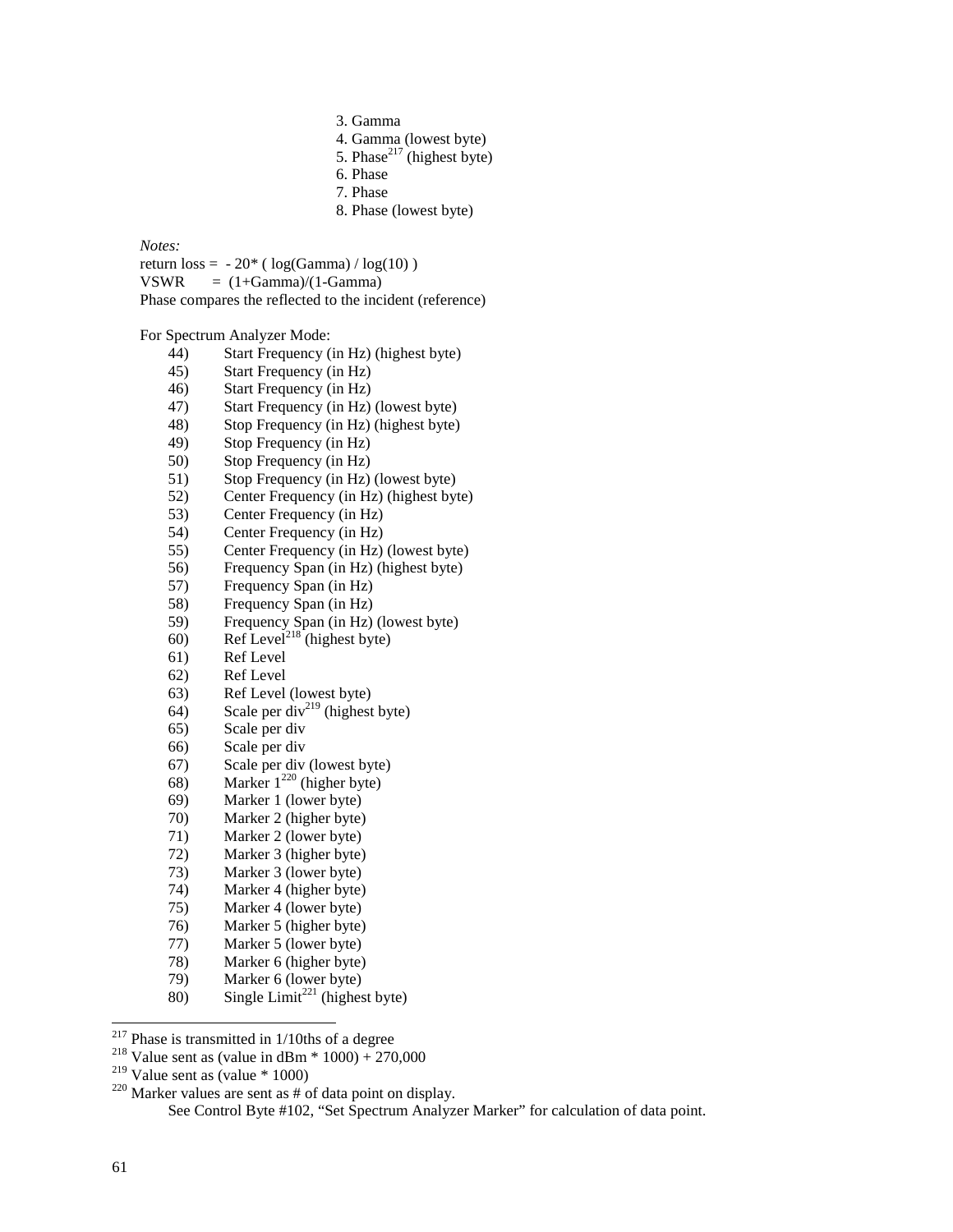3. Gamma
4. Gamma (lowest byte)
5. Phase[217] (highest byte)
6. Phase
7. Phase
8. Phase (lowest byte)

*Notes:*

return loss = - 20* ( log(Gamma) / log(10) )

VSWR = (1+Gamma)/(1-Gamma)

Phase compares the reflected to the incident (reference)

For Spectrum Analyzer Mode:

44) Start Frequency (in Hz) (highest byte)
45) Start Frequency (in Hz)
46) Start Frequency (in Hz)
47) Start Frequency (in Hz) (lowest byte)
48) Stop Frequency (in Hz) (highest byte)
49) Stop Frequency (in Hz)
50) Stop Frequency (in Hz)
51) Stop Frequency (in Hz) (lowest byte)
52) Center Frequency (in Hz) (highest byte)
53) Center Frequency (in Hz)
54) Center Frequency (in Hz)
55) Center Frequency (in Hz) (lowest byte)
56) Frequency Span (in Hz) (highest byte)
57) Frequency Span (in Hz)
58) Frequency Span (in Hz)
59) Frequency Span (in Hz) (lowest byte)
60) Ref Level[218] (highest byte)
61) Ref Level
62) Ref Level
63) Ref Level (lowest byte)
64) Scale per div[219] (highest byte)
65) Scale per div
66) Scale per div
67) Scale per div (lowest byte)
68) Marker 1[220] (higher byte)
69) Marker 1 (lower byte)
70) Marker 2 (higher byte)
71) Marker 2 (lower byte)
72) Marker 3 (higher byte)
73) Marker 3 (lower byte)
74) Marker 4 (higher byte)
75) Marker 4 (lower byte)
76) Marker 5 (higher byte)
77) Marker 5 (lower byte)
78) Marker 6 (higher byte)
79) Marker 6 (lower byte)
80) Single Limit[221] (highest byte)

---

[217] Phase is transmitted in 1/10ths of a degree

[218] Value sent as (value in dBm * 1000) + 270,000

[219] Value sent as (value * 1000)

[220] Marker values are sent as # of data point on display.
See Control Byte #102, "Set Spectrum Analyzer Marker" for calculation of data point.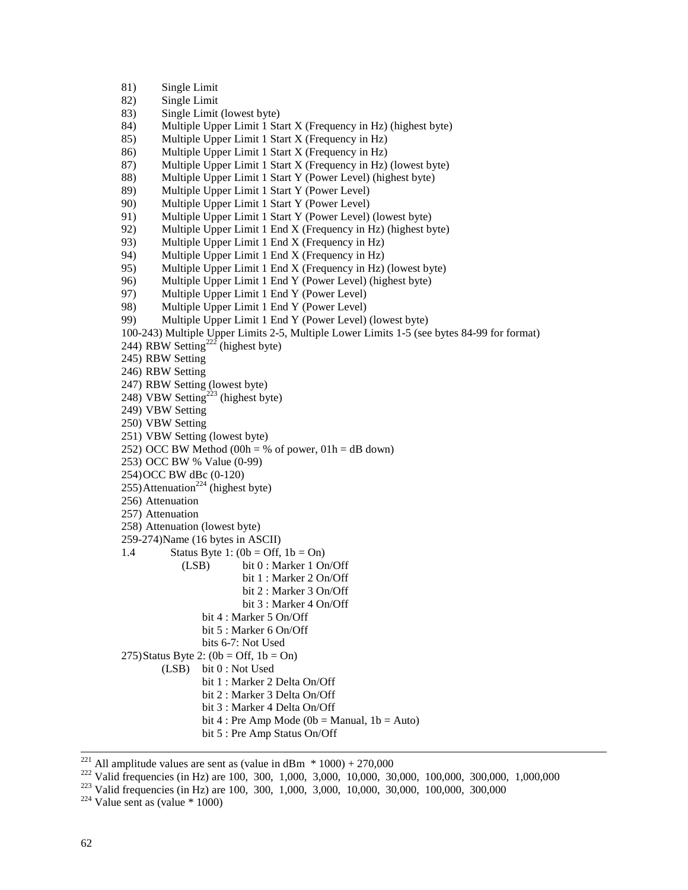81) Single Limit
82) Single Limit
83) Single Limit (lowest byte)
84) Multiple Upper Limit 1 Start X (Frequency in Hz) (highest byte)
85) Multiple Upper Limit 1 Start X (Frequency in Hz)
86) Multiple Upper Limit 1 Start X (Frequency in Hz)
87) Multiple Upper Limit 1 Start X (Frequency in Hz) (lowest byte)
88) Multiple Upper Limit 1 Start Y (Power Level) (highest byte)
89) Multiple Upper Limit 1 Start Y (Power Level)
90) Multiple Upper Limit 1 Start Y (Power Level)
91) Multiple Upper Limit 1 Start Y (Power Level) (lowest byte)
92) Multiple Upper Limit 1 End X (Frequency in Hz) (highest byte)
93) Multiple Upper Limit 1 End X (Frequency in Hz)
94) Multiple Upper Limit 1 End X (Frequency in Hz)
95) Multiple Upper Limit 1 End X (Frequency in Hz) (lowest byte)
96) Multiple Upper Limit 1 End Y (Power Level) (highest byte)
97) Multiple Upper Limit 1 End Y (Power Level)
98) Multiple Upper Limit 1 End Y (Power Level)
99) Multiple Upper Limit 1 End Y (Power Level) (lowest byte)

100-243) Multiple Upper Limits 2-5, Multiple Lower Limits 1-5 (see bytes 84-99 for format)
244) RBW Setting[222] (highest byte)
245) RBW Setting
246) RBW Setting
247) RBW Setting (lowest byte)
248) VBW Setting[223] (highest byte)
249) VBW Setting
250) VBW Setting
251) VBW Setting (lowest byte)
252) OCC BW Method (00h = % of power, 01h = dB down)
253) OCC BW % Value (0-99)
254) OCC BW dBc (0-120)
255) Attenuation[224] (highest byte)
256) Attenuation
257) Attenuation
258) Attenuation (lowest byte)
259-274) Name (16 bytes in ASCII)

1.4 Status Byte 1: (0b = Off, 1b = On)

(LSB) bit 0 : Marker 1 On/Off
bit 1 : Marker 2 On/Off
bit 2 : Marker 3 On/Off
bit 3 : Marker 4 On/Off
bit 4 : Marker 5 On/Off
bit 5 : Marker 6 On/Off
bits 6-7: Not Used

275) Status Byte 2: (0b = Off, 1b = On)

(LSB) bit 0 : Not Used
bit 1 : Marker 2 Delta On/Off
bit 2 : Marker 3 Delta On/Off
bit 3 : Marker 4 Delta On/Off
bit 4 : Pre Amp Mode (0b = Manual, 1b = Auto)
bit 5 : Pre Amp Status On/Off

---

[221] All amplitude values are sent as (value in dBm * 1000) + 270,000

[222] Valid frequencies (in Hz) are 100, 300, 1,000, 3,000, 10,000, 30,000, 100,000, 300,000, 1,000,000

[223] Valid frequencies (in Hz) are 100, 300, 1,000, 3,000, 10,000, 30,000, 100,000, 300,000

[224] Value sent as (value * 1000)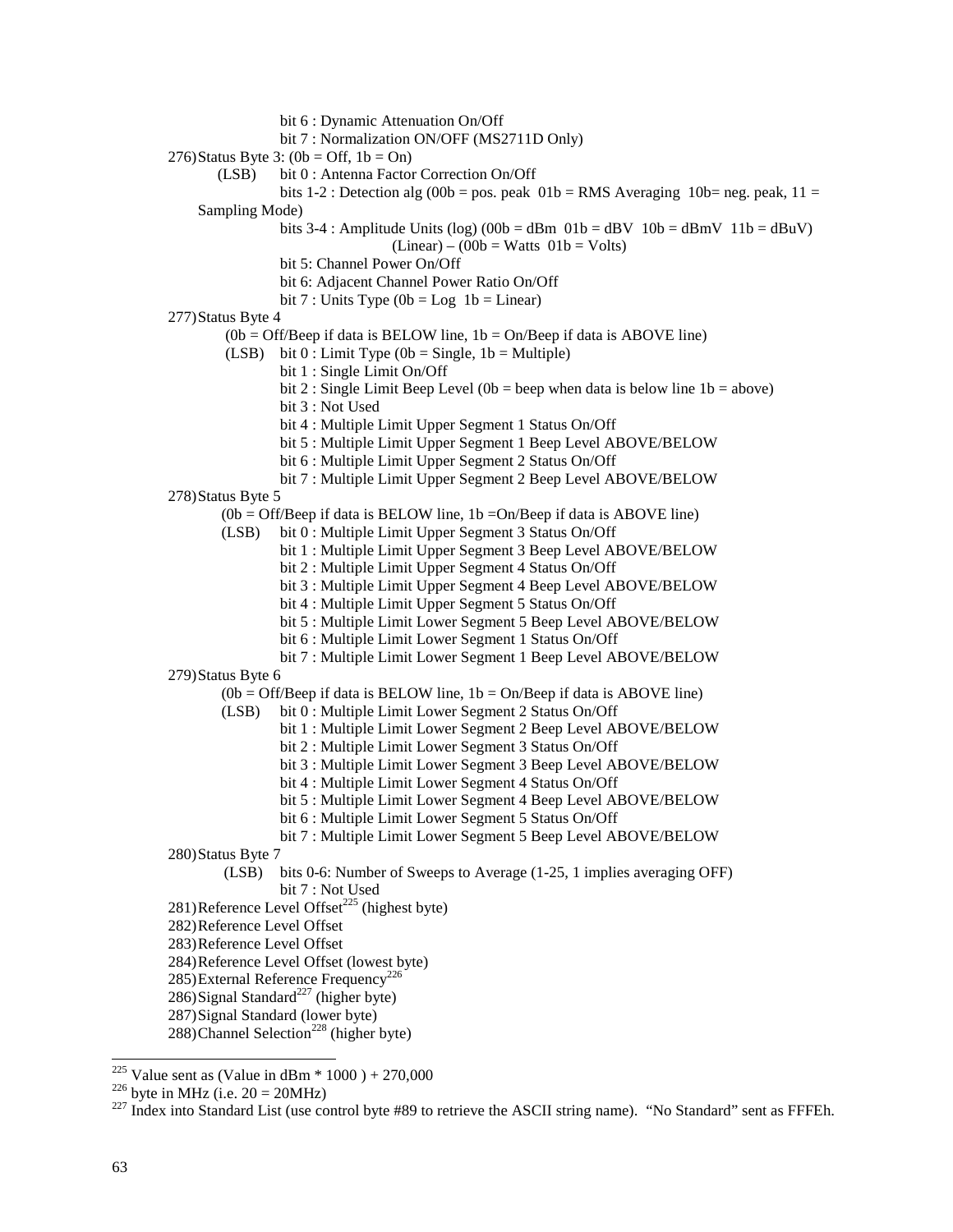bit 6 : Dynamic Attenuation On/Off
bit 7 : Normalization ON/OFF (MS2711D Only)

276) Status Byte 3: (0b = Off, 1b = On)
(LSB) bit 0 : Antenna Factor Correction On/Off
bits 1-2 : Detection alg (00b = pos. peak 01b = RMS Averaging 10b= neg. peak, 11 = Sampling Mode)
bits 3-4 : Amplitude Units (log) (00b = dBm 01b = dBV 10b = dBmV 11b = dBuV)
(Linear) – (00b = Watts 01b = Volts)
bit 5: Channel Power On/Off
bit 6: Adjacent Channel Power Ratio On/Off
bit 7 : Units Type (0b = Log 1b = Linear)

277) Status Byte 4
(0b = Off/Beep if data is BELOW line, 1b = On/Beep if data is ABOVE line)
(LSB) bit 0 : Limit Type (0b = Single, 1b = Multiple)
bit 1 : Single Limit On/Off
bit 2 : Single Limit Beep Level (0b = beep when data is below line 1b = above)
bit 3 : Not Used
bit 4 : Multiple Limit Upper Segment 1 Status On/Off
bit 5 : Multiple Limit Upper Segment 1 Beep Level ABOVE/BELOW
bit 6 : Multiple Limit Upper Segment 2 Status On/Off
bit 7 : Multiple Limit Upper Segment 2 Beep Level ABOVE/BELOW

278) Status Byte 5
(0b = Off/Beep if data is BELOW line, 1b =On/Beep if data is ABOVE line)
(LSB) bit 0 : Multiple Limit Upper Segment 3 Status On/Off
bit 1 : Multiple Limit Upper Segment 3 Beep Level ABOVE/BELOW
bit 2 : Multiple Limit Upper Segment 4 Status On/Off
bit 3 : Multiple Limit Upper Segment 4 Beep Level ABOVE/BELOW
bit 4 : Multiple Limit Upper Segment 5 Status On/Off
bit 5 : Multiple Limit Lower Segment 5 Beep Level ABOVE/BELOW
bit 6 : Multiple Limit Lower Segment 1 Status On/Off
bit 7 : Multiple Limit Lower Segment 1 Beep Level ABOVE/BELOW

279) Status Byte 6
(0b = Off/Beep if data is BELOW line, 1b = On/Beep if data is ABOVE line)
(LSB) bit 0 : Multiple Limit Lower Segment 2 Status On/Off
bit 1 : Multiple Limit Lower Segment 2 Beep Level ABOVE/BELOW
bit 2 : Multiple Limit Lower Segment 3 Status On/Off
bit 3 : Multiple Limit Lower Segment 3 Beep Level ABOVE/BELOW
bit 4 : Multiple Limit Lower Segment 4 Status On/Off
bit 5 : Multiple Limit Lower Segment 4 Beep Level ABOVE/BELOW
bit 6 : Multiple Limit Lower Segment 5 Status On/Off
bit 7 : Multiple Limit Lower Segment 5 Beep Level ABOVE/BELOW

280) Status Byte 7
(LSB) bits 0-6: Number of Sweeps to Average (1-25, 1 implies averaging OFF)
bit 7 : Not Used

281) Reference Level Offset[225] (highest byte)

282) Reference Level Offset

283) Reference Level Offset

284) Reference Level Offset (lowest byte)

285) External Reference Frequency[226]

286) Signal Standard[227] (higher byte)

287) Signal Standard (lower byte)

288) Channel Selection[228] (higher byte)

---

[225] Value sent as (Value in dBm * 1000 ) + 270,000

[226] byte in MHz (i.e. 20 = 20MHz)

[227] Index into Standard List (use control byte #89 to retrieve the ASCII string name). "No Standard" sent as FFFEh.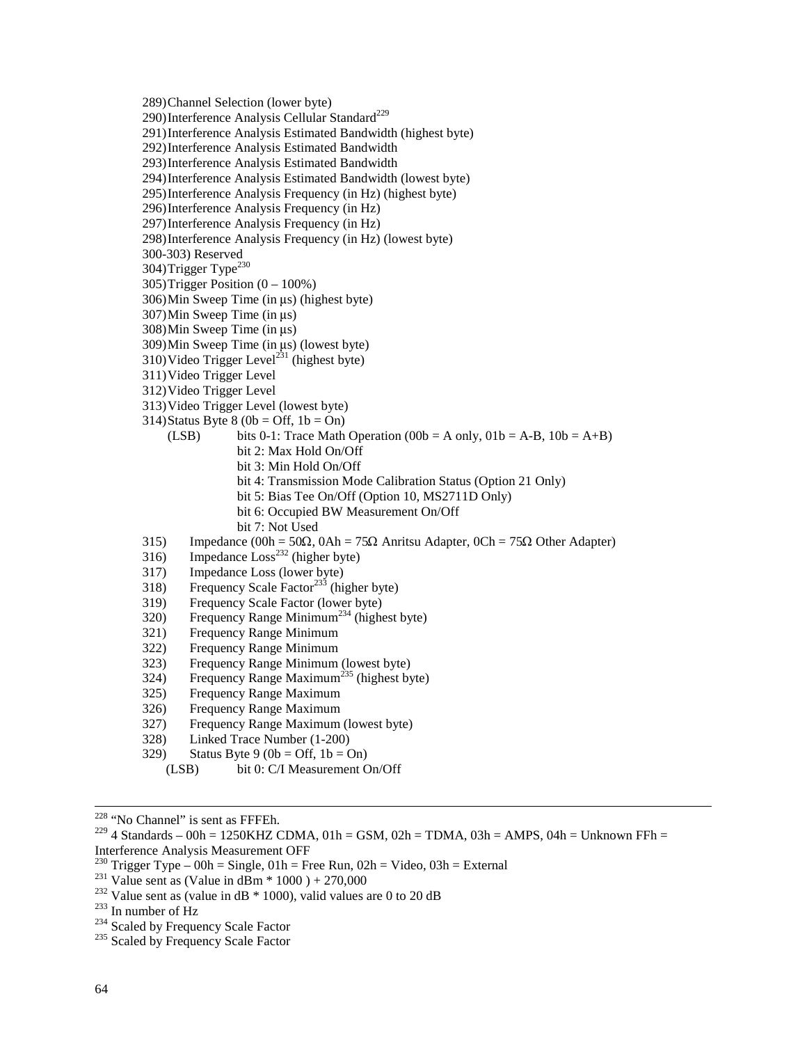289) Channel Selection (lower byte)
290) Interference Analysis Cellular Standard[229]
291) Interference Analysis Estimated Bandwidth (highest byte)
292) Interference Analysis Estimated Bandwidth
293) Interference Analysis Estimated Bandwidth
294) Interference Analysis Estimated Bandwidth (lowest byte)
295) Interference Analysis Frequency (in Hz) (highest byte)
296) Interference Analysis Frequency (in Hz)
297) Interference Analysis Frequency (in Hz)
298) Interference Analysis Frequency (in Hz) (lowest byte)
300-303) Reserved
304) Trigger Type[230]
305) Trigger Position (0 – 100%)
306) Min Sweep Time (in µs) (highest byte)
307) Min Sweep Time (in µs)
308) Min Sweep Time (in µs)
309) Min Sweep Time (in µs) (lowest byte)
310) Video Trigger Level[231] (highest byte)
311) Video Trigger Level
312) Video Trigger Level
313) Video Trigger Level (lowest byte)
314) Status Byte 8 (0b = Off, 1b = On)
   (LSB) bits 0-1: Trace Math Operation (00b = A only, 01b = A-B, 10b = A+B)
   bit 2: Max Hold On/Off
   bit 3: Min Hold On/Off
   bit 4: Transmission Mode Calibration Status (Option 21 Only)
   bit 5: Bias Tee On/Off (Option 10, MS2711D Only)
   bit 6: Occupied BW Measurement On/Off
   bit 7: Not Used
315) Impedance (00h = 50Ω, 0Ah = 75Ω Anritsu Adapter, 0Ch = 75Ω Other Adapter)
316) Impedance Loss[232] (higher byte)
317) Impedance Loss (lower byte)
318) Frequency Scale Factor[233] (higher byte)
319) Frequency Scale Factor (lower byte)
320) Frequency Range Minimum[234] (highest byte)
321) Frequency Range Minimum
322) Frequency Range Minimum
323) Frequency Range Minimum (lowest byte)
324) Frequency Range Maximum[235] (highest byte)
325) Frequency Range Maximum
326) Frequency Range Maximum
327) Frequency Range Maximum (lowest byte)
328) Linked Trace Number (1-200)
329) Status Byte 9 (0b = Off, 1b = On)
   (LSB) bit 0: C/I Measurement On/Off

---

[228] "No Channel" is sent as FFFEh.
[229] 4 Standards – 00h = 1250KHZ CDMA, 01h = GSM, 02h = TDMA, 03h = AMPS, 04h = Unknown FFh = Interference Analysis Measurement OFF
[230] Trigger Type – 00h = Single, 01h = Free Run, 02h = Video, 03h = External
[231] Value sent as (Value in dBm * 1000 ) + 270,000
[232] Value sent as (value in dB * 1000), valid values are 0 to 20 dB
[233] In number of Hz
[234] Scaled by Frequency Scale Factor
[235] Scaled by Frequency Scale Factor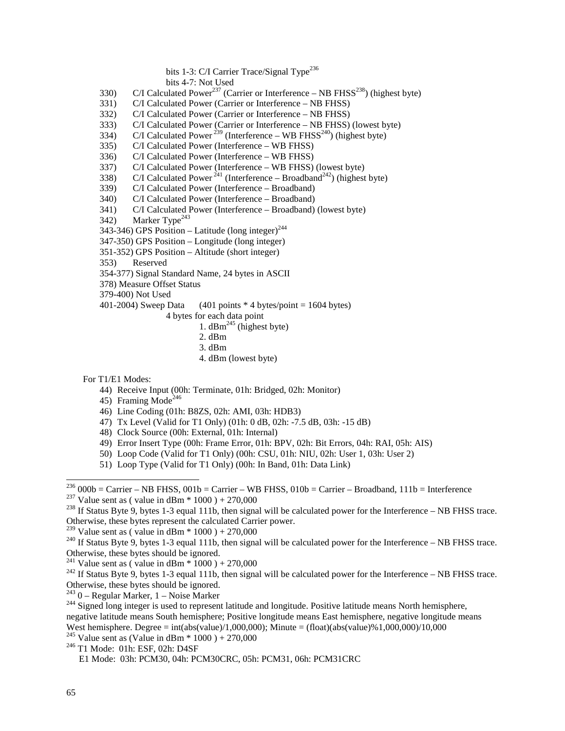bits 1-3: C/I Carrier Trace/Signal Type[236]

bits 4-7: Not Used

330) C/I Calculated Power[237] (Carrier or Interference – NB FHSS[238]) (highest byte)
331) C/I Calculated Power (Carrier or Interference – NB FHSS)
332) C/I Calculated Power (Carrier or Interference – NB FHSS)
333) C/I Calculated Power (Carrier or Interference – NB FHSS) (lowest byte)
334) C/I Calculated Power[239] (Interference – WB FHSS[240]) (highest byte)
335) C/I Calculated Power (Interference – WB FHSS)
336) C/I Calculated Power (Interference – WB FHSS)
337) C/I Calculated Power (Interference – WB FHSS) (lowest byte)
338) C/I Calculated Power[241] (Interference – Broadband[242]) (highest byte)
339) C/I Calculated Power (Interference – Broadband)
340) C/I Calculated Power (Interference – Broadband)
341) C/I Calculated Power (Interference – Broadband) (lowest byte)
342) Marker Type[243]
343-346) GPS Position – Latitude (long integer)[244]
347-350) GPS Position – Longitude (long integer)
351-352) GPS Position – Altitude (short integer)
353) Reserved
354-377) Signal Standard Name, 24 bytes in ASCII
378) Measure Offset Status
379-400) Not Used
401-2004) Sweep Data (401 points * 4 bytes/point = 1604 bytes)

4 bytes for each data point

1. dBm[245] (highest byte)
2. dBm
3. dBm
4. dBm (lowest byte)

For T1/E1 Modes:

44) Receive Input (00h: Terminate, 01h: Bridged, 02h: Monitor)
45) Framing Mode[246]
46) Line Coding (01h: B8ZS, 02h: AMI, 03h: HDB3)
47) Tx Level (Valid for T1 Only) (01h: 0 dB, 02h: -7.5 dB, 03h: -15 dB)
48) Clock Source (00h: External, 01h: Internal)
49) Error Insert Type (00h: Frame Error, 01h: BPV, 02h: Bit Errors, 04h: RAI, 05h: AIS)
50) Loop Code (Valid for T1 Only) (00h: CSU, 01h: NIU, 02h: User 1, 03h: User 2)
51) Loop Type (Valid for T1 Only) (00h: In Band, 01h: Data Link)

---

[236] 000b = Carrier – NB FHSS, 001b = Carrier – WB FHSS, 010b = Carrier – Broadband, 111b = Interference

[237] Value sent as ( value in dBm * 1000 ) + 270,000

[238] If Status Byte 9, bytes 1-3 equal 111b, then signal will be calculated power for the Interference – NB FHSS trace. Otherwise, these bytes represent the calculated Carrier power.

[239] Value sent as ( value in dBm * 1000 ) + 270,000

[240] If Status Byte 9, bytes 1-3 equal 111b, then signal will be calculated power for the Interference – NB FHSS trace. Otherwise, these bytes should be ignored.

[241] Value sent as ( value in dBm * 1000 ) + 270,000

[242] If Status Byte 9, bytes 1-3 equal 111b, then signal will be calculated power for the Interference – NB FHSS trace. Otherwise, these bytes should be ignored.

[243] 0 – Regular Marker, 1 – Noise Marker

[244] Signed long integer is used to represent latitude and longitude. Positive latitude means North hemisphere, negative latitude means South hemisphere; Positive longitude means East hemisphere, negative longitude means West hemisphere. Degree = int(abs(value)/1,000,000); Minute = (float)(abs(value)%1,000,000)/10,000

[245] Value sent as (Value in dBm * 1000 ) + 270,000

[246] T1 Mode: 01h: ESF, 02h: D4SF
E1 Mode: 03h: PCM30, 04h: PCM30CRC, 05h: PCM31, 06h: PCM31CRC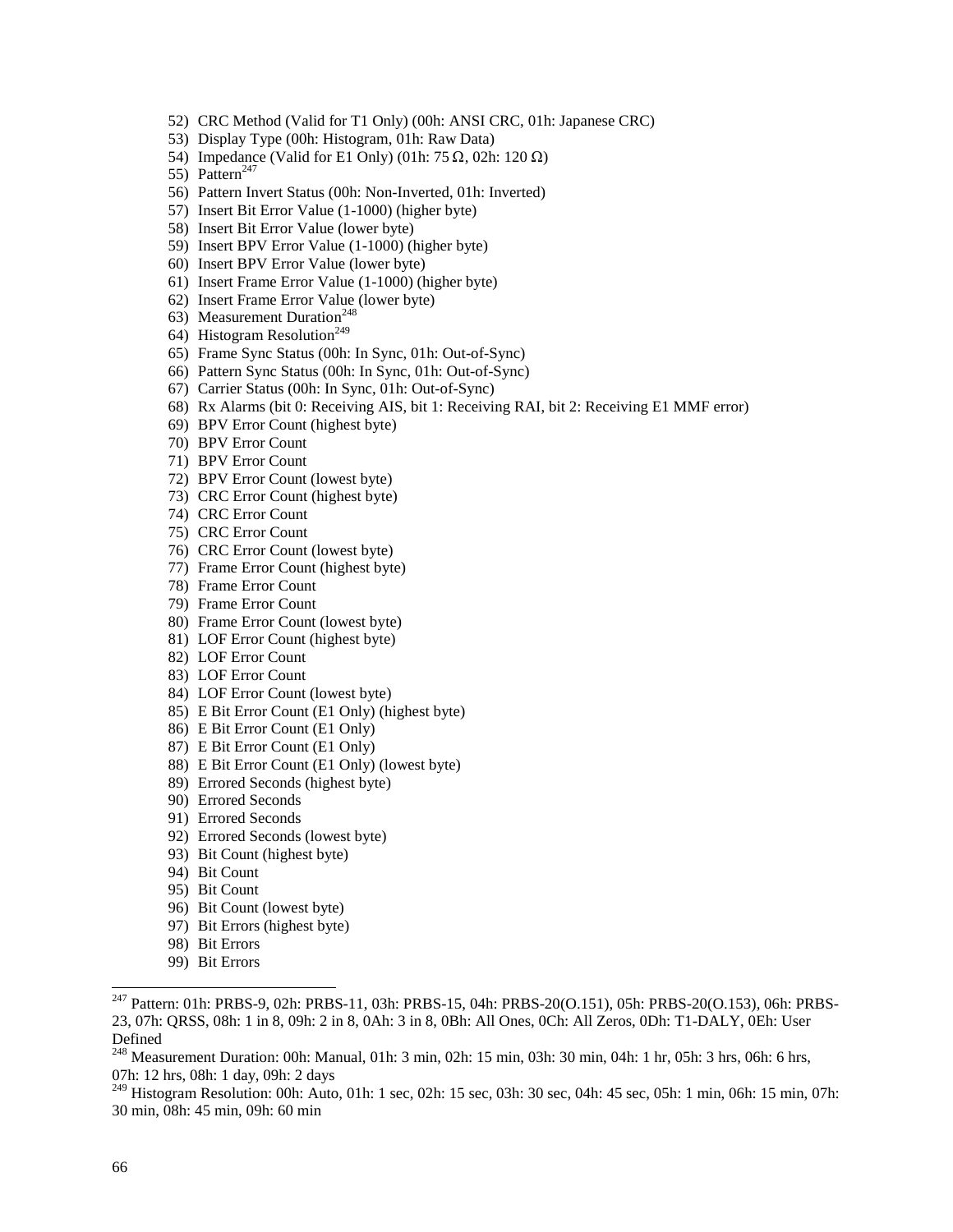52) CRC Method (Valid for T1 Only) (00h: ANSI CRC, 01h: Japanese CRC)
53) Display Type (00h: Histogram, 01h: Raw Data)
54) Impedance (Valid for E1 Only) (01h: 75 Ω, 02h: 120 Ω)
55) Pattern[247]
56) Pattern Invert Status (00h: Non-Inverted, 01h: Inverted)
57) Insert Bit Error Value (1-1000) (higher byte)
58) Insert Bit Error Value (lower byte)
59) Insert BPV Error Value (1-1000) (higher byte)
60) Insert BPV Error Value (lower byte)
61) Insert Frame Error Value (1-1000) (higher byte)
62) Insert Frame Error Value (lower byte)
63) Measurement Duration[248]
64) Histogram Resolution[249]
65) Frame Sync Status (00h: In Sync, 01h: Out-of-Sync)
66) Pattern Sync Status (00h: In Sync, 01h: Out-of-Sync)
67) Carrier Status (00h: In Sync, 01h: Out-of-Sync)
68) Rx Alarms (bit 0: Receiving AIS, bit 1: Receiving RAI, bit 2: Receiving E1 MMF error)
69) BPV Error Count (highest byte)
70) BPV Error Count
71) BPV Error Count
72) BPV Error Count (lowest byte)
73) CRC Error Count (highest byte)
74) CRC Error Count
75) CRC Error Count
76) CRC Error Count (lowest byte)
77) Frame Error Count (highest byte)
78) Frame Error Count
79) Frame Error Count
80) Frame Error Count (lowest byte)
81) LOF Error Count (highest byte)
82) LOF Error Count
83) LOF Error Count
84) LOF Error Count (lowest byte)
85) E Bit Error Count (E1 Only) (highest byte)
86) E Bit Error Count (E1 Only)
87) E Bit Error Count (E1 Only)
88) E Bit Error Count (E1 Only) (lowest byte)
89) Errored Seconds (highest byte)
90) Errored Seconds
91) Errored Seconds
92) Errored Seconds (lowest byte)
93) Bit Count (highest byte)
94) Bit Count
95) Bit Count
96) Bit Count (lowest byte)
97) Bit Errors (highest byte)
98) Bit Errors
99) Bit Errors

---

[247] Pattern: 01h: PRBS-9, 02h: PRBS-11, 03h: PRBS-15, 04h: PRBS-20(O.151), 05h: PRBS-20(O.153), 06h: PRBS-23, 07h: QRSS, 08h: 1 in 8, 09h: 2 in 8, 0Ah: 3 in 8, 0Bh: All Ones, 0Ch: All Zeros, 0Dh: T1-DALY, 0Eh: User Defined

[248] Measurement Duration: 00h: Manual, 01h: 3 min, 02h: 15 min, 03h: 30 min, 04h: 1 hr, 05h: 3 hrs, 06h: 6 hrs, 07h: 12 hrs, 08h: 1 day, 09h: 2 days

[249] Histogram Resolution: 00h: Auto, 01h: 1 sec, 02h: 15 sec, 03h: 30 sec, 04h: 45 sec, 05h: 1 min, 06h: 15 min, 07h: 30 min, 08h: 45 min, 09h: 60 min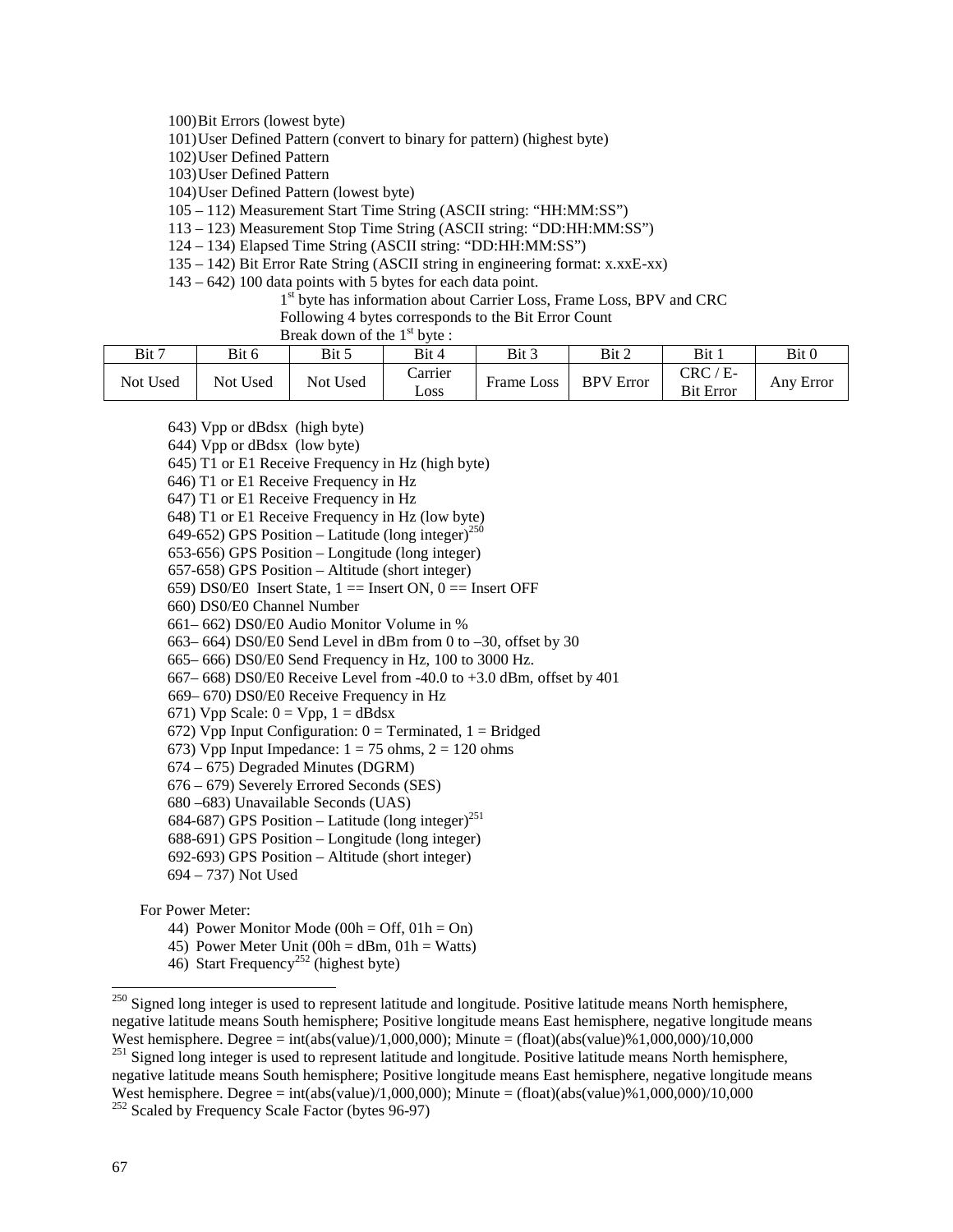100) Bit Errors (lowest byte)
101) User Defined Pattern (convert to binary for pattern) (highest byte)
102) User Defined Pattern
103) User Defined Pattern
104) User Defined Pattern (lowest byte)
105 – 112) Measurement Start Time String (ASCII string: "HH:MM:SS")
113 – 123) Measurement Stop Time String (ASCII string: "DD:HH:MM:SS")
124 – 134) Elapsed Time String (ASCII string: "DD:HH:MM:SS")
135 – 142) Bit Error Rate String (ASCII string in engineering format: x.xxE-xx)
143 – 642) 100 data points with 5 bytes for each data point.

1st byte has information about Carrier Loss, Frame Loss, BPV and CRC
Following 4 bytes corresponds to the Bit Error Count
Break down of the 1st byte :

| Bit 7 | Bit 6 | Bit 5 | Bit 4 | Bit 3 | Bit 2 | Bit 1 | Bit 0 |
|---|---|---|---|---|---|---|---|
| Not Used | Not Used | Not Used | Carrier Loss | Frame Loss | BPV Error | CRC / E-Bit Error | Any Error |

643) Vpp or dBdsx (high byte)
644) Vpp or dBdsx (low byte)
645) T1 or E1 Receive Frequency in Hz (high byte)
646) T1 or E1 Receive Frequency in Hz
647) T1 or E1 Receive Frequency in Hz
648) T1 or E1 Receive Frequency in Hz (low byte)
649-652) GPS Position – Latitude (long integer)[250]
653-656) GPS Position – Longitude (long integer)
657-658) GPS Position – Altitude (short integer)
659) DS0/E0 Insert State, 1 == Insert ON, 0 == Insert OFF
660) DS0/E0 Channel Number
661– 662) DS0/E0 Audio Monitor Volume in %
663– 664) DS0/E0 Send Level in dBm from 0 to –30, offset by 30
665– 666) DS0/E0 Send Frequency in Hz, 100 to 3000 Hz.
667– 668) DS0/E0 Receive Level from -40.0 to +3.0 dBm, offset by 401
669– 670) DS0/E0 Receive Frequency in Hz
671) Vpp Scale: 0 = Vpp, 1 = dBdsx
672) Vpp Input Configuration: 0 = Terminated, 1 = Bridged
673) Vpp Input Impedance: 1 = 75 ohms, 2 = 120 ohms
674 – 675) Degraded Minutes (DGRM)
676 – 679) Severely Errored Seconds (SES)
680 –683) Unavailable Seconds (UAS)
684-687) GPS Position – Latitude (long integer)[251]
688-691) GPS Position – Longitude (long integer)
692-693) GPS Position – Altitude (short integer)
694 – 737) Not Used

For Power Meter:

44) Power Monitor Mode (00h = Off, 01h = On)
45) Power Meter Unit (00h = dBm, 01h = Watts)
46) Start Frequency[252] (highest byte)

[250] Signed long integer is used to represent latitude and longitude. Positive latitude means North hemisphere, negative latitude means South hemisphere; Positive longitude means East hemisphere, negative longitude means West hemisphere. Degree = int(abs(value)/1,000,000); Minute = (float)(abs(value)%1,000,000)/10,000

[251] Signed long integer is used to represent latitude and longitude. Positive latitude means North hemisphere, negative latitude means South hemisphere; Positive longitude means East hemisphere, negative longitude means West hemisphere. Degree = int(abs(value)/1,000,000); Minute = (float)(abs(value)%1,000,000)/10,000

[252] Scaled by Frequency Scale Factor (bytes 96-97)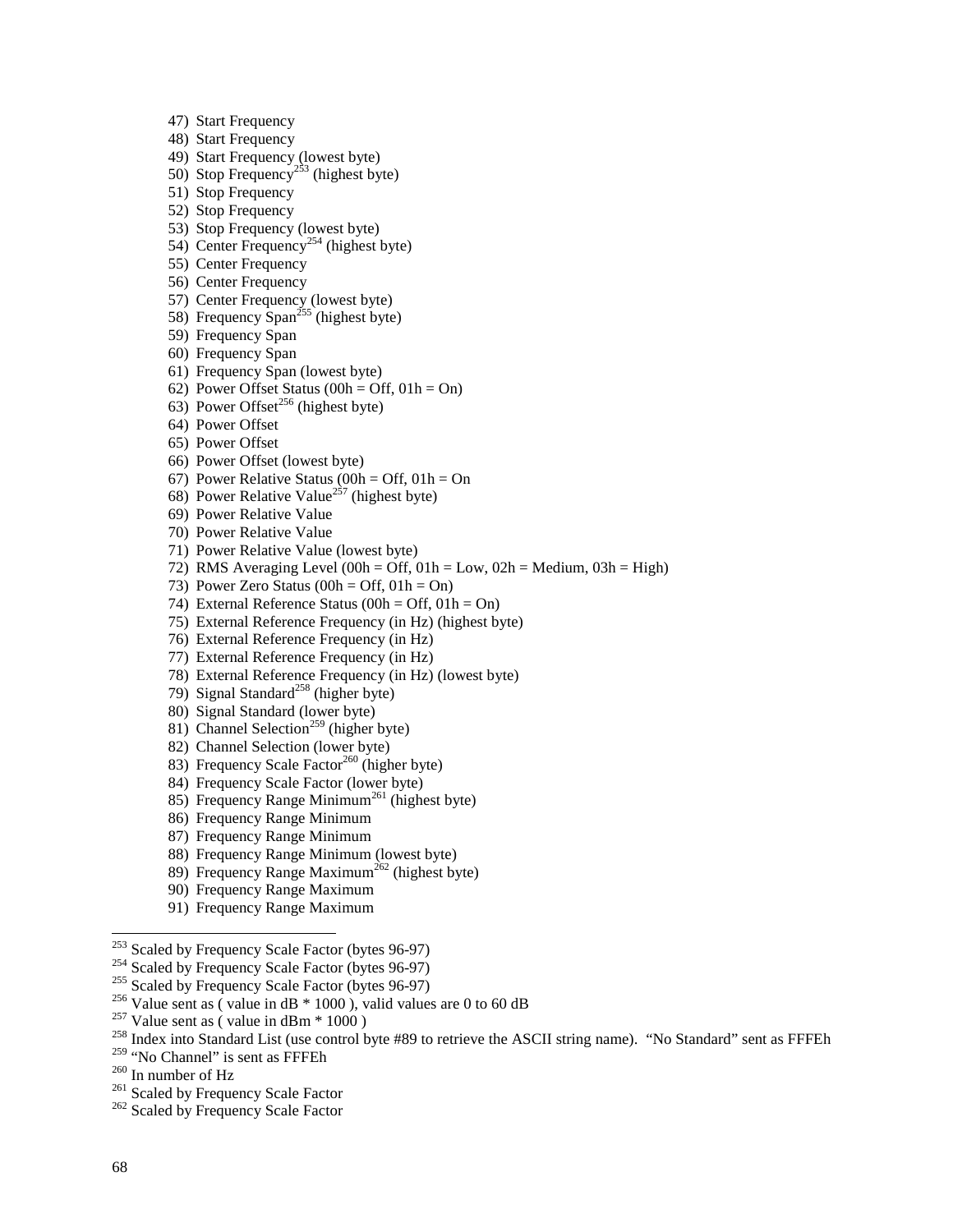47) Start Frequency
48) Start Frequency
49) Start Frequency (lowest byte)
50) Stop Frequency[253] (highest byte)
51) Stop Frequency
52) Stop Frequency
53) Stop Frequency (lowest byte)
54) Center Frequency[254] (highest byte)
55) Center Frequency
56) Center Frequency
57) Center Frequency (lowest byte)
58) Frequency Span[255] (highest byte)
59) Frequency Span
60) Frequency Span
61) Frequency Span (lowest byte)
62) Power Offset Status (00h = Off, 01h = On)
63) Power Offset[256] (highest byte)
64) Power Offset
65) Power Offset
66) Power Offset (lowest byte)
67) Power Relative Status (00h = Off, 01h = On
68) Power Relative Value[257] (highest byte)
69) Power Relative Value
70) Power Relative Value
71) Power Relative Value (lowest byte)
72) RMS Averaging Level (00h = Off, 01h = Low, 02h = Medium, 03h = High)
73) Power Zero Status (00h = Off, 01h = On)
74) External Reference Status (00h = Off, 01h = On)
75) External Reference Frequency (in Hz) (highest byte)
76) External Reference Frequency (in Hz)
77) External Reference Frequency (in Hz)
78) External Reference Frequency (in Hz) (lowest byte)
79) Signal Standard[258] (higher byte)
80) Signal Standard (lower byte)
81) Channel Selection[259] (higher byte)
82) Channel Selection (lower byte)
83) Frequency Scale Factor[260] (higher byte)
84) Frequency Scale Factor (lower byte)
85) Frequency Range Minimum[261] (highest byte)
86) Frequency Range Minimum
87) Frequency Range Minimum
88) Frequency Range Minimum (lowest byte)
89) Frequency Range Maximum[262] (highest byte)
90) Frequency Range Maximum
91) Frequency Range Maximum

---

[253] Scaled by Frequency Scale Factor (bytes 96-97)
[254] Scaled by Frequency Scale Factor (bytes 96-97)
[255] Scaled by Frequency Scale Factor (bytes 96-97)
[256] Value sent as ( value in dB * 1000 ), valid values are 0 to 60 dB
[257] Value sent as ( value in dBm * 1000 )
[258] Index into Standard List (use control byte #89 to retrieve the ASCII string name). "No Standard" sent as FFFEh
[259] "No Channel" is sent as FFFEh
[260] In number of Hz
[261] Scaled by Frequency Scale Factor
[262] Scaled by Frequency Scale Factor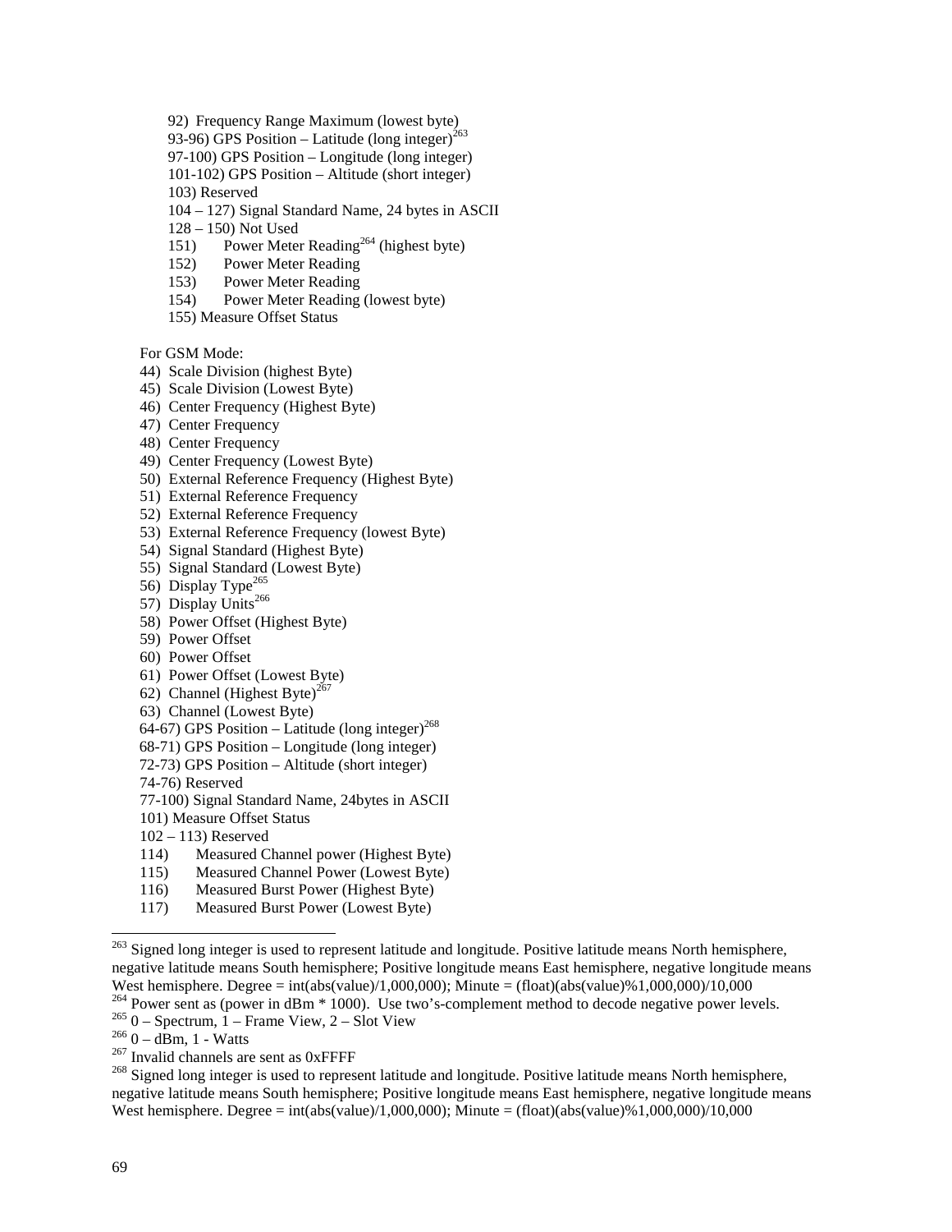92) Frequency Range Maximum (lowest byte)
93-96) GPS Position – Latitude (long integer)[263]
97-100) GPS Position – Longitude (long integer)
101-102) GPS Position – Altitude (short integer)
103) Reserved
104 – 127) Signal Standard Name, 24 bytes in ASCII
128 – 150) Not Used
151) Power Meter Reading[264] (highest byte)
152) Power Meter Reading
153) Power Meter Reading
154) Power Meter Reading (lowest byte)
155) Measure Offset Status

For GSM Mode:
44) Scale Division (highest Byte)
45) Scale Division (Lowest Byte)
46) Center Frequency (Highest Byte)
47) Center Frequency
48) Center Frequency
49) Center Frequency (Lowest Byte)
50) External Reference Frequency (Highest Byte)
51) External Reference Frequency
52) External Reference Frequency
53) External Reference Frequency (lowest Byte)
54) Signal Standard (Highest Byte)
55) Signal Standard (Lowest Byte)
56) Display Type[265]
57) Display Units[266]
58) Power Offset (Highest Byte)
59) Power Offset
60) Power Offset
61) Power Offset (Lowest Byte)
62) Channel (Highest Byte)[267]
63) Channel (Lowest Byte)
64-67) GPS Position – Latitude (long integer)[268]
68-71) GPS Position – Longitude (long integer)
72-73) GPS Position – Altitude (short integer)
74-76) Reserved
77-100) Signal Standard Name, 24bytes in ASCII
101) Measure Offset Status
102 – 113) Reserved
114) Measured Channel power (Highest Byte)
115) Measured Channel Power (Lowest Byte)
116) Measured Burst Power (Highest Byte)
117) Measured Burst Power (Lowest Byte)

---

[263] Signed long integer is used to represent latitude and longitude. Positive latitude means North hemisphere, negative latitude means South hemisphere; Positive longitude means East hemisphere, negative longitude means West hemisphere. Degree = int(abs(value)/1,000,000); Minute = (float)(abs(value)%1,000,000)/10,000

[264] Power sent as (power in dBm * 1000). Use two's-complement method to decode negative power levels.

[265] 0 – Spectrum, 1 – Frame View, 2 – Slot View

[266] 0 – dBm, 1 - Watts

[267] Invalid channels are sent as 0xFFFF

[268] Signed long integer is used to represent latitude and longitude. Positive latitude means North hemisphere, negative latitude means South hemisphere; Positive longitude means East hemisphere, negative longitude means West hemisphere. Degree = int(abs(value)/1,000,000); Minute = (float)(abs(value)%1,000,000)/10,000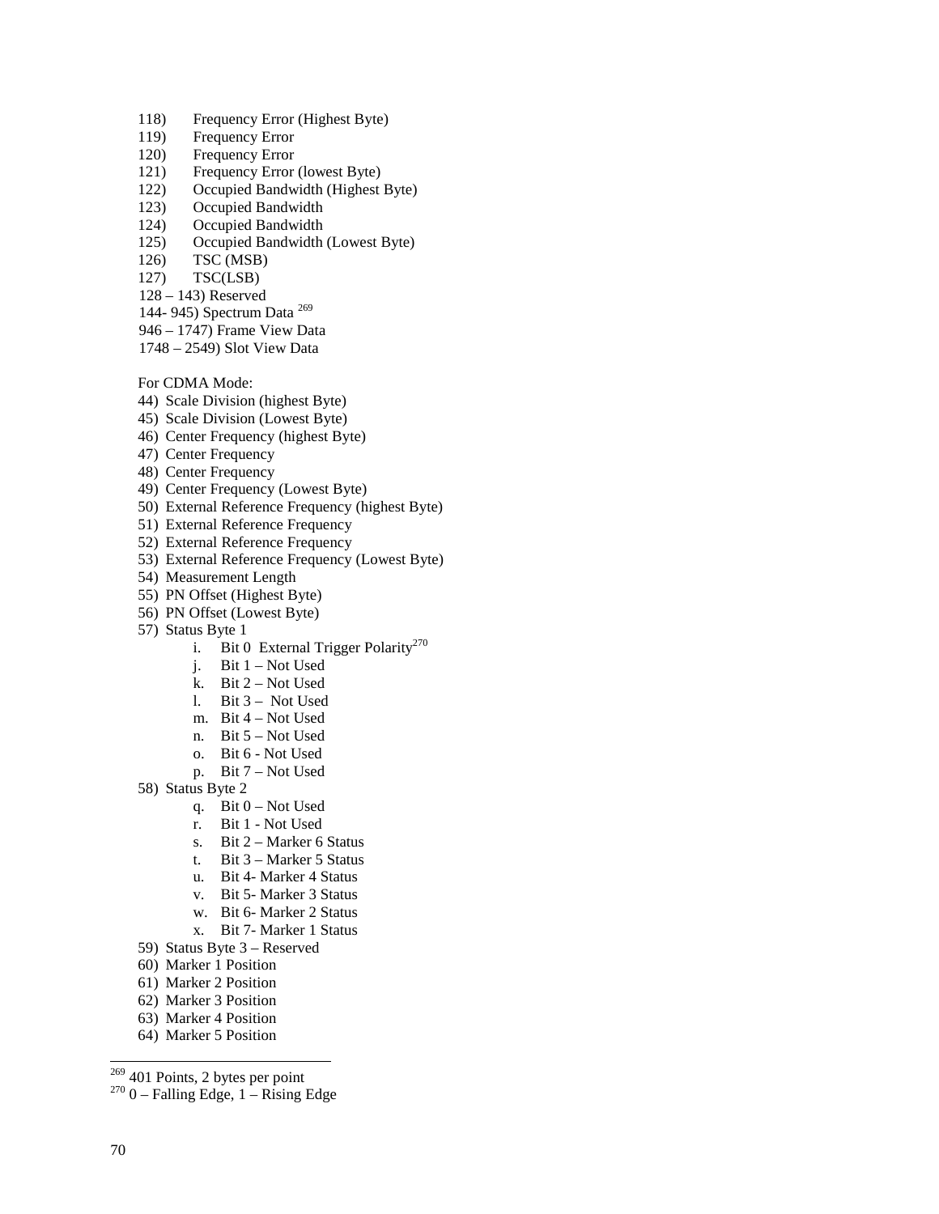118) Frequency Error (Highest Byte)
119) Frequency Error
120) Frequency Error
121) Frequency Error (lowest Byte)
122) Occupied Bandwidth (Highest Byte)
123) Occupied Bandwidth
124) Occupied Bandwidth
125) Occupied Bandwidth (Lowest Byte)
126) TSC (MSB)
127) TSC(LSB)
128 – 143) Reserved
144- 945) Spectrum Data [269]
946 – 1747) Frame View Data
1748 – 2549) Slot View Data

For CDMA Mode:

44) Scale Division (highest Byte)
45) Scale Division (Lowest Byte)
46) Center Frequency (highest Byte)
47) Center Frequency
48) Center Frequency
49) Center Frequency (Lowest Byte)
50) External Reference Frequency (highest Byte)
51) External Reference Frequency
52) External Reference Frequency
53) External Reference Frequency (Lowest Byte)
54) Measurement Length
55) PN Offset (Highest Byte)
56) PN Offset (Lowest Byte)
57) Status Byte 1
    - i. Bit 0 External Trigger Polarity[270]
    - j. Bit 1 – Not Used
    - k. Bit 2 – Not Used
    - l. Bit 3 – Not Used
    - m. Bit 4 – Not Used
    - n. Bit 5 – Not Used
    - o. Bit 6 - Not Used
    - p. Bit 7 – Not Used
58) Status Byte 2
    - q. Bit 0 – Not Used
    - r. Bit 1 - Not Used
    - s. Bit 2 – Marker 6 Status
    - t. Bit 3 – Marker 5 Status
    - u. Bit 4- Marker 4 Status
    - v. Bit 5- Marker 3 Status
    - w. Bit 6- Marker 2 Status
    - x. Bit 7- Marker 1 Status
59) Status Byte 3 – Reserved
60) Marker 1 Position
61) Marker 2 Position
62) Marker 3 Position
63) Marker 4 Position
64) Marker 5 Position

---

[269] 401 Points, 2 bytes per point

[270] 0 – Falling Edge, 1 – Rising Edge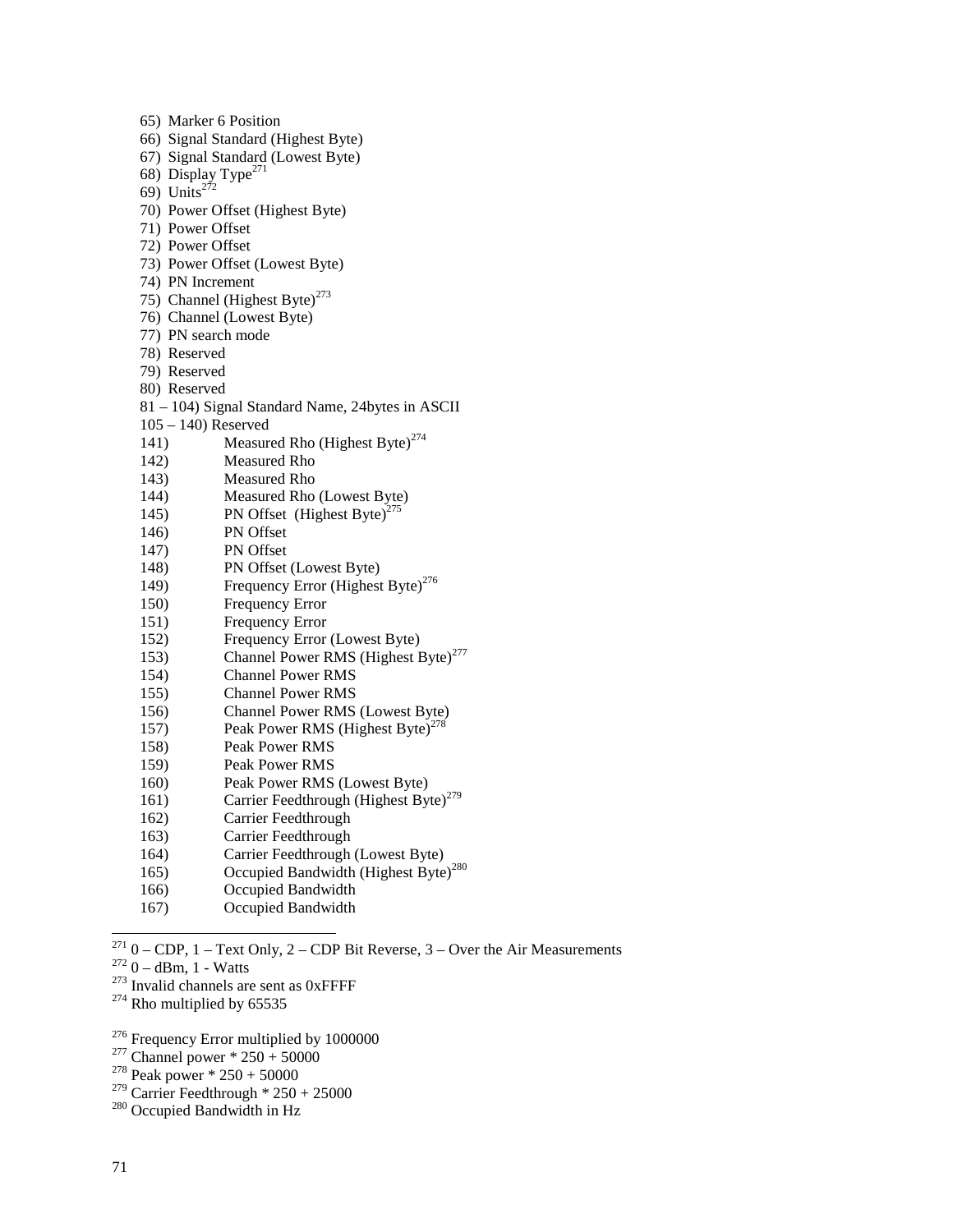65) Marker 6 Position
66) Signal Standard (Highest Byte)
67) Signal Standard (Lowest Byte)
68) Display Type[271]
69) Units[272]
70) Power Offset (Highest Byte)
71) Power Offset
72) Power Offset
73) Power Offset (Lowest Byte)
74) PN Increment
75) Channel (Highest Byte)[273]
76) Channel (Lowest Byte)
77) PN search mode
78) Reserved
79) Reserved
80) Reserved
81 – 104) Signal Standard Name, 24bytes in ASCII
105 – 140) Reserved
141) Measured Rho (Highest Byte)[274]
142) Measured Rho
143) Measured Rho
144) Measured Rho (Lowest Byte)
145) PN Offset (Highest Byte)[275]
146) PN Offset
147) PN Offset
148) PN Offset (Lowest Byte)
149) Frequency Error (Highest Byte)[276]
150) Frequency Error
151) Frequency Error
152) Frequency Error (Lowest Byte)
153) Channel Power RMS (Highest Byte)[277]
154) Channel Power RMS
155) Channel Power RMS
156) Channel Power RMS (Lowest Byte)
157) Peak Power RMS (Highest Byte)[278]
158) Peak Power RMS
159) Peak Power RMS
160) Peak Power RMS (Lowest Byte)
161) Carrier Feedthrough (Highest Byte)[279]
162) Carrier Feedthrough
163) Carrier Feedthrough
164) Carrier Feedthrough (Lowest Byte)
165) Occupied Bandwidth (Highest Byte)[280]
166) Occupied Bandwidth
167) Occupied Bandwidth

---

[271] 0 – CDP, 1 – Text Only, 2 – CDP Bit Reverse, 3 – Over the Air Measurements
[272] 0 – dBm, 1 - Watts
[273] Invalid channels are sent as 0xFFFF
[274] Rho multiplied by 65535

[276] Frequency Error multiplied by 1000000
[277] Channel power * 250 + 50000
[278] Peak power * 250 + 50000
[279] Carrier Feedthrough * 250 + 25000
[280] Occupied Bandwidth in Hz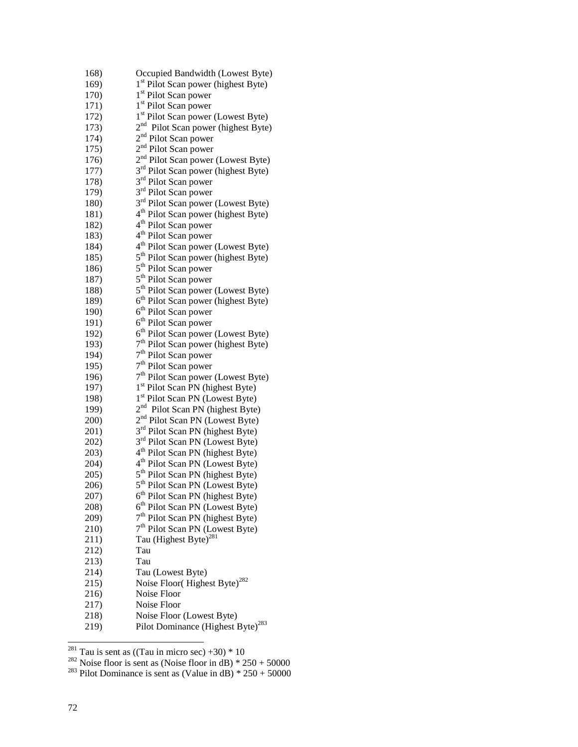168) Occupied Bandwidth (Lowest Byte)
169) 1st Pilot Scan power (highest Byte)
170) 1st Pilot Scan power
171) 1st Pilot Scan power
172) 1st Pilot Scan power (Lowest Byte)
173) 2nd Pilot Scan power (highest Byte)
174) 2nd Pilot Scan power
175) 2nd Pilot Scan power
176) 2nd Pilot Scan power (Lowest Byte)
177) 3rd Pilot Scan power (highest Byte)
178) 3rd Pilot Scan power
179) 3rd Pilot Scan power
180) 3rd Pilot Scan power (Lowest Byte)
181) 4th Pilot Scan power (highest Byte)
182) 4th Pilot Scan power
183) 4th Pilot Scan power
184) 4th Pilot Scan power (Lowest Byte)
185) 5th Pilot Scan power (highest Byte)
186) 5th Pilot Scan power
187) 5th Pilot Scan power
188) 5th Pilot Scan power (Lowest Byte)
189) 6th Pilot Scan power (highest Byte)
190) 6th Pilot Scan power
191) 6th Pilot Scan power
192) 6th Pilot Scan power (Lowest Byte)
193) 7th Pilot Scan power (highest Byte)
194) 7th Pilot Scan power
195) 7th Pilot Scan power
196) 7th Pilot Scan power (Lowest Byte)
197) 1st Pilot Scan PN (highest Byte)
198) 1st Pilot Scan PN (Lowest Byte)
199) 2nd Pilot Scan PN (highest Byte)
200) 2nd Pilot Scan PN (Lowest Byte)
201) 3rd Pilot Scan PN (highest Byte)
202) 3rd Pilot Scan PN (Lowest Byte)
203) 4th Pilot Scan PN (highest Byte)
204) 4th Pilot Scan PN (Lowest Byte)
205) 5th Pilot Scan PN (highest Byte)
206) 5th Pilot Scan PN (Lowest Byte)
207) 6th Pilot Scan PN (highest Byte)
208) 6th Pilot Scan PN (Lowest Byte)
209) 7th Pilot Scan PN (highest Byte)
210) 7th Pilot Scan PN (Lowest Byte)
211) Tau (Highest Byte)[281]
212) Tau
213) Tau
214) Tau (Lowest Byte)
215) Noise Floor( Highest Byte)[282]
216) Noise Floor
217) Noise Floor
218) Noise Floor (Lowest Byte)
219) Pilot Dominance (Highest Byte)[283]

---

[281] Tau is sent as ((Tau in micro sec) +30) * 10

[282] Noise floor is sent as (Noise floor in dB) * 250 + 50000

[283] Pilot Dominance is sent as (Value in dB) * 250 + 50000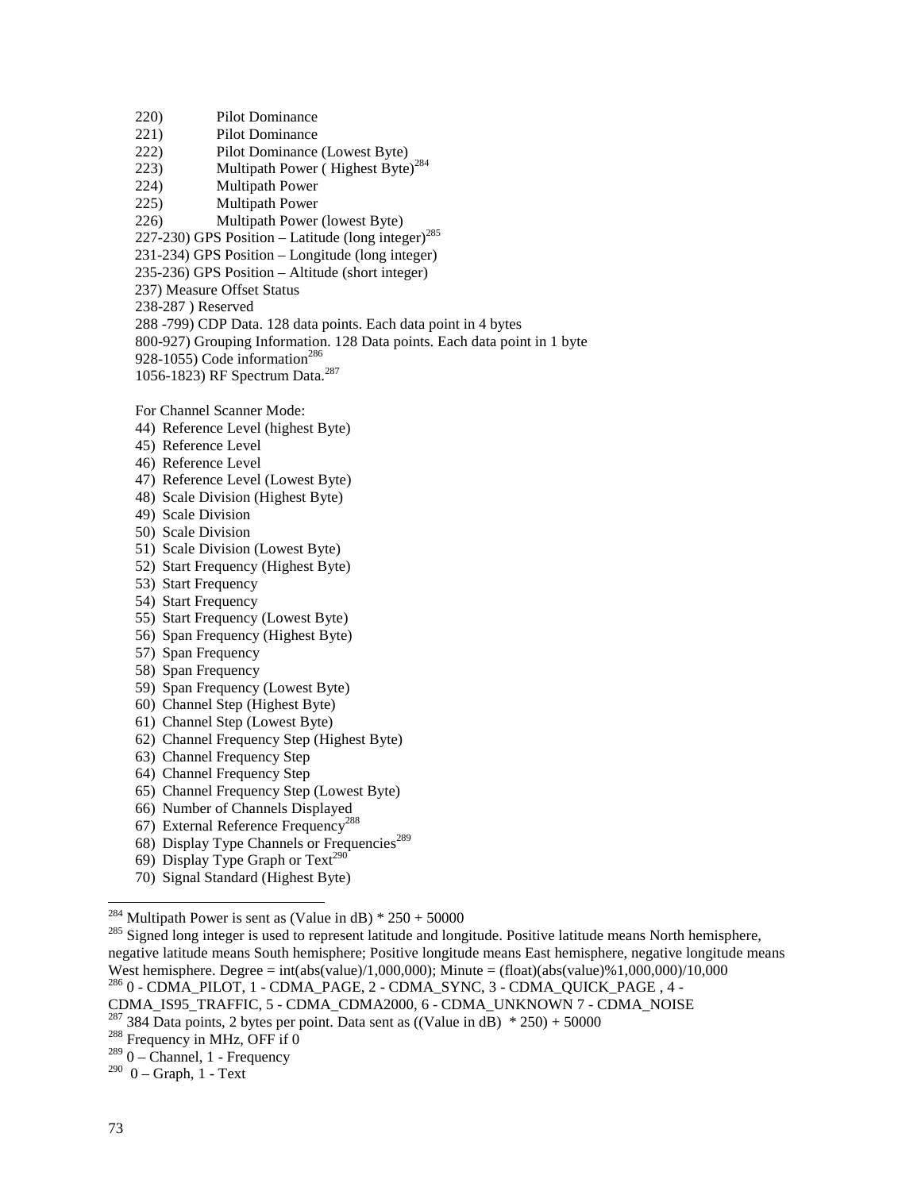220) Pilot Dominance
221) Pilot Dominance
222) Pilot Dominance (Lowest Byte)
223) Multipath Power ( Highest Byte)[284]
224) Multipath Power
225) Multipath Power
226) Multipath Power (lowest Byte)
227-230) GPS Position – Latitude (long integer)[285]
231-234) GPS Position – Longitude (long integer)
235-236) GPS Position – Altitude (short integer)
237) Measure Offset Status
238-287 ) Reserved
288 -799) CDP Data. 128 data points. Each data point in 4 bytes
800-927) Grouping Information. 128 Data points. Each data point in 1 byte
928-1055) Code information[286]
1056-1823) RF Spectrum Data.[287]

For Channel Scanner Mode:
44) Reference Level (highest Byte)
45) Reference Level
46) Reference Level
47) Reference Level (Lowest Byte)
48) Scale Division (Highest Byte)
49) Scale Division
50) Scale Division
51) Scale Division (Lowest Byte)
52) Start Frequency (Highest Byte)
53) Start Frequency
54) Start Frequency
55) Start Frequency (Lowest Byte)
56) Span Frequency (Highest Byte)
57) Span Frequency
58) Span Frequency
59) Span Frequency (Lowest Byte)
60) Channel Step (Highest Byte)
61) Channel Step (Lowest Byte)
62) Channel Frequency Step (Highest Byte)
63) Channel Frequency Step
64) Channel Frequency Step
65) Channel Frequency Step (Lowest Byte)
66) Number of Channels Displayed
67) External Reference Frequency[288]
68) Display Type Channels or Frequencies[289]
69) Display Type Graph or Text[290]
70) Signal Standard (Highest Byte)

---

[284] Multipath Power is sent as (Value in dB) * 250 + 50000

[285] Signed long integer is used to represent latitude and longitude. Positive latitude means North hemisphere, negative latitude means South hemisphere; Positive longitude means East hemisphere, negative longitude means West hemisphere. Degree = int(abs(value)/1,000,000); Minute = (float)(abs(value)%1,000,000)/10,000

[286] 0 - CDMA_PILOT, 1 - CDMA_PAGE, 2 - CDMA_SYNC, 3 - CDMA_QUICK_PAGE , 4 - CDMA_IS95_TRAFFIC, 5 - CDMA_CDMA2000, 6 - CDMA_UNKNOWN 7 - CDMA_NOISE

[287] 384 Data points, 2 bytes per point. Data sent as ((Value in dB) * 250) + 50000

[288] Frequency in MHz, OFF if 0

[289] 0 – Channel, 1 - Frequency

[290] 0 – Graph, 1 - Text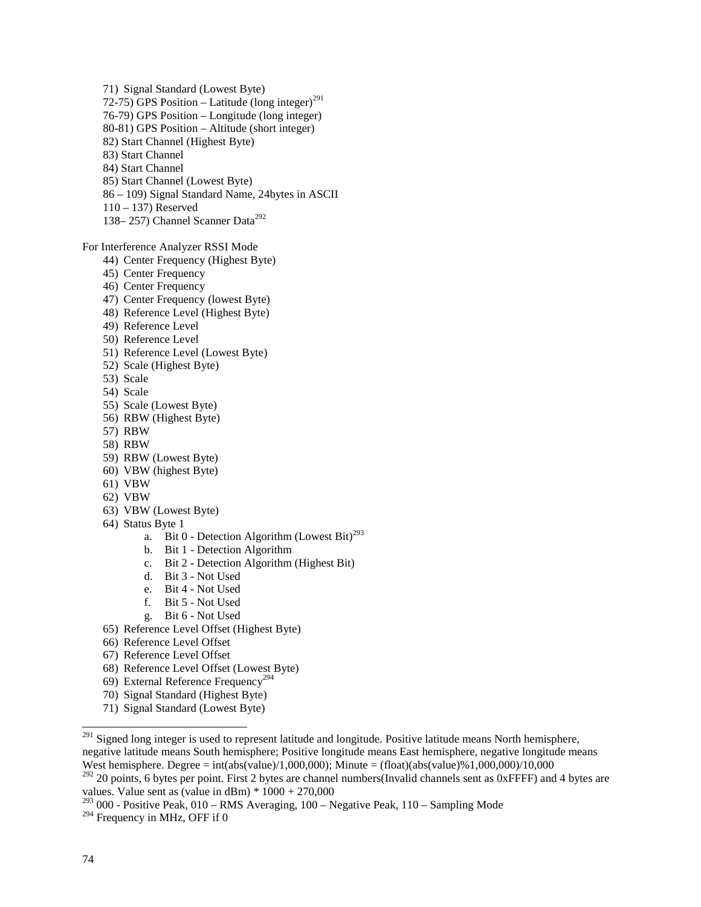71) Signal Standard (Lowest Byte)
72-75) GPS Position – Latitude (long integer)[291]
76-79) GPS Position – Longitude (long integer)
80-81) GPS Position – Altitude (short integer)
82) Start Channel (Highest Byte)
83) Start Channel
84) Start Channel
85) Start Channel (Lowest Byte)
86 – 109) Signal Standard Name, 24bytes in ASCII
110 – 137) Reserved
138– 257) Channel Scanner Data[292]

For Interference Analyzer RSSI Mode

44) Center Frequency (Highest Byte)
45) Center Frequency
46) Center Frequency
47) Center Frequency (lowest Byte)
48) Reference Level (Highest Byte)
49) Reference Level
50) Reference Level
51) Reference Level (Lowest Byte)
52) Scale (Highest Byte)
53) Scale
54) Scale
55) Scale (Lowest Byte)
56) RBW (Highest Byte)
57) RBW
58) RBW
59) RBW (Lowest Byte)
60) VBW (highest Byte)
61) VBW
62) VBW
63) VBW (Lowest Byte)
64) Status Byte 1
    a. Bit 0 - Detection Algorithm (Lowest Bit)[293]
    b. Bit 1 - Detection Algorithm
    c. Bit 2 - Detection Algorithm (Highest Bit)
    d. Bit 3 - Not Used
    e. Bit 4 - Not Used
    f. Bit 5 - Not Used
    g. Bit 6 - Not Used
65) Reference Level Offset (Highest Byte)
66) Reference Level Offset
67) Reference Level Offset
68) Reference Level Offset (Lowest Byte)
69) External Reference Frequency[294]
70) Signal Standard (Highest Byte)
71) Signal Standard (Lowest Byte)

---

[291] Signed long integer is used to represent latitude and longitude. Positive latitude means North hemisphere, negative latitude means South hemisphere; Positive longitude means East hemisphere, negative longitude means West hemisphere. Degree = int(abs(value)/1,000,000); Minute = (float)(abs(value)%1,000,000)/10,000

[292] 20 points, 6 bytes per point. First 2 bytes are channel numbers(Invalid channels sent as 0xFFFF) and 4 bytes are values. Value sent as (value in dBm) * 1000 + 270,000

[293] 000 - Positive Peak, 010 – RMS Averaging, 100 – Negative Peak, 110 – Sampling Mode

[294] Frequency in MHz, OFF if 0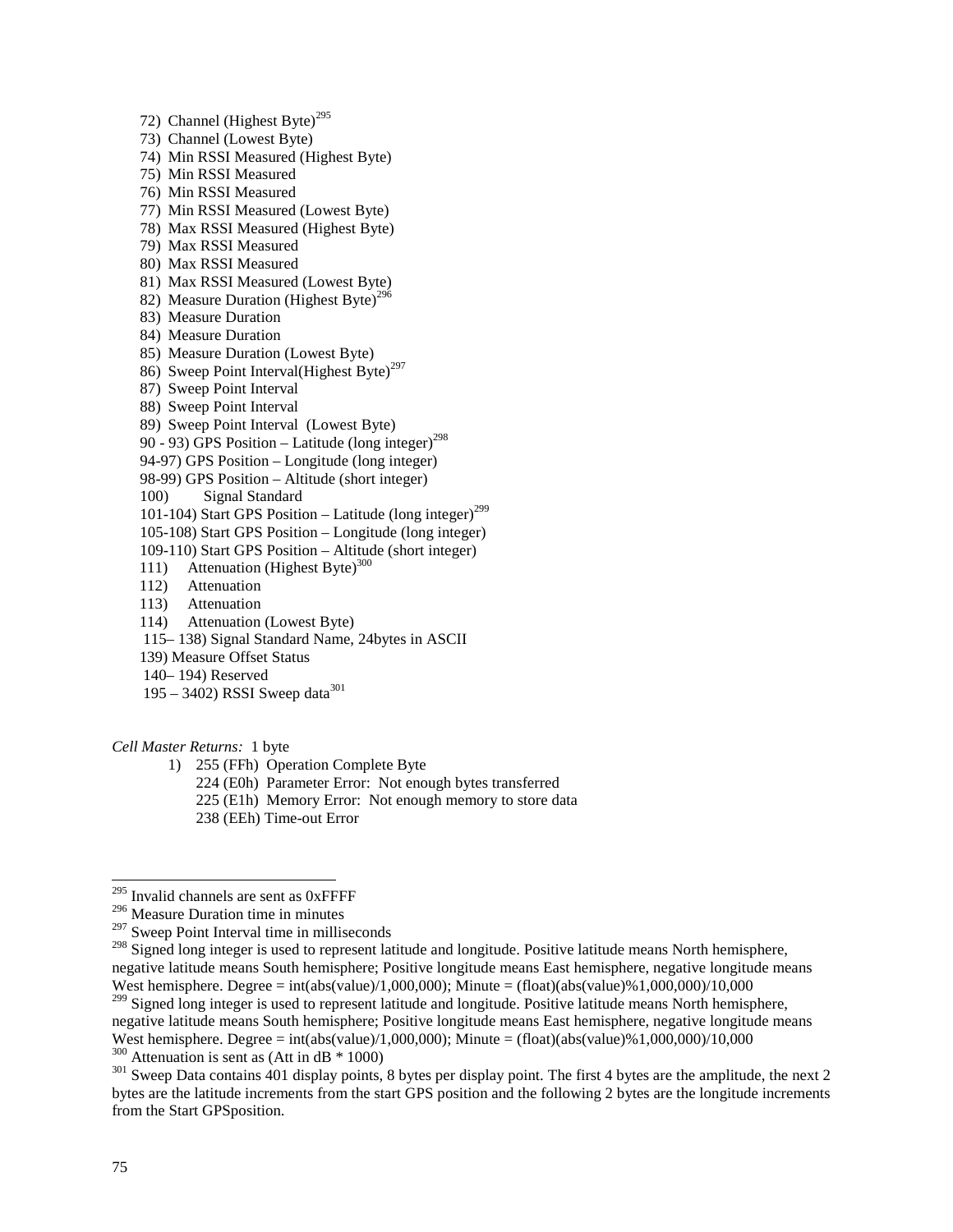72) Channel (Highest Byte)[295]
73) Channel (Lowest Byte)
74) Min RSSI Measured (Highest Byte)
75) Min RSSI Measured
76) Min RSSI Measured
77) Min RSSI Measured (Lowest Byte)
78) Max RSSI Measured (Highest Byte)
79) Max RSSI Measured
80) Max RSSI Measured
81) Max RSSI Measured (Lowest Byte)
82) Measure Duration (Highest Byte)[296]
83) Measure Duration
84) Measure Duration
85) Measure Duration (Lowest Byte)
86) Sweep Point Interval(Highest Byte)[297]
87) Sweep Point Interval
88) Sweep Point Interval
89) Sweep Point Interval (Lowest Byte)
90 - 93) GPS Position – Latitude (long integer)[298]
94-97) GPS Position – Longitude (long integer)
98-99) GPS Position – Altitude (short integer)
100) Signal Standard
101-104) Start GPS Position – Latitude (long integer)[299]
105-108) Start GPS Position – Longitude (long integer)
109-110) Start GPS Position – Altitude (short integer)
111) Attenuation (Highest Byte)[300]
112) Attenuation
113) Attenuation
114) Attenuation (Lowest Byte)
115– 138) Signal Standard Name, 24bytes in ASCII
139) Measure Offset Status
140– 194) Reserved
195 – 3402) RSSI Sweep data[301]

*Cell Master Returns:* 1 byte

1) 255 (FFh) Operation Complete Byte
   224 (E0h) Parameter Error: Not enough bytes transferred
   225 (E1h) Memory Error: Not enough memory to store data
   238 (EEh) Time-out Error

---

[295] Invalid channels are sent as 0xFFFF

[296] Measure Duration time in minutes

[297] Sweep Point Interval time in milliseconds

[298] Signed long integer is used to represent latitude and longitude. Positive latitude means North hemisphere, negative latitude means South hemisphere; Positive longitude means East hemisphere, negative longitude means West hemisphere. Degree = int(abs(value)/1,000,000); Minute = (float)(abs(value)%1,000,000)/10,000

[299] Signed long integer is used to represent latitude and longitude. Positive latitude means North hemisphere, negative latitude means South hemisphere; Positive longitude means East hemisphere, negative longitude means West hemisphere. Degree = int(abs(value)/1,000,000); Minute = (float)(abs(value)%1,000,000)/10,000

[300] Attenuation is sent as (Att in dB * 1000)

[301] Sweep Data contains 401 display points, 8 bytes per display point. The first 4 bytes are the amplitude, the next 2 bytes are the latitude increments from the start GPS position and the following 2 bytes are the longitude increments from the Start GPSposition.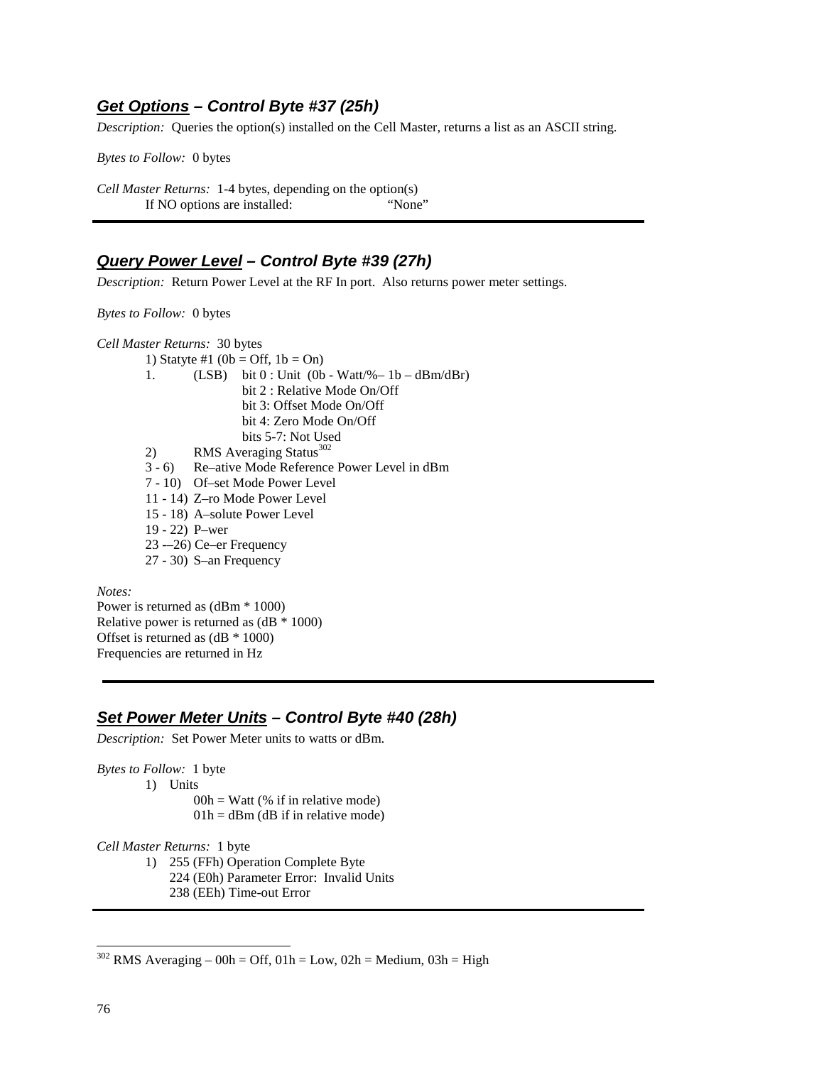## ***Get Options*** *– Control Byte #37 (25h)*

*Description:* Queries the option(s) installed on the Cell Master, returns a list as an ASCII string.

*Bytes to Follow:* 0 bytes

*Cell Master Returns:* 1-4 bytes, depending on the option(s)
If NO options are installed: "None"

---

## ***Query Power Level*** *– Control Byte #39 (27h)*

*Description:* Return Power Level at the RF In port. Also returns power meter settings.

*Bytes to Follow:* 0 bytes

*Cell Master Returns:* 30 bytes

1) Statyte #1 (0b = Off, 1b = On)
1. (LSB) bit 0 : Unit (0b - Watt/%– 1b – dBm/dBr)
   bit 2 : Relative Mode On/Off
   bit 3: Offset Mode On/Off
   bit 4: Zero Mode On/Off
   bits 5-7: Not Used
2) RMS Averaging Status[302]
3 - 6) Re–ative Mode Reference Power Level in dBm
7 - 10) Of–set Mode Power Level
11 - 14) Z–ro Mode Power Level
15 - 18) A–solute Power Level
19 - 22) P–wer
23 -–26) Ce–er Frequency
27 - 30) S–an Frequency

*Notes:*
Power is returned as (dBm * 1000)
Relative power is returned as (dB * 1000)
Offset is returned as (dB * 1000)
Frequencies are returned in Hz

---

## ***Set Power Meter Units*** *– Control Byte #40 (28h)*

*Description:* Set Power Meter units to watts or dBm.

*Bytes to Follow:* 1 byte

1) Units
   00h = Watt (% if in relative mode)
   01h = dBm (dB if in relative mode)

*Cell Master Returns:* 1 byte

1) 255 (FFh) Operation Complete Byte
   224 (E0h) Parameter Error: Invalid Units
   238 (EEh) Time-out Error

---

[302] RMS Averaging – 00h = Off, 01h = Low, 02h = Medium, 03h = High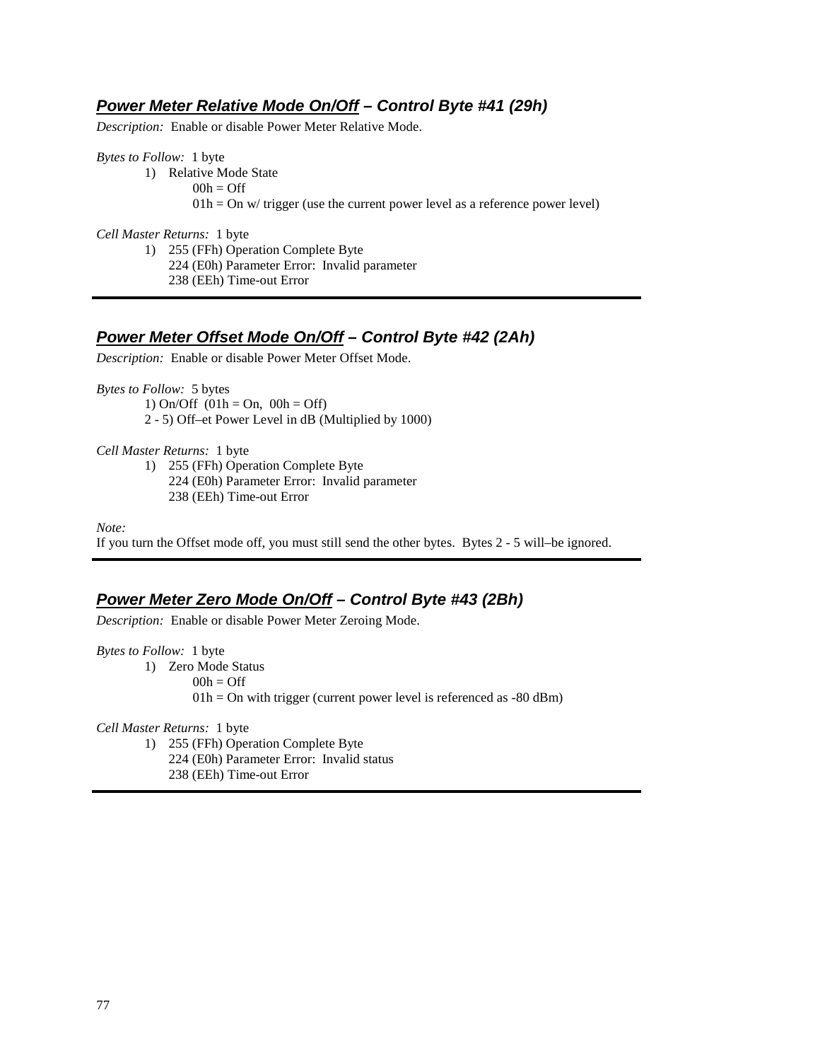### ***Power Meter Relative Mode On/Off* – Control Byte #41 (29h)**

*Description:* Enable or disable Power Meter Relative Mode.

*Bytes to Follow:* 1 byte

1) Relative Mode State
   - 00h = Off
   - 01h = On w/ trigger (use the current power level as a reference power level)

*Cell Master Returns:* 1 byte

1) 255 (FFh) Operation Complete Byte
   224 (E0h) Parameter Error: Invalid parameter
   238 (EEh) Time-out Error

---

### ***Power Meter Offset Mode On/Off* – Control Byte #42 (2Ah)**

*Description:* Enable or disable Power Meter Offset Mode.

*Bytes to Follow:* 5 bytes

1) On/Off (01h = On, 00h = Off)
2 - 5) Off–et Power Level in dB (Multiplied by 1000)

*Cell Master Returns:* 1 byte

1) 255 (FFh) Operation Complete Byte
   224 (E0h) Parameter Error: Invalid parameter
   238 (EEh) Time-out Error

*Note:*
If you turn the Offset mode off, you must still send the other bytes. Bytes 2 - 5 will–be ignored.

---

### ***Power Meter Zero Mode On/Off* – Control Byte #43 (2Bh)**

*Description:* Enable or disable Power Meter Zeroing Mode.

*Bytes to Follow:* 1 byte

1) Zero Mode Status
   - 00h = Off
   - 01h = On with trigger (current power level is referenced as -80 dBm)

*Cell Master Returns:* 1 byte

1) 255 (FFh) Operation Complete Byte
   224 (E0h) Parameter Error: Invalid status
   238 (EEh) Time-out Error

---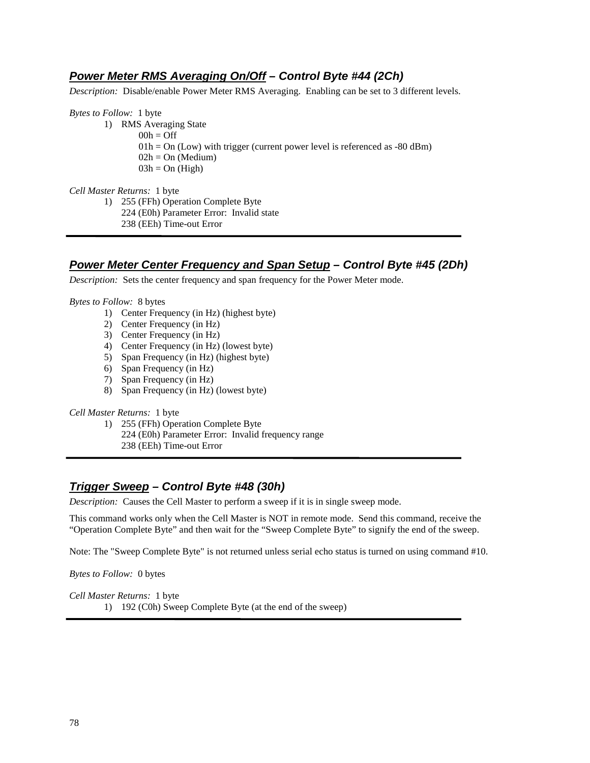### ***Power Meter RMS Averaging On/Off*** *– Control Byte #44 (2Ch)*

*Description:* Disable/enable Power Meter RMS Averaging. Enabling can be set to 3 different levels.

*Bytes to Follow:* 1 byte

1) RMS Averaging State
   - 00h = Off
   - 01h = On (Low) with trigger (current power level is referenced as -80 dBm)
   - 02h = On (Medium)
   - 03h = On (High)

*Cell Master Returns:* 1 byte

1) 255 (FFh) Operation Complete Byte
   224 (E0h) Parameter Error: Invalid state
   238 (EEh) Time-out Error

---

### ***Power Meter Center Frequency and Span Setup*** *– Control Byte #45 (2Dh)*

*Description:* Sets the center frequency and span frequency for the Power Meter mode.

*Bytes to Follow:* 8 bytes

1) Center Frequency (in Hz) (highest byte)
2) Center Frequency (in Hz)
3) Center Frequency (in Hz)
4) Center Frequency (in Hz) (lowest byte)
5) Span Frequency (in Hz) (highest byte)
6) Span Frequency (in Hz)
7) Span Frequency (in Hz)
8) Span Frequency (in Hz) (lowest byte)

*Cell Master Returns:* 1 byte

1) 255 (FFh) Operation Complete Byte
   224 (E0h) Parameter Error: Invalid frequency range
   238 (EEh) Time-out Error

---

### ***Trigger Sweep*** *– Control Byte #48 (30h)*

*Description:* Causes the Cell Master to perform a sweep if it is in single sweep mode.

This command works only when the Cell Master is NOT in remote mode. Send this command, receive the "Operation Complete Byte" and then wait for the "Sweep Complete Byte" to signify the end of the sweep.

Note: The "Sweep Complete Byte" is not returned unless serial echo status is turned on using command #10.

*Bytes to Follow:* 0 bytes

*Cell Master Returns:* 1 byte

1) 192 (C0h) Sweep Complete Byte (at the end of the sweep)

---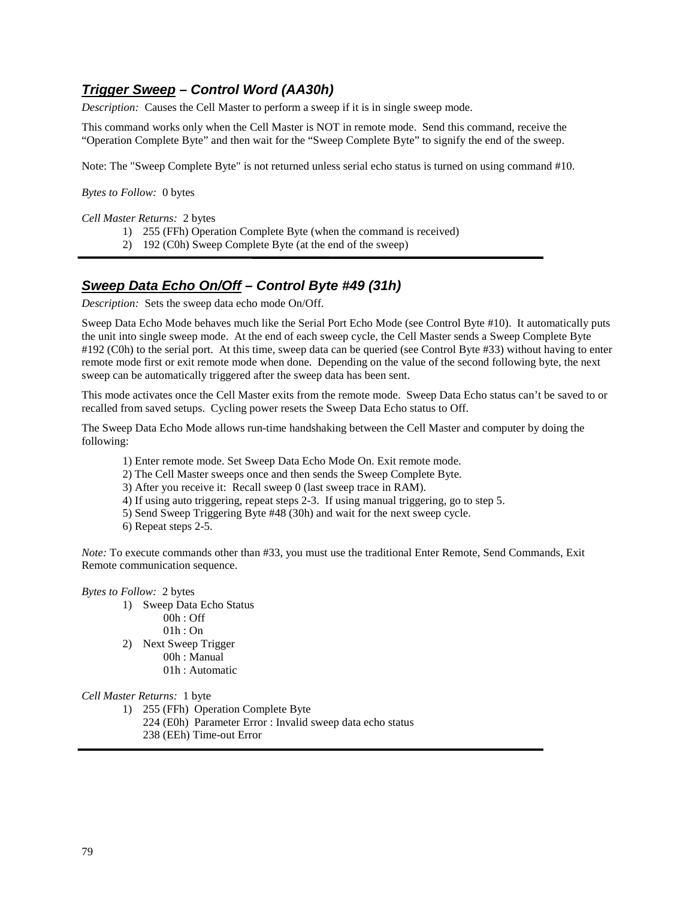## ***Trigger Sweep** – Control Word (AA30h)*

*Description:* Causes the Cell Master to perform a sweep if it is in single sweep mode.

This command works only when the Cell Master is NOT in remote mode. Send this command, receive the "Operation Complete Byte" and then wait for the "Sweep Complete Byte" to signify the end of the sweep.

Note: The "Sweep Complete Byte" is not returned unless serial echo status is turned on using command #10.

*Bytes to Follow:* 0 bytes

*Cell Master Returns:* 2 bytes

1) 255 (FFh) Operation Complete Byte (when the command is received)
2) 192 (C0h) Sweep Complete Byte (at the end of the sweep)

---

## ***Sweep Data Echo On/Off** – Control Byte #49 (31h)*

*Description:* Sets the sweep data echo mode On/Off.

Sweep Data Echo Mode behaves much like the Serial Port Echo Mode (see Control Byte #10). It automatically puts the unit into single sweep mode. At the end of each sweep cycle, the Cell Master sends a Sweep Complete Byte #192 (C0h) to the serial port. At this time, sweep data can be queried (see Control Byte #33) without having to enter remote mode first or exit remote mode when done. Depending on the value of the second following byte, the next sweep can be automatically triggered after the sweep data has been sent.

This mode activates once the Cell Master exits from the remote mode. Sweep Data Echo status can't be saved to or recalled from saved setups. Cycling power resets the Sweep Data Echo status to Off.

The Sweep Data Echo Mode allows run-time handshaking between the Cell Master and computer by doing the following:

1) Enter remote mode. Set Sweep Data Echo Mode On. Exit remote mode.
2) The Cell Master sweeps once and then sends the Sweep Complete Byte.
3) After you receive it: Recall sweep 0 (last sweep trace in RAM).
4) If using auto triggering, repeat steps 2-3. If using manual triggering, go to step 5.
5) Send Sweep Triggering Byte #48 (30h) and wait for the next sweep cycle.
6) Repeat steps 2-5.

*Note:* To execute commands other than #33, you must use the traditional Enter Remote, Send Commands, Exit Remote communication sequence.

*Bytes to Follow:* 2 bytes

1) Sweep Data Echo Status
   - 00h : Off
   - 01h : On
2) Next Sweep Trigger
   - 00h : Manual
   - 01h : Automatic

*Cell Master Returns:* 1 byte

1) 255 (FFh) Operation Complete Byte
   224 (E0h) Parameter Error : Invalid sweep data echo status
   238 (EEh) Time-out Error

---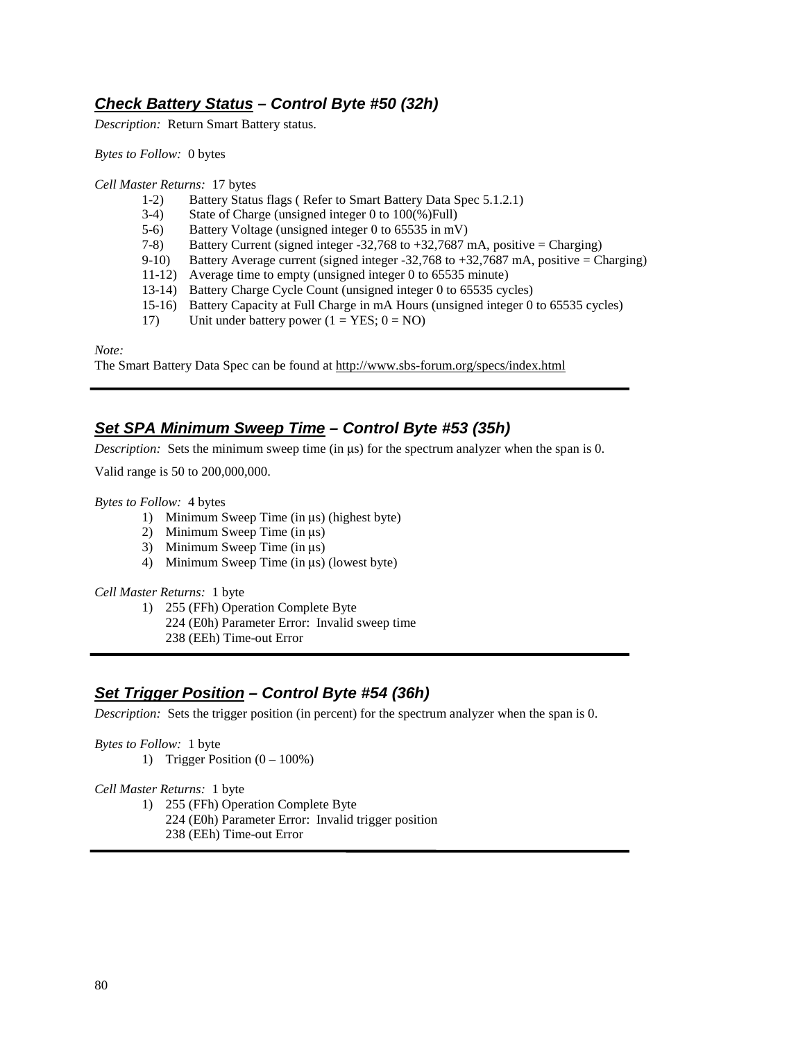### ***Check Battery Status*** *– Control Byte #50 (32h)*

*Description:* Return Smart Battery status.

*Bytes to Follow:* 0 bytes

*Cell Master Returns:* 17 bytes

- 1-2) Battery Status flags ( Refer to Smart Battery Data Spec 5.1.2.1)
- 3-4) State of Charge (unsigned integer 0 to 100(%)Full)
- 5-6) Battery Voltage (unsigned integer 0 to 65535 in mV)
- 7-8) Battery Current (signed integer -32,768 to +32,7687 mA, positive = Charging)
- 9-10) Battery Average current (signed integer -32,768 to +32,7687 mA, positive = Charging)
- 11-12) Average time to empty (unsigned integer 0 to 65535 minute)
- 13-14) Battery Charge Cycle Count (unsigned integer 0 to 65535 cycles)
- 15-16) Battery Capacity at Full Charge in mA Hours (unsigned integer 0 to 65535 cycles)
- 17) Unit under battery power (1 = YES; 0 = NO)

*Note:*

The Smart Battery Data Spec can be found at http://www.sbs-forum.org/specs/index.html

---

### ***Set SPA Minimum Sweep Time*** *– Control Byte #53 (35h)*

*Description:* Sets the minimum sweep time (in µs) for the spectrum analyzer when the span is 0.

Valid range is 50 to 200,000,000.

*Bytes to Follow:* 4 bytes

1) Minimum Sweep Time (in µs) (highest byte)
2) Minimum Sweep Time (in µs)
3) Minimum Sweep Time (in µs)
4) Minimum Sweep Time (in µs) (lowest byte)

*Cell Master Returns:* 1 byte

1) 255 (FFh) Operation Complete Byte
   224 (E0h) Parameter Error: Invalid sweep time
   238 (EEh) Time-out Error

---

### ***Set Trigger Position*** *– Control Byte #54 (36h)*

*Description:* Sets the trigger position (in percent) for the spectrum analyzer when the span is 0.

*Bytes to Follow:* 1 byte

1) Trigger Position (0 – 100%)

*Cell Master Returns:* 1 byte

1) 255 (FFh) Operation Complete Byte
   224 (E0h) Parameter Error: Invalid trigger position
   238 (EEh) Time-out Error

---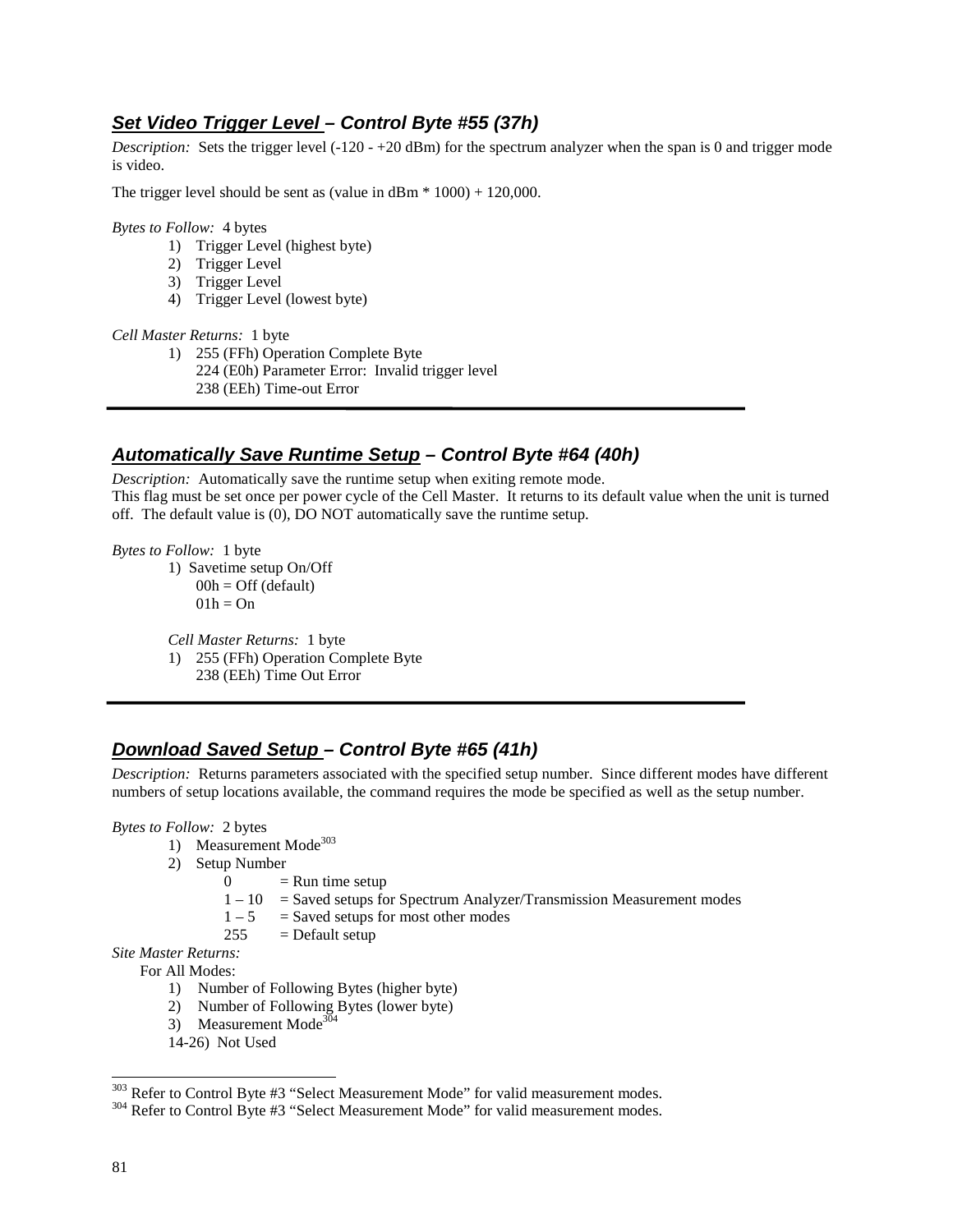### ***Set Video Trigger Level*** *– Control Byte #55 (37h)*

*Description:* Sets the trigger level (-120 - +20 dBm) for the spectrum analyzer when the span is 0 and trigger mode is video.

The trigger level should be sent as (value in dBm * 1000) + 120,000.

*Bytes to Follow:* 4 bytes

1) Trigger Level (highest byte)
2) Trigger Level
3) Trigger Level
4) Trigger Level (lowest byte)

*Cell Master Returns:* 1 byte

1) 255 (FFh) Operation Complete Byte
   224 (E0h) Parameter Error: Invalid trigger level
   238 (EEh) Time-out Error

---

### ***Automatically Save Runtime Setup*** *– Control Byte #64 (40h)*

*Description:* Automatically save the runtime setup when exiting remote mode.
This flag must be set once per power cycle of the Cell Master. It returns to its default value when the unit is turned off. The default value is (0), DO NOT automatically save the runtime setup.

*Bytes to Follow:* 1 byte

1) Savetime setup On/Off
   00h = Off (default)
   01h = On

*Cell Master Returns:* 1 byte

1) 255 (FFh) Operation Complete Byte
   238 (EEh) Time Out Error

---

### ***Download Saved Setup*** *– Control Byte #65 (41h)*

*Description:* Returns parameters associated with the specified setup number. Since different modes have different numbers of setup locations available, the command requires the mode be specified as well as the setup number.

*Bytes to Follow:* 2 bytes

1) Measurement Mode[303]
2) Setup Number
   0 = Run time setup
   1 – 10 = Saved setups for Spectrum Analyzer/Transmission Measurement modes
   1 – 5 = Saved setups for most other modes
   255 = Default setup

*Site Master Returns:*

For All Modes:

1) Number of Following Bytes (higher byte)
2) Number of Following Bytes (lower byte)
3) Measurement Mode[304]

14-26) Not Used

[303] Refer to Control Byte #3 "Select Measurement Mode" for valid measurement modes.
[304] Refer to Control Byte #3 "Select Measurement Mode" for valid measurement modes.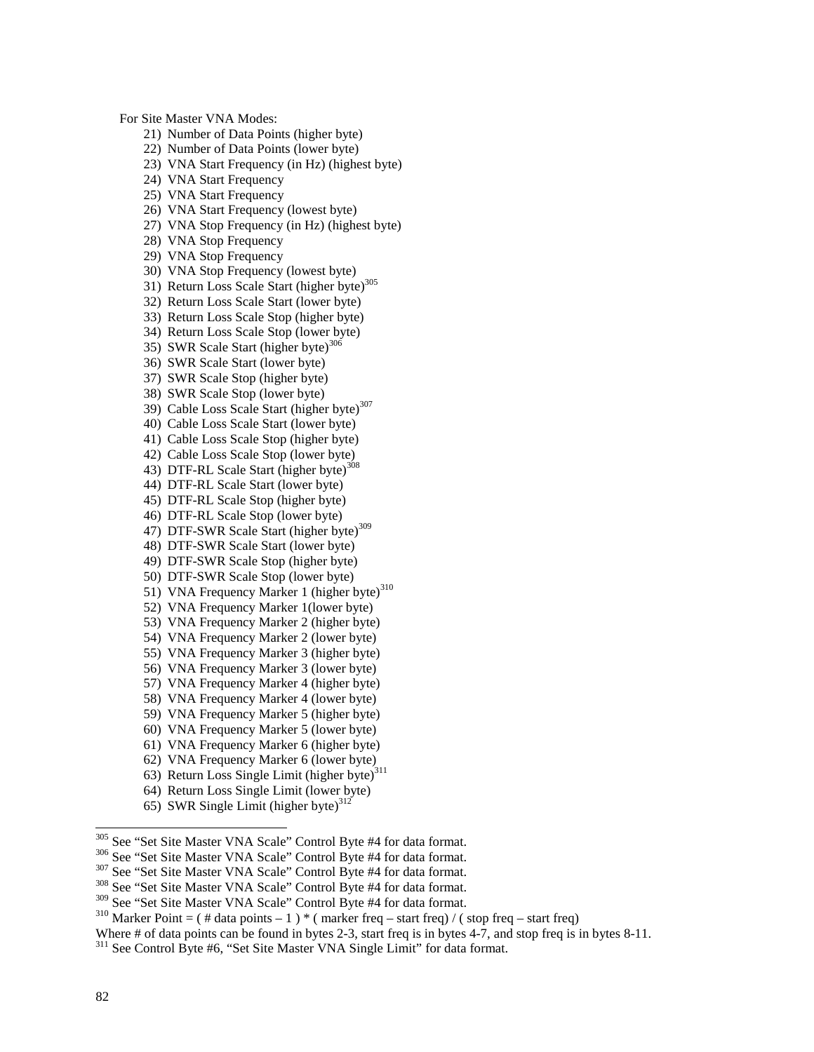For Site Master VNA Modes:

21) Number of Data Points (higher byte)
22) Number of Data Points (lower byte)
23) VNA Start Frequency (in Hz) (highest byte)
24) VNA Start Frequency
25) VNA Start Frequency
26) VNA Start Frequency (lowest byte)
27) VNA Stop Frequency (in Hz) (highest byte)
28) VNA Stop Frequency
29) VNA Stop Frequency
30) VNA Stop Frequency (lowest byte)
31) Return Loss Scale Start (higher byte)[305]
32) Return Loss Scale Start (lower byte)
33) Return Loss Scale Stop (higher byte)
34) Return Loss Scale Stop (lower byte)
35) SWR Scale Start (higher byte)[306]
36) SWR Scale Start (lower byte)
37) SWR Scale Stop (higher byte)
38) SWR Scale Stop (lower byte)
39) Cable Loss Scale Start (higher byte)[307]
40) Cable Loss Scale Start (lower byte)
41) Cable Loss Scale Stop (higher byte)
42) Cable Loss Scale Stop (lower byte)
43) DTF-RL Scale Start (higher byte)[308]
44) DTF-RL Scale Start (lower byte)
45) DTF-RL Scale Stop (higher byte)
46) DTF-RL Scale Stop (lower byte)
47) DTF-SWR Scale Start (higher byte)[309]
48) DTF-SWR Scale Start (lower byte)
49) DTF-SWR Scale Stop (higher byte)
50) DTF-SWR Scale Stop (lower byte)
51) VNA Frequency Marker 1 (higher byte)[310]
52) VNA Frequency Marker 1(lower byte)
53) VNA Frequency Marker 2 (higher byte)
54) VNA Frequency Marker 2 (lower byte)
55) VNA Frequency Marker 3 (higher byte)
56) VNA Frequency Marker 3 (lower byte)
57) VNA Frequency Marker 4 (higher byte)
58) VNA Frequency Marker 4 (lower byte)
59) VNA Frequency Marker 5 (higher byte)
60) VNA Frequency Marker 5 (lower byte)
61) VNA Frequency Marker 6 (higher byte)
62) VNA Frequency Marker 6 (lower byte)
63) Return Loss Single Limit (higher byte)[311]
64) Return Loss Single Limit (lower byte)
65) SWR Single Limit (higher byte)[312]

---

[305] See "Set Site Master VNA Scale" Control Byte #4 for data format.
[306] See "Set Site Master VNA Scale" Control Byte #4 for data format.
[307] See "Set Site Master VNA Scale" Control Byte #4 for data format.
[308] See "Set Site Master VNA Scale" Control Byte #4 for data format.
[309] See "Set Site Master VNA Scale" Control Byte #4 for data format.
[310] Marker Point = ( # data points – 1 ) * ( marker freq – start freq) / ( stop freq – start freq)
Where # of data points can be found in bytes 2-3, start freq is in bytes 4-7, and stop freq is in bytes 8-11.
[311] See Control Byte #6, "Set Site Master VNA Single Limit" for data format.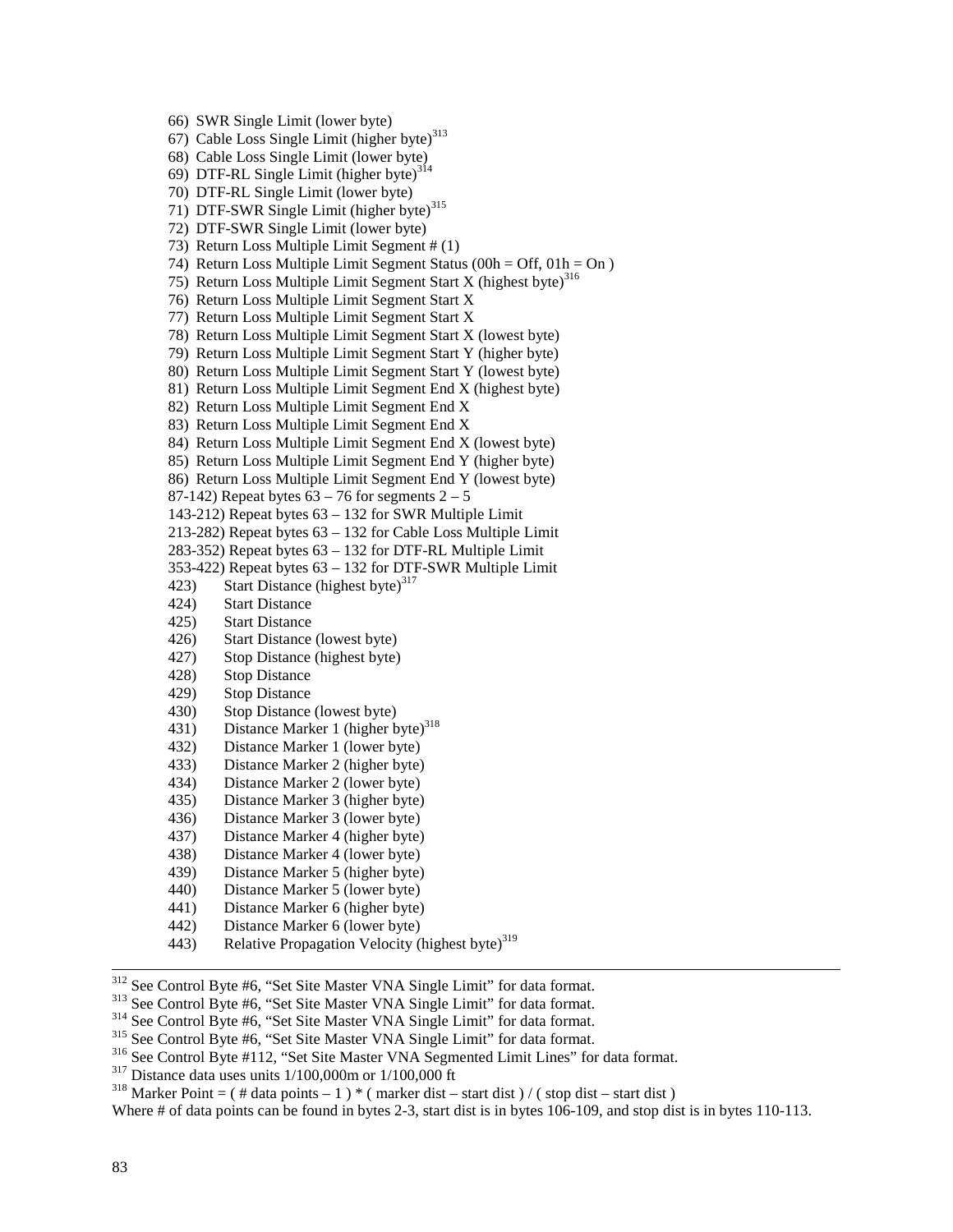66) SWR Single Limit (lower byte)
67) Cable Loss Single Limit (higher byte)[313]
68) Cable Loss Single Limit (lower byte)
69) DTF-RL Single Limit (higher byte)[314]
70) DTF-RL Single Limit (lower byte)
71) DTF-SWR Single Limit (higher byte)[315]
72) DTF-SWR Single Limit (lower byte)
73) Return Loss Multiple Limit Segment # (1)
74) Return Loss Multiple Limit Segment Status (00h = Off, 01h = On )
75) Return Loss Multiple Limit Segment Start X (highest byte)[316]
76) Return Loss Multiple Limit Segment Start X
77) Return Loss Multiple Limit Segment Start X
78) Return Loss Multiple Limit Segment Start X (lowest byte)
79) Return Loss Multiple Limit Segment Start Y (higher byte)
80) Return Loss Multiple Limit Segment Start Y (lowest byte)
81) Return Loss Multiple Limit Segment End X (highest byte)
82) Return Loss Multiple Limit Segment End X
83) Return Loss Multiple Limit Segment End X
84) Return Loss Multiple Limit Segment End X (lowest byte)
85) Return Loss Multiple Limit Segment End Y (higher byte)
86) Return Loss Multiple Limit Segment End Y (lowest byte)
87-142) Repeat bytes 63 – 76 for segments 2 – 5
143-212) Repeat bytes 63 – 132 for SWR Multiple Limit
213-282) Repeat bytes 63 – 132 for Cable Loss Multiple Limit
283-352) Repeat bytes 63 – 132 for DTF-RL Multiple Limit
353-422) Repeat bytes 63 – 132 for DTF-SWR Multiple Limit
423) Start Distance (highest byte)[317]
424) Start Distance
425) Start Distance
426) Start Distance (lowest byte)
427) Stop Distance (highest byte)
428) Stop Distance
429) Stop Distance
430) Stop Distance (lowest byte)
431) Distance Marker 1 (higher byte)[318]
432) Distance Marker 1 (lower byte)
433) Distance Marker 2 (higher byte)
434) Distance Marker 2 (lower byte)
435) Distance Marker 3 (higher byte)
436) Distance Marker 3 (lower byte)
437) Distance Marker 4 (higher byte)
438) Distance Marker 4 (lower byte)
439) Distance Marker 5 (higher byte)
440) Distance Marker 5 (lower byte)
441) Distance Marker 6 (higher byte)
442) Distance Marker 6 (lower byte)
443) Relative Propagation Velocity (highest byte)[319]

---

[312] See Control Byte #6, "Set Site Master VNA Single Limit" for data format.
[313] See Control Byte #6, "Set Site Master VNA Single Limit" for data format.
[314] See Control Byte #6, "Set Site Master VNA Single Limit" for data format.
[315] See Control Byte #6, "Set Site Master VNA Single Limit" for data format.
[316] See Control Byte #112, "Set Site Master VNA Segmented Limit Lines" for data format.
[317] Distance data uses units 1/100,000m or 1/100,000 ft
[318] Marker Point = ( # data points – 1 ) * ( marker dist – start dist ) / ( stop dist – start dist )
Where # of data points can be found in bytes 2-3, start dist is in bytes 106-109, and stop dist is in bytes 110-113.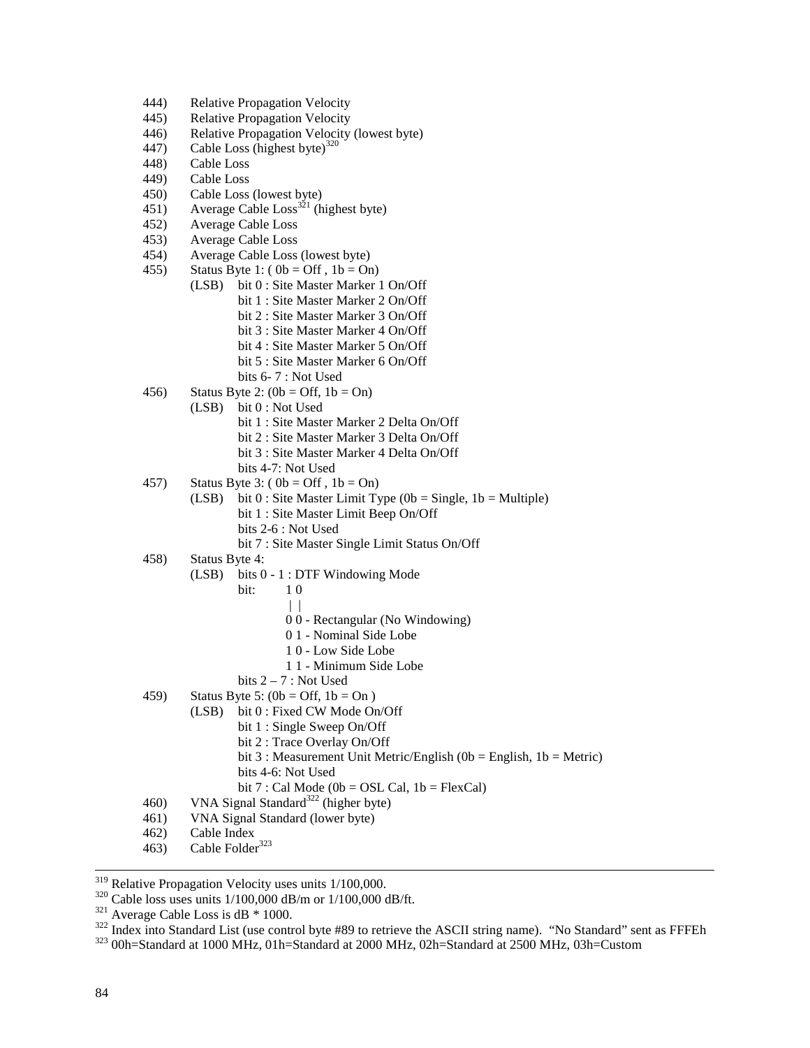444) Relative Propagation Velocity
445) Relative Propagation Velocity
446) Relative Propagation Velocity (lowest byte)
447) Cable Loss (highest byte)[320]
448) Cable Loss
449) Cable Loss
450) Cable Loss (lowest byte)
451) Average Cable Loss[321] (highest byte)
452) Average Cable Loss
453) Average Cable Loss
454) Average Cable Loss (lowest byte)
455) Status Byte 1: ( 0b = Off , 1b = On)
    (LSB) bit 0 : Site Master Marker 1 On/Off
    bit 1 : Site Master Marker 2 On/Off
    bit 2 : Site Master Marker 3 On/Off
    bit 3 : Site Master Marker 4 On/Off
    bit 4 : Site Master Marker 5 On/Off
    bit 5 : Site Master Marker 6 On/Off
    bits 6- 7 : Not Used
456) Status Byte 2: (0b = Off, 1b = On)
    (LSB) bit 0 : Not Used
    bit 1 : Site Master Marker 2 Delta On/Off
    bit 2 : Site Master Marker 3 Delta On/Off
    bit 3 : Site Master Marker 4 Delta On/Off
    bits 4-7: Not Used
457) Status Byte 3: ( 0b = Off , 1b = On)
    (LSB) bit 0 : Site Master Limit Type (0b = Single, 1b = Multiple)
    bit 1 : Site Master Limit Beep On/Off
    bits 2-6 : Not Used
    bit 7 : Site Master Single Limit Status On/Off
458) Status Byte 4:
    (LSB) bits 0 - 1 : DTF Windowing Mode
```
bit:   1 0
       | |
       0 0 - Rectangular (No Windowing)
       0 1 - Nominal Side Lobe
       1 0 - Low Side Lobe
       1 1 - Minimum Side Lobe
```
    bits 2 – 7 : Not Used
459) Status Byte 5: (0b = Off, 1b = On )
    (LSB) bit 0 : Fixed CW Mode On/Off
    bit 1 : Single Sweep On/Off
    bit 2 : Trace Overlay On/Off
    bit 3 : Measurement Unit Metric/English (0b = English, 1b = Metric)
    bits 4-6: Not Used
    bit 7 : Cal Mode (0b = OSL Cal, 1b = FlexCal)
460) VNA Signal Standard[322] (higher byte)
461) VNA Signal Standard (lower byte)
462) Cable Index
463) Cable Folder[323]

---

[319] Relative Propagation Velocity uses units 1/100,000.
[320] Cable loss uses units 1/100,000 dB/m or 1/100,000 dB/ft.
[321] Average Cable Loss is dB * 1000.
[322] Index into Standard List (use control byte #89 to retrieve the ASCII string name). "No Standard" sent as FFFEh
[323] 00h=Standard at 1000 MHz, 01h=Standard at 2000 MHz, 02h=Standard at 2500 MHz, 03h=Custom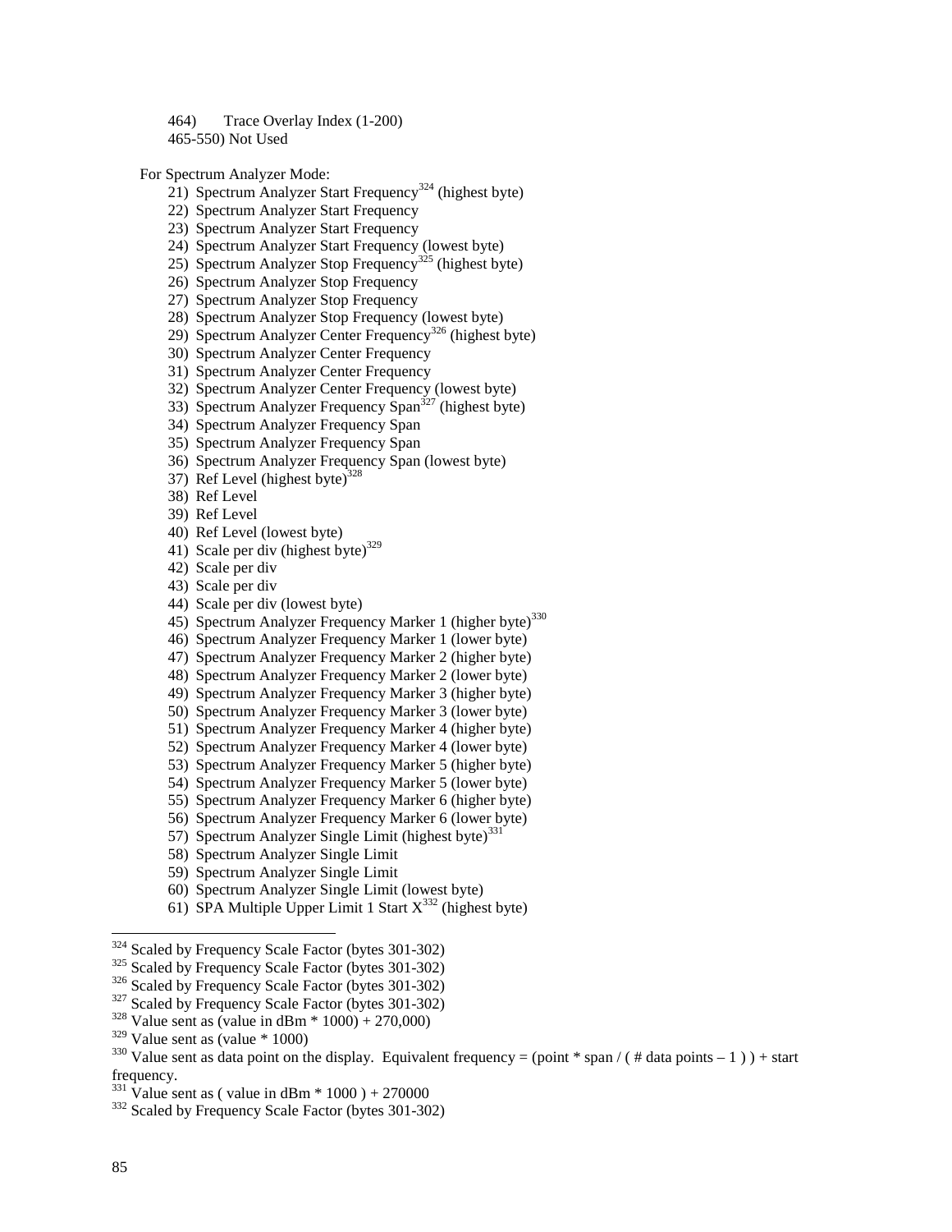464) Trace Overlay Index (1-200)
465-550) Not Used

For Spectrum Analyzer Mode:

21) Spectrum Analyzer Start Frequency[324] (highest byte)
22) Spectrum Analyzer Start Frequency
23) Spectrum Analyzer Start Frequency
24) Spectrum Analyzer Start Frequency (lowest byte)
25) Spectrum Analyzer Stop Frequency[325] (highest byte)
26) Spectrum Analyzer Stop Frequency
27) Spectrum Analyzer Stop Frequency
28) Spectrum Analyzer Stop Frequency (lowest byte)
29) Spectrum Analyzer Center Frequency[326] (highest byte)
30) Spectrum Analyzer Center Frequency
31) Spectrum Analyzer Center Frequency
32) Spectrum Analyzer Center Frequency (lowest byte)
33) Spectrum Analyzer Frequency Span[327] (highest byte)
34) Spectrum Analyzer Frequency Span
35) Spectrum Analyzer Frequency Span
36) Spectrum Analyzer Frequency Span (lowest byte)
37) Ref Level (highest byte)[328]
38) Ref Level
39) Ref Level
40) Ref Level (lowest byte)
41) Scale per div (highest byte)[329]
42) Scale per div
43) Scale per div
44) Scale per div (lowest byte)
45) Spectrum Analyzer Frequency Marker 1 (higher byte)[330]
46) Spectrum Analyzer Frequency Marker 1 (lower byte)
47) Spectrum Analyzer Frequency Marker 2 (higher byte)
48) Spectrum Analyzer Frequency Marker 2 (lower byte)
49) Spectrum Analyzer Frequency Marker 3 (higher byte)
50) Spectrum Analyzer Frequency Marker 3 (lower byte)
51) Spectrum Analyzer Frequency Marker 4 (higher byte)
52) Spectrum Analyzer Frequency Marker 4 (lower byte)
53) Spectrum Analyzer Frequency Marker 5 (higher byte)
54) Spectrum Analyzer Frequency Marker 5 (lower byte)
55) Spectrum Analyzer Frequency Marker 6 (higher byte)
56) Spectrum Analyzer Frequency Marker 6 (lower byte)
57) Spectrum Analyzer Single Limit (highest byte)[331]
58) Spectrum Analyzer Single Limit
59) Spectrum Analyzer Single Limit
60) Spectrum Analyzer Single Limit (lowest byte)
61) SPA Multiple Upper Limit 1 Start X[332] (highest byte)

---

[324] Scaled by Frequency Scale Factor (bytes 301-302)
[325] Scaled by Frequency Scale Factor (bytes 301-302)
[326] Scaled by Frequency Scale Factor (bytes 301-302)
[327] Scaled by Frequency Scale Factor (bytes 301-302)
[328] Value sent as (value in dBm * 1000) + 270,000
[329] Value sent as (value * 1000)
[330] Value sent as data point on the display. Equivalent frequency = (point * span / ( # data points – 1 ) ) + start frequency.
[331] Value sent as ( value in dBm * 1000 ) + 270000
[332] Scaled by Frequency Scale Factor (bytes 301-302)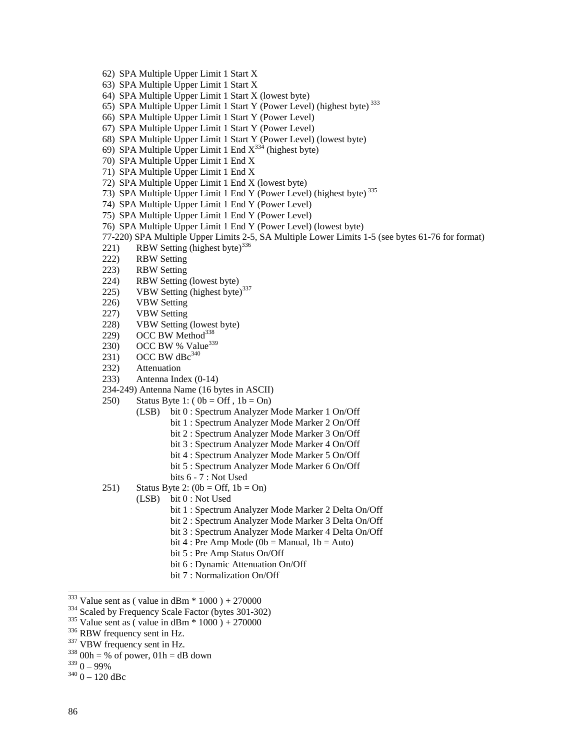62) SPA Multiple Upper Limit 1 Start X
63) SPA Multiple Upper Limit 1 Start X
64) SPA Multiple Upper Limit 1 Start X (lowest byte)
65) SPA Multiple Upper Limit 1 Start Y (Power Level) (highest byte) [333]
66) SPA Multiple Upper Limit 1 Start Y (Power Level)
67) SPA Multiple Upper Limit 1 Start Y (Power Level)
68) SPA Multiple Upper Limit 1 Start Y (Power Level) (lowest byte)
69) SPA Multiple Upper Limit 1 End X[334] (highest byte)
70) SPA Multiple Upper Limit 1 End X
71) SPA Multiple Upper Limit 1 End X
72) SPA Multiple Upper Limit 1 End X (lowest byte)
73) SPA Multiple Upper Limit 1 End Y (Power Level) (highest byte) [335]
74) SPA Multiple Upper Limit 1 End Y (Power Level)
75) SPA Multiple Upper Limit 1 End Y (Power Level)
76) SPA Multiple Upper Limit 1 End Y (Power Level) (lowest byte)
77-220) SPA Multiple Upper Limits 2-5, SA Multiple Lower Limits 1-5 (see bytes 61-76 for format)
221) RBW Setting (highest byte)[336]
222) RBW Setting
223) RBW Setting
224) RBW Setting (lowest byte)
225) VBW Setting (highest byte)[337]
226) VBW Setting
227) VBW Setting
228) VBW Setting (lowest byte)
229) OCC BW Method[338]
230) OCC BW % Value[339]
231) OCC BW dBc[340]
232) Attenuation
233) Antenna Index (0-14)
234-249) Antenna Name (16 bytes in ASCII)
250) Status Byte 1: ( 0b = Off , 1b = On)
 (LSB) bit 0 : Spectrum Analyzer Mode Marker 1 On/Off
 bit 1 : Spectrum Analyzer Mode Marker 2 On/Off
 bit 2 : Spectrum Analyzer Mode Marker 3 On/Off
 bit 3 : Spectrum Analyzer Mode Marker 4 On/Off
 bit 4 : Spectrum Analyzer Mode Marker 5 On/Off
 bit 5 : Spectrum Analyzer Mode Marker 6 On/Off
 bits 6 - 7 : Not Used
251) Status Byte 2: (0b = Off, 1b = On)
 (LSB) bit 0 : Not Used
 bit 1 : Spectrum Analyzer Mode Marker 2 Delta On/Off
 bit 2 : Spectrum Analyzer Mode Marker 3 Delta On/Off
 bit 3 : Spectrum Analyzer Mode Marker 4 Delta On/Off
 bit 4 : Pre Amp Mode (0b = Manual, 1b = Auto)
 bit 5 : Pre Amp Status On/Off
 bit 6 : Dynamic Attenuation On/Off
 bit 7 : Normalization On/Off

---

[333] Value sent as ( value in dBm * 1000 ) + 270000
[334] Scaled by Frequency Scale Factor (bytes 301-302)
[335] Value sent as ( value in dBm * 1000 ) + 270000
[336] RBW frequency sent in Hz.
[337] VBW frequency sent in Hz.
[338] 00h = % of power, 01h = dB down
[339] 0 – 99%
[340] 0 – 120 dBc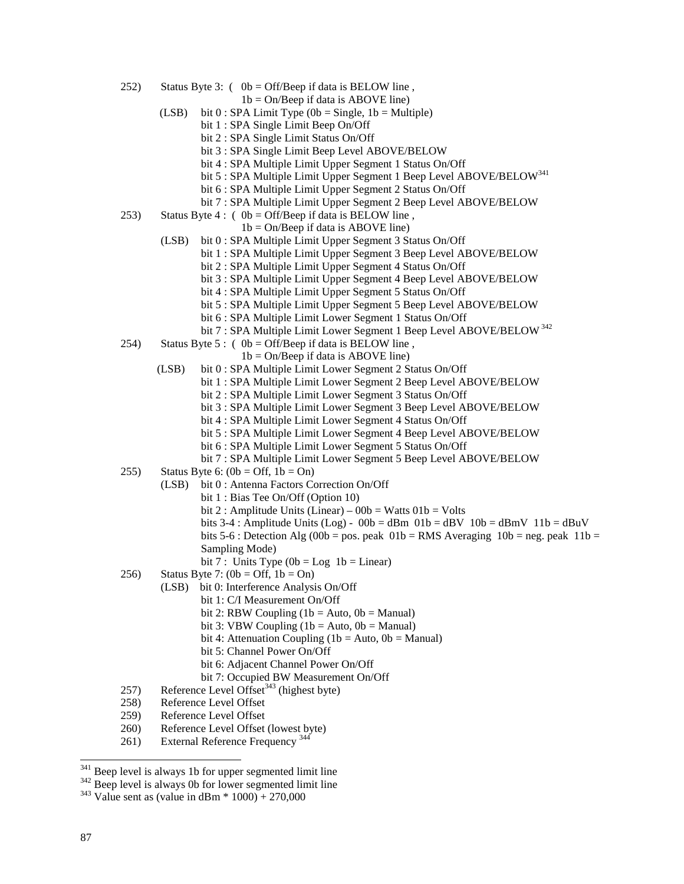252) Status Byte 3: ( 0b = Off/Beep if data is BELOW line ,
1b = On/Beep if data is ABOVE line)

(LSB) bit 0 : SPA Limit Type (0b = Single, 1b = Multiple)
bit 1 : SPA Single Limit Beep On/Off
bit 2 : SPA Single Limit Status On/Off
bit 3 : SPA Single Limit Beep Level ABOVE/BELOW
bit 4 : SPA Multiple Limit Upper Segment 1 Status On/Off
bit 5 : SPA Multiple Limit Upper Segment 1 Beep Level ABOVE/BELOW[341]
bit 6 : SPA Multiple Limit Upper Segment 2 Status On/Off
bit 7 : SPA Multiple Limit Upper Segment 2 Beep Level ABOVE/BELOW

253) Status Byte 4 : ( 0b = Off/Beep if data is BELOW line ,
1b = On/Beep if data is ABOVE line)

(LSB) bit 0 : SPA Multiple Limit Upper Segment 3 Status On/Off
bit 1 : SPA Multiple Limit Upper Segment 3 Beep Level ABOVE/BELOW
bit 2 : SPA Multiple Limit Upper Segment 4 Status On/Off
bit 3 : SPA Multiple Limit Upper Segment 4 Beep Level ABOVE/BELOW
bit 4 : SPA Multiple Limit Upper Segment 5 Status On/Off
bit 5 : SPA Multiple Limit Upper Segment 5 Beep Level ABOVE/BELOW
bit 6 : SPA Multiple Limit Lower Segment 1 Status On/Off
bit 7 : SPA Multiple Limit Lower Segment 1 Beep Level ABOVE/BELOW[342]

254) Status Byte 5 : ( 0b = Off/Beep if data is BELOW line ,
1b = On/Beep if data is ABOVE line)

(LSB) bit 0 : SPA Multiple Limit Lower Segment 2 Status On/Off
bit 1 : SPA Multiple Limit Lower Segment 2 Beep Level ABOVE/BELOW
bit 2 : SPA Multiple Limit Lower Segment 3 Status On/Off
bit 3 : SPA Multiple Limit Lower Segment 3 Beep Level ABOVE/BELOW
bit 4 : SPA Multiple Limit Lower Segment 4 Status On/Off
bit 5 : SPA Multiple Limit Lower Segment 4 Beep Level ABOVE/BELOW
bit 6 : SPA Multiple Limit Lower Segment 5 Status On/Off
bit 7 : SPA Multiple Limit Lower Segment 5 Beep Level ABOVE/BELOW

255) Status Byte 6: (0b = Off, 1b = On)

(LSB) bit 0 : Antenna Factors Correction On/Off
bit 1 : Bias Tee On/Off (Option 10)
bit 2 : Amplitude Units (Linear) – 00b = Watts 01b = Volts
bits 3-4 : Amplitude Units (Log) - 00b = dBm 01b = dBV 10b = dBmV 11b = dBuV
bits 5-6 : Detection Alg (00b = pos. peak 01b = RMS Averaging 10b = neg. peak 11b = Sampling Mode)
bit 7 : Units Type (0b = Log 1b = Linear)

256) Status Byte 7: (0b = Off, 1b = On)

(LSB) bit 0: Interference Analysis On/Off
bit 1: C/I Measurement On/Off
bit 2: RBW Coupling (1b = Auto, 0b = Manual)
bit 3: VBW Coupling (1b = Auto, 0b = Manual)
bit 4: Attenuation Coupling (1b = Auto, 0b = Manual)
bit 5: Channel Power On/Off
bit 6: Adjacent Channel Power On/Off
bit 7: Occupied BW Measurement On/Off

257) Reference Level Offset[343] (highest byte)

258) Reference Level Offset

259) Reference Level Offset

260) Reference Level Offset (lowest byte)

261) External Reference Frequency [344]

---

[341] Beep level is always 1b for upper segmented limit line

[342] Beep level is always 0b for lower segmented limit line

[343] Value sent as (value in dBm * 1000) + 270,000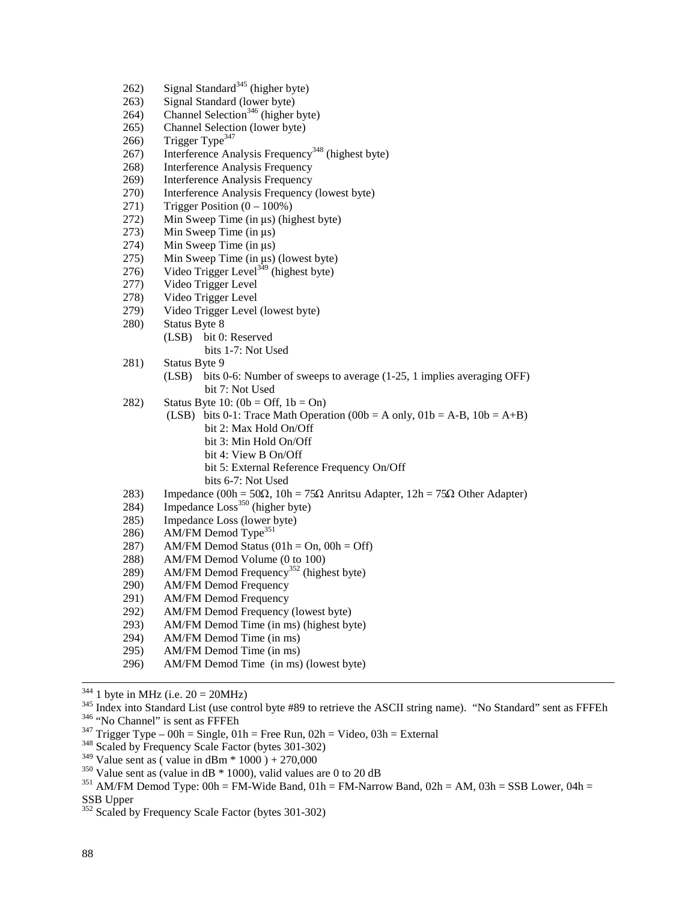262) Signal Standard[345] (higher byte)
263) Signal Standard (lower byte)
264) Channel Selection[346] (higher byte)
265) Channel Selection (lower byte)
266) Trigger Type[347]
267) Interference Analysis Frequency[348] (highest byte)
268) Interference Analysis Frequency
269) Interference Analysis Frequency
270) Interference Analysis Frequency (lowest byte)
271) Trigger Position (0 – 100%)
272) Min Sweep Time (in µs) (highest byte)
273) Min Sweep Time (in µs)
274) Min Sweep Time (in µs)
275) Min Sweep Time (in µs) (lowest byte)
276) Video Trigger Level[349] (highest byte)
277) Video Trigger Level
278) Video Trigger Level
279) Video Trigger Level (lowest byte)
280) Status Byte 8
   (LSB) bit 0: Reserved
   bits 1-7: Not Used
281) Status Byte 9
   (LSB) bits 0-6: Number of sweeps to average (1-25, 1 implies averaging OFF)
   bit 7: Not Used
282) Status Byte 10: (0b = Off, 1b = On)
   (LSB) bits 0-1: Trace Math Operation (00b = A only, 01b = A-B, 10b = A+B)
   bit 2: Max Hold On/Off
   bit 3: Min Hold On/Off
   bit 4: View B On/Off
   bit 5: External Reference Frequency On/Off
   bits 6-7: Not Used
283) Impedance (00h = 50Ω, 10h = 75Ω Anritsu Adapter, 12h = 75Ω Other Adapter)
284) Impedance Loss[350] (higher byte)
285) Impedance Loss (lower byte)
286) AM/FM Demod Type[351]
287) AM/FM Demod Status (01h = On, 00h = Off)
288) AM/FM Demod Volume (0 to 100)
289) AM/FM Demod Frequency[352] (highest byte)
290) AM/FM Demod Frequency
291) AM/FM Demod Frequency
292) AM/FM Demod Frequency (lowest byte)
293) AM/FM Demod Time (in ms) (highest byte)
294) AM/FM Demod Time (in ms)
295) AM/FM Demod Time (in ms)
296) AM/FM Demod Time (in ms) (lowest byte)

---

[344] 1 byte in MHz (i.e. 20 = 20MHz)

[345] Index into Standard List (use control byte #89 to retrieve the ASCII string name). "No Standard" sent as FFFEh

[346] "No Channel" is sent as FFFEh

[347] Trigger Type – 00h = Single, 01h = Free Run, 02h = Video, 03h = External

[348] Scaled by Frequency Scale Factor (bytes 301-302)

[349] Value sent as ( value in dBm * 1000 ) + 270,000

[350] Value sent as (value in dB * 1000), valid values are 0 to 20 dB

[351] AM/FM Demod Type: 00h = FM-Wide Band, 01h = FM-Narrow Band, 02h = AM, 03h = SSB Lower, 04h = SSB Upper

[352] Scaled by Frequency Scale Factor (bytes 301-302)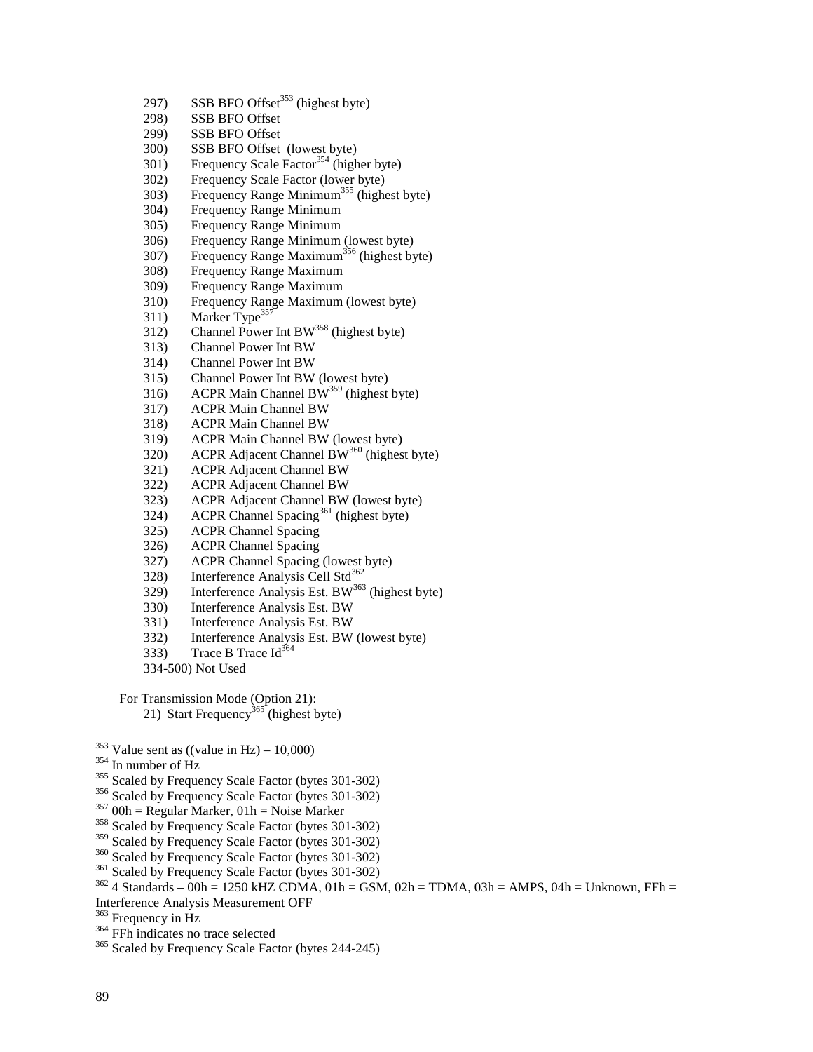297) SSB BFO Offset[353] (highest byte)
298) SSB BFO Offset
299) SSB BFO Offset
300) SSB BFO Offset (lowest byte)
301) Frequency Scale Factor[354] (higher byte)
302) Frequency Scale Factor (lower byte)
303) Frequency Range Minimum[355] (highest byte)
304) Frequency Range Minimum
305) Frequency Range Minimum
306) Frequency Range Minimum (lowest byte)
307) Frequency Range Maximum[356] (highest byte)
308) Frequency Range Maximum
309) Frequency Range Maximum
310) Frequency Range Maximum (lowest byte)
311) Marker Type[357]
312) Channel Power Int BW[358] (highest byte)
313) Channel Power Int BW
314) Channel Power Int BW
315) Channel Power Int BW (lowest byte)
316) ACPR Main Channel BW[359] (highest byte)
317) ACPR Main Channel BW
318) ACPR Main Channel BW
319) ACPR Main Channel BW (lowest byte)
320) ACPR Adjacent Channel BW[360] (highest byte)
321) ACPR Adjacent Channel BW
322) ACPR Adjacent Channel BW
323) ACPR Adjacent Channel BW (lowest byte)
324) ACPR Channel Spacing[361] (highest byte)
325) ACPR Channel Spacing
326) ACPR Channel Spacing
327) ACPR Channel Spacing (lowest byte)
328) Interference Analysis Cell Std[362]
329) Interference Analysis Est. BW[363] (highest byte)
330) Interference Analysis Est. BW
331) Interference Analysis Est. BW
332) Interference Analysis Est. BW (lowest byte)
333) Trace B Trace Id[364]
334-500) Not Used

For Transmission Mode (Option 21):

21) Start Frequency[365] (highest byte)

---

[353] Value sent as ((value in Hz) – 10,000)

[354] In number of Hz

[355] Scaled by Frequency Scale Factor (bytes 301-302)

[356] Scaled by Frequency Scale Factor (bytes 301-302)

[357] 00h = Regular Marker, 01h = Noise Marker

[358] Scaled by Frequency Scale Factor (bytes 301-302)

[359] Scaled by Frequency Scale Factor (bytes 301-302)

[360] Scaled by Frequency Scale Factor (bytes 301-302)

[361] Scaled by Frequency Scale Factor (bytes 301-302)

[362] 4 Standards – 00h = 1250 kHZ CDMA, 01h = GSM, 02h = TDMA, 03h = AMPS, 04h = Unknown, FFh = Interference Analysis Measurement OFF

[363] Frequency in Hz

[364] FFh indicates no trace selected

[365] Scaled by Frequency Scale Factor (bytes 244-245)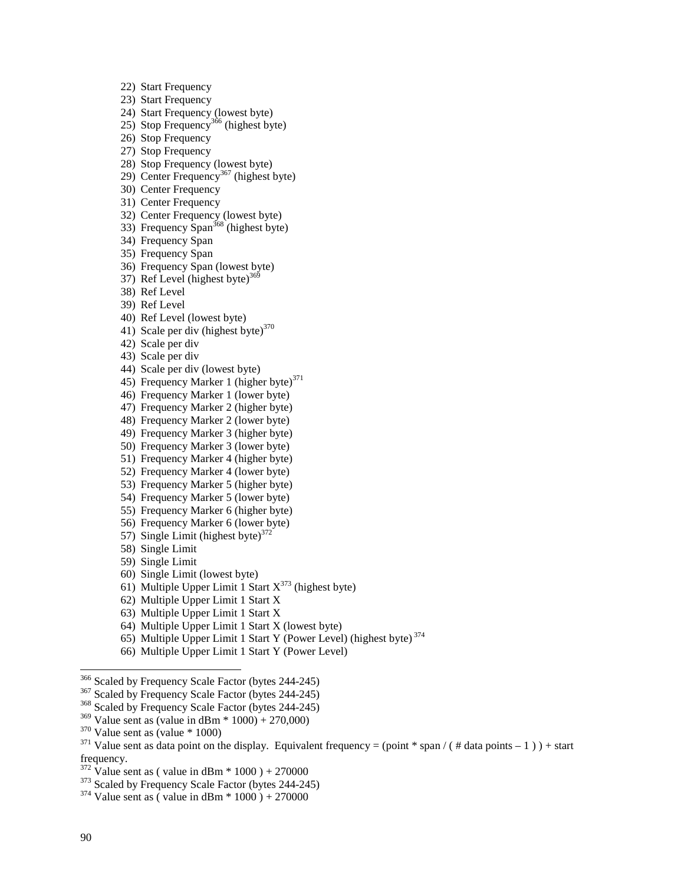22) Start Frequency
23) Start Frequency
24) Start Frequency (lowest byte)
25) Stop Frequency[366] (highest byte)
26) Stop Frequency
27) Stop Frequency
28) Stop Frequency (lowest byte)
29) Center Frequency[367] (highest byte)
30) Center Frequency
31) Center Frequency
32) Center Frequency (lowest byte)
33) Frequency Span[368] (highest byte)
34) Frequency Span
35) Frequency Span
36) Frequency Span (lowest byte)
37) Ref Level (highest byte)[369]
38) Ref Level
39) Ref Level
40) Ref Level (lowest byte)
41) Scale per div (highest byte)[370]
42) Scale per div
43) Scale per div
44) Scale per div (lowest byte)
45) Frequency Marker 1 (higher byte)[371]
46) Frequency Marker 1 (lower byte)
47) Frequency Marker 2 (higher byte)
48) Frequency Marker 2 (lower byte)
49) Frequency Marker 3 (higher byte)
50) Frequency Marker 3 (lower byte)
51) Frequency Marker 4 (higher byte)
52) Frequency Marker 4 (lower byte)
53) Frequency Marker 5 (higher byte)
54) Frequency Marker 5 (lower byte)
55) Frequency Marker 6 (higher byte)
56) Frequency Marker 6 (lower byte)
57) Single Limit (highest byte)[372]
58) Single Limit
59) Single Limit
60) Single Limit (lowest byte)
61) Multiple Upper Limit 1 Start X[373] (highest byte)
62) Multiple Upper Limit 1 Start X
63) Multiple Upper Limit 1 Start X
64) Multiple Upper Limit 1 Start X (lowest byte)
65) Multiple Upper Limit 1 Start Y (Power Level) (highest byte)[374]
66) Multiple Upper Limit 1 Start Y (Power Level)

---

[366] Scaled by Frequency Scale Factor (bytes 244-245)

[367] Scaled by Frequency Scale Factor (bytes 244-245)

[368] Scaled by Frequency Scale Factor (bytes 244-245)

[369] Value sent as (value in dBm * 1000) + 270,000

[370] Value sent as (value * 1000)

[371] Value sent as data point on the display. Equivalent frequency = (point * span / ( # data points – 1 ) ) + start frequency.

[372] Value sent as ( value in dBm * 1000 ) + 270000

[373] Scaled by Frequency Scale Factor (bytes 244-245)

[374] Value sent as ( value in dBm * 1000 ) + 270000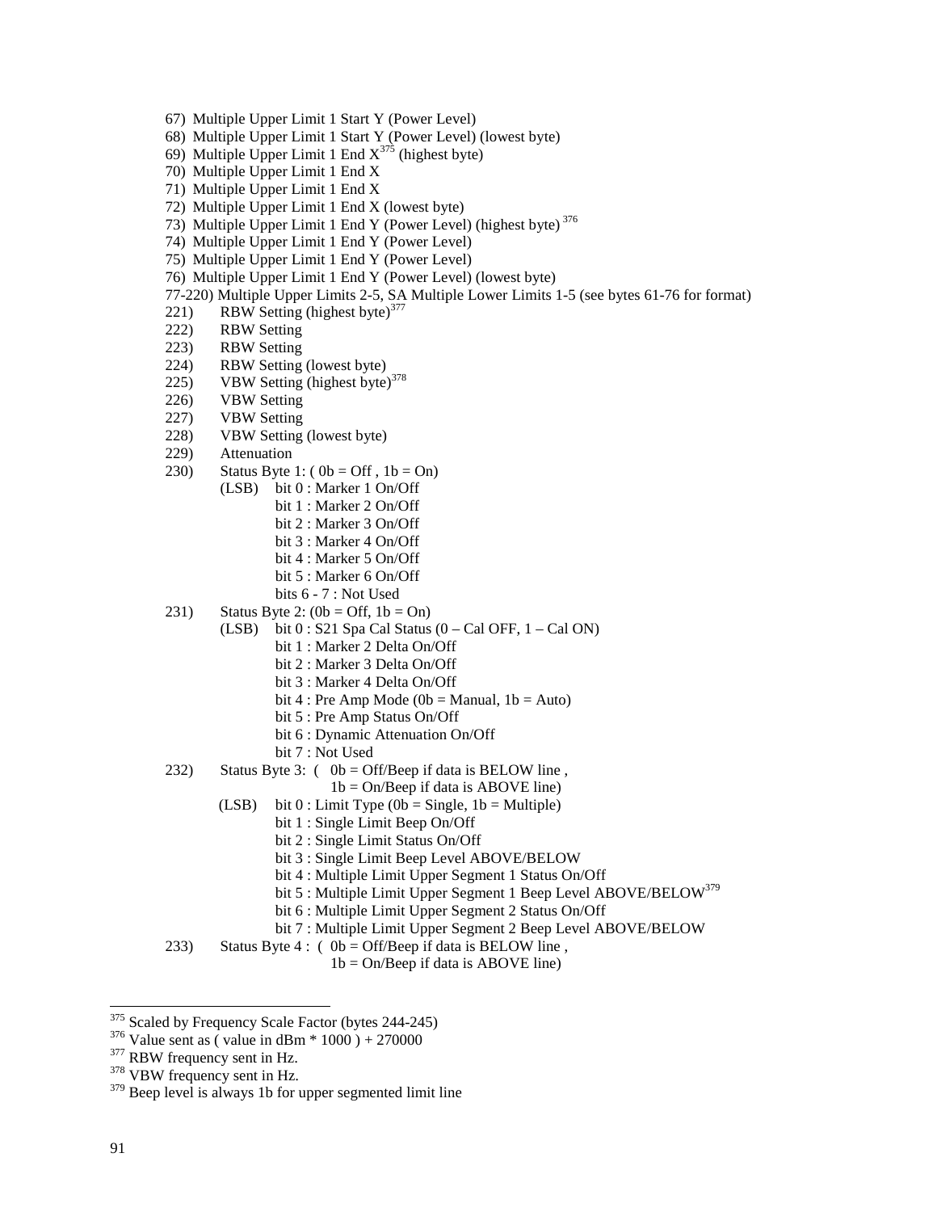67) Multiple Upper Limit 1 Start Y (Power Level)
68) Multiple Upper Limit 1 Start Y (Power Level) (lowest byte)
69) Multiple Upper Limit 1 End X[375] (highest byte)
70) Multiple Upper Limit 1 End X
71) Multiple Upper Limit 1 End X
72) Multiple Upper Limit 1 End X (lowest byte)
73) Multiple Upper Limit 1 End Y (Power Level) (highest byte)[376]
74) Multiple Upper Limit 1 End Y (Power Level)
75) Multiple Upper Limit 1 End Y (Power Level)
76) Multiple Upper Limit 1 End Y (Power Level) (lowest byte)
77-220) Multiple Upper Limits 2-5, SA Multiple Lower Limits 1-5 (see bytes 61-76 for format)
221) RBW Setting (highest byte)[377]
222) RBW Setting
223) RBW Setting
224) RBW Setting (lowest byte)
225) VBW Setting (highest byte)[378]
226) VBW Setting
227) VBW Setting
228) VBW Setting (lowest byte)
229) Attenuation
230) Status Byte 1: ( 0b = Off , 1b = On)
    (LSB) bit 0 : Marker 1 On/Off
    bit 1 : Marker 2 On/Off
    bit 2 : Marker 3 On/Off
    bit 3 : Marker 4 On/Off
    bit 4 : Marker 5 On/Off
    bit 5 : Marker 6 On/Off
    bits 6 - 7 : Not Used
231) Status Byte 2: (0b = Off, 1b = On)
    (LSB) bit 0 : S21 Spa Cal Status (0 – Cal OFF, 1 – Cal ON)
    bit 1 : Marker 2 Delta On/Off
    bit 2 : Marker 3 Delta On/Off
    bit 3 : Marker 4 Delta On/Off
    bit 4 : Pre Amp Mode (0b = Manual, 1b = Auto)
    bit 5 : Pre Amp Status On/Off
    bit 6 : Dynamic Attenuation On/Off
    bit 7 : Not Used
232) Status Byte 3: ( 0b = Off/Beep if data is BELOW line ,
    1b = On/Beep if data is ABOVE line)
    (LSB) bit 0 : Limit Type (0b = Single, 1b = Multiple)
    bit 1 : Single Limit Beep On/Off
    bit 2 : Single Limit Status On/Off
    bit 3 : Single Limit Beep Level ABOVE/BELOW
    bit 4 : Multiple Limit Upper Segment 1 Status On/Off
    bit 5 : Multiple Limit Upper Segment 1 Beep Level ABOVE/BELOW[379]
    bit 6 : Multiple Limit Upper Segment 2 Status On/Off
    bit 7 : Multiple Limit Upper Segment 2 Beep Level ABOVE/BELOW
233) Status Byte 4 : ( 0b = Off/Beep if data is BELOW line ,
    1b = On/Beep if data is ABOVE line)

---

[375] Scaled by Frequency Scale Factor (bytes 244-245)
[376] Value sent as ( value in dBm * 1000 ) + 270000
[377] RBW frequency sent in Hz.
[378] VBW frequency sent in Hz.
[379] Beep level is always 1b for upper segmented limit line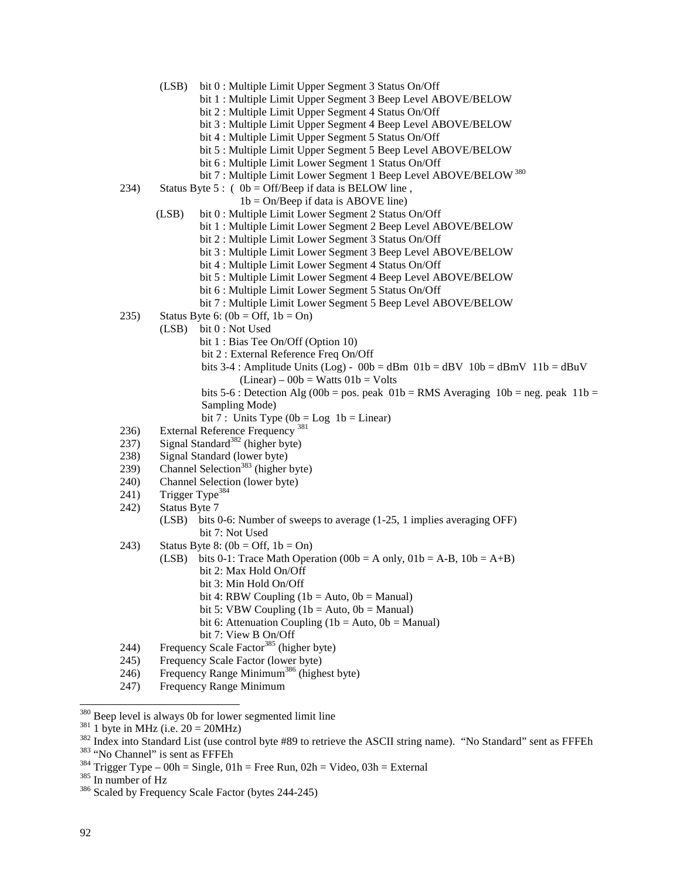(LSB) bit 0 : Multiple Limit Upper Segment 3 Status On/Off
bit 1 : Multiple Limit Upper Segment 3 Beep Level ABOVE/BELOW
bit 2 : Multiple Limit Upper Segment 4 Status On/Off
bit 3 : Multiple Limit Upper Segment 4 Beep Level ABOVE/BELOW
bit 4 : Multiple Limit Upper Segment 5 Status On/Off
bit 5 : Multiple Limit Upper Segment 5 Beep Level ABOVE/BELOW
bit 6 : Multiple Limit Lower Segment 1 Status On/Off
bit 7 : Multiple Limit Lower Segment 1 Beep Level ABOVE/BELOW [380]

234) Status Byte 5 : ( 0b = Off/Beep if data is BELOW line ,
1b = On/Beep if data is ABOVE line)
(LSB) bit 0 : Multiple Limit Lower Segment 2 Status On/Off
bit 1 : Multiple Limit Lower Segment 2 Beep Level ABOVE/BELOW
bit 2 : Multiple Limit Lower Segment 3 Status On/Off
bit 3 : Multiple Limit Lower Segment 3 Beep Level ABOVE/BELOW
bit 4 : Multiple Limit Lower Segment 4 Status On/Off
bit 5 : Multiple Limit Lower Segment 4 Beep Level ABOVE/BELOW
bit 6 : Multiple Limit Lower Segment 5 Status On/Off
bit 7 : Multiple Limit Lower Segment 5 Beep Level ABOVE/BELOW

235) Status Byte 6: (0b = Off, 1b = On)
(LSB) bit 0 : Not Used
bit 1 : Bias Tee On/Off (Option 10)
bit 2 : External Reference Freq On/Off
bits 3-4 : Amplitude Units (Log) - 00b = dBm 01b = dBV 10b = dBmV 11b = dBuV
(Linear) – 00b = Watts 01b = Volts
bits 5-6 : Detection Alg (00b = pos. peak 01b = RMS Averaging 10b = neg. peak 11b = Sampling Mode)
bit 7 : Units Type (0b = Log 1b = Linear)

236) External Reference Frequency [381]
237) Signal Standard[382] (higher byte)
238) Signal Standard (lower byte)
239) Channel Selection[383] (higher byte)
240) Channel Selection (lower byte)
241) Trigger Type[384]
242) Status Byte 7
(LSB) bits 0-6: Number of sweeps to average (1-25, 1 implies averaging OFF)
bit 7: Not Used

243) Status Byte 8: (0b = Off, 1b = On)
(LSB) bits 0-1: Trace Math Operation (00b = A only, 01b = A-B, 10b = A+B)
bit 2: Max Hold On/Off
bit 3: Min Hold On/Off
bit 4: RBW Coupling (1b = Auto, 0b = Manual)
bit 5: VBW Coupling (1b = Auto, 0b = Manual)
bit 6: Attenuation Coupling (1b = Auto, 0b = Manual)
bit 7: View B On/Off

244) Frequency Scale Factor[385] (higher byte)
245) Frequency Scale Factor (lower byte)
246) Frequency Range Minimum[386] (highest byte)
247) Frequency Range Minimum

---

[380] Beep level is always 0b for lower segmented limit line
[381] 1 byte in MHz (i.e. 20 = 20MHz)
[382] Index into Standard List (use control byte #89 to retrieve the ASCII string name). "No Standard" sent as FFFEh
[383] "No Channel" is sent as FFFEh
[384] Trigger Type – 00h = Single, 01h = Free Run, 02h = Video, 03h = External
[385] In number of Hz
[386] Scaled by Frequency Scale Factor (bytes 244-245)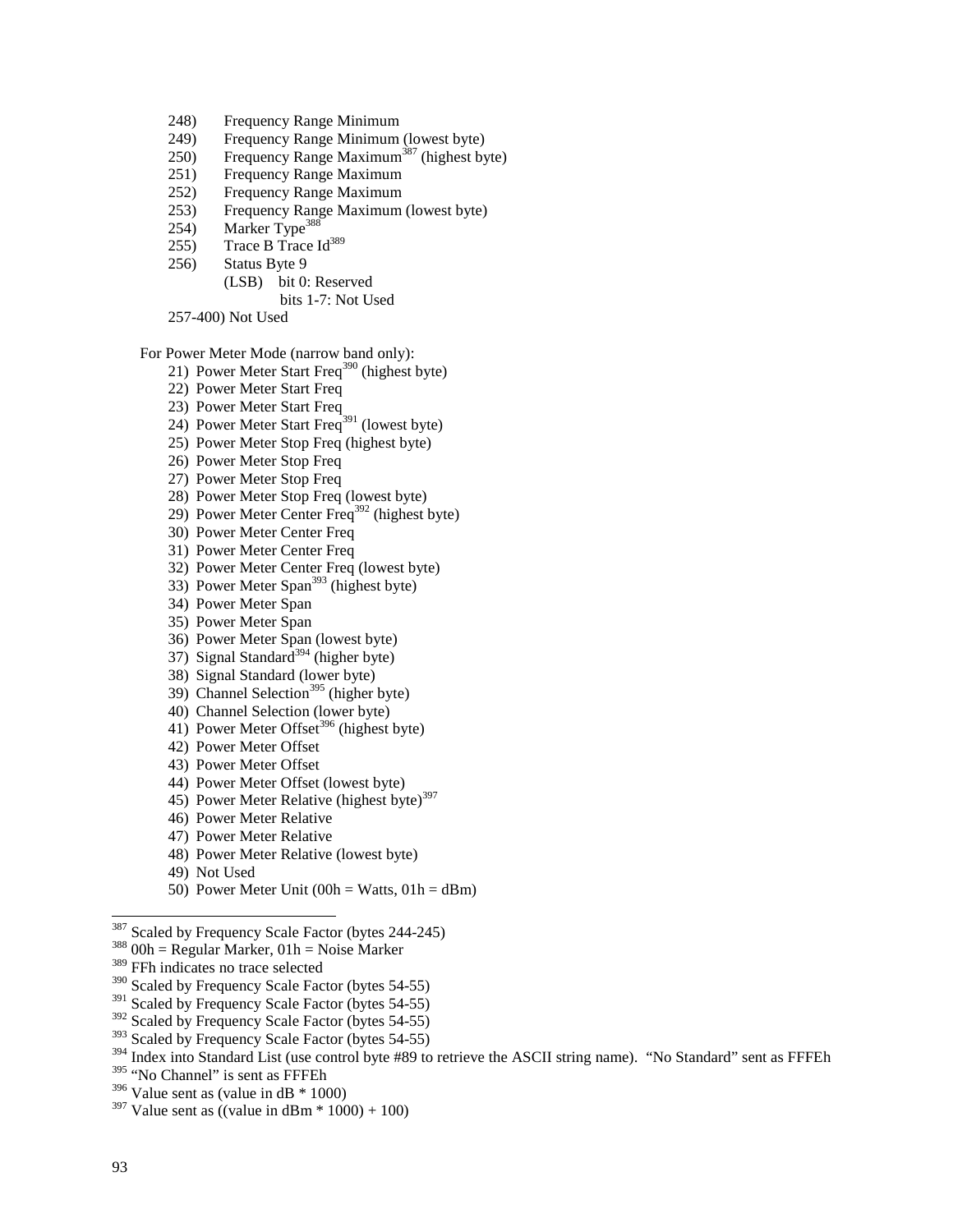248) Frequency Range Minimum
249) Frequency Range Minimum (lowest byte)
250) Frequency Range Maximum[387] (highest byte)
251) Frequency Range Maximum
252) Frequency Range Maximum
253) Frequency Range Maximum (lowest byte)
254) Marker Type[388]
255) Trace B Trace Id[389]
256) Status Byte 9
    (LSB) bit 0: Reserved
        bits 1-7: Not Used

257-400) Not Used

For Power Meter Mode (narrow band only):

21) Power Meter Start Freq[390] (highest byte)
22) Power Meter Start Freq
23) Power Meter Start Freq
24) Power Meter Start Freq[391] (lowest byte)
25) Power Meter Stop Freq (highest byte)
26) Power Meter Stop Freq
27) Power Meter Stop Freq
28) Power Meter Stop Freq (lowest byte)
29) Power Meter Center Freq[392] (highest byte)
30) Power Meter Center Freq
31) Power Meter Center Freq
32) Power Meter Center Freq (lowest byte)
33) Power Meter Span[393] (highest byte)
34) Power Meter Span
35) Power Meter Span
36) Power Meter Span (lowest byte)
37) Signal Standard[394] (higher byte)
38) Signal Standard (lower byte)
39) Channel Selection[395] (higher byte)
40) Channel Selection (lower byte)
41) Power Meter Offset[396] (highest byte)
42) Power Meter Offset
43) Power Meter Offset
44) Power Meter Offset (lowest byte)
45) Power Meter Relative (highest byte)[397]
46) Power Meter Relative
47) Power Meter Relative
48) Power Meter Relative (lowest byte)
49) Not Used
50) Power Meter Unit (00h = Watts, 01h = dBm)

---

[387] Scaled by Frequency Scale Factor (bytes 244-245)
[388] 00h = Regular Marker, 01h = Noise Marker
[389] FFh indicates no trace selected
[390] Scaled by Frequency Scale Factor (bytes 54-55)
[391] Scaled by Frequency Scale Factor (bytes 54-55)
[392] Scaled by Frequency Scale Factor (bytes 54-55)
[393] Scaled by Frequency Scale Factor (bytes 54-55)
[394] Index into Standard List (use control byte #89 to retrieve the ASCII string name). "No Standard" sent as FFFEh
[395] "No Channel" is sent as FFFEh
[396] Value sent as (value in dB * 1000)
[397] Value sent as ((value in dBm * 1000) + 100)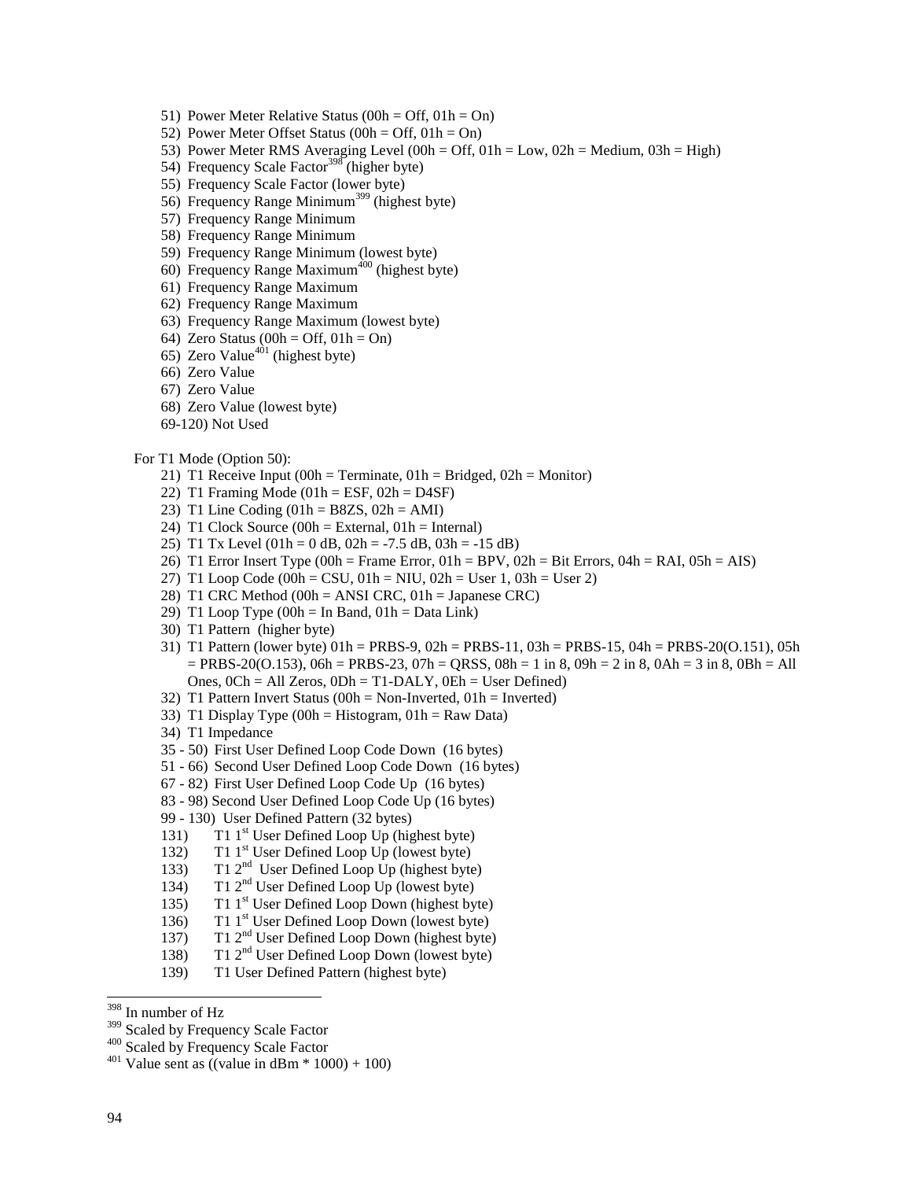51) Power Meter Relative Status (00h = Off, 01h = On)
52) Power Meter Offset Status (00h = Off, 01h = On)
53) Power Meter RMS Averaging Level (00h = Off, 01h = Low, 02h = Medium, 03h = High)
54) Frequency Scale Factor[398] (higher byte)
55) Frequency Scale Factor (lower byte)
56) Frequency Range Minimum[399] (highest byte)
57) Frequency Range Minimum
58) Frequency Range Minimum
59) Frequency Range Minimum (lowest byte)
60) Frequency Range Maximum[400] (highest byte)
61) Frequency Range Maximum
62) Frequency Range Maximum
63) Frequency Range Maximum (lowest byte)
64) Zero Status (00h = Off, 01h = On)
65) Zero Value[401] (highest byte)
66) Zero Value
67) Zero Value
68) Zero Value (lowest byte)
69-120) Not Used

For T1 Mode (Option 50):

21) T1 Receive Input (00h = Terminate, 01h = Bridged, 02h = Monitor)
22) T1 Framing Mode (01h = ESF, 02h = D4SF)
23) T1 Line Coding (01h = B8ZS, 02h = AMI)
24) T1 Clock Source (00h = External, 01h = Internal)
25) T1 Tx Level (01h = 0 dB, 02h = -7.5 dB, 03h = -15 dB)
26) T1 Error Insert Type (00h = Frame Error, 01h = BPV, 02h = Bit Errors, 04h = RAI, 05h = AIS)
27) T1 Loop Code (00h = CSU, 01h = NIU, 02h = User 1, 03h = User 2)
28) T1 CRC Method (00h = ANSI CRC, 01h = Japanese CRC)
29) T1 Loop Type (00h = In Band, 01h = Data Link)
30) T1 Pattern (higher byte)
31) T1 Pattern (lower byte) 01h = PRBS-9, 02h = PRBS-11, 03h = PRBS-15, 04h = PRBS-20(O.151), 05h = PRBS-20(O.153), 06h = PRBS-23, 07h = QRSS, 08h = 1 in 8, 09h = 2 in 8, 0Ah = 3 in 8, 0Bh = All Ones, 0Ch = All Zeros, 0Dh = T1-DALY, 0Eh = User Defined)
32) T1 Pattern Invert Status (00h = Non-Inverted, 01h = Inverted)
33) T1 Display Type (00h = Histogram, 01h = Raw Data)
34) T1 Impedance
35 - 50) First User Defined Loop Code Down (16 bytes)
51 - 66) Second User Defined Loop Code Down (16 bytes)
67 - 82) First User Defined Loop Code Up (16 bytes)
83 - 98) Second User Defined Loop Code Up (16 bytes)
99 - 130) User Defined Pattern (32 bytes)
131) T1 1st User Defined Loop Up (highest byte)
132) T1 1st User Defined Loop Up (lowest byte)
133) T1 2nd User Defined Loop Up (highest byte)
134) T1 2nd User Defined Loop Up (lowest byte)
135) T1 1st User Defined Loop Down (highest byte)
136) T1 1st User Defined Loop Down (lowest byte)
137) T1 2nd User Defined Loop Down (highest byte)
138) T1 2nd User Defined Loop Down (lowest byte)
139) T1 User Defined Pattern (highest byte)

---

[398] In number of Hz

[399] Scaled by Frequency Scale Factor

[400] Scaled by Frequency Scale Factor

[401] Value sent as ((value in dBm * 1000) + 100)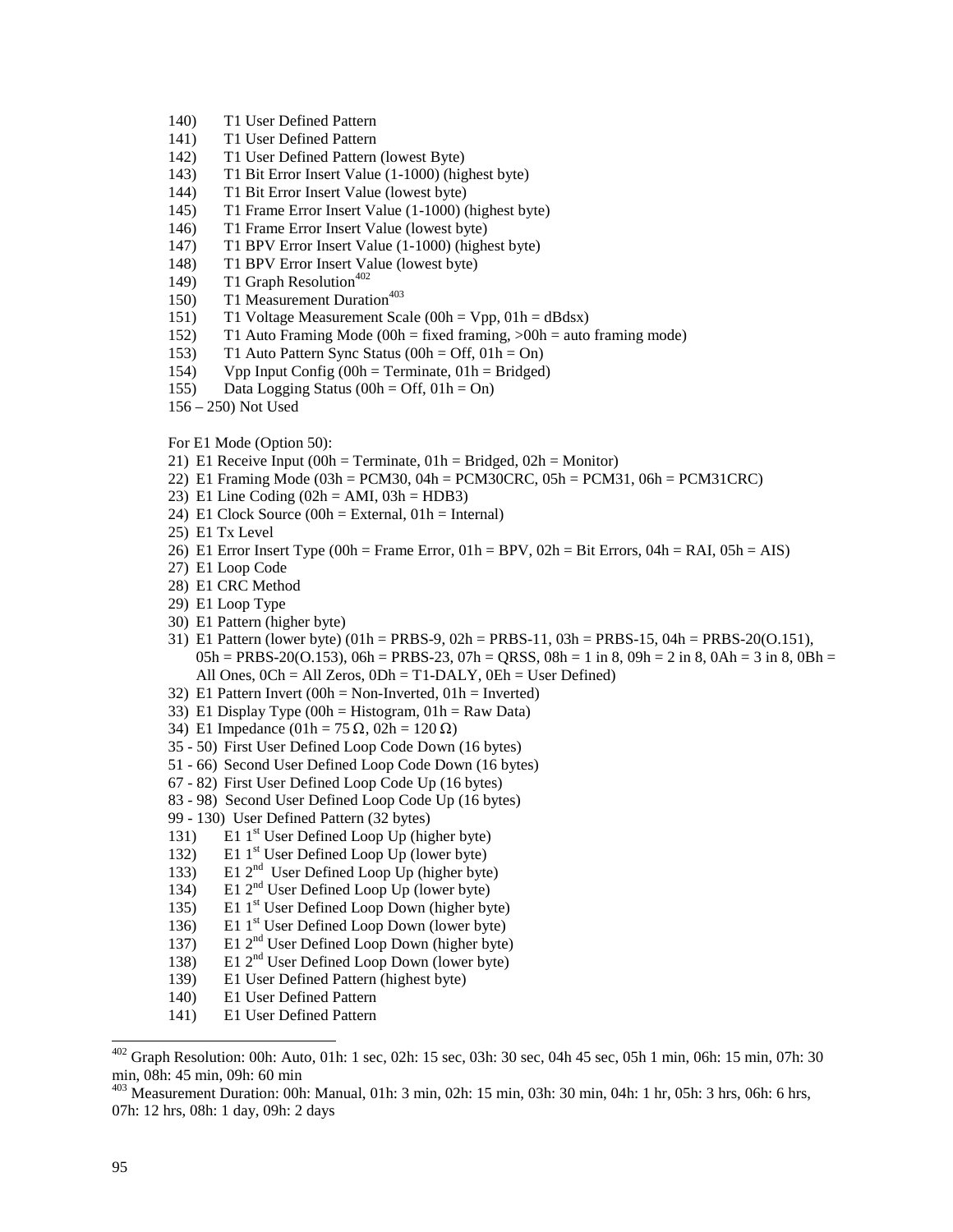140) T1 User Defined Pattern
141) T1 User Defined Pattern
142) T1 User Defined Pattern (lowest Byte)
143) T1 Bit Error Insert Value (1-1000) (highest byte)
144) T1 Bit Error Insert Value (lowest byte)
145) T1 Frame Error Insert Value (1-1000) (highest byte)
146) T1 Frame Error Insert Value (lowest byte)
147) T1 BPV Error Insert Value (1-1000) (highest byte)
148) T1 BPV Error Insert Value (lowest byte)
149) T1 Graph Resolution[402]
150) T1 Measurement Duration[403]
151) T1 Voltage Measurement Scale (00h = Vpp, 01h = dBdsx)
152) T1 Auto Framing Mode (00h = fixed framing, >00h = auto framing mode)
153) T1 Auto Pattern Sync Status (00h = Off, 01h = On)
154) Vpp Input Config (00h = Terminate, 01h = Bridged)
155) Data Logging Status (00h = Off, 01h = On)
156 – 250) Not Used

For E1 Mode (Option 50):

21) E1 Receive Input (00h = Terminate, 01h = Bridged, 02h = Monitor)
22) E1 Framing Mode (03h = PCM30, 04h = PCM30CRC, 05h = PCM31, 06h = PCM31CRC)
23) E1 Line Coding (02h = AMI, 03h = HDB3)
24) E1 Clock Source (00h = External, 01h = Internal)
25) E1 Tx Level
26) E1 Error Insert Type (00h = Frame Error, 01h = BPV, 02h = Bit Errors, 04h = RAI, 05h = AIS)
27) E1 Loop Code
28) E1 CRC Method
29) E1 Loop Type
30) E1 Pattern (higher byte)
31) E1 Pattern (lower byte) (01h = PRBS-9, 02h = PRBS-11, 03h = PRBS-15, 04h = PRBS-20(O.151), 05h = PRBS-20(O.153), 06h = PRBS-23, 07h = QRSS, 08h = 1 in 8, 09h = 2 in 8, 0Ah = 3 in 8, 0Bh = All Ones, 0Ch = All Zeros, 0Dh = T1-DALY, 0Eh = User Defined)
32) E1 Pattern Invert (00h = Non-Inverted, 01h = Inverted)
33) E1 Display Type (00h = Histogram, 01h = Raw Data)
34) E1 Impedance (01h = 75 Ω, 02h = 120 Ω)
35 - 50) First User Defined Loop Code Down (16 bytes)
51 - 66) Second User Defined Loop Code Down (16 bytes)
67 - 82) First User Defined Loop Code Up (16 bytes)
83 - 98) Second User Defined Loop Code Up (16 bytes)
99 - 130) User Defined Pattern (32 bytes)
131) E1 1st User Defined Loop Up (higher byte)
132) E1 1st User Defined Loop Up (lower byte)
133) E1 2nd User Defined Loop Up (higher byte)
134) E1 2nd User Defined Loop Up (lower byte)
135) E1 1st User Defined Loop Down (higher byte)
136) E1 1st User Defined Loop Down (lower byte)
137) E1 2nd User Defined Loop Down (higher byte)
138) E1 2nd User Defined Loop Down (lower byte)
139) E1 User Defined Pattern (highest byte)
140) E1 User Defined Pattern
141) E1 User Defined Pattern

---

[402] Graph Resolution: 00h: Auto, 01h: 1 sec, 02h: 15 sec, 03h: 30 sec, 04h 45 sec, 05h 1 min, 06h: 15 min, 07h: 30 min, 08h: 45 min, 09h: 60 min

[403] Measurement Duration: 00h: Manual, 01h: 3 min, 02h: 15 min, 03h: 30 min, 04h: 1 hr, 05h: 3 hrs, 06h: 6 hrs, 07h: 12 hrs, 08h: 1 day, 09h: 2 days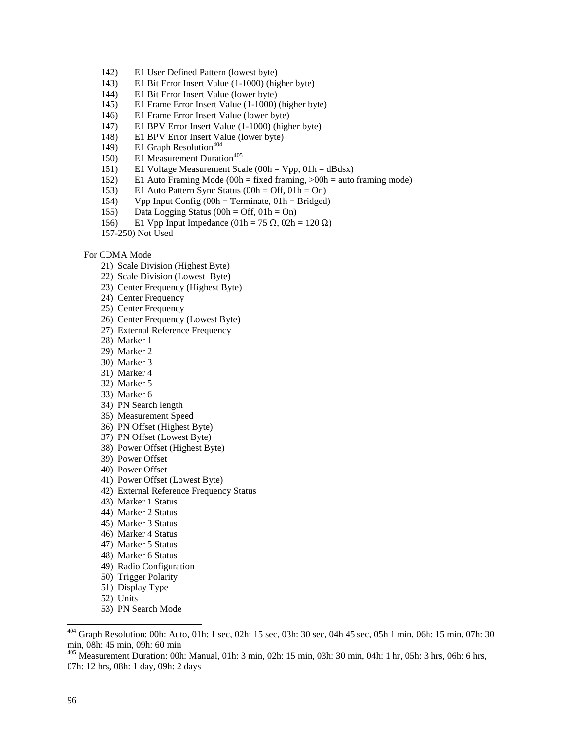142) E1 User Defined Pattern (lowest byte)
143) E1 Bit Error Insert Value (1-1000) (higher byte)
144) E1 Bit Error Insert Value (lower byte)
145) E1 Frame Error Insert Value (1-1000) (higher byte)
146) E1 Frame Error Insert Value (lower byte)
147) E1 BPV Error Insert Value (1-1000) (higher byte)
148) E1 BPV Error Insert Value (lower byte)
149) E1 Graph Resolution[404]
150) E1 Measurement Duration[405]
151) E1 Voltage Measurement Scale (00h = Vpp, 01h = dBdsx)
152) E1 Auto Framing Mode (00h = fixed framing, >00h = auto framing mode)
153) E1 Auto Pattern Sync Status (00h = Off, 01h = On)
154) Vpp Input Config (00h = Terminate, 01h = Bridged)
155) Data Logging Status (00h = Off, 01h = On)
156) E1 Vpp Input Impedance (01h = 75 Ω, 02h = 120 Ω)
157-250) Not Used

For CDMA Mode

21) Scale Division (Highest Byte)
22) Scale Division (Lowest Byte)
23) Center Frequency (Highest Byte)
24) Center Frequency
25) Center Frequency
26) Center Frequency (Lowest Byte)
27) External Reference Frequency
28) Marker 1
29) Marker 2
30) Marker 3
31) Marker 4
32) Marker 5
33) Marker 6
34) PN Search length
35) Measurement Speed
36) PN Offset (Highest Byte)
37) PN Offset (Lowest Byte)
38) Power Offset (Highest Byte)
39) Power Offset
40) Power Offset
41) Power Offset (Lowest Byte)
42) External Reference Frequency Status
43) Marker 1 Status
44) Marker 2 Status
45) Marker 3 Status
46) Marker 4 Status
47) Marker 5 Status
48) Marker 6 Status
49) Radio Configuration
50) Trigger Polarity
51) Display Type
52) Units
53) PN Search Mode

---

[404] Graph Resolution: 00h: Auto, 01h: 1 sec, 02h: 15 sec, 03h: 30 sec, 04h 45 sec, 05h 1 min, 06h: 15 min, 07h: 30 min, 08h: 45 min, 09h: 60 min

[405] Measurement Duration: 00h: Manual, 01h: 3 min, 02h: 15 min, 03h: 30 min, 04h: 1 hr, 05h: 3 hrs, 06h: 6 hrs, 07h: 12 hrs, 08h: 1 day, 09h: 2 days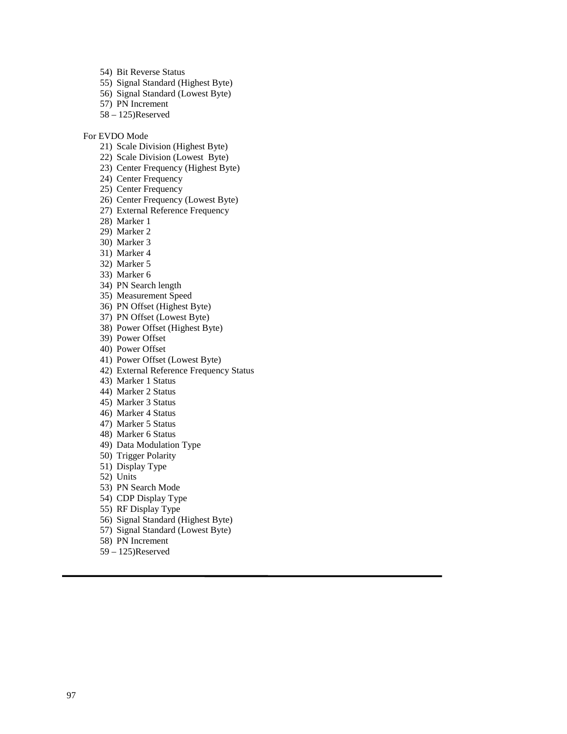54) Bit Reverse Status
55) Signal Standard (Highest Byte)
56) Signal Standard (Lowest Byte)
57) PN Increment
58 – 125)Reserved

For EVDO Mode

21) Scale Division (Highest Byte)
22) Scale Division (Lowest Byte)
23) Center Frequency (Highest Byte)
24) Center Frequency
25) Center Frequency
26) Center Frequency (Lowest Byte)
27) External Reference Frequency
28) Marker 1
29) Marker 2
30) Marker 3
31) Marker 4
32) Marker 5
33) Marker 6
34) PN Search length
35) Measurement Speed
36) PN Offset (Highest Byte)
37) PN Offset (Lowest Byte)
38) Power Offset (Highest Byte)
39) Power Offset
40) Power Offset
41) Power Offset (Lowest Byte)
42) External Reference Frequency Status
43) Marker 1 Status
44) Marker 2 Status
45) Marker 3 Status
46) Marker 4 Status
47) Marker 5 Status
48) Marker 6 Status
49) Data Modulation Type
50) Trigger Polarity
51) Display Type
52) Units
53) PN Search Mode
54) CDP Display Type
55) RF Display Type
56) Signal Standard (Highest Byte)
57) Signal Standard (Lowest Byte)
58) PN Increment
59 – 125)Reserved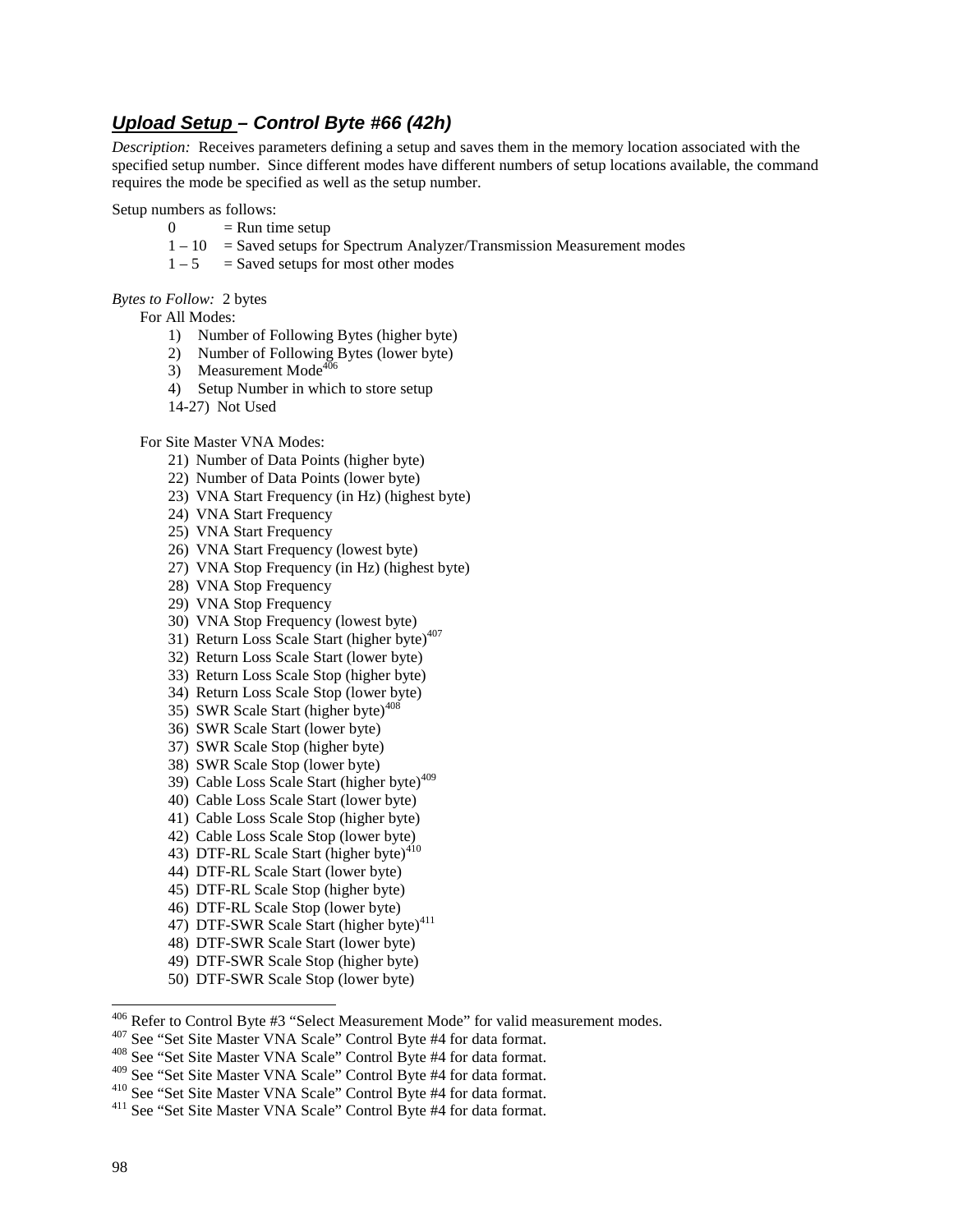## ***Upload Setup – Control Byte #66 (42h)***

*Description:* Receives parameters defining a setup and saves them in the memory location associated with the specified setup number. Since different modes have different numbers of setup locations available, the command requires the mode be specified as well as the setup number.

Setup numbers as follows:

- 0 = Run time setup
- 1 – 10 = Saved setups for Spectrum Analyzer/Transmission Measurement modes
- 1 – 5 = Saved setups for most other modes

*Bytes to Follow:* 2 bytes

For All Modes:

1) Number of Following Bytes (higher byte)
2) Number of Following Bytes (lower byte)
3) Measurement Mode[406]
4) Setup Number in which to store setup

14-27) Not Used

For Site Master VNA Modes:

21) Number of Data Points (higher byte)
22) Number of Data Points (lower byte)
23) VNA Start Frequency (in Hz) (highest byte)
24) VNA Start Frequency
25) VNA Start Frequency
26) VNA Start Frequency (lowest byte)
27) VNA Stop Frequency (in Hz) (highest byte)
28) VNA Stop Frequency
29) VNA Stop Frequency
30) VNA Stop Frequency (lowest byte)
31) Return Loss Scale Start (higher byte)[407]
32) Return Loss Scale Start (lower byte)
33) Return Loss Scale Stop (higher byte)
34) Return Loss Scale Stop (lower byte)
35) SWR Scale Start (higher byte)[408]
36) SWR Scale Start (lower byte)
37) SWR Scale Stop (higher byte)
38) SWR Scale Stop (lower byte)
39) Cable Loss Scale Start (higher byte)[409]
40) Cable Loss Scale Start (lower byte)
41) Cable Loss Scale Stop (higher byte)
42) Cable Loss Scale Stop (lower byte)
43) DTF-RL Scale Start (higher byte)[410]
44) DTF-RL Scale Start (lower byte)
45) DTF-RL Scale Stop (higher byte)
46) DTF-RL Scale Stop (lower byte)
47) DTF-SWR Scale Start (higher byte)[411]
48) DTF-SWR Scale Start (lower byte)
49) DTF-SWR Scale Stop (higher byte)
50) DTF-SWR Scale Stop (lower byte)

---

[406] Refer to Control Byte #3 "Select Measurement Mode" for valid measurement modes.
[407] See "Set Site Master VNA Scale" Control Byte #4 for data format.
[408] See "Set Site Master VNA Scale" Control Byte #4 for data format.
[409] See "Set Site Master VNA Scale" Control Byte #4 for data format.
[410] See "Set Site Master VNA Scale" Control Byte #4 for data format.
[411] See "Set Site Master VNA Scale" Control Byte #4 for data format.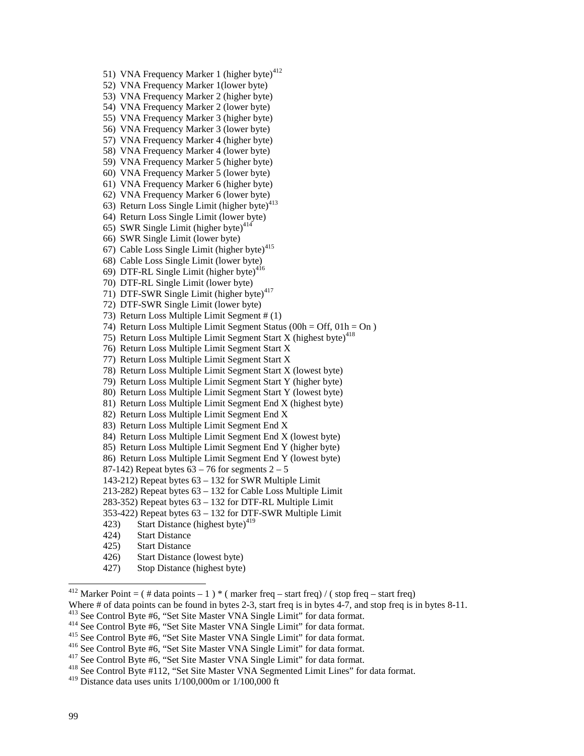51) VNA Frequency Marker 1 (higher byte)[412]
52) VNA Frequency Marker 1(lower byte)
53) VNA Frequency Marker 2 (higher byte)
54) VNA Frequency Marker 2 (lower byte)
55) VNA Frequency Marker 3 (higher byte)
56) VNA Frequency Marker 3 (lower byte)
57) VNA Frequency Marker 4 (higher byte)
58) VNA Frequency Marker 4 (lower byte)
59) VNA Frequency Marker 5 (higher byte)
60) VNA Frequency Marker 5 (lower byte)
61) VNA Frequency Marker 6 (higher byte)
62) VNA Frequency Marker 6 (lower byte)
63) Return Loss Single Limit (higher byte)[413]
64) Return Loss Single Limit (lower byte)
65) SWR Single Limit (higher byte)[414]
66) SWR Single Limit (lower byte)
67) Cable Loss Single Limit (higher byte)[415]
68) Cable Loss Single Limit (lower byte)
69) DTF-RL Single Limit (higher byte)[416]
70) DTF-RL Single Limit (lower byte)
71) DTF-SWR Single Limit (higher byte)[417]
72) DTF-SWR Single Limit (lower byte)
73) Return Loss Multiple Limit Segment # (1)
74) Return Loss Multiple Limit Segment Status (00h = Off, 01h = On )
75) Return Loss Multiple Limit Segment Start X (highest byte)[418]
76) Return Loss Multiple Limit Segment Start X
77) Return Loss Multiple Limit Segment Start X
78) Return Loss Multiple Limit Segment Start X (lowest byte)
79) Return Loss Multiple Limit Segment Start Y (higher byte)
80) Return Loss Multiple Limit Segment Start Y (lowest byte)
81) Return Loss Multiple Limit Segment End X (highest byte)
82) Return Loss Multiple Limit Segment End X
83) Return Loss Multiple Limit Segment End X
84) Return Loss Multiple Limit Segment End X (lowest byte)
85) Return Loss Multiple Limit Segment End Y (higher byte)
86) Return Loss Multiple Limit Segment End Y (lowest byte)
87-142) Repeat bytes 63 – 76 for segments 2 – 5
143-212) Repeat bytes 63 – 132 for SWR Multiple Limit
213-282) Repeat bytes 63 – 132 for Cable Loss Multiple Limit
283-352) Repeat bytes 63 – 132 for DTF-RL Multiple Limit
353-422) Repeat bytes 63 – 132 for DTF-SWR Multiple Limit
423) Start Distance (highest byte)[419]
424) Start Distance
425) Start Distance
426) Start Distance (lowest byte)
427) Stop Distance (highest byte)

---

[412] Marker Point = ( # data points – 1 ) * ( marker freq – start freq) / ( stop freq – start freq)
Where # of data points can be found in bytes 2-3, start freq is in bytes 4-7, and stop freq is in bytes 8-11.
[413] See Control Byte #6, "Set Site Master VNA Single Limit" for data format.
[414] See Control Byte #6, "Set Site Master VNA Single Limit" for data format.
[415] See Control Byte #6, "Set Site Master VNA Single Limit" for data format.
[416] See Control Byte #6, "Set Site Master VNA Single Limit" for data format.
[417] See Control Byte #6, "Set Site Master VNA Single Limit" for data format.
[418] See Control Byte #112, "Set Site Master VNA Segmented Limit Lines" for data format.
[419] Distance data uses units 1/100,000m or 1/100,000 ft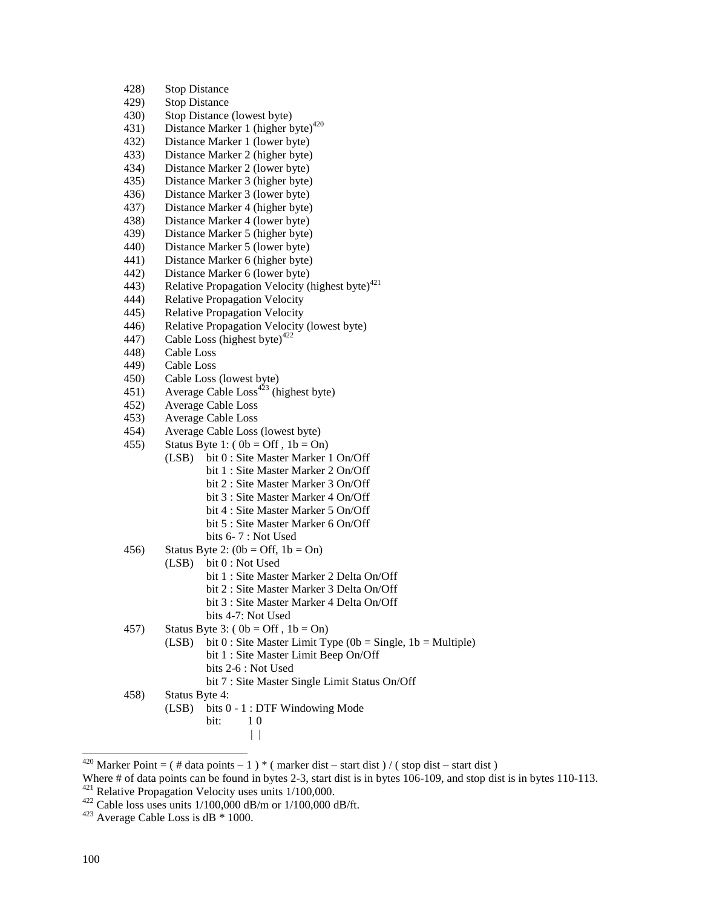428) Stop Distance
429) Stop Distance
430) Stop Distance (lowest byte)
431) Distance Marker 1 (higher byte)[420]
432) Distance Marker 1 (lower byte)
433) Distance Marker 2 (higher byte)
434) Distance Marker 2 (lower byte)
435) Distance Marker 3 (higher byte)
436) Distance Marker 3 (lower byte)
437) Distance Marker 4 (higher byte)
438) Distance Marker 4 (lower byte)
439) Distance Marker 5 (higher byte)
440) Distance Marker 5 (lower byte)
441) Distance Marker 6 (higher byte)
442) Distance Marker 6 (lower byte)
443) Relative Propagation Velocity (highest byte)[421]
444) Relative Propagation Velocity
445) Relative Propagation Velocity
446) Relative Propagation Velocity (lowest byte)
447) Cable Loss (highest byte)[422]
448) Cable Loss
449) Cable Loss
450) Cable Loss (lowest byte)
451) Average Cable Loss[423] (highest byte)
452) Average Cable Loss
453) Average Cable Loss
454) Average Cable Loss (lowest byte)
455) Status Byte 1: ( 0b = Off , 1b = On)
     (LSB) bit 0 : Site Master Marker 1 On/Off
     bit 1 : Site Master Marker 2 On/Off
     bit 2 : Site Master Marker 3 On/Off
     bit 3 : Site Master Marker 4 On/Off
     bit 4 : Site Master Marker 5 On/Off
     bit 5 : Site Master Marker 6 On/Off
     bits 6- 7 : Not Used
456) Status Byte 2: (0b = Off, 1b = On)
     (LSB) bit 0 : Not Used
     bit 1 : Site Master Marker 2 Delta On/Off
     bit 2 : Site Master Marker 3 Delta On/Off
     bit 3 : Site Master Marker 4 Delta On/Off
     bits 4-7: Not Used
457) Status Byte 3: ( 0b = Off , 1b = On)
     (LSB) bit 0 : Site Master Limit Type (0b = Single, 1b = Multiple)
     bit 1 : Site Master Limit Beep On/Off
     bits 2-6 : Not Used
     bit 7 : Site Master Single Limit Status On/Off
458) Status Byte 4:
     (LSB) bits 0 - 1 : DTF Windowing Mode

```
bit:    1 0
        | |
```

---

[420] Marker Point = ( # data points – 1 ) * ( marker dist – start dist ) / ( stop dist – start dist )
Where # of data points can be found in bytes 2-3, start dist is in bytes 106-109, and stop dist is in bytes 110-113.

[421] Relative Propagation Velocity uses units 1/100,000.

[422] Cable loss uses units 1/100,000 dB/m or 1/100,000 dB/ft.

[423] Average Cable Loss is dB * 1000.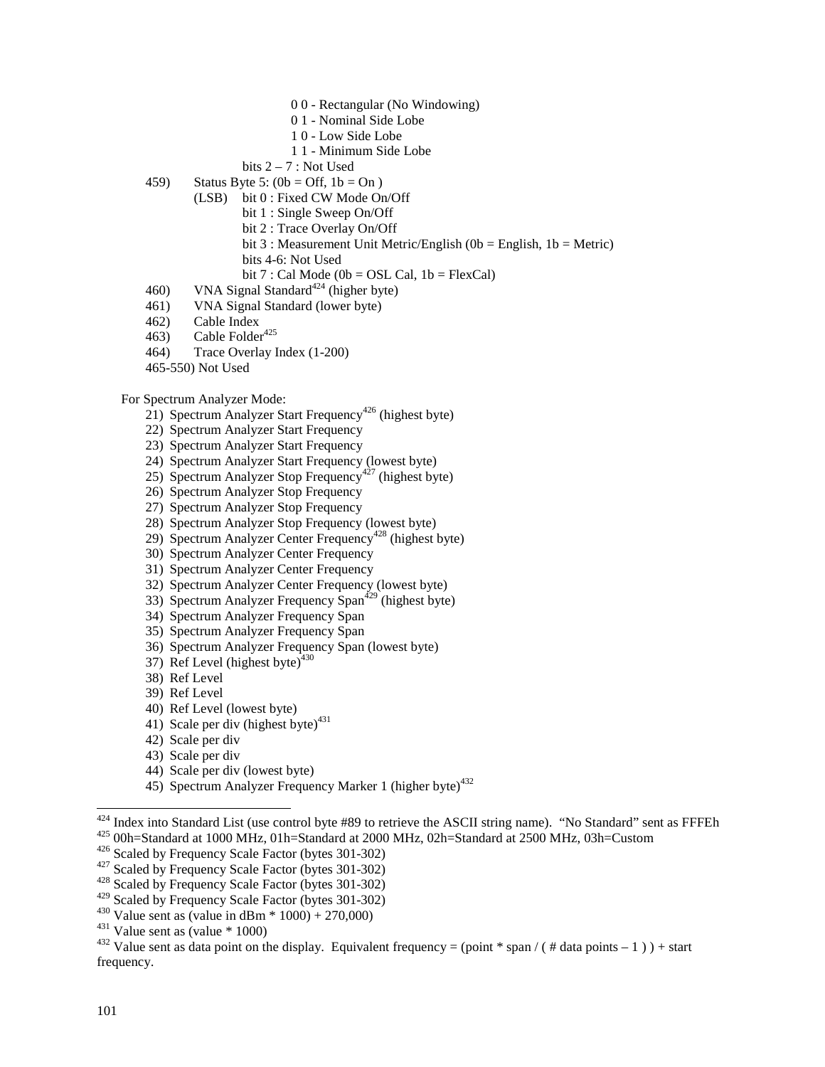0 0 - Rectangular (No Windowing)
0 1 - Nominal Side Lobe
1 0 - Low Side Lobe
1 1 - Minimum Side Lobe

bits 2 – 7 : Not Used

459) Status Byte 5: (0b = Off, 1b = On )
(LSB) bit 0 : Fixed CW Mode On/Off
bit 1 : Single Sweep On/Off
bit 2 : Trace Overlay On/Off
bit 3 : Measurement Unit Metric/English (0b = English, 1b = Metric)
bits 4-6: Not Used
bit 7 : Cal Mode (0b = OSL Cal, 1b = FlexCal)

460) VNA Signal Standard[424] (higher byte)
461) VNA Signal Standard (lower byte)
462) Cable Index
463) Cable Folder[425]
464) Trace Overlay Index (1-200)
465-550) Not Used

For Spectrum Analyzer Mode:

21) Spectrum Analyzer Start Frequency[426] (highest byte)
22) Spectrum Analyzer Start Frequency
23) Spectrum Analyzer Start Frequency
24) Spectrum Analyzer Start Frequency (lowest byte)
25) Spectrum Analyzer Stop Frequency[427] (highest byte)
26) Spectrum Analyzer Stop Frequency
27) Spectrum Analyzer Stop Frequency
28) Spectrum Analyzer Stop Frequency (lowest byte)
29) Spectrum Analyzer Center Frequency[428] (highest byte)
30) Spectrum Analyzer Center Frequency
31) Spectrum Analyzer Center Frequency
32) Spectrum Analyzer Center Frequency (lowest byte)
33) Spectrum Analyzer Frequency Span[429] (highest byte)
34) Spectrum Analyzer Frequency Span
35) Spectrum Analyzer Frequency Span
36) Spectrum Analyzer Frequency Span (lowest byte)
37) Ref Level (highest byte)[430]
38) Ref Level
39) Ref Level
40) Ref Level (lowest byte)
41) Scale per div (highest byte)[431]
42) Scale per div
43) Scale per div
44) Scale per div (lowest byte)
45) Spectrum Analyzer Frequency Marker 1 (higher byte)[432]

---

[424] Index into Standard List (use control byte #89 to retrieve the ASCII string name). "No Standard" sent as FFFEh

[425] 00h=Standard at 1000 MHz, 01h=Standard at 2000 MHz, 02h=Standard at 2500 MHz, 03h=Custom

[426] Scaled by Frequency Scale Factor (bytes 301-302)

[427] Scaled by Frequency Scale Factor (bytes 301-302)

[428] Scaled by Frequency Scale Factor (bytes 301-302)

[429] Scaled by Frequency Scale Factor (bytes 301-302)

[430] Value sent as (value in dBm * 1000) + 270,000)

[431] Value sent as (value * 1000)

[432] Value sent as data point on the display. Equivalent frequency = (point * span / ( # data points – 1 ) ) + start frequency.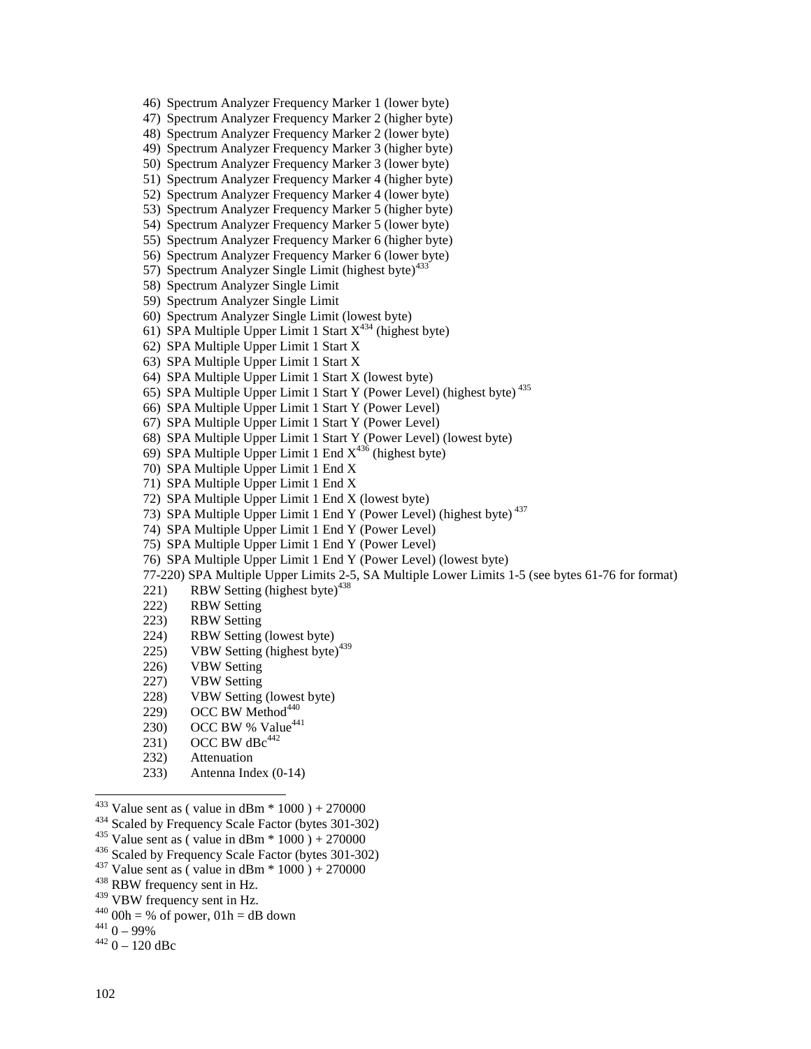46) Spectrum Analyzer Frequency Marker 1 (lower byte)
47) Spectrum Analyzer Frequency Marker 2 (higher byte)
48) Spectrum Analyzer Frequency Marker 2 (lower byte)
49) Spectrum Analyzer Frequency Marker 3 (higher byte)
50) Spectrum Analyzer Frequency Marker 3 (lower byte)
51) Spectrum Analyzer Frequency Marker 4 (higher byte)
52) Spectrum Analyzer Frequency Marker 4 (lower byte)
53) Spectrum Analyzer Frequency Marker 5 (higher byte)
54) Spectrum Analyzer Frequency Marker 5 (lower byte)
55) Spectrum Analyzer Frequency Marker 6 (higher byte)
56) Spectrum Analyzer Frequency Marker 6 (lower byte)
57) Spectrum Analyzer Single Limit (highest byte)[433]
58) Spectrum Analyzer Single Limit
59) Spectrum Analyzer Single Limit
60) Spectrum Analyzer Single Limit (lowest byte)
61) SPA Multiple Upper Limit 1 Start X[434] (highest byte)
62) SPA Multiple Upper Limit 1 Start X
63) SPA Multiple Upper Limit 1 Start X
64) SPA Multiple Upper Limit 1 Start X (lowest byte)
65) SPA Multiple Upper Limit 1 Start Y (Power Level) (highest byte)[435]
66) SPA Multiple Upper Limit 1 Start Y (Power Level)
67) SPA Multiple Upper Limit 1 Start Y (Power Level)
68) SPA Multiple Upper Limit 1 Start Y (Power Level) (lowest byte)
69) SPA Multiple Upper Limit 1 End X[436] (highest byte)
70) SPA Multiple Upper Limit 1 End X
71) SPA Multiple Upper Limit 1 End X
72) SPA Multiple Upper Limit 1 End X (lowest byte)
73) SPA Multiple Upper Limit 1 End Y (Power Level) (highest byte)[437]
74) SPA Multiple Upper Limit 1 End Y (Power Level)
75) SPA Multiple Upper Limit 1 End Y (Power Level)
76) SPA Multiple Upper Limit 1 End Y (Power Level) (lowest byte)
77-220) SPA Multiple Upper Limits 2-5, SA Multiple Lower Limits 1-5 (see bytes 61-76 for format)
221) RBW Setting (highest byte)[438]
222) RBW Setting
223) RBW Setting
224) RBW Setting (lowest byte)
225) VBW Setting (highest byte)[439]
226) VBW Setting
227) VBW Setting
228) VBW Setting (lowest byte)
229) OCC BW Method[440]
230) OCC BW % Value[441]
231) OCC BW dBc[442]
232) Attenuation
233) Antenna Index (0-14)

---

[433] Value sent as ( value in dBm * 1000 ) + 270000
[434] Scaled by Frequency Scale Factor (bytes 301-302)
[435] Value sent as ( value in dBm * 1000 ) + 270000
[436] Scaled by Frequency Scale Factor (bytes 301-302)
[437] Value sent as ( value in dBm * 1000 ) + 270000
[438] RBW frequency sent in Hz.
[439] VBW frequency sent in Hz.
[440] 00h = % of power, 01h = dB down
[441] 0 – 99%
[442] 0 – 120 dBc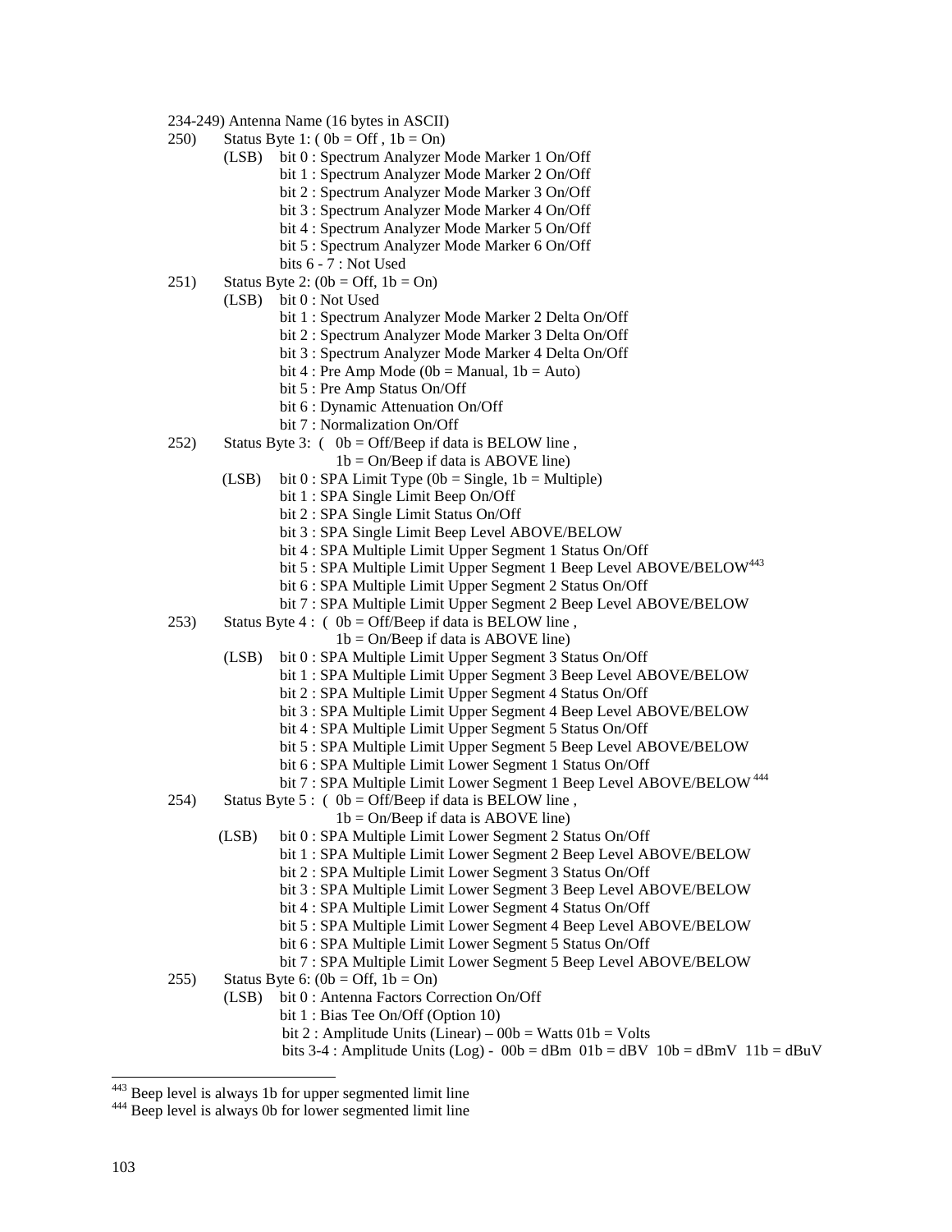234-249) Antenna Name (16 bytes in ASCII)

250) Status Byte 1: ( 0b = Off , 1b = On)
- (LSB) bit 0 : Spectrum Analyzer Mode Marker 1 On/Off
- bit 1 : Spectrum Analyzer Mode Marker 2 On/Off
- bit 2 : Spectrum Analyzer Mode Marker 3 On/Off
- bit 3 : Spectrum Analyzer Mode Marker 4 On/Off
- bit 4 : Spectrum Analyzer Mode Marker 5 On/Off
- bit 5 : Spectrum Analyzer Mode Marker 6 On/Off
- bits 6 - 7 : Not Used

251) Status Byte 2: (0b = Off, 1b = On)
- (LSB) bit 0 : Not Used
- bit 1 : Spectrum Analyzer Mode Marker 2 Delta On/Off
- bit 2 : Spectrum Analyzer Mode Marker 3 Delta On/Off
- bit 3 : Spectrum Analyzer Mode Marker 4 Delta On/Off
- bit 4 : Pre Amp Mode (0b = Manual, 1b = Auto)
- bit 5 : Pre Amp Status On/Off
- bit 6 : Dynamic Attenuation On/Off
- bit 7 : Normalization On/Off

252) Status Byte 3: ( 0b = Off/Beep if data is BELOW line , 1b = On/Beep if data is ABOVE line)
- (LSB) bit 0 : SPA Limit Type (0b = Single, 1b = Multiple)
- bit 1 : SPA Single Limit Beep On/Off
- bit 2 : SPA Single Limit Status On/Off
- bit 3 : SPA Single Limit Beep Level ABOVE/BELOW
- bit 4 : SPA Multiple Limit Upper Segment 1 Status On/Off
- bit 5 : SPA Multiple Limit Upper Segment 1 Beep Level ABOVE/BELOW[443]
- bit 6 : SPA Multiple Limit Upper Segment 2 Status On/Off
- bit 7 : SPA Multiple Limit Upper Segment 2 Beep Level ABOVE/BELOW

253) Status Byte 4 : ( 0b = Off/Beep if data is BELOW line , 1b = On/Beep if data is ABOVE line)
- (LSB) bit 0 : SPA Multiple Limit Upper Segment 3 Status On/Off
- bit 1 : SPA Multiple Limit Upper Segment 3 Beep Level ABOVE/BELOW
- bit 2 : SPA Multiple Limit Upper Segment 4 Status On/Off
- bit 3 : SPA Multiple Limit Upper Segment 4 Beep Level ABOVE/BELOW
- bit 4 : SPA Multiple Limit Upper Segment 5 Status On/Off
- bit 5 : SPA Multiple Limit Upper Segment 5 Beep Level ABOVE/BELOW
- bit 6 : SPA Multiple Limit Lower Segment 1 Status On/Off
- bit 7 : SPA Multiple Limit Lower Segment 1 Beep Level ABOVE/BELOW[444]

254) Status Byte 5 : ( 0b = Off/Beep if data is BELOW line , 1b = On/Beep if data is ABOVE line)
- (LSB) bit 0 : SPA Multiple Limit Lower Segment 2 Status On/Off
- bit 1 : SPA Multiple Limit Lower Segment 2 Beep Level ABOVE/BELOW
- bit 2 : SPA Multiple Limit Lower Segment 3 Status On/Off
- bit 3 : SPA Multiple Limit Lower Segment 3 Beep Level ABOVE/BELOW
- bit 4 : SPA Multiple Limit Lower Segment 4 Status On/Off
- bit 5 : SPA Multiple Limit Lower Segment 4 Beep Level ABOVE/BELOW
- bit 6 : SPA Multiple Limit Lower Segment 5 Status On/Off
- bit 7 : SPA Multiple Limit Lower Segment 5 Beep Level ABOVE/BELOW

255) Status Byte 6: (0b = Off, 1b = On)
- (LSB) bit 0 : Antenna Factors Correction On/Off
- bit 1 : Bias Tee On/Off (Option 10)
- bit 2 : Amplitude Units (Linear) – 00b = Watts 01b = Volts
- bits 3-4 : Amplitude Units (Log) - 00b = dBm 01b = dBV 10b = dBmV 11b = dBuV

---

[443] Beep level is always 1b for upper segmented limit line

[444] Beep level is always 0b for lower segmented limit line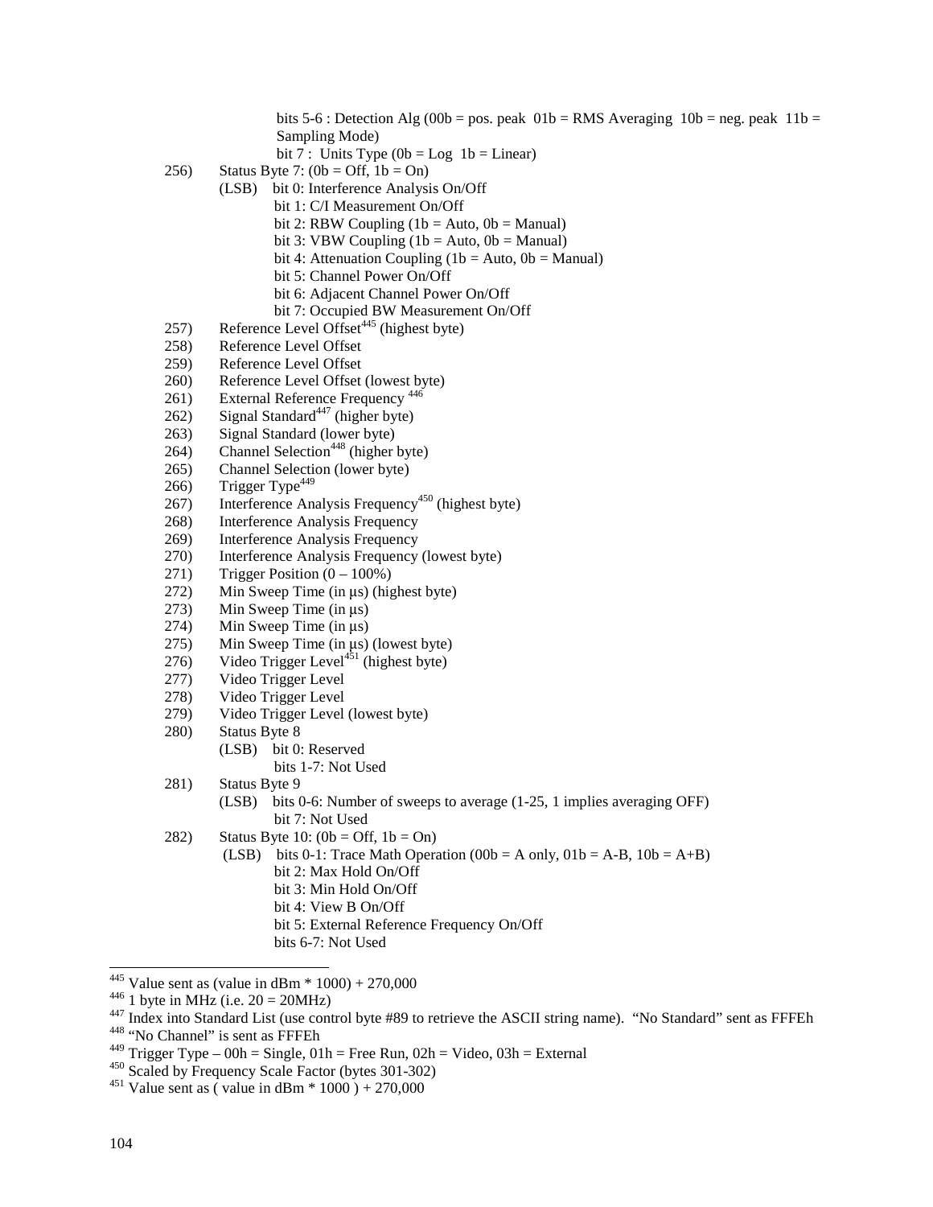bits 5-6 : Detection Alg (00b = pos. peak  01b = RMS Averaging  10b = neg. peak  11b = Sampling Mode)
bit 7 :  Units Type (0b = Log  1b = Linear)

256) Status Byte 7: (0b = Off, 1b = On)
 (LSB) bit 0: Interference Analysis On/Off
 bit 1: C/I Measurement On/Off
 bit 2: RBW Coupling (1b = Auto, 0b = Manual)
 bit 3: VBW Coupling (1b = Auto, 0b = Manual)
 bit 4: Attenuation Coupling (1b = Auto, 0b = Manual)
 bit 5: Channel Power On/Off
 bit 6: Adjacent Channel Power On/Off
 bit 7: Occupied BW Measurement On/Off

257) Reference Level Offset[445] (highest byte)
258) Reference Level Offset
259) Reference Level Offset
260) Reference Level Offset (lowest byte)
261) External Reference Frequency [446]
262) Signal Standard[447] (higher byte)
263) Signal Standard (lower byte)
264) Channel Selection[448] (higher byte)
265) Channel Selection (lower byte)
266) Trigger Type[449]
267) Interference Analysis Frequency[450] (highest byte)
268) Interference Analysis Frequency
269) Interference Analysis Frequency
270) Interference Analysis Frequency (lowest byte)
271) Trigger Position (0 – 100%)
272) Min Sweep Time (in µs) (highest byte)
273) Min Sweep Time (in µs)
274) Min Sweep Time (in µs)
275) Min Sweep Time (in µs) (lowest byte)
276) Video Trigger Level[451] (highest byte)
277) Video Trigger Level
278) Video Trigger Level
279) Video Trigger Level (lowest byte)
280) Status Byte 8
 (LSB) bit 0: Reserved
 bits 1-7: Not Used
281) Status Byte 9
 (LSB) bits 0-6: Number of sweeps to average (1-25, 1 implies averaging OFF)
 bit 7: Not Used
282) Status Byte 10: (0b = Off, 1b = On)
 (LSB) bits 0-1: Trace Math Operation (00b = A only, 01b = A-B, 10b = A+B)
 bit 2: Max Hold On/Off
 bit 3: Min Hold On/Off
 bit 4: View B On/Off
 bit 5: External Reference Frequency On/Off
 bits 6-7: Not Used

---

[445] Value sent as (value in dBm * 1000) + 270,000
[446] 1 byte in MHz (i.e. 20 = 20MHz)
[447] Index into Standard List (use control byte #89 to retrieve the ASCII string name). "No Standard" sent as FFFEh
[448] "No Channel" is sent as FFFEh
[449] Trigger Type – 00h = Single, 01h = Free Run, 02h = Video, 03h = External
[450] Scaled by Frequency Scale Factor (bytes 301-302)
[451] Value sent as ( value in dBm * 1000 ) + 270,000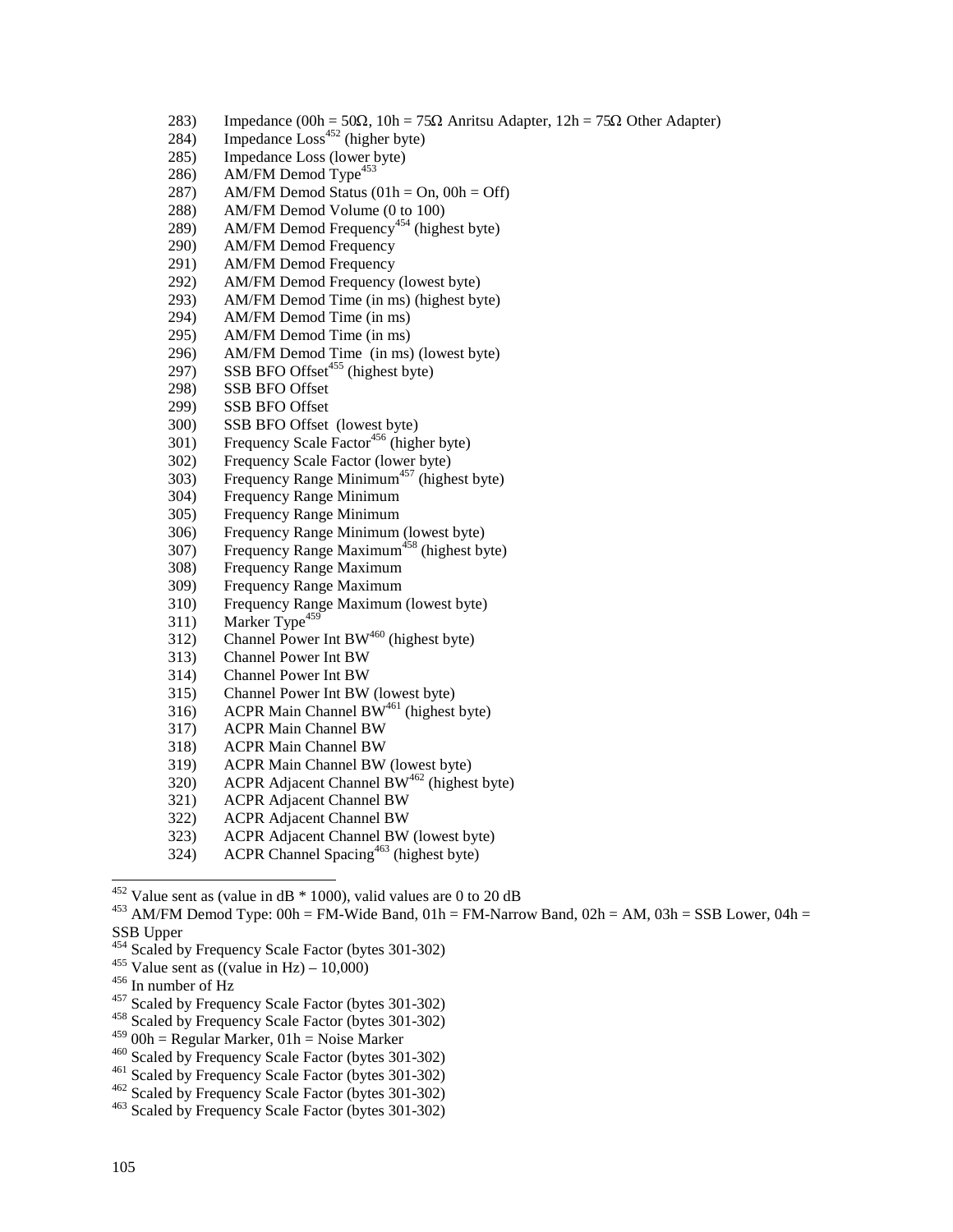283) Impedance (00h = 50Ω, 10h = 75Ω Anritsu Adapter, 12h = 75Ω Other Adapter)
284) Impedance Loss[452] (higher byte)
285) Impedance Loss (lower byte)
286) AM/FM Demod Type[453]
287) AM/FM Demod Status (01h = On, 00h = Off)
288) AM/FM Demod Volume (0 to 100)
289) AM/FM Demod Frequency[454] (highest byte)
290) AM/FM Demod Frequency
291) AM/FM Demod Frequency
292) AM/FM Demod Frequency (lowest byte)
293) AM/FM Demod Time (in ms) (highest byte)
294) AM/FM Demod Time (in ms)
295) AM/FM Demod Time (in ms)
296) AM/FM Demod Time (in ms) (lowest byte)
297) SSB BFO Offset[455] (highest byte)
298) SSB BFO Offset
299) SSB BFO Offset
300) SSB BFO Offset (lowest byte)
301) Frequency Scale Factor[456] (higher byte)
302) Frequency Scale Factor (lower byte)
303) Frequency Range Minimum[457] (highest byte)
304) Frequency Range Minimum
305) Frequency Range Minimum
306) Frequency Range Minimum (lowest byte)
307) Frequency Range Maximum[458] (highest byte)
308) Frequency Range Maximum
309) Frequency Range Maximum
310) Frequency Range Maximum (lowest byte)
311) Marker Type[459]
312) Channel Power Int BW[460] (highest byte)
313) Channel Power Int BW
314) Channel Power Int BW
315) Channel Power Int BW (lowest byte)
316) ACPR Main Channel BW[461] (highest byte)
317) ACPR Main Channel BW
318) ACPR Main Channel BW
319) ACPR Main Channel BW (lowest byte)
320) ACPR Adjacent Channel BW[462] (highest byte)
321) ACPR Adjacent Channel BW
322) ACPR Adjacent Channel BW
323) ACPR Adjacent Channel BW (lowest byte)
324) ACPR Channel Spacing[463] (highest byte)

---

[452] Value sent as (value in dB * 1000), valid values are 0 to 20 dB

[453] AM/FM Demod Type: 00h = FM-Wide Band, 01h = FM-Narrow Band, 02h = AM, 03h = SSB Lower, 04h = SSB Upper

[454] Scaled by Frequency Scale Factor (bytes 301-302)

[455] Value sent as ((value in Hz) – 10,000)

[456] In number of Hz

[457] Scaled by Frequency Scale Factor (bytes 301-302)

[458] Scaled by Frequency Scale Factor (bytes 301-302)

[459] 00h = Regular Marker, 01h = Noise Marker

[460] Scaled by Frequency Scale Factor (bytes 301-302)

[461] Scaled by Frequency Scale Factor (bytes 301-302)

[462] Scaled by Frequency Scale Factor (bytes 301-302)

[463] Scaled by Frequency Scale Factor (bytes 301-302)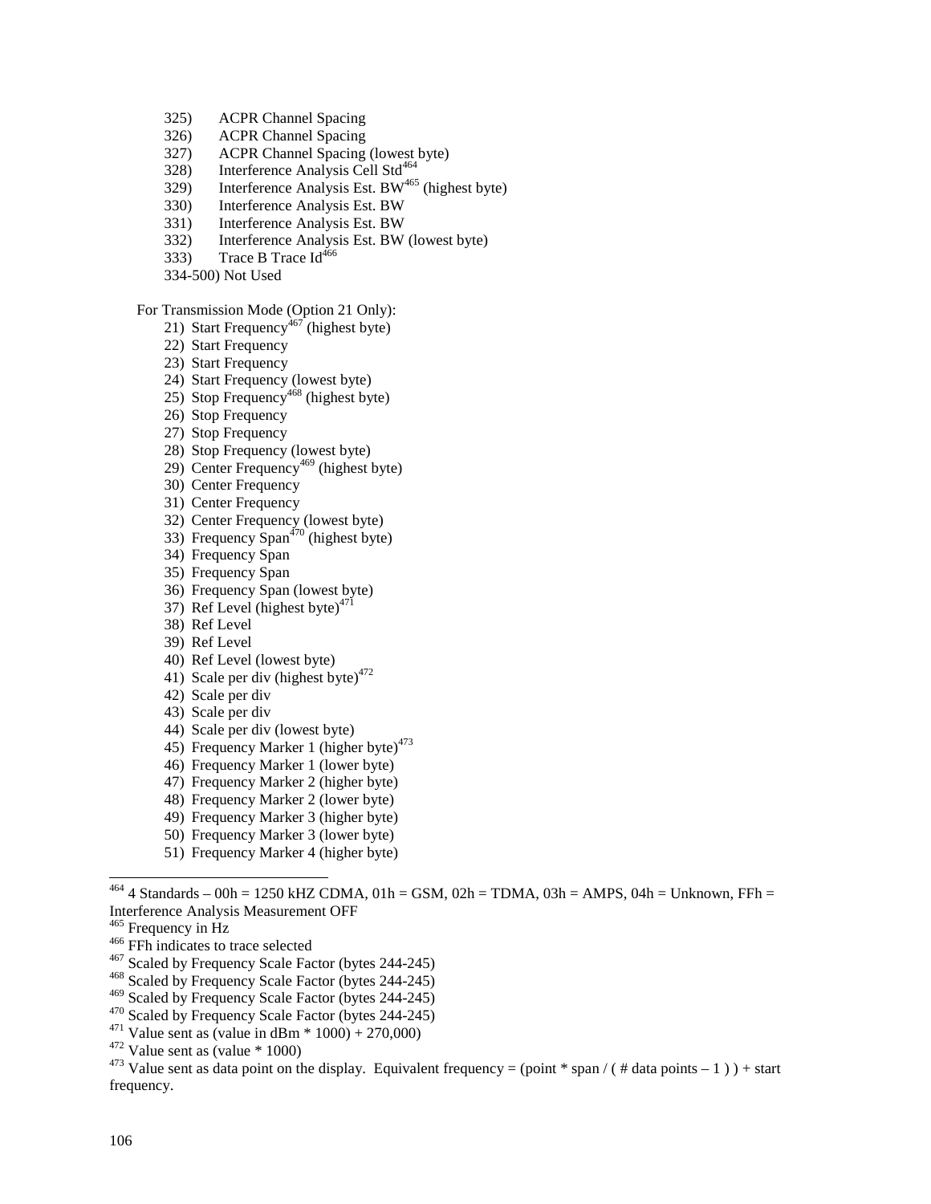325) ACPR Channel Spacing
326) ACPR Channel Spacing
327) ACPR Channel Spacing (lowest byte)
328) Interference Analysis Cell Std[464]
329) Interference Analysis Est. BW[465] (highest byte)
330) Interference Analysis Est. BW
331) Interference Analysis Est. BW
332) Interference Analysis Est. BW (lowest byte)
333) Trace B Trace Id[466]
334-500) Not Used

For Transmission Mode (Option 21 Only):

21) Start Frequency[467] (highest byte)
22) Start Frequency
23) Start Frequency
24) Start Frequency (lowest byte)
25) Stop Frequency[468] (highest byte)
26) Stop Frequency
27) Stop Frequency
28) Stop Frequency (lowest byte)
29) Center Frequency[469] (highest byte)
30) Center Frequency
31) Center Frequency
32) Center Frequency (lowest byte)
33) Frequency Span[470] (highest byte)
34) Frequency Span
35) Frequency Span
36) Frequency Span (lowest byte)
37) Ref Level (highest byte)[471]
38) Ref Level
39) Ref Level
40) Ref Level (lowest byte)
41) Scale per div (highest byte)[472]
42) Scale per div
43) Scale per div
44) Scale per div (lowest byte)
45) Frequency Marker 1 (higher byte)[473]
46) Frequency Marker 1 (lower byte)
47) Frequency Marker 2 (higher byte)
48) Frequency Marker 2 (lower byte)
49) Frequency Marker 3 (higher byte)
50) Frequency Marker 3 (lower byte)
51) Frequency Marker 4 (higher byte)

---

[464] 4 Standards – 00h = 1250 kHZ CDMA, 01h = GSM, 02h = TDMA, 03h = AMPS, 04h = Unknown, FFh = Interference Analysis Measurement OFF
[465] Frequency in Hz
[466] FFh indicates to trace selected
[467] Scaled by Frequency Scale Factor (bytes 244-245)
[468] Scaled by Frequency Scale Factor (bytes 244-245)
[469] Scaled by Frequency Scale Factor (bytes 244-245)
[470] Scaled by Frequency Scale Factor (bytes 244-245)
[471] Value sent as (value in dBm * 1000) + 270,000)
[472] Value sent as (value * 1000)
[473] Value sent as data point on the display. Equivalent frequency = (point * span / ( # data points – 1 ) ) + start frequency.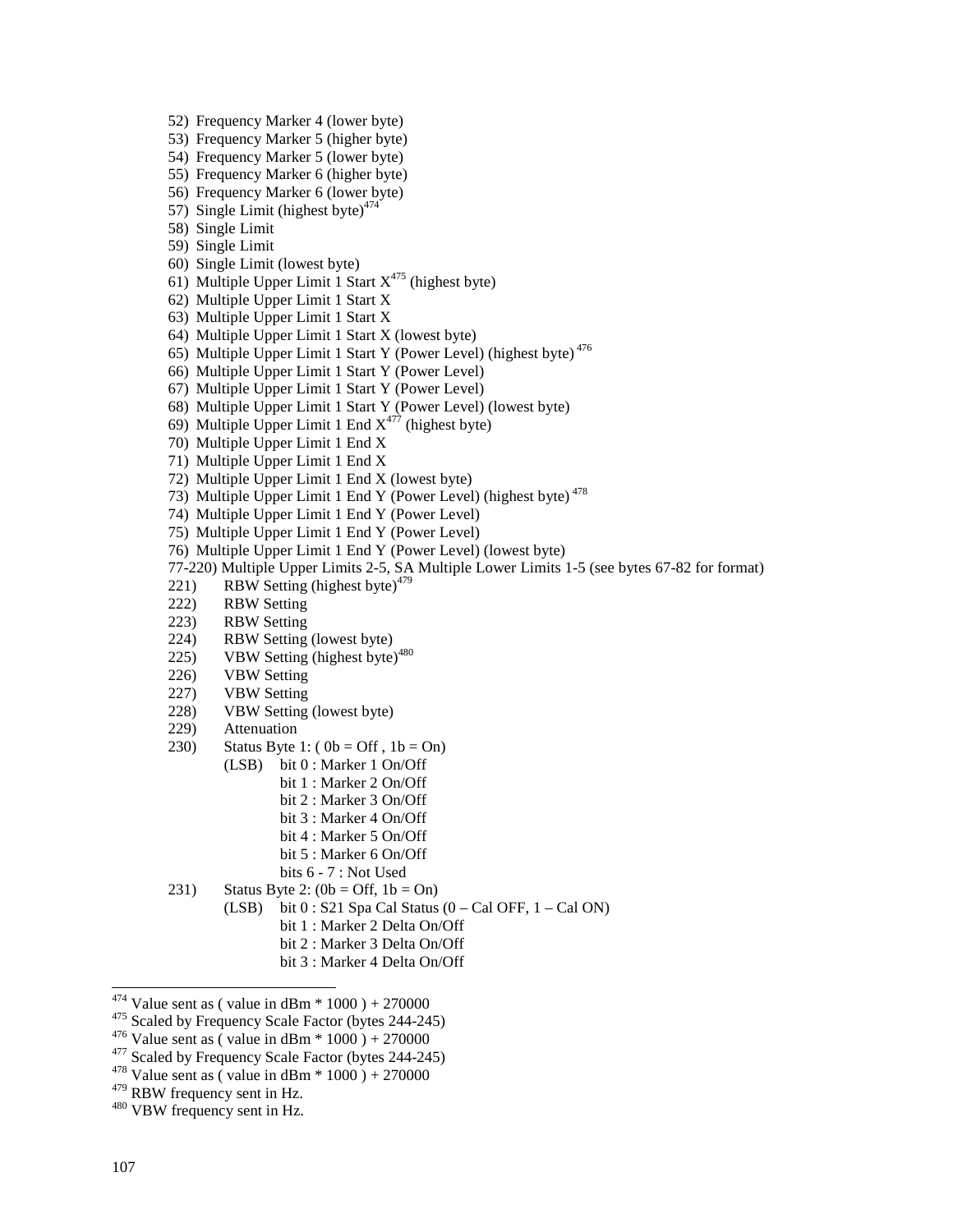52) Frequency Marker 4 (lower byte)
53) Frequency Marker 5 (higher byte)
54) Frequency Marker 5 (lower byte)
55) Frequency Marker 6 (higher byte)
56) Frequency Marker 6 (lower byte)
57) Single Limit (highest byte)[474]
58) Single Limit
59) Single Limit
60) Single Limit (lowest byte)
61) Multiple Upper Limit 1 Start X[475] (highest byte)
62) Multiple Upper Limit 1 Start X
63) Multiple Upper Limit 1 Start X
64) Multiple Upper Limit 1 Start X (lowest byte)
65) Multiple Upper Limit 1 Start Y (Power Level) (highest byte)[476]
66) Multiple Upper Limit 1 Start Y (Power Level)
67) Multiple Upper Limit 1 Start Y (Power Level)
68) Multiple Upper Limit 1 Start Y (Power Level) (lowest byte)
69) Multiple Upper Limit 1 End X[477] (highest byte)
70) Multiple Upper Limit 1 End X
71) Multiple Upper Limit 1 End X
72) Multiple Upper Limit 1 End X (lowest byte)
73) Multiple Upper Limit 1 End Y (Power Level) (highest byte)[478]
74) Multiple Upper Limit 1 End Y (Power Level)
75) Multiple Upper Limit 1 End Y (Power Level)
76) Multiple Upper Limit 1 End Y (Power Level) (lowest byte)
77-220) Multiple Upper Limits 2-5, SA Multiple Lower Limits 1-5 (see bytes 67-82 for format)
221) RBW Setting (highest byte)[479]
222) RBW Setting
223) RBW Setting
224) RBW Setting (lowest byte)
225) VBW Setting (highest byte)[480]
226) VBW Setting
227) VBW Setting
228) VBW Setting (lowest byte)
229) Attenuation
230) Status Byte 1: ( 0b = Off , 1b = On)
    (LSB) bit 0 : Marker 1 On/Off
    bit 1 : Marker 2 On/Off
    bit 2 : Marker 3 On/Off
    bit 3 : Marker 4 On/Off
    bit 4 : Marker 5 On/Off
    bit 5 : Marker 6 On/Off
    bits 6 - 7 : Not Used
231) Status Byte 2: (0b = Off, 1b = On)
    (LSB) bit 0 : S21 Spa Cal Status (0 – Cal OFF, 1 – Cal ON)
    bit 1 : Marker 2 Delta On/Off
    bit 2 : Marker 3 Delta On/Off
    bit 3 : Marker 4 Delta On/Off

---

[474] Value sent as ( value in dBm * 1000 ) + 270000
[475] Scaled by Frequency Scale Factor (bytes 244-245)
[476] Value sent as ( value in dBm * 1000 ) + 270000
[477] Scaled by Frequency Scale Factor (bytes 244-245)
[478] Value sent as ( value in dBm * 1000 ) + 270000
[479] RBW frequency sent in Hz.
[480] VBW frequency sent in Hz.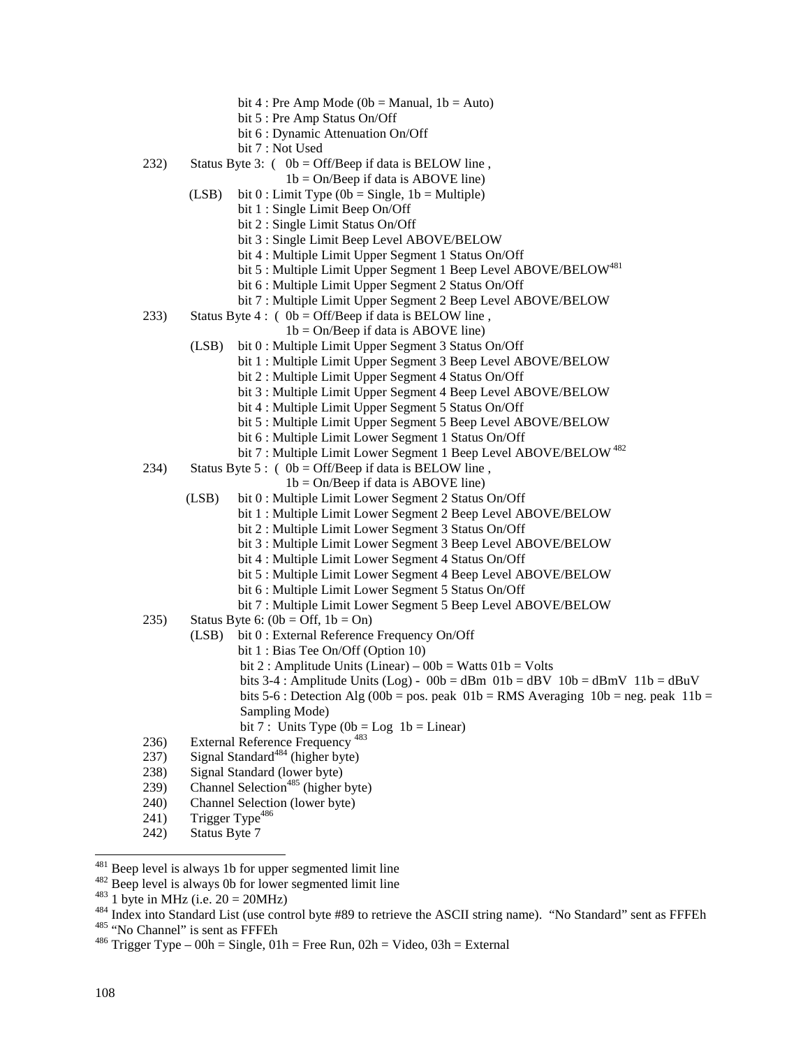bit 4 : Pre Amp Mode (0b = Manual, 1b = Auto)
bit 5 : Pre Amp Status On/Off
bit 6 : Dynamic Attenuation On/Off
bit 7 : Not Used

232) Status Byte 3: ( 0b = Off/Beep if data is BELOW line ,
1b = On/Beep if data is ABOVE line)
(LSB) bit 0 : Limit Type (0b = Single, 1b = Multiple)
bit 1 : Single Limit Beep On/Off
bit 2 : Single Limit Status On/Off
bit 3 : Single Limit Beep Level ABOVE/BELOW
bit 4 : Multiple Limit Upper Segment 1 Status On/Off
bit 5 : Multiple Limit Upper Segment 1 Beep Level ABOVE/BELOW[481]
bit 6 : Multiple Limit Upper Segment 2 Status On/Off
bit 7 : Multiple Limit Upper Segment 2 Beep Level ABOVE/BELOW

233) Status Byte 4 : ( 0b = Off/Beep if data is BELOW line ,
1b = On/Beep if data is ABOVE line)
(LSB) bit 0 : Multiple Limit Upper Segment 3 Status On/Off
bit 1 : Multiple Limit Upper Segment 3 Beep Level ABOVE/BELOW
bit 2 : Multiple Limit Upper Segment 4 Status On/Off
bit 3 : Multiple Limit Upper Segment 4 Beep Level ABOVE/BELOW
bit 4 : Multiple Limit Upper Segment 5 Status On/Off
bit 5 : Multiple Limit Upper Segment 5 Beep Level ABOVE/BELOW
bit 6 : Multiple Limit Lower Segment 1 Status On/Off
bit 7 : Multiple Limit Lower Segment 1 Beep Level ABOVE/BELOW[482]

234) Status Byte 5 : ( 0b = Off/Beep if data is BELOW line ,
1b = On/Beep if data is ABOVE line)
(LSB) bit 0 : Multiple Limit Lower Segment 2 Status On/Off
bit 1 : Multiple Limit Lower Segment 2 Beep Level ABOVE/BELOW
bit 2 : Multiple Limit Lower Segment 3 Status On/Off
bit 3 : Multiple Limit Lower Segment 3 Beep Level ABOVE/BELOW
bit 4 : Multiple Limit Lower Segment 4 Status On/Off
bit 5 : Multiple Limit Lower Segment 4 Beep Level ABOVE/BELOW
bit 6 : Multiple Limit Lower Segment 5 Status On/Off
bit 7 : Multiple Limit Lower Segment 5 Beep Level ABOVE/BELOW

235) Status Byte 6: (0b = Off, 1b = On)
(LSB) bit 0 : External Reference Frequency On/Off
bit 1 : Bias Tee On/Off (Option 10)
bit 2 : Amplitude Units (Linear) – 00b = Watts 01b = Volts
bits 3-4 : Amplitude Units (Log) - 00b = dBm 01b = dBV 10b = dBmV 11b = dBuV
bits 5-6 : Detection Alg (00b = pos. peak 01b = RMS Averaging 10b = neg. peak 11b = Sampling Mode)
bit 7 : Units Type (0b = Log 1b = Linear)

236) External Reference Frequency [483]

237) Signal Standard[484] (higher byte)

238) Signal Standard (lower byte)

239) Channel Selection[485] (higher byte)

240) Channel Selection (lower byte)

241) Trigger Type[486]

242) Status Byte 7

---

[481] Beep level is always 1b for upper segmented limit line

[482] Beep level is always 0b for lower segmented limit line

[483] 1 byte in MHz (i.e. 20 = 20MHz)

[484] Index into Standard List (use control byte #89 to retrieve the ASCII string name). "No Standard" sent as FFFEh

[485] "No Channel" is sent as FFFEh

[486] Trigger Type – 00h = Single, 01h = Free Run, 02h = Video, 03h = External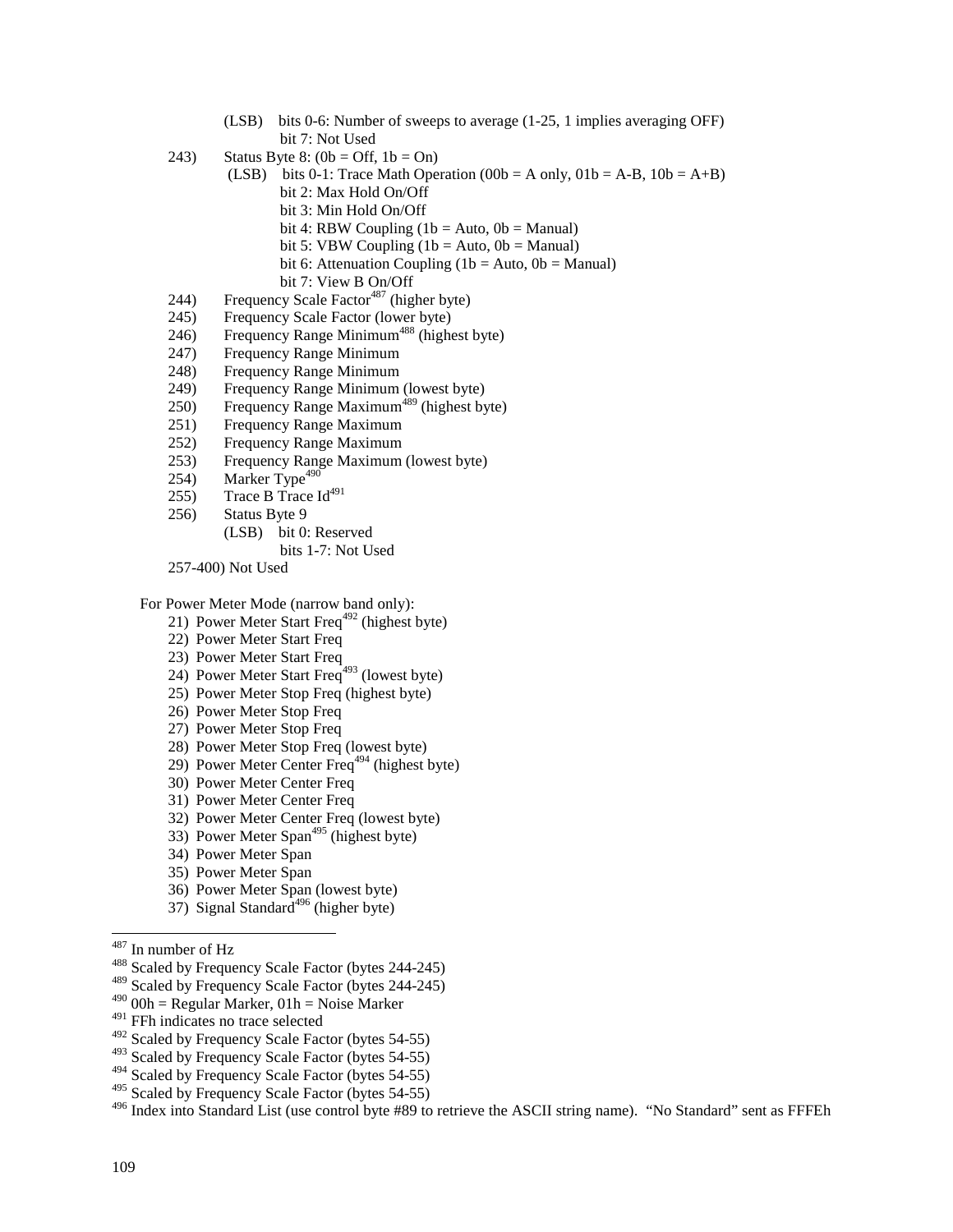(LSB) bits 0-6: Number of sweeps to average (1-25, 1 implies averaging OFF)
bit 7: Not Used

243) Status Byte 8: (0b = Off, 1b = On)
(LSB) bits 0-1: Trace Math Operation (00b = A only, 01b = A-B, 10b = A+B)
bit 2: Max Hold On/Off
bit 3: Min Hold On/Off
bit 4: RBW Coupling (1b = Auto, 0b = Manual)
bit 5: VBW Coupling (1b = Auto, 0b = Manual)
bit 6: Attenuation Coupling (1b = Auto, 0b = Manual)
bit 7: View B On/Off

244) Frequency Scale Factor[487] (higher byte)
245) Frequency Scale Factor (lower byte)
246) Frequency Range Minimum[488] (highest byte)
247) Frequency Range Minimum
248) Frequency Range Minimum
249) Frequency Range Minimum (lowest byte)
250) Frequency Range Maximum[489] (highest byte)
251) Frequency Range Maximum
252) Frequency Range Maximum
253) Frequency Range Maximum (lowest byte)
254) Marker Type[490]
255) Trace B Trace Id[491]
256) Status Byte 9
(LSB) bit 0: Reserved
bits 1-7: Not Used

257-400) Not Used

For Power Meter Mode (narrow band only):

21) Power Meter Start Freq[492] (highest byte)
22) Power Meter Start Freq
23) Power Meter Start Freq
24) Power Meter Start Freq[493] (lowest byte)
25) Power Meter Stop Freq (highest byte)
26) Power Meter Stop Freq
27) Power Meter Stop Freq
28) Power Meter Stop Freq (lowest byte)
29) Power Meter Center Freq[494] (highest byte)
30) Power Meter Center Freq
31) Power Meter Center Freq
32) Power Meter Center Freq (lowest byte)
33) Power Meter Span[495] (highest byte)
34) Power Meter Span
35) Power Meter Span
36) Power Meter Span (lowest byte)
37) Signal Standard[496] (higher byte)

---

[487] In number of Hz
[488] Scaled by Frequency Scale Factor (bytes 244-245)
[489] Scaled by Frequency Scale Factor (bytes 244-245)
[490] 00h = Regular Marker, 01h = Noise Marker
[491] FFh indicates no trace selected
[492] Scaled by Frequency Scale Factor (bytes 54-55)
[493] Scaled by Frequency Scale Factor (bytes 54-55)
[494] Scaled by Frequency Scale Factor (bytes 54-55)
[495] Scaled by Frequency Scale Factor (bytes 54-55)
[496] Index into Standard List (use control byte #89 to retrieve the ASCII string name). "No Standard" sent as FFFEh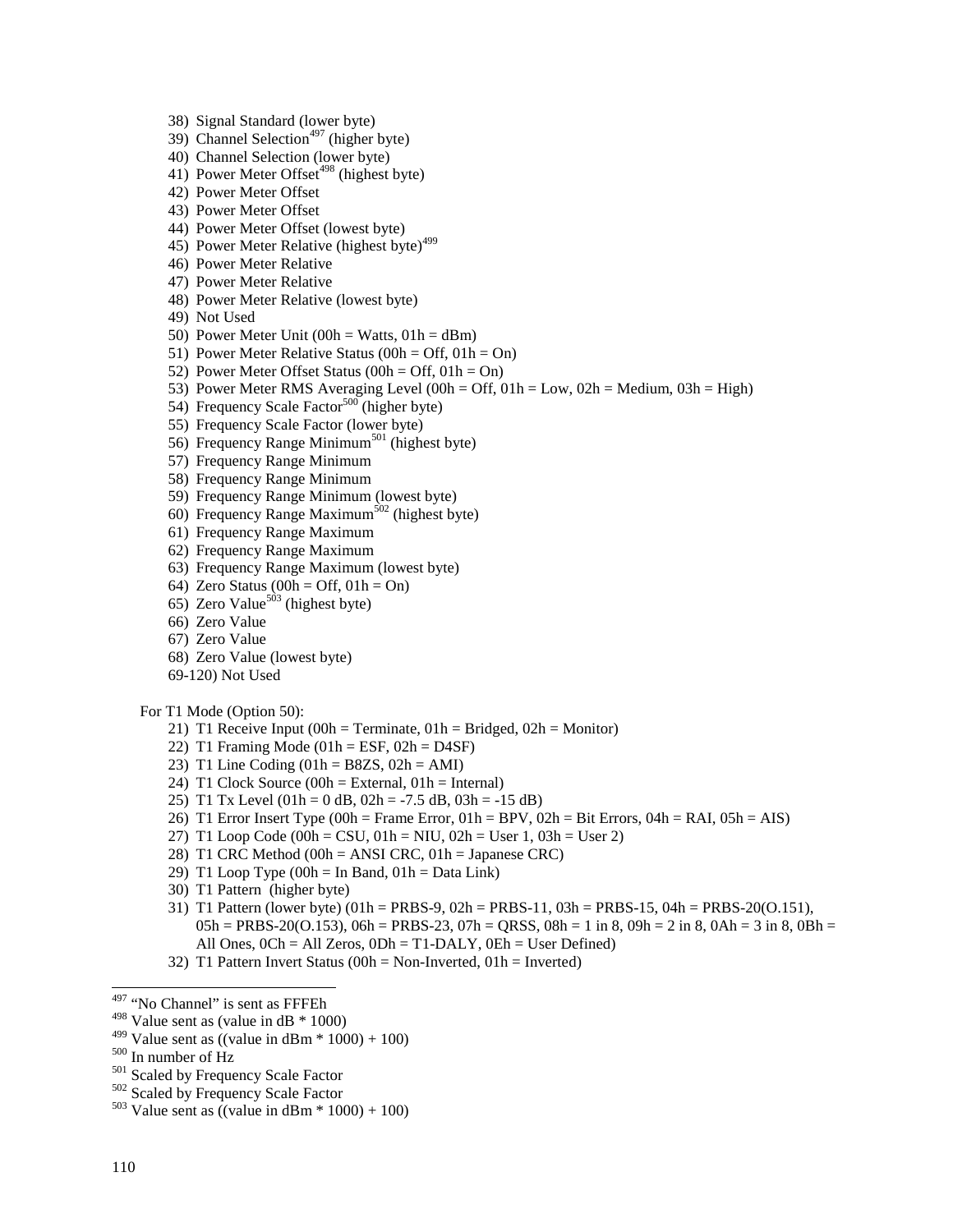38) Signal Standard (lower byte)
39) Channel Selection[497] (higher byte)
40) Channel Selection (lower byte)
41) Power Meter Offset[498] (highest byte)
42) Power Meter Offset
43) Power Meter Offset
44) Power Meter Offset (lowest byte)
45) Power Meter Relative (highest byte)[499]
46) Power Meter Relative
47) Power Meter Relative
48) Power Meter Relative (lowest byte)
49) Not Used
50) Power Meter Unit (00h = Watts, 01h = dBm)
51) Power Meter Relative Status (00h = Off, 01h = On)
52) Power Meter Offset Status (00h = Off, 01h = On)
53) Power Meter RMS Averaging Level (00h = Off, 01h = Low, 02h = Medium, 03h = High)
54) Frequency Scale Factor[500] (higher byte)
55) Frequency Scale Factor (lower byte)
56) Frequency Range Minimum[501] (highest byte)
57) Frequency Range Minimum
58) Frequency Range Minimum
59) Frequency Range Minimum (lowest byte)
60) Frequency Range Maximum[502] (highest byte)
61) Frequency Range Maximum
62) Frequency Range Maximum
63) Frequency Range Maximum (lowest byte)
64) Zero Status (00h = Off, 01h = On)
65) Zero Value[503] (highest byte)
66) Zero Value
67) Zero Value
68) Zero Value (lowest byte)
69-120) Not Used

For T1 Mode (Option 50):

21) T1 Receive Input (00h = Terminate, 01h = Bridged, 02h = Monitor)
22) T1 Framing Mode (01h = ESF, 02h = D4SF)
23) T1 Line Coding (01h = B8ZS, 02h = AMI)
24) T1 Clock Source (00h = External, 01h = Internal)
25) T1 Tx Level (01h = 0 dB, 02h = -7.5 dB, 03h = -15 dB)
26) T1 Error Insert Type (00h = Frame Error, 01h = BPV, 02h = Bit Errors, 04h = RAI, 05h = AIS)
27) T1 Loop Code (00h = CSU, 01h = NIU, 02h = User 1, 03h = User 2)
28) T1 CRC Method (00h = ANSI CRC, 01h = Japanese CRC)
29) T1 Loop Type (00h = In Band, 01h = Data Link)
30) T1 Pattern (higher byte)
31) T1 Pattern (lower byte) (01h = PRBS-9, 02h = PRBS-11, 03h = PRBS-15, 04h = PRBS-20(O.151), 05h = PRBS-20(O.153), 06h = PRBS-23, 07h = QRSS, 08h = 1 in 8, 09h = 2 in 8, 0Ah = 3 in 8, 0Bh = All Ones, 0Ch = All Zeros, 0Dh = T1-DALY, 0Eh = User Defined)
32) T1 Pattern Invert Status (00h = Non-Inverted, 01h = Inverted)

---

[497] "No Channel" is sent as FFFEh

[498] Value sent as (value in dB * 1000)

[499] Value sent as ((value in dBm * 1000) + 100)

[500] In number of Hz

[501] Scaled by Frequency Scale Factor

[502] Scaled by Frequency Scale Factor

[503] Value sent as ((value in dBm * 1000) + 100)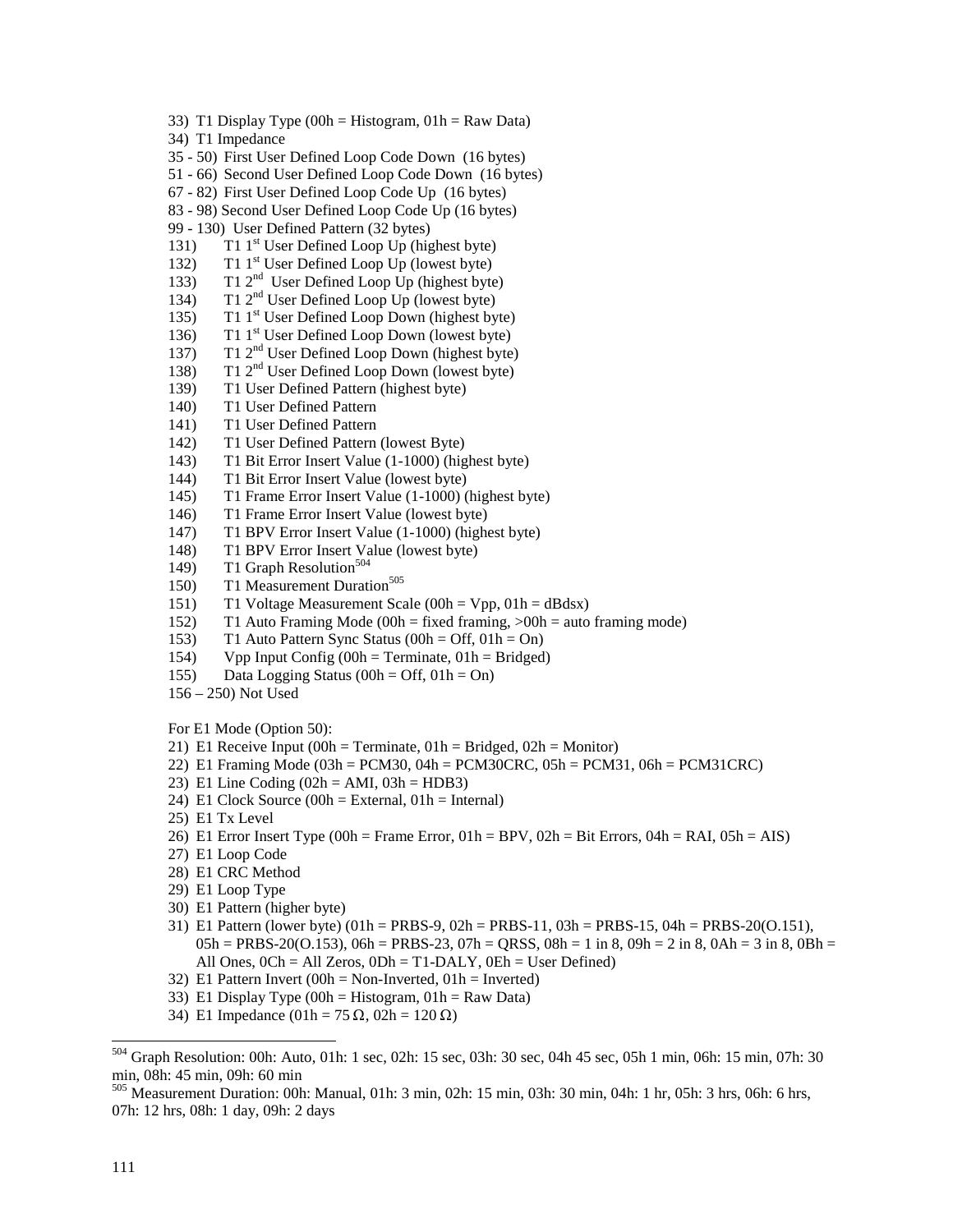33) T1 Display Type (00h = Histogram, 01h = Raw Data)
34) T1 Impedance
35 - 50) First User Defined Loop Code Down (16 bytes)
51 - 66) Second User Defined Loop Code Down (16 bytes)
67 - 82) First User Defined Loop Code Up (16 bytes)
83 - 98) Second User Defined Loop Code Up (16 bytes)
99 - 130) User Defined Pattern (32 bytes)
131) T1 1st User Defined Loop Up (highest byte)
132) T1 1st User Defined Loop Up (lowest byte)
133) T1 2nd User Defined Loop Up (highest byte)
134) T1 2nd User Defined Loop Up (lowest byte)
135) T1 1st User Defined Loop Down (highest byte)
136) T1 1st User Defined Loop Down (lowest byte)
137) T1 2nd User Defined Loop Down (highest byte)
138) T1 2nd User Defined Loop Down (lowest byte)
139) T1 User Defined Pattern (highest byte)
140) T1 User Defined Pattern
141) T1 User Defined Pattern
142) T1 User Defined Pattern (lowest Byte)
143) T1 Bit Error Insert Value (1-1000) (highest byte)
144) T1 Bit Error Insert Value (lowest byte)
145) T1 Frame Error Insert Value (1-1000) (highest byte)
146) T1 Frame Error Insert Value (lowest byte)
147) T1 BPV Error Insert Value (1-1000) (highest byte)
148) T1 BPV Error Insert Value (lowest byte)
149) T1 Graph Resolution[504]
150) T1 Measurement Duration[505]
151) T1 Voltage Measurement Scale (00h = Vpp, 01h = dBdsx)
152) T1 Auto Framing Mode (00h = fixed framing, >00h = auto framing mode)
153) T1 Auto Pattern Sync Status (00h = Off, 01h = On)
154) Vpp Input Config (00h = Terminate, 01h = Bridged)
155) Data Logging Status (00h = Off, 01h = On)
156 – 250) Not Used

For E1 Mode (Option 50):

21) E1 Receive Input (00h = Terminate, 01h = Bridged, 02h = Monitor)
22) E1 Framing Mode (03h = PCM30, 04h = PCM30CRC, 05h = PCM31, 06h = PCM31CRC)
23) E1 Line Coding (02h = AMI, 03h = HDB3)
24) E1 Clock Source (00h = External, 01h = Internal)
25) E1 Tx Level
26) E1 Error Insert Type (00h = Frame Error, 01h = BPV, 02h = Bit Errors, 04h = RAI, 05h = AIS)
27) E1 Loop Code
28) E1 CRC Method
29) E1 Loop Type
30) E1 Pattern (higher byte)
31) E1 Pattern (lower byte) (01h = PRBS-9, 02h = PRBS-11, 03h = PRBS-15, 04h = PRBS-20(O.151), 05h = PRBS-20(O.153), 06h = PRBS-23, 07h = QRSS, 08h = 1 in 8, 09h = 2 in 8, 0Ah = 3 in 8, 0Bh = All Ones, 0Ch = All Zeros, 0Dh = T1-DALY, 0Eh = User Defined)
32) E1 Pattern Invert (00h = Non-Inverted, 01h = Inverted)
33) E1 Display Type (00h = Histogram, 01h = Raw Data)
34) E1 Impedance (01h = 75 Ω, 02h = 120 Ω)

---

[504] Graph Resolution: 00h: Auto, 01h: 1 sec, 02h: 15 sec, 03h: 30 sec, 04h 45 sec, 05h 1 min, 06h: 15 min, 07h: 30 min, 08h: 45 min, 09h: 60 min

[505] Measurement Duration: 00h: Manual, 01h: 3 min, 02h: 15 min, 03h: 30 min, 04h: 1 hr, 05h: 3 hrs, 06h: 6 hrs, 07h: 12 hrs, 08h: 1 day, 09h: 2 days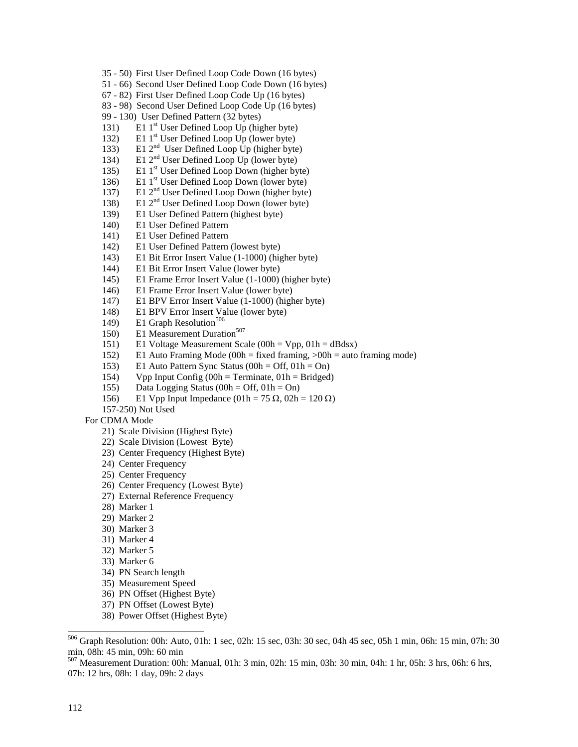35 - 50) First User Defined Loop Code Down (16 bytes)
51 - 66) Second User Defined Loop Code Down (16 bytes)
67 - 82) First User Defined Loop Code Up (16 bytes)
83 - 98) Second User Defined Loop Code Up (16 bytes)
99 - 130) User Defined Pattern (32 bytes)
131) E1 1st User Defined Loop Up (higher byte)
132) E1 1st User Defined Loop Up (lower byte)
133) E1 2nd User Defined Loop Up (higher byte)
134) E1 2nd User Defined Loop Up (lower byte)
135) E1 1st User Defined Loop Down (higher byte)
136) E1 1st User Defined Loop Down (lower byte)
137) E1 2nd User Defined Loop Down (higher byte)
138) E1 2nd User Defined Loop Down (lower byte)
139) E1 User Defined Pattern (highest byte)
140) E1 User Defined Pattern
141) E1 User Defined Pattern
142) E1 User Defined Pattern (lowest byte)
143) E1 Bit Error Insert Value (1-1000) (higher byte)
144) E1 Bit Error Insert Value (lower byte)
145) E1 Frame Error Insert Value (1-1000) (higher byte)
146) E1 Frame Error Insert Value (lower byte)
147) E1 BPV Error Insert Value (1-1000) (higher byte)
148) E1 BPV Error Insert Value (lower byte)
149) E1 Graph Resolution[506]
150) E1 Measurement Duration[507]
151) E1 Voltage Measurement Scale (00h = Vpp, 01h = dBdsx)
152) E1 Auto Framing Mode (00h = fixed framing, >00h = auto framing mode)
153) E1 Auto Pattern Sync Status (00h = Off, 01h = On)
154) Vpp Input Config (00h = Terminate, 01h = Bridged)
155) Data Logging Status (00h = Off, 01h = On)
156) E1 Vpp Input Impedance (01h = 75 Ω, 02h = 120 Ω)
157-250) Not Used

For CDMA Mode

21) Scale Division (Highest Byte)
22) Scale Division (Lowest Byte)
23) Center Frequency (Highest Byte)
24) Center Frequency
25) Center Frequency
26) Center Frequency (Lowest Byte)
27) External Reference Frequency
28) Marker 1
29) Marker 2
30) Marker 3
31) Marker 4
32) Marker 5
33) Marker 6
34) PN Search length
35) Measurement Speed
36) PN Offset (Highest Byte)
37) PN Offset (Lowest Byte)
38) Power Offset (Highest Byte)

---

[506] Graph Resolution: 00h: Auto, 01h: 1 sec, 02h: 15 sec, 03h: 30 sec, 04h 45 sec, 05h 1 min, 06h: 15 min, 07h: 30 min, 08h: 45 min, 09h: 60 min

[507] Measurement Duration: 00h: Manual, 01h: 3 min, 02h: 15 min, 03h: 30 min, 04h: 1 hr, 05h: 3 hrs, 06h: 6 hrs, 07h: 12 hrs, 08h: 1 day, 09h: 2 days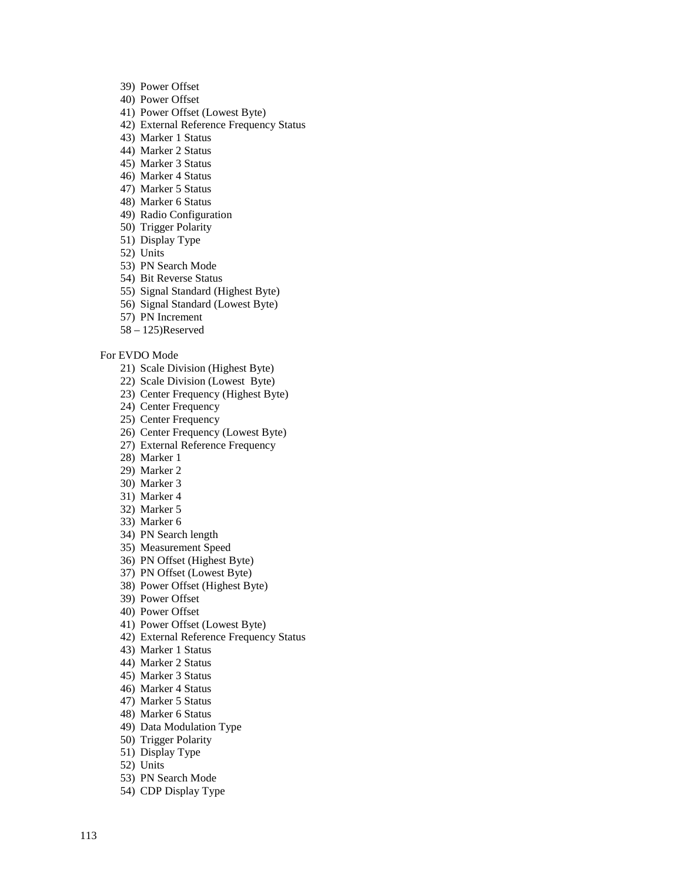39) Power Offset
40) Power Offset
41) Power Offset (Lowest Byte)
42) External Reference Frequency Status
43) Marker 1 Status
44) Marker 2 Status
45) Marker 3 Status
46) Marker 4 Status
47) Marker 5 Status
48) Marker 6 Status
49) Radio Configuration
50) Trigger Polarity
51) Display Type
52) Units
53) PN Search Mode
54) Bit Reverse Status
55) Signal Standard (Highest Byte)
56) Signal Standard (Lowest Byte)
57) PN Increment
58 – 125)Reserved

For EVDO Mode

21) Scale Division (Highest Byte)
22) Scale Division (Lowest Byte)
23) Center Frequency (Highest Byte)
24) Center Frequency
25) Center Frequency
26) Center Frequency (Lowest Byte)
27) External Reference Frequency
28) Marker 1
29) Marker 2
30) Marker 3
31) Marker 4
32) Marker 5
33) Marker 6
34) PN Search length
35) Measurement Speed
36) PN Offset (Highest Byte)
37) PN Offset (Lowest Byte)
38) Power Offset (Highest Byte)
39) Power Offset
40) Power Offset
41) Power Offset (Lowest Byte)
42) External Reference Frequency Status
43) Marker 1 Status
44) Marker 2 Status
45) Marker 3 Status
46) Marker 4 Status
47) Marker 5 Status
48) Marker 6 Status
49) Data Modulation Type
50) Trigger Polarity
51) Display Type
52) Units
53) PN Search Mode
54) CDP Display Type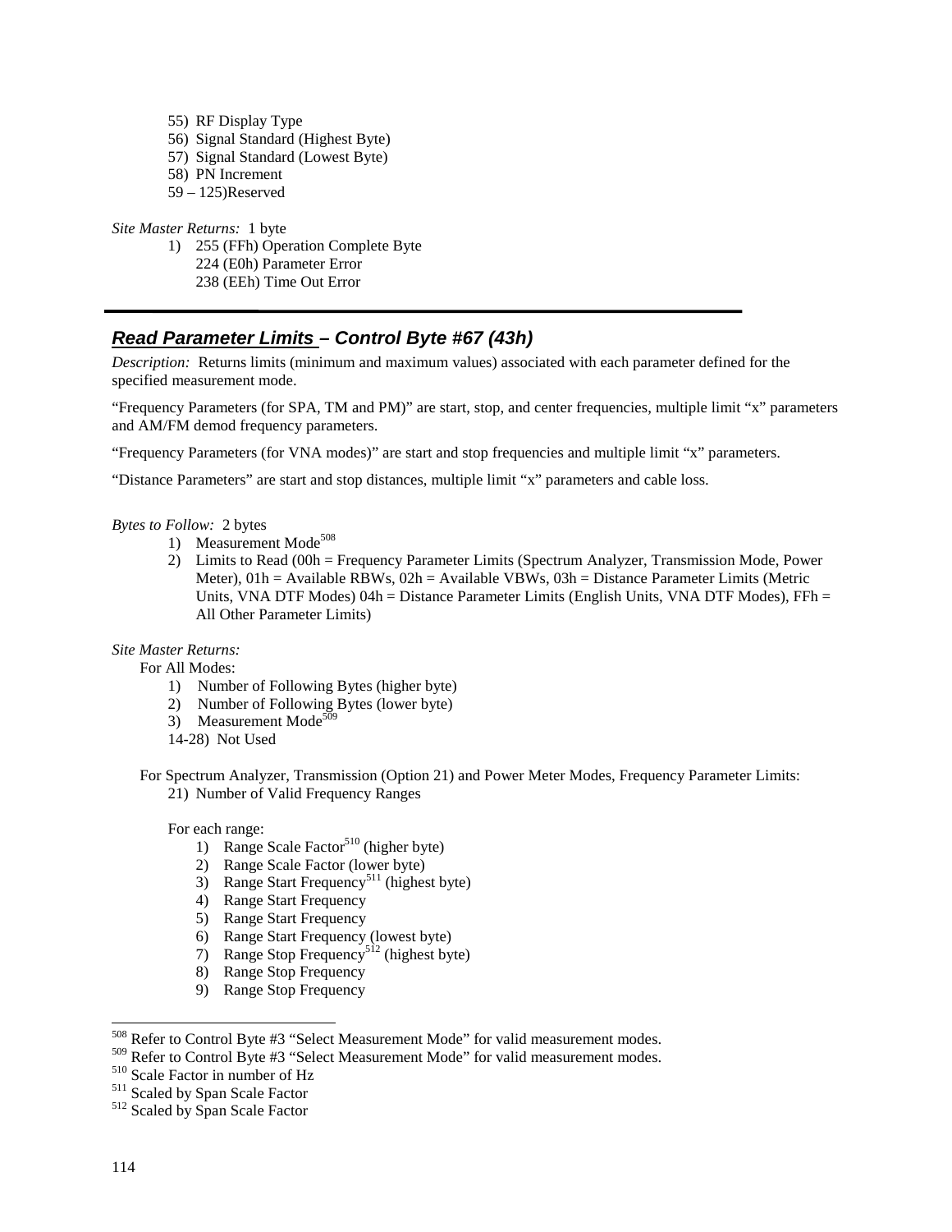55) RF Display Type
56) Signal Standard (Highest Byte)
57) Signal Standard (Lowest Byte)
58) PN Increment
59 – 125)Reserved

*Site Master Returns:* 1 byte

1) 255 (FFh) Operation Complete Byte
   224 (E0h) Parameter Error
   238 (EEh) Time Out Error

---

## ***Read Parameter Limits – Control Byte #67 (43h)***

*Description:* Returns limits (minimum and maximum values) associated with each parameter defined for the specified measurement mode.

"Frequency Parameters (for SPA, TM and PM)" are start, stop, and center frequencies, multiple limit "x" parameters and AM/FM demod frequency parameters.

"Frequency Parameters (for VNA modes)" are start and stop frequencies and multiple limit "x" parameters.

"Distance Parameters" are start and stop distances, multiple limit "x" parameters and cable loss.

*Bytes to Follow:* 2 bytes

1) Measurement Mode[508]
2) Limits to Read (00h = Frequency Parameter Limits (Spectrum Analyzer, Transmission Mode, Power Meter), 01h = Available RBWs, 02h = Available VBWs, 03h = Distance Parameter Limits (Metric Units, VNA DTF Modes) 04h = Distance Parameter Limits (English Units, VNA DTF Modes), FFh = All Other Parameter Limits)

*Site Master Returns:*

For All Modes:

1) Number of Following Bytes (higher byte)
2) Number of Following Bytes (lower byte)
3) Measurement Mode[509]

14-28) Not Used

For Spectrum Analyzer, Transmission (Option 21) and Power Meter Modes, Frequency Parameter Limits:

21) Number of Valid Frequency Ranges

For each range:

1) Range Scale Factor[510] (higher byte)
2) Range Scale Factor (lower byte)
3) Range Start Frequency[511] (highest byte)
4) Range Start Frequency
5) Range Start Frequency
6) Range Start Frequency (lowest byte)
7) Range Stop Frequency[512] (highest byte)
8) Range Stop Frequency
9) Range Stop Frequency

---

[508] Refer to Control Byte #3 "Select Measurement Mode" for valid measurement modes.
[509] Refer to Control Byte #3 "Select Measurement Mode" for valid measurement modes.
[510] Scale Factor in number of Hz
[511] Scaled by Span Scale Factor
[512] Scaled by Span Scale Factor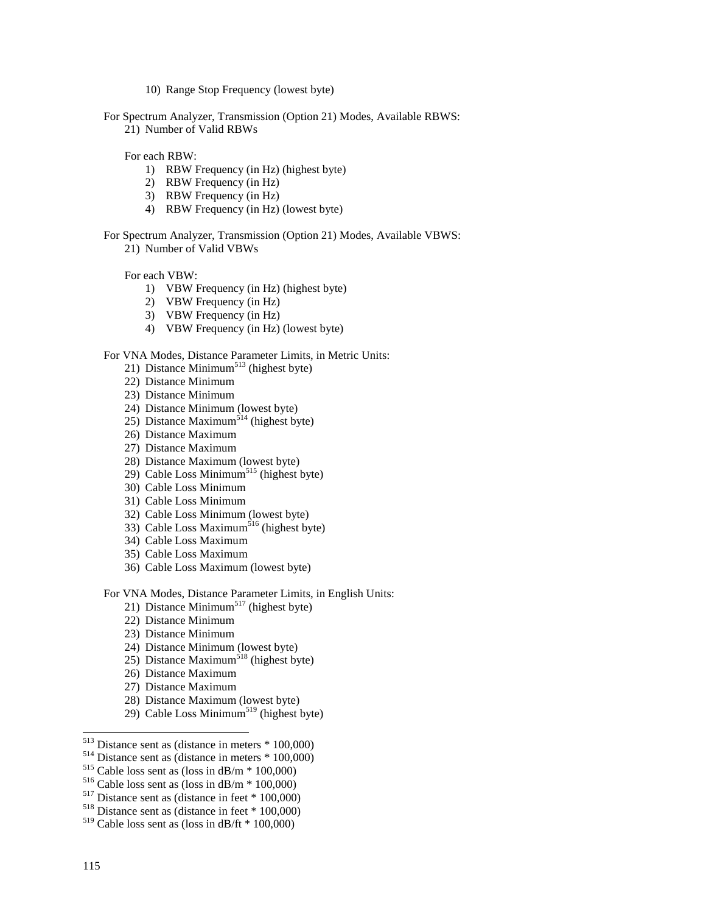10) Range Stop Frequency (lowest byte)

For Spectrum Analyzer, Transmission (Option 21) Modes, Available RBWS:

21) Number of Valid RBWs

For each RBW:

1) RBW Frequency (in Hz) (highest byte)
2) RBW Frequency (in Hz)
3) RBW Frequency (in Hz)
4) RBW Frequency (in Hz) (lowest byte)

For Spectrum Analyzer, Transmission (Option 21) Modes, Available VBWS:

21) Number of Valid VBWs

For each VBW:

1) VBW Frequency (in Hz) (highest byte)
2) VBW Frequency (in Hz)
3) VBW Frequency (in Hz)
4) VBW Frequency (in Hz) (lowest byte)

For VNA Modes, Distance Parameter Limits, in Metric Units:

21) Distance Minimum[513] (highest byte)
22) Distance Minimum
23) Distance Minimum
24) Distance Minimum (lowest byte)
25) Distance Maximum[514] (highest byte)
26) Distance Maximum
27) Distance Maximum
28) Distance Maximum (lowest byte)
29) Cable Loss Minimum[515] (highest byte)
30) Cable Loss Minimum
31) Cable Loss Minimum
32) Cable Loss Minimum (lowest byte)
33) Cable Loss Maximum[516] (highest byte)
34) Cable Loss Maximum
35) Cable Loss Maximum
36) Cable Loss Maximum (lowest byte)

For VNA Modes, Distance Parameter Limits, in English Units:

21) Distance Minimum[517] (highest byte)
22) Distance Minimum
23) Distance Minimum
24) Distance Minimum (lowest byte)
25) Distance Maximum[518] (highest byte)
26) Distance Maximum
27) Distance Maximum
28) Distance Maximum (lowest byte)
29) Cable Loss Minimum[519] (highest byte)

---

[513] Distance sent as (distance in meters * 100,000)
[514] Distance sent as (distance in meters * 100,000)
[515] Cable loss sent as (loss in dB/m * 100,000)
[516] Cable loss sent as (loss in dB/m * 100,000)
[517] Distance sent as (distance in feet * 100,000)
[518] Distance sent as (distance in feet * 100,000)
[519] Cable loss sent as (loss in dB/ft * 100,000)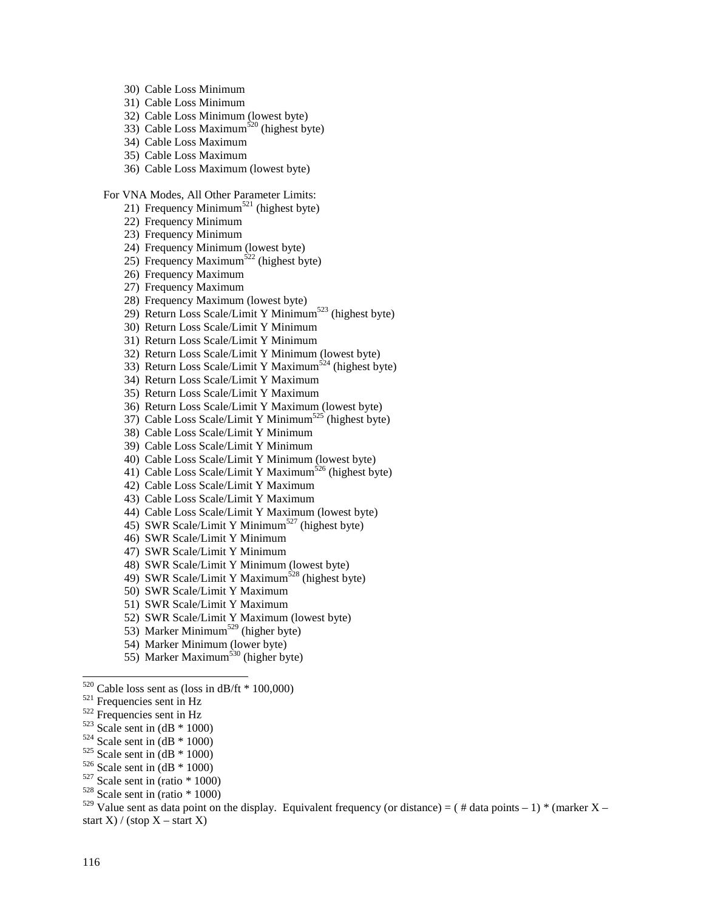30) Cable Loss Minimum
31) Cable Loss Minimum
32) Cable Loss Minimum (lowest byte)
33) Cable Loss Maximum[520] (highest byte)
34) Cable Loss Maximum
35) Cable Loss Maximum
36) Cable Loss Maximum (lowest byte)

For VNA Modes, All Other Parameter Limits:

21) Frequency Minimum[521] (highest byte)
22) Frequency Minimum
23) Frequency Minimum
24) Frequency Minimum (lowest byte)
25) Frequency Maximum[522] (highest byte)
26) Frequency Maximum
27) Frequency Maximum
28) Frequency Maximum (lowest byte)
29) Return Loss Scale/Limit Y Minimum[523] (highest byte)
30) Return Loss Scale/Limit Y Minimum
31) Return Loss Scale/Limit Y Minimum
32) Return Loss Scale/Limit Y Minimum (lowest byte)
33) Return Loss Scale/Limit Y Maximum[524] (highest byte)
34) Return Loss Scale/Limit Y Maximum
35) Return Loss Scale/Limit Y Maximum
36) Return Loss Scale/Limit Y Maximum (lowest byte)
37) Cable Loss Scale/Limit Y Minimum[525] (highest byte)
38) Cable Loss Scale/Limit Y Minimum
39) Cable Loss Scale/Limit Y Minimum
40) Cable Loss Scale/Limit Y Minimum (lowest byte)
41) Cable Loss Scale/Limit Y Maximum[526] (highest byte)
42) Cable Loss Scale/Limit Y Maximum
43) Cable Loss Scale/Limit Y Maximum
44) Cable Loss Scale/Limit Y Maximum (lowest byte)
45) SWR Scale/Limit Y Minimum[527] (highest byte)
46) SWR Scale/Limit Y Minimum
47) SWR Scale/Limit Y Minimum
48) SWR Scale/Limit Y Minimum (lowest byte)
49) SWR Scale/Limit Y Maximum[528] (highest byte)
50) SWR Scale/Limit Y Maximum
51) SWR Scale/Limit Y Maximum
52) SWR Scale/Limit Y Maximum (lowest byte)
53) Marker Minimum[529] (higher byte)
54) Marker Minimum (lower byte)
55) Marker Maximum[530] (higher byte)

---

[520] Cable loss sent as (loss in dB/ft * 100,000)
[521] Frequencies sent in Hz
[522] Frequencies sent in Hz
[523] Scale sent in (dB * 1000)
[524] Scale sent in (dB * 1000)
[525] Scale sent in (dB * 1000)
[526] Scale sent in (dB * 1000)
[527] Scale sent in (ratio * 1000)
[528] Scale sent in (ratio * 1000)
[529] Value sent as data point on the display. Equivalent frequency (or distance) = ( # data points – 1) * (marker X – start X) / (stop X – start X)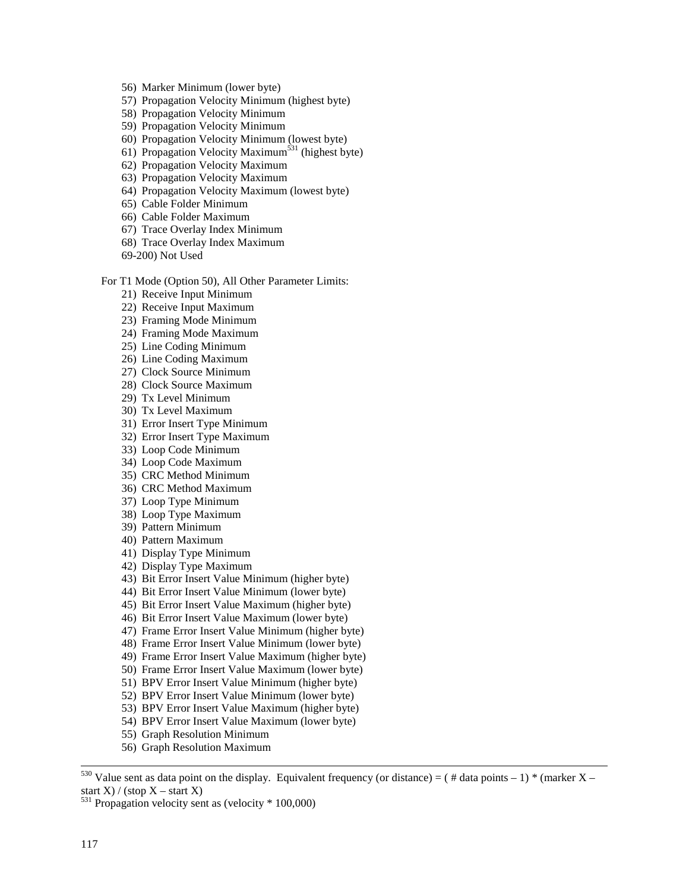56) Marker Minimum (lower byte)
57) Propagation Velocity Minimum (highest byte)
58) Propagation Velocity Minimum
59) Propagation Velocity Minimum
60) Propagation Velocity Minimum (lowest byte)
61) Propagation Velocity Maximum[531] (highest byte)
62) Propagation Velocity Maximum
63) Propagation Velocity Maximum
64) Propagation Velocity Maximum (lowest byte)
65) Cable Folder Minimum
66) Cable Folder Maximum
67) Trace Overlay Index Minimum
68) Trace Overlay Index Maximum
69-200) Not Used

For T1 Mode (Option 50), All Other Parameter Limits:

21) Receive Input Minimum
22) Receive Input Maximum
23) Framing Mode Minimum
24) Framing Mode Maximum
25) Line Coding Minimum
26) Line Coding Maximum
27) Clock Source Minimum
28) Clock Source Maximum
29) Tx Level Minimum
30) Tx Level Maximum
31) Error Insert Type Minimum
32) Error Insert Type Maximum
33) Loop Code Minimum
34) Loop Code Maximum
35) CRC Method Minimum
36) CRC Method Maximum
37) Loop Type Minimum
38) Loop Type Maximum
39) Pattern Minimum
40) Pattern Maximum
41) Display Type Minimum
42) Display Type Maximum
43) Bit Error Insert Value Minimum (higher byte)
44) Bit Error Insert Value Minimum (lower byte)
45) Bit Error Insert Value Maximum (higher byte)
46) Bit Error Insert Value Maximum (lower byte)
47) Frame Error Insert Value Minimum (higher byte)
48) Frame Error Insert Value Minimum (lower byte)
49) Frame Error Insert Value Maximum (higher byte)
50) Frame Error Insert Value Maximum (lower byte)
51) BPV Error Insert Value Minimum (higher byte)
52) BPV Error Insert Value Minimum (lower byte)
53) BPV Error Insert Value Maximum (higher byte)
54) BPV Error Insert Value Maximum (lower byte)
55) Graph Resolution Minimum
56) Graph Resolution Maximum

---

[530] Value sent as data point on the display. Equivalent frequency (or distance) = ( # data points – 1) * (marker X – start X) / (stop X – start X)

[531] Propagation velocity sent as (velocity * 100,000)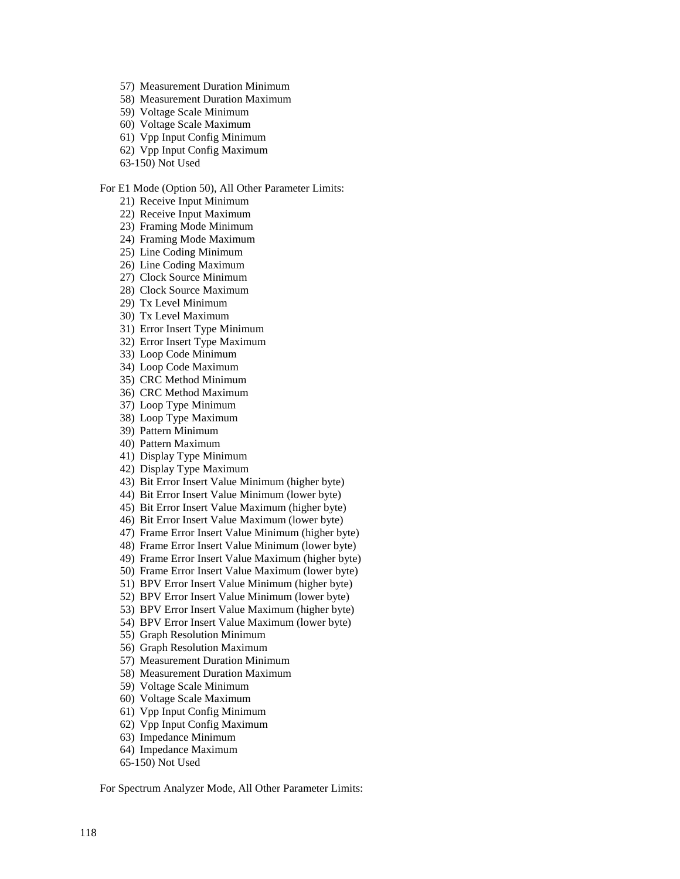57) Measurement Duration Minimum
58) Measurement Duration Maximum
59) Voltage Scale Minimum
60) Voltage Scale Maximum
61) Vpp Input Config Minimum
62) Vpp Input Config Maximum
63-150) Not Used

For E1 Mode (Option 50), All Other Parameter Limits:

21) Receive Input Minimum
22) Receive Input Maximum
23) Framing Mode Minimum
24) Framing Mode Maximum
25) Line Coding Minimum
26) Line Coding Maximum
27) Clock Source Minimum
28) Clock Source Maximum
29) Tx Level Minimum
30) Tx Level Maximum
31) Error Insert Type Minimum
32) Error Insert Type Maximum
33) Loop Code Minimum
34) Loop Code Maximum
35) CRC Method Minimum
36) CRC Method Maximum
37) Loop Type Minimum
38) Loop Type Maximum
39) Pattern Minimum
40) Pattern Maximum
41) Display Type Minimum
42) Display Type Maximum
43) Bit Error Insert Value Minimum (higher byte)
44) Bit Error Insert Value Minimum (lower byte)
45) Bit Error Insert Value Maximum (higher byte)
46) Bit Error Insert Value Maximum (lower byte)
47) Frame Error Insert Value Minimum (higher byte)
48) Frame Error Insert Value Minimum (lower byte)
49) Frame Error Insert Value Maximum (higher byte)
50) Frame Error Insert Value Maximum (lower byte)
51) BPV Error Insert Value Minimum (higher byte)
52) BPV Error Insert Value Minimum (lower byte)
53) BPV Error Insert Value Maximum (higher byte)
54) BPV Error Insert Value Maximum (lower byte)
55) Graph Resolution Minimum
56) Graph Resolution Maximum
57) Measurement Duration Minimum
58) Measurement Duration Maximum
59) Voltage Scale Minimum
60) Voltage Scale Maximum
61) Vpp Input Config Minimum
62) Vpp Input Config Maximum
63) Impedance Minimum
64) Impedance Maximum
65-150) Not Used

For Spectrum Analyzer Mode, All Other Parameter Limits: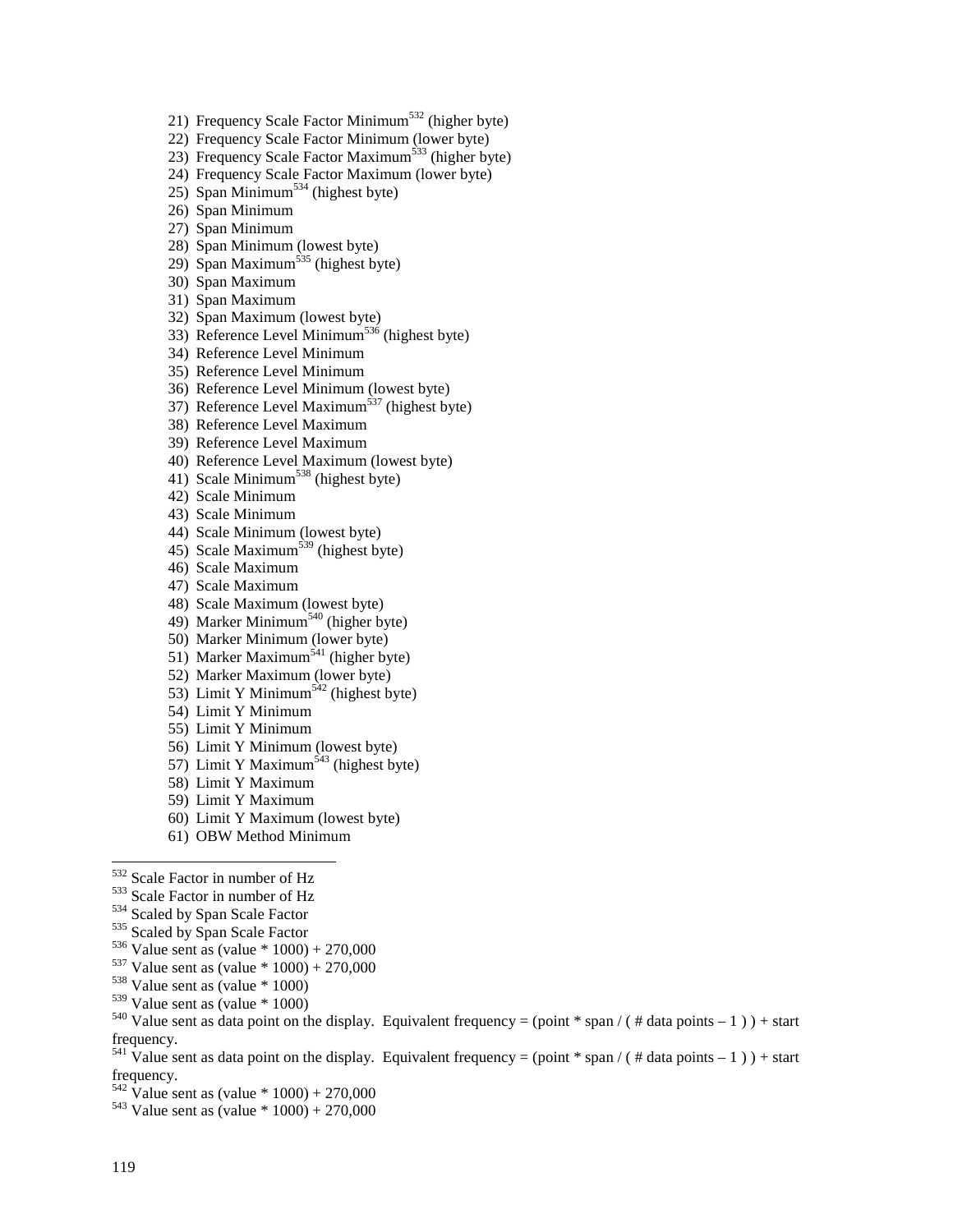21) Frequency Scale Factor Minimum[532] (higher byte)
22) Frequency Scale Factor Minimum (lower byte)
23) Frequency Scale Factor Maximum[533] (higher byte)
24) Frequency Scale Factor Maximum (lower byte)
25) Span Minimum[534] (highest byte)
26) Span Minimum
27) Span Minimum
28) Span Minimum (lowest byte)
29) Span Maximum[535] (highest byte)
30) Span Maximum
31) Span Maximum
32) Span Maximum (lowest byte)
33) Reference Level Minimum[536] (highest byte)
34) Reference Level Minimum
35) Reference Level Minimum
36) Reference Level Minimum (lowest byte)
37) Reference Level Maximum[537] (highest byte)
38) Reference Level Maximum
39) Reference Level Maximum
40) Reference Level Maximum (lowest byte)
41) Scale Minimum[538] (highest byte)
42) Scale Minimum
43) Scale Minimum
44) Scale Minimum (lowest byte)
45) Scale Maximum[539] (highest byte)
46) Scale Maximum
47) Scale Maximum
48) Scale Maximum (lowest byte)
49) Marker Minimum[540] (higher byte)
50) Marker Minimum (lower byte)
51) Marker Maximum[541] (higher byte)
52) Marker Maximum (lower byte)
53) Limit Y Minimum[542] (highest byte)
54) Limit Y Minimum
55) Limit Y Minimum
56) Limit Y Minimum (lowest byte)
57) Limit Y Maximum[543] (highest byte)
58) Limit Y Maximum
59) Limit Y Maximum
60) Limit Y Maximum (lowest byte)
61) OBW Method Minimum

---

[532] Scale Factor in number of Hz

[533] Scale Factor in number of Hz

[534] Scaled by Span Scale Factor

[535] Scaled by Span Scale Factor

[536] Value sent as (value * 1000) + 270,000

[537] Value sent as (value * 1000) + 270,000

[538] Value sent as (value * 1000)

[539] Value sent as (value * 1000)

[540] Value sent as data point on the display. Equivalent frequency = (point * span / ( # data points – 1 ) ) + start frequency.

[541] Value sent as data point on the display. Equivalent frequency = (point * span / ( # data points – 1 ) ) + start frequency.

[542] Value sent as (value * 1000) + 270,000

[543] Value sent as (value * 1000) + 270,000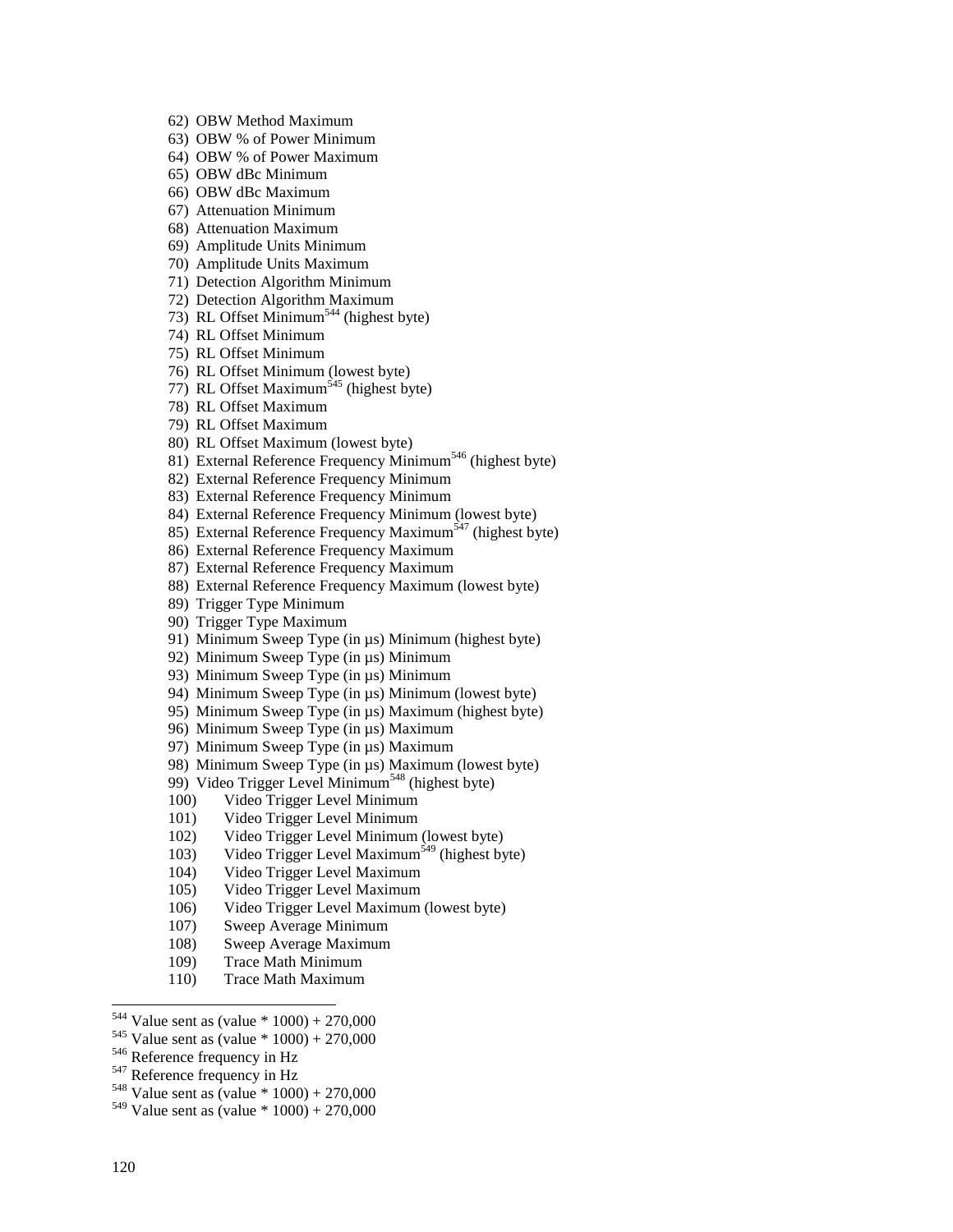62) OBW Method Maximum
63) OBW % of Power Minimum
64) OBW % of Power Maximum
65) OBW dBc Minimum
66) OBW dBc Maximum
67) Attenuation Minimum
68) Attenuation Maximum
69) Amplitude Units Minimum
70) Amplitude Units Maximum
71) Detection Algorithm Minimum
72) Detection Algorithm Maximum
73) RL Offset Minimum[544] (highest byte)
74) RL Offset Minimum
75) RL Offset Minimum
76) RL Offset Minimum (lowest byte)
77) RL Offset Maximum[545] (highest byte)
78) RL Offset Maximum
79) RL Offset Maximum
80) RL Offset Maximum (lowest byte)
81) External Reference Frequency Minimum[546] (highest byte)
82) External Reference Frequency Minimum
83) External Reference Frequency Minimum
84) External Reference Frequency Minimum (lowest byte)
85) External Reference Frequency Maximum[547] (highest byte)
86) External Reference Frequency Maximum
87) External Reference Frequency Maximum
88) External Reference Frequency Maximum (lowest byte)
89) Trigger Type Minimum
90) Trigger Type Maximum
91) Minimum Sweep Type (in µs) Minimum (highest byte)
92) Minimum Sweep Type (in µs) Minimum
93) Minimum Sweep Type (in µs) Minimum
94) Minimum Sweep Type (in µs) Minimum (lowest byte)
95) Minimum Sweep Type (in µs) Maximum (highest byte)
96) Minimum Sweep Type (in µs) Maximum
97) Minimum Sweep Type (in µs) Maximum
98) Minimum Sweep Type (in µs) Maximum (lowest byte)
99) Video Trigger Level Minimum[548] (highest byte)
100) Video Trigger Level Minimum
101) Video Trigger Level Minimum
102) Video Trigger Level Minimum (lowest byte)
103) Video Trigger Level Maximum[549] (highest byte)
104) Video Trigger Level Maximum
105) Video Trigger Level Maximum
106) Video Trigger Level Maximum (lowest byte)
107) Sweep Average Minimum
108) Sweep Average Maximum
109) Trace Math Minimum
110) Trace Math Maximum

---

[544] Value sent as (value * 1000) + 270,000

[545] Value sent as (value * 1000) + 270,000

[546] Reference frequency in Hz

[547] Reference frequency in Hz

[548] Value sent as (value * 1000) + 270,000

[549] Value sent as (value * 1000) + 270,000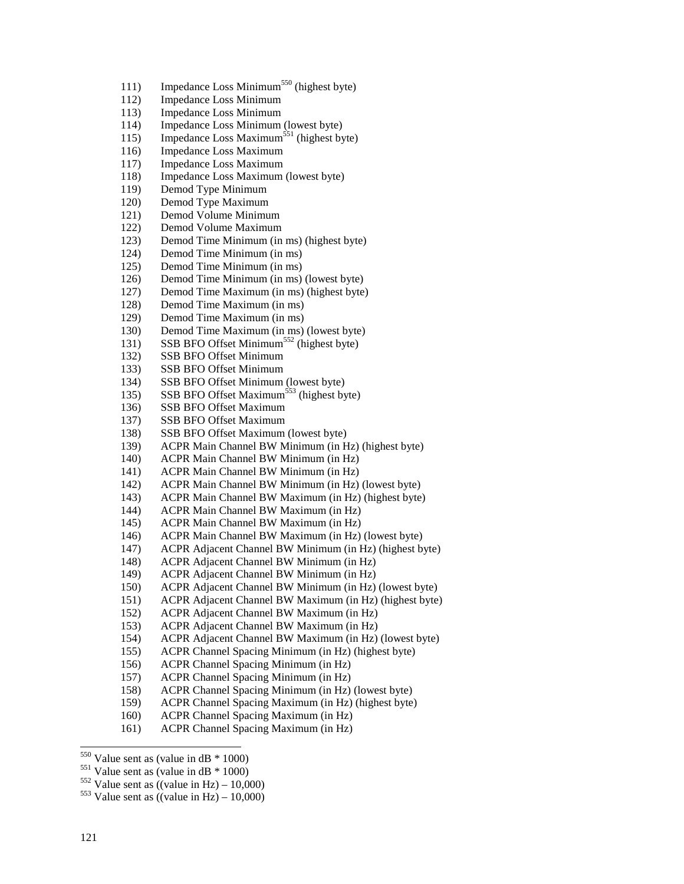111) Impedance Loss Minimum[550] (highest byte)
112) Impedance Loss Minimum
113) Impedance Loss Minimum
114) Impedance Loss Minimum (lowest byte)
115) Impedance Loss Maximum[551] (highest byte)
116) Impedance Loss Maximum
117) Impedance Loss Maximum
118) Impedance Loss Maximum (lowest byte)
119) Demod Type Minimum
120) Demod Type Maximum
121) Demod Volume Minimum
122) Demod Volume Maximum
123) Demod Time Minimum (in ms) (highest byte)
124) Demod Time Minimum (in ms)
125) Demod Time Minimum (in ms)
126) Demod Time Minimum (in ms) (lowest byte)
127) Demod Time Maximum (in ms) (highest byte)
128) Demod Time Maximum (in ms)
129) Demod Time Maximum (in ms)
130) Demod Time Maximum (in ms) (lowest byte)
131) SSB BFO Offset Minimum[552] (highest byte)
132) SSB BFO Offset Minimum
133) SSB BFO Offset Minimum
134) SSB BFO Offset Minimum (lowest byte)
135) SSB BFO Offset Maximum[553] (highest byte)
136) SSB BFO Offset Maximum
137) SSB BFO Offset Maximum
138) SSB BFO Offset Maximum (lowest byte)
139) ACPR Main Channel BW Minimum (in Hz) (highest byte)
140) ACPR Main Channel BW Minimum (in Hz)
141) ACPR Main Channel BW Minimum (in Hz)
142) ACPR Main Channel BW Minimum (in Hz) (lowest byte)
143) ACPR Main Channel BW Maximum (in Hz) (highest byte)
144) ACPR Main Channel BW Maximum (in Hz)
145) ACPR Main Channel BW Maximum (in Hz)
146) ACPR Main Channel BW Maximum (in Hz) (lowest byte)
147) ACPR Adjacent Channel BW Minimum (in Hz) (highest byte)
148) ACPR Adjacent Channel BW Minimum (in Hz)
149) ACPR Adjacent Channel BW Minimum (in Hz)
150) ACPR Adjacent Channel BW Minimum (in Hz) (lowest byte)
151) ACPR Adjacent Channel BW Maximum (in Hz) (highest byte)
152) ACPR Adjacent Channel BW Maximum (in Hz)
153) ACPR Adjacent Channel BW Maximum (in Hz)
154) ACPR Adjacent Channel BW Maximum (in Hz) (lowest byte)
155) ACPR Channel Spacing Minimum (in Hz) (highest byte)
156) ACPR Channel Spacing Minimum (in Hz)
157) ACPR Channel Spacing Minimum (in Hz)
158) ACPR Channel Spacing Minimum (in Hz) (lowest byte)
159) ACPR Channel Spacing Maximum (in Hz) (highest byte)
160) ACPR Channel Spacing Maximum (in Hz)
161) ACPR Channel Spacing Maximum (in Hz)

---

[550] Value sent as (value in dB * 1000)
[551] Value sent as (value in dB * 1000)
[552] Value sent as ((value in Hz) – 10,000)
[553] Value sent as ((value in Hz) – 10,000)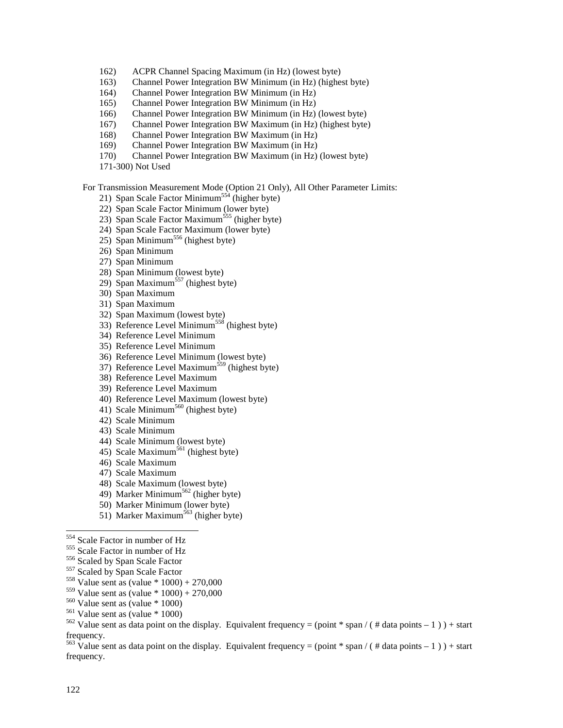162) ACPR Channel Spacing Maximum (in Hz) (lowest byte)
163) Channel Power Integration BW Minimum (in Hz) (highest byte)
164) Channel Power Integration BW Minimum (in Hz)
165) Channel Power Integration BW Minimum (in Hz)
166) Channel Power Integration BW Minimum (in Hz) (lowest byte)
167) Channel Power Integration BW Maximum (in Hz) (highest byte)
168) Channel Power Integration BW Maximum (in Hz)
169) Channel Power Integration BW Maximum (in Hz)
170) Channel Power Integration BW Maximum (in Hz) (lowest byte)
171-300) Not Used

For Transmission Measurement Mode (Option 21 Only), All Other Parameter Limits:

21) Span Scale Factor Minimum[554] (higher byte)
22) Span Scale Factor Minimum (lower byte)
23) Span Scale Factor Maximum[555] (higher byte)
24) Span Scale Factor Maximum (lower byte)
25) Span Minimum[556] (highest byte)
26) Span Minimum
27) Span Minimum
28) Span Minimum (lowest byte)
29) Span Maximum[557] (highest byte)
30) Span Maximum
31) Span Maximum
32) Span Maximum (lowest byte)
33) Reference Level Minimum[558] (highest byte)
34) Reference Level Minimum
35) Reference Level Minimum
36) Reference Level Minimum (lowest byte)
37) Reference Level Maximum[559] (highest byte)
38) Reference Level Maximum
39) Reference Level Maximum
40) Reference Level Maximum (lowest byte)
41) Scale Minimum[560] (highest byte)
42) Scale Minimum
43) Scale Minimum
44) Scale Minimum (lowest byte)
45) Scale Maximum[561] (highest byte)
46) Scale Maximum
47) Scale Maximum
48) Scale Maximum (lowest byte)
49) Marker Minimum[562] (higher byte)
50) Marker Minimum (lower byte)
51) Marker Maximum[563] (higher byte)

---

[554] Scale Factor in number of Hz

[555] Scale Factor in number of Hz

[556] Scaled by Span Scale Factor

[557] Scaled by Span Scale Factor

[558] Value sent as (value * 1000) + 270,000

[559] Value sent as (value * 1000) + 270,000

[560] Value sent as (value * 1000)

[561] Value sent as (value * 1000)

[562] Value sent as data point on the display. Equivalent frequency = (point * span / ( # data points – 1 ) ) + start frequency.

[563] Value sent as data point on the display. Equivalent frequency = (point * span / ( # data points – 1 ) ) + start frequency.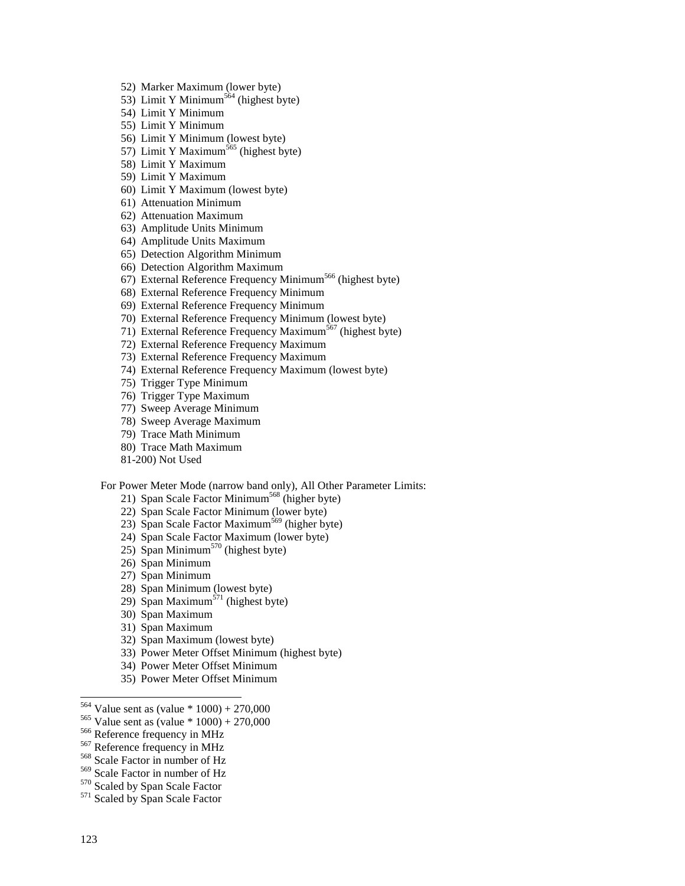52) Marker Maximum (lower byte)
53) Limit Y Minimum[564] (highest byte)
54) Limit Y Minimum
55) Limit Y Minimum
56) Limit Y Minimum (lowest byte)
57) Limit Y Maximum[565] (highest byte)
58) Limit Y Maximum
59) Limit Y Maximum
60) Limit Y Maximum (lowest byte)
61) Attenuation Minimum
62) Attenuation Maximum
63) Amplitude Units Minimum
64) Amplitude Units Maximum
65) Detection Algorithm Minimum
66) Detection Algorithm Maximum
67) External Reference Frequency Minimum[566] (highest byte)
68) External Reference Frequency Minimum
69) External Reference Frequency Minimum
70) External Reference Frequency Minimum (lowest byte)
71) External Reference Frequency Maximum[567] (highest byte)
72) External Reference Frequency Maximum
73) External Reference Frequency Maximum
74) External Reference Frequency Maximum (lowest byte)
75) Trigger Type Minimum
76) Trigger Type Maximum
77) Sweep Average Minimum
78) Sweep Average Maximum
79) Trace Math Minimum
80) Trace Math Maximum
81-200) Not Used

For Power Meter Mode (narrow band only), All Other Parameter Limits:

21) Span Scale Factor Minimum[568] (higher byte)
22) Span Scale Factor Minimum (lower byte)
23) Span Scale Factor Maximum[569] (higher byte)
24) Span Scale Factor Maximum (lower byte)
25) Span Minimum[570] (highest byte)
26) Span Minimum
27) Span Minimum
28) Span Minimum (lowest byte)
29) Span Maximum[571] (highest byte)
30) Span Maximum
31) Span Maximum
32) Span Maximum (lowest byte)
33) Power Meter Offset Minimum (highest byte)
34) Power Meter Offset Minimum
35) Power Meter Offset Minimum

---

[564] Value sent as (value * 1000) + 270,000
[565] Value sent as (value * 1000) + 270,000
[566] Reference frequency in MHz
[567] Reference frequency in MHz
[568] Scale Factor in number of Hz
[569] Scale Factor in number of Hz
[570] Scaled by Span Scale Factor
[571] Scaled by Span Scale Factor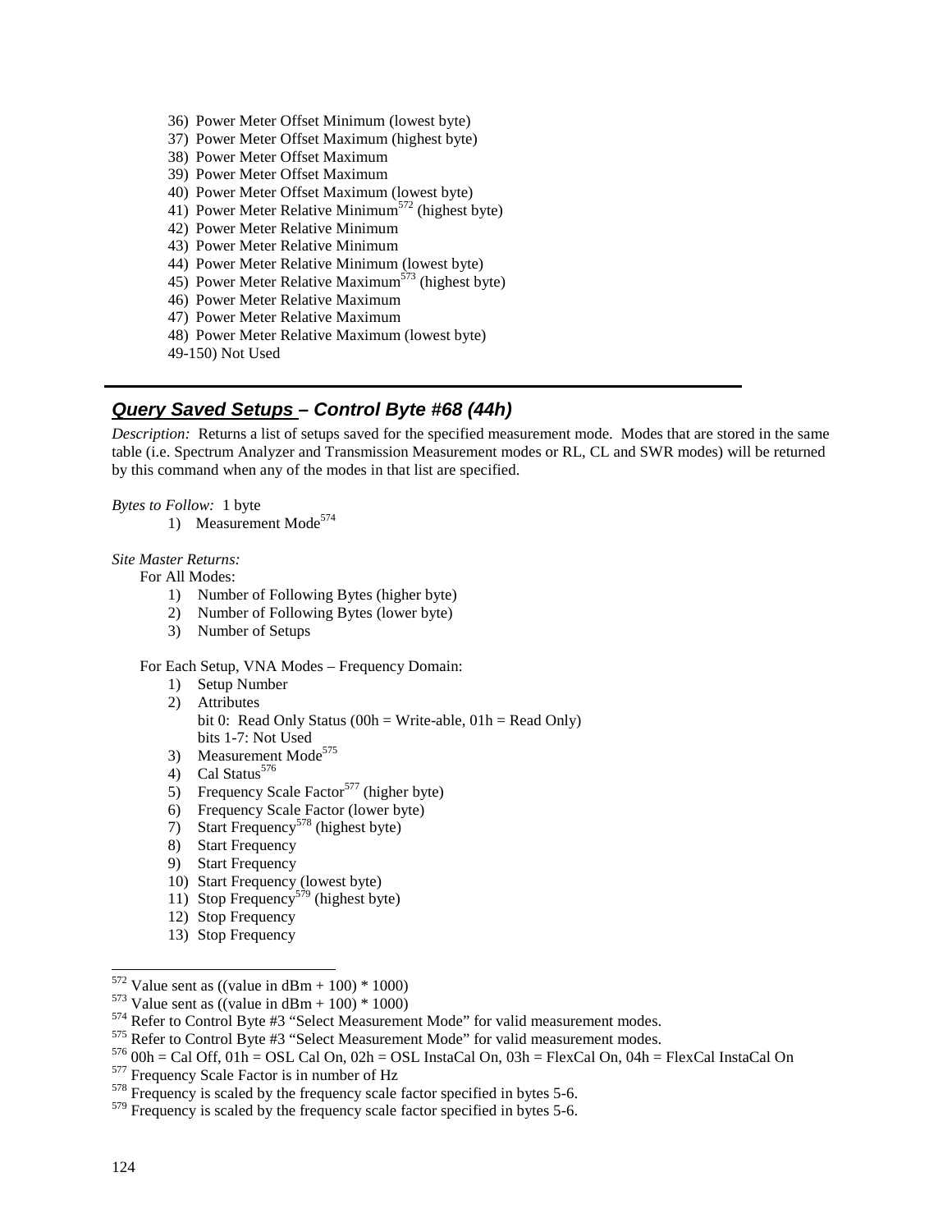36) Power Meter Offset Minimum (lowest byte)
37) Power Meter Offset Maximum (highest byte)
38) Power Meter Offset Maximum
39) Power Meter Offset Maximum
40) Power Meter Offset Maximum (lowest byte)
41) Power Meter Relative Minimum[572] (highest byte)
42) Power Meter Relative Minimum
43) Power Meter Relative Minimum
44) Power Meter Relative Minimum (lowest byte)
45) Power Meter Relative Maximum[573] (highest byte)
46) Power Meter Relative Maximum
47) Power Meter Relative Maximum
48) Power Meter Relative Maximum (lowest byte)
49-150) Not Used

---

## *Query Saved Setups – Control Byte #68 (44h)*

*Description:* Returns a list of setups saved for the specified measurement mode. Modes that are stored in the same table (i.e. Spectrum Analyzer and Transmission Measurement modes or RL, CL and SWR modes) will be returned by this command when any of the modes in that list are specified.

*Bytes to Follow:* 1 byte

1) Measurement Mode[574]

*Site Master Returns:*

For All Modes:

1) Number of Following Bytes (higher byte)
2) Number of Following Bytes (lower byte)
3) Number of Setups

For Each Setup, VNA Modes – Frequency Domain:

1) Setup Number
2) Attributes
   bit 0: Read Only Status (00h = Write-able, 01h = Read Only)
   bits 1-7: Not Used
3) Measurement Mode[575]
4) Cal Status[576]
5) Frequency Scale Factor[577] (higher byte)
6) Frequency Scale Factor (lower byte)
7) Start Frequency[578] (highest byte)
8) Start Frequency
9) Start Frequency
10) Start Frequency (lowest byte)
11) Stop Frequency[579] (highest byte)
12) Stop Frequency
13) Stop Frequency

---

[572] Value sent as ((value in dBm + 100) * 1000)
[573] Value sent as ((value in dBm + 100) * 1000)
[574] Refer to Control Byte #3 "Select Measurement Mode" for valid measurement modes.
[575] Refer to Control Byte #3 "Select Measurement Mode" for valid measurement modes.
[576] 00h = Cal Off, 01h = OSL Cal On, 02h = OSL InstaCal On, 03h = FlexCal On, 04h = FlexCal InstaCal On
[577] Frequency Scale Factor is in number of Hz
[578] Frequency is scaled by the frequency scale factor specified in bytes 5-6.
[579] Frequency is scaled by the frequency scale factor specified in bytes 5-6.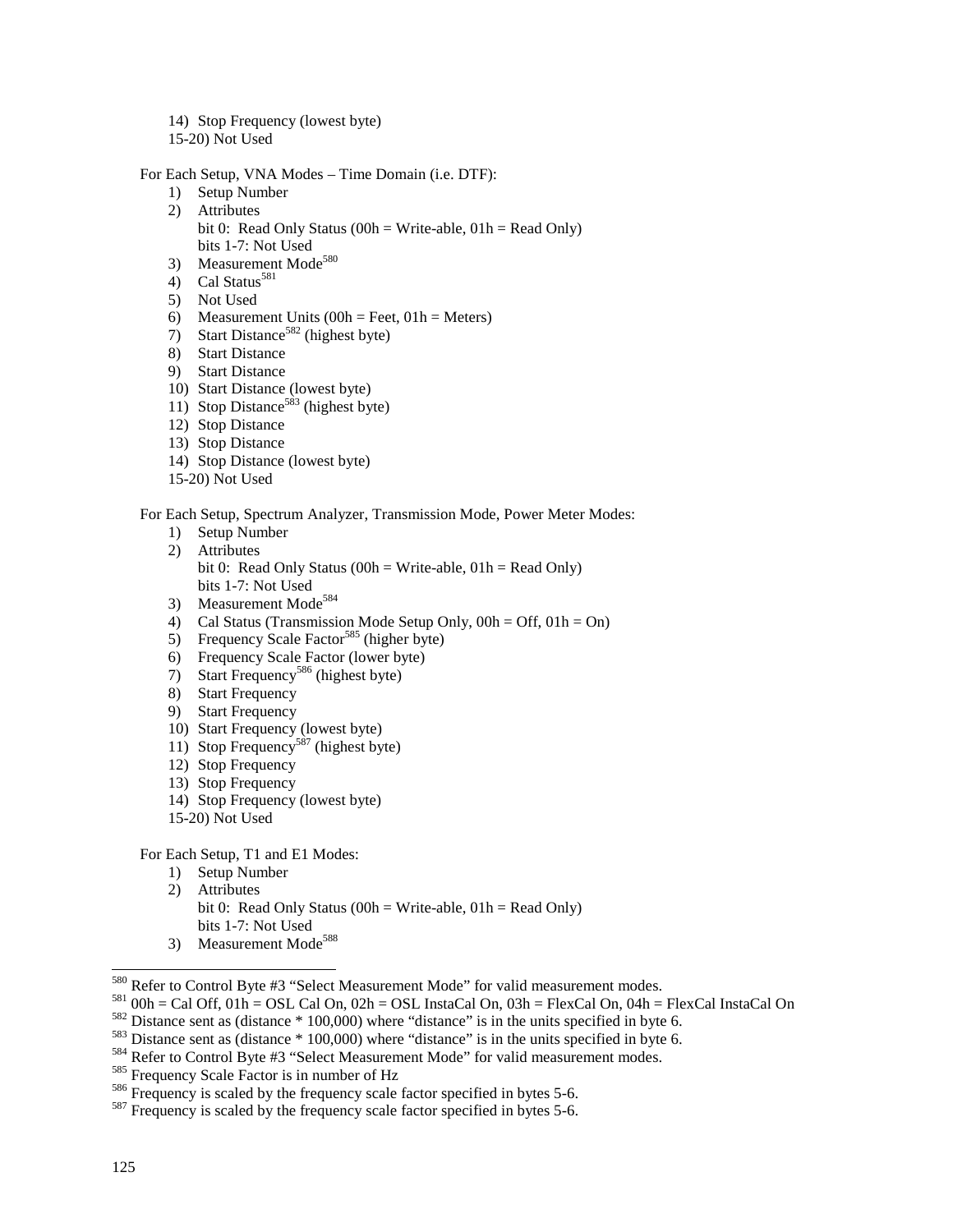14) Stop Frequency (lowest byte)
15-20) Not Used

For Each Setup, VNA Modes – Time Domain (i.e. DTF):

1) Setup Number
2) Attributes
   bit 0: Read Only Status (00h = Write-able, 01h = Read Only)
   bits 1-7: Not Used
3) Measurement Mode[580]
4) Cal Status[581]
5) Not Used
6) Measurement Units (00h = Feet, 01h = Meters)
7) Start Distance[582] (highest byte)
8) Start Distance
9) Start Distance
10) Start Distance (lowest byte)
11) Stop Distance[583] (highest byte)
12) Stop Distance
13) Stop Distance
14) Stop Distance (lowest byte)
15-20) Not Used

For Each Setup, Spectrum Analyzer, Transmission Mode, Power Meter Modes:

1) Setup Number
2) Attributes
   bit 0: Read Only Status (00h = Write-able, 01h = Read Only)
   bits 1-7: Not Used
3) Measurement Mode[584]
4) Cal Status (Transmission Mode Setup Only, 00h = Off, 01h = On)
5) Frequency Scale Factor[585] (higher byte)
6) Frequency Scale Factor (lower byte)
7) Start Frequency[586] (highest byte)
8) Start Frequency
9) Start Frequency
10) Start Frequency (lowest byte)
11) Stop Frequency[587] (highest byte)
12) Stop Frequency
13) Stop Frequency
14) Stop Frequency (lowest byte)
15-20) Not Used

For Each Setup, T1 and E1 Modes:

1) Setup Number
2) Attributes
   bit 0: Read Only Status (00h = Write-able, 01h = Read Only)
   bits 1-7: Not Used
3) Measurement Mode[588]

---

[580] Refer to Control Byte #3 "Select Measurement Mode" for valid measurement modes.
[581] 00h = Cal Off, 01h = OSL Cal On, 02h = OSL InstaCal On, 03h = FlexCal On, 04h = FlexCal InstaCal On
[582] Distance sent as (distance * 100,000) where "distance" is in the units specified in byte 6.
[583] Distance sent as (distance * 100,000) where "distance" is in the units specified in byte 6.
[584] Refer to Control Byte #3 "Select Measurement Mode" for valid measurement modes.
[585] Frequency Scale Factor is in number of Hz
[586] Frequency is scaled by the frequency scale factor specified in bytes 5-6.
[587] Frequency is scaled by the frequency scale factor specified in bytes 5-6.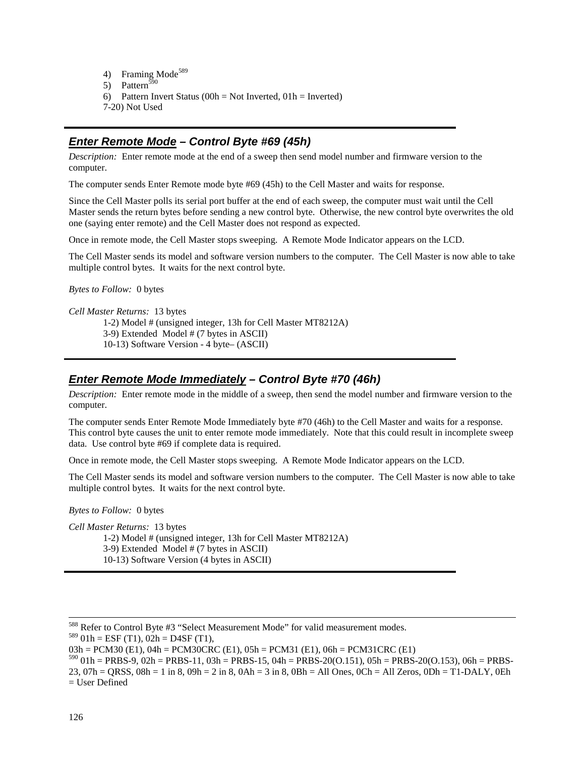4) Framing Mode[589]
5) Pattern[590]
6) Pattern Invert Status (00h = Not Inverted, 01h = Inverted)
7-20) Not Used

---

### ***Enter Remote Mode** – Control Byte #69 (45h)*

*Description:* Enter remote mode at the end of a sweep then send model number and firmware version to the computer.

The computer sends Enter Remote mode byte #69 (45h) to the Cell Master and waits for response.

Since the Cell Master polls its serial port buffer at the end of each sweep, the computer must wait until the Cell Master sends the return bytes before sending a new control byte. Otherwise, the new control byte overwrites the old one (saying enter remote) and the Cell Master does not respond as expected.

Once in remote mode, the Cell Master stops sweeping. A Remote Mode Indicator appears on the LCD.

The Cell Master sends its model and software version numbers to the computer. The Cell Master is now able to take multiple control bytes. It waits for the next control byte.

*Bytes to Follow:* 0 bytes

*Cell Master Returns:* 13 bytes

1-2) Model # (unsigned integer, 13h for Cell Master MT8212A)
3-9) Extended Model # (7 bytes in ASCII)
10-13) Software Version - 4 byte– (ASCII)

---

### ***Enter Remote Mode Immediately** – Control Byte #70 (46h)*

*Description:* Enter remote mode in the middle of a sweep, then send the model number and firmware version to the computer.

The computer sends Enter Remote Mode Immediately byte #70 (46h) to the Cell Master and waits for a response. This control byte causes the unit to enter remote mode immediately. Note that this could result in incomplete sweep data. Use control byte #69 if complete data is required.

Once in remote mode, the Cell Master stops sweeping. A Remote Mode Indicator appears on the LCD.

The Cell Master sends its model and software version numbers to the computer. The Cell Master is now able to take multiple control bytes. It waits for the next control byte.

*Bytes to Follow:* 0 bytes

*Cell Master Returns:* 13 bytes

1-2) Model # (unsigned integer, 13h for Cell Master MT8212A)
3-9) Extended Model # (7 bytes in ASCII)
10-13) Software Version (4 bytes in ASCII)

---

[588] Refer to Control Byte #3 "Select Measurement Mode" for valid measurement modes.

[589] 01h = ESF (T1), 02h = D4SF (T1),
03h = PCM30 (E1), 04h = PCM30CRC (E1), 05h = PCM31 (E1), 06h = PCM31CRC (E1)

[590] 01h = PRBS-9, 02h = PRBS-11, 03h = PRBS-15, 04h = PRBS-20(O.151), 05h = PRBS-20(O.153), 06h = PRBS-23, 07h = QRSS, 08h = 1 in 8, 09h = 2 in 8, 0Ah = 3 in 8, 0Bh = All Ones, 0Ch = All Zeros, 0Dh = T1-DALY, 0Eh = User Defined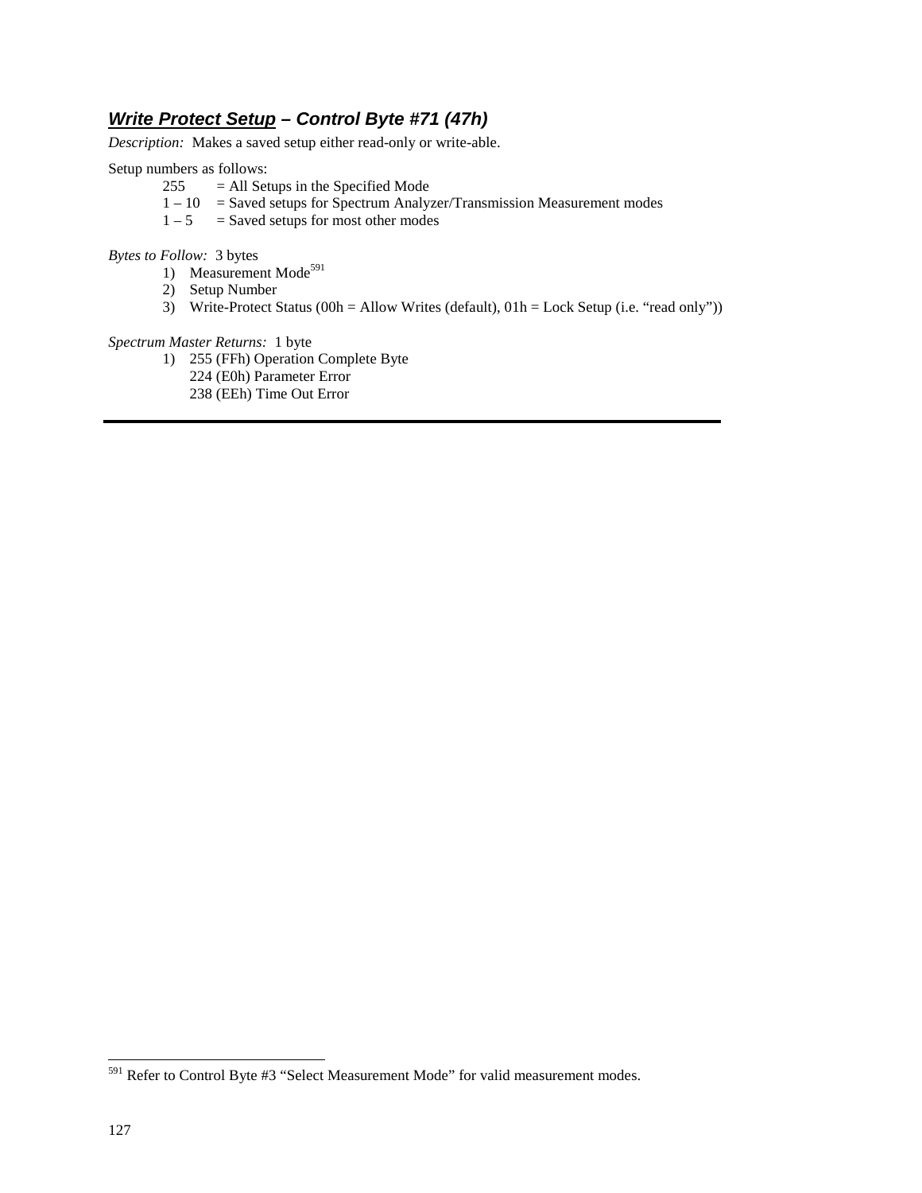## ***Write Protect Setup* – Control Byte #71 (47h)**

*Description:* Makes a saved setup either read-only or write-able.

Setup numbers as follows:

- 255 = All Setups in the Specified Mode
- 1 – 10 = Saved setups for Spectrum Analyzer/Transmission Measurement modes
- 1 – 5 = Saved setups for most other modes

*Bytes to Follow:* 3 bytes

1) Measurement Mode[591]
2) Setup Number
3) Write-Protect Status (00h = Allow Writes (default), 01h = Lock Setup (i.e. "read only"))

*Spectrum Master Returns:* 1 byte

1) 255 (FFh) Operation Complete Byte
   224 (E0h) Parameter Error
   238 (EEh) Time Out Error

---

[591] Refer to Control Byte #3 "Select Measurement Mode" for valid measurement modes.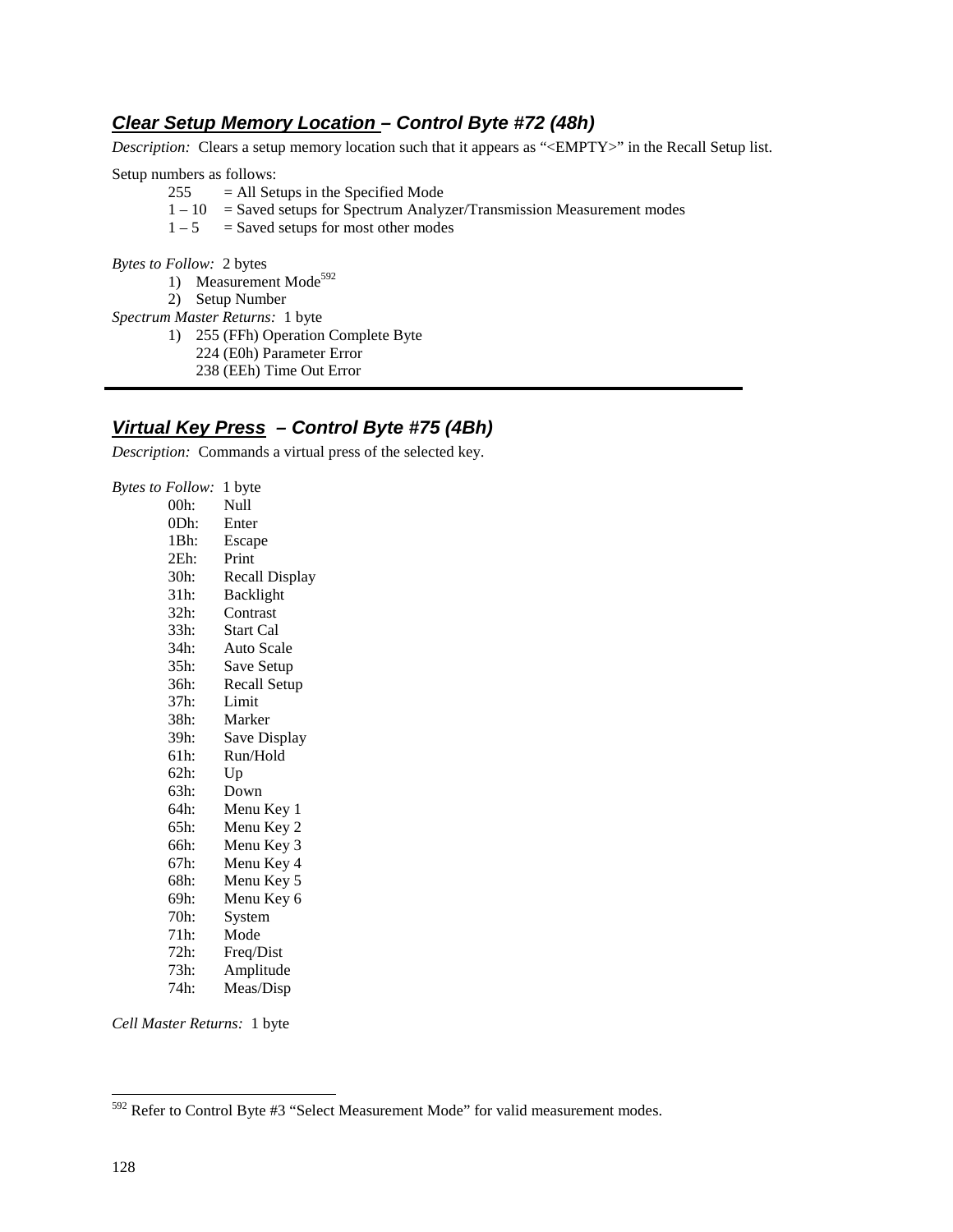## ***Clear Setup Memory Location – Control Byte #72 (48h)***

*Description:* Clears a setup memory location such that it appears as "<EMPTY>" in the Recall Setup list.

Setup numbers as follows:

- 255 = All Setups in the Specified Mode
- 1 – 10 = Saved setups for Spectrum Analyzer/Transmission Measurement modes
- 1 – 5 = Saved setups for most other modes

*Bytes to Follow:* 2 bytes

1) Measurement Mode[592]
2) Setup Number

*Spectrum Master Returns:* 1 byte

1) 255 (FFh) Operation Complete Byte
   224 (E0h) Parameter Error
   238 (EEh) Time Out Error

---

## ***Virtual Key Press – Control Byte #75 (4Bh)***

*Description:* Commands a virtual press of the selected key.

*Bytes to Follow:* 1 byte

- 00h: Null
- 0Dh: Enter
- 1Bh: Escape
- 2Eh: Print
- 30h: Recall Display
- 31h: Backlight
- 32h: Contrast
- 33h: Start Cal
- 34h: Auto Scale
- 35h: Save Setup
- 36h: Recall Setup
- 37h: Limit
- 38h: Marker
- 39h: Save Display
- 61h: Run/Hold
- 62h: Up
- 63h: Down
- 64h: Menu Key 1
- 65h: Menu Key 2
- 66h: Menu Key 3
- 67h: Menu Key 4
- 68h: Menu Key 5
- 69h: Menu Key 6
- 70h: System
- 71h: Mode
- 72h: Freq/Dist
- 73h: Amplitude
- 74h: Meas/Disp

*Cell Master Returns:* 1 byte

---

[592] Refer to Control Byte #3 "Select Measurement Mode" for valid measurement modes.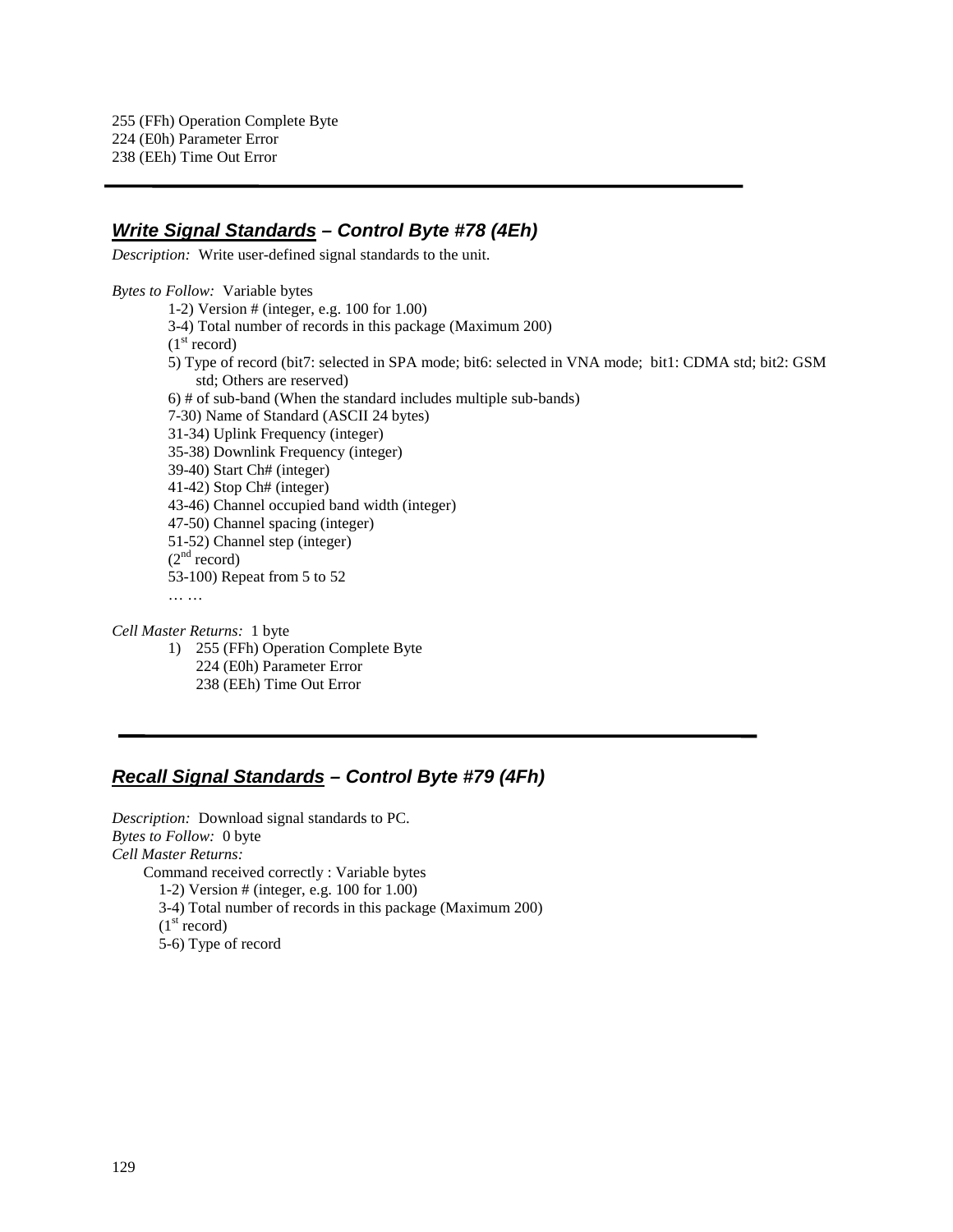255 (FFh) Operation Complete Byte
224 (E0h) Parameter Error
238 (EEh) Time Out Error

---

## ***Write Signal Standards* – Control Byte #78 (4Eh)**

*Description:* Write user-defined signal standards to the unit.

*Bytes to Follow:* Variable bytes

1-2) Version # (integer, e.g. 100 for 1.00)
3-4) Total number of records in this package (Maximum 200)
(1st record)
5) Type of record (bit7: selected in SPA mode; bit6: selected in VNA mode; bit1: CDMA std; bit2: GSM std; Others are reserved)
6) # of sub-band (When the standard includes multiple sub-bands)
7-30) Name of Standard (ASCII 24 bytes)
31-34) Uplink Frequency (integer)
35-38) Downlink Frequency (integer)
39-40) Start Ch# (integer)
41-42) Stop Ch# (integer)
43-46) Channel occupied band width (integer)
47-50) Channel spacing (integer)
51-52) Channel step (integer)
(2nd record)
53-100) Repeat from 5 to 52
… …

*Cell Master Returns:* 1 byte

1) 255 (FFh) Operation Complete Byte
   224 (E0h) Parameter Error
   238 (EEh) Time Out Error

---

## ***Recall Signal Standards* – Control Byte #79 (4Fh)**

*Description:* Download signal standards to PC.
*Bytes to Follow:* 0 byte
*Cell Master Returns:*

Command received correctly : Variable bytes
1-2) Version # (integer, e.g. 100 for 1.00)
3-4) Total number of records in this package (Maximum 200)
(1st record)
5-6) Type of record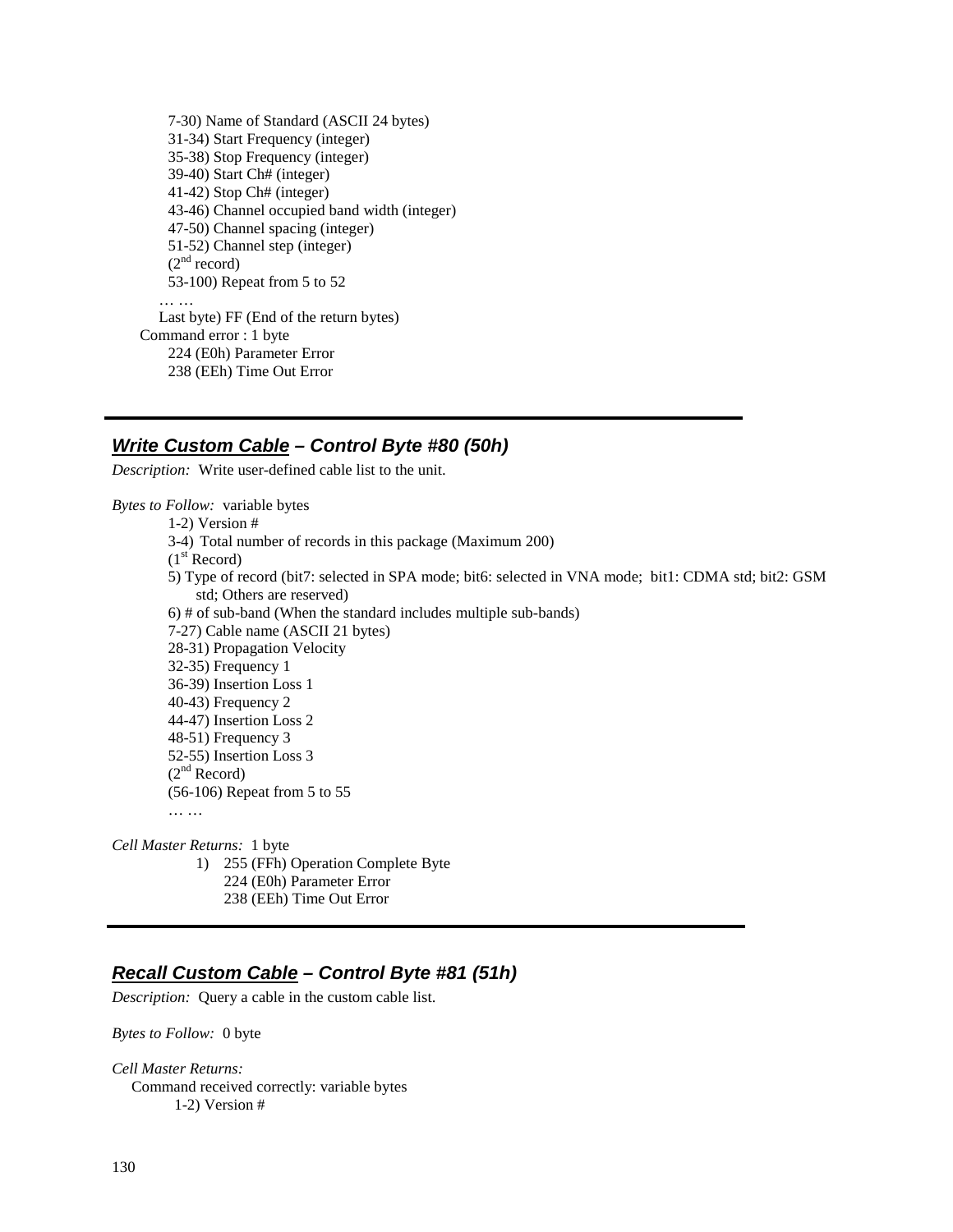7-30) Name of Standard (ASCII 24 bytes)
31-34) Start Frequency (integer)
35-38) Stop Frequency (integer)
39-40) Start Ch# (integer)
41-42) Stop Ch# (integer)
43-46) Channel occupied band width (integer)
47-50) Channel spacing (integer)
51-52) Channel step (integer)
(2nd record)
53-100) Repeat from 5 to 52
… …
Last byte) FF (End of the return bytes)

Command error : 1 byte
224 (E0h) Parameter Error
238 (EEh) Time Out Error

---

## ***Write Custom Cable* – Control Byte #80 (50h)**

*Description:* Write user-defined cable list to the unit.

*Bytes to Follow:* variable bytes

1-2) Version #
3-4) Total number of records in this package (Maximum 200)
(1st Record)
5) Type of record (bit7: selected in SPA mode; bit6: selected in VNA mode; bit1: CDMA std; bit2: GSM std; Others are reserved)
6) # of sub-band (When the standard includes multiple sub-bands)
7-27) Cable name (ASCII 21 bytes)
28-31) Propagation Velocity
32-35) Frequency 1
36-39) Insertion Loss 1
40-43) Frequency 2
44-47) Insertion Loss 2
48-51) Frequency 3
52-55) Insertion Loss 3
(2nd Record)
(56-106) Repeat from 5 to 55
… …

*Cell Master Returns:* 1 byte

1) 255 (FFh) Operation Complete Byte
224 (E0h) Parameter Error
238 (EEh) Time Out Error

---

## ***Recall Custom Cable* – Control Byte #81 (51h)**

*Description:* Query a cable in the custom cable list.

*Bytes to Follow:* 0 byte

*Cell Master Returns:*

Command received correctly: variable bytes
1-2) Version #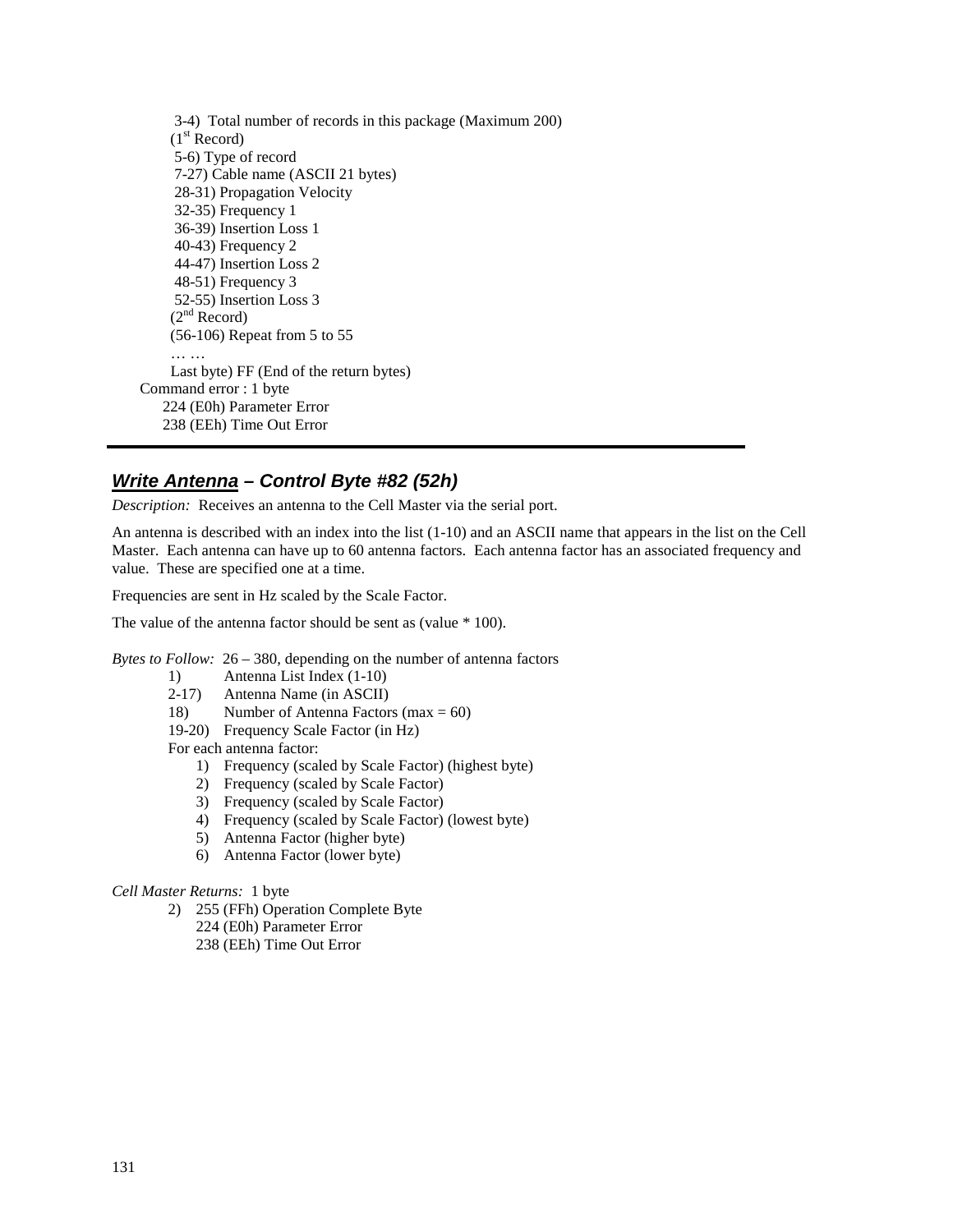3-4) Total number of records in this package (Maximum 200)
(1st Record)
5-6) Type of record
7-27) Cable name (ASCII 21 bytes)
28-31) Propagation Velocity
32-35) Frequency 1
36-39) Insertion Loss 1
40-43) Frequency 2
44-47) Insertion Loss 2
48-51) Frequency 3
52-55) Insertion Loss 3
(2nd Record)
(56-106) Repeat from 5 to 55
… …
Last byte) FF (End of the return bytes)

Command error : 1 byte
224 (E0h) Parameter Error
238 (EEh) Time Out Error

---

## ***Write Antenna* – Control Byte #82 (52h)**

*Description:* Receives an antenna to the Cell Master via the serial port.

An antenna is described with an index into the list (1-10) and an ASCII name that appears in the list on the Cell Master. Each antenna can have up to 60 antenna factors. Each antenna factor has an associated frequency and value. These are specified one at a time.

Frequencies are sent in Hz scaled by the Scale Factor.

The value of the antenna factor should be sent as (value * 100).

*Bytes to Follow:* 26 – 380, depending on the number of antenna factors

1) Antenna List Index (1-10)
2-17) Antenna Name (in ASCII)
18) Number of Antenna Factors (max = 60)
19-20) Frequency Scale Factor (in Hz)

For each antenna factor:

1) Frequency (scaled by Scale Factor) (highest byte)
2) Frequency (scaled by Scale Factor)
3) Frequency (scaled by Scale Factor)
4) Frequency (scaled by Scale Factor) (lowest byte)
5) Antenna Factor (higher byte)
6) Antenna Factor (lower byte)

*Cell Master Returns:* 1 byte

2) 255 (FFh) Operation Complete Byte
224 (E0h) Parameter Error
238 (EEh) Time Out Error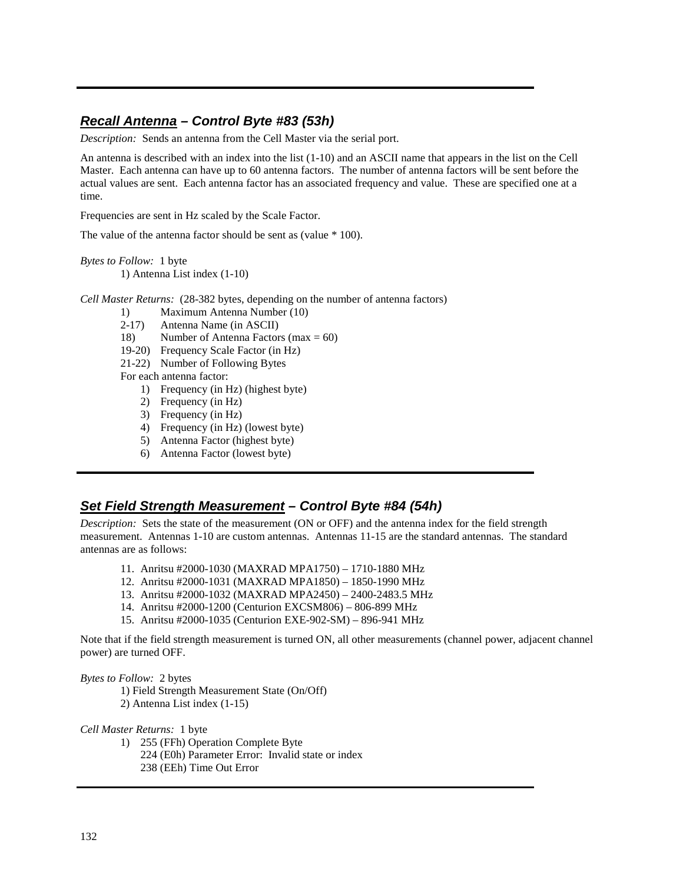## ***Recall Antenna* – Control Byte #83 (53h)**

*Description:* Sends an antenna from the Cell Master via the serial port.

An antenna is described with an index into the list (1-10) and an ASCII name that appears in the list on the Cell Master. Each antenna can have up to 60 antenna factors. The number of antenna factors will be sent before the actual values are sent. Each antenna factor has an associated frequency and value. These are specified one at a time.

Frequencies are sent in Hz scaled by the Scale Factor.

The value of the antenna factor should be sent as (value * 100).

*Bytes to Follow:* 1 byte

1) Antenna List index (1-10)

*Cell Master Returns:* (28-382 bytes, depending on the number of antenna factors)

- 1) Maximum Antenna Number (10)
- 2-17) Antenna Name (in ASCII)
- 18) Number of Antenna Factors (max = 60)
- 19-20) Frequency Scale Factor (in Hz)
- 21-22) Number of Following Bytes

For each antenna factor:

1) Frequency (in Hz) (highest byte)
2) Frequency (in Hz)
3) Frequency (in Hz)
4) Frequency (in Hz) (lowest byte)
5) Antenna Factor (highest byte)
6) Antenna Factor (lowest byte)

## ***Set Field Strength Measurement* – Control Byte #84 (54h)**

*Description:* Sets the state of the measurement (ON or OFF) and the antenna index for the field strength measurement. Antennas 1-10 are custom antennas. Antennas 11-15 are the standard antennas. The standard antennas are as follows:

11. Anritsu #2000-1030 (MAXRAD MPA1750) – 1710-1880 MHz
12. Anritsu #2000-1031 (MAXRAD MPA1850) – 1850-1990 MHz
13. Anritsu #2000-1032 (MAXRAD MPA2450) – 2400-2483.5 MHz
14. Anritsu #2000-1200 (Centurion EXCSM806) – 806-899 MHz
15. Anritsu #2000-1035 (Centurion EXE-902-SM) – 896-941 MHz

Note that if the field strength measurement is turned ON, all other measurements (channel power, adjacent channel power) are turned OFF.

*Bytes to Follow:* 2 bytes

1) Field Strength Measurement State (On/Off)
2) Antenna List index (1-15)

*Cell Master Returns:* 1 byte

1) 255 (FFh) Operation Complete Byte
   224 (E0h) Parameter Error: Invalid state or index
   238 (EEh) Time Out Error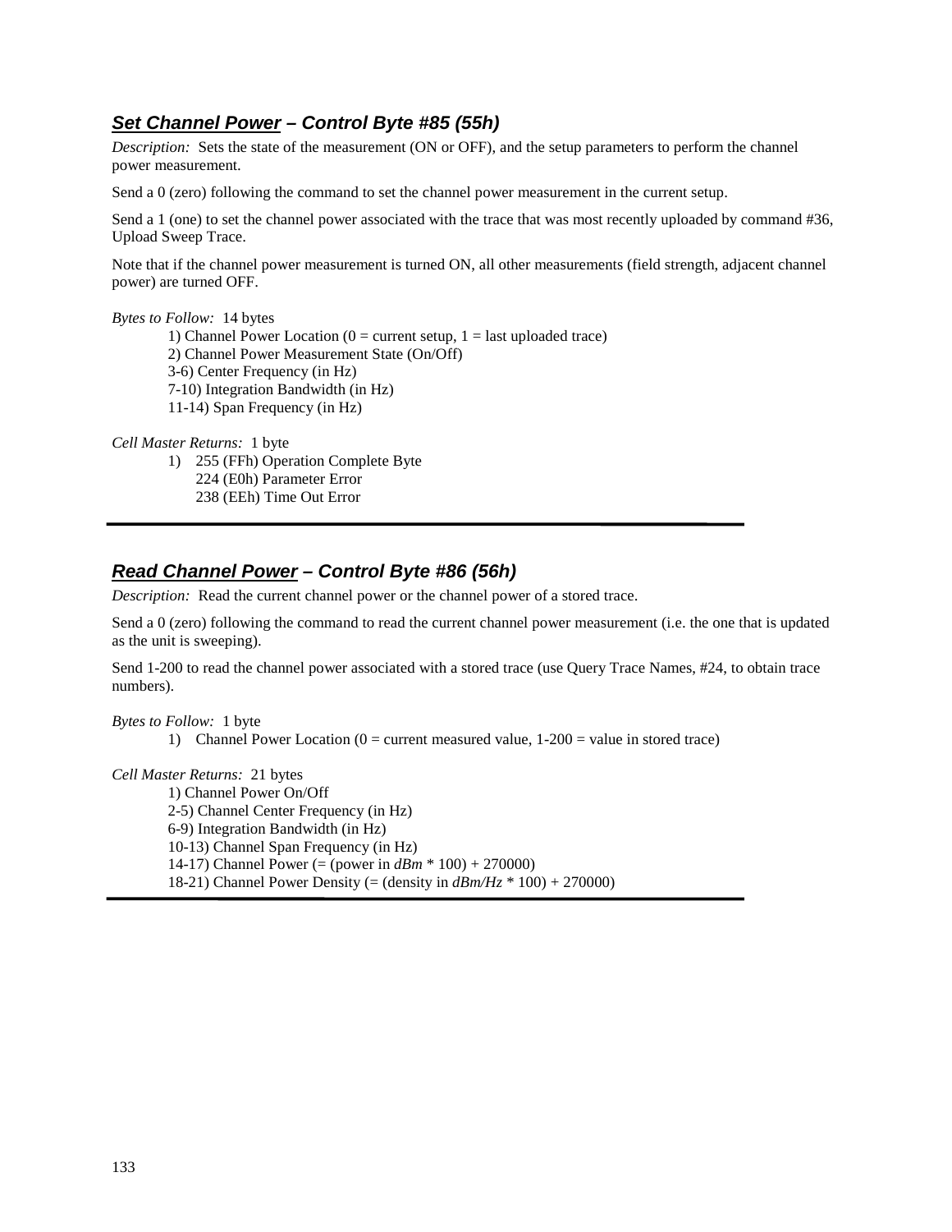### ***Set Channel Power*** *– Control Byte #85 (55h)*

*Description:* Sets the state of the measurement (ON or OFF), and the setup parameters to perform the channel power measurement.

Send a 0 (zero) following the command to set the channel power measurement in the current setup.

Send a 1 (one) to set the channel power associated with the trace that was most recently uploaded by command #36, Upload Sweep Trace.

Note that if the channel power measurement is turned ON, all other measurements (field strength, adjacent channel power) are turned OFF.

*Bytes to Follow:* 14 bytes

1) Channel Power Location (0 = current setup, 1 = last uploaded trace)
2) Channel Power Measurement State (On/Off)
3-6) Center Frequency (in Hz)
7-10) Integration Bandwidth (in Hz)
11-14) Span Frequency (in Hz)

*Cell Master Returns:* 1 byte

1) 255 (FFh) Operation Complete Byte
   224 (E0h) Parameter Error
   238 (EEh) Time Out Error

---

### ***Read Channel Power*** *– Control Byte #86 (56h)*

*Description:* Read the current channel power or the channel power of a stored trace.

Send a 0 (zero) following the command to read the current channel power measurement (i.e. the one that is updated as the unit is sweeping).

Send 1-200 to read the channel power associated with a stored trace (use Query Trace Names, #24, to obtain trace numbers).

*Bytes to Follow:* 1 byte

1) Channel Power Location (0 = current measured value, 1-200 = value in stored trace)

*Cell Master Returns:* 21 bytes

1) Channel Power On/Off
2-5) Channel Center Frequency (in Hz)
6-9) Integration Bandwidth (in Hz)
10-13) Channel Span Frequency (in Hz)
14-17) Channel Power (= (power in *dBm* * 100) + 270000)
18-21) Channel Power Density (= (density in *dBm/Hz* * 100) + 270000)

---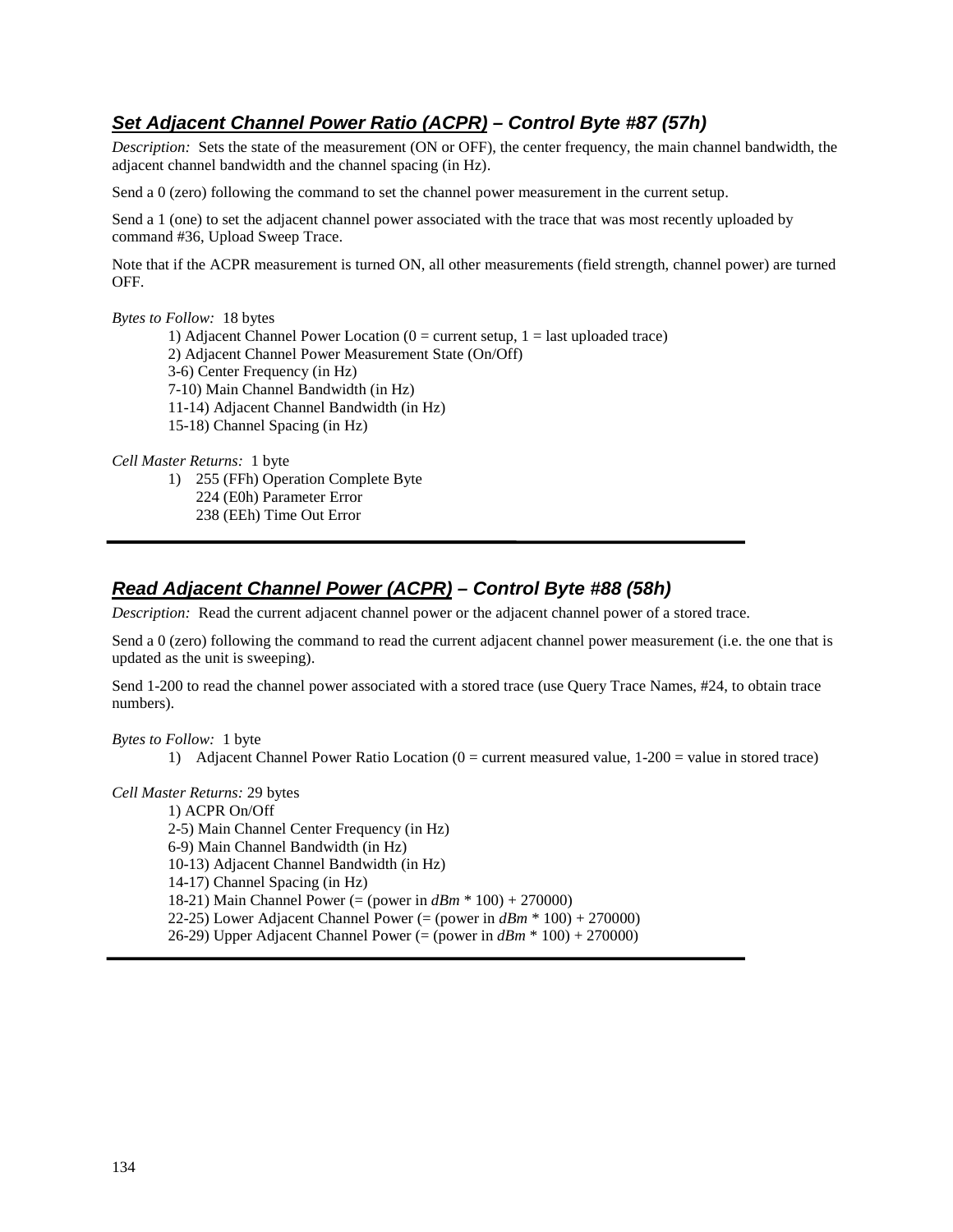### ***Set Adjacent Channel Power Ratio (ACPR) – Control Byte #87 (57h)***

*Description:* Sets the state of the measurement (ON or OFF), the center frequency, the main channel bandwidth, the adjacent channel bandwidth and the channel spacing (in Hz).

Send a 0 (zero) following the command to set the channel power measurement in the current setup.

Send a 1 (one) to set the adjacent channel power associated with the trace that was most recently uploaded by command #36, Upload Sweep Trace.

Note that if the ACPR measurement is turned ON, all other measurements (field strength, channel power) are turned OFF.

*Bytes to Follow:* 18 bytes

1) Adjacent Channel Power Location (0 = current setup, 1 = last uploaded trace)
2) Adjacent Channel Power Measurement State (On/Off)
3-6) Center Frequency (in Hz)
7-10) Main Channel Bandwidth (in Hz)
11-14) Adjacent Channel Bandwidth (in Hz)
15-18) Channel Spacing (in Hz)

*Cell Master Returns:* 1 byte

1) 255 (FFh) Operation Complete Byte
 224 (E0h) Parameter Error
 238 (EEh) Time Out Error

---

### ***Read Adjacent Channel Power (ACPR) – Control Byte #88 (58h)***

*Description:* Read the current adjacent channel power or the adjacent channel power of a stored trace.

Send a 0 (zero) following the command to read the current adjacent channel power measurement (i.e. the one that is updated as the unit is sweeping).

Send 1-200 to read the channel power associated with a stored trace (use Query Trace Names, #24, to obtain trace numbers).

*Bytes to Follow:* 1 byte

1) Adjacent Channel Power Ratio Location (0 = current measured value, 1-200 = value in stored trace)

*Cell Master Returns:* 29 bytes

1) ACPR On/Off
2-5) Main Channel Center Frequency (in Hz)
6-9) Main Channel Bandwidth (in Hz)
10-13) Adjacent Channel Bandwidth (in Hz)
14-17) Channel Spacing (in Hz)
18-21) Main Channel Power (= (power in *dBm* * 100) + 270000)
22-25) Lower Adjacent Channel Power (= (power in *dBm* * 100) + 270000)
26-29) Upper Adjacent Channel Power (= (power in *dBm* * 100) + 270000)

---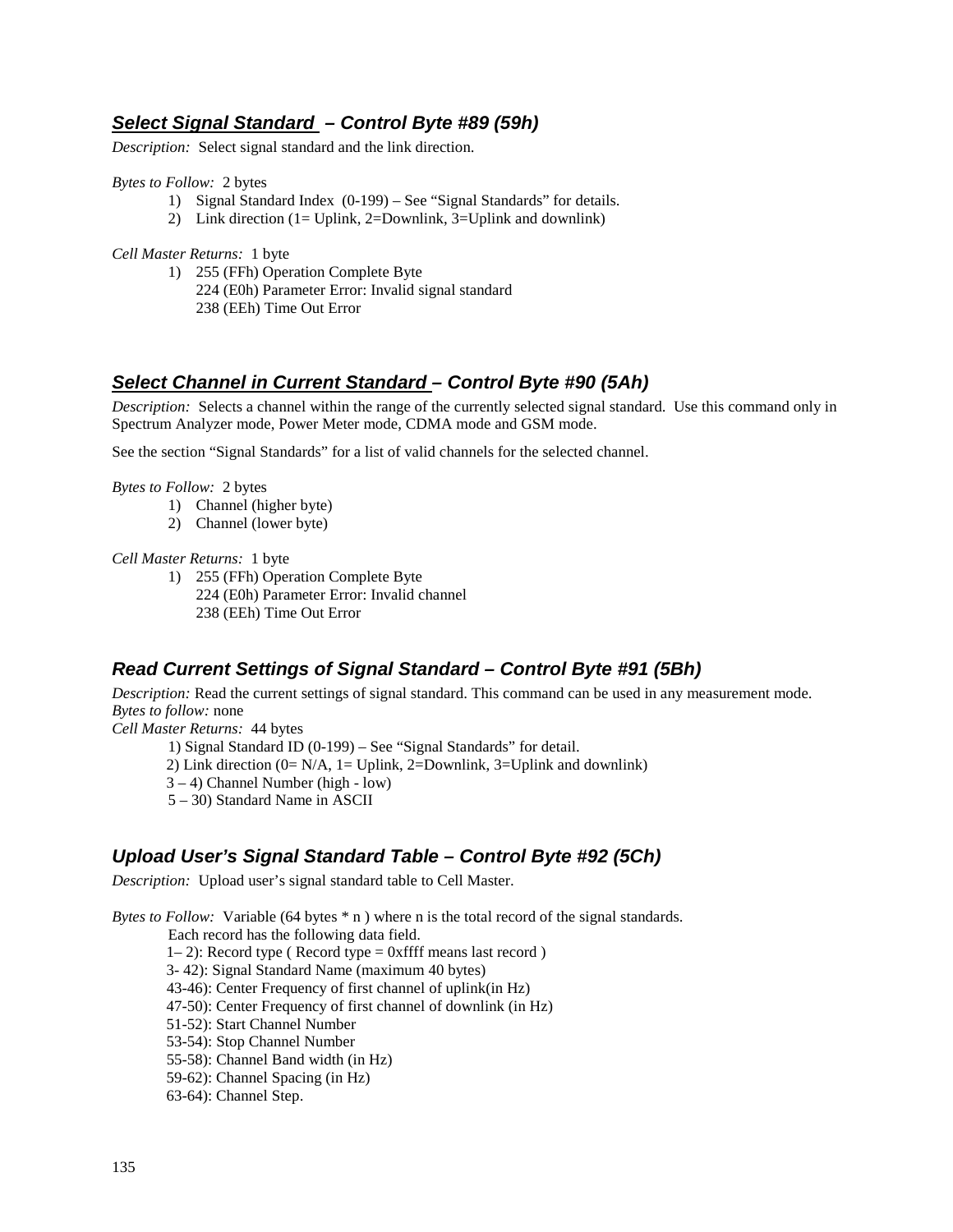## ***Select Signal Standard – Control Byte #89 (59h)***

*Description:* Select signal standard and the link direction.

*Bytes to Follow:* 2 bytes

1) Signal Standard Index (0-199) – See "Signal Standards" for details.
2) Link direction (1= Uplink, 2=Downlink, 3=Uplink and downlink)

*Cell Master Returns:* 1 byte

1) 255 (FFh) Operation Complete Byte
   224 (E0h) Parameter Error: Invalid signal standard
   238 (EEh) Time Out Error

## ***Select Channel in Current Standard – Control Byte #90 (5Ah)***

*Description:* Selects a channel within the range of the currently selected signal standard. Use this command only in Spectrum Analyzer mode, Power Meter mode, CDMA mode and GSM mode.

See the section "Signal Standards" for a list of valid channels for the selected channel.

*Bytes to Follow:* 2 bytes

1) Channel (higher byte)
2) Channel (lower byte)

*Cell Master Returns:* 1 byte

1) 255 (FFh) Operation Complete Byte
   224 (E0h) Parameter Error: Invalid channel
   238 (EEh) Time Out Error

## ***Read Current Settings of Signal Standard – Control Byte #91 (5Bh)***

*Description:* Read the current settings of signal standard. This command can be used in any measurement mode.
*Bytes to follow:* none
*Cell Master Returns:* 44 bytes

1) Signal Standard ID (0-199) – See "Signal Standards" for detail.
2) Link direction (0= N/A, 1= Uplink, 2=Downlink, 3=Uplink and downlink)
3 – 4) Channel Number (high - low)
5 – 30) Standard Name in ASCII

## ***Upload User's Signal Standard Table – Control Byte #92 (5Ch)***

*Description:* Upload user's signal standard table to Cell Master.

*Bytes to Follow:* Variable (64 bytes * n ) where n is the total record of the signal standards.
Each record has the following data field.

1– 2): Record type ( Record type = 0xffff means last record )
3- 42): Signal Standard Name (maximum 40 bytes)
43-46): Center Frequency of first channel of uplink(in Hz)
47-50): Center Frequency of first channel of downlink (in Hz)
51-52): Start Channel Number
53-54): Stop Channel Number
55-58): Channel Band width (in Hz)
59-62): Channel Spacing (in Hz)
63-64): Channel Step.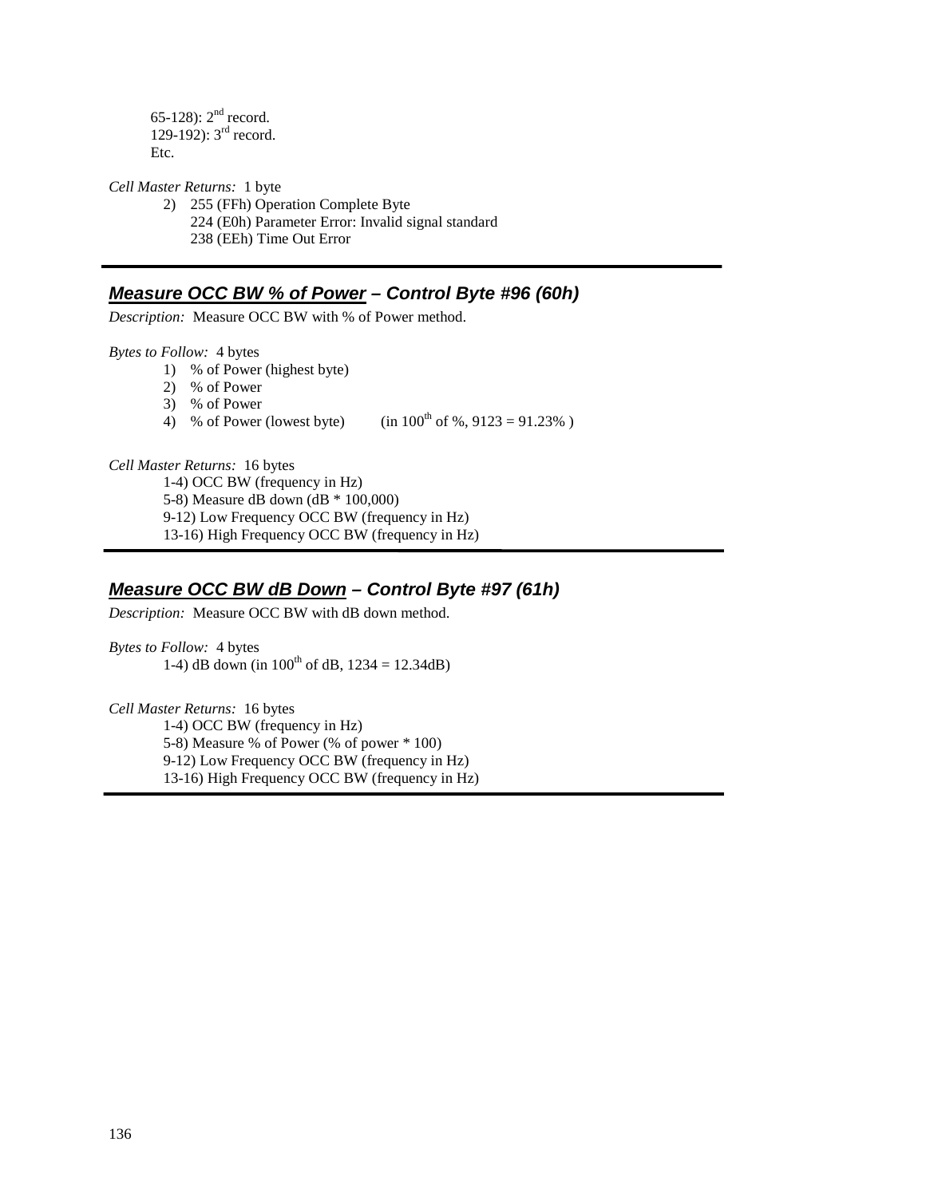65-128): 2nd record.
129-192): 3rd record.
Etc.

*Cell Master Returns:* 1 byte

2) 255 (FFh) Operation Complete Byte
   224 (E0h) Parameter Error: Invalid signal standard
   238 (EEh) Time Out Error

---

## ***Measure OCC BW % of Power*** *– Control Byte #96 (60h)*

*Description:* Measure OCC BW with % of Power method.

*Bytes to Follow:* 4 bytes

1) % of Power (highest byte)
2) % of Power
3) % of Power
4) % of Power (lowest byte) (in 100th of %, 9123 = 91.23% )

*Cell Master Returns:* 16 bytes

1-4) OCC BW (frequency in Hz)
5-8) Measure dB down (dB * 100,000)
9-12) Low Frequency OCC BW (frequency in Hz)
13-16) High Frequency OCC BW (frequency in Hz)

---

## ***Measure OCC BW dB Down*** *– Control Byte #97 (61h)*

*Description:* Measure OCC BW with dB down method.

*Bytes to Follow:* 4 bytes

1-4) dB down (in 100th of dB, 1234 = 12.34dB)

*Cell Master Returns:* 16 bytes

1-4) OCC BW (frequency in Hz)
5-8) Measure % of Power (% of power * 100)
9-12) Low Frequency OCC BW (frequency in Hz)
13-16) High Frequency OCC BW (frequency in Hz)

---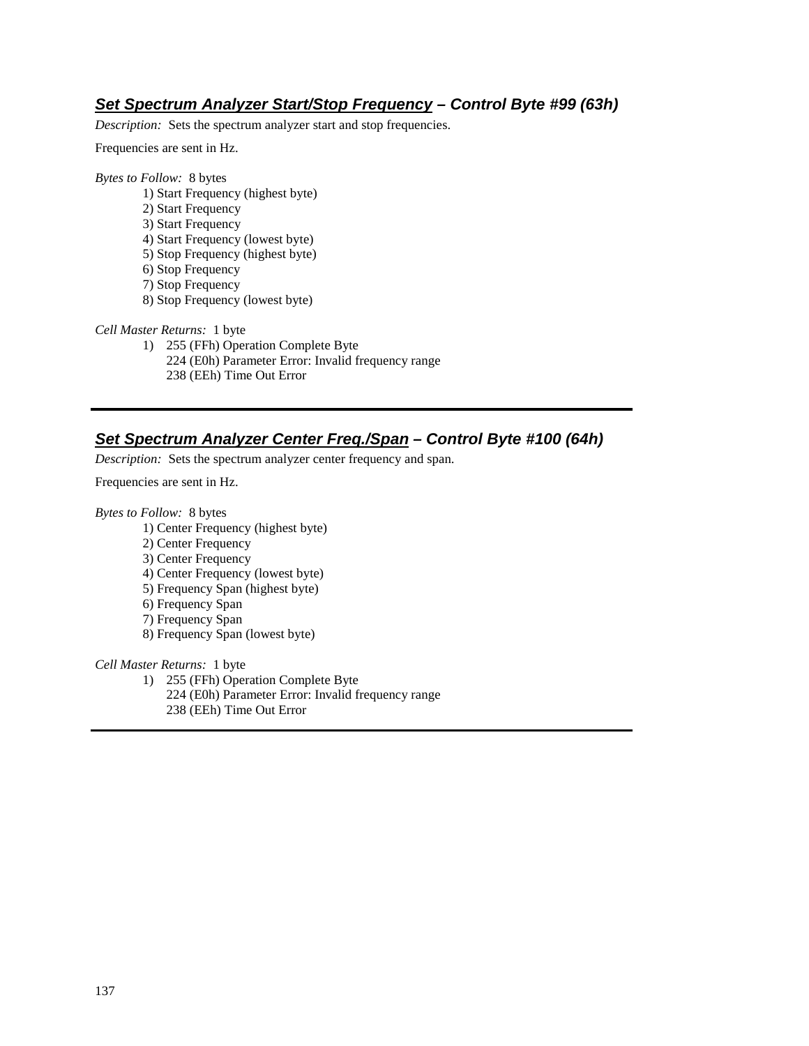### ***Set Spectrum Analyzer Start/Stop Frequency*** *– Control Byte #99 (63h)*

*Description:* Sets the spectrum analyzer start and stop frequencies.

Frequencies are sent in Hz.

*Bytes to Follow:* 8 bytes

1) Start Frequency (highest byte)
2) Start Frequency
3) Start Frequency
4) Start Frequency (lowest byte)
5) Stop Frequency (highest byte)
6) Stop Frequency
7) Stop Frequency
8) Stop Frequency (lowest byte)

*Cell Master Returns:* 1 byte

1) 255 (FFh) Operation Complete Byte
   224 (E0h) Parameter Error: Invalid frequency range
   238 (EEh) Time Out Error

---

### ***Set Spectrum Analyzer Center Freq./Span*** *– Control Byte #100 (64h)*

*Description:* Sets the spectrum analyzer center frequency and span.

Frequencies are sent in Hz.

*Bytes to Follow:* 8 bytes

1) Center Frequency (highest byte)
2) Center Frequency
3) Center Frequency
4) Center Frequency (lowest byte)
5) Frequency Span (highest byte)
6) Frequency Span
7) Frequency Span
8) Frequency Span (lowest byte)

*Cell Master Returns:* 1 byte

1) 255 (FFh) Operation Complete Byte
   224 (E0h) Parameter Error: Invalid frequency range
   238 (EEh) Time Out Error

---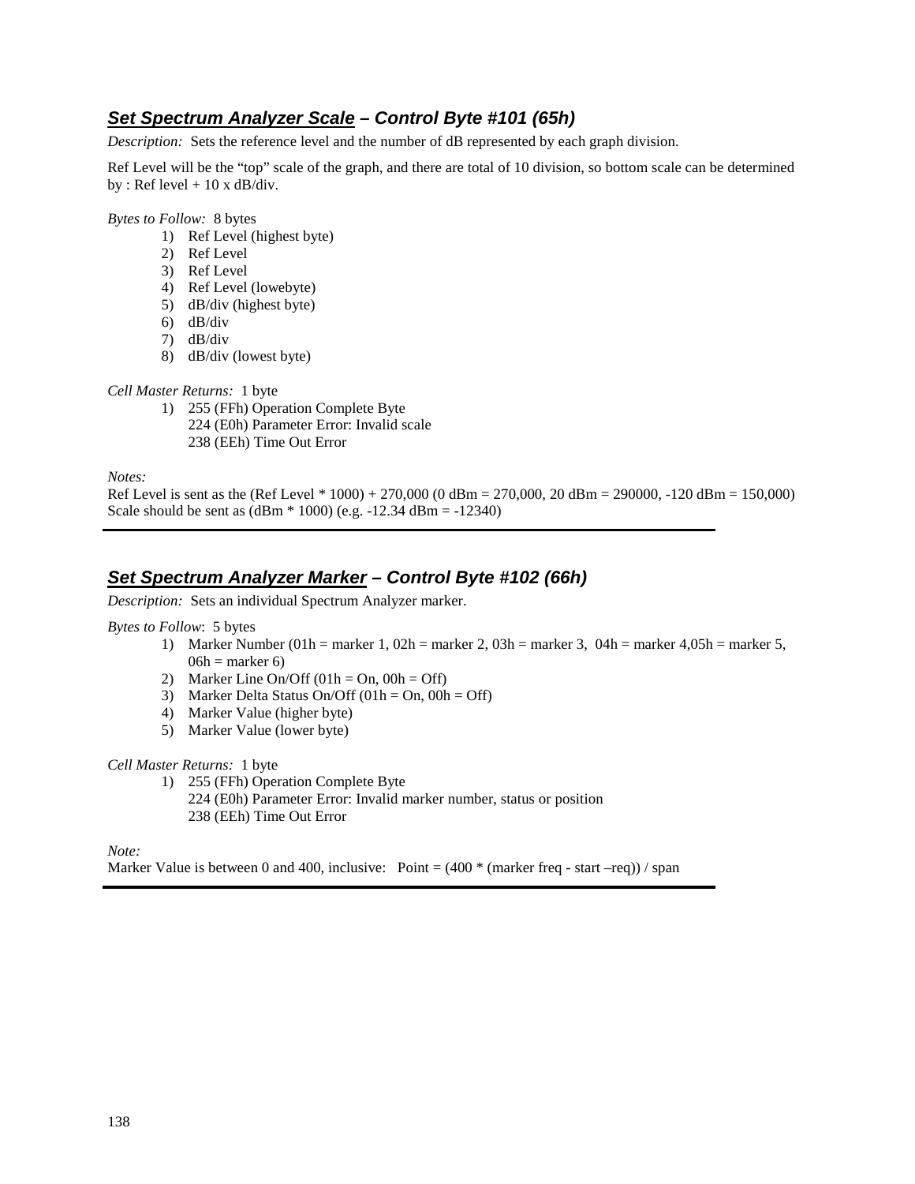## ***Set Spectrum Analyzer Scale** – Control Byte #101 (65h)*

*Description:* Sets the reference level and the number of dB represented by each graph division.

Ref Level will be the "top" scale of the graph, and there are total of 10 division, so bottom scale can be determined by : Ref level + 10 x dB/div.

*Bytes to Follow:* 8 bytes

1) Ref Level (highest byte)
2) Ref Level
3) Ref Level
4) Ref Level (lowebyte)
5) dB/div (highest byte)
6) dB/div
7) dB/div
8) dB/div (lowest byte)

*Cell Master Returns:* 1 byte

1) 255 (FFh) Operation Complete Byte
   224 (E0h) Parameter Error: Invalid scale
   238 (EEh) Time Out Error

*Notes:*

Ref Level is sent as the (Ref Level * 1000) + 270,000 (0 dBm = 270,000, 20 dBm = 290000, -120 dBm = 150,000)
Scale should be sent as (dBm * 1000) (e.g. -12.34 dBm = -12340)

---

## ***Set Spectrum Analyzer Marker** – Control Byte #102 (66h)*

*Description:* Sets an individual Spectrum Analyzer marker.

*Bytes to Follow*: 5 bytes

1) Marker Number (01h = marker 1, 02h = marker 2, 03h = marker 3, 04h = marker 4,05h = marker 5, 06h = marker 6)
2) Marker Line On/Off (01h = On, 00h = Off)
3) Marker Delta Status On/Off (01h = On, 00h = Off)
4) Marker Value (higher byte)
5) Marker Value (lower byte)

*Cell Master Returns:* 1 byte

1) 255 (FFh) Operation Complete Byte
   224 (E0h) Parameter Error: Invalid marker number, status or position
   238 (EEh) Time Out Error

*Note:*

Marker Value is between 0 and 400, inclusive: Point = (400 * (marker freq - start –req)) / span

---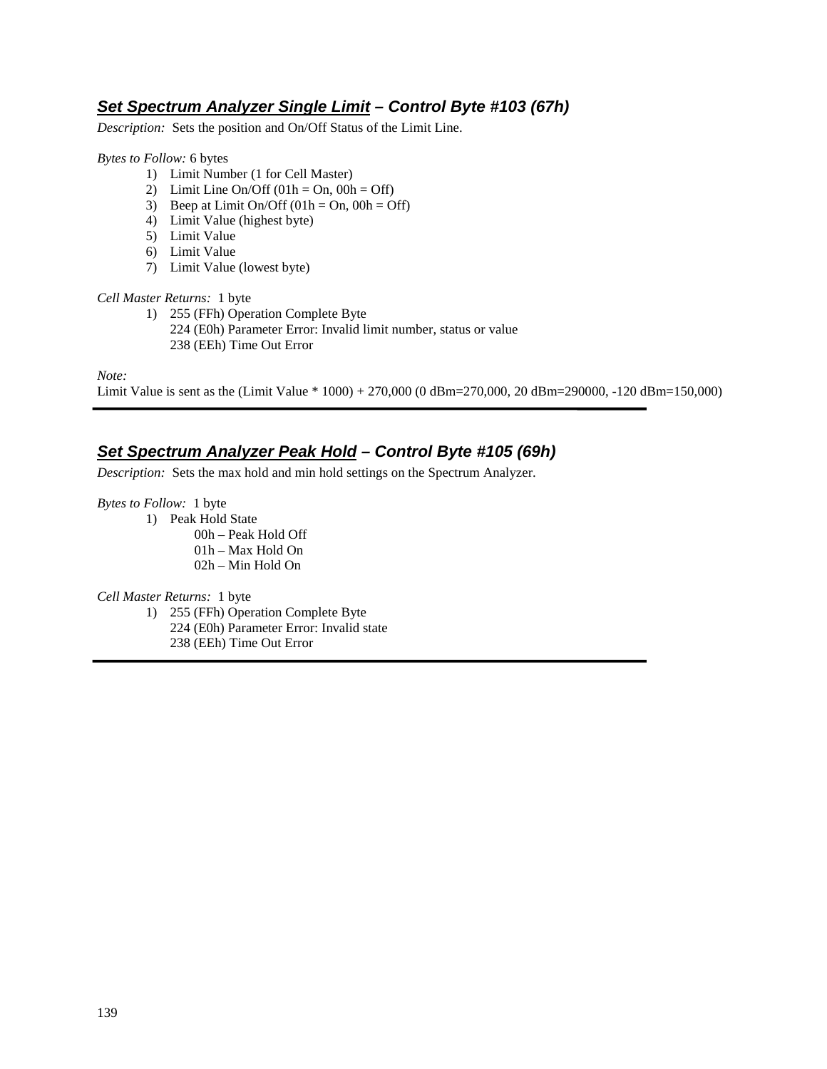### ***Set Spectrum Analyzer Single Limit – Control Byte #103 (67h)***

*Description:* Sets the position and On/Off Status of the Limit Line.

*Bytes to Follow:* 6 bytes

1) Limit Number (1 for Cell Master)
2) Limit Line On/Off (01h = On, 00h = Off)
3) Beep at Limit On/Off (01h = On, 00h = Off)
4) Limit Value (highest byte)
5) Limit Value
6) Limit Value
7) Limit Value (lowest byte)

*Cell Master Returns:* 1 byte

1) 255 (FFh) Operation Complete Byte
   224 (E0h) Parameter Error: Invalid limit number, status or value
   238 (EEh) Time Out Error

*Note:*
Limit Value is sent as the (Limit Value * 1000) + 270,000 (0 dBm=270,000, 20 dBm=290000, -120 dBm=150,000)

---

### ***Set Spectrum Analyzer Peak Hold – Control Byte #105 (69h)***

*Description:* Sets the max hold and min hold settings on the Spectrum Analyzer.

*Bytes to Follow:* 1 byte

1) Peak Hold State
   00h – Peak Hold Off
   01h – Max Hold On
   02h – Min Hold On

*Cell Master Returns:* 1 byte

1) 255 (FFh) Operation Complete Byte
   224 (E0h) Parameter Error: Invalid state
   238 (EEh) Time Out Error

---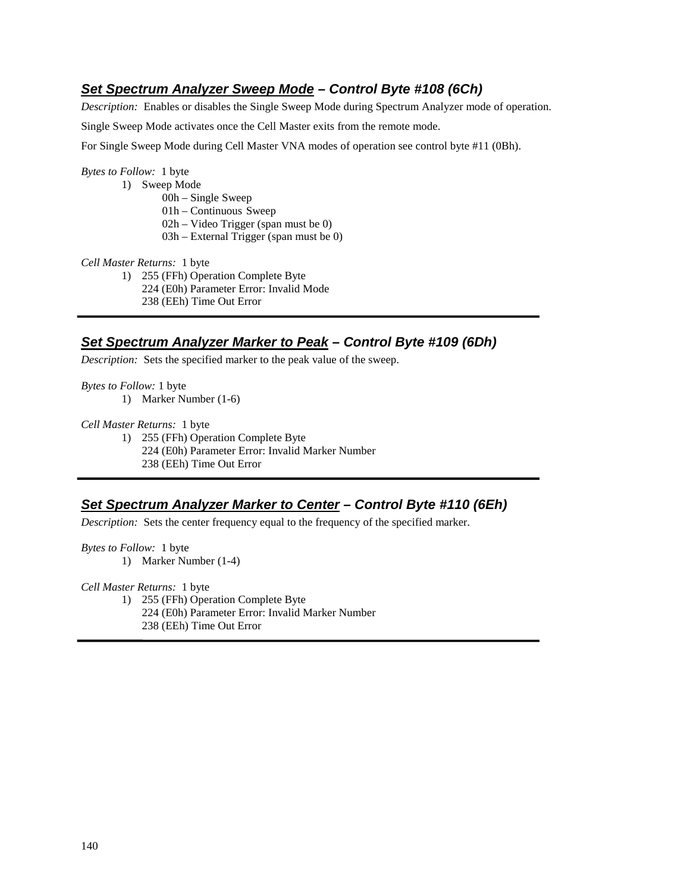## ***Set Spectrum Analyzer Sweep Mode*** *– Control Byte #108 (6Ch)*

*Description:* Enables or disables the Single Sweep Mode during Spectrum Analyzer mode of operation.

Single Sweep Mode activates once the Cell Master exits from the remote mode.

For Single Sweep Mode during Cell Master VNA modes of operation see control byte #11 (0Bh).

*Bytes to Follow:* 1 byte

1) Sweep Mode
   - 00h – Single Sweep
   - 01h – Continuous Sweep
   - 02h – Video Trigger (span must be 0)
   - 03h – External Trigger (span must be 0)

*Cell Master Returns:* 1 byte

1) 255 (FFh) Operation Complete Byte
   224 (E0h) Parameter Error: Invalid Mode
   238 (EEh) Time Out Error

---

## ***Set Spectrum Analyzer Marker to Peak*** *– Control Byte #109 (6Dh)*

*Description:* Sets the specified marker to the peak value of the sweep.

*Bytes to Follow:* 1 byte

1) Marker Number (1-6)

*Cell Master Returns:* 1 byte

1) 255 (FFh) Operation Complete Byte
   224 (E0h) Parameter Error: Invalid Marker Number
   238 (EEh) Time Out Error

---

## ***Set Spectrum Analyzer Marker to Center*** *– Control Byte #110 (6Eh)*

*Description:* Sets the center frequency equal to the frequency of the specified marker.

*Bytes to Follow:* 1 byte

1) Marker Number (1-4)

*Cell Master Returns:* 1 byte

1) 255 (FFh) Operation Complete Byte
   224 (E0h) Parameter Error: Invalid Marker Number
   238 (EEh) Time Out Error

---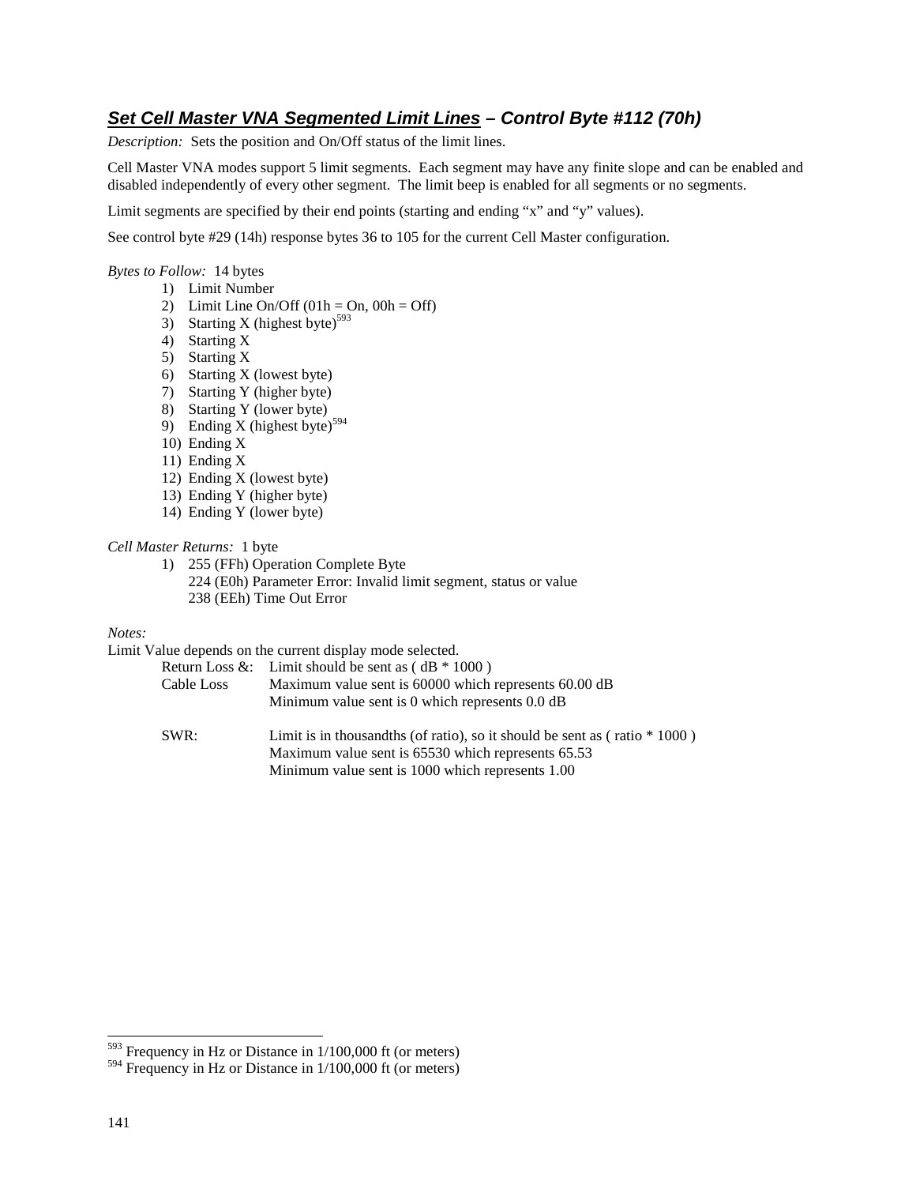## ***Set Cell Master VNA Segmented Limit Lines** – Control Byte #112 (70h)*

*Description:* Sets the position and On/Off status of the limit lines.

Cell Master VNA modes support 5 limit segments. Each segment may have any finite slope and can be enabled and disabled independently of every other segment. The limit beep is enabled for all segments or no segments.

Limit segments are specified by their end points (starting and ending "x" and "y" values).

See control byte #29 (14h) response bytes 36 to 105 for the current Cell Master configuration.

*Bytes to Follow:* 14 bytes

1) Limit Number
2) Limit Line On/Off (01h = On, 00h = Off)
3) Starting X (highest byte)[593]
4) Starting X
5) Starting X
6) Starting X (lowest byte)
7) Starting Y (higher byte)
8) Starting Y (lower byte)
9) Ending X (highest byte)[594]
10) Ending X
11) Ending X
12) Ending X (lowest byte)
13) Ending Y (higher byte)
14) Ending Y (lower byte)

*Cell Master Returns:* 1 byte

1) 255 (FFh) Operation Complete Byte
   224 (E0h) Parameter Error: Invalid limit segment, status or value
   238 (EEh) Time Out Error

*Notes:*

Limit Value depends on the current display mode selected.

| | |
|---|---|
| Return Loss &: Cable Loss | Limit should be sent as ( dB * 1000 )<br>Maximum value sent is 60000 which represents 60.00 dB<br>Minimum value sent is 0 which represents 0.0 dB |
| SWR: | Limit is in thousandths (of ratio), so it should be sent as ( ratio * 1000 )<br>Maximum value sent is 65530 which represents 65.53<br>Minimum value sent is 1000 which represents 1.00 |

---

[593] Frequency in Hz or Distance in 1/100,000 ft (or meters)

[594] Frequency in Hz or Distance in 1/100,000 ft (or meters)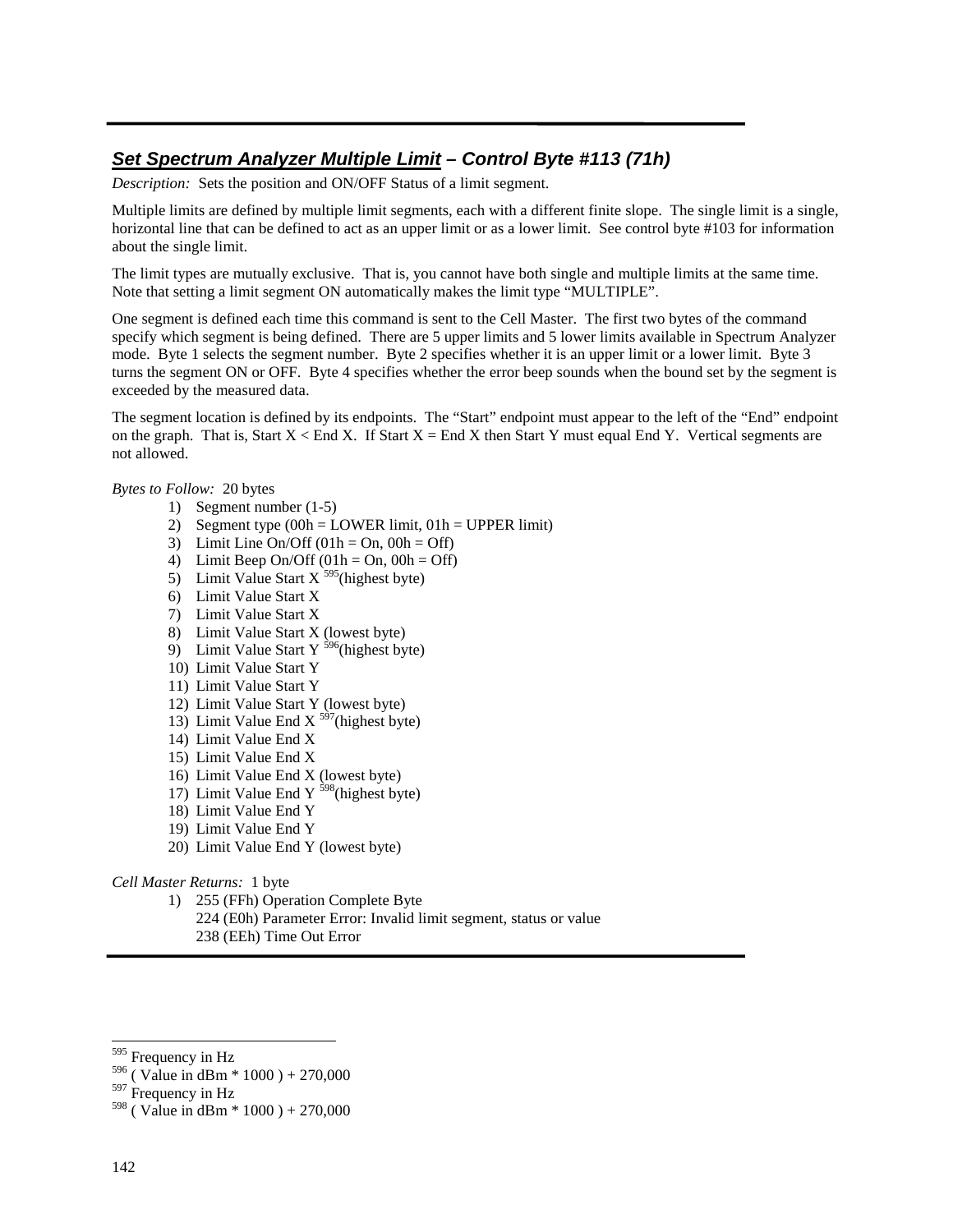## ***Set Spectrum Analyzer Multiple Limit – Control Byte #113 (71h)***

*Description:* Sets the position and ON/OFF Status of a limit segment.

Multiple limits are defined by multiple limit segments, each with a different finite slope. The single limit is a single, horizontal line that can be defined to act as an upper limit or as a lower limit. See control byte #103 for information about the single limit.

The limit types are mutually exclusive. That is, you cannot have both single and multiple limits at the same time. Note that setting a limit segment ON automatically makes the limit type "MULTIPLE".

One segment is defined each time this command is sent to the Cell Master. The first two bytes of the command specify which segment is being defined. There are 5 upper limits and 5 lower limits available in Spectrum Analyzer mode. Byte 1 selects the segment number. Byte 2 specifies whether it is an upper limit or a lower limit. Byte 3 turns the segment ON or OFF. Byte 4 specifies whether the error beep sounds when the bound set by the segment is exceeded by the measured data.

The segment location is defined by its endpoints. The "Start" endpoint must appear to the left of the "End" endpoint on the graph. That is, Start X < End X. If Start X = End X then Start Y must equal End Y. Vertical segments are not allowed.

*Bytes to Follow:* 20 bytes

1) Segment number (1-5)
2) Segment type (00h = LOWER limit, 01h = UPPER limit)
3) Limit Line On/Off (01h = On, 00h = Off)
4) Limit Beep On/Off (01h = On, 00h = Off)
5) Limit Value Start X [595](highest byte)
6) Limit Value Start X
7) Limit Value Start X
8) Limit Value Start X (lowest byte)
9) Limit Value Start Y [596](highest byte)
10) Limit Value Start Y
11) Limit Value Start Y
12) Limit Value Start Y (lowest byte)
13) Limit Value End X [597](highest byte)
14) Limit Value End X
15) Limit Value End X
16) Limit Value End X (lowest byte)
17) Limit Value End Y [598](highest byte)
18) Limit Value End Y
19) Limit Value End Y
20) Limit Value End Y (lowest byte)

*Cell Master Returns:* 1 byte

1) 255 (FFh) Operation Complete Byte
   224 (E0h) Parameter Error: Invalid limit segment, status or value
   238 (EEh) Time Out Error

---

[595] Frequency in Hz
[596] ( Value in dBm * 1000 ) + 270,000
[597] Frequency in Hz
[598] ( Value in dBm * 1000 ) + 270,000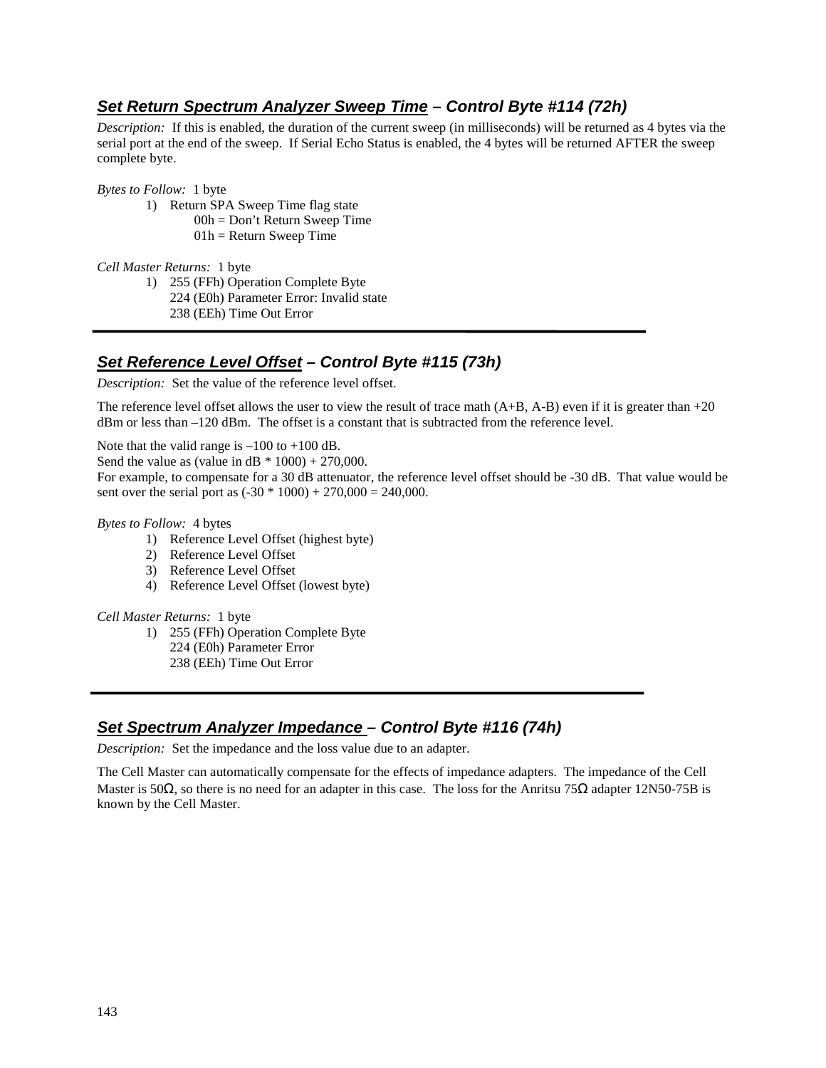## ***Set Return Spectrum Analyzer Sweep Time*** *– Control Byte #114 (72h)*

*Description:* If this is enabled, the duration of the current sweep (in milliseconds) will be returned as 4 bytes via the serial port at the end of the sweep. If Serial Echo Status is enabled, the 4 bytes will be returned AFTER the sweep complete byte.

*Bytes to Follow:* 1 byte

1) Return SPA Sweep Time flag state
   00h = Don't Return Sweep Time
   01h = Return Sweep Time

*Cell Master Returns:* 1 byte

1) 255 (FFh) Operation Complete Byte
   224 (E0h) Parameter Error: Invalid state
   238 (EEh) Time Out Error

---

## ***Set Reference Level Offset*** *– Control Byte #115 (73h)*

*Description:* Set the value of the reference level offset.

The reference level offset allows the user to view the result of trace math (A+B, A-B) even if it is greater than +20 dBm or less than –120 dBm. The offset is a constant that is subtracted from the reference level.

Note that the valid range is –100 to +100 dB.
Send the value as (value in dB * 1000) + 270,000.
For example, to compensate for a 30 dB attenuator, the reference level offset should be -30 dB. That value would be sent over the serial port as (-30 * 1000) + 270,000 = 240,000.

*Bytes to Follow:* 4 bytes

1) Reference Level Offset (highest byte)
2) Reference Level Offset
3) Reference Level Offset
4) Reference Level Offset (lowest byte)

*Cell Master Returns:* 1 byte

1) 255 (FFh) Operation Complete Byte
   224 (E0h) Parameter Error
   238 (EEh) Time Out Error

---

## ***Set Spectrum Analyzer Impedance*** *– Control Byte #116 (74h)*

*Description:* Set the impedance and the loss value due to an adapter.

The Cell Master can automatically compensate for the effects of impedance adapters. The impedance of the Cell Master is 50Ω, so there is no need for an adapter in this case. The loss for the Anritsu 75Ω adapter 12N50-75B is known by the Cell Master.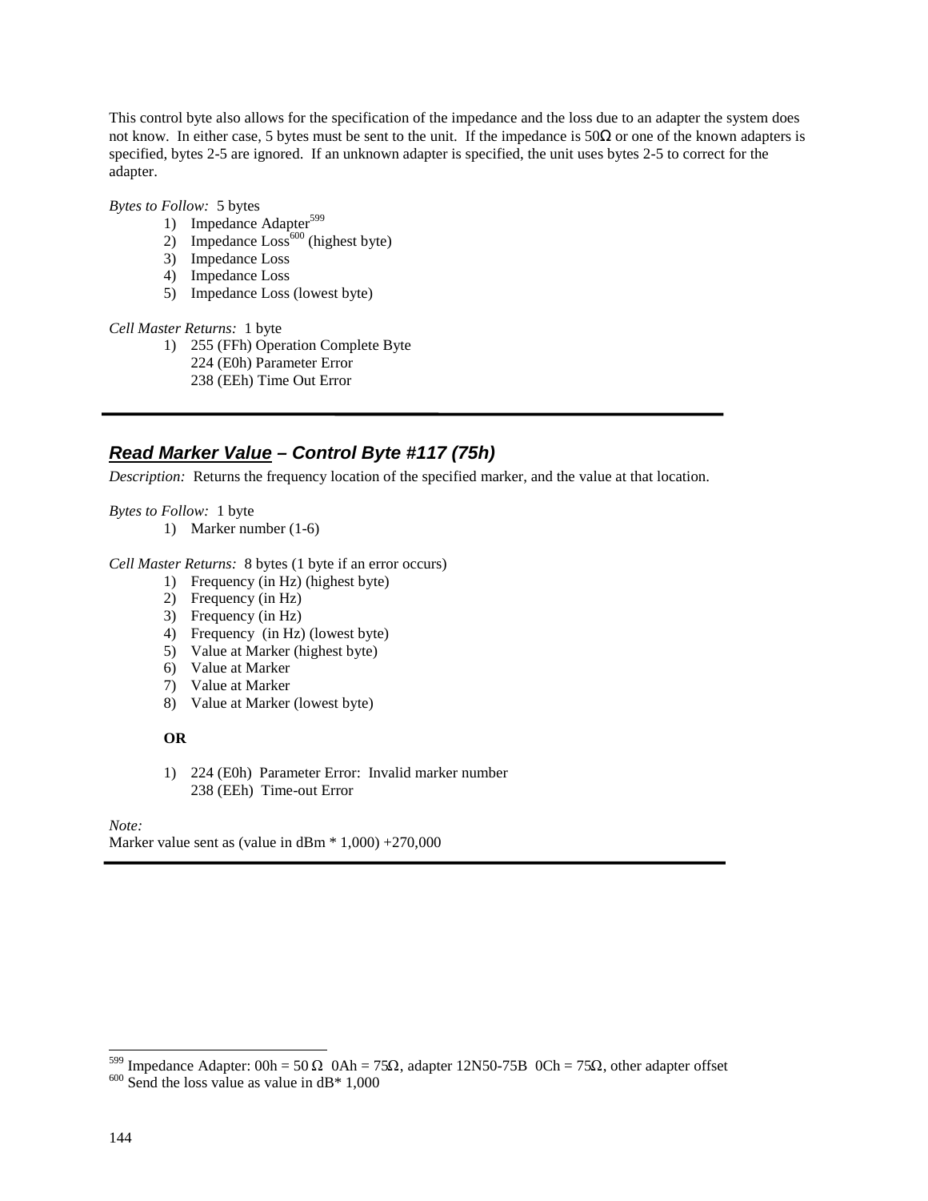This control byte also allows for the specification of the impedance and the loss due to an adapter the system does not know. In either case, 5 bytes must be sent to the unit. If the impedance is 50Ω or one of the known adapters is specified, bytes 2-5 are ignored. If an unknown adapter is specified, the unit uses bytes 2-5 to correct for the adapter.

*Bytes to Follow:* 5 bytes

1) Impedance Adapter[599]
2) Impedance Loss[600] (highest byte)
3) Impedance Loss
4) Impedance Loss
5) Impedance Loss (lowest byte)

*Cell Master Returns:* 1 byte

1) 255 (FFh) Operation Complete Byte
   224 (E0h) Parameter Error
   238 (EEh) Time Out Error

---

## ***Read Marker Value*** *– Control Byte #117 (75h)*

*Description:* Returns the frequency location of the specified marker, and the value at that location.

*Bytes to Follow:* 1 byte

1) Marker number (1-6)

*Cell Master Returns:* 8 bytes (1 byte if an error occurs)

1) Frequency (in Hz) (highest byte)
2) Frequency (in Hz)
3) Frequency (in Hz)
4) Frequency (in Hz) (lowest byte)
5) Value at Marker (highest byte)
6) Value at Marker
7) Value at Marker
8) Value at Marker (lowest byte)

**OR**

1) 224 (E0h) Parameter Error: Invalid marker number
   238 (EEh) Time-out Error

*Note:*
Marker value sent as (value in dBm * 1,000) +270,000

---

[599] Impedance Adapter: 00h = 50 Ω 0Ah = 75Ω, adapter 12N50-75B 0Ch = 75Ω, other adapter offset
[600] Send the loss value as value in dB* 1,000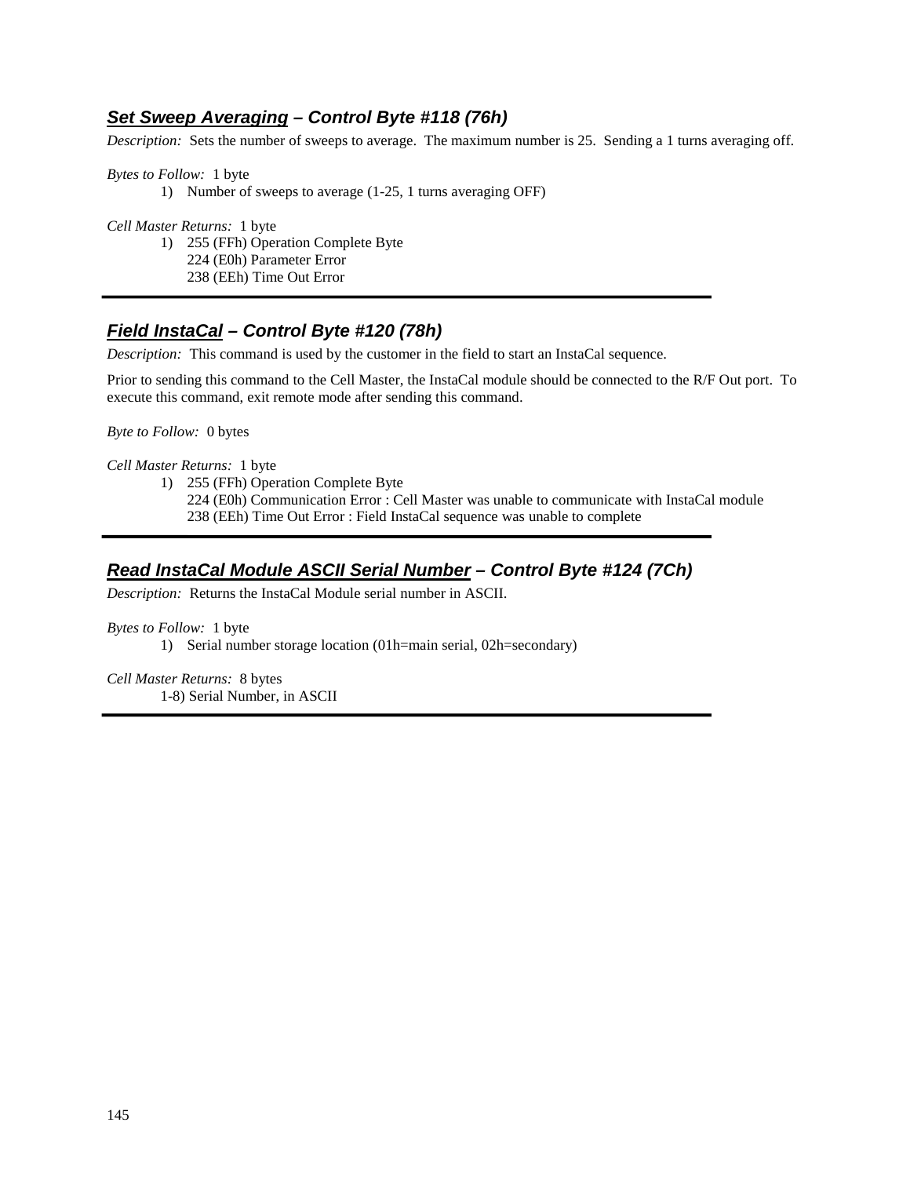### ***Set Sweep Averaging*** *– Control Byte #118 (76h)*

*Description:* Sets the number of sweeps to average. The maximum number is 25. Sending a 1 turns averaging off.

*Bytes to Follow:* 1 byte

1) Number of sweeps to average (1-25, 1 turns averaging OFF)

*Cell Master Returns:* 1 byte

1) 255 (FFh) Operation Complete Byte
   224 (E0h) Parameter Error
   238 (EEh) Time Out Error

---

### ***Field InstaCal*** *– Control Byte #120 (78h)*

*Description:* This command is used by the customer in the field to start an InstaCal sequence.

Prior to sending this command to the Cell Master, the InstaCal module should be connected to the R/F Out port. To execute this command, exit remote mode after sending this command.

*Byte to Follow:* 0 bytes

*Cell Master Returns:* 1 byte

1) 255 (FFh) Operation Complete Byte
   224 (E0h) Communication Error : Cell Master was unable to communicate with InstaCal module
   238 (EEh) Time Out Error : Field InstaCal sequence was unable to complete

---

### ***Read InstaCal Module ASCII Serial Number*** *– Control Byte #124 (7Ch)*

*Description:* Returns the InstaCal Module serial number in ASCII.

*Bytes to Follow:* 1 byte

1) Serial number storage location (01h=main serial, 02h=secondary)

*Cell Master Returns:* 8 bytes

1-8) Serial Number, in ASCII

---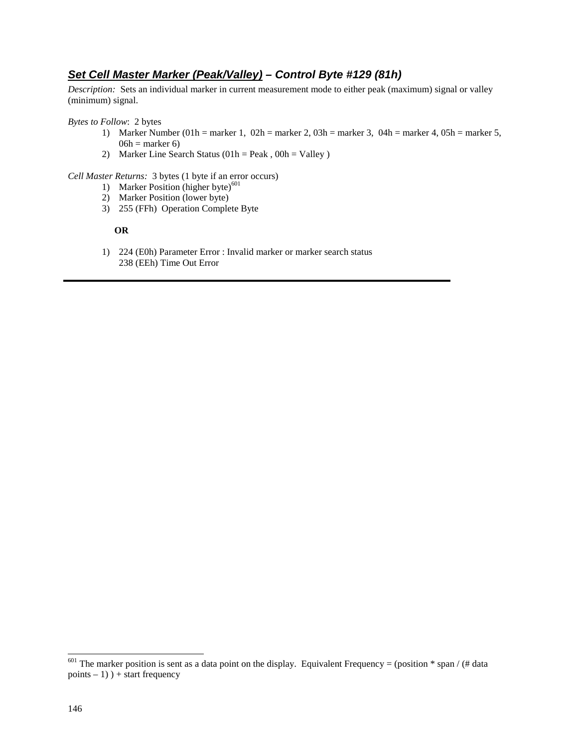## ***Set Cell Master Marker (Peak/Valley)** – Control Byte #129 (81h)*

*Description:* Sets an individual marker in current measurement mode to either peak (maximum) signal or valley (minimum) signal.

*Bytes to Follow*: 2 bytes

1) Marker Number (01h = marker 1, 02h = marker 2, 03h = marker 3, 04h = marker 4, 05h = marker 5, 06h = marker 6)
2) Marker Line Search Status (01h = Peak , 00h = Valley )

*Cell Master Returns:* 3 bytes (1 byte if an error occurs)

1) Marker Position (higher byte)[601]
2) Marker Position (lower byte)
3) 255 (FFh) Operation Complete Byte

**OR**

1) 224 (E0h) Parameter Error : Invalid marker or marker search status
   238 (EEh) Time Out Error

---

[601] The marker position is sent as a data point on the display. Equivalent Frequency = (position * span / (# data points – 1) ) + start frequency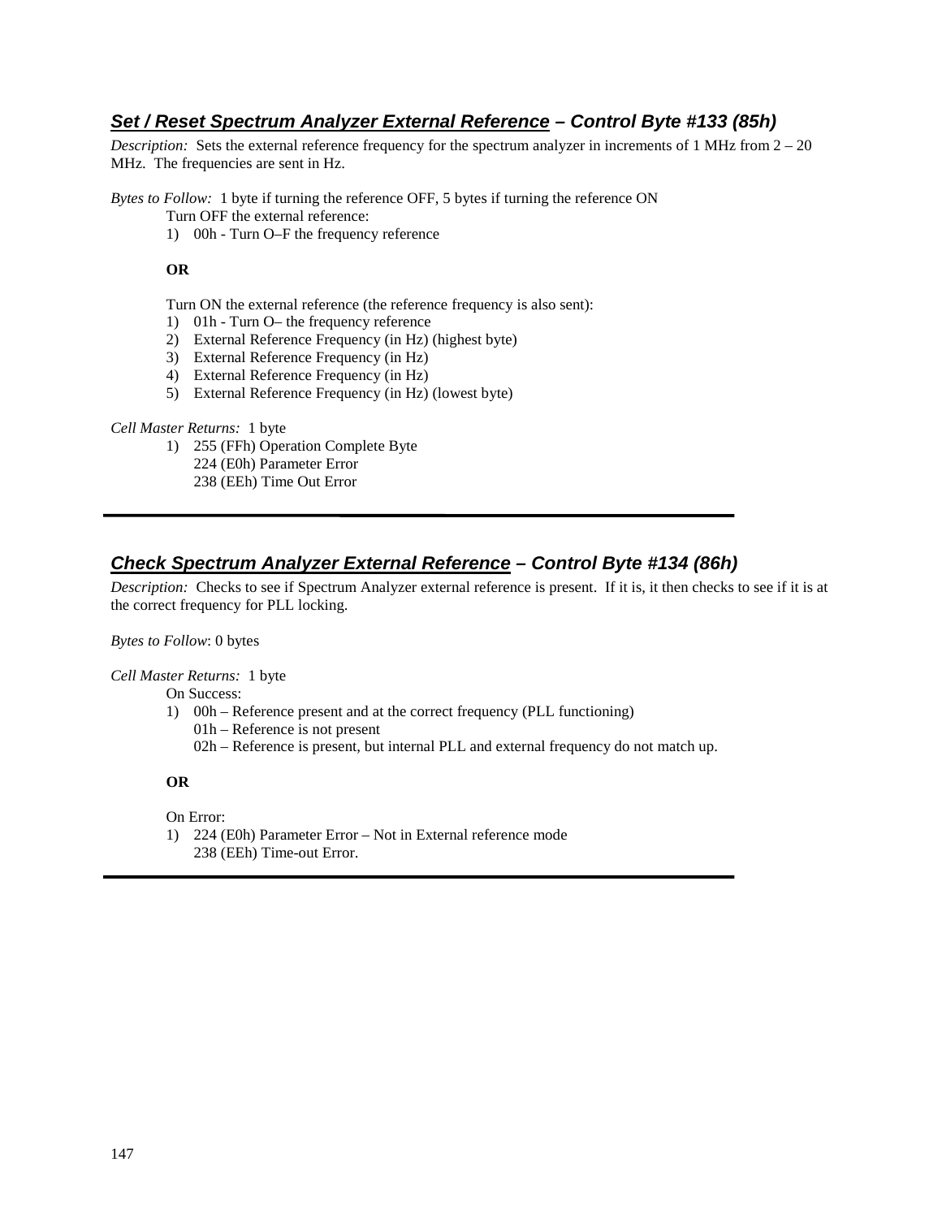## ***Set / Reset Spectrum Analyzer External Reference*** *– Control Byte #133 (85h)*

*Description:* Sets the external reference frequency for the spectrum analyzer in increments of 1 MHz from 2 – 20 MHz. The frequencies are sent in Hz.

*Bytes to Follow:* 1 byte if turning the reference OFF, 5 bytes if turning the reference ON

Turn OFF the external reference:

1) 00h - Turn O–F the frequency reference

**OR**

Turn ON the external reference (the reference frequency is also sent):

1) 01h - Turn O– the frequency reference
2) External Reference Frequency (in Hz) (highest byte)
3) External Reference Frequency (in Hz)
4) External Reference Frequency (in Hz)
5) External Reference Frequency (in Hz) (lowest byte)

*Cell Master Returns:* 1 byte

1) 255 (FFh) Operation Complete Byte
   224 (E0h) Parameter Error
   238 (EEh) Time Out Error

---

## ***Check Spectrum Analyzer External Reference*** *– Control Byte #134 (86h)*

*Description:* Checks to see if Spectrum Analyzer external reference is present. If it is, it then checks to see if it is at the correct frequency for PLL locking.

*Bytes to Follow*: 0 bytes

*Cell Master Returns:* 1 byte

On Success:

1) 00h – Reference present and at the correct frequency (PLL functioning)
   01h – Reference is not present
   02h – Reference is present, but internal PLL and external frequency do not match up.

**OR**

On Error:

1) 224 (E0h) Parameter Error – Not in External reference mode
   238 (EEh) Time-out Error.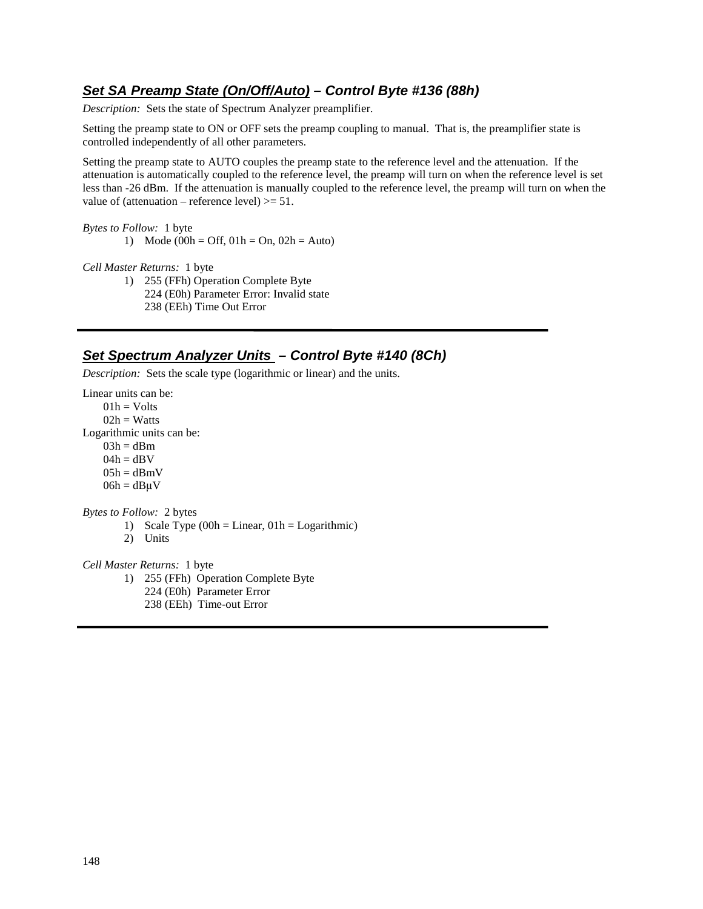### ***Set SA Preamp State (On/Off/Auto)*** *– Control Byte #136 (88h)*

*Description:* Sets the state of Spectrum Analyzer preamplifier.

Setting the preamp state to ON or OFF sets the preamp coupling to manual. That is, the preamplifier state is controlled independently of all other parameters.

Setting the preamp state to AUTO couples the preamp state to the reference level and the attenuation. If the attenuation is automatically coupled to the reference level, the preamp will turn on when the reference level is set less than -26 dBm. If the attenuation is manually coupled to the reference level, the preamp will turn on when the value of (attenuation – reference level) >= 51.

*Bytes to Follow:* 1 byte

1) Mode (00h = Off, 01h = On, 02h = Auto)

*Cell Master Returns:* 1 byte

1) 255 (FFh) Operation Complete Byte
   224 (E0h) Parameter Error: Invalid state
   238 (EEh) Time Out Error

---

### ***Set Spectrum Analyzer Units*** *– Control Byte #140 (8Ch)*

*Description:* Sets the scale type (logarithmic or linear) and the units.

Linear units can be:
- 01h = Volts
- 02h = Watts

Logarithmic units can be:
- 03h = dBm
- 04h = dBV
- 05h = dBmV
- 06h = dBμV

*Bytes to Follow:* 2 bytes

1) Scale Type (00h = Linear, 01h = Logarithmic)
2) Units

*Cell Master Returns:* 1 byte

1) 255 (FFh) Operation Complete Byte
   224 (E0h) Parameter Error
   238 (EEh) Time-out Error

---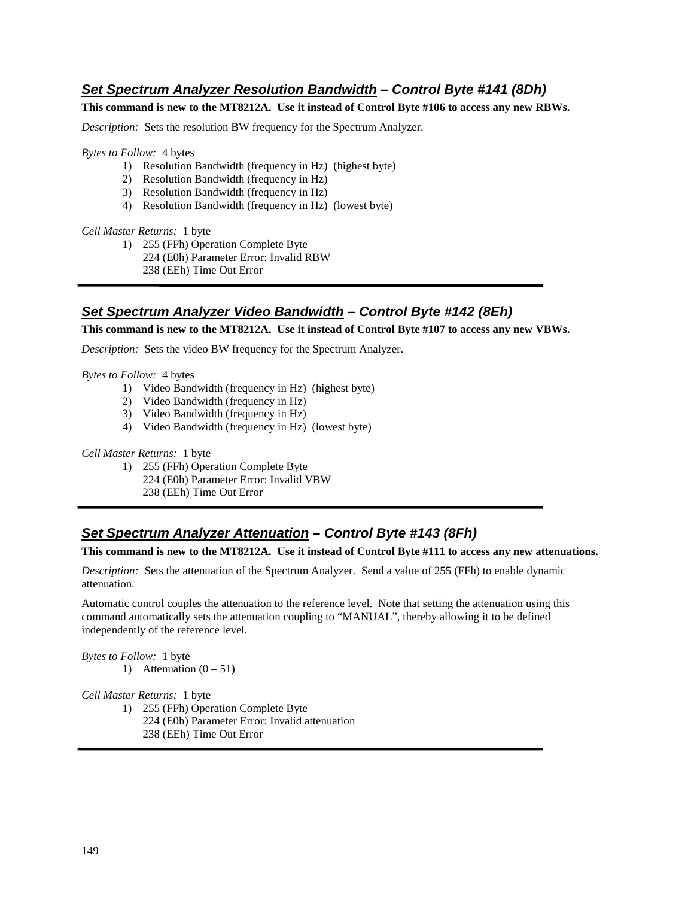## ***Set Spectrum Analyzer Resolution Bandwidth*** *– Control Byte #141 (8Dh)*

**This command is new to the MT8212A. Use it instead of Control Byte #106 to access any new RBWs.**

*Description:* Sets the resolution BW frequency for the Spectrum Analyzer.

*Bytes to Follow:* 4 bytes

1) Resolution Bandwidth (frequency in Hz) (highest byte)
2) Resolution Bandwidth (frequency in Hz)
3) Resolution Bandwidth (frequency in Hz)
4) Resolution Bandwidth (frequency in Hz) (lowest byte)

*Cell Master Returns:* 1 byte

1) 255 (FFh) Operation Complete Byte
   224 (E0h) Parameter Error: Invalid RBW
   238 (EEh) Time Out Error

---

## ***Set Spectrum Analyzer Video Bandwidth*** *– Control Byte #142 (8Eh)*

**This command is new to the MT8212A. Use it instead of Control Byte #107 to access any new VBWs.**

*Description:* Sets the video BW frequency for the Spectrum Analyzer.

*Bytes to Follow:* 4 bytes

1) Video Bandwidth (frequency in Hz) (highest byte)
2) Video Bandwidth (frequency in Hz)
3) Video Bandwidth (frequency in Hz)
4) Video Bandwidth (frequency in Hz) (lowest byte)

*Cell Master Returns:* 1 byte

1) 255 (FFh) Operation Complete Byte
   224 (E0h) Parameter Error: Invalid VBW
   238 (EEh) Time Out Error

---

## ***Set Spectrum Analyzer Attenuation*** *– Control Byte #143 (8Fh)*

**This command is new to the MT8212A. Use it instead of Control Byte #111 to access any new attenuations.**

*Description:* Sets the attenuation of the Spectrum Analyzer. Send a value of 255 (FFh) to enable dynamic attenuation.

Automatic control couples the attenuation to the reference level. Note that setting the attenuation using this command automatically sets the attenuation coupling to "MANUAL", thereby allowing it to be defined independently of the reference level.

*Bytes to Follow:* 1 byte

1) Attenuation (0 – 51)

*Cell Master Returns:* 1 byte

1) 255 (FFh) Operation Complete Byte
   224 (E0h) Parameter Error: Invalid attenuation
   238 (EEh) Time Out Error

---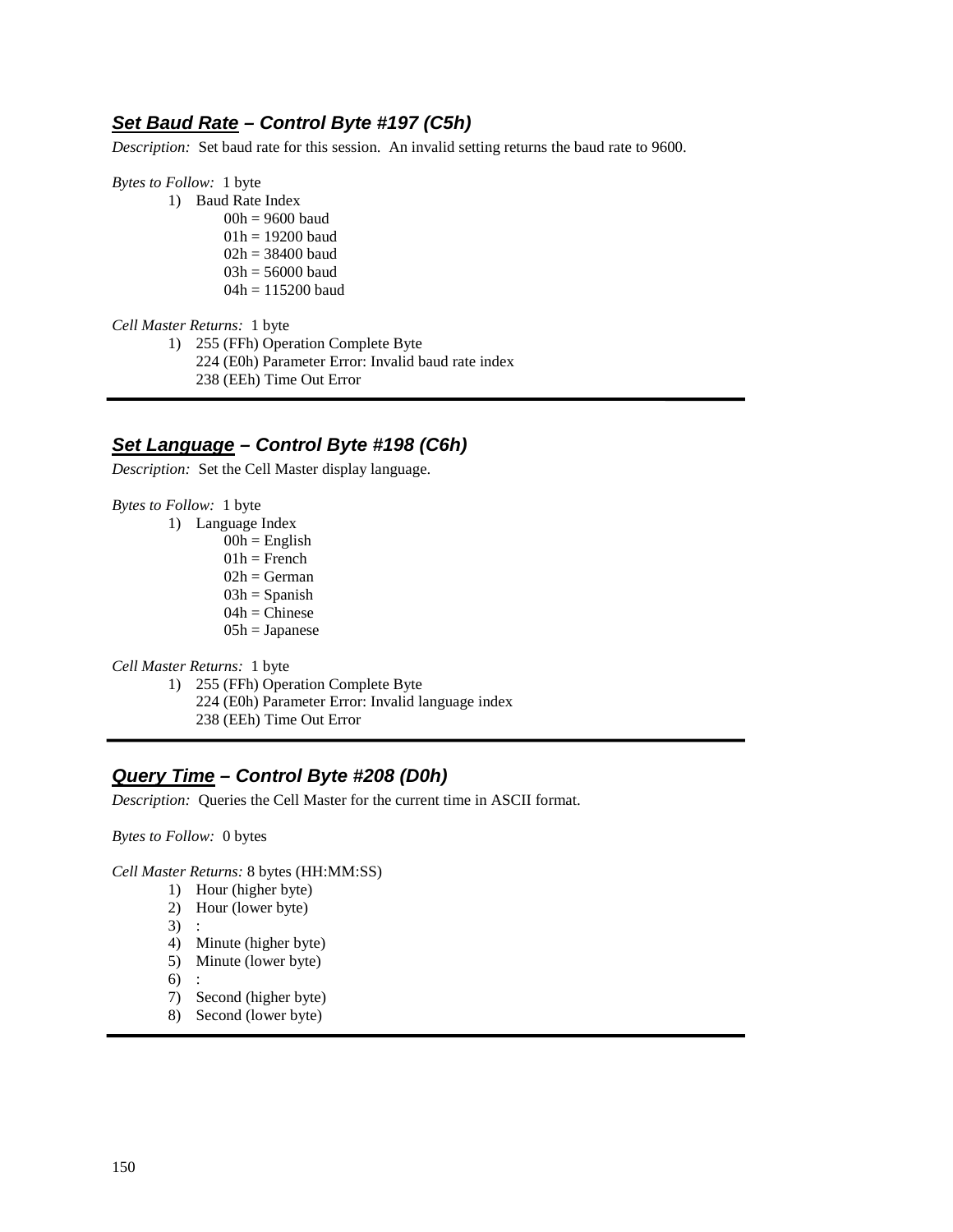### ***Set Baud Rate*** *– Control Byte #197 (C5h)*

*Description:* Set baud rate for this session. An invalid setting returns the baud rate to 9600.

*Bytes to Follow:* 1 byte

1) Baud Rate Index
   - 00h = 9600 baud
   - 01h = 19200 baud
   - 02h = 38400 baud
   - 03h = 56000 baud
   - 04h = 115200 baud

*Cell Master Returns:* 1 byte

1) 255 (FFh) Operation Complete Byte
   224 (E0h) Parameter Error: Invalid baud rate index
   238 (EEh) Time Out Error

---

### ***Set Language*** *– Control Byte #198 (C6h)*

*Description:* Set the Cell Master display language.

*Bytes to Follow:* 1 byte

1) Language Index
   - 00h = English
   - 01h = French
   - 02h = German
   - 03h = Spanish
   - 04h = Chinese
   - 05h = Japanese

*Cell Master Returns:* 1 byte

1) 255 (FFh) Operation Complete Byte
   224 (E0h) Parameter Error: Invalid language index
   238 (EEh) Time Out Error

---

### ***Query Time*** *– Control Byte #208 (D0h)*

*Description:* Queries the Cell Master for the current time in ASCII format.

*Bytes to Follow:* 0 bytes

*Cell Master Returns:* 8 bytes (HH:MM:SS)

1) Hour (higher byte)
2) Hour (lower byte)
3) :
4) Minute (higher byte)
5) Minute (lower byte)
6) :
7) Second (higher byte)
8) Second (lower byte)

---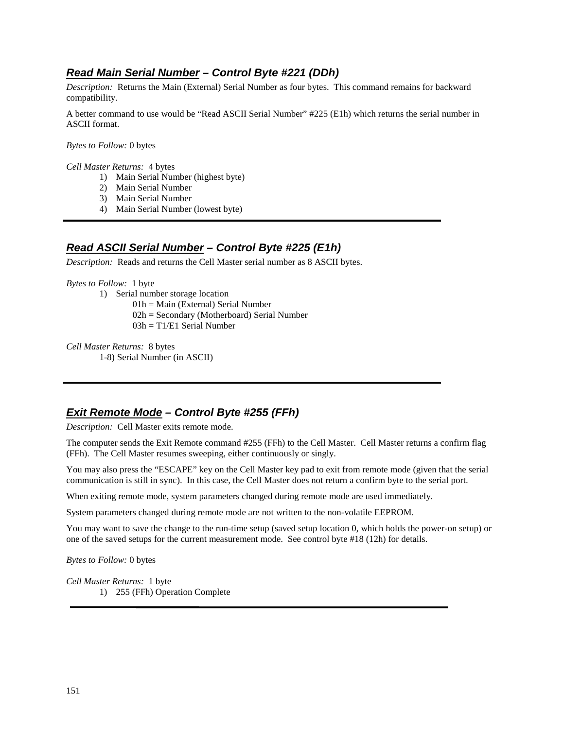### ***Read Main Serial Number*** ***– Control Byte #221 (DDh)***

*Description:* Returns the Main (External) Serial Number as four bytes. This command remains for backward compatibility.

A better command to use would be "Read ASCII Serial Number" #225 (E1h) which returns the serial number in ASCII format.

*Bytes to Follow:* 0 bytes

*Cell Master Returns:* 4 bytes

1) Main Serial Number (highest byte)
2) Main Serial Number
3) Main Serial Number
4) Main Serial Number (lowest byte)

---

### ***Read ASCII Serial Number*** ***– Control Byte #225 (E1h)***

*Description:* Reads and returns the Cell Master serial number as 8 ASCII bytes.

*Bytes to Follow:* 1 byte

1) Serial number storage location
   - 01h = Main (External) Serial Number
   - 02h = Secondary (Motherboard) Serial Number
   - 03h = T1/E1 Serial Number

*Cell Master Returns:* 8 bytes

1-8) Serial Number (in ASCII)

---

### ***Exit Remote Mode*** ***– Control Byte #255 (FFh)***

*Description:* Cell Master exits remote mode.

The computer sends the Exit Remote command #255 (FFh) to the Cell Master. Cell Master returns a confirm flag (FFh). The Cell Master resumes sweeping, either continuously or singly.

You may also press the "ESCAPE" key on the Cell Master key pad to exit from remote mode (given that the serial communication is still in sync). In this case, the Cell Master does not return a confirm byte to the serial port.

When exiting remote mode, system parameters changed during remote mode are used immediately.

System parameters changed during remote mode are not written to the non-volatile EEPROM.

You may want to save the change to the run-time setup (saved setup location 0, which holds the power-on setup) or one of the saved setups for the current measurement mode. See control byte #18 (12h) for details.

*Bytes to Follow:* 0 bytes

*Cell Master Returns:* 1 byte

1) 255 (FFh) Operation Complete

---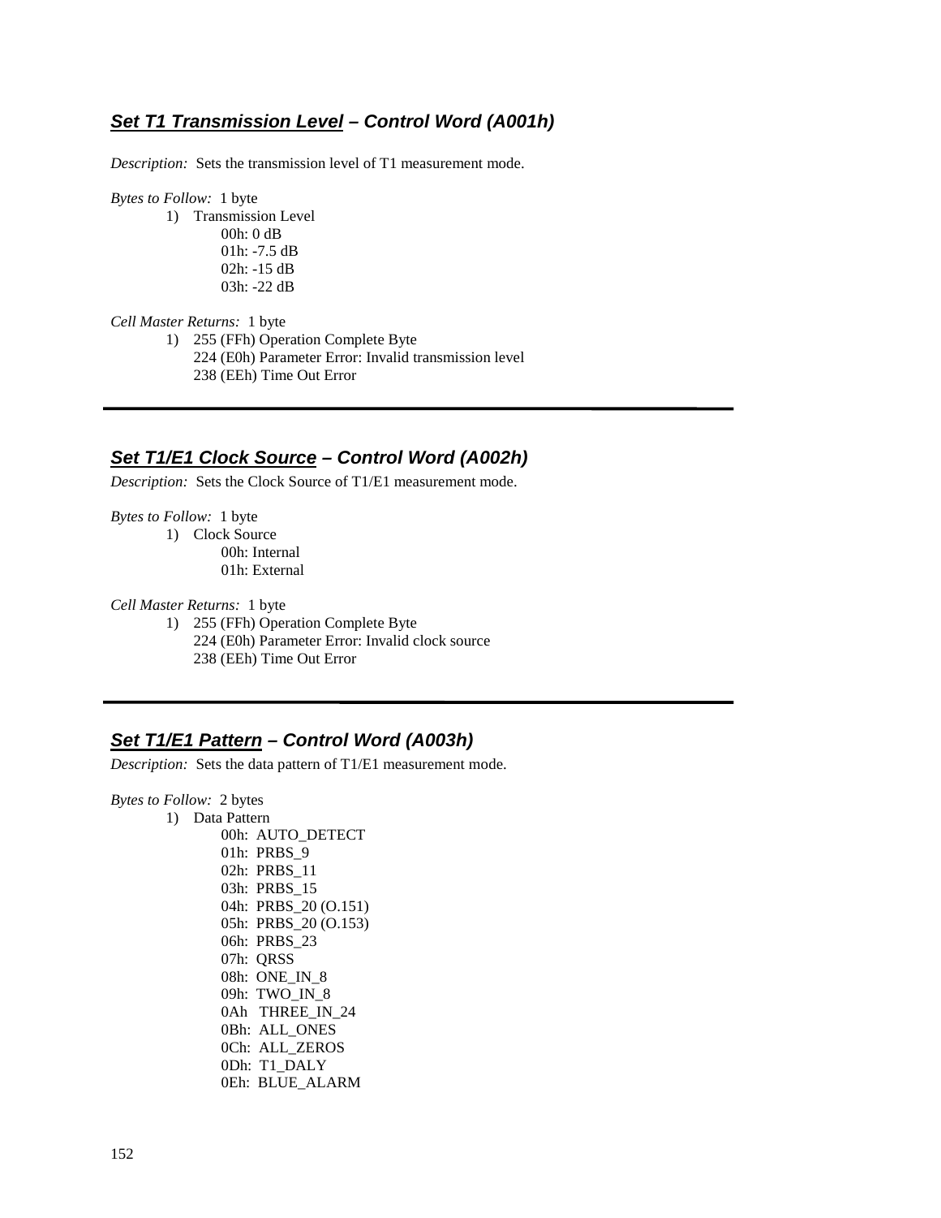### ***<u>Set T1 Transmission Level</u> – Control Word (A001h)***

*Description:* Sets the transmission level of T1 measurement mode.

*Bytes to Follow:* 1 byte

1) Transmission Level
   - 00h: 0 dB
   - 01h: -7.5 dB
   - 02h: -15 dB
   - 03h: -22 dB

*Cell Master Returns:* 1 byte

1) 255 (FFh) Operation Complete Byte
   224 (E0h) Parameter Error: Invalid transmission level
   238 (EEh) Time Out Error

---

### ***<u>Set T1/E1 Clock Source</u> – Control Word (A002h)***

*Description:* Sets the Clock Source of T1/E1 measurement mode.

*Bytes to Follow:* 1 byte

1) Clock Source
   - 00h: Internal
   - 01h: External

*Cell Master Returns:* 1 byte

1) 255 (FFh) Operation Complete Byte
   224 (E0h) Parameter Error: Invalid clock source
   238 (EEh) Time Out Error

---

### ***<u>Set T1/E1 Pattern</u> – Control Word (A003h)***

*Description:* Sets the data pattern of T1/E1 measurement mode.

*Bytes to Follow:* 2 bytes

1) Data Pattern
   - 00h: AUTO_DETECT
   - 01h: PRBS_9
   - 02h: PRBS_11
   - 03h: PRBS_15
   - 04h: PRBS_20 (O.151)
   - 05h: PRBS_20 (O.153)
   - 06h: PRBS_23
   - 07h: QRSS
   - 08h: ONE_IN_8
   - 09h: TWO_IN_8
   - 0Ah THREE_IN_24
   - 0Bh: ALL_ONES
   - 0Ch: ALL_ZEROS
   - 0Dh: T1_DALY
   - 0Eh: BLUE_ALARM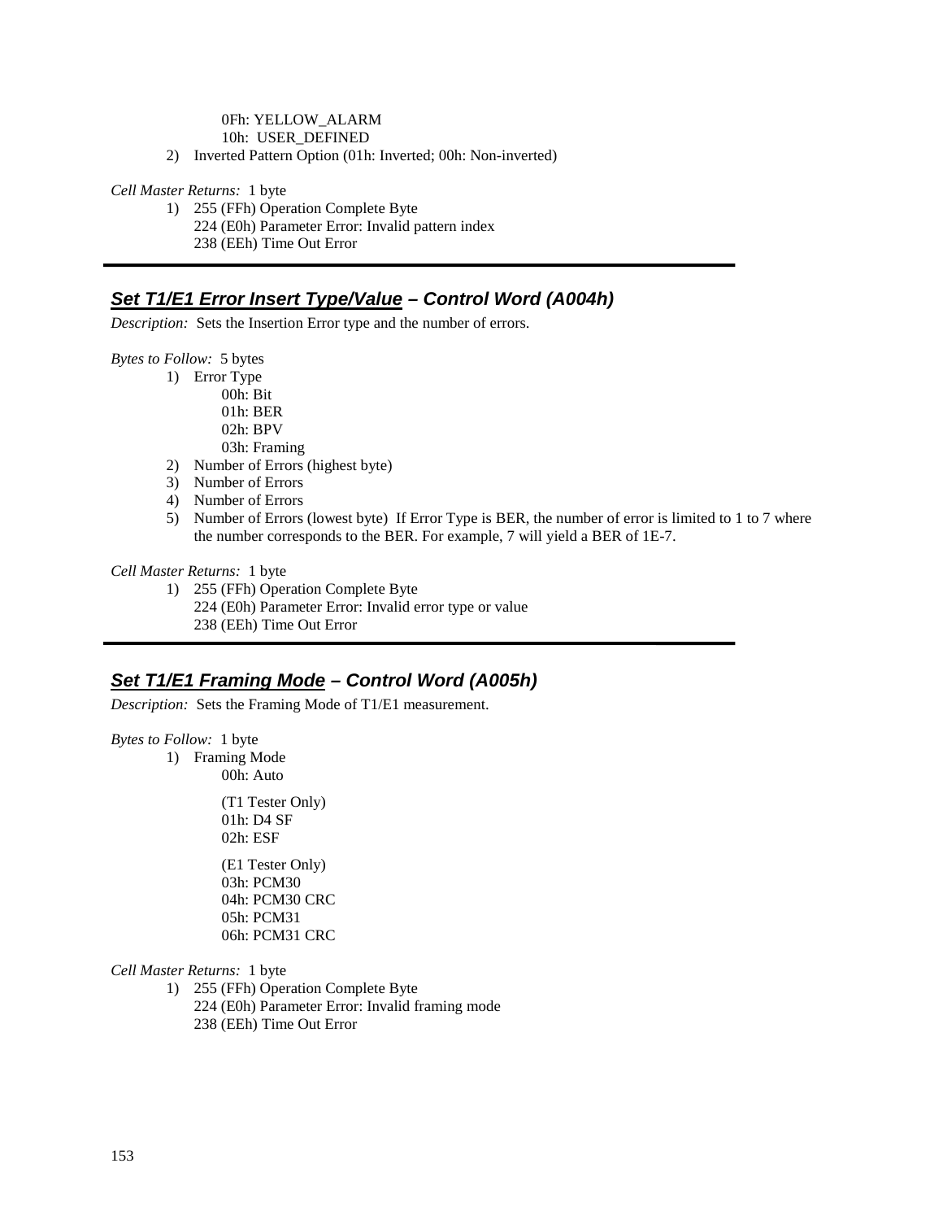0Fh: YELLOW_ALARM
10h: USER_DEFINED

2) Inverted Pattern Option (01h: Inverted; 00h: Non-inverted)

*Cell Master Returns:* 1 byte

1) 255 (FFh) Operation Complete Byte
   224 (E0h) Parameter Error: Invalid pattern index
   238 (EEh) Time Out Error

---

## ***Set T1/E1 Error Insert Type/Value** – Control Word (A004h)*

*Description:* Sets the Insertion Error type and the number of errors.

*Bytes to Follow:* 5 bytes

1) Error Type
   00h: Bit
   01h: BER
   02h: BPV
   03h: Framing
2) Number of Errors (highest byte)
3) Number of Errors
4) Number of Errors
5) Number of Errors (lowest byte) If Error Type is BER, the number of error is limited to 1 to 7 where the number corresponds to the BER. For example, 7 will yield a BER of 1E-7.

*Cell Master Returns:* 1 byte

1) 255 (FFh) Operation Complete Byte
   224 (E0h) Parameter Error: Invalid error type or value
   238 (EEh) Time Out Error

---

## ***Set T1/E1 Framing Mode** – Control Word (A005h)*

*Description:* Sets the Framing Mode of T1/E1 measurement.

*Bytes to Follow:* 1 byte

1) Framing Mode
   00h: Auto

   (T1 Tester Only)
   01h: D4 SF
   02h: ESF

   (E1 Tester Only)
   03h: PCM30
   04h: PCM30 CRC
   05h: PCM31
   06h: PCM31 CRC

*Cell Master Returns:* 1 byte

1) 255 (FFh) Operation Complete Byte
   224 (E0h) Parameter Error: Invalid framing mode
   238 (EEh) Time Out Error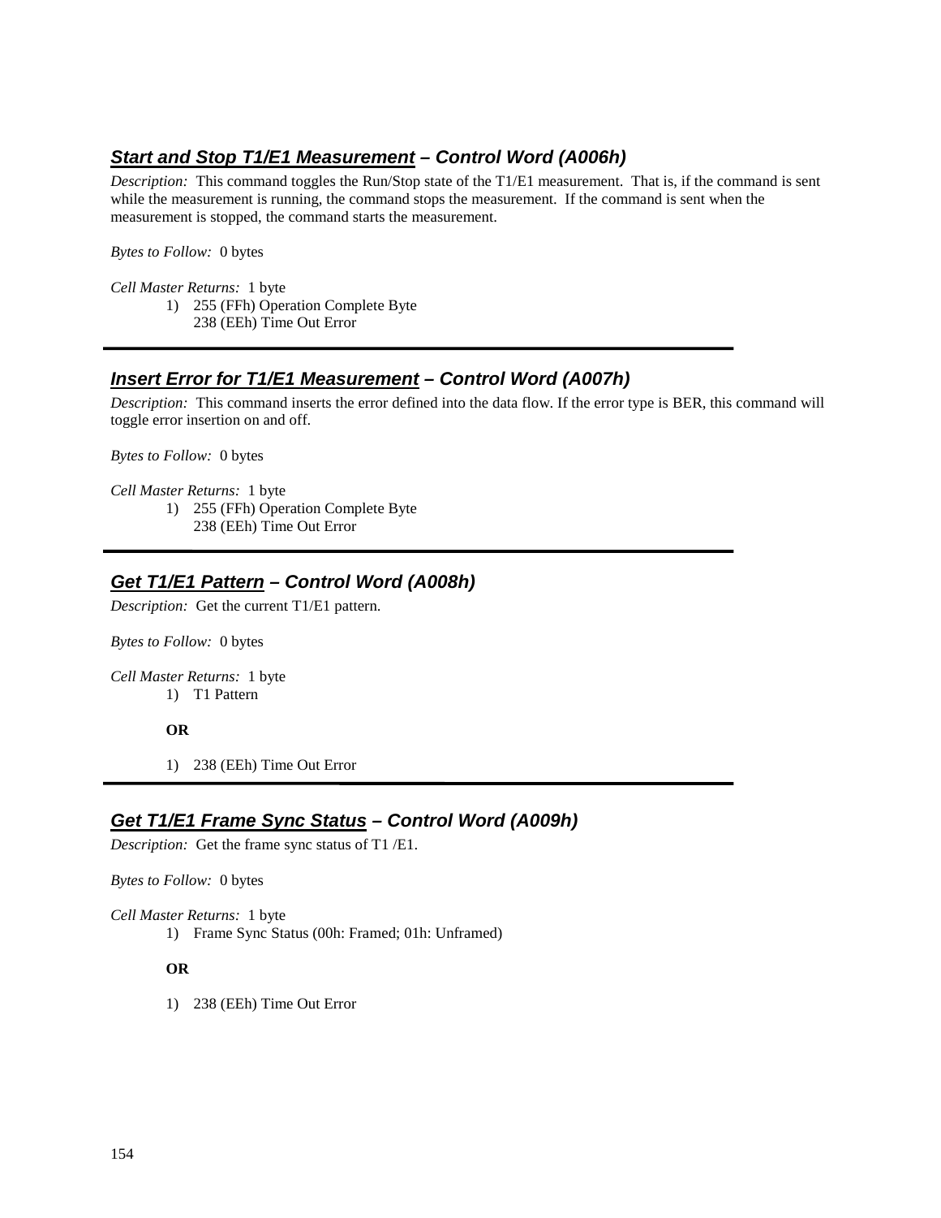### ***Start and Stop T1/E1 Measurement*** *– Control Word (A006h)*

*Description:* This command toggles the Run/Stop state of the T1/E1 measurement. That is, if the command is sent while the measurement is running, the command stops the measurement. If the command is sent when the measurement is stopped, the command starts the measurement.

*Bytes to Follow:* 0 bytes

*Cell Master Returns:* 1 byte

1) 255 (FFh) Operation Complete Byte
   238 (EEh) Time Out Error

---

### ***Insert Error for T1/E1 Measurement*** *– Control Word (A007h)*

*Description:* This command inserts the error defined into the data flow. If the error type is BER, this command will toggle error insertion on and off.

*Bytes to Follow:* 0 bytes

*Cell Master Returns:* 1 byte

1) 255 (FFh) Operation Complete Byte
   238 (EEh) Time Out Error

---

### ***Get T1/E1 Pattern*** *– Control Word (A008h)*

*Description:* Get the current T1/E1 pattern.

*Bytes to Follow:* 0 bytes

*Cell Master Returns:* 1 byte

1) T1 Pattern

**OR**

1) 238 (EEh) Time Out Error

---

### ***Get T1/E1 Frame Sync Status*** *– Control Word (A009h)*

*Description:* Get the frame sync status of T1 /E1.

*Bytes to Follow:* 0 bytes

*Cell Master Returns:* 1 byte

1) Frame Sync Status (00h: Framed; 01h: Unframed)

**OR**

1) 238 (EEh) Time Out Error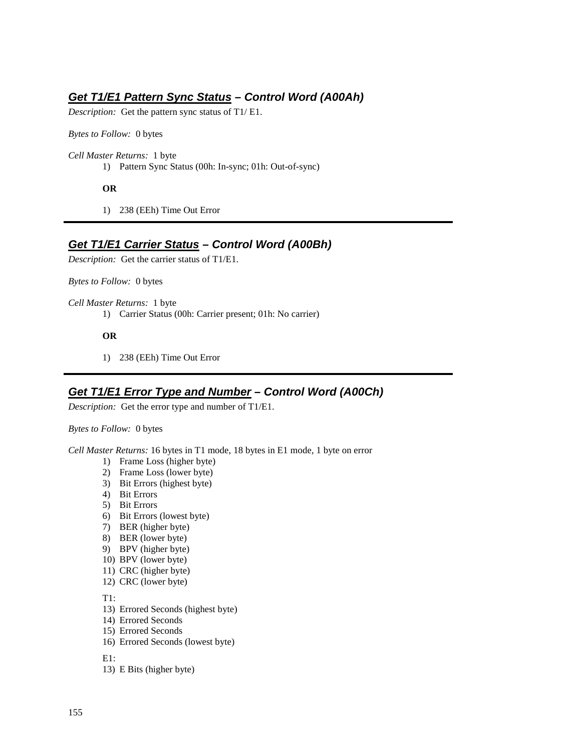### ***Get T1/E1 Pattern Sync Status* – Control Word (A00Ah)**

*Description:* Get the pattern sync status of T1/ E1.

*Bytes to Follow:* 0 bytes

*Cell Master Returns:* 1 byte

1) Pattern Sync Status (00h: In-sync; 01h: Out-of-sync)

**OR**

1) 238 (EEh) Time Out Error

---

### ***Get T1/E1 Carrier Status* – Control Word (A00Bh)**

*Description:* Get the carrier status of T1/E1.

*Bytes to Follow:* 0 bytes

*Cell Master Returns:* 1 byte

1) Carrier Status (00h: Carrier present; 01h: No carrier)

**OR**

1) 238 (EEh) Time Out Error

---

### ***Get T1/E1 Error Type and Number* – Control Word (A00Ch)**

*Description:* Get the error type and number of T1/E1.

*Bytes to Follow:* 0 bytes

*Cell Master Returns:* 16 bytes in T1 mode, 18 bytes in E1 mode, 1 byte on error

1) Frame Loss (higher byte)
2) Frame Loss (lower byte)
3) Bit Errors (highest byte)
4) Bit Errors
5) Bit Errors
6) Bit Errors (lowest byte)
7) BER (higher byte)
8) BER (lower byte)
9) BPV (higher byte)
10) BPV (lower byte)
11) CRC (higher byte)
12) CRC (lower byte)

T1:

13) Errored Seconds (highest byte)
14) Errored Seconds
15) Errored Seconds
16) Errored Seconds (lowest byte)

E1:

13) E Bits (higher byte)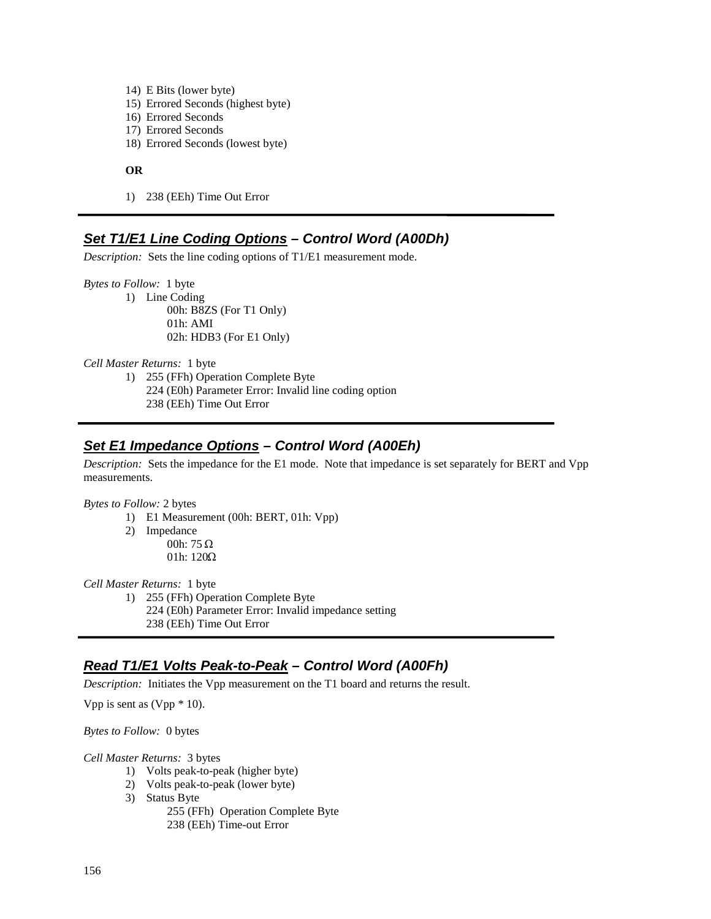14) E Bits (lower byte)
15) Errored Seconds (highest byte)
16) Errored Seconds
17) Errored Seconds
18) Errored Seconds (lowest byte)

**OR**

1) 238 (EEh) Time Out Error

---

## ***Set T1/E1 Line Coding Options*** *– Control Word (A00Dh)*

*Description:* Sets the line coding options of T1/E1 measurement mode.

*Bytes to Follow:* 1 byte

1) Line Coding
   - 00h: B8ZS (For T1 Only)
   - 01h: AMI
   - 02h: HDB3 (For E1 Only)

*Cell Master Returns:* 1 byte

1) 255 (FFh) Operation Complete Byte
   224 (E0h) Parameter Error: Invalid line coding option
   238 (EEh) Time Out Error

---

## ***Set E1 Impedance Options*** *– Control Word (A00Eh)*

*Description:* Sets the impedance for the E1 mode. Note that impedance is set separately for BERT and Vpp measurements.

*Bytes to Follow:* 2 bytes

1) E1 Measurement (00h: BERT, 01h: Vpp)
2) Impedance
   - 00h: 75 Ω
   - 01h: 120Ω

*Cell Master Returns:* 1 byte

1) 255 (FFh) Operation Complete Byte
   224 (E0h) Parameter Error: Invalid impedance setting
   238 (EEh) Time Out Error

---

## ***Read T1/E1 Volts Peak-to-Peak*** *– Control Word (A00Fh)*

*Description:* Initiates the Vpp measurement on the T1 board and returns the result.

Vpp is sent as (Vpp * 10).

*Bytes to Follow:* 0 bytes

*Cell Master Returns:* 3 bytes

1) Volts peak-to-peak (higher byte)
2) Volts peak-to-peak (lower byte)
3) Status Byte
   - 255 (FFh) Operation Complete Byte
   - 238 (EEh) Time-out Error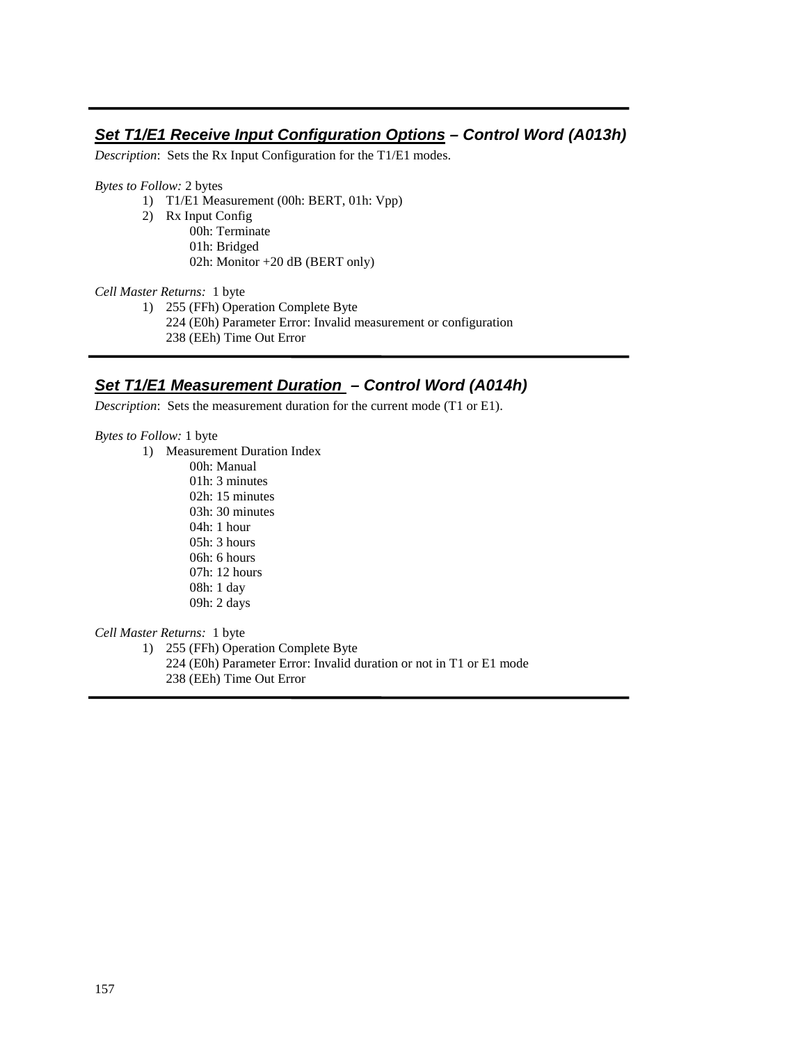## ***Set T1/E1 Receive Input Configuration Options*** *– Control Word (A013h)*

*Description*: Sets the Rx Input Configuration for the T1/E1 modes.

*Bytes to Follow:* 2 bytes

1) T1/E1 Measurement (00h: BERT, 01h: Vpp)
2) Rx Input Config
   - 00h: Terminate
   - 01h: Bridged
   - 02h: Monitor +20 dB (BERT only)

*Cell Master Returns:* 1 byte

1) 255 (FFh) Operation Complete Byte
   224 (E0h) Parameter Error: Invalid measurement or configuration
   238 (EEh) Time Out Error

---

## ***Set T1/E1 Measurement Duration*** *– Control Word (A014h)*

*Description*: Sets the measurement duration for the current mode (T1 or E1).

*Bytes to Follow:* 1 byte

1) Measurement Duration Index
   - 00h: Manual
   - 01h: 3 minutes
   - 02h: 15 minutes
   - 03h: 30 minutes
   - 04h: 1 hour
   - 05h: 3 hours
   - 06h: 6 hours
   - 07h: 12 hours
   - 08h: 1 day
   - 09h: 2 days

*Cell Master Returns:* 1 byte

1) 255 (FFh) Operation Complete Byte
   224 (E0h) Parameter Error: Invalid duration or not in T1 or E1 mode
   238 (EEh) Time Out Error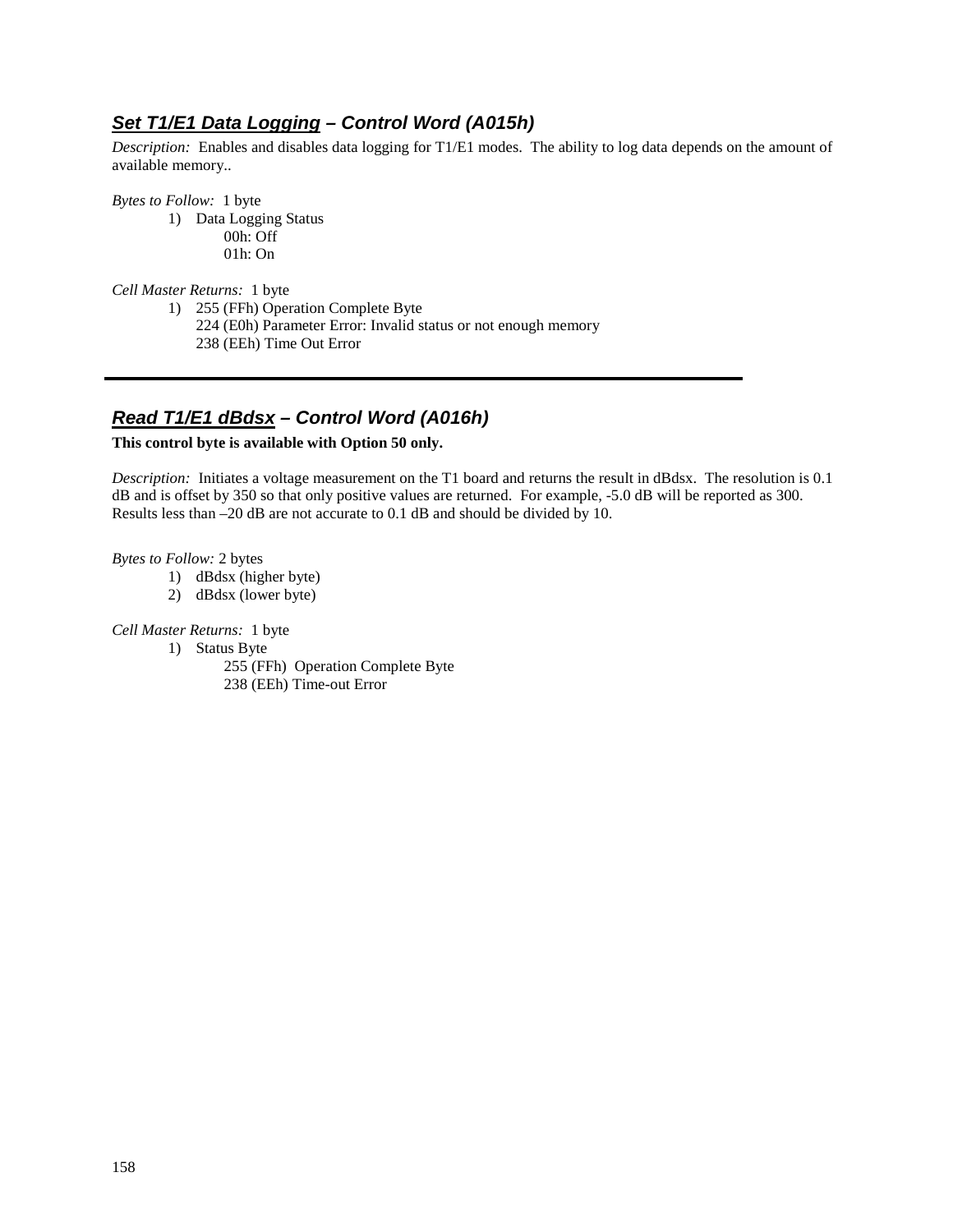## ***Set T1/E1 Data Logging* – Control Word (A015h)**

*Description:* Enables and disables data logging for T1/E1 modes. The ability to log data depends on the amount of available memory..

*Bytes to Follow:* 1 byte

1) Data Logging Status
   00h: Off
   01h: On

*Cell Master Returns:* 1 byte

1) 255 (FFh) Operation Complete Byte
   224 (E0h) Parameter Error: Invalid status or not enough memory
   238 (EEh) Time Out Error

---

## ***Read T1/E1 dBdsx* – Control Word (A016h)**

**This control byte is available with Option 50 only.**

*Description:* Initiates a voltage measurement on the T1 board and returns the result in dBdsx. The resolution is 0.1 dB and is offset by 350 so that only positive values are returned. For example, -5.0 dB will be reported as 300. Results less than –20 dB are not accurate to 0.1 dB and should be divided by 10.

*Bytes to Follow:* 2 bytes

1) dBdsx (higher byte)
2) dBdsx (lower byte)

*Cell Master Returns:* 1 byte

1) Status Byte
   255 (FFh) Operation Complete Byte
   238 (EEh) Time-out Error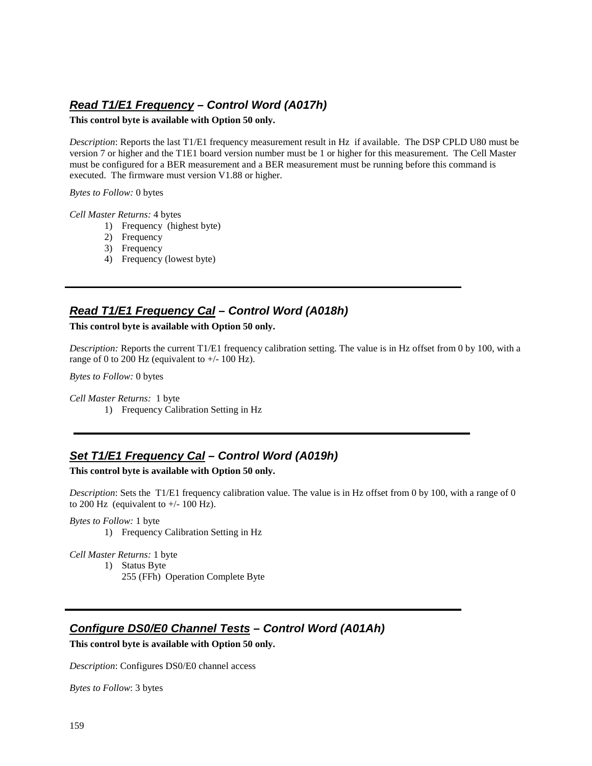## ***Read T1/E1 Frequency – Control Word (A017h)***

**This control byte is available with Option 50 only.**

*Description*: Reports the last T1/E1 frequency measurement result in Hz if available. The DSP CPLD U80 must be version 7 or higher and the T1E1 board version number must be 1 or higher for this measurement. The Cell Master must be configured for a BER measurement and a BER measurement must be running before this command is executed. The firmware must version V1.88 or higher.

*Bytes to Follow:* 0 bytes

*Cell Master Returns:* 4 bytes

1) Frequency (highest byte)
2) Frequency
3) Frequency
4) Frequency (lowest byte)

---

## ***Read T1/E1 Frequency Cal – Control Word (A018h)***

**This control byte is available with Option 50 only.**

*Description:* Reports the current T1/E1 frequency calibration setting. The value is in Hz offset from 0 by 100, with a range of 0 to 200 Hz (equivalent to +/- 100 Hz).

*Bytes to Follow:* 0 bytes

*Cell Master Returns:* 1 byte

1) Frequency Calibration Setting in Hz

---

## ***Set T1/E1 Frequency Cal – Control Word (A019h)***

**This control byte is available with Option 50 only.**

*Description*: Sets the T1/E1 frequency calibration value. The value is in Hz offset from 0 by 100, with a range of 0 to 200 Hz (equivalent to +/- 100 Hz).

*Bytes to Follow:* 1 byte

1) Frequency Calibration Setting in Hz

*Cell Master Returns:* 1 byte

1) Status Byte
   255 (FFh) Operation Complete Byte

---

## ***Configure DS0/E0 Channel Tests – Control Word (A01Ah)***

**This control byte is available with Option 50 only.**

*Description*: Configures DS0/E0 channel access

*Bytes to Follow*: 3 bytes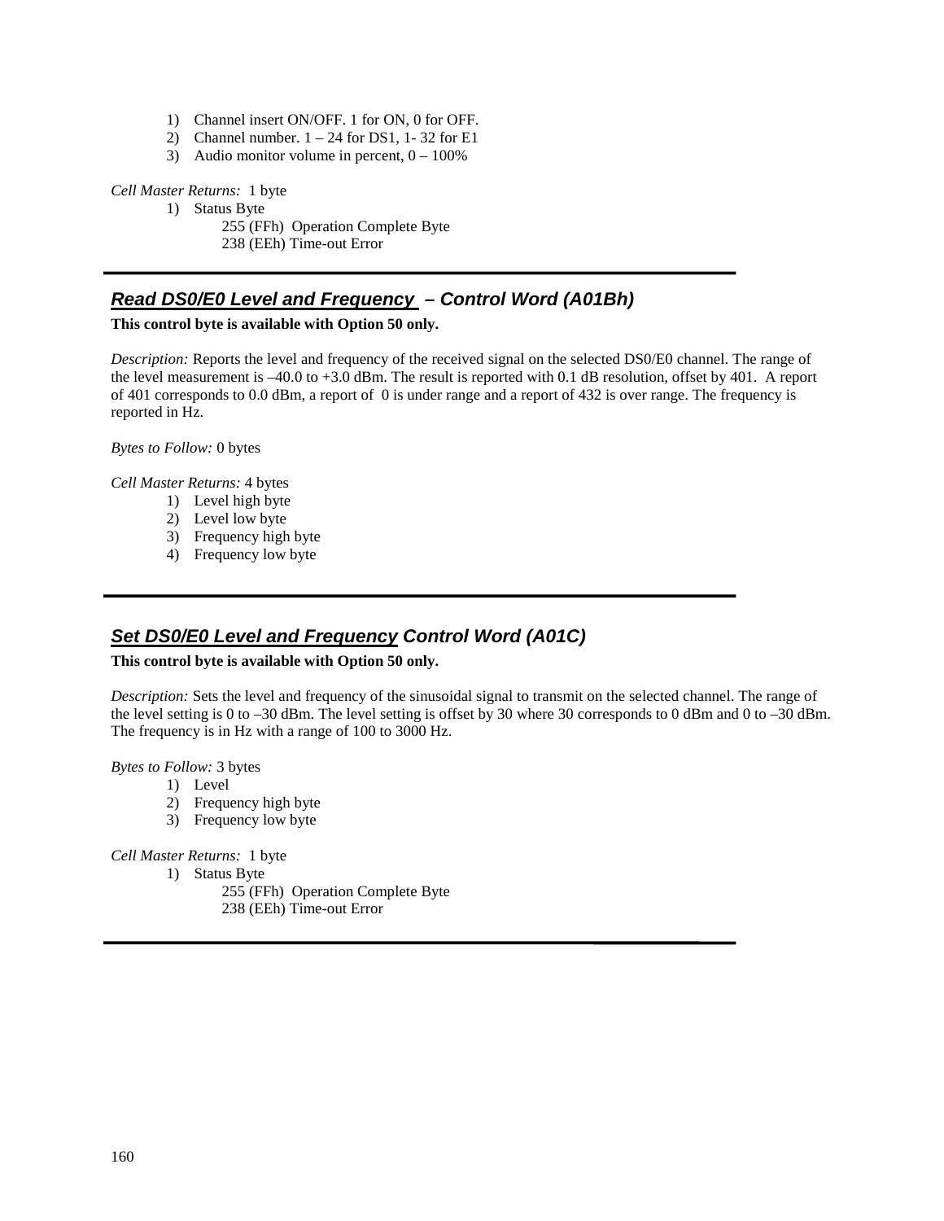1) Channel insert ON/OFF. 1 for ON, 0 for OFF.
2) Channel number. 1 – 24 for DS1, 1- 32 for E1
3) Audio monitor volume in percent, 0 – 100%

*Cell Master Returns:* 1 byte

1) Status Byte
   255 (FFh) Operation Complete Byte
   238 (EEh) Time-out Error

---

## *Read DS0/E0 Level and Frequency – Control Word (A01Bh)*

**This control byte is available with Option 50 only.**

*Description:* Reports the level and frequency of the received signal on the selected DS0/E0 channel. The range of the level measurement is –40.0 to +3.0 dBm. The result is reported with 0.1 dB resolution, offset by 401. A report of 401 corresponds to 0.0 dBm, a report of 0 is under range and a report of 432 is over range. The frequency is reported in Hz.

*Bytes to Follow:* 0 bytes

*Cell Master Returns:* 4 bytes

1) Level high byte
2) Level low byte
3) Frequency high byte
4) Frequency low byte

---

## *Set DS0/E0 Level and Frequency Control Word (A01C)*

**This control byte is available with Option 50 only.**

*Description:* Sets the level and frequency of the sinusoidal signal to transmit on the selected channel. The range of the level setting is 0 to –30 dBm. The level setting is offset by 30 where 30 corresponds to 0 dBm and 0 to –30 dBm. The frequency is in Hz with a range of 100 to 3000 Hz.

*Bytes to Follow:* 3 bytes

1) Level
2) Frequency high byte
3) Frequency low byte

*Cell Master Returns:* 1 byte

1) Status Byte
   255 (FFh) Operation Complete Byte
   238 (EEh) Time-out Error

---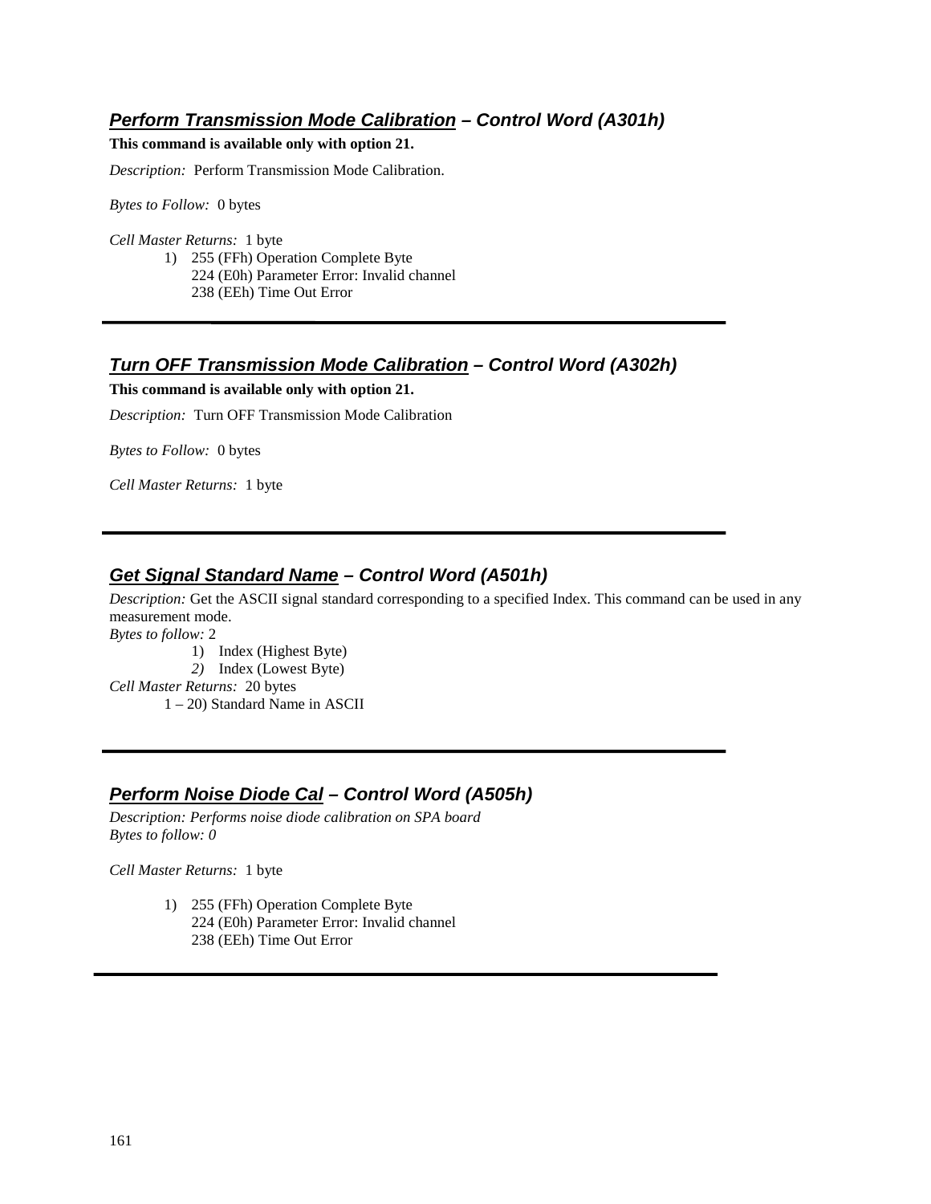### ***Perform Transmission Mode Calibration – Control Word (A301h)***

**This command is available only with option 21.**

*Description:* Perform Transmission Mode Calibration.

*Bytes to Follow:* 0 bytes

*Cell Master Returns:* 1 byte

1) 255 (FFh) Operation Complete Byte
   224 (E0h) Parameter Error: Invalid channel
   238 (EEh) Time Out Error

---

### ***Turn OFF Transmission Mode Calibration – Control Word (A302h)***

**This command is available only with option 21.**

*Description:* Turn OFF Transmission Mode Calibration

*Bytes to Follow:* 0 bytes

*Cell Master Returns:* 1 byte

---

### ***Get Signal Standard Name – Control Word (A501h)***

*Description:* Get the ASCII signal standard corresponding to a specified Index. This command can be used in any measurement mode.
*Bytes to follow:* 2

1) Index (Highest Byte)
2) Index (Lowest Byte)

*Cell Master Returns:* 20 bytes
1 – 20) Standard Name in ASCII

---

### ***Perform Noise Diode Cal – Control Word (A505h)***

*Description: Performs noise diode calibration on SPA board*
*Bytes to follow: 0*

*Cell Master Returns:* 1 byte

1) 255 (FFh) Operation Complete Byte
   224 (E0h) Parameter Error: Invalid channel
   238 (EEh) Time Out Error

---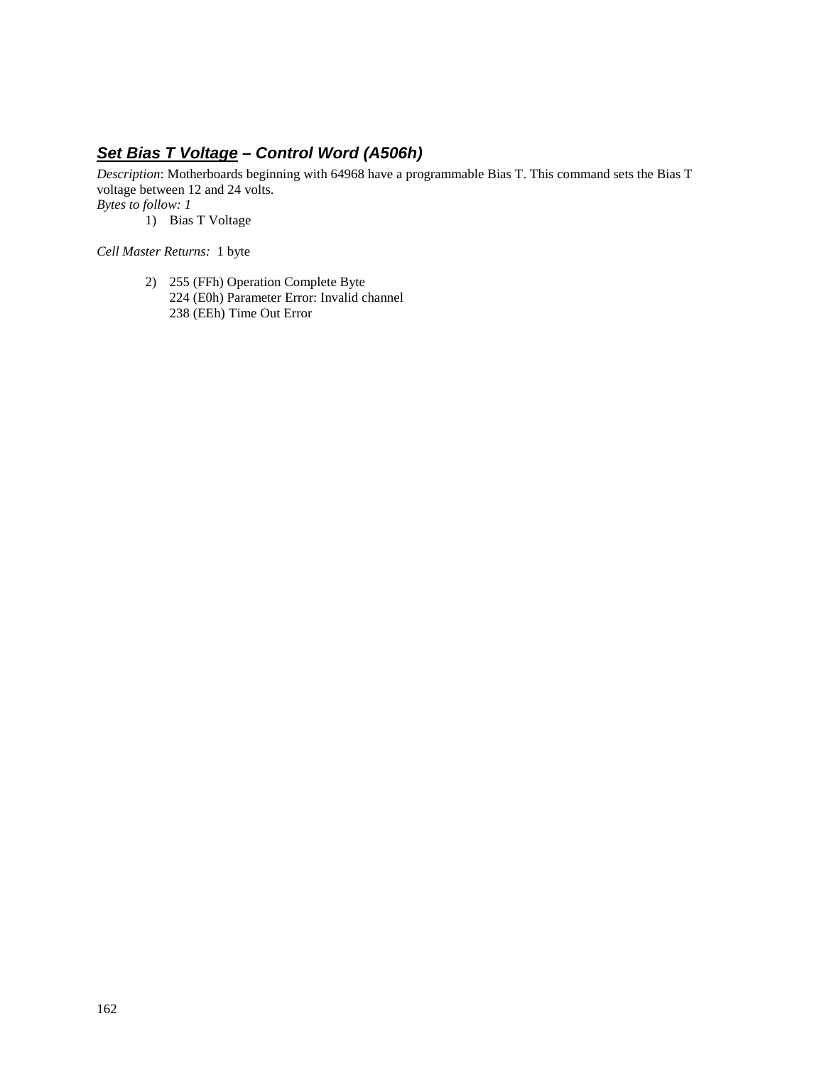## ***Set Bias T Voltage** – Control Word (A506h)*

*Description*: Motherboards beginning with 64968 have a programmable Bias T. This command sets the Bias T voltage between 12 and 24 volts.

*Bytes to follow: 1*

1) Bias T Voltage

*Cell Master Returns:* 1 byte

2) 255 (FFh) Operation Complete Byte
   224 (E0h) Parameter Error: Invalid channel
   238 (EEh) Time Out Error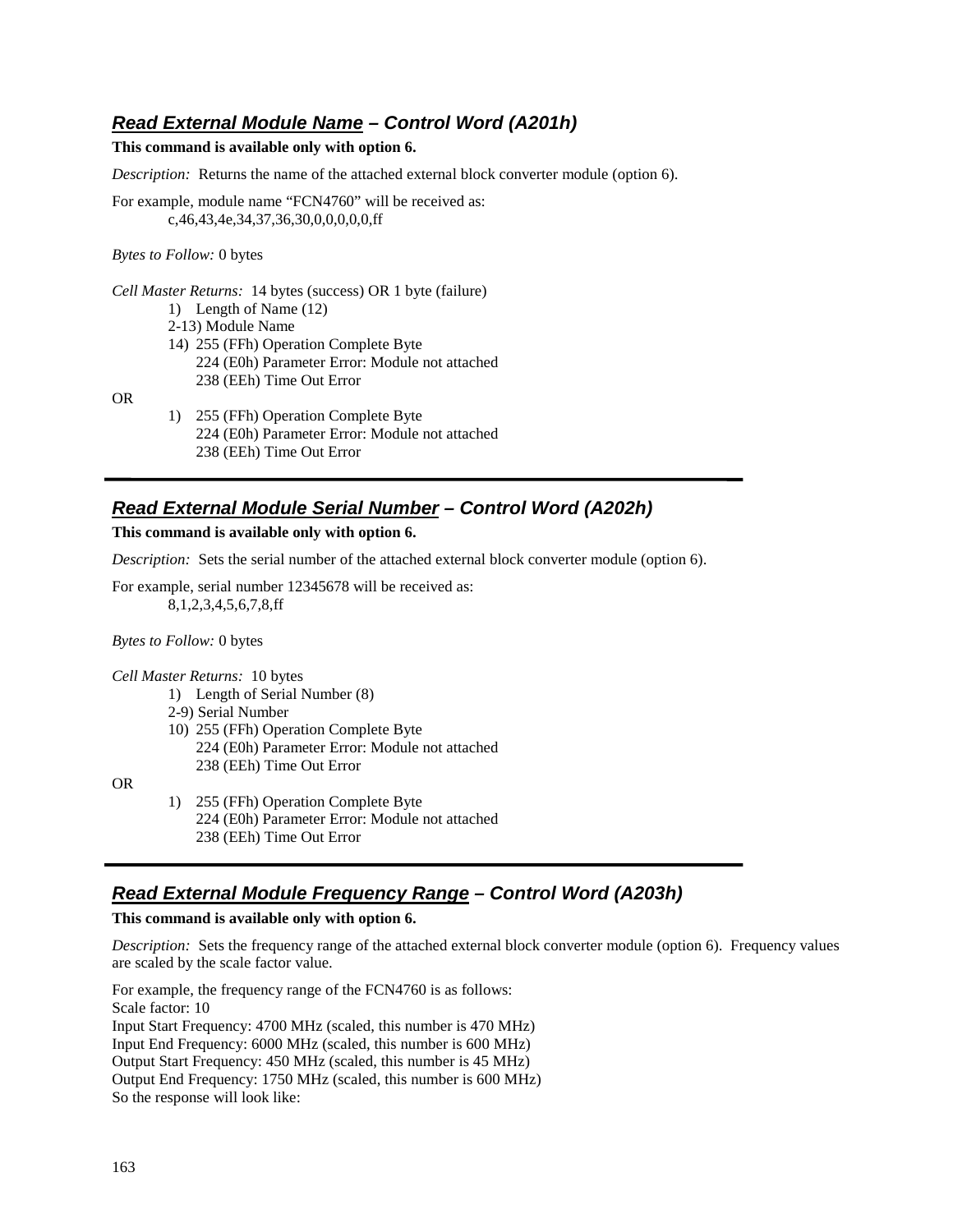## ***Read External Module Name*** *– Control Word (A201h)*

**This command is available only with option 6.**

*Description:* Returns the name of the attached external block converter module (option 6).

For example, module name "FCN4760" will be received as:
c,46,43,4e,34,37,36,30,0,0,0,0,0,ff

*Bytes to Follow:* 0 bytes

*Cell Master Returns:* 14 bytes (success) OR 1 byte (failure)

1) Length of Name (12)
2-13) Module Name
14) 255 (FFh) Operation Complete Byte
224 (E0h) Parameter Error: Module not attached
238 (EEh) Time Out Error

OR

1) 255 (FFh) Operation Complete Byte
224 (E0h) Parameter Error: Module not attached
238 (EEh) Time Out Error

---

## ***Read External Module Serial Number*** *– Control Word (A202h)*

**This command is available only with option 6.**

*Description:* Sets the serial number of the attached external block converter module (option 6).

For example, serial number 12345678 will be received as:
8,1,2,3,4,5,6,7,8,ff

*Bytes to Follow:* 0 bytes

*Cell Master Returns:* 10 bytes

1) Length of Serial Number (8)
2-9) Serial Number
10) 255 (FFh) Operation Complete Byte
224 (E0h) Parameter Error: Module not attached
238 (EEh) Time Out Error

OR

1) 255 (FFh) Operation Complete Byte
224 (E0h) Parameter Error: Module not attached
238 (EEh) Time Out Error

---

## ***Read External Module Frequency Range*** *– Control Word (A203h)*

**This command is available only with option 6.**

*Description:* Sets the frequency range of the attached external block converter module (option 6). Frequency values are scaled by the scale factor value.

For example, the frequency range of the FCN4760 is as follows:
Scale factor: 10
Input Start Frequency: 4700 MHz (scaled, this number is 470 MHz)
Input End Frequency: 6000 MHz (scaled, this number is 600 MHz)
Output Start Frequency: 450 MHz (scaled, this number is 45 MHz)
Output End Frequency: 1750 MHz (scaled, this number is 600 MHz)
So the response will look like: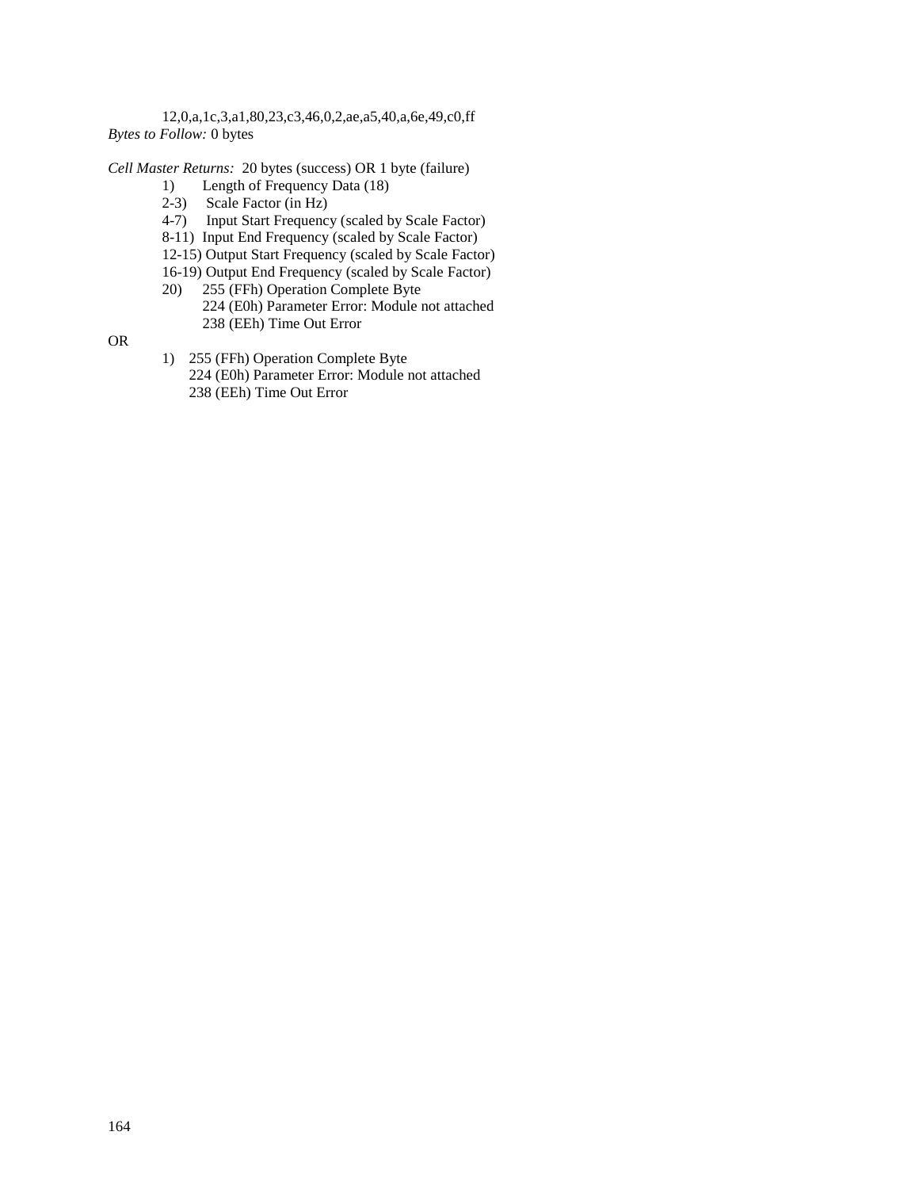12,0,a,1c,3,a1,80,23,c3,46,0,2,ae,a5,40,a,6e,49,c0,ff

*Bytes to Follow:* 0 bytes

*Cell Master Returns:* 20 bytes (success) OR 1 byte (failure)

1) Length of Frequency Data (18)
2-3) Scale Factor (in Hz)
4-7) Input Start Frequency (scaled by Scale Factor)
8-11) Input End Frequency (scaled by Scale Factor)
12-15) Output Start Frequency (scaled by Scale Factor)
16-19) Output End Frequency (scaled by Scale Factor)
20) 255 (FFh) Operation Complete Byte
    224 (E0h) Parameter Error: Module not attached
    238 (EEh) Time Out Error

OR

1) 255 (FFh) Operation Complete Byte
   224 (E0h) Parameter Error: Module not attached
   238 (EEh) Time Out Error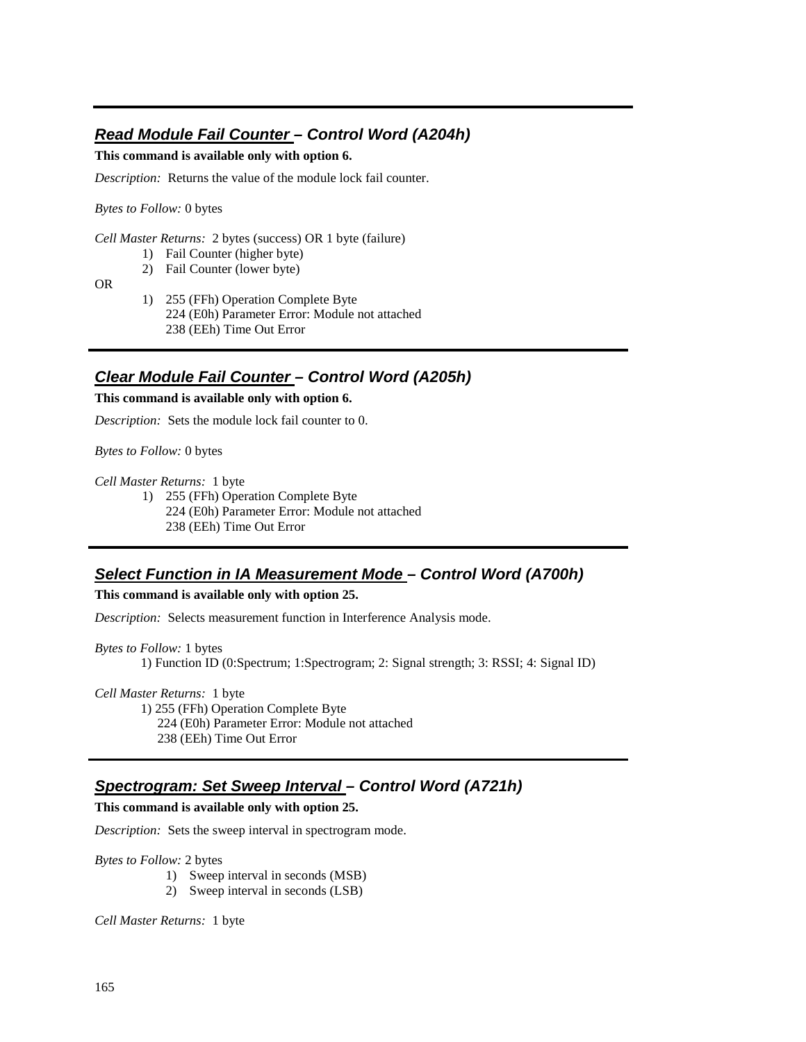---

## ***Read Module Fail Counter** – Control Word (A204h)*

**This command is available only with option 6.**

*Description:* Returns the value of the module lock fail counter.

*Bytes to Follow:* 0 bytes

*Cell Master Returns:* 2 bytes (success) OR 1 byte (failure)

1) Fail Counter (higher byte)
2) Fail Counter (lower byte)

OR

1) 255 (FFh) Operation Complete Byte
   224 (E0h) Parameter Error: Module not attached
   238 (EEh) Time Out Error

---

## ***Clear Module Fail Counter** – Control Word (A205h)*

**This command is available only with option 6.**

*Description:* Sets the module lock fail counter to 0.

*Bytes to Follow:* 0 bytes

*Cell Master Returns:* 1 byte

1) 255 (FFh) Operation Complete Byte
   224 (E0h) Parameter Error: Module not attached
   238 (EEh) Time Out Error

---

## ***Select Function in IA Measurement Mode** – Control Word (A700h)*

**This command is available only with option 25.**

*Description:* Selects measurement function in Interference Analysis mode.

*Bytes to Follow:* 1 bytes

1) Function ID (0:Spectrum; 1:Spectrogram; 2: Signal strength; 3: RSSI; 4: Signal ID)

*Cell Master Returns:* 1 byte

1) 255 (FFh) Operation Complete Byte
   224 (E0h) Parameter Error: Module not attached
   238 (EEh) Time Out Error

---

## ***Spectrogram: Set Sweep Interval** – Control Word (A721h)*

**This command is available only with option 25.**

*Description:* Sets the sweep interval in spectrogram mode.

*Bytes to Follow:* 2 bytes

1) Sweep interval in seconds (MSB)
2) Sweep interval in seconds (LSB)

*Cell Master Returns:* 1 byte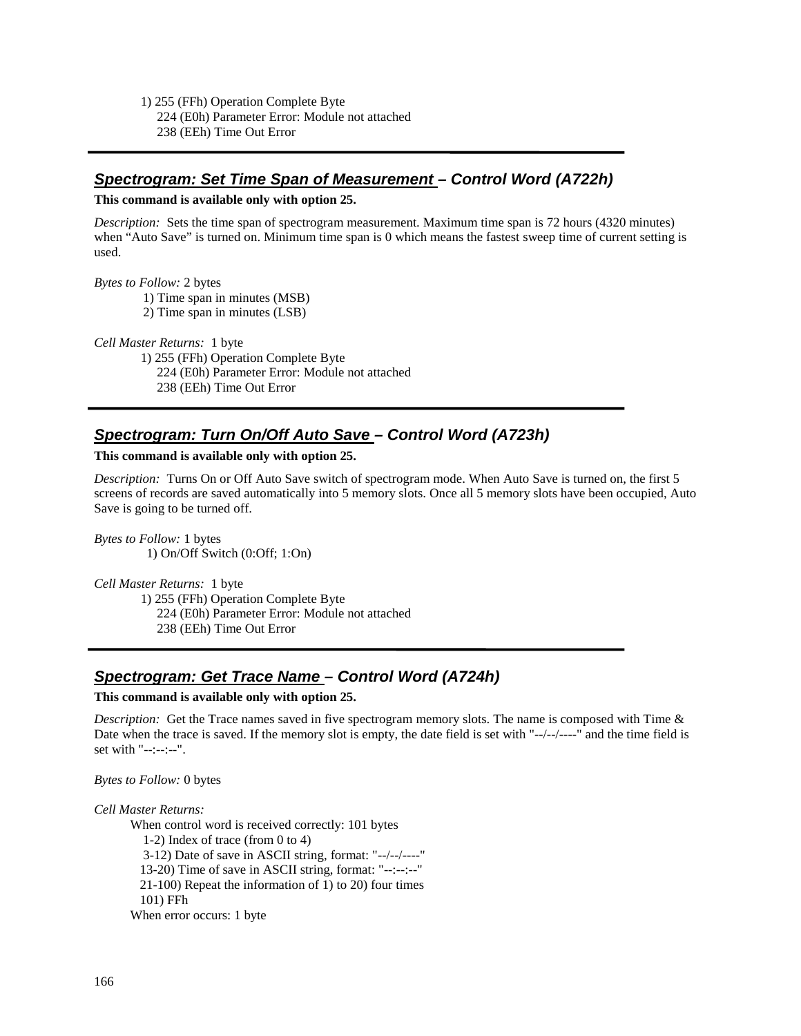1) 255 (FFh) Operation Complete Byte
   224 (E0h) Parameter Error: Module not attached
   238 (EEh) Time Out Error

---

## ***Spectrogram: Set Time Span of Measurement – Control Word (A722h)***

**This command is available only with option 25.**

*Description:* Sets the time span of spectrogram measurement. Maximum time span is 72 hours (4320 minutes) when "Auto Save" is turned on. Minimum time span is 0 which means the fastest sweep time of current setting is used.

*Bytes to Follow:* 2 bytes
  1) Time span in minutes (MSB)
  2) Time span in minutes (LSB)

*Cell Master Returns:* 1 byte
  1) 255 (FFh) Operation Complete Byte
   224 (E0h) Parameter Error: Module not attached
   238 (EEh) Time Out Error

---

## ***Spectrogram: Turn On/Off Auto Save – Control Word (A723h)***

**This command is available only with option 25.**

*Description:* Turns On or Off Auto Save switch of spectrogram mode. When Auto Save is turned on, the first 5 screens of records are saved automatically into 5 memory slots. Once all 5 memory slots have been occupied, Auto Save is going to be turned off.

*Bytes to Follow:* 1 bytes
  1) On/Off Switch (0:Off; 1:On)

*Cell Master Returns:* 1 byte
  1) 255 (FFh) Operation Complete Byte
   224 (E0h) Parameter Error: Module not attached
   238 (EEh) Time Out Error

---

## ***Spectrogram: Get Trace Name – Control Word (A724h)***

**This command is available only with option 25.**

*Description:* Get the Trace names saved in five spectrogram memory slots. The name is composed with Time & Date when the trace is saved. If the memory slot is empty, the date field is set with "--/--/----" and the time field is set with "--:--:--".

*Bytes to Follow:* 0 bytes

*Cell Master Returns:*
 When control word is received correctly: 101 bytes
  1-2) Index of trace (from 0 to 4)
  3-12) Date of save in ASCII string, format: "--/--/----"
  13-20) Time of save in ASCII string, format: "--:--:--"
  21-100) Repeat the information of 1) to 20) four times
  101) FFh
 When error occurs: 1 byte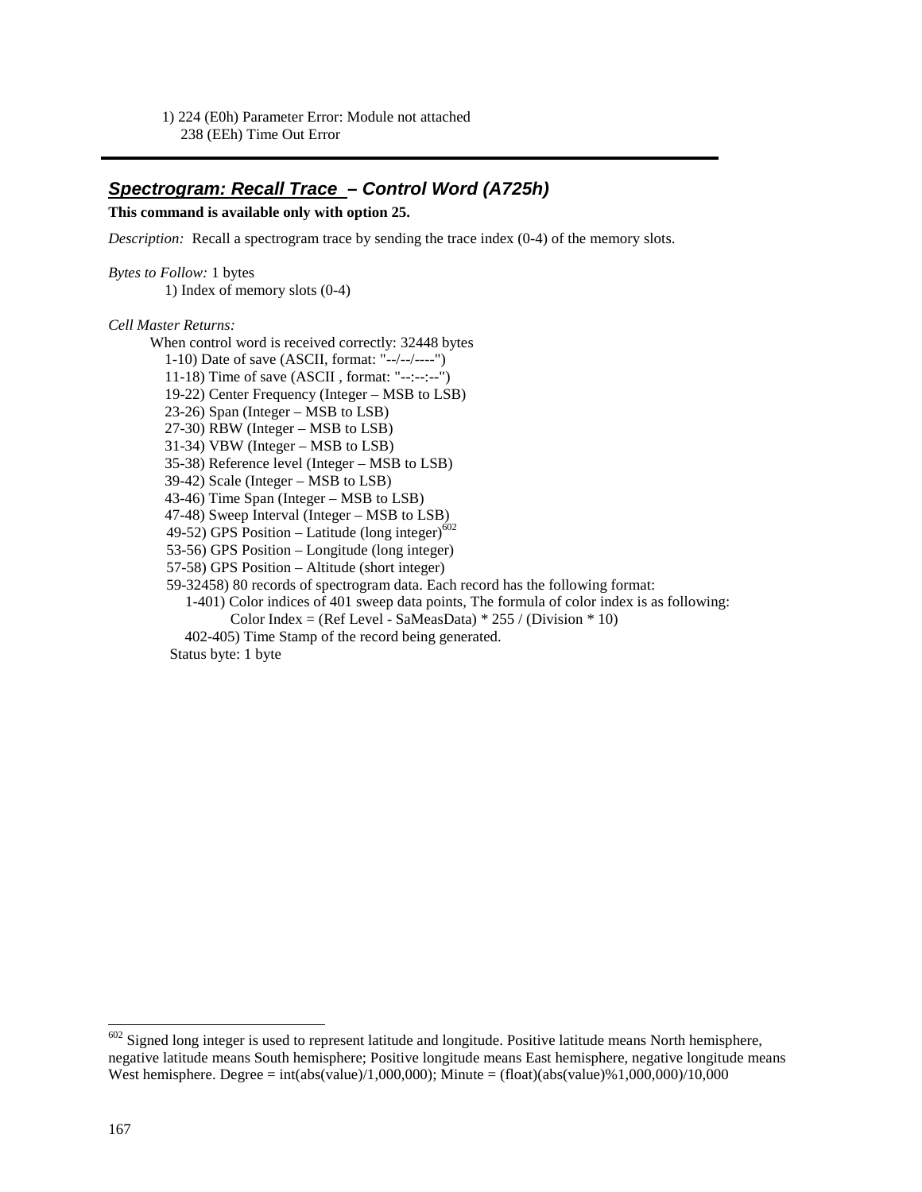1) 224 (E0h) Parameter Error: Module not attached
   238 (EEh) Time Out Error

---

## ***Spectrogram: Recall Trace – Control Word (A725h)***

**This command is available only with option 25.**

*Description:* Recall a spectrogram trace by sending the trace index (0-4) of the memory slots.

*Bytes to Follow:* 1 bytes
   1) Index of memory slots (0-4)

*Cell Master Returns:*
   When control word is received correctly: 32448 bytes
   1-10) Date of save (ASCII, format: "--/--/----")
   11-18) Time of save (ASCII , format: "--:--:--")
   19-22) Center Frequency (Integer – MSB to LSB)
   23-26) Span (Integer – MSB to LSB)
   27-30) RBW (Integer – MSB to LSB)
   31-34) VBW (Integer – MSB to LSB)
   35-38) Reference level (Integer – MSB to LSB)
   39-42) Scale (Integer – MSB to LSB)
   43-46) Time Span (Integer – MSB to LSB)
   47-48) Sweep Interval (Integer – MSB to LSB)
   49-52) GPS Position – Latitude (long integer)[602]
   53-56) GPS Position – Longitude (long integer)
   57-58) GPS Position – Altitude (short integer)
   59-32458) 80 records of spectrogram data. Each record has the following format:
      1-401) Color indices of 401 sweep data points, The formula of color index is as following:
         Color Index = (Ref Level - SaMeasData) * 255 / (Division * 10)
      402-405) Time Stamp of the record being generated.
   Status byte: 1 byte

---

[602] Signed long integer is used to represent latitude and longitude. Positive latitude means North hemisphere, negative latitude means South hemisphere; Positive longitude means East hemisphere, negative longitude means West hemisphere. Degree = int(abs(value)/1,000,000); Minute = (float)(abs(value)%1,000,000)/10,000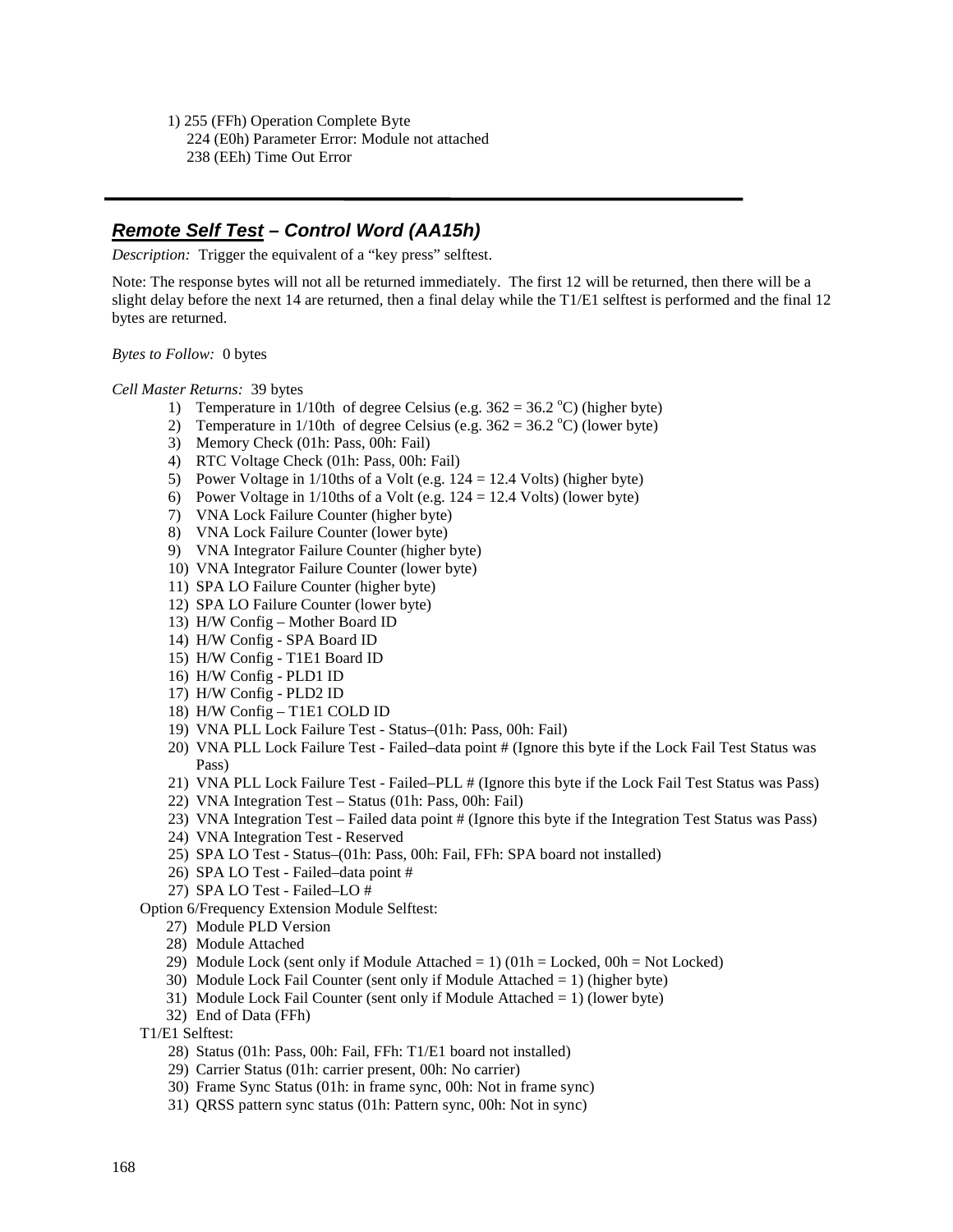1) 255 (FFh) Operation Complete Byte
   224 (E0h) Parameter Error: Module not attached
   238 (EEh) Time Out Error

---

## ***Remote Self Test – Control Word (AA15h)***

*Description:* Trigger the equivalent of a "key press" selftest.

Note: The response bytes will not all be returned immediately. The first 12 will be returned, then there will be a slight delay before the next 14 are returned, then a final delay while the T1/E1 selftest is performed and the final 12 bytes are returned.

*Bytes to Follow:* 0 bytes

*Cell Master Returns:* 39 bytes

1) Temperature in 1/10th of degree Celsius (e.g. 362 = 36.2 $^{o}$C) (higher byte)
2) Temperature in 1/10th of degree Celsius (e.g. 362 = 36.2 $^{o}$C) (lower byte)
3) Memory Check (01h: Pass, 00h: Fail)
4) RTC Voltage Check (01h: Pass, 00h: Fail)
5) Power Voltage in 1/10ths of a Volt (e.g. 124 = 12.4 Volts) (higher byte)
6) Power Voltage in 1/10ths of a Volt (e.g. 124 = 12.4 Volts) (lower byte)
7) VNA Lock Failure Counter (higher byte)
8) VNA Lock Failure Counter (lower byte)
9) VNA Integrator Failure Counter (higher byte)
10) VNA Integrator Failure Counter (lower byte)
11) SPA LO Failure Counter (higher byte)
12) SPA LO Failure Counter (lower byte)
13) H/W Config – Mother Board ID
14) H/W Config - SPA Board ID
15) H/W Config - T1E1 Board ID
16) H/W Config - PLD1 ID
17) H/W Config - PLD2 ID
18) H/W Config – T1E1 COLD ID
19) VNA PLL Lock Failure Test - Status–(01h: Pass, 00h: Fail)
20) VNA PLL Lock Failure Test - Failed–data point # (Ignore this byte if the Lock Fail Test Status was Pass)
21) VNA PLL Lock Failure Test - Failed–PLL # (Ignore this byte if the Lock Fail Test Status was Pass)
22) VNA Integration Test – Status (01h: Pass, 00h: Fail)
23) VNA Integration Test – Failed data point # (Ignore this byte if the Integration Test Status was Pass)
24) VNA Integration Test - Reserved
25) SPA LO Test - Status–(01h: Pass, 00h: Fail, FFh: SPA board not installed)
26) SPA LO Test - Failed–data point #
27) SPA LO Test - Failed–LO #

Option 6/Frequency Extension Module Selftest:

27) Module PLD Version
28) Module Attached
29) Module Lock (sent only if Module Attached = 1) (01h = Locked, 00h = Not Locked)
30) Module Lock Fail Counter (sent only if Module Attached = 1) (higher byte)
31) Module Lock Fail Counter (sent only if Module Attached = 1) (lower byte)
32) End of Data (FFh)

T1/E1 Selftest:

28) Status (01h: Pass, 00h: Fail, FFh: T1/E1 board not installed)
29) Carrier Status (01h: carrier present, 00h: No carrier)
30) Frame Sync Status (01h: in frame sync, 00h: Not in frame sync)
31) QRSS pattern sync status (01h: Pattern sync, 00h: Not in sync)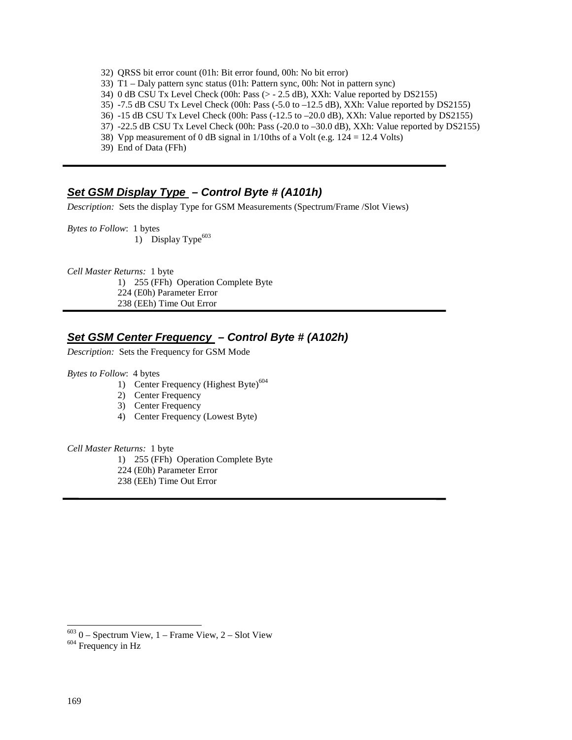32) QRSS bit error count (01h: Bit error found, 00h: No bit error)
33) T1 – Daly pattern sync status (01h: Pattern sync, 00h: Not in pattern sync)
34) 0 dB CSU Tx Level Check (00h: Pass (> - 2.5 dB), XXh: Value reported by DS2155)
35) -7.5 dB CSU Tx Level Check (00h: Pass (-5.0 to –12.5 dB), XXh: Value reported by DS2155)
36) -15 dB CSU Tx Level Check (00h: Pass (-12.5 to –20.0 dB), XXh: Value reported by DS2155)
37) -22.5 dB CSU Tx Level Check (00h: Pass (-20.0 to –30.0 dB), XXh: Value reported by DS2155)
38) Vpp measurement of 0 dB signal in 1/10ths of a Volt (e.g. 124 = 12.4 Volts)
39) End of Data (FFh)

---

## ***Set GSM Display Type – Control Byte # (A101h)***

*Description:* Sets the display Type for GSM Measurements (Spectrum/Frame /Slot Views)

*Bytes to Follow*: 1 bytes

1) Display Type[603]

*Cell Master Returns:* 1 byte

1) 255 (FFh) Operation Complete Byte

224 (E0h) Parameter Error

238 (EEh) Time Out Error

---

## ***Set GSM Center Frequency – Control Byte # (A102h)***

*Description:* Sets the Frequency for GSM Mode

*Bytes to Follow*: 4 bytes

1) Center Frequency (Highest Byte)[604]
2) Center Frequency
3) Center Frequency
4) Center Frequency (Lowest Byte)

*Cell Master Returns:* 1 byte

1) 255 (FFh) Operation Complete Byte

224 (E0h) Parameter Error

238 (EEh) Time Out Error

---

[603] 0 – Spectrum View, 1 – Frame View, 2 – Slot View

[604] Frequency in Hz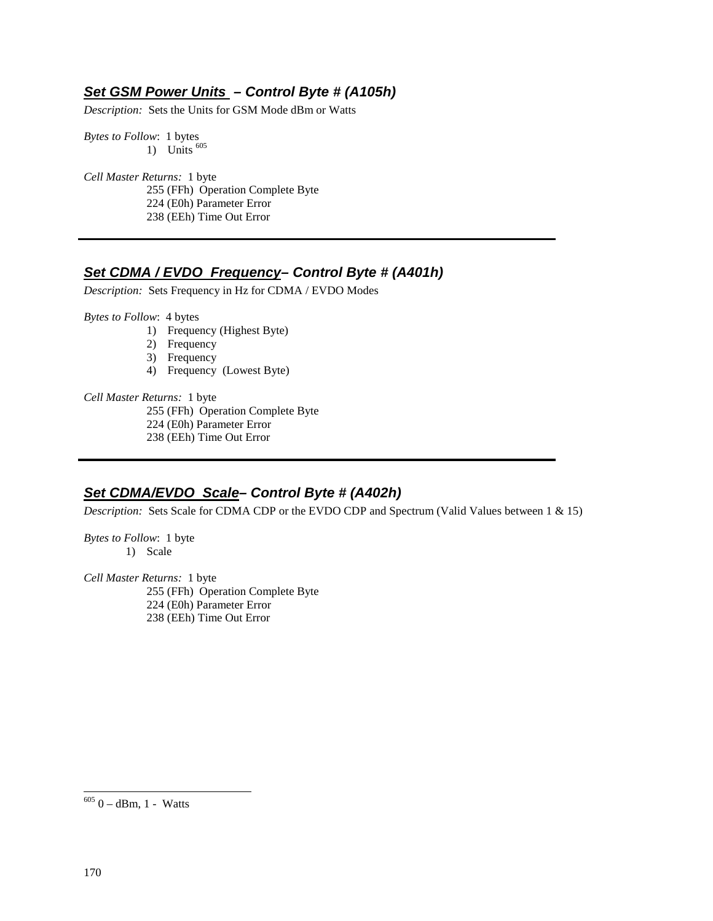### ***Set GSM Power Units – Control Byte # (A105h)***

*Description:* Sets the Units for GSM Mode dBm or Watts

*Bytes to Follow*: 1 bytes

1) Units [605]

*Cell Master Returns:* 1 byte

255 (FFh) Operation Complete Byte
224 (E0h) Parameter Error
238 (EEh) Time Out Error

---

### ***Set CDMA / EVDO Frequency– Control Byte # (A401h)***

*Description:* Sets Frequency in Hz for CDMA / EVDO Modes

*Bytes to Follow*: 4 bytes

1) Frequency (Highest Byte)
2) Frequency
3) Frequency
4) Frequency (Lowest Byte)

*Cell Master Returns:* 1 byte

255 (FFh) Operation Complete Byte
224 (E0h) Parameter Error
238 (EEh) Time Out Error

---

### ***Set CDMA/EVDO Scale– Control Byte # (A402h)***

*Description:* Sets Scale for CDMA CDP or the EVDO CDP and Spectrum (Valid Values between 1 & 15)

*Bytes to Follow*: 1 byte

1) Scale

*Cell Master Returns:* 1 byte

255 (FFh) Operation Complete Byte
224 (E0h) Parameter Error
238 (EEh) Time Out Error

---

[605] 0 – dBm, 1 - Watts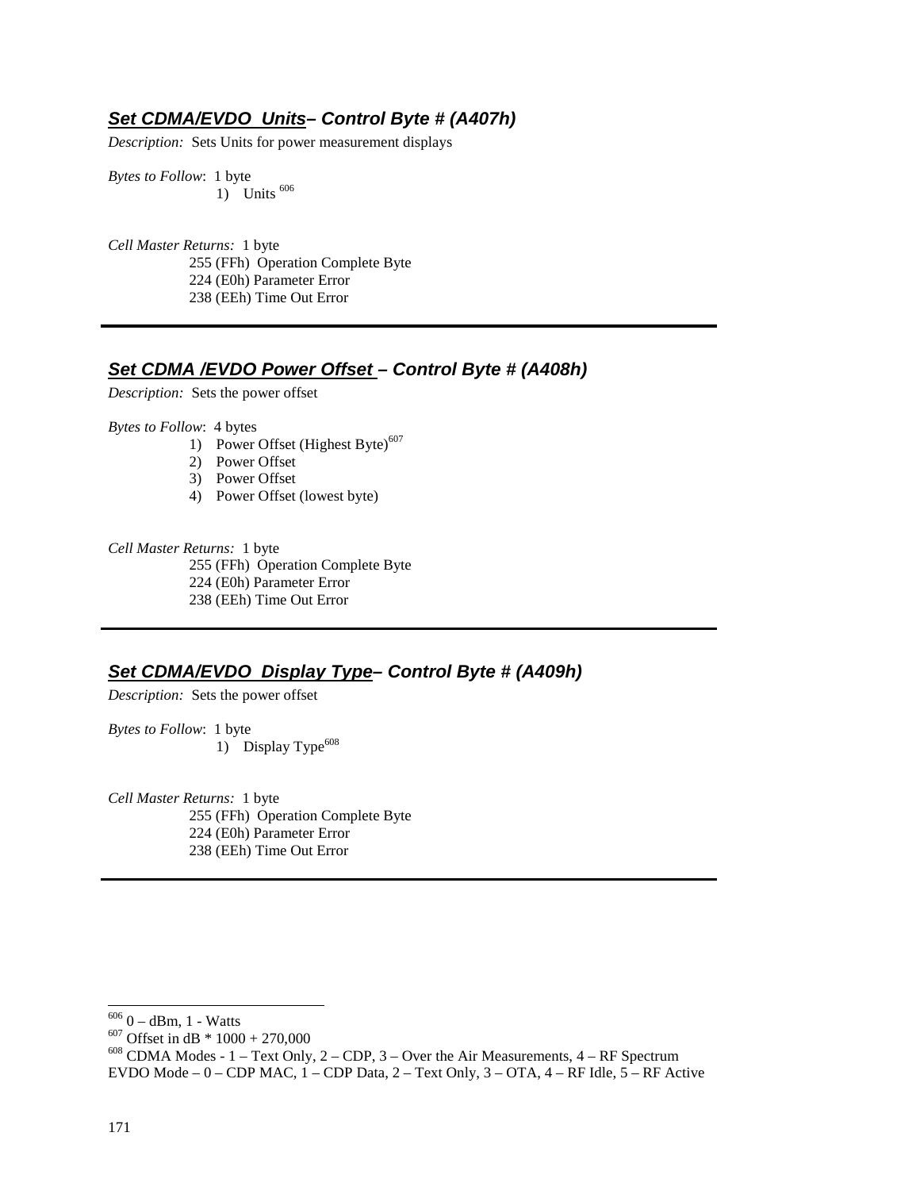### ***Set CDMA/EVDO Units– Control Byte # (A407h)***

*Description:* Sets Units for power measurement displays

*Bytes to Follow*: 1 byte

1) Units [606]

*Cell Master Returns:* 1 byte

255 (FFh) Operation Complete Byte
224 (E0h) Parameter Error
238 (EEh) Time Out Error

---

### ***Set CDMA /EVDO Power Offset – Control Byte # (A408h)***

*Description:* Sets the power offset

*Bytes to Follow*: 4 bytes

1) Power Offset (Highest Byte)[607]
2) Power Offset
3) Power Offset
4) Power Offset (lowest byte)

*Cell Master Returns:* 1 byte

255 (FFh) Operation Complete Byte
224 (E0h) Parameter Error
238 (EEh) Time Out Error

---

### ***Set CDMA/EVDO Display Type– Control Byte # (A409h)***

*Description:* Sets the power offset

*Bytes to Follow*: 1 byte

1) Display Type[608]

*Cell Master Returns:* 1 byte

255 (FFh) Operation Complete Byte
224 (E0h) Parameter Error
238 (EEh) Time Out Error

---

[606] 0 – dBm, 1 - Watts
[607] Offset in dB * 1000 + 270,000
[608] CDMA Modes - 1 – Text Only, 2 – CDP, 3 – Over the Air Measurements, 4 – RF Spectrum
EVDO Mode – 0 – CDP MAC, 1 – CDP Data, 2 – Text Only, 3 – OTA, 4 – RF Idle, 5 – RF Active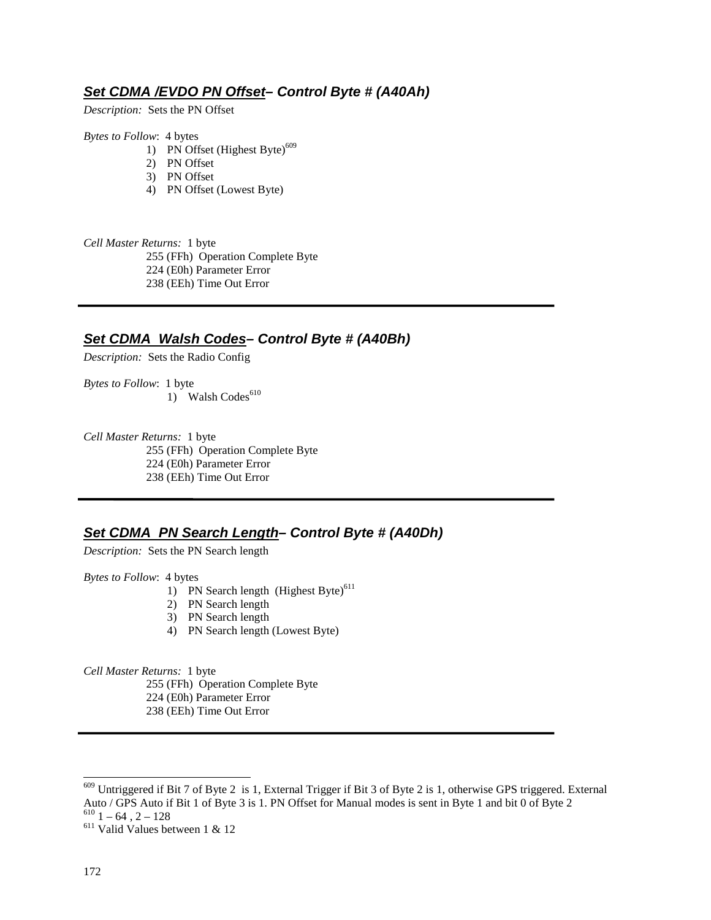### ***Set CDMA /EVDO PN Offset*** *– Control Byte # (A40Ah)*

*Description:* Sets the PN Offset

*Bytes to Follow*: 4 bytes

1) PN Offset (Highest Byte)[609]
2) PN Offset
3) PN Offset
4) PN Offset (Lowest Byte)

*Cell Master Returns:* 1 byte

255 (FFh) Operation Complete Byte
224 (E0h) Parameter Error
238 (EEh) Time Out Error

---

### ***Set CDMA Walsh Codes*** *– Control Byte # (A40Bh)*

*Description:* Sets the Radio Config

*Bytes to Follow*: 1 byte

1) Walsh Codes[610]

*Cell Master Returns:* 1 byte

255 (FFh) Operation Complete Byte
224 (E0h) Parameter Error
238 (EEh) Time Out Error

---

### ***Set CDMA PN Search Length*** *– Control Byte # (A40Dh)*

*Description:* Sets the PN Search length

*Bytes to Follow*: 4 bytes

1) PN Search length (Highest Byte)[611]
2) PN Search length
3) PN Search length
4) PN Search length (Lowest Byte)

*Cell Master Returns:* 1 byte

255 (FFh) Operation Complete Byte
224 (E0h) Parameter Error
238 (EEh) Time Out Error

---

[609] Untriggered if Bit 7 of Byte 2 is 1, External Trigger if Bit 3 of Byte 2 is 1, otherwise GPS triggered. External Auto / GPS Auto if Bit 1 of Byte 3 is 1. PN Offset for Manual modes is sent in Byte 1 and bit 0 of Byte 2

[610] 1 – 64 , 2 – 128

[611] Valid Values between 1 & 12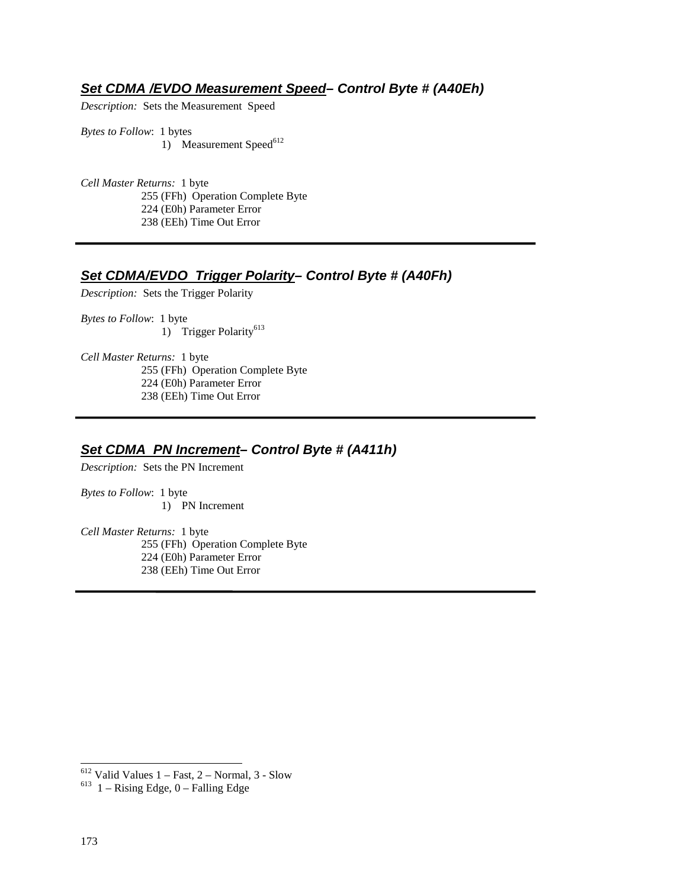### ***Set CDMA /EVDO Measurement Speed– Control Byte # (A40Eh)***

*Description:* Sets the Measurement Speed

*Bytes to Follow*: 1 bytes

1) Measurement Speed[612]

*Cell Master Returns:* 1 byte

255 (FFh) Operation Complete Byte
224 (E0h) Parameter Error
238 (EEh) Time Out Error

---

### ***Set CDMA/EVDO Trigger Polarity– Control Byte # (A40Fh)***

*Description:* Sets the Trigger Polarity

*Bytes to Follow*: 1 byte

1) Trigger Polarity[613]

*Cell Master Returns:* 1 byte

255 (FFh) Operation Complete Byte
224 (E0h) Parameter Error
238 (EEh) Time Out Error

---

### ***Set CDMA PN Increment– Control Byte # (A411h)***

*Description:* Sets the PN Increment

*Bytes to Follow*: 1 byte

1) PN Increment

*Cell Master Returns:* 1 byte

255 (FFh) Operation Complete Byte
224 (E0h) Parameter Error
238 (EEh) Time Out Error

---

[612] Valid Values 1 – Fast, 2 – Normal, 3 - Slow

[613] 1 – Rising Edge, 0 – Falling Edge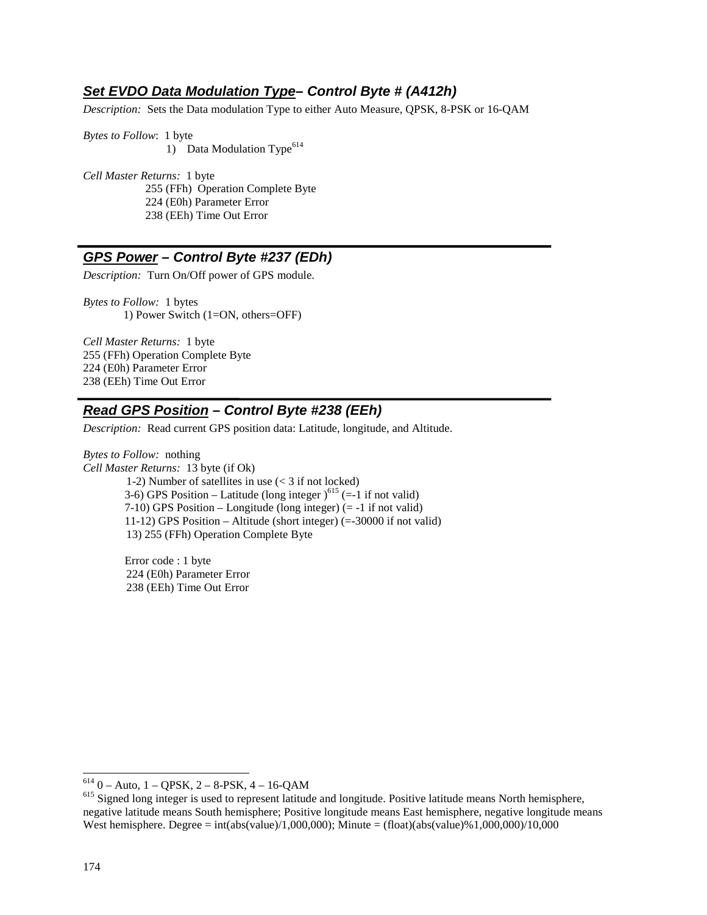### ***Set EVDO Data Modulation Type*– Control Byte # (A412h)**

*Description:* Sets the Data modulation Type to either Auto Measure, QPSK, 8-PSK or 16-QAM

*Bytes to Follow*: 1 byte

1) Data Modulation Type[614]

*Cell Master Returns:* 1 byte

255 (FFh) Operation Complete Byte
224 (E0h) Parameter Error
238 (EEh) Time Out Error

---

### ***GPS Power* – Control Byte #237 (EDh)**

*Description:* Turn On/Off power of GPS module.

*Bytes to Follow:* 1 bytes

1) Power Switch (1=ON, others=OFF)

*Cell Master Returns:* 1 byte
255 (FFh) Operation Complete Byte
224 (E0h) Parameter Error
238 (EEh) Time Out Error

---

### ***Read GPS Position* – Control Byte #238 (EEh)**

*Description:* Read current GPS position data: Latitude, longitude, and Altitude.

*Bytes to Follow:* nothing
*Cell Master Returns:* 13 byte (if Ok)

1-2) Number of satellites in use (< 3 if not locked)
3-6) GPS Position – Latitude (long integer )[615] (=-1 if not valid)
7-10) GPS Position – Longitude (long integer) (= -1 if not valid)
11-12) GPS Position – Altitude (short integer) (=-30000 if not valid)
13) 255 (FFh) Operation Complete Byte

Error code : 1 byte
224 (E0h) Parameter Error
238 (EEh) Time Out Error

---

[614] 0 – Auto, 1 – QPSK, 2 – 8-PSK, 4 – 16-QAM

[615] Signed long integer is used to represent latitude and longitude. Positive latitude means North hemisphere, negative latitude means South hemisphere; Positive longitude means East hemisphere, negative longitude means West hemisphere. Degree = int(abs(value)/1,000,000); Minute = (float)(abs(value)%1,000,000)/10,000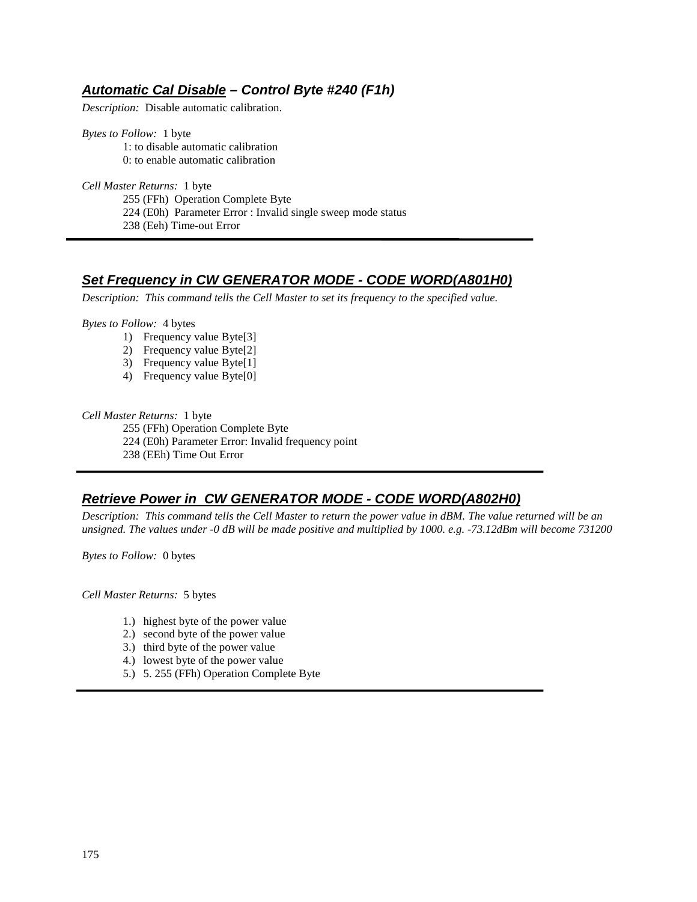### ***Automatic Cal Disable* – Control Byte #240 (F1h)**

*Description:* Disable automatic calibration.

*Bytes to Follow:* 1 byte

1: to disable automatic calibration
0: to enable automatic calibration

*Cell Master Returns:* 1 byte

255 (FFh) Operation Complete Byte
224 (E0h) Parameter Error : Invalid single sweep mode status
238 (Eeh) Time-out Error

---

### ***Set Frequency in CW GENERATOR MODE - CODE WORD(A801H0)***

*Description: This command tells the Cell Master to set its frequency to the specified value.*

*Bytes to Follow:* 4 bytes

1) Frequency value Byte[3]
2) Frequency value Byte[2]
3) Frequency value Byte[1]
4) Frequency value Byte[0]

*Cell Master Returns:* 1 byte

255 (FFh) Operation Complete Byte
224 (E0h) Parameter Error: Invalid frequency point
238 (EEh) Time Out Error

---

### ***Retrieve Power in CW GENERATOR MODE - CODE WORD(A802H0)***

*Description: This command tells the Cell Master to return the power value in dBM. The value returned will be an unsigned. The values under -0 dB will be made positive and multiplied by 1000. e.g. -73.12dBm will become 731200*

*Bytes to Follow:* 0 bytes

*Cell Master Returns:* 5 bytes

1.) highest byte of the power value
2.) second byte of the power value
3.) third byte of the power value
4.) lowest byte of the power value
5.) 5. 255 (FFh) Operation Complete Byte

---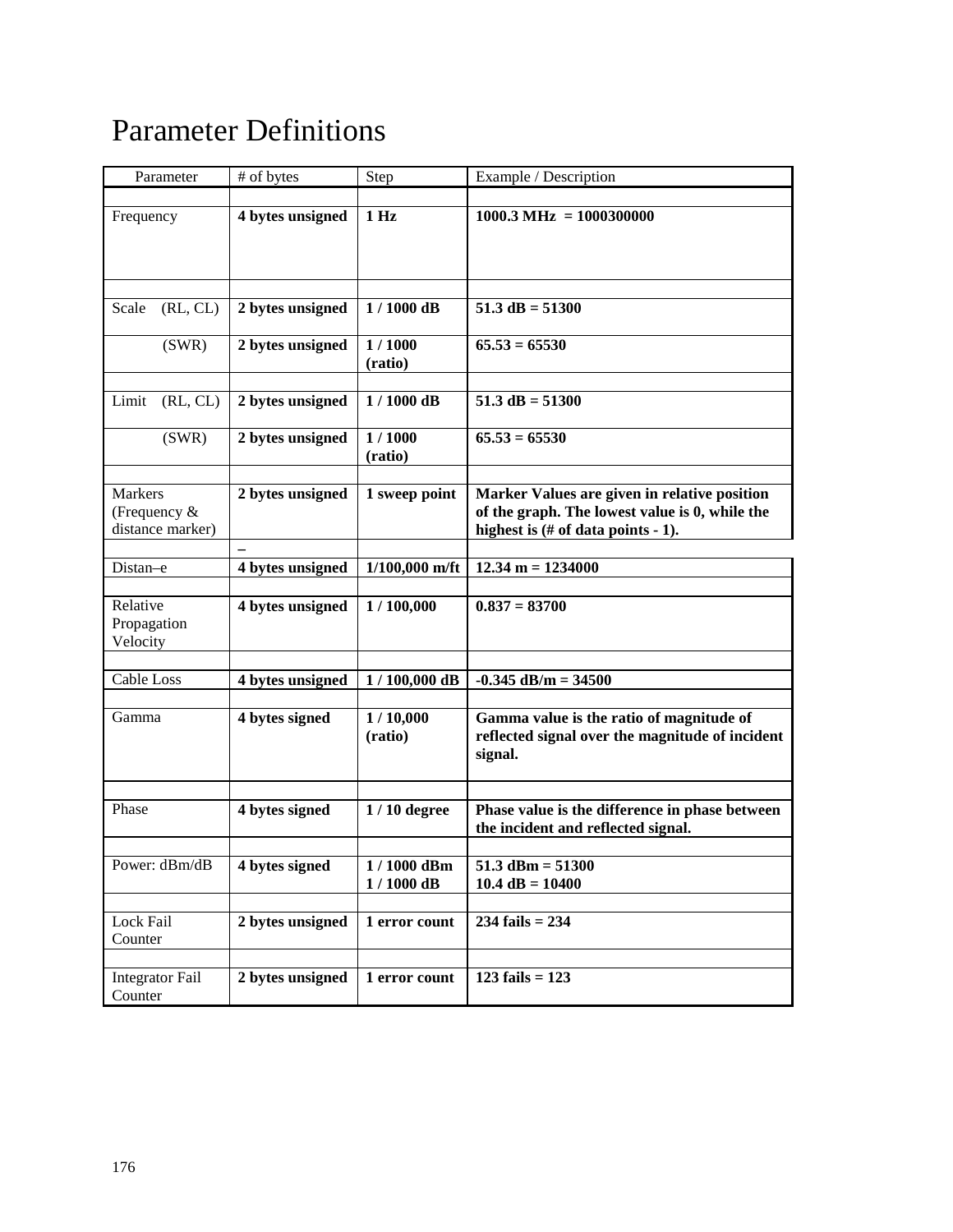# Parameter Definitions

| Parameter | # of bytes | Step | Example / Description |
|---|---|---|---|
| | | | |
| Frequency | **4 bytes unsigned** | **1 Hz** | **1000.3 MHz = 1000300000** |
| | | | |
| Scale (RL, CL) | **2 bytes unsigned** | **1 / 1000 dB** | **51.3 dB = 51300** |
| (SWR) | **2 bytes unsigned** | **1 / 1000 (ratio)** | **65.53 = 65530** |
| | | | |
| Limit (RL, CL) | **2 bytes unsigned** | **1 / 1000 dB** | **51.3 dB = 51300** |
| (SWR) | **2 bytes unsigned** | **1 / 1000 (ratio)** | **65.53 = 65530** |
| | | | |
| Markers (Frequency & distance marker) | **2 bytes unsigned** | **1 sweep point** | **Marker Values are given in relative position of the graph. The lowest value is 0, while the highest is (# of data points - 1).** |
| | **–** | | |
| Distan–e | **4 bytes unsigned** | **1/100,000 m/ft** | **12.34 m = 1234000** |
| | | | |
| Relative Propagation Velocity | **4 bytes unsigned** | **1 / 100,000** | **0.837 = 83700** |
| | | | |
| Cable Loss | **4 bytes unsigned** | **1 / 100,000 dB** | **-0.345 dB/m = 34500** |
| | | | |
| Gamma | **4 bytes signed** | **1 / 10,000 (ratio)** | **Gamma value is the ratio of magnitude of reflected signal over the magnitude of incident signal.** |
| | | | |
| Phase | **4 bytes signed** | **1 / 10 degree** | **Phase value is the difference in phase between the incident and reflected signal.** |
| | | | |
| Power: dBm/dB | **4 bytes signed** | **1 / 1000 dBm**<br>**1 / 1000 dB** | **51.3 dBm = 51300**<br>**10.4 dB = 10400** |
| | | | |
| Lock Fail Counter | **2 bytes unsigned** | **1 error count** | **234 fails = 234** |
| | | | |
| Integrator Fail Counter | **2 bytes unsigned** | **1 error count** | **123 fails = 123** |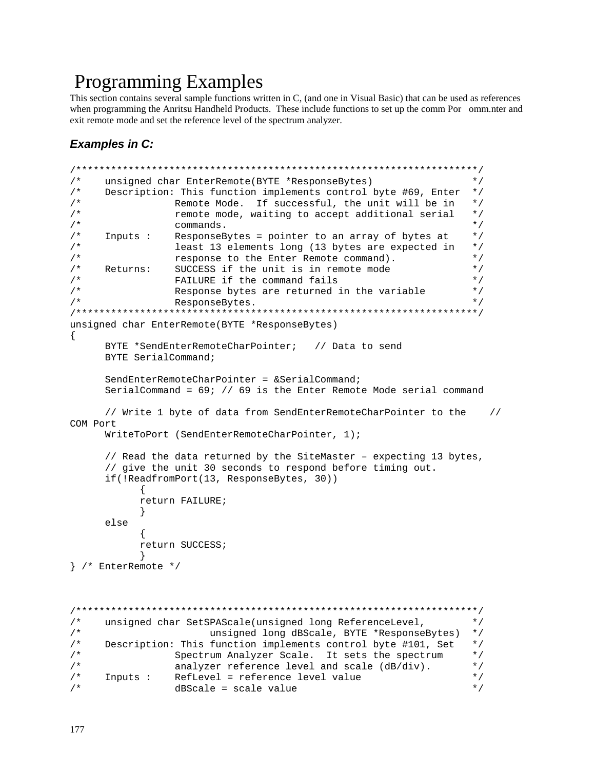# Programming Examples

This section contains several sample functions written in C, (and one in Visual Basic) that can be used as references when programming the Anritsu Handheld Products. These include functions to set up the comm Por omm.nter and exit remote mode and set the reference level of the spectrum analyzer.

### *Examples in C:*

```
/*********************************************************************/
/*    unsigned char EnterRemote(BYTE *ResponseBytes)                 */
/*    Description: This function implements control byte #69, Enter  */
/*               Remote Mode.  If successful, the unit will be in    */
/*               remote mode, waiting to accept additional serial    */
/*               commands.                                           */
/*    Inputs :   ResponseBytes = pointer to an array of bytes at     */
/*               least 13 elements long (13 bytes are expected in    */
/*               response to the Enter Remote command).              */
/*    Returns:   SUCCESS if the unit is in remote mode               */
/*               FAILURE if the command fails                        */
/*               Response bytes are returned in the variable         */
/*               ResponseBytes.                                      */
/*********************************************************************/
unsigned char EnterRemote(BYTE *ResponseBytes)
{
      BYTE *SendEnterRemoteCharPointer;   // Data to send
      BYTE SerialCommand;

      SendEnterRemoteCharPointer = &SerialCommand;
      SerialCommand = 69; // 69 is the Enter Remote Mode serial command

      // Write 1 byte of data from SendEnterRemoteCharPointer to the    //
COM Port
      WriteToPort (SendEnterRemoteCharPointer, 1);

      // Read the data returned by the SiteMaster – expecting 13 bytes,
      // give the unit 30 seconds to respond before timing out.
      if(!ReadfromPort(13, ResponseBytes, 30))
            {
            return FAILURE;
            }
      else
            {
            return SUCCESS;
            }
} /* EnterRemote */



/*********************************************************************/
/*    unsigned char SetSPAScale(unsigned long ReferenceLevel,        */
/*                     unsigned long dBScale, BYTE *ResponseBytes)  */
/*    Description: This function implements control byte #101, Set   */
/*               Spectrum Analyzer Scale.  It sets the spectrum      */
/*               analyzer reference level and scale (dB/div).        */
/*    Inputs :   RefLevel = reference level value                    */
/*               dBScale = scale value                               */
```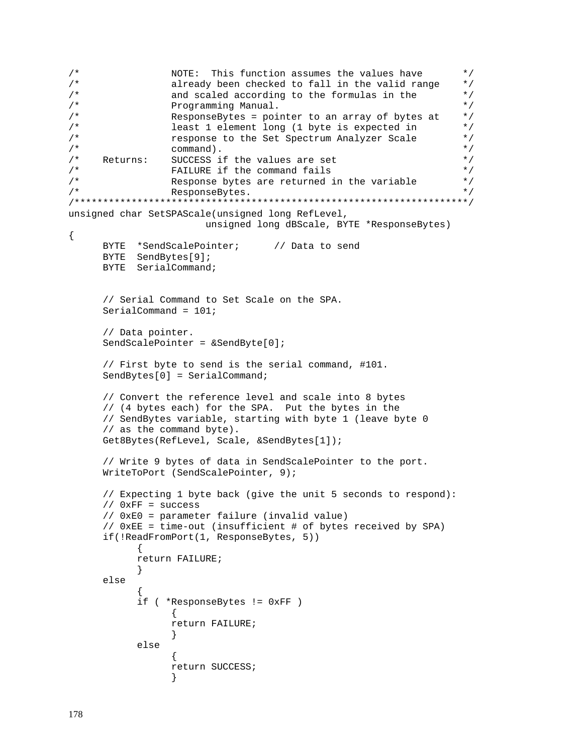```
/*                NOTE:  This function assumes the values have       */
/*                already been checked to fall in the valid range    */
/*                and scaled according to the formulas in the        */
/*                Programming Manual.                                */
/*                ResponseBytes = pointer to an array of bytes at    */
/*                least 1 element long (1 byte is expected in        */
/*                response to the Set Spectrum Analyzer Scale        */
/*                command).                                          */
/*    Returns:    SUCCESS if the values are set                      */
/*                FAILURE if the command fails                       */
/*                Response bytes are returned in the variable        */
/*                ResponseBytes.                                     */
/*********************************************************************/
unsigned char SetSPAScale(unsigned long RefLevel,
                         unsigned long dBScale, BYTE *ResponseBytes)
{
      BYTE  *SendScalePointer;      // Data to send
      BYTE  SendBytes[9];
      BYTE  SerialCommand;


      // Serial Command to Set Scale on the SPA.
      SerialCommand = 101;

      // Data pointer.
      SendScalePointer = &SendByte[0];

      // First byte to send is the serial command, #101.
      SendBytes[0] = SerialCommand;

      // Convert the reference level and scale into 8 bytes
      // (4 bytes each) for the SPA.  Put the bytes in the
      // SendBytes variable, starting with byte 1 (leave byte 0
      // as the command byte).
      Get8Bytes(RefLevel, Scale, &SendBytes[1]);

      // Write 9 bytes of data in SendScalePointer to the port.
      WriteToPort (SendScalePointer, 9);

      // Expecting 1 byte back (give the unit 5 seconds to respond):
      // 0xFF = success
      // 0xE0 = parameter failure (invalid value)
      // 0xEE = time-out (insufficient # of bytes received by SPA)
      if(!ReadFromPort(1, ResponseBytes, 5))
            {
            return FAILURE;
            }
      else
            {
            if ( *ResponseBytes != 0xFF )
                  {
                  return FAILURE;
                  }
            else
                  {
                  return SUCCESS;
                  }
```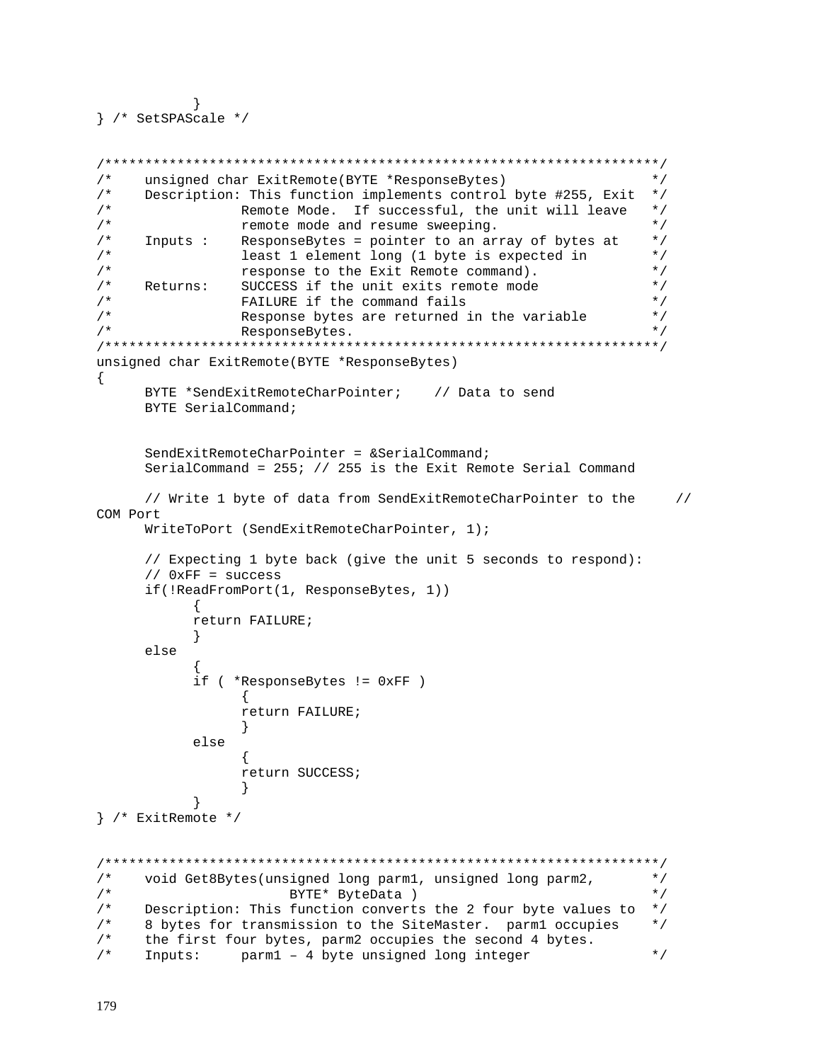```
        }
} /* SetSPAScale */


/******************************************************************/
/*    unsigned char ExitRemote(BYTE *ResponseBytes)               */
/*    Description: This function implements control byte #255, Exit */
/*               Remote Mode.  If successful, the unit will leave  */
/*               remote mode and resume sweeping.                  */
/*    Inputs :    ResponseBytes = pointer to an array of bytes at  */
/*               least 1 element long (1 byte is expected in       */
/*               response to the Exit Remote command).             */
/*    Returns:    SUCCESS if the unit exits remote mode            */
/*               FAILURE if the command fails                      */
/*               Response bytes are returned in the variable       */
/*               ResponseBytes.                                    */
/******************************************************************/
unsigned char ExitRemote(BYTE *ResponseBytes)
{
      BYTE *SendExitRemoteCharPointer;    // Data to send
      BYTE SerialCommand;


      SendExitRemoteCharPointer = &SerialCommand;
      SerialCommand = 255; // 255 is the Exit Remote Serial Command

      // Write 1 byte of data from SendExitRemoteCharPointer to the     //
COM Port
      WriteToPort (SendExitRemoteCharPointer, 1);

      // Expecting 1 byte back (give the unit 5 seconds to respond):
      // 0xFF = success
      if(!ReadFromPort(1, ResponseBytes, 1))
            {
            return FAILURE;
            }
      else
            {
            if ( *ResponseBytes != 0xFF )
                  {
                  return FAILURE;
                  }
            else
                  {
                  return SUCCESS;
                  }
            }
} /* ExitRemote */


/******************************************************************/
/*    void Get8Bytes(unsigned long parm1, unsigned long parm2,      */
/*                   BYTE* ByteData )                               */
/*    Description: This function converts the 2 four byte values to */
/*    8 bytes for transmission to the SiteMaster.  parm1 occupies   */
/*    the first four bytes, parm2 occupies the second 4 bytes.
/*    Inputs:     parm1 – 4 byte unsigned long integer             */
```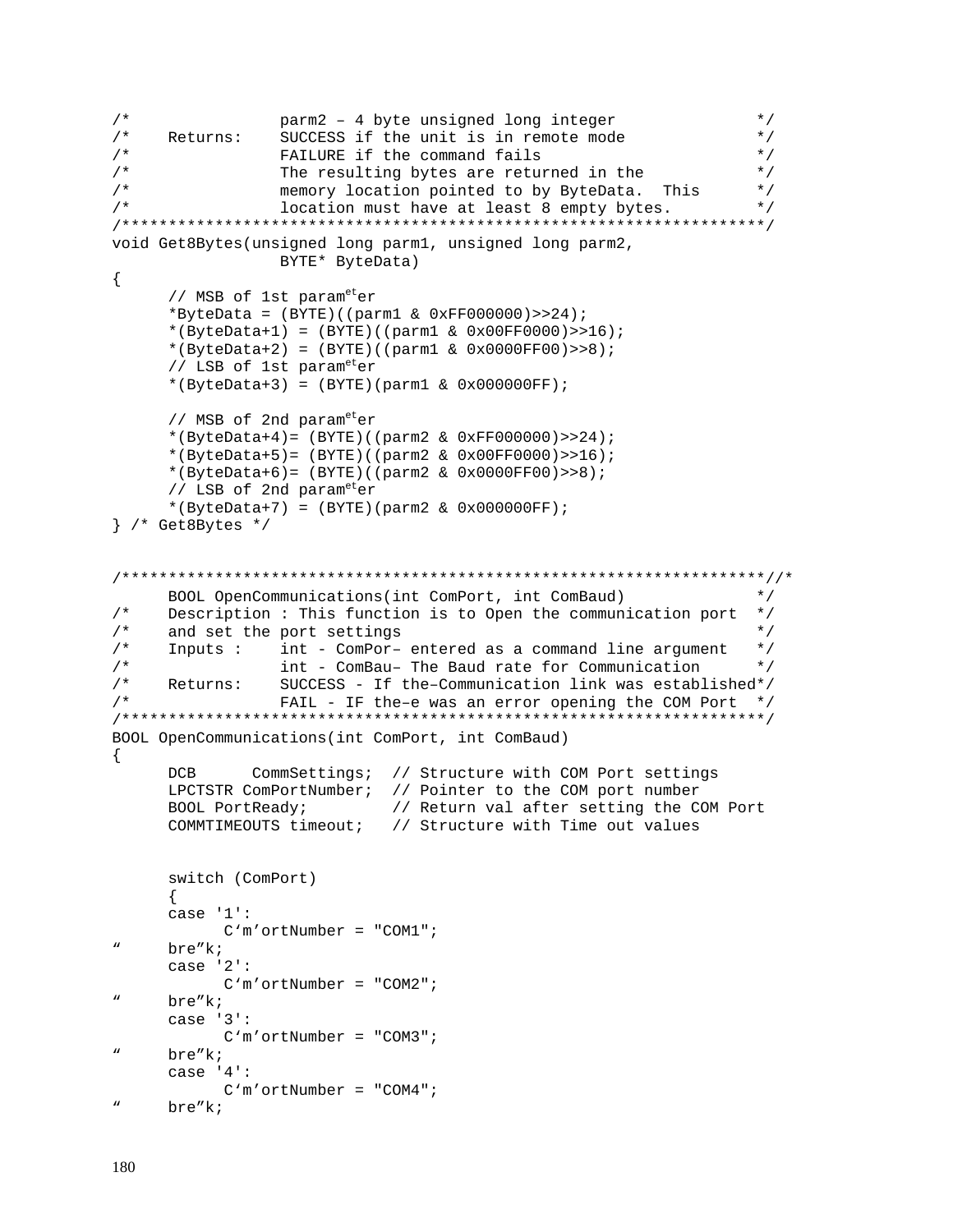```
/*              parm2 – 4 byte unsigned long integer              */
/*    Returns:    SUCCESS if the unit is in remote mode             */
/*              FAILURE if the command fails                       */
/*              The resulting bytes are returned in the            */
/*              memory location pointed to by ByteData.  This      */
/*              location must have at least 8 empty bytes.         */
/*******************************************************************/
void Get8Bytes(unsigned long parm1, unsigned long parm2,
               BYTE* ByteData)
{
      // MSB of 1st parameter
      *ByteData = (BYTE)((parm1 & 0xFF000000)>>24);
      *(ByteData+1) = (BYTE)((parm1 & 0x00FF0000)>>16);
      *(ByteData+2) = (BYTE)((parm1 & 0x0000FF00)>>8);
      // LSB of 1st parameter
      *(ByteData+3) = (BYTE)(parm1 & 0x000000FF);

      // MSB of 2nd parameter
      *(ByteData+4)= (BYTE)((parm2 & 0xFF000000)>>24);
      *(ByteData+5)= (BYTE)((parm2 & 0x00FF0000)>>16);
      *(ByteData+6)= (BYTE)((parm2 & 0x0000FF00)>>8);
      // LSB of 2nd parameter
      *(ByteData+7) = (BYTE)(parm2 & 0x000000FF);
} /* Get8Bytes */


/*******************************************************************//*
      BOOL OpenCommunications(int ComPort, int ComBaud)             */
/*    Description : This function is to Open the communication port  */
/*    and set the port settings                                     */
/*    Inputs :    int - ComPor– entered as a command line argument   */
/*                int - ComBau– The Baud rate for Communication      */
/*    Returns:    SUCCESS - If the–Communication link was established*/
/*                FAIL - IF the–e was an error opening the COM Port  */
/*******************************************************************/
BOOL OpenCommunications(int ComPort, int ComBaud)
{
      DCB      CommSettings;  // Structure with COM Port settings
      LPCTSTR ComPortNumber;  // Pointer to the COM port number
      BOOL PortReady;         // Return val after setting the COM Port
      COMMTIMEOUTS timeout;   // Structure with Time out values


      switch (ComPort)
      {
      case '1':
            C‘m’ortNumber = "COM1";
“     bre”k;
      case '2':
            C‘m’ortNumber = "COM2";
“     bre”k;
      case '3':
            C‘m’ortNumber = "COM3";
“     bre”k;
      case '4':
            C‘m’ortNumber = "COM4";
“     bre”k;
```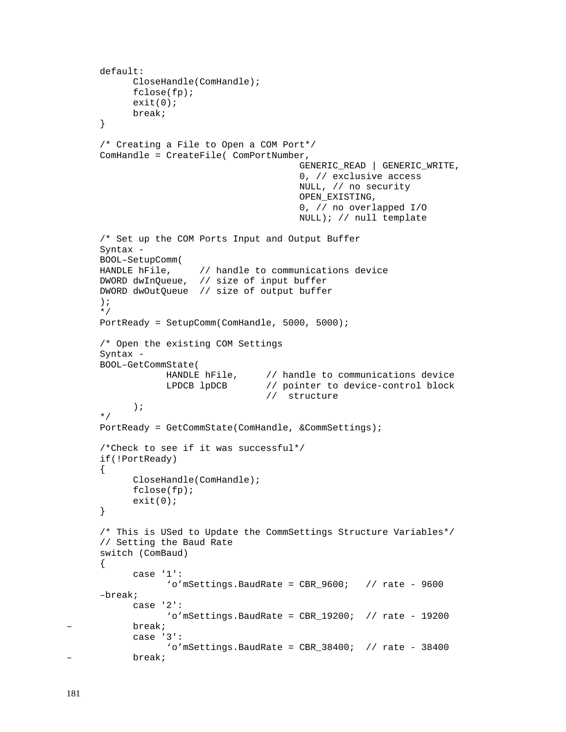```
default:
      CloseHandle(ComHandle);
      fclose(fp);
      exit(0);
      break;
}

/* Creating a File to Open a COM Port*/
ComHandle = CreateFile( ComPortNumber,
                                    GENERIC_READ | GENERIC_WRITE,
                                    0, // exclusive access
                                    NULL, // no security
                                    OPEN_EXISTING,
                                    0, // no overlapped I/O
                                    NULL); // null template

/* Set up the COM Ports Input and Output Buffer
Syntax -
BOOL–SetupComm(
HANDLE hFile,     // handle to communications device
DWORD dwInQueue,  // size of input buffer
DWORD dwOutQueue  // size of output buffer
);
*/
PortReady = SetupComm(ComHandle, 5000, 5000);

/* Open the existing COM Settings
Syntax -
BOOL–GetCommState(
            HANDLE hFile,     // handle to communications device
            LPDCB lpDCB       // pointer to device-control block
                              //  structure
      );
*/
PortReady = GetCommState(ComHandle, &CommSettings);

/*Check to see if it was successful*/
if(!PortReady)
{
      CloseHandle(ComHandle);
      fclose(fp);
      exit(0);
}

/* This is USed to Update the CommSettings Structure Variables*/
// Setting the Baud Rate
switch (ComBaud)
{
      case '1':
            ‘o’mSettings.BaudRate = CBR_9600;   // rate - 9600
–break;
      case '2':
            ‘o’mSettings.BaudRate = CBR_19200;  // rate - 19200
–     break;
      case '3':
            ‘o’mSettings.BaudRate = CBR_38400;  // rate - 38400
–     break;
```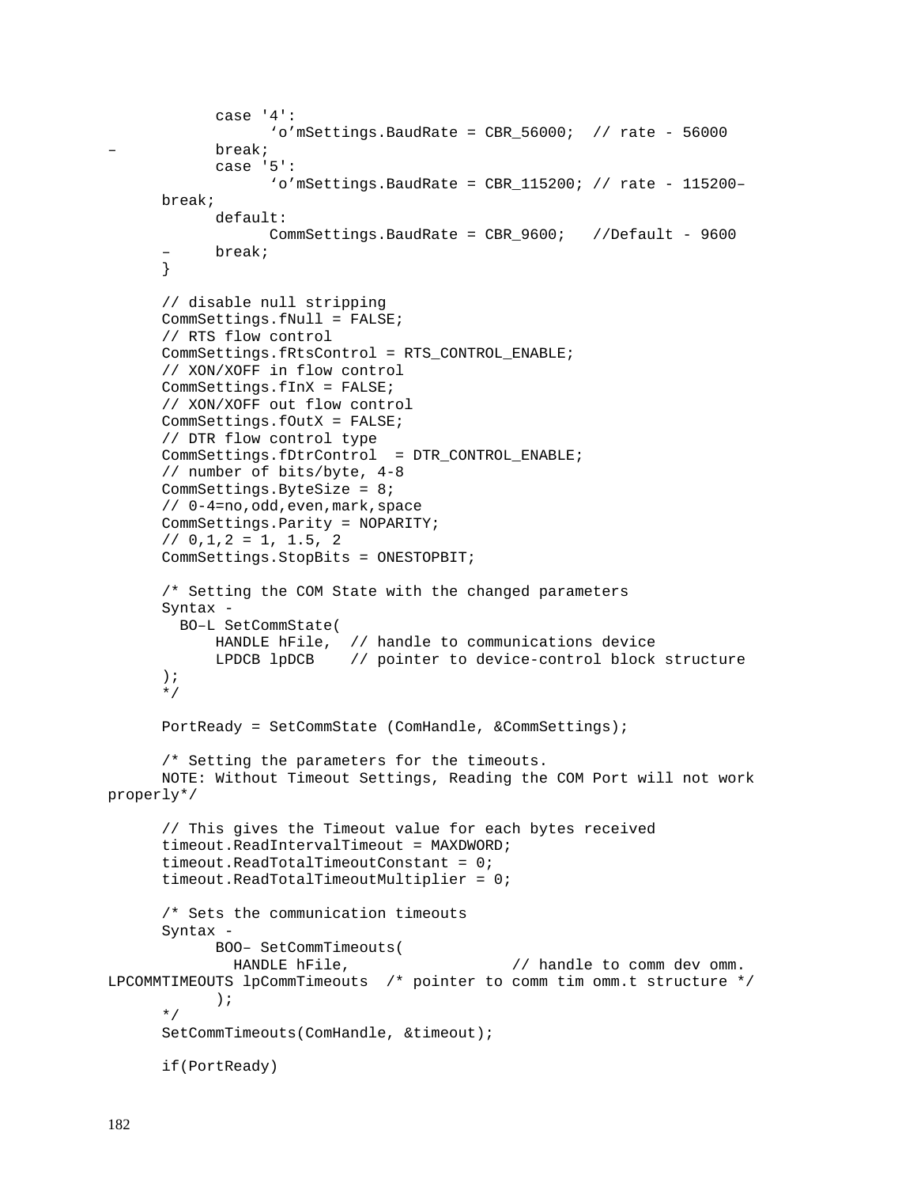```
            case '4':
                  ‘o’mSettings.BaudRate = CBR_56000;  // rate - 56000
–           break;
            case '5':
                  ‘o’mSettings.BaudRate = CBR_115200; // rate - 115200–
      break;
            default:
                  CommSettings.BaudRate = CBR_9600;   //Default - 9600
      –     break;
      }

      // disable null stripping
      CommSettings.fNull = FALSE;
      // RTS flow control
      CommSettings.fRtsControl = RTS_CONTROL_ENABLE;
      // XON/XOFF in flow control
      CommSettings.fInX = FALSE;
      // XON/XOFF out flow control
      CommSettings.fOutX = FALSE;
      // DTR flow control type
      CommSettings.fDtrControl  = DTR_CONTROL_ENABLE;
      // number of bits/byte, 4-8
      CommSettings.ByteSize = 8;
      // 0-4=no,odd,even,mark,space
      CommSettings.Parity = NOPARITY;
      // 0,1,2 = 1, 1.5, 2
      CommSettings.StopBits = ONESTOPBIT;

      /* Setting the COM State with the changed parameters
      Syntax -
        BO–L SetCommState(
            HANDLE hFile,  // handle to communications device
            LPDCB lpDCB    // pointer to device-control block structure
      );
      */

      PortReady = SetCommState (ComHandle, &CommSettings);

      /* Setting the parameters for the timeouts.
      NOTE: Without Timeout Settings, Reading the COM Port will not work
properly*/

      // This gives the Timeout value for each bytes received
      timeout.ReadIntervalTimeout = MAXDWORD;
      timeout.ReadTotalTimeoutConstant = 0;
      timeout.ReadTotalTimeoutMultiplier = 0;

      /* Sets the communication timeouts
      Syntax -
            BOO– SetCommTimeouts(
              HANDLE hFile,                  // handle to comm dev omm.
LPCOMMTIMEOUTS lpCommTimeouts  /* pointer to comm tim omm.t structure */
            );
      */
      SetCommTimeouts(ComHandle, &timeout);

      if(PortReady)
```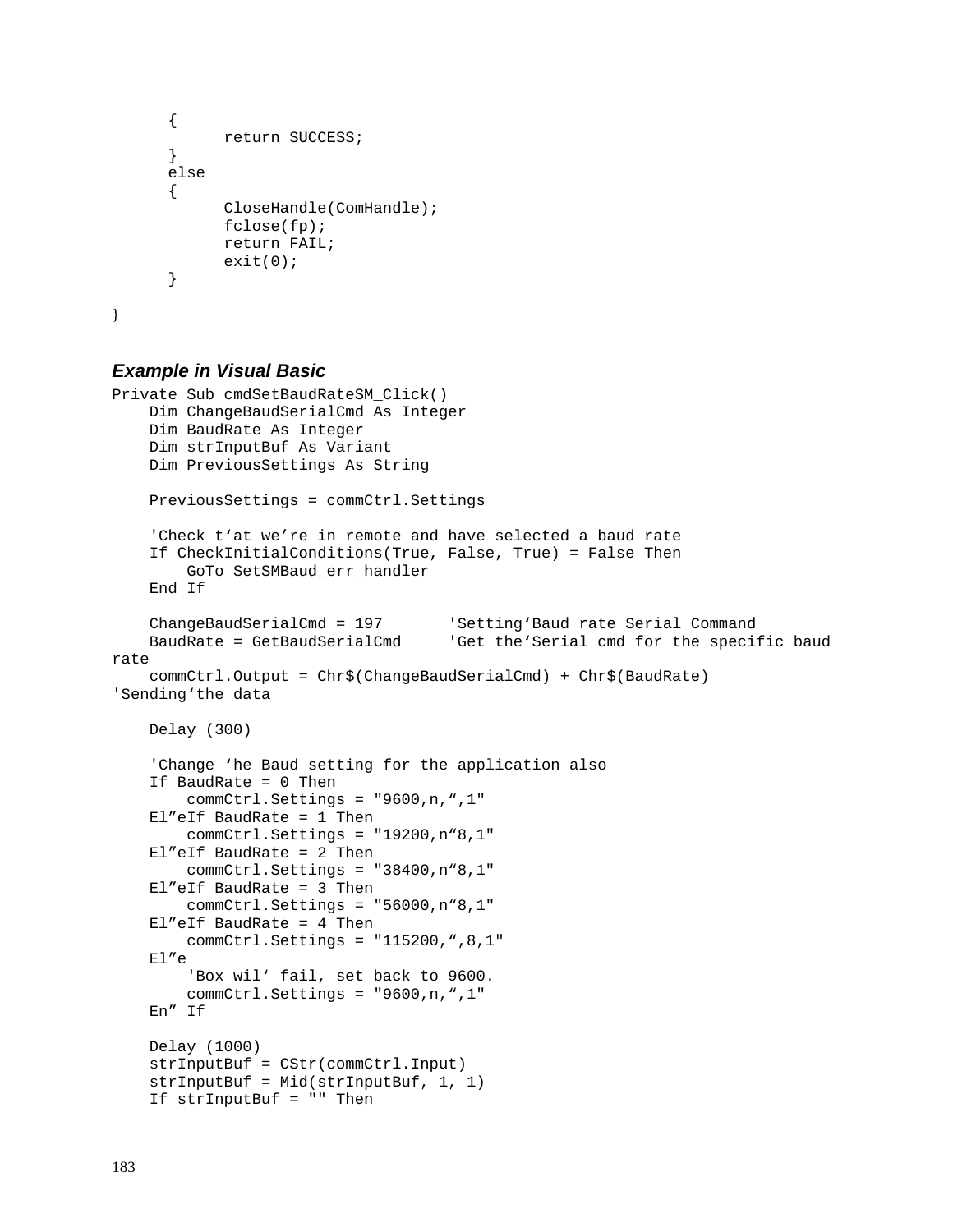```
    {
        return SUCCESS;
    }
    else
    {
        CloseHandle(ComHandle);
        fclose(fp);
        return FAIL;
        exit(0);
    }

}
```

### *Example in Visual Basic*

```
Private Sub cmdSetBaudRateSM_Click()
    Dim ChangeBaudSerialCmd As Integer
    Dim BaudRate As Integer
    Dim strInputBuf As Variant
    Dim PreviousSettings As String

    PreviousSettings = commCtrl.Settings

    'Check t'at we're in remote and have selected a baud rate
    If CheckInitialConditions(True, False, True) = False Then
        GoTo SetSMBaud_err_handler
    End If

    ChangeBaudSerialCmd = 197       'Setting'Baud rate Serial Command
    BaudRate = GetBaudSerialCmd     'Get the'Serial cmd for the specific baud
rate
    commCtrl.Output = Chr$(ChangeBaudSerialCmd) + Chr$(BaudRate)
'Sending'the data

    Delay (300)

    'Change 'he Baud setting for the application also
    If BaudRate = 0 Then
        commCtrl.Settings = "9600,n,",1"
    El"eIf BaudRate = 1 Then
        commCtrl.Settings = "19200,n"8,1"
    El"eIf BaudRate = 2 Then
        commCtrl.Settings = "38400,n"8,1"
    El"eIf BaudRate = 3 Then
        commCtrl.Settings = "56000,n"8,1"
    El"eIf BaudRate = 4 Then
        commCtrl.Settings = "115200,",8,1"
    El"e
        'Box wil' fail, set back to 9600.
        commCtrl.Settings = "9600,n,",1"
    En" If

    Delay (1000)
    strInputBuf = CStr(commCtrl.Input)
    strInputBuf = Mid(strInputBuf, 1, 1)
    If strInputBuf = "" Then
```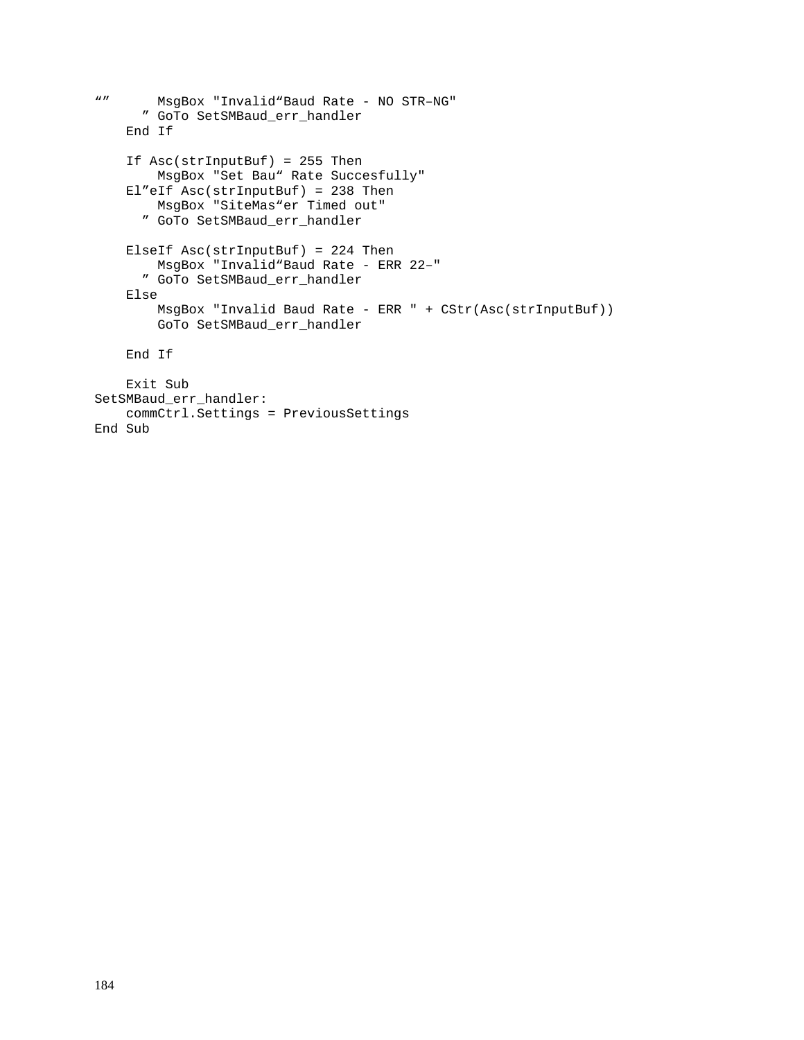```
“”      MsgBox "Invalid“Baud Rate - NO STR–NG"
      ” GoTo SetSMBaud_err_handler
    End If

    If Asc(strInputBuf) = 255 Then
        MsgBox "Set Bau“ Rate Succesfully"
    El”eIf Asc(strInputBuf) = 238 Then
        MsgBox "SiteMas“er Timed out"
      ” GoTo SetSMBaud_err_handler

    ElseIf Asc(strInputBuf) = 224 Then
        MsgBox "Invalid“Baud Rate - ERR 22–"
      ” GoTo SetSMBaud_err_handler
    Else
        MsgBox "Invalid Baud Rate - ERR " + CStr(Asc(strInputBuf))
        GoTo SetSMBaud_err_handler

    End If

    Exit Sub
SetSMBaud_err_handler:
    commCtrl.Settings = PreviousSettings
End Sub
```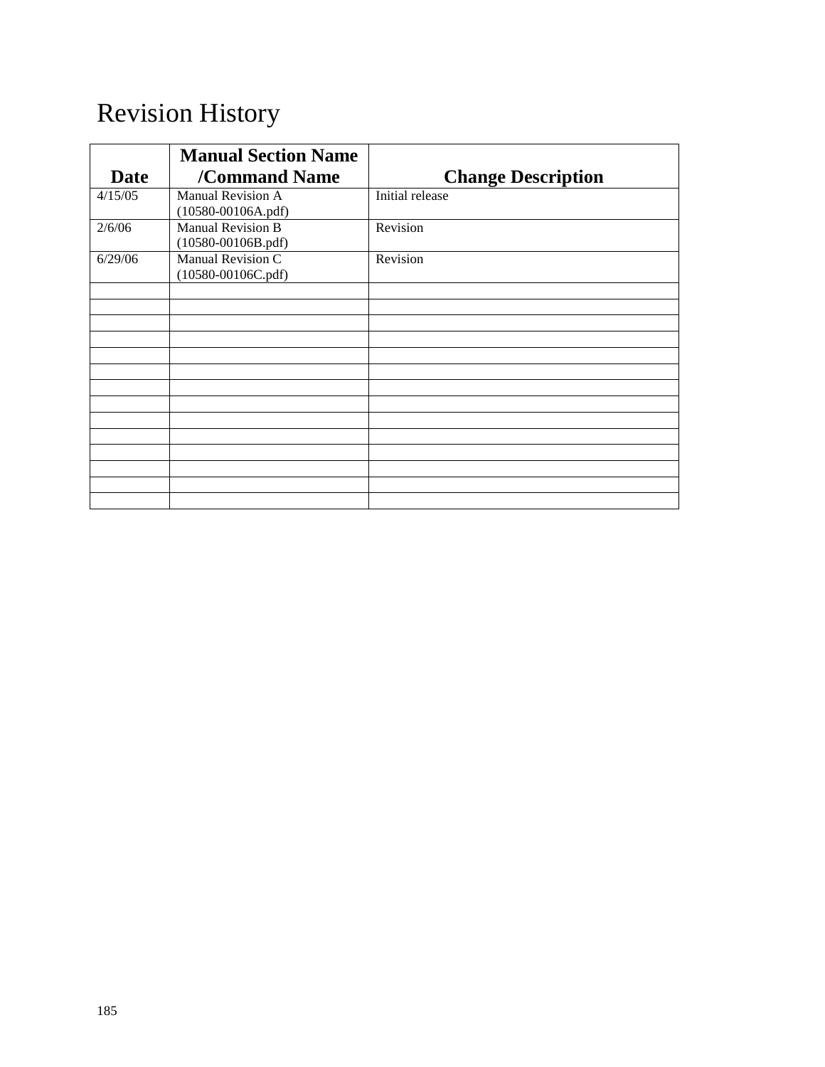# Revision History

| Date | Manual Section Name /Command Name | Change Description |
|---|---|---|
| 4/15/05 | Manual Revision A (10580-00106A.pdf) | Initial release |
| 2/6/06 | Manual Revision B (10580-00106B.pdf) | Revision |
| 6/29/06 | Manual Revision C (10580-00106C.pdf) | Revision |
| | | |
| | | |
| | | |
| | | |
| | | |
| | | |
| | | |
| | | |
| | | |
| | | |
| | | |
| | | |
| | | |
| | | |